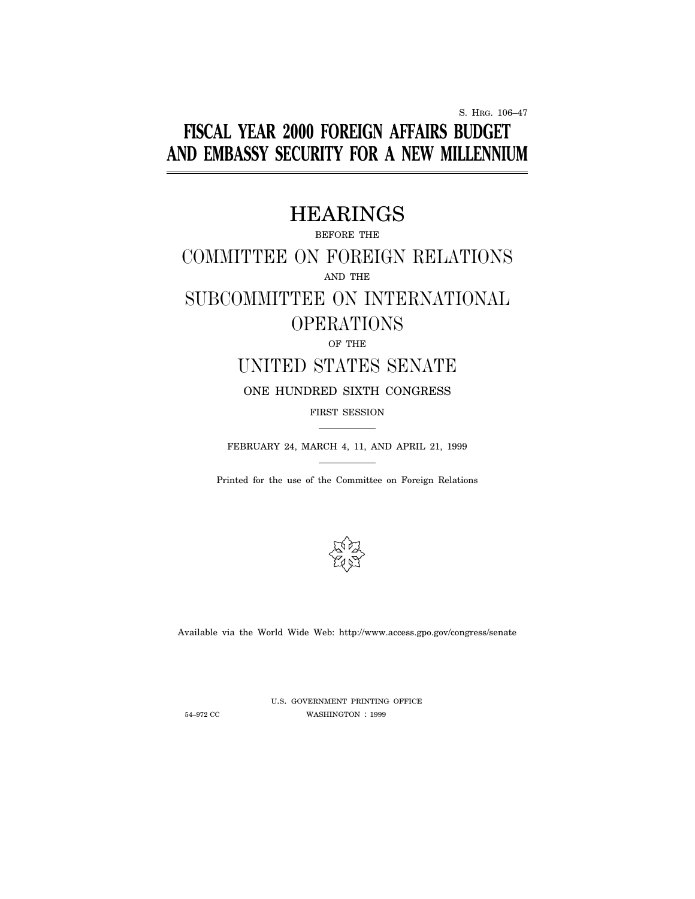S. HRG. 106–47

# FISCAL YEAR 2000 FOREIGN AFFAIRS BUDGET AND EMBASSY SECURITY FOR A NEW MILLENNIUM

## HEARINGS

BEFORE THE

## COMMITTEE ON FOREIGN RELATIONS

AND THE

## SUBCOMMITTEE ON INTERNATIONAL OPERATIONS

OF THE

## UNITED STATES SENATE

ONE HUNDRED SIXTH CONGRESS

FIRST SESSION

FEBRUARY 24, MARCH 4, 11, AND APRIL 21, 1999

Printed for the use of the Committee on Foreign Relations

Available via the World Wide Web: http://www.access.gpo.gov/congress/senate

U.S. GOVERNMENT PRINTING OFFICE

54–972 CC WASHINGTON : 1999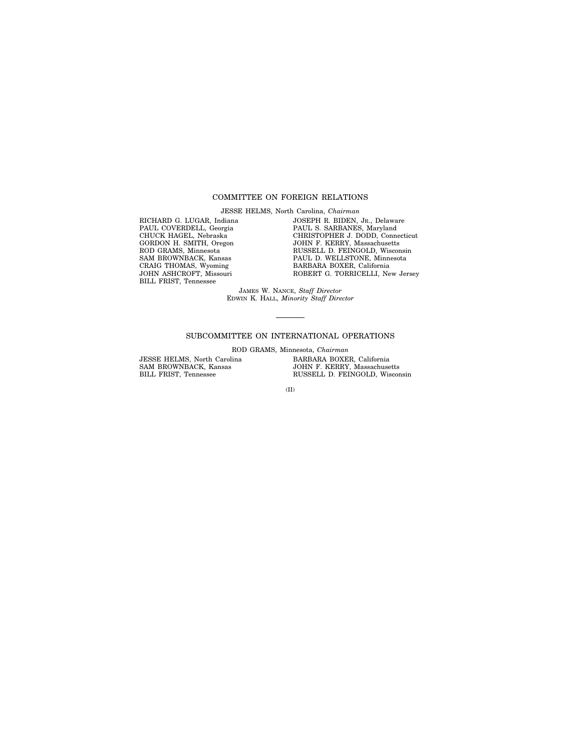## COMMITTEE ON FOREIGN RELATIONS

JESSE HELMS, North Carolina, *Chairman*

| | |
|---|---|
| RICHARD G. LUGAR, Indiana | JOSEPH R. BIDEN, JR., Delaware |
| PAUL COVERDELL, Georgia | PAUL S. SARBANES, Maryland |
| CHUCK HAGEL, Nebraska | CHRISTOPHER J. DODD, Connecticut |
| GORDON H. SMITH, Oregon | JOHN F. KERRY, Massachusetts |
| ROD GRAMS, Minnesota | RUSSELL D. FEINGOLD, Wisconsin |
| SAM BROWNBACK, Kansas | PAUL D. WELLSTONE, Minnesota |
| CRAIG THOMAS, Wyoming | BARBARA BOXER, California |
| JOHN ASHCROFT, Missouri | ROBERT G. TORRICELLI, New Jersey |
| BILL FRIST, Tennessee | |

JAMES W. NANCE, *Staff Director*
EDWIN K. HALL, *Minority Staff Director*

---

## SUBCOMMITTEE ON INTERNATIONAL OPERATIONS

ROD GRAMS, Minnesota, *Chairman*

| | |
|---|---|
| JESSE HELMS, North Carolina | BARBARA BOXER, California |
| SAM BROWNBACK, Kansas | JOHN F. KERRY, Massachusetts |
| BILL FRIST, Tennessee | RUSSELL D. FEINGOLD, Wisconsin |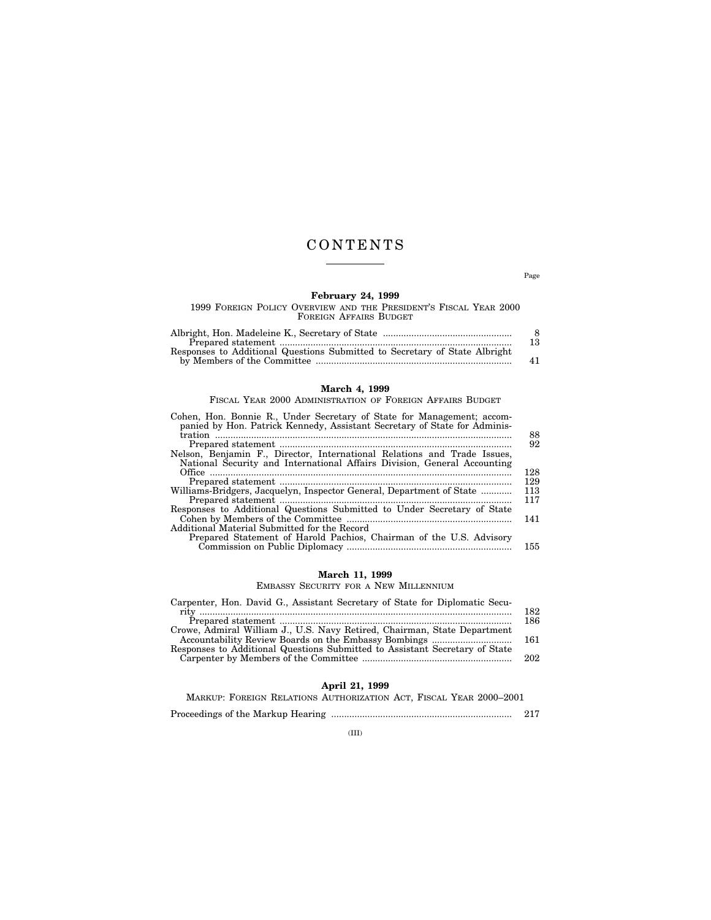# CONTENTS

Page

**February 24, 1999**

1999 FOREIGN POLICY OVERVIEW AND THE PRESIDENT'S FISCAL YEAR 2000 FOREIGN AFFAIRS BUDGET

| | |
|---|---|
| Albright, Hon. Madeleine K., Secretary of State | 8 |
| Prepared statement | 13 |
| Responses to Additional Questions Submitted to Secretary of State Albright by Members of the Committee | 41 |

**March 4, 1999**

FISCAL YEAR 2000 ADMINISTRATION OF FOREIGN AFFAIRS BUDGET

| | |
|---|---|
| Cohen, Hon. Bonnie R., Under Secretary of State for Management; accompanied by Hon. Patrick Kennedy, Assistant Secretary of State for Administration | 88 |
| Prepared statement | 92 |
| Nelson, Benjamin F., Director, International Relations and Trade Issues, National Security and International Affairs Division, General Accounting Office | 128 |
| Prepared statement | 129 |
| Williams-Bridgers, Jacquelyn, Inspector General, Department of State | 113 |
| Prepared statement | 117 |
| Responses to Additional Questions Submitted to Under Secretary of State Cohen by Members of the Committee | 141 |
| Additional Material Submitted for the Record | |
| Prepared Statement of Harold Pachios, Chairman of the U.S. Advisory Commission on Public Diplomacy | 155 |

**March 11, 1999**

EMBASSY SECURITY FOR A NEW MILLENNIUM

| | |
|---|---|
| Carpenter, Hon. David G., Assistant Secretary of State for Diplomatic Security | 182 |
| Prepared statement | 186 |
| Crowe, Admiral William J., U.S. Navy Retired, Chairman, State Department Accountability Review Boards on the Embassy Bombings | 161 |
| Responses to Additional Questions Submitted to Assistant Secretary of State Carpenter by Members of the Committee | 202 |

**April 21, 1999**

MARKUP: FOREIGN RELATIONS AUTHORIZATION ACT, FISCAL YEAR 2000–2001

| | |
|---|---|
| Proceedings of the Markup Hearing | 217 |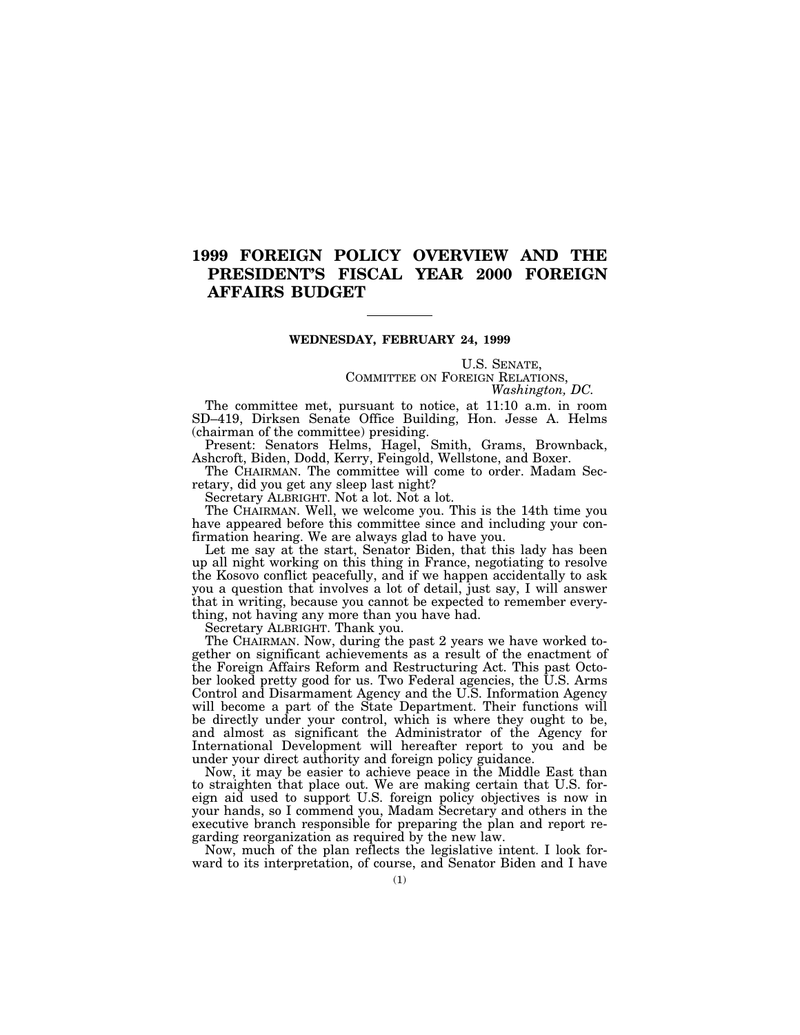# 1999 FOREIGN POLICY OVERVIEW AND THE PRESIDENT'S FISCAL YEAR 2000 FOREIGN AFFAIRS BUDGET

---

**WEDNESDAY, FEBRUARY 24, 1999**

U.S. SENATE,
COMMITTEE ON FOREIGN RELATIONS,
*Washington, DC.*

The committee met, pursuant to notice, at 11:10 a.m. in room SD–419, Dirksen Senate Office Building, Hon. Jesse A. Helms (chairman of the committee) presiding.

Present: Senators Helms, Hagel, Smith, Grams, Brownback, Ashcroft, Biden, Dodd, Kerry, Feingold, Wellstone, and Boxer.

The CHAIRMAN. The committee will come to order. Madam Secretary, did you get any sleep last night?

Secretary ALBRIGHT. Not a lot. Not a lot.

The CHAIRMAN. Well, we welcome you. This is the 14th time you have appeared before this committee since and including your confirmation hearing. We are always glad to have you.

Let me say at the start, Senator Biden, that this lady has been up all night working on this thing in France, negotiating to resolve the Kosovo conflict peacefully, and if we happen accidentally to ask you a question that involves a lot of detail, just say, I will answer that in writing, because you cannot be expected to remember everything, not having any more than you have had.

Secretary ALBRIGHT. Thank you.

The CHAIRMAN. Now, during the past 2 years we have worked together on significant achievements as a result of the enactment of the Foreign Affairs Reform and Restructuring Act. This past October looked pretty good for us. Two Federal agencies, the U.S. Arms Control and Disarmament Agency and the U.S. Information Agency will become a part of the State Department. Their functions will be directly under your control, which is where they ought to be, and almost as significant the Administrator of the Agency for International Development will hereafter report to you and be under your direct authority and foreign policy guidance.

Now, it may be easier to achieve peace in the Middle East than to straighten that place out. We are making certain that U.S. foreign aid used to support U.S. foreign policy objectives is now in your hands, so I commend you, Madam Secretary and others in the executive branch responsible for preparing the plan and report regarding reorganization as required by the new law.

Now, much of the plan reflects the legislative intent. I look forward to its interpretation, of course, and Senator Biden and I have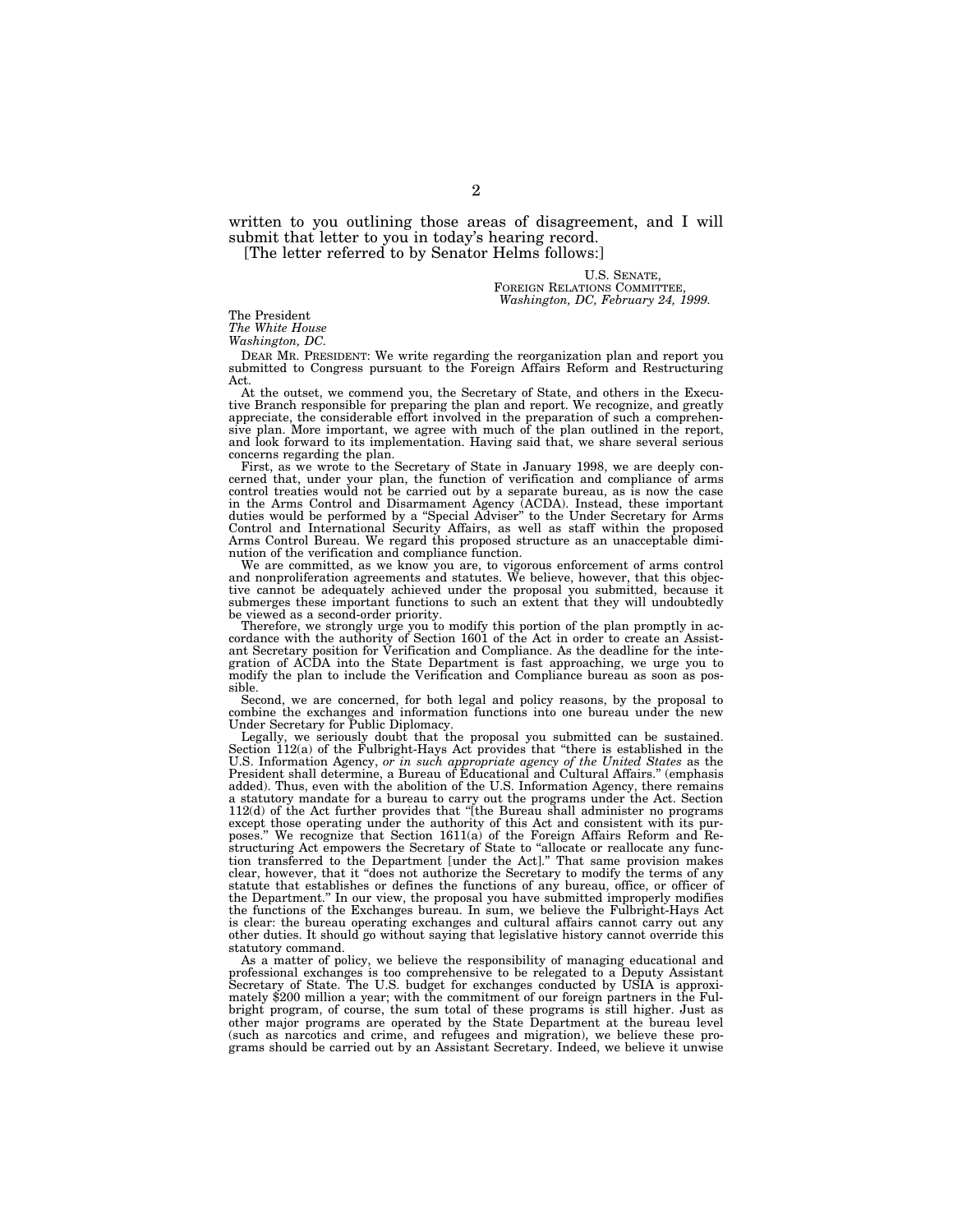written to you outlining those areas of disagreement, and I will submit that letter to you in today's hearing record.

[The letter referred to by Senator Helms follows:]

U.S. SENATE,
FOREIGN RELATIONS COMMITTEE,
*Washington, DC, February 24, 1999.*

The President
*The White House*
*Washington, DC.*

DEAR MR. PRESIDENT: We write regarding the reorganization plan and report you submitted to Congress pursuant to the Foreign Affairs Reform and Restructuring Act.

At the outset, we commend you, the Secretary of State, and others in the Executive Branch responsible for preparing the plan and report. We recognize, and greatly appreciate, the considerable effort involved in the preparation of such a comprehensive plan. More important, we agree with much of the plan outlined in the report, and look forward to its implementation. Having said that, we share several serious concerns regarding the plan.

First, as we wrote to the Secretary of State in January 1998, we are deeply concerned that, under your plan, the function of verification and compliance of arms control treaties would not be carried out by a separate bureau, as is now the case in the Arms Control and Disarmament Agency (ACDA). Instead, these important duties would be performed by a "Special Adviser" to the Under Secretary for Arms Control and International Security Affairs, as well as staff within the proposed Arms Control Bureau. We regard this proposed structure as an unacceptable diminution of the verification and compliance function.

We are committed, as we know you are, to vigorous enforcement of arms control and nonproliferation agreements and statutes. We believe, however, that this objective cannot be adequately achieved under the proposal you submitted, because it submerges these important functions to such an extent that they will undoubtedly be viewed as a second-order priority.

Therefore, we strongly urge you to modify this portion of the plan promptly in accordance with the authority of Section 1601 of the Act in order to create an Assistant Secretary position for Verification and Compliance. As the deadline for the integration of ACDA into the State Department is fast approaching, we urge you to modify the plan to include the Verification and Compliance bureau as soon as possible.

Second, we are concerned, for both legal and policy reasons, by the proposal to combine the exchanges and information functions into one bureau under the new Under Secretary for Public Diplomacy.

Legally, we seriously doubt that the proposal you submitted can be sustained. Section 112(a) of the Fulbright-Hays Act provides that "there is established in the U.S. Information Agency, *or in such appropriate agency of the United States* as the President shall determine, a Bureau of Educational and Cultural Affairs." (emphasis added). Thus, even with the abolition of the U.S. Information Agency, there remains a statutory mandate for a bureau to carry out the programs under the Act. Section 112(d) of the Act further provides that "[the Bureau shall administer no programs except those operating under the authority of this Act and consistent with its purposes." We recognize that Section 1611(a) of the Foreign Affairs Reform and Restructuring Act empowers the Secretary of State to "allocate or reallocate any function transferred to the Department [under the Act]." That same provision makes clear, however, that it "does not authorize the Secretary to modify the terms of any statute that establishes or defines the functions of any bureau, office, or officer of the Department." In our view, the proposal you have submitted improperly modifies the functions of the Exchanges bureau. In sum, we believe the Fulbright-Hays Act is clear: the bureau operating exchanges and cultural affairs cannot carry out any other duties. It should go without saying that legislative history cannot override this statutory command.

As a matter of policy, we believe the responsibility of managing educational and professional exchanges is too comprehensive to be relegated to a Deputy Assistant Secretary of State. The U.S. budget for exchanges conducted by USIA is approximately $200 million a year; with the commitment of our foreign partners in the Fulbright program, of course, the sum total of these programs is still higher. Just as other major programs are operated by the State Department at the bureau level (such as narcotics and crime, and refugees and migration), we believe these programs should be carried out by an Assistant Secretary. Indeed, we believe it unwise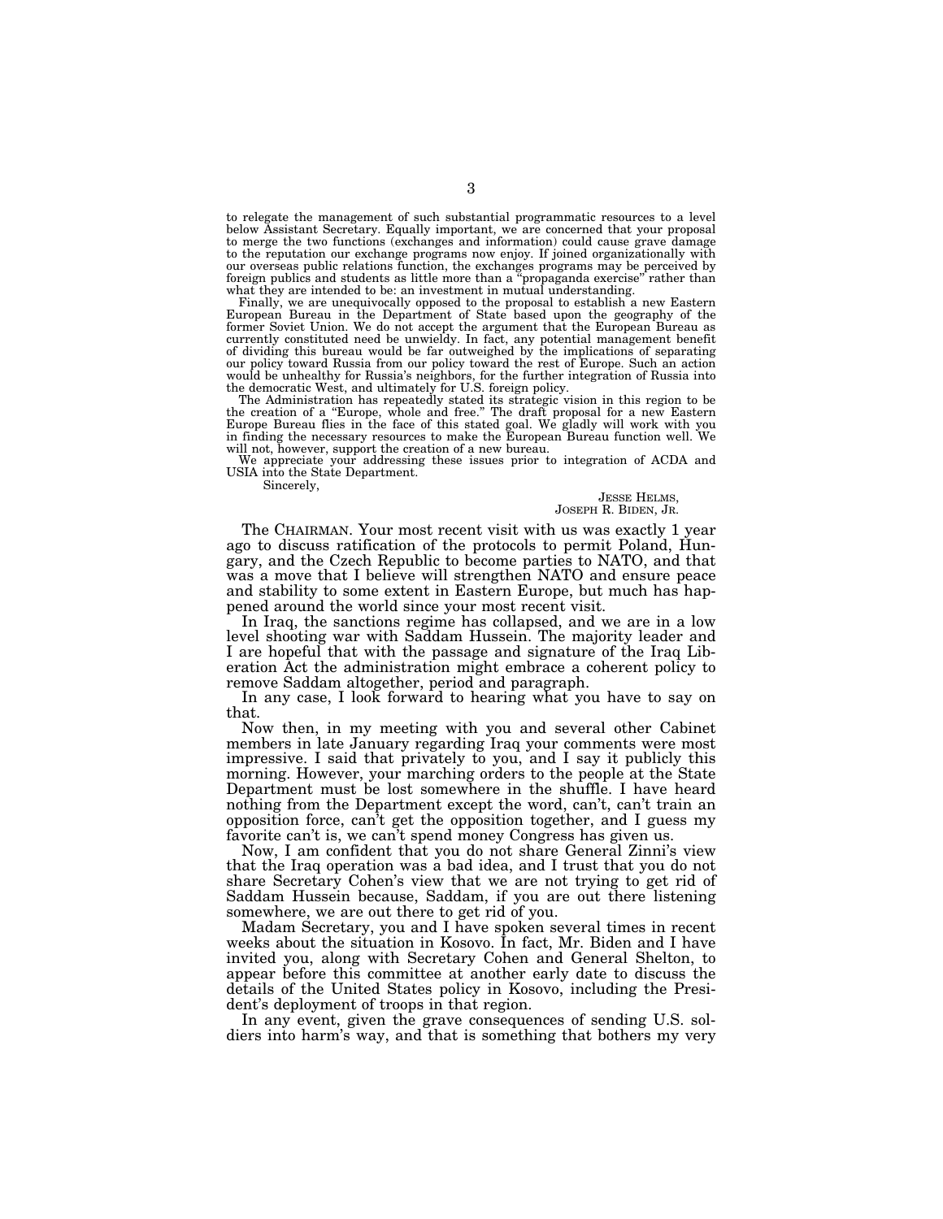to relegate the management of such substantial programmatic resources to a level below Assistant Secretary. Equally important, we are concerned that your proposal to merge the two functions (exchanges and information) could cause grave damage to the reputation our exchange programs now enjoy. If joined organizationally with our overseas public relations function, the exchanges programs may be perceived by foreign publics and students as little more than a "propaganda exercise" rather than what they are intended to be: an investment in mutual understanding.

Finally, we are unequivocally opposed to the proposal to establish a new Eastern European Bureau in the Department of State based upon the geography of the former Soviet Union. We do not accept the argument that the European Bureau as currently constituted need be unwieldy. In fact, any potential management benefit of dividing this bureau would be far outweighed by the implications of separating our policy toward Russia from our policy toward the rest of Europe. Such an action would be unhealthy for Russia's neighbors, for the further integration of Russia into the democratic West, and ultimately for U.S. foreign policy.

The Administration has repeatedly stated its strategic vision in this region to be the creation of a "Europe, whole and free." The draft proposal for a new Eastern Europe Bureau flies in the face of this stated goal. We gladly will work with you in finding the necessary resources to make the European Bureau function well. We will not, however, support the creation of a new bureau.

We appreciate your addressing these issues prior to integration of ACDA and USIA into the State Department.

Sincerely,

JESSE HELMS,
JOSEPH R. BIDEN, JR.

The CHAIRMAN. Your most recent visit with us was exactly 1 year ago to discuss ratification of the protocols to permit Poland, Hungary, and the Czech Republic to become parties to NATO, and that was a move that I believe will strengthen NATO and ensure peace and stability to some extent in Eastern Europe, but much has happened around the world since your most recent visit.

In Iraq, the sanctions regime has collapsed, and we are in a low level shooting war with Saddam Hussein. The majority leader and I are hopeful that with the passage and signature of the Iraq Liberation Act the administration might embrace a coherent policy to remove Saddam altogether, period and paragraph.

In any case, I look forward to hearing what you have to say on that.

Now then, in my meeting with you and several other Cabinet members in late January regarding Iraq your comments were most impressive. I said that privately to you, and I say it publicly this morning. However, your marching orders to the people at the State Department must be lost somewhere in the shuffle. I have heard nothing from the Department except the word, can't, can't train an opposition force, can't get the opposition together, and I guess my favorite can't is, we can't spend money Congress has given us.

Now, I am confident that you do not share General Zinni's view that the Iraq operation was a bad idea, and I trust that you do not share Secretary Cohen's view that we are not trying to get rid of Saddam Hussein because, Saddam, if you are out there listening somewhere, we are out there to get rid of you.

Madam Secretary, you and I have spoken several times in recent weeks about the situation in Kosovo. In fact, Mr. Biden and I have invited you, along with Secretary Cohen and General Shelton, to appear before this committee at another early date to discuss the details of the United States policy in Kosovo, including the President's deployment of troops in that region.

In any event, given the grave consequences of sending U.S. soldiers into harm's way, and that is something that bothers my very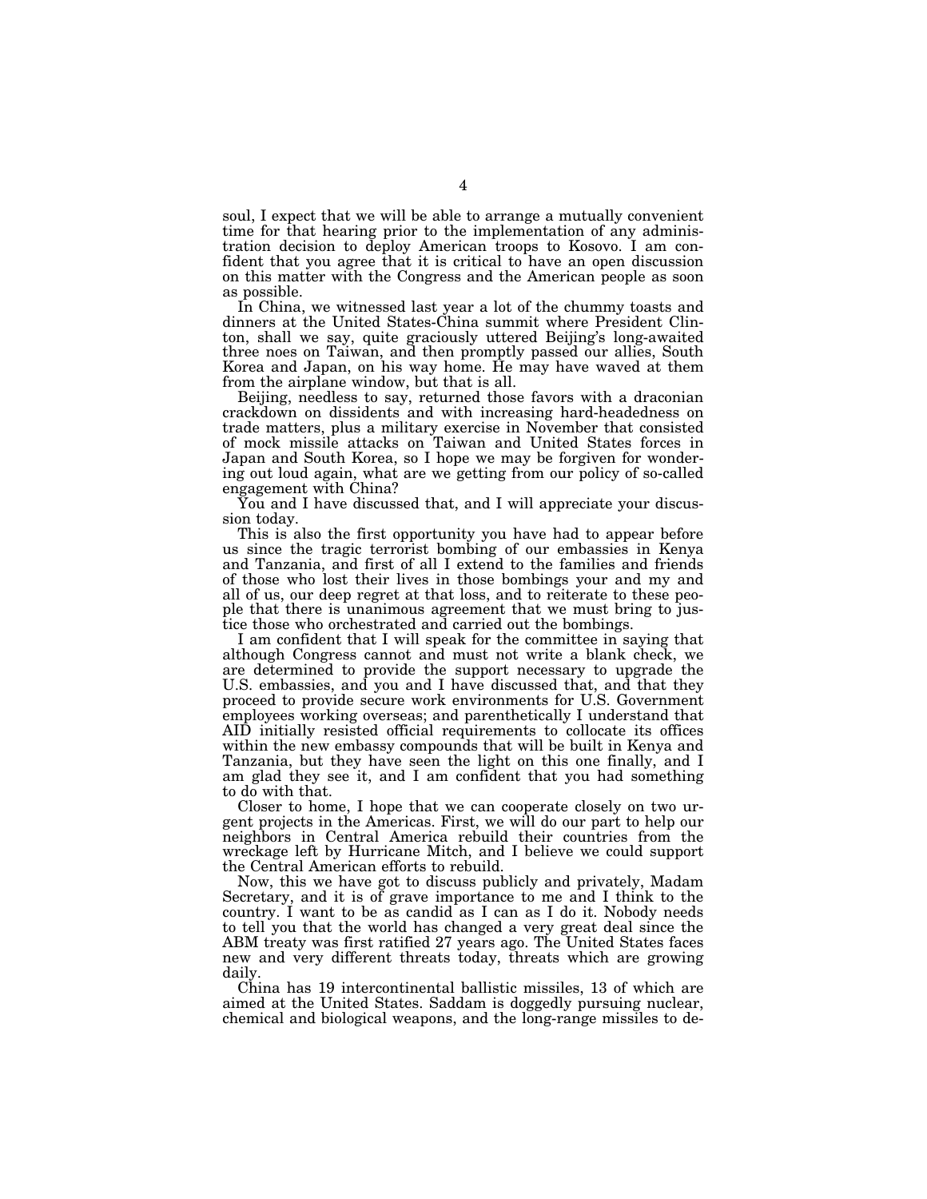soul, I expect that we will be able to arrange a mutually convenient time for that hearing prior to the implementation of any administration decision to deploy American troops to Kosovo. I am confident that you agree that it is critical to have an open discussion on this matter with the Congress and the American people as soon as possible.

In China, we witnessed last year a lot of the chummy toasts and dinners at the United States-China summit where President Clinton, shall we say, quite graciously uttered Beijing's long-awaited three noes on Taiwan, and then promptly passed our allies, South Korea and Japan, on his way home. He may have waved at them from the airplane window, but that is all.

Beijing, needless to say, returned those favors with a draconian crackdown on dissidents and with increasing hard-headedness on trade matters, plus a military exercise in November that consisted of mock missile attacks on Taiwan and United States forces in Japan and South Korea, so I hope we may be forgiven for wondering out loud again, what are we getting from our policy of so-called engagement with China?

You and I have discussed that, and I will appreciate your discussion today.

This is also the first opportunity you have had to appear before us since the tragic terrorist bombing of our embassies in Kenya and Tanzania, and first of all I extend to the families and friends of those who lost their lives in those bombings your and my and all of us, our deep regret at that loss, and to reiterate to these people that there is unanimous agreement that we must bring to justice those who orchestrated and carried out the bombings.

I am confident that I will speak for the committee in saying that although Congress cannot and must not write a blank check, we are determined to provide the support necessary to upgrade the U.S. embassies, and you and I have discussed that, and that they proceed to provide secure work environments for U.S. Government employees working overseas; and parenthetically I understand that AID initially resisted official requirements to collocate its offices within the new embassy compounds that will be built in Kenya and Tanzania, but they have seen the light on this one finally, and I am glad they see it, and I am confident that you had something to do with that.

Closer to home, I hope that we can cooperate closely on two urgent projects in the Americas. First, we will do our part to help our neighbors in Central America rebuild their countries from the wreckage left by Hurricane Mitch, and I believe we could support the Central American efforts to rebuild.

Now, this we have got to discuss publicly and privately, Madam Secretary, and it is of grave importance to me and I think to the country. I want to be as candid as I can as I do it. Nobody needs to tell you that the world has changed a very great deal since the ABM treaty was first ratified 27 years ago. The United States faces new and very different threats today, threats which are growing daily.

China has 19 intercontinental ballistic missiles, 13 of which are aimed at the United States. Saddam is doggedly pursuing nuclear, chemical and biological weapons, and the long-range missiles to de-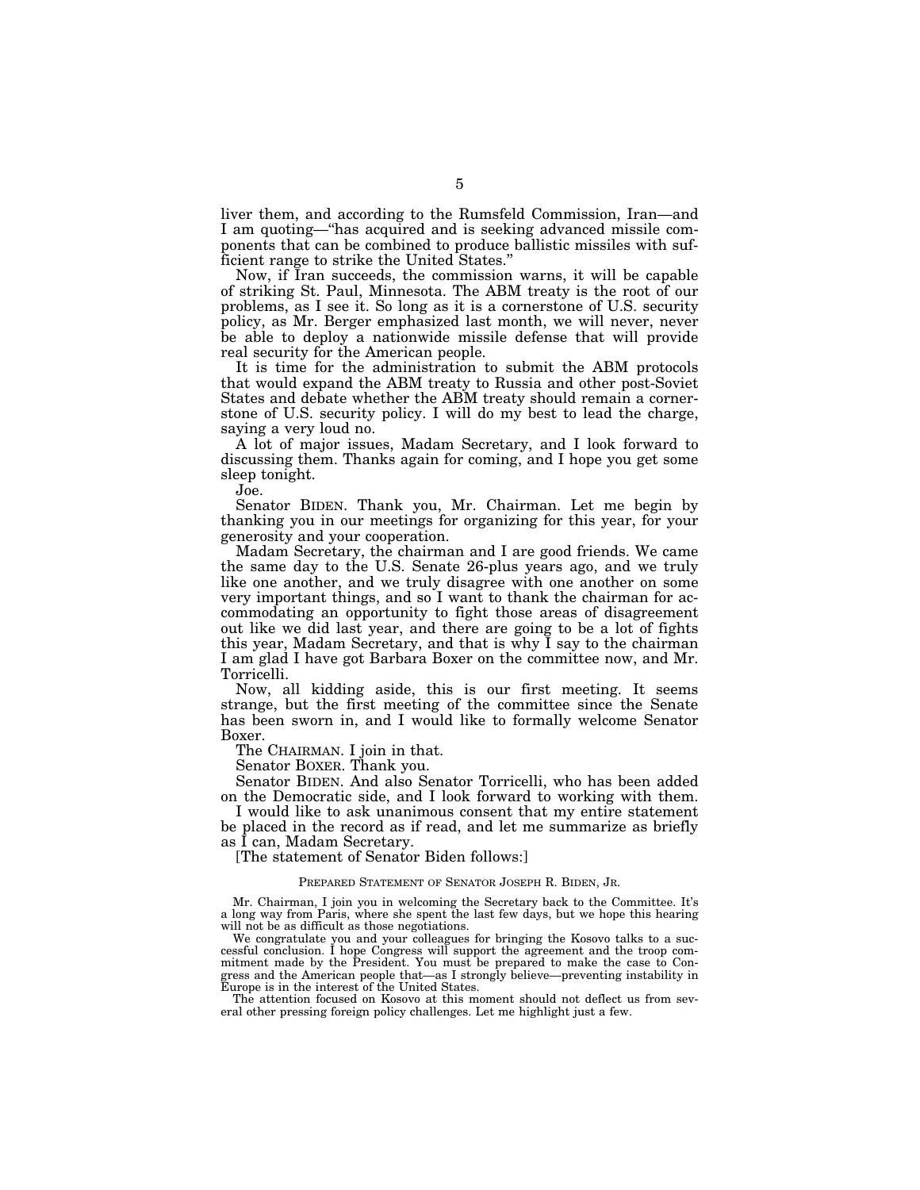liver them, and according to the Rumsfeld Commission, Iran—and I am quoting—"has acquired and is seeking advanced missile components that can be combined to produce ballistic missiles with sufficient range to strike the United States."

Now, if Iran succeeds, the commission warns, it will be capable of striking St. Paul, Minnesota. The ABM treaty is the root of our problems, as I see it. So long as it is a cornerstone of U.S. security policy, as Mr. Berger emphasized last month, we will never, never be able to deploy a nationwide missile defense that will provide real security for the American people.

It is time for the administration to submit the ABM protocols that would expand the ABM treaty to Russia and other post-Soviet States and debate whether the ABM treaty should remain a cornerstone of U.S. security policy. I will do my best to lead the charge, saying a very loud no.

A lot of major issues, Madam Secretary, and I look forward to discussing them. Thanks again for coming, and I hope you get some sleep tonight.

Joe.

Senator BIDEN. Thank you, Mr. Chairman. Let me begin by thanking you in our meetings for organizing for this year, for your generosity and your cooperation.

Madam Secretary, the chairman and I are good friends. We came the same day to the U.S. Senate 26-plus years ago, and we truly like one another, and we truly disagree with one another on some very important things, and so I want to thank the chairman for accommodating an opportunity to fight those areas of disagreement out like we did last year, and there are going to be a lot of fights this year, Madam Secretary, and that is why I say to the chairman I am glad I have got Barbara Boxer on the committee now, and Mr. Torricelli.

Now, all kidding aside, this is our first meeting. It seems strange, but the first meeting of the committee since the Senate has been sworn in, and I would like to formally welcome Senator Boxer.

The CHAIRMAN. I join in that.

Senator BOXER. Thank you.

Senator BIDEN. And also Senator Torricelli, who has been added on the Democratic side, and I look forward to working with them.

I would like to ask unanimous consent that my entire statement be placed in the record as if read, and let me summarize as briefly as I can, Madam Secretary.

[The statement of Senator Biden follows:]

PREPARED STATEMENT OF SENATOR JOSEPH R. BIDEN, JR.

Mr. Chairman, I join you in welcoming the Secretary back to the Committee. It's a long way from Paris, where she spent the last few days, but we hope this hearing will not be as difficult as those negotiations.

We congratulate you and your colleagues for bringing the Kosovo talks to a successful conclusion. I hope Congress will support the agreement and the troop commitment made by the President. You must be prepared to make the case to Congress and the American people that—as I strongly believe—preventing instability in Europe is in the interest of the United States.

The attention focused on Kosovo at this moment should not deflect us from several other pressing foreign policy challenges. Let me highlight just a few.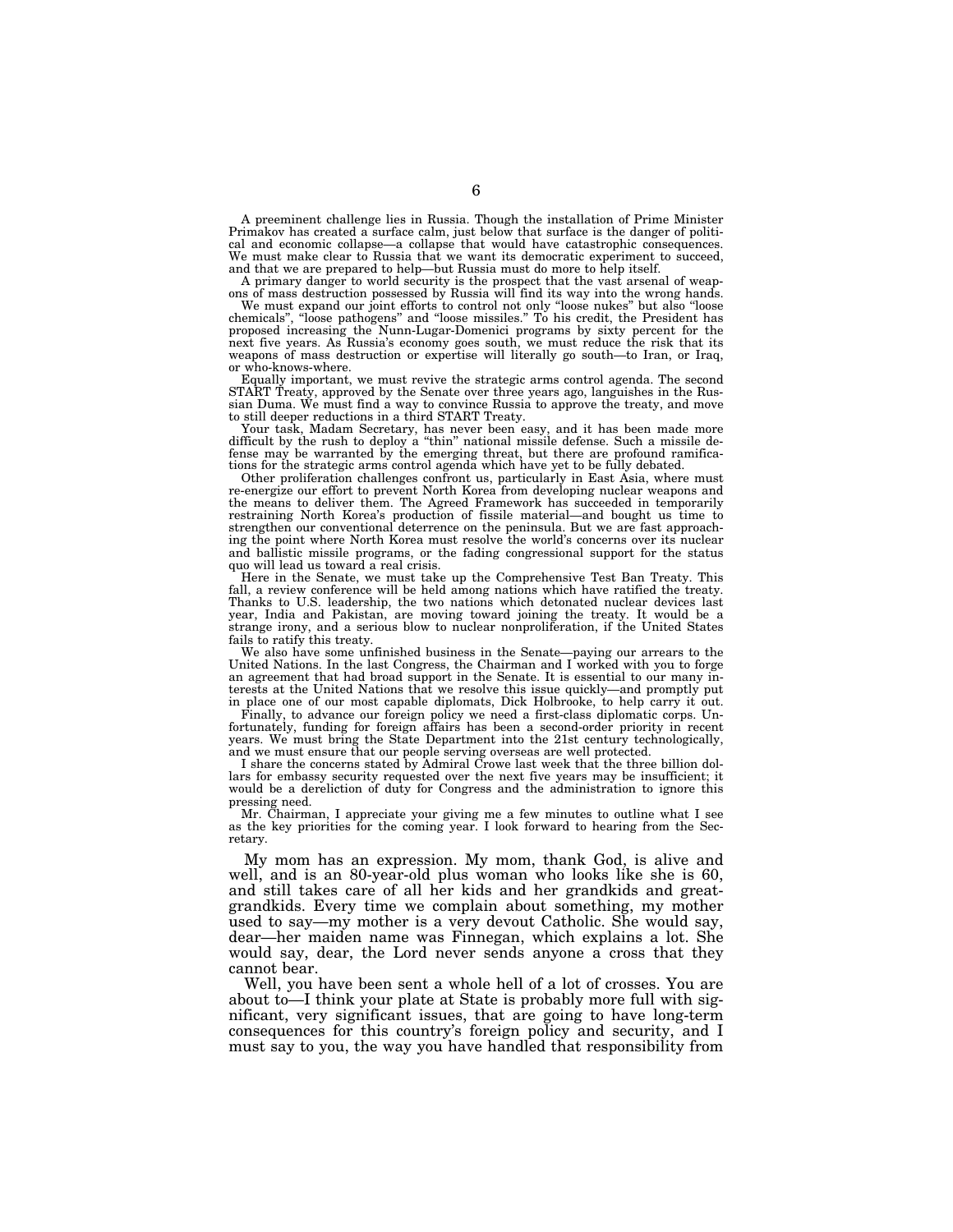A preeminent challenge lies in Russia. Though the installation of Prime Minister Primakov has created a surface calm, just below that surface is the danger of political and economic collapse—a collapse that would have catastrophic consequences. We must make clear to Russia that we want its democratic experiment to succeed, and that we are prepared to help—but Russia must do more to help itself.

A primary danger to world security is the prospect that the vast arsenal of weapons of mass destruction possessed by Russia will find its way into the wrong hands.

We must expand our joint efforts to control not only "loose nukes" but also "loose chemicals", "loose pathogens" and "loose missiles." To his credit, the President has proposed increasing the Nunn-Lugar-Domenici programs by sixty percent for the next five years. As Russia's economy goes south, we must reduce the risk that its weapons of mass destruction or expertise will literally go south—to Iran, or Iraq, or who-knows-where.

Equally important, we must revive the strategic arms control agenda. The second START Treaty, approved by the Senate over three years ago, languishes in the Russian Duma. We must find a way to convince Russia to approve the treaty, and move to still deeper reductions in a third START Treaty.

Your task, Madam Secretary, has never been easy, and it has been made more difficult by the rush to deploy a "thin" national missile defense. Such a missile defense may be warranted by the emerging threat, but there are profound ramifications for the strategic arms control agenda which have yet to be fully debated.

Other proliferation challenges confront us, particularly in East Asia, where must re-energize our effort to prevent North Korea from developing nuclear weapons and the means to deliver them. The Agreed Framework has succeeded in temporarily restraining North Korea's production of fissile material—and bought us time to strengthen our conventional deterrence on the peninsula. But we are fast approaching the point where North Korea must resolve the world's concerns over its nuclear and ballistic missile programs, or the fading congressional support for the status quo will lead us toward a real crisis.

Here in the Senate, we must take up the Comprehensive Test Ban Treaty. This fall, a review conference will be held among nations which have ratified the treaty. Thanks to U.S. leadership, the two nations which detonated nuclear devices last year, India and Pakistan, are moving toward joining the treaty. It would be a strange irony, and a serious blow to nuclear nonproliferation, if the United States fails to ratify this treaty.

We also have some unfinished business in the Senate—paying our arrears to the United Nations. In the last Congress, the Chairman and I worked with you to forge an agreement that had broad support in the Senate. It is essential to our many interests at the United Nations that we resolve this issue quickly—and promptly put in place one of our most capable diplomats, Dick Holbrooke, to help carry it out.

Finally, to advance our foreign policy we need a first-class diplomatic corps. Unfortunately, funding for foreign affairs has been a second-order priority in recent years. We must bring the State Department into the 21st century technologically, and we must ensure that our people serving overseas are well protected.

I share the concerns stated by Admiral Crowe last week that the three billion dollars for embassy security requested over the next five years may be insufficient; it would be a dereliction of duty for Congress and the administration to ignore this pressing need.

Mr. Chairman, I appreciate your giving me a few minutes to outline what I see as the key priorities for the coming year. I look forward to hearing from the Secretary.

My mom has an expression. My mom, thank God, is alive and well, and is an 80-year-old plus woman who looks like she is 60, and still takes care of all her kids and her grandkids and great-grandkids. Every time we complain about something, my mother used to say—my mother is a very devout Catholic. She would say, dear—her maiden name was Finnegan, which explains a lot. She would say, dear, the Lord never sends anyone a cross that they cannot bear.

Well, you have been sent a whole hell of a lot of crosses. You are about to—I think your plate at State is probably more full with significant, very significant issues, that are going to have long-term consequences for this country's foreign policy and security, and I must say to you, the way you have handled that responsibility from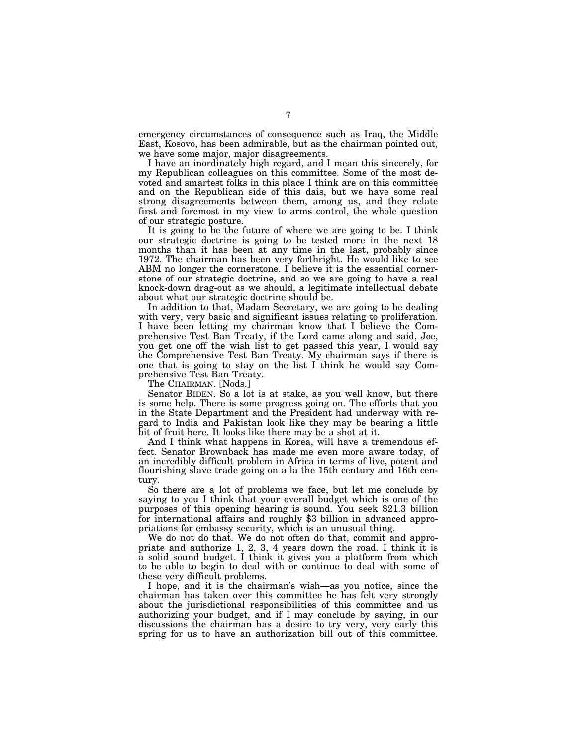emergency circumstances of consequence such as Iraq, the Middle East, Kosovo, has been admirable, but as the chairman pointed out, we have some major, major disagreements.

I have an inordinately high regard, and I mean this sincerely, for my Republican colleagues on this committee. Some of the most devoted and smartest folks in this place I think are on this committee and on the Republican side of this dais, but we have some real strong disagreements between them, among us, and they relate first and foremost in my view to arms control, the whole question of our strategic posture.

It is going to be the future of where we are going to be. I think our strategic doctrine is going to be tested more in the next 18 months than it has been at any time in the last, probably since 1972. The chairman has been very forthright. He would like to see ABM no longer the cornerstone. I believe it is the essential cornerstone of our strategic doctrine, and so we are going to have a real knock-down drag-out as we should, a legitimate intellectual debate about what our strategic doctrine should be.

In addition to that, Madam Secretary, we are going to be dealing with very, very basic and significant issues relating to proliferation. I have been letting my chairman know that I believe the Comprehensive Test Ban Treaty, if the Lord came along and said, Joe, you get one off the wish list to get passed this year, I would say the Comprehensive Test Ban Treaty. My chairman says if there is one that is going to stay on the list I think he would say Comprehensive Test Ban Treaty.

The CHAIRMAN. [Nods.]

Senator BIDEN. So a lot is at stake, as you well know, but there is some help. There is some progress going on. The efforts that you in the State Department and the President had underway with regard to India and Pakistan look like they may be bearing a little bit of fruit here. It looks like there may be a shot at it.

And I think what happens in Korea, will have a tremendous effect. Senator Brownback has made me even more aware today, of an incredibly difficult problem in Africa in terms of live, potent and flourishing slave trade going on a la the 15th century and 16th century.

So there are a lot of problems we face, but let me conclude by saying to you I think that your overall budget which is one of the purposes of this opening hearing is sound. You seek $21.3 billion for international affairs and roughly $3 billion in advanced appropriations for embassy security, which is an unusual thing.

We do not do that. We do not often do that, commit and appropriate and authorize 1, 2, 3, 4 years down the road. I think it is a solid sound budget. I think it gives you a platform from which to be able to begin to deal with or continue to deal with some of these very difficult problems.

I hope, and it is the chairman's wish—as you notice, since the chairman has taken over this committee he has felt very strongly about the jurisdictional responsibilities of this committee and us authorizing your budget, and if I may conclude by saying, in our discussions the chairman has a desire to try very, very early this spring for us to have an authorization bill out of this committee.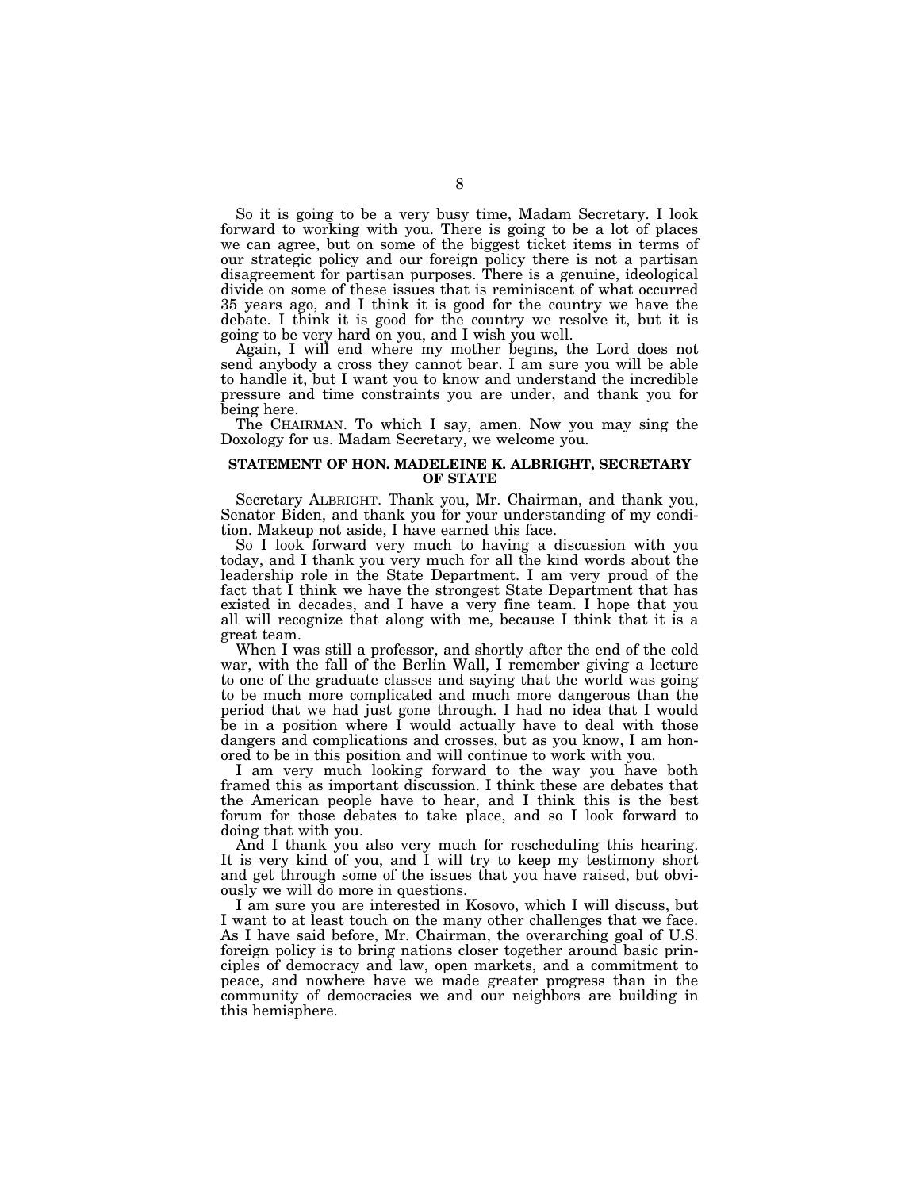So it is going to be a very busy time, Madam Secretary. I look forward to working with you. There is going to be a lot of places we can agree, but on some of the biggest ticket items in terms of our strategic policy and our foreign policy there is not a partisan disagreement for partisan purposes. There is a genuine, ideological divide on some of these issues that is reminiscent of what occurred 35 years ago, and I think it is good for the country we have the debate. I think it is good for the country we resolve it, but it is going to be very hard on you, and I wish you well.

Again, I will end where my mother begins, the Lord does not send anybody a cross they cannot bear. I am sure you will be able to handle it, but I want you to know and understand the incredible pressure and time constraints you are under, and thank you for being here.

The CHAIRMAN. To which I say, amen. Now you may sing the Doxology for us. Madam Secretary, we welcome you.

## STATEMENT OF HON. MADELEINE K. ALBRIGHT, SECRETARY OF STATE

Secretary ALBRIGHT. Thank you, Mr. Chairman, and thank you, Senator Biden, and thank you for your understanding of my condition. Makeup not aside, I have earned this face.

So I look forward very much to having a discussion with you today, and I thank you very much for all the kind words about the leadership role in the State Department. I am very proud of the fact that I think we have the strongest State Department that has existed in decades, and I have a very fine team. I hope that you all will recognize that along with me, because I think that it is a great team.

When I was still a professor, and shortly after the end of the cold war, with the fall of the Berlin Wall, I remember giving a lecture to one of the graduate classes and saying that the world was going to be much more complicated and much more dangerous than the period that we had just gone through. I had no idea that I would be in a position where I would actually have to deal with those dangers and complications and crosses, but as you know, I am honored to be in this position and will continue to work with you.

I am very much looking forward to the way you have both framed this as important discussion. I think these are debates that the American people have to hear, and I think this is the best forum for those debates to take place, and so I look forward to doing that with you.

And I thank you also very much for rescheduling this hearing. It is very kind of you, and I will try to keep my testimony short and get through some of the issues that you have raised, but obviously we will do more in questions.

I am sure you are interested in Kosovo, which I will discuss, but I want to at least touch on the many other challenges that we face. As I have said before, Mr. Chairman, the overarching goal of U.S. foreign policy is to bring nations closer together around basic principles of democracy and law, open markets, and a commitment to peace, and nowhere have we made greater progress than in the community of democracies we and our neighbors are building in this hemisphere.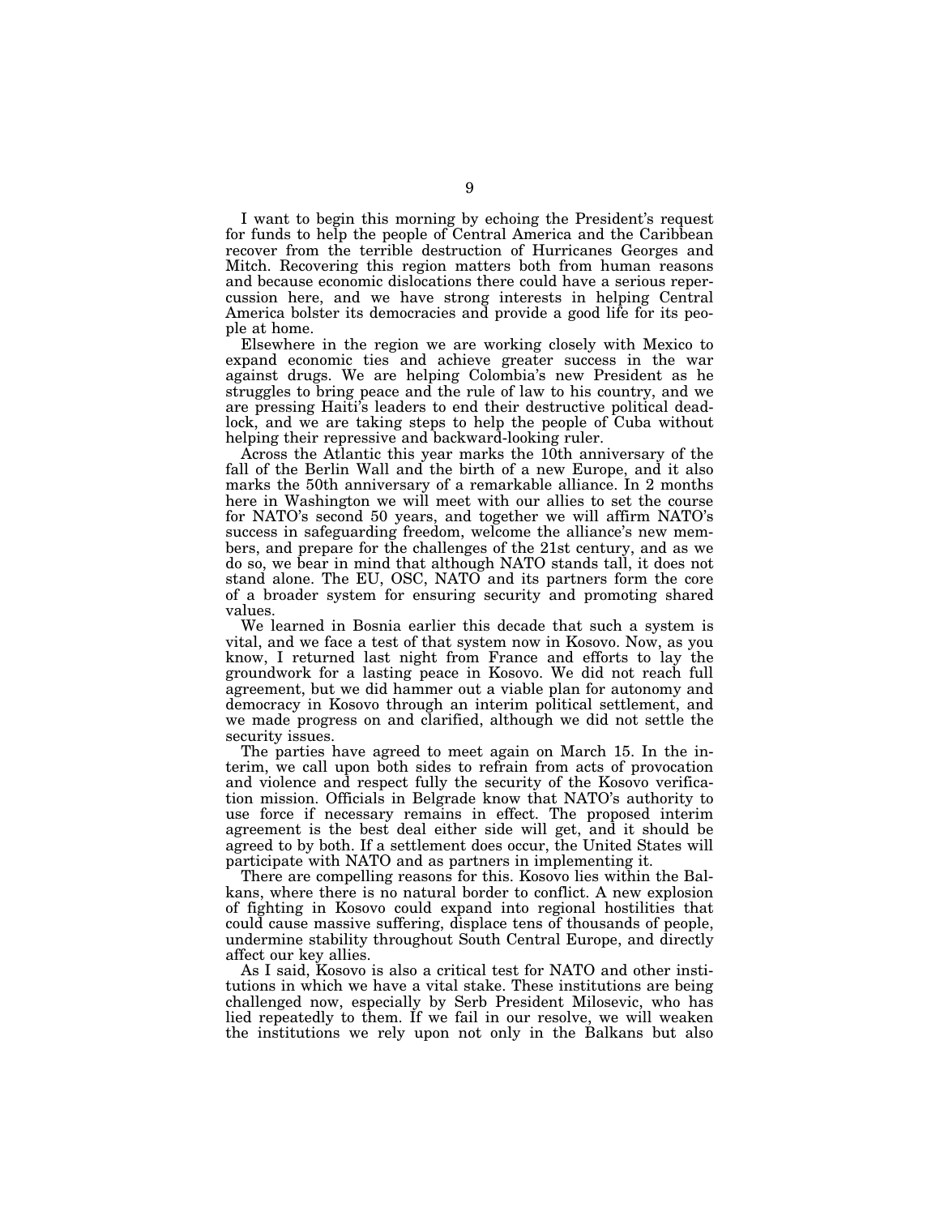I want to begin this morning by echoing the President's request for funds to help the people of Central America and the Caribbean recover from the terrible destruction of Hurricanes Georges and Mitch. Recovering this region matters both from human reasons and because economic dislocations there could have a serious repercussion here, and we have strong interests in helping Central America bolster its democracies and provide a good life for its people at home.

Elsewhere in the region we are working closely with Mexico to expand economic ties and achieve greater success in the war against drugs. We are helping Colombia's new President as he struggles to bring peace and the rule of law to his country, and we are pressing Haiti's leaders to end their destructive political deadlock, and we are taking steps to help the people of Cuba without helping their repressive and backward-looking ruler.

Across the Atlantic this year marks the 10th anniversary of the fall of the Berlin Wall and the birth of a new Europe, and it also marks the 50th anniversary of a remarkable alliance. In 2 months here in Washington we will meet with our allies to set the course for NATO's second 50 years, and together we will affirm NATO's success in safeguarding freedom, welcome the alliance's new members, and prepare for the challenges of the 21st century, and as we do so, we bear in mind that although NATO stands tall, it does not stand alone. The EU, OSC, NATO and its partners form the core of a broader system for ensuring security and promoting shared values.

We learned in Bosnia earlier this decade that such a system is vital, and we face a test of that system now in Kosovo. Now, as you know, I returned last night from France and efforts to lay the groundwork for a lasting peace in Kosovo. We did not reach full agreement, but we did hammer out a viable plan for autonomy and democracy in Kosovo through an interim political settlement, and we made progress on and clarified, although we did not settle the security issues.

The parties have agreed to meet again on March 15. In the interim, we call upon both sides to refrain from acts of provocation and violence and respect fully the security of the Kosovo verification mission. Officials in Belgrade know that NATO's authority to use force if necessary remains in effect. The proposed interim agreement is the best deal either side will get, and it should be agreed to by both. If a settlement does occur, the United States will participate with NATO and as partners in implementing it.

There are compelling reasons for this. Kosovo lies within the Balkans, where there is no natural border to conflict. A new explosion of fighting in Kosovo could expand into regional hostilities that could cause massive suffering, displace tens of thousands of people, undermine stability throughout South Central Europe, and directly affect our key allies.

As I said, Kosovo is also a critical test for NATO and other institutions in which we have a vital stake. These institutions are being challenged now, especially by Serb President Milosevic, who has lied repeatedly to them. If we fail in our resolve, we will weaken the institutions we rely upon not only in the Balkans but also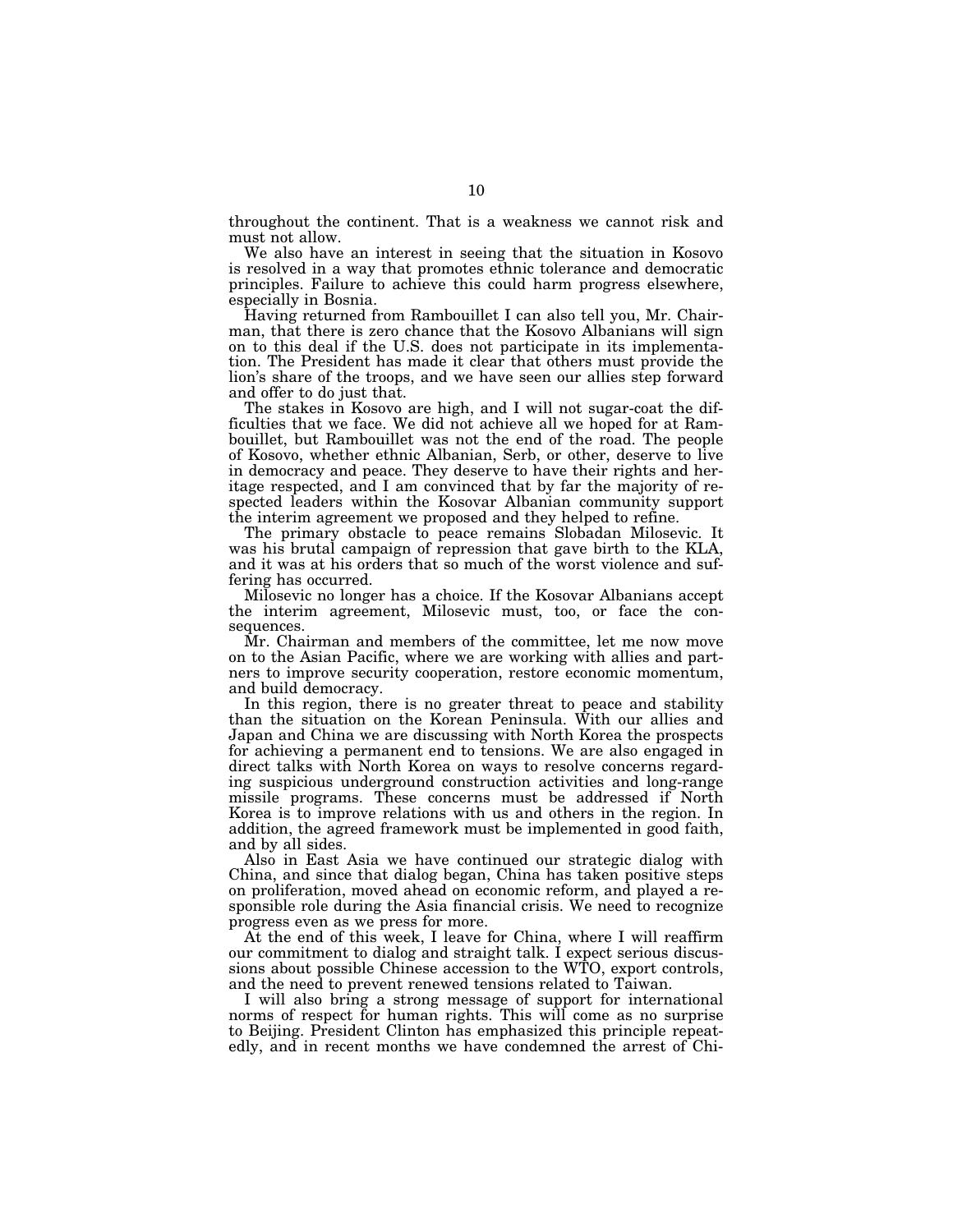throughout the continent. That is a weakness we cannot risk and must not allow.

We also have an interest in seeing that the situation in Kosovo is resolved in a way that promotes ethnic tolerance and democratic principles. Failure to achieve this could harm progress elsewhere, especially in Bosnia.

Having returned from Rambouillet I can also tell you, Mr. Chairman, that there is zero chance that the Kosovo Albanians will sign on to this deal if the U.S. does not participate in its implementation. The President has made it clear that others must provide the lion's share of the troops, and we have seen our allies step forward and offer to do just that.

The stakes in Kosovo are high, and I will not sugar-coat the difficulties that we face. We did not achieve all we hoped for at Rambouillet, but Rambouillet was not the end of the road. The people of Kosovo, whether ethnic Albanian, Serb, or other, deserve to live in democracy and peace. They deserve to have their rights and heritage respected, and I am convinced that by far the majority of respected leaders within the Kosovar Albanian community support the interim agreement we proposed and they helped to refine.

The primary obstacle to peace remains Slobadan Milosevic. It was his brutal campaign of repression that gave birth to the KLA, and it was at his orders that so much of the worst violence and suffering has occurred.

Milosevic no longer has a choice. If the Kosovar Albanians accept the interim agreement, Milosevic must, too, or face the consequences.

Mr. Chairman and members of the committee, let me now move on to the Asian Pacific, where we are working with allies and partners to improve security cooperation, restore economic momentum, and build democracy.

In this region, there is no greater threat to peace and stability than the situation on the Korean Peninsula. With our allies and Japan and China we are discussing with North Korea the prospects for achieving a permanent end to tensions. We are also engaged in direct talks with North Korea on ways to resolve concerns regarding suspicious underground construction activities and long-range missile programs. These concerns must be addressed if North Korea is to improve relations with us and others in the region. In addition, the agreed framework must be implemented in good faith, and by all sides.

Also in East Asia we have continued our strategic dialog with China, and since that dialog began, China has taken positive steps on proliferation, moved ahead on economic reform, and played a responsible role during the Asia financial crisis. We need to recognize progress even as we press for more.

At the end of this week, I leave for China, where I will reaffirm our commitment to dialog and straight talk. I expect serious discussions about possible Chinese accession to the WTO, export controls, and the need to prevent renewed tensions related to Taiwan.

I will also bring a strong message of support for international norms of respect for human rights. This will come as no surprise to Beijing. President Clinton has emphasized this principle repeatedly, and in recent months we have condemned the arrest of Chi-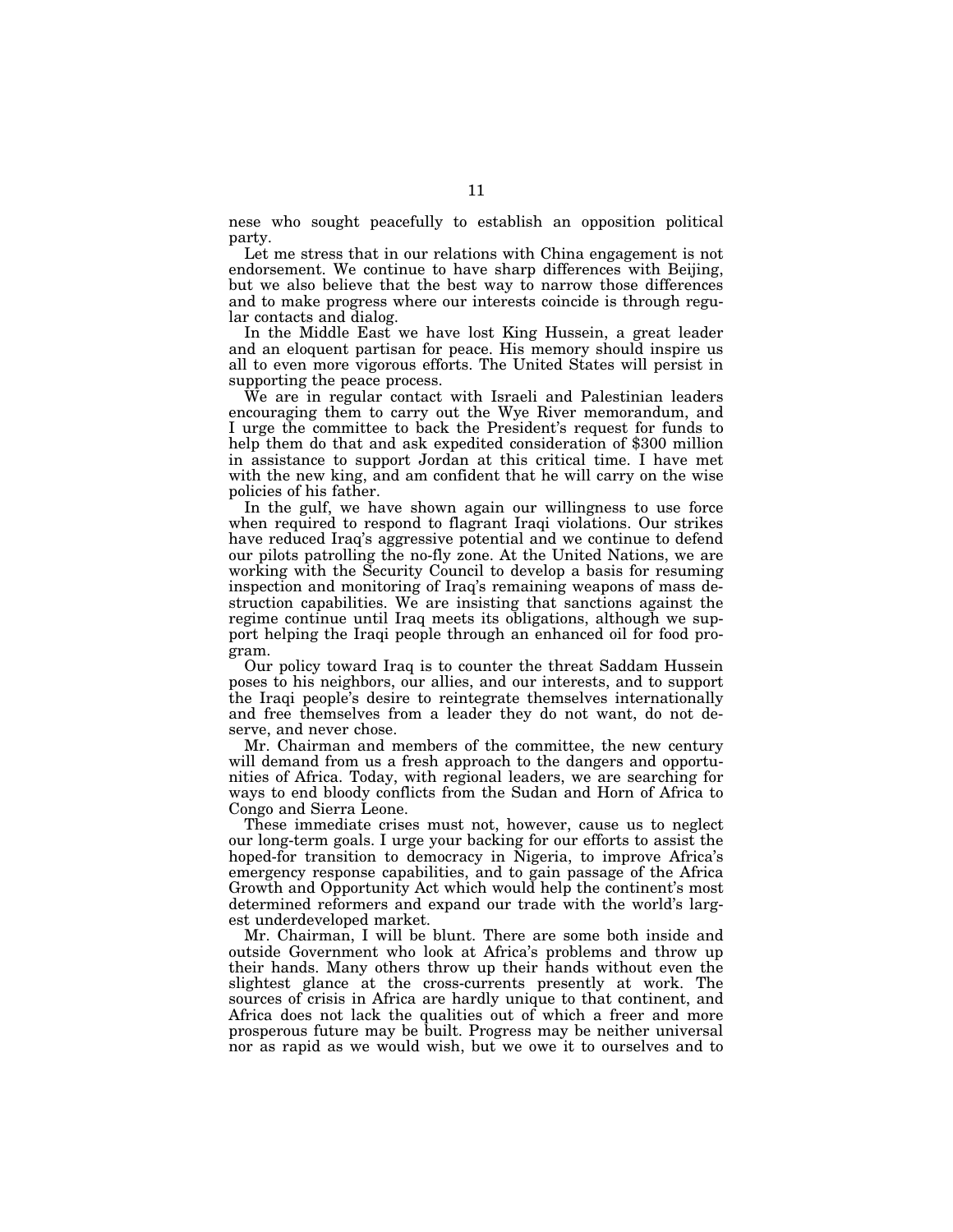nese who sought peacefully to establish an opposition political party.

Let me stress that in our relations with China engagement is not endorsement. We continue to have sharp differences with Beijing, but we also believe that the best way to narrow those differences and to make progress where our interests coincide is through regular contacts and dialog.

In the Middle East we have lost King Hussein, a great leader and an eloquent partisan for peace. His memory should inspire us all to even more vigorous efforts. The United States will persist in supporting the peace process.

We are in regular contact with Israeli and Palestinian leaders encouraging them to carry out the Wye River memorandum, and I urge the committee to back the President's request for funds to help them do that and ask expedited consideration of $300 million in assistance to support Jordan at this critical time. I have met with the new king, and am confident that he will carry on the wise policies of his father.

In the gulf, we have shown again our willingness to use force when required to respond to flagrant Iraqi violations. Our strikes have reduced Iraq's aggressive potential and we continue to defend our pilots patrolling the no-fly zone. At the United Nations, we are working with the Security Council to develop a basis for resuming inspection and monitoring of Iraq's remaining weapons of mass destruction capabilities. We are insisting that sanctions against the regime continue until Iraq meets its obligations, although we support helping the Iraqi people through an enhanced oil for food program.

Our policy toward Iraq is to counter the threat Saddam Hussein poses to his neighbors, our allies, and our interests, and to support the Iraqi people's desire to reintegrate themselves internationally and free themselves from a leader they do not want, do not deserve, and never chose.

Mr. Chairman and members of the committee, the new century will demand from us a fresh approach to the dangers and opportunities of Africa. Today, with regional leaders, we are searching for ways to end bloody conflicts from the Sudan and Horn of Africa to Congo and Sierra Leone.

These immediate crises must not, however, cause us to neglect our long-term goals. I urge your backing for our efforts to assist the hoped-for transition to democracy in Nigeria, to improve Africa's emergency response capabilities, and to gain passage of the Africa Growth and Opportunity Act which would help the continent's most determined reformers and expand our trade with the world's largest underdeveloped market.

Mr. Chairman, I will be blunt. There are some both inside and outside Government who look at Africa's problems and throw up their hands. Many others throw up their hands without even the slightest glance at the cross-currents presently at work. The sources of crisis in Africa are hardly unique to that continent, and Africa does not lack the qualities out of which a freer and more prosperous future may be built. Progress may be neither universal nor as rapid as we would wish, but we owe it to ourselves and to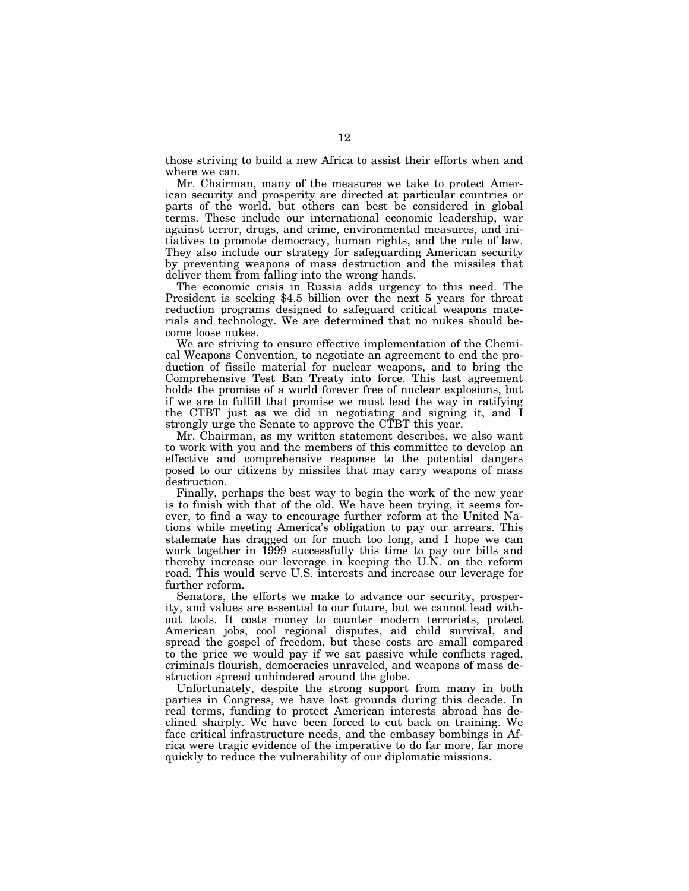those striving to build a new Africa to assist their efforts when and where we can.

Mr. Chairman, many of the measures we take to protect American security and prosperity are directed at particular countries or parts of the world, but others can best be considered in global terms. These include our international economic leadership, war against terror, drugs, and crime, environmental measures, and initiatives to promote democracy, human rights, and the rule of law. They also include our strategy for safeguarding American security by preventing weapons of mass destruction and the missiles that deliver them from falling into the wrong hands.

The economic crisis in Russia adds urgency to this need. The President is seeking $4.5 billion over the next 5 years for threat reduction programs designed to safeguard critical weapons materials and technology. We are determined that no nukes should become loose nukes.

We are striving to ensure effective implementation of the Chemical Weapons Convention, to negotiate an agreement to end the production of fissile material for nuclear weapons, and to bring the Comprehensive Test Ban Treaty into force. This last agreement holds the promise of a world forever free of nuclear explosions, but if we are to fulfill that promise we must lead the way in ratifying the CTBT just as we did in negotiating and signing it, and I strongly urge the Senate to approve the CTBT this year.

Mr. Chairman, as my written statement describes, we also want to work with you and the members of this committee to develop an effective and comprehensive response to the potential dangers posed to our citizens by missiles that may carry weapons of mass destruction.

Finally, perhaps the best way to begin the work of the new year is to finish with that of the old. We have been trying, it seems forever, to find a way to encourage further reform at the United Nations while meeting America's obligation to pay our arrears. This stalemate has dragged on for much too long, and I hope we can work together in 1999 successfully this time to pay our bills and thereby increase our leverage in keeping the U.N. on the reform road. This would serve U.S. interests and increase our leverage for further reform.

Senators, the efforts we make to advance our security, prosperity, and values are essential to our future, but we cannot lead without tools. It costs money to counter modern terrorists, protect American jobs, cool regional disputes, aid child survival, and spread the gospel of freedom, but these costs are small compared to the price we would pay if we sat passive while conflicts raged, criminals flourish, democracies unraveled, and weapons of mass destruction spread unhindered around the globe.

Unfortunately, despite the strong support from many in both parties in Congress, we have lost grounds during this decade. In real terms, funding to protect American interests abroad has declined sharply. We have been forced to cut back on training. We face critical infrastructure needs, and the embassy bombings in Africa were tragic evidence of the imperative to do far more, far more quickly to reduce the vulnerability of our diplomatic missions.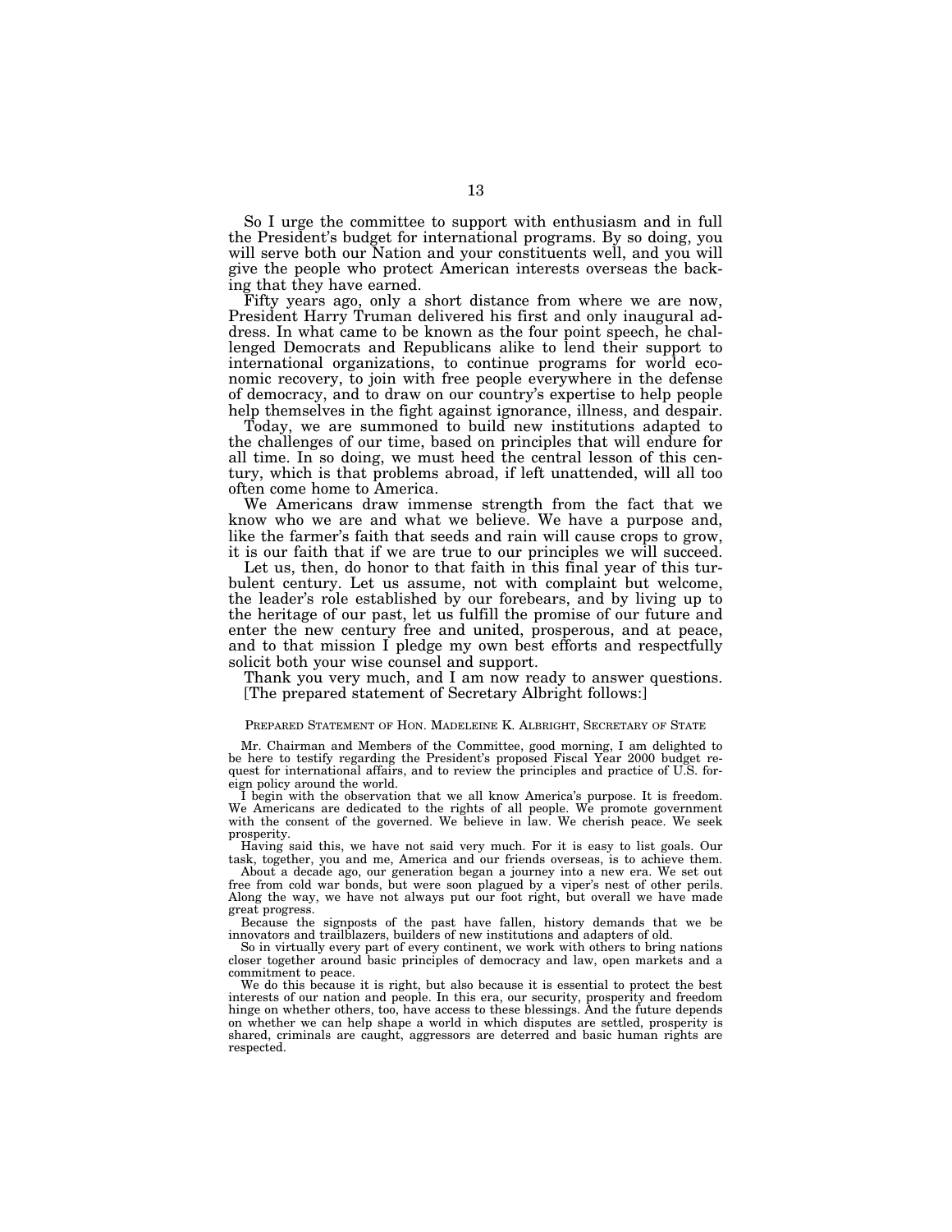So I urge the committee to support with enthusiasm and in full the President's budget for international programs. By so doing, you will serve both our Nation and your constituents well, and you will give the people who protect American interests overseas the backing that they have earned.

Fifty years ago, only a short distance from where we are now, President Harry Truman delivered his first and only inaugural address. In what came to be known as the four point speech, he challenged Democrats and Republicans alike to lend their support to international organizations, to continue programs for world economic recovery, to join with free people everywhere in the defense of democracy, and to draw on our country's expertise to help people help themselves in the fight against ignorance, illness, and despair.

Today, we are summoned to build new institutions adapted to the challenges of our time, based on principles that will endure for all time. In so doing, we must heed the central lesson of this century, which is that problems abroad, if left unattended, will all too often come home to America.

We Americans draw immense strength from the fact that we know who we are and what we believe. We have a purpose and, like the farmer's faith that seeds and rain will cause crops to grow, it is our faith that if we are true to our principles we will succeed.

Let us, then, do honor to that faith in this final year of this turbulent century. Let us assume, not with complaint but welcome, the leader's role established by our forebears, and by living up to the heritage of our past, let us fulfill the promise of our future and enter the new century free and united, prosperous, and at peace, and to that mission I pledge my own best efforts and respectfully solicit both your wise counsel and support.

Thank you very much, and I am now ready to answer questions.

[The prepared statement of Secretary Albright follows:]

PREPARED STATEMENT OF HON. MADELEINE K. ALBRIGHT, SECRETARY OF STATE

Mr. Chairman and Members of the Committee, good morning, I am delighted to be here to testify regarding the President's proposed Fiscal Year 2000 budget request for international affairs, and to review the principles and practice of U.S. foreign policy around the world.

I begin with the observation that we all know America's purpose. It is freedom. We Americans are dedicated to the rights of all people. We promote government with the consent of the governed. We believe in law. We cherish peace. We seek prosperity.

Having said this, we have not said very much. For it is easy to list goals. Our task, together, you and me, America and our friends overseas, is to achieve them.

About a decade ago, our generation began a journey into a new era. We set out free from cold war bonds, but were soon plagued by a viper's nest of other perils. Along the way, we have not always put our foot right, but overall we have made great progress.

Because the signposts of the past have fallen, history demands that we be innovators and trailblazers, builders of new institutions and adapters of old.

So in virtually every part of every continent, we work with others to bring nations closer together around basic principles of democracy and law, open markets and a commitment to peace.

We do this because it is right, but also because it is essential to protect the best interests of our nation and people. In this era, our security, prosperity and freedom hinge on whether others, too, have access to these blessings. And the future depends on whether we can help shape a world in which disputes are settled, prosperity is shared, criminals are caught, aggressors are deterred and basic human rights are respected.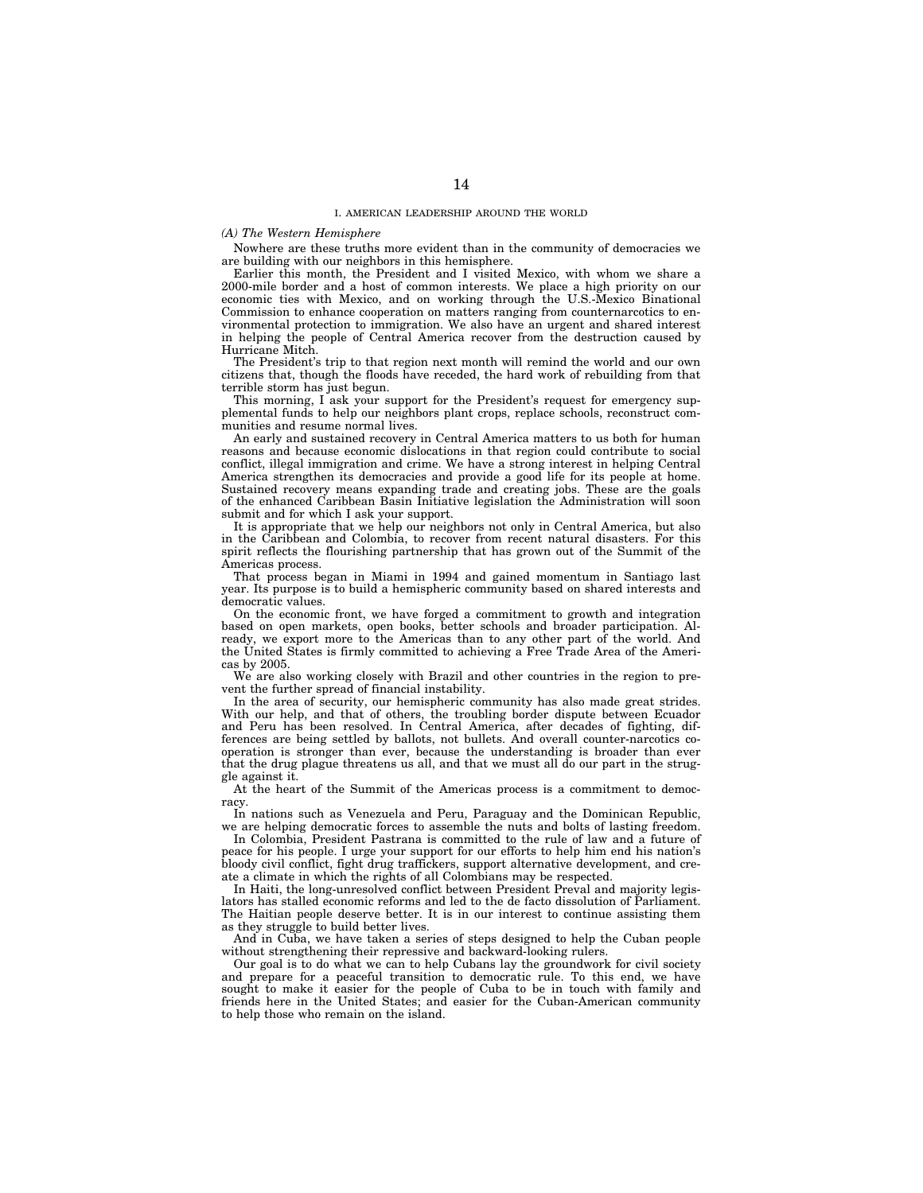## I. AMERICAN LEADERSHIP AROUND THE WORLD

### *(A) The Western Hemisphere*

Nowhere are these truths more evident than in the community of democracies we are building with our neighbors in this hemisphere.

Earlier this month, the President and I visited Mexico, with whom we share a 2000-mile border and a host of common interests. We place a high priority on our economic ties with Mexico, and on working through the U.S.-Mexico Binational Commission to enhance cooperation on matters ranging from counternarcotics to environmental protection to immigration. We also have an urgent and shared interest in helping the people of Central America recover from the destruction caused by Hurricane Mitch.

The President's trip to that region next month will remind the world and our own citizens that, though the floods have receded, the hard work of rebuilding from that terrible storm has just begun.

This morning, I ask your support for the President's request for emergency supplemental funds to help our neighbors plant crops, replace schools, reconstruct communities and resume normal lives.

An early and sustained recovery in Central America matters to us both for human reasons and because economic dislocations in that region could contribute to social conflict, illegal immigration and crime. We have a strong interest in helping Central America strengthen its democracies and provide a good life for its people at home. Sustained recovery means expanding trade and creating jobs. These are the goals of the enhanced Caribbean Basin Initiative legislation the Administration will soon submit and for which I ask your support.

It is appropriate that we help our neighbors not only in Central America, but also in the Caribbean and Colombia, to recover from recent natural disasters. For this spirit reflects the flourishing partnership that has grown out of the Summit of the Americas process.

That process began in Miami in 1994 and gained momentum in Santiago last year. Its purpose is to build a hemispheric community based on shared interests and democratic values.

On the economic front, we have forged a commitment to growth and integration based on open markets, open books, better schools and broader participation. Already, we export more to the Americas than to any other part of the world. And the United States is firmly committed to achieving a Free Trade Area of the Americas by 2005.

We are also working closely with Brazil and other countries in the region to prevent the further spread of financial instability.

In the area of security, our hemispheric community has also made great strides. With our help, and that of others, the troubling border dispute between Ecuador and Peru has been resolved. In Central America, after decades of fighting, differences are being settled by ballots, not bullets. And overall counter-narcotics cooperation is stronger than ever, because the understanding is broader than ever that the drug plague threatens us all, and that we must all do our part in the struggle against it.

At the heart of the Summit of the Americas process is a commitment to democracy.

In nations such as Venezuela and Peru, Paraguay and the Dominican Republic, we are helping democratic forces to assemble the nuts and bolts of lasting freedom.

In Colombia, President Pastrana is committed to the rule of law and a future of peace for his people. I urge your support for our efforts to help him end his nation's bloody civil conflict, fight drug traffickers, support alternative development, and create a climate in which the rights of all Colombians may be respected.

In Haiti, the long-unresolved conflict between President Preval and majority legislators has stalled economic reforms and led to the de facto dissolution of Parliament. The Haitian people deserve better. It is in our interest to continue assisting them as they struggle to build better lives.

And in Cuba, we have taken a series of steps designed to help the Cuban people without strengthening their repressive and backward-looking rulers.

Our goal is to do what we can to help Cubans lay the groundwork for civil society and prepare for a peaceful transition to democratic rule. To this end, we have sought to make it easier for the people of Cuba to be in touch with family and friends here in the United States; and easier for the Cuban-American community to help those who remain on the island.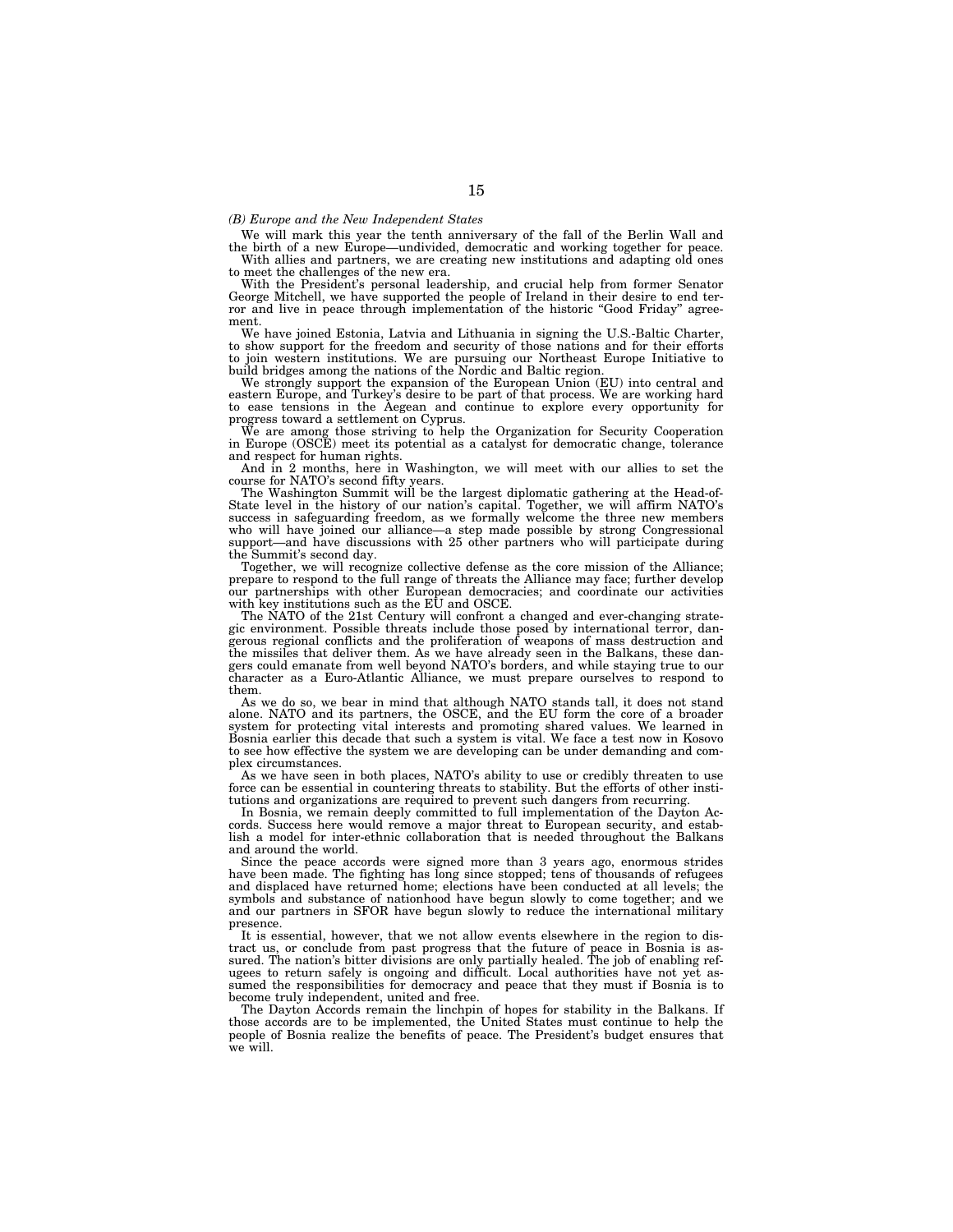*(B) Europe and the New Independent States*

We will mark this year the tenth anniversary of the fall of the Berlin Wall and the birth of a new Europe—undivided, democratic and working together for peace.

With allies and partners, we are creating new institutions and adapting old ones to meet the challenges of the new era.

With the President's personal leadership, and crucial help from former Senator George Mitchell, we have supported the people of Ireland in their desire to end terror and live in peace through implementation of the historic "Good Friday" agreement.

We have joined Estonia, Latvia and Lithuania in signing the U.S.-Baltic Charter, to show support for the freedom and security of those nations and for their efforts to join western institutions. We are pursuing our Northeast Europe Initiative to build bridges among the nations of the Nordic and Baltic region.

We strongly support the expansion of the European Union (EU) into central and eastern Europe, and Turkey's desire to be part of that process. We are working hard to ease tensions in the Aegean and continue to explore every opportunity for progress toward a settlement on Cyprus.

We are among those striving to help the Organization for Security Cooperation in Europe (OSCE) meet its potential as a catalyst for democratic change, tolerance and respect for human rights.

And in 2 months, here in Washington, we will meet with our allies to set the course for NATO's second fifty years.

The Washington Summit will be the largest diplomatic gathering at the Head-of-State level in the history of our nation's capital. Together, we will affirm NATO's success in safeguarding freedom, as we formally welcome the three new members who will have joined our alliance—a step made possible by strong Congressional support—and have discussions with 25 other partners who will participate during the Summit's second day.

Together, we will recognize collective defense as the core mission of the Alliance; prepare to respond to the full range of threats the Alliance may face; further develop our partnerships with other European democracies; and coordinate our activities with key institutions such as the EU and OSCE.

The NATO of the 21st Century will confront a changed and ever-changing strategic environment. Possible threats include those posed by international terror, dangerous regional conflicts and the proliferation of weapons of mass destruction and the missiles that deliver them. As we have already seen in the Balkans, these dangers could emanate from well beyond NATO's borders, and while staying true to our character as a Euro-Atlantic Alliance, we must prepare ourselves to respond to them.

As we do so, we bear in mind that although NATO stands tall, it does not stand alone. NATO and its partners, the OSCE, and the EU form the core of a broader system for protecting vital interests and promoting shared values. We learned in Bosnia earlier this decade that such a system is vital. We face a test now in Kosovo to see how effective the system we are developing can be under demanding and complex circumstances.

As we have seen in both places, NATO's ability to use or credibly threaten to use force can be essential in countering threats to stability. But the efforts of other institutions and organizations are required to prevent such dangers from recurring.

In Bosnia, we remain deeply committed to full implementation of the Dayton Accords. Success here would remove a major threat to European security, and establish a model for inter-ethnic collaboration that is needed throughout the Balkans and around the world.

Since the peace accords were signed more than 3 years ago, enormous strides have been made. The fighting has long since stopped; tens of thousands of refugees and displaced have returned home; elections have been conducted at all levels; the symbols and substance of nationhood have begun slowly to come together; and we and our partners in SFOR have begun slowly to reduce the international military presence.

It is essential, however, that we not allow events elsewhere in the region to distract us, or conclude from past progress that the future of peace in Bosnia is assured. The nation's bitter divisions are only partially healed. The job of enabling refugees to return safely is ongoing and difficult. Local authorities have not yet assumed the responsibilities for democracy and peace that they must if Bosnia is to become truly independent, united and free.

The Dayton Accords remain the linchpin of hopes for stability in the Balkans. If those accords are to be implemented, the United States must continue to help the people of Bosnia realize the benefits of peace. The President's budget ensures that we will.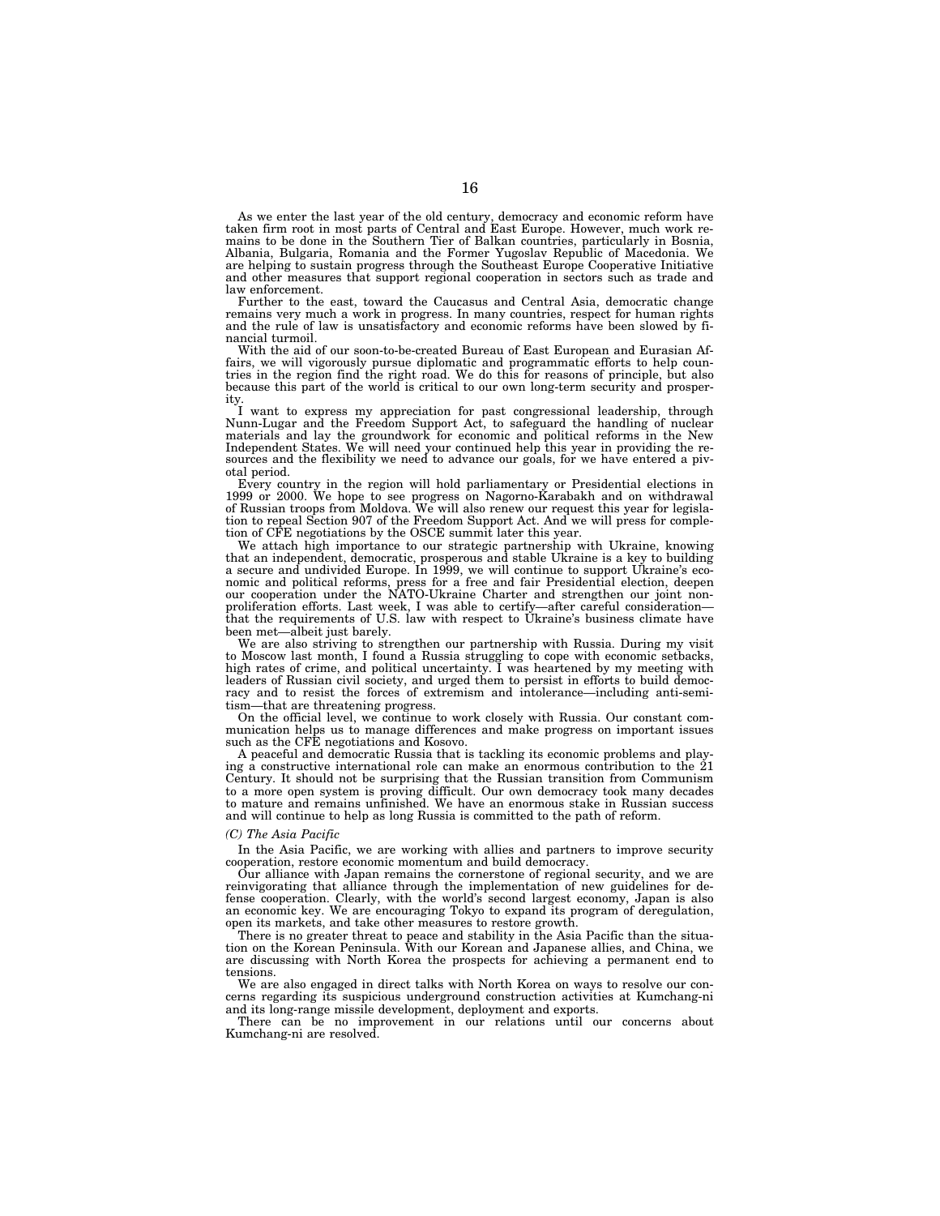As we enter the last year of the old century, democracy and economic reform have taken firm root in most parts of Central and East Europe. However, much work remains to be done in the Southern Tier of Balkan countries, particularly in Bosnia, Albania, Bulgaria, Romania and the Former Yugoslav Republic of Macedonia. We are helping to sustain progress through the Southeast Europe Cooperative Initiative and other measures that support regional cooperation in sectors such as trade and law enforcement.

Further to the east, toward the Caucasus and Central Asia, democratic change remains very much a work in progress. In many countries, respect for human rights and the rule of law is unsatisfactory and economic reforms have been slowed by financial turmoil.

With the aid of our soon-to-be-created Bureau of East European and Eurasian Affairs, we will vigorously pursue diplomatic and programmatic efforts to help countries in the region find the right road. We do this for reasons of principle, but also because this part of the world is critical to our own long-term security and prosperity.

I want to express my appreciation for past congressional leadership, through Nunn-Lugar and the Freedom Support Act, to safeguard the handling of nuclear materials and lay the groundwork for economic and political reforms in the New Independent States. We will need your continued help this year in providing the resources and the flexibility we need to advance our goals, for we have entered a pivotal period.

Every country in the region will hold parliamentary or Presidential elections in 1999 or 2000. We hope to see progress on Nagorno-Karabakh and on withdrawal of Russian troops from Moldova. We will also renew our request this year for legislation to repeal Section 907 of the Freedom Support Act. And we will press for completion of CFE negotiations by the OSCE summit later this year.

We attach high importance to our strategic partnership with Ukraine, knowing that an independent, democratic, prosperous and stable Ukraine is a key to building a secure and undivided Europe. In 1999, we will continue to support Ukraine's economic and political reforms, press for a free and fair Presidential election, deepen our cooperation under the NATO-Ukraine Charter and strengthen our joint nonproliferation efforts. Last week, I was able to certify—after careful consideration—that the requirements of U.S. law with respect to Ukraine's business climate have been met—albeit just barely.

We are also striving to strengthen our partnership with Russia. During my visit to Moscow last month, I found a Russia struggling to cope with economic setbacks, high rates of crime, and political uncertainty. I was heartened by my meeting with leaders of Russian civil society, and urged them to persist in efforts to build democracy and to resist the forces of extremism and intolerance—including anti-semitism—that are threatening progress.

On the official level, we continue to work closely with Russia. Our constant communication helps us to manage differences and make progress on important issues such as the CFE negotiations and Kosovo.

A peaceful and democratic Russia that is tackling its economic problems and playing a constructive international role can make an enormous contribution to the 21 Century. It should not be surprising that the Russian transition from Communism to a more open system is proving difficult. Our own democracy took many decades to mature and remains unfinished. We have an enormous stake in Russian success and will continue to help as long Russia is committed to the path of reform.

*(C) The Asia Pacific*

In the Asia Pacific, we are working with allies and partners to improve security cooperation, restore economic momentum and build democracy.

Our alliance with Japan remains the cornerstone of regional security, and we are reinvigorating that alliance through the implementation of new guidelines for defense cooperation. Clearly, with the world's second largest economy, Japan is also an economic key. We are encouraging Tokyo to expand its program of deregulation, open its markets, and take other measures to restore growth.

There is no greater threat to peace and stability in the Asia Pacific than the situation on the Korean Peninsula. With our Korean and Japanese allies, and China, we are discussing with North Korea the prospects for achieving a permanent end to tensions.

We are also engaged in direct talks with North Korea on ways to resolve our concerns regarding its suspicious underground construction activities at Kumchang-ni and its long-range missile development, deployment and exports.

There can be no improvement in our relations until our concerns about Kumchang-ni are resolved.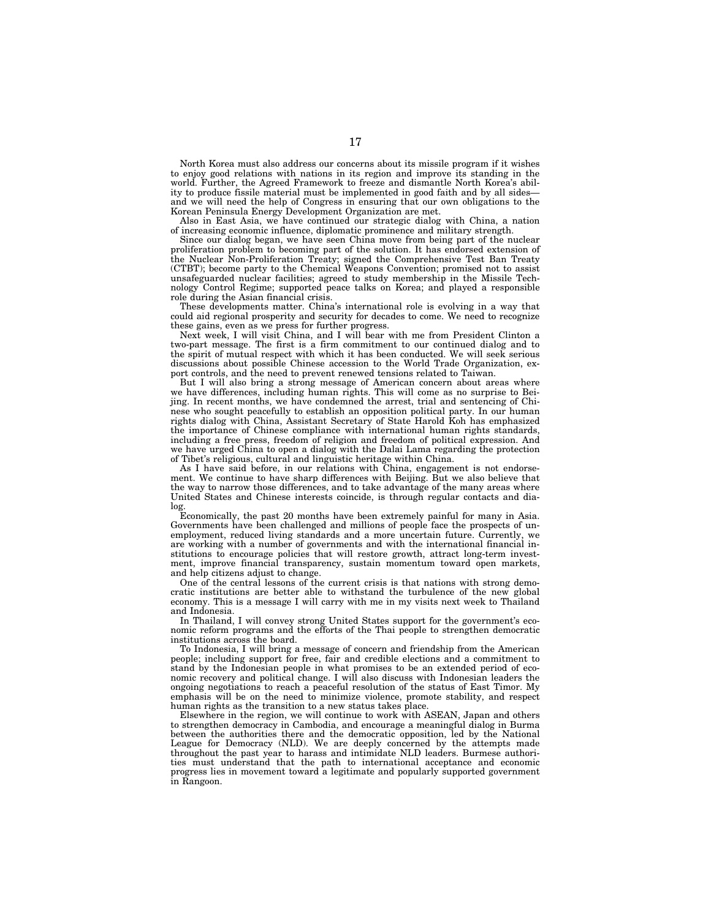North Korea must also address our concerns about its missile program if it wishes to enjoy good relations with nations in its region and improve its standing in the world. Further, the Agreed Framework to freeze and dismantle North Korea's ability to produce fissile material must be implemented in good faith and by all sides—and we will need the help of Congress in ensuring that our own obligations to the Korean Peninsula Energy Development Organization are met.

Also in East Asia, we have continued our strategic dialog with China, a nation of increasing economic influence, diplomatic prominence and military strength.

Since our dialog began, we have seen China move from being part of the nuclear proliferation problem to becoming part of the solution. It has endorsed extension of the Nuclear Non-Proliferation Treaty; signed the Comprehensive Test Ban Treaty (CTBT); become party to the Chemical Weapons Convention; promised not to assist unsafeguarded nuclear facilities; agreed to study membership in the Missile Technology Control Regime; supported peace talks on Korea; and played a responsible role during the Asian financial crisis.

These developments matter. China's international role is evolving in a way that could aid regional prosperity and security for decades to come. We need to recognize these gains, even as we press for further progress.

Next week, I will visit China, and I will bear with me from President Clinton a two-part message. The first is a firm commitment to our continued dialog and to the spirit of mutual respect with which it has been conducted. We will seek serious discussions about possible Chinese accession to the World Trade Organization, export controls, and the need to prevent renewed tensions related to Taiwan.

But I will also bring a strong message of American concern about areas where we have differences, including human rights. This will come as no surprise to Beijing. In recent months, we have condemned the arrest, trial and sentencing of Chinese who sought peacefully to establish an opposition political party. In our human rights dialog with China, Assistant Secretary of State Harold Koh has emphasized the importance of Chinese compliance with international human rights standards, including a free press, freedom of religion and freedom of political expression. And we have urged China to open a dialog with the Dalai Lama regarding the protection of Tibet's religious, cultural and linguistic heritage within China.

As I have said before, in our relations with China, engagement is not endorsement. We continue to have sharp differences with Beijing. But we also believe that the way to narrow those differences, and to take advantage of the many areas where United States and Chinese interests coincide, is through regular contacts and dialog.

Economically, the past 20 months have been extremely painful for many in Asia. Governments have been challenged and millions of people face the prospects of unemployment, reduced living standards and a more uncertain future. Currently, we are working with a number of governments and with the international financial institutions to encourage policies that will restore growth, attract long-term investment, improve financial transparency, sustain momentum toward open markets, and help citizens adjust to change.

One of the central lessons of the current crisis is that nations with strong democratic institutions are better able to withstand the turbulence of the new global economy. This is a message I will carry with me in my visits next week to Thailand and Indonesia.

In Thailand, I will convey strong United States support for the government's economic reform programs and the efforts of the Thai people to strengthen democratic institutions across the board.

To Indonesia, I will bring a message of concern and friendship from the American people; including support for free, fair and credible elections and a commitment to stand by the Indonesian people in what promises to be an extended period of economic recovery and political change. I will also discuss with Indonesian leaders the ongoing negotiations to reach a peaceful resolution of the status of East Timor. My emphasis will be on the need to minimize violence, promote stability, and respect human rights as the transition to a new status takes place.

Elsewhere in the region, we will continue to work with ASEAN, Japan and others to strengthen democracy in Cambodia, and encourage a meaningful dialog in Burma between the authorities there and the democratic opposition, led by the National League for Democracy (NLD). We are deeply concerned by the attempts made throughout the past year to harass and intimidate NLD leaders. Burmese authorities must understand that the path to international acceptance and economic progress lies in movement toward a legitimate and popularly supported government in Rangoon.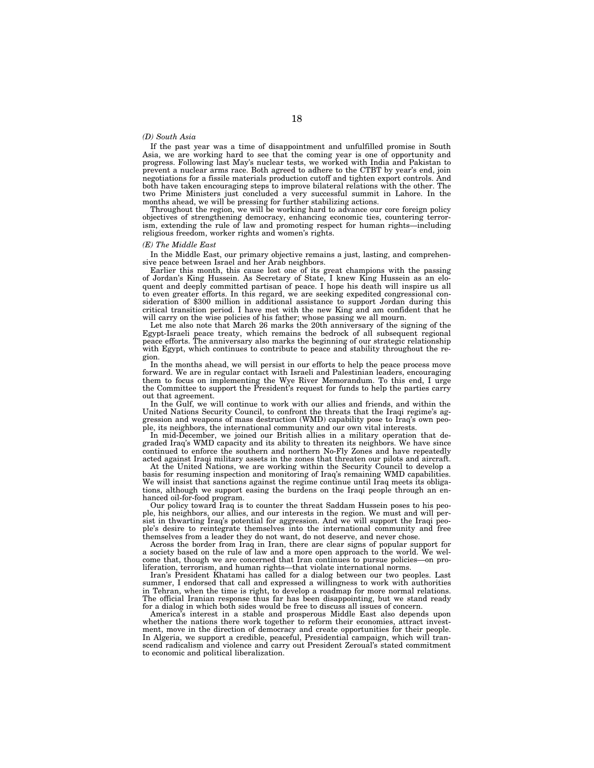*(D) South Asia*

If the past year was a time of disappointment and unfulfilled promise in South Asia, we are working hard to see that the coming year is one of opportunity and progress. Following last May's nuclear tests, we worked with India and Pakistan to prevent a nuclear arms race. Both agreed to adhere to the CTBT by year's end, join negotiations for a fissile materials production cutoff and tighten export controls. And both have taken encouraging steps to improve bilateral relations with the other. The two Prime Ministers just concluded a very successful summit in Lahore. In the months ahead, we will be pressing for further stabilizing actions.

Throughout the region, we will be working hard to advance our core foreign policy objectives of strengthening democracy, enhancing economic ties, countering terrorism, extending the rule of law and promoting respect for human rights—including religious freedom, worker rights and women's rights.

*(E) The Middle East*

In the Middle East, our primary objective remains a just, lasting, and comprehensive peace between Israel and her Arab neighbors.

Earlier this month, this cause lost one of its great champions with the passing of Jordan's King Hussein. As Secretary of State, I knew King Hussein as an eloquent and deeply committed partisan of peace. I hope his death will inspire us all to even greater efforts. In this regard, we are seeking expedited congressional consideration of $300 million in additional assistance to support Jordan during this critical transition period. I have met with the new King and am confident that he will carry on the wise policies of his father; whose passing we all mourn.

Let me also note that March 26 marks the 20th anniversary of the signing of the Egypt-Israeli peace treaty, which remains the bedrock of all subsequent regional peace efforts. The anniversary also marks the beginning of our strategic relationship with Egypt, which continues to contribute to peace and stability throughout the region.

In the months ahead, we will persist in our efforts to help the peace process move forward. We are in regular contact with Israeli and Palestinian leaders, encouraging them to focus on implementing the Wye River Memorandum. To this end, I urge the Committee to support the President's request for funds to help the parties carry out that agreement.

In the Gulf, we will continue to work with our allies and friends, and within the United Nations Security Council, to confront the threats that the Iraqi regime's aggression and weapons of mass destruction (WMD) capability pose to Iraq's own people, its neighbors, the international community and our own vital interests.

In mid-December, we joined our British allies in a military operation that degraded Iraq's WMD capacity and its ability to threaten its neighbors. We have since continued to enforce the southern and northern No-Fly Zones and have repeatedly acted against Iraqi military assets in the zones that threaten our pilots and aircraft.

At the United Nations, we are working within the Security Council to develop a basis for resuming inspection and monitoring of Iraq's remaining WMD capabilities. We will insist that sanctions against the regime continue until Iraq meets its obligations, although we support easing the burdens on the Iraqi people through an enhanced oil-for-food program.

Our policy toward Iraq is to counter the threat Saddam Hussein poses to his people, his neighbors, our allies, and our interests in the region. We must and will persist in thwarting Iraq's potential for aggression. And we will support the Iraqi people's desire to reintegrate themselves into the international community and free themselves from a leader they do not want, do not deserve, and never chose.

Across the border from Iraq in Iran, there are clear signs of popular support for a society based on the rule of law and a more open approach to the world. We welcome that, though we are concerned that Iran continues to pursue policies—on proliferation, terrorism, and human rights—that violate international norms.

Iran's President Khatami has called for a dialog between our two peoples. Last summer, I endorsed that call and expressed a willingness to work with authorities in Tehran, when the time is right, to develop a roadmap for more normal relations. The official Iranian response thus far has been disappointing, but we stand ready for a dialog in which both sides would be free to discuss all issues of concern.

America's interest in a stable and prosperous Middle East also depends upon whether the nations there work together to reform their economies, attract investment, move in the direction of democracy and create opportunities for their people. In Algeria, we support a credible, peaceful, Presidential campaign, which will transcend radicalism and violence and carry out President Zeroual's stated commitment to economic and political liberalization.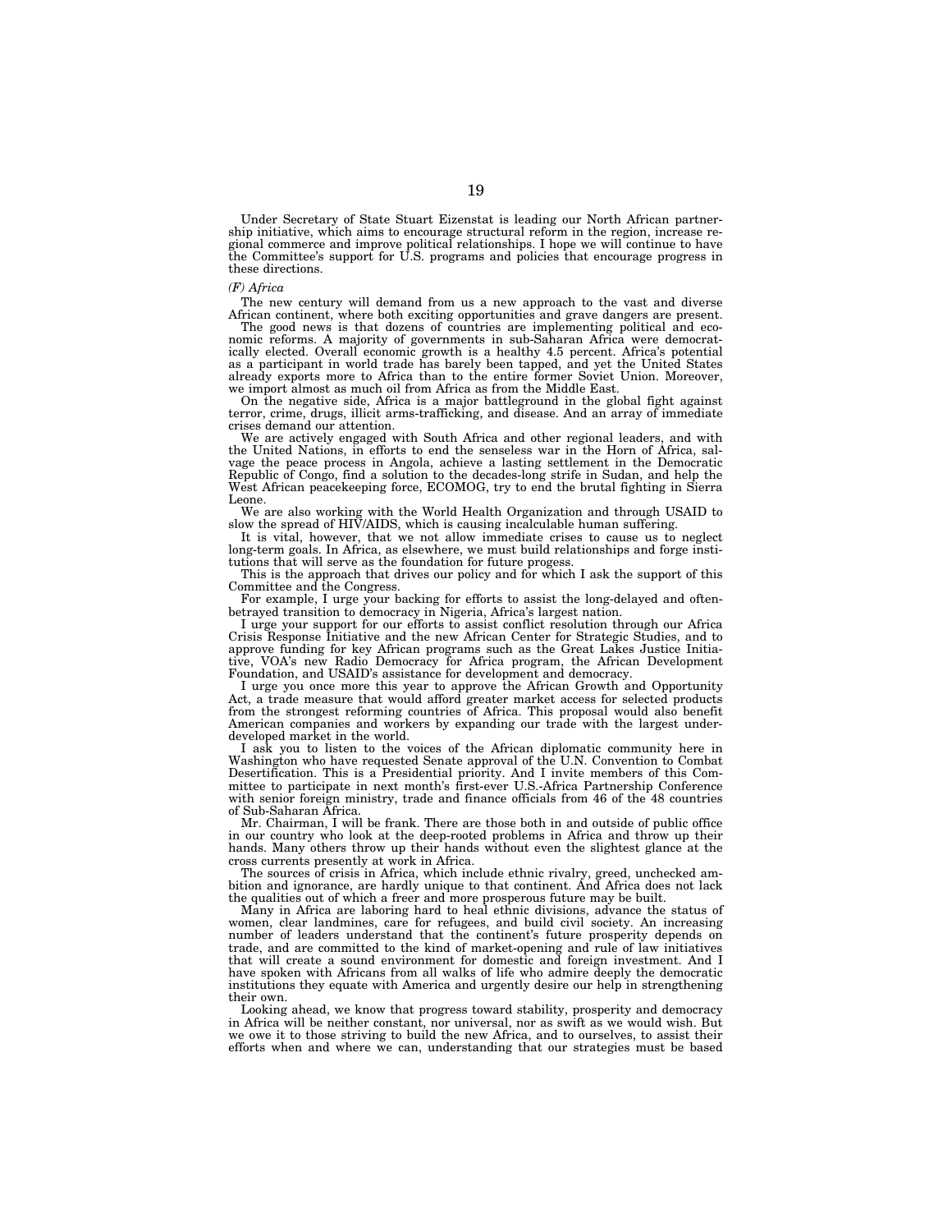Under Secretary of State Stuart Eizenstat is leading our North African partnership initiative, which aims to encourage structural reform in the region, increase regional commerce and improve political relationships. I hope we will continue to have the Committee's support for U.S. programs and policies that encourage progress in these directions.

*(F) Africa*

The new century will demand from us a new approach to the vast and diverse African continent, where both exciting opportunities and grave dangers are present.

The good news is that dozens of countries are implementing political and economic reforms. A majority of governments in sub-Saharan Africa were democratically elected. Overall economic growth is a healthy 4.5 percent. Africa's potential as a participant in world trade has barely been tapped, and yet the United States already exports more to Africa than to the entire former Soviet Union. Moreover, we import almost as much oil from Africa as from the Middle East.

On the negative side, Africa is a major battleground in the global fight against terror, crime, drugs, illicit arms-trafficking, and disease. And an array of immediate crises demand our attention.

We are actively engaged with South Africa and other regional leaders, and with the United Nations, in efforts to end the senseless war in the Horn of Africa, salvage the peace process in Angola, achieve a lasting settlement in the Democratic Republic of Congo, find a solution to the decades-long strife in Sudan, and help the West African peacekeeping force, ECOMOG, try to end the brutal fighting in Sierra Leone.

We are also working with the World Health Organization and through USAID to slow the spread of HIV/AIDS, which is causing incalculable human suffering.

It is vital, however, that we not allow immediate crises to cause us to neglect long-term goals. In Africa, as elsewhere, we must build relationships and forge institutions that will serve as the foundation for future progess.

This is the approach that drives our policy and for which I ask the support of this Committee and the Congress.

For example, I urge your backing for efforts to assist the long-delayed and often-betrayed transition to democracy in Nigeria, Africa's largest nation.

I urge your support for our efforts to assist conflict resolution through our Africa Crisis Response Initiative and the new African Center for Strategic Studies, and to approve funding for key African programs such as the Great Lakes Justice Initiative, VOA's new Radio Democracy for Africa program, the African Development Foundation, and USAID's assistance for development and democracy.

I urge you once more this year to approve the African Growth and Opportunity Act, a trade measure that would afford greater market access for selected products from the strongest reforming countries of Africa. This proposal would also benefit American companies and workers by expanding our trade with the largest underdeveloped market in the world.

I ask you to listen to the voices of the African diplomatic community here in Washington who have requested Senate approval of the U.N. Convention to Combat Desertification. This is a Presidential priority. And I invite members of this Committee to participate in next month's first-ever U.S.-Africa Partnership Conference with senior foreign ministry, trade and finance officials from 46 of the 48 countries of Sub-Saharan Africa.

Mr. Chairman, I will be frank. There are those both in and outside of public office in our country who look at the deep-rooted problems in Africa and throw up their hands. Many others throw up their hands without even the slightest glance at the cross currents presently at work in Africa.

The sources of crisis in Africa, which include ethnic rivalry, greed, unchecked ambition and ignorance, are hardly unique to that continent. And Africa does not lack the qualities out of which a freer and more prosperous future may be built.

Many in Africa are laboring hard to heal ethnic divisions, advance the status of women, clear landmines, care for refugees, and build civil society. An increasing number of leaders understand that the continent's future prosperity depends on trade, and are committed to the kind of market-opening and rule of law initiatives that will create a sound environment for domestic and foreign investment. And I have spoken with Africans from all walks of life who admire deeply the democratic institutions they equate with America and urgently desire our help in strengthening their own.

Looking ahead, we know that progress toward stability, prosperity and democracy in Africa will be neither constant, nor universal, nor as swift as we would wish. But we owe it to those striving to build the new Africa, and to ourselves, to assist their efforts when and where we can, understanding that our strategies must be based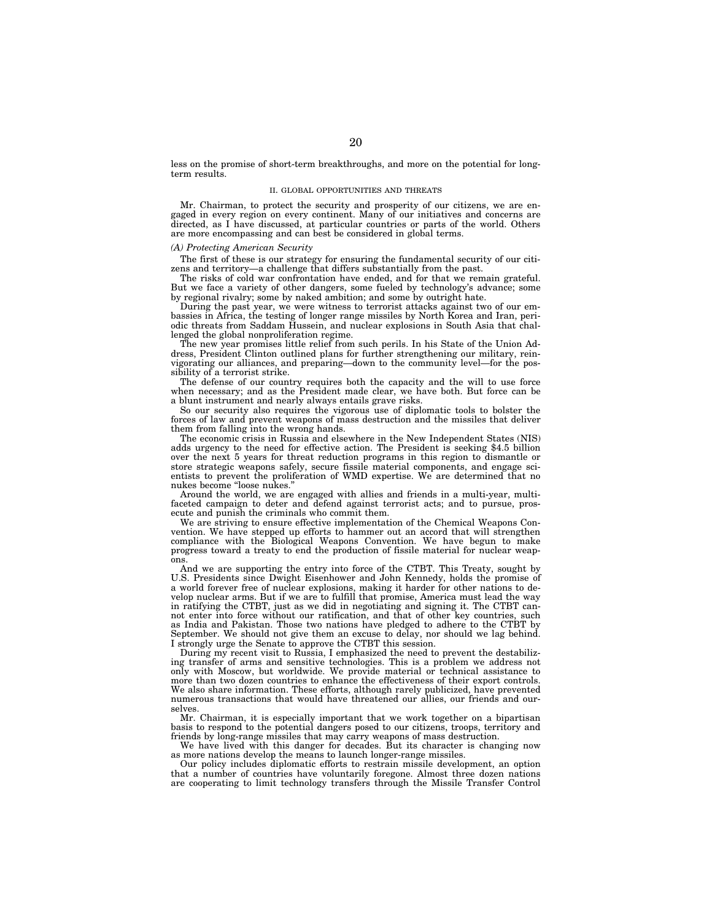less on the promise of short-term breakthroughs, and more on the potential for long-term results.

## II. GLOBAL OPPORTUNITIES AND THREATS

Mr. Chairman, to protect the security and prosperity of our citizens, we are engaged in every region on every continent. Many of our initiatives and concerns are directed, as I have discussed, at particular countries or parts of the world. Others are more encompassing and can best be considered in global terms.

### *(A) Protecting American Security*

The first of these is our strategy for ensuring the fundamental security of our citizens and territory—a challenge that differs substantially from the past.

The risks of cold war confrontation have ended, and for that we remain grateful. But we face a variety of other dangers, some fueled by technology's advance; some by regional rivalry; some by naked ambition; and some by outright hate.

During the past year, we were witness to terrorist attacks against two of our embassies in Africa, the testing of longer range missiles by North Korea and Iran, periodic threats from Saddam Hussein, and nuclear explosions in South Asia that challenged the global nonproliferation regime.

The new year promises little relief from such perils. In his State of the Union Address, President Clinton outlined plans for further strengthening our military, reinvigorating our alliances, and preparing—down to the community level—for the possibility of a terrorist strike.

The defense of our country requires both the capacity and the will to use force when necessary; and as the President made clear, we have both. But force can be a blunt instrument and nearly always entails grave risks.

So our security also requires the vigorous use of diplomatic tools to bolster the forces of law and prevent weapons of mass destruction and the missiles that deliver them from falling into the wrong hands.

The economic crisis in Russia and elsewhere in the New Independent States (NIS) adds urgency to the need for effective action. The President is seeking $4.5 billion over the next 5 years for threat reduction programs in this region to dismantle or store strategic weapons safely, secure fissile material components, and engage scientists to prevent the proliferation of WMD expertise. We are determined that no nukes become "loose nukes."

Around the world, we are engaged with allies and friends in a multi-year, multi-faceted campaign to deter and defend against terrorist acts; and to pursue, prosecute and punish the criminals who commit them.

We are striving to ensure effective implementation of the Chemical Weapons Convention. We have stepped up efforts to hammer out an accord that will strengthen compliance with the Biological Weapons Convention. We have begun to make progress toward a treaty to end the production of fissile material for nuclear weapons.

And we are supporting the entry into force of the CTBT. This Treaty, sought by U.S. Presidents since Dwight Eisenhower and John Kennedy, holds the promise of a world forever free of nuclear explosions, making it harder for other nations to develop nuclear arms. But if we are to fulfill that promise, America must lead the way in ratifying the CTBT, just as we did in negotiating and signing it. The CTBT cannot enter into force without our ratification, and that of other key countries, such as India and Pakistan. Those two nations have pledged to adhere to the CTBT by September. We should not give them an excuse to delay, nor should we lag behind. I strongly urge the Senate to approve the CTBT this session.

During my recent visit to Russia, I emphasized the need to prevent the destabilizing transfer of arms and sensitive technologies. This is a problem we address not only with Moscow, but worldwide. We provide material or technical assistance to more than two dozen countries to enhance the effectiveness of their export controls. We also share information. These efforts, although rarely publicized, have prevented numerous transactions that would have threatened our allies, our friends and ourselves.

Mr. Chairman, it is especially important that we work together on a bipartisan basis to respond to the potential dangers posed to our citizens, troops, territory and friends by long-range missiles that may carry weapons of mass destruction.

We have lived with this danger for decades. But its character is changing now as more nations develop the means to launch longer-range missiles.

Our policy includes diplomatic efforts to restrain missile development, an option that a number of countries have voluntarily foregone. Almost three dozen nations are cooperating to limit technology transfers through the Missile Transfer Control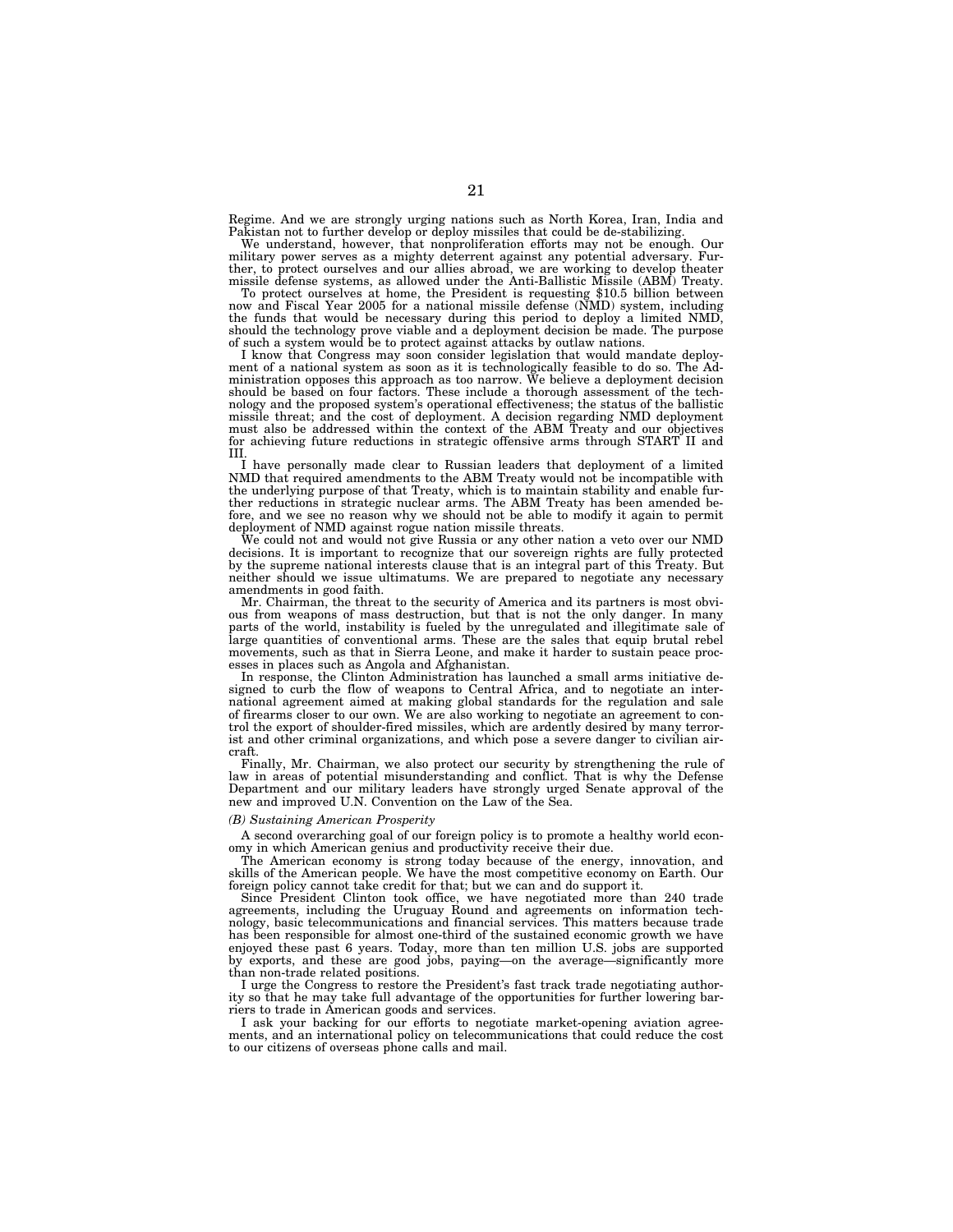Regime. And we are strongly urging nations such as North Korea, Iran, India and Pakistan not to further develop or deploy missiles that could be de-stabilizing.

We understand, however, that nonproliferation efforts may not be enough. Our military power serves as a mighty deterrent against any potential adversary. Further, to protect ourselves and our allies abroad, we are working to develop theater missile defense systems, as allowed under the Anti-Ballistic Missile (ABM) Treaty.

To protect ourselves at home, the President is requesting $10.5 billion between now and Fiscal Year 2005 for a national missile defense (NMD) system, including the funds that would be necessary during this period to deploy a limited NMD, should the technology prove viable and a deployment decision be made. The purpose of such a system would be to protect against attacks by outlaw nations.

I know that Congress may soon consider legislation that would mandate deployment of a national system as soon as it is technologically feasible to do so. The Administration opposes this approach as too narrow. We believe a deployment decision should be based on four factors. These include a thorough assessment of the technology and the proposed system's operational effectiveness; the status of the ballistic missile threat; and the cost of deployment. A decision regarding NMD deployment must also be addressed within the context of the ABM Treaty and our objectives for achieving future reductions in strategic offensive arms through START II and III.

I have personally made clear to Russian leaders that deployment of a limited NMD that required amendments to the ABM Treaty would not be incompatible with the underlying purpose of that Treaty, which is to maintain stability and enable further reductions in strategic nuclear arms. The ABM Treaty has been amended before, and we see no reason why we should not be able to modify it again to permit deployment of NMD against rogue nation missile threats.

We could not and would not give Russia or any other nation a veto over our NMD decisions. It is important to recognize that our sovereign rights are fully protected by the supreme national interests clause that is an integral part of this Treaty. But neither should we issue ultimatums. We are prepared to negotiate any necessary amendments in good faith.

Mr. Chairman, the threat to the security of America and its partners is most obvious from weapons of mass destruction, but that is not the only danger. In many parts of the world, instability is fueled by the unregulated and illegitimate sale of large quantities of conventional arms. These are the sales that equip brutal rebel movements, such as that in Sierra Leone, and make it harder to sustain peace processes in places such as Angola and Afghanistan.

In response, the Clinton Administration has launched a small arms initiative designed to curb the flow of weapons to Central Africa, and to negotiate an international agreement aimed at making global standards for the regulation and sale of firearms closer to our own. We are also working to negotiate an agreement to control the export of shoulder-fired missiles, which are ardently desired by many terrorist and other criminal organizations, and which pose a severe danger to civilian aircraft.

Finally, Mr. Chairman, we also protect our security by strengthening the rule of law in areas of potential misunderstanding and conflict. That is why the Defense Department and our military leaders have strongly urged Senate approval of the new and improved U.N. Convention on the Law of the Sea.

*(B) Sustaining American Prosperity*

A second overarching goal of our foreign policy is to promote a healthy world economy in which American genius and productivity receive their due.

The American economy is strong today because of the energy, innovation, and skills of the American people. We have the most competitive economy on Earth. Our foreign policy cannot take credit for that; but we can and do support it.

Since President Clinton took office, we have negotiated more than 240 trade agreements, including the Uruguay Round and agreements on information technology, basic telecommunications and financial services. This matters because trade has been responsible for almost one-third of the sustained economic growth we have enjoyed these past 6 years. Today, more than ten million U.S. jobs are supported by exports, and these are good jobs, paying—on the average—significantly more than non-trade related positions.

I urge the Congress to restore the President's fast track trade negotiating authority so that he may take full advantage of the opportunities for further lowering barriers to trade in American goods and services.

I ask your backing for our efforts to negotiate market-opening aviation agreements, and an international policy on telecommunications that could reduce the cost to our citizens of overseas phone calls and mail.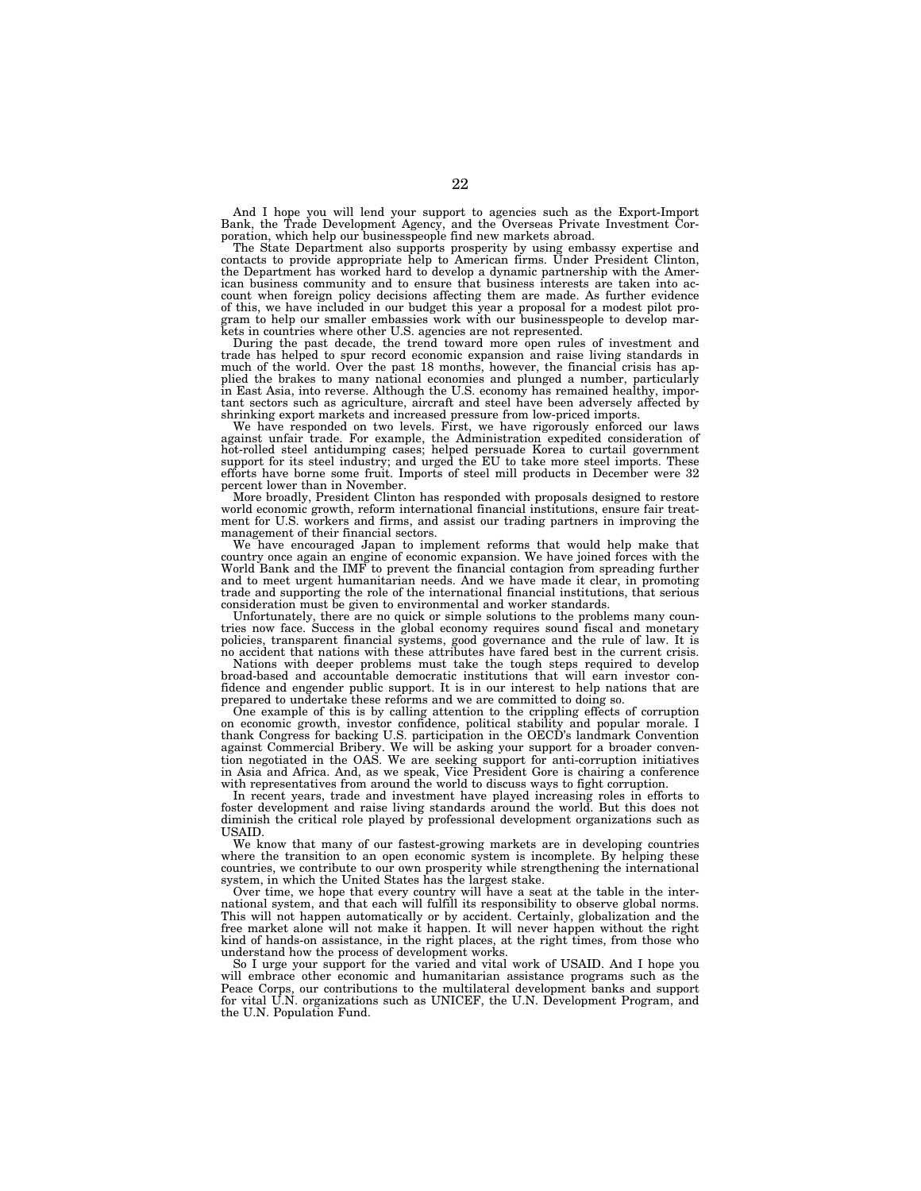And I hope you will lend your support to agencies such as the Export-Import Bank, the Trade Development Agency, and the Overseas Private Investment Corporation, which help our businesspeople find new markets abroad.

The State Department also supports prosperity by using embassy expertise and contacts to provide appropriate help to American firms. Under President Clinton, the Department has worked hard to develop a dynamic partnership with the American business community and to ensure that business interests are taken into account when foreign policy decisions affecting them are made. As further evidence of this, we have included in our budget this year a proposal for a modest pilot program to help our smaller embassies work with our businesspeople to develop markets in countries where other U.S. agencies are not represented.

During the past decade, the trend toward more open rules of investment and trade has helped to spur record economic expansion and raise living standards in much of the world. Over the past 18 months, however, the financial crisis has applied the brakes to many national economies and plunged a number, particularly in East Asia, into reverse. Although the U.S. economy has remained healthy, important sectors such as agriculture, aircraft and steel have been adversely affected by shrinking export markets and increased pressure from low-priced imports.

We have responded on two levels. First, we have rigorously enforced our laws against unfair trade. For example, the Administration expedited consideration of hot-rolled steel antidumping cases; helped persuade Korea to curtail government support for its steel industry; and urged the EU to take more steel imports. These efforts have borne some fruit. Imports of steel mill products in December were 32 percent lower than in November.

More broadly, President Clinton has responded with proposals designed to restore world economic growth, reform international financial institutions, ensure fair treatment for U.S. workers and firms, and assist our trading partners in improving the management of their financial sectors.

We have encouraged Japan to implement reforms that would help make that country once again an engine of economic expansion. We have joined forces with the World Bank and the IMF to prevent the financial contagion from spreading further and to meet urgent humanitarian needs. And we have made it clear, in promoting trade and supporting the role of the international financial institutions, that serious consideration must be given to environmental and worker standards.

Unfortunately, there are no quick or simple solutions to the problems many countries now face. Success in the global economy requires sound fiscal and monetary policies, transparent financial systems, good governance and the rule of law. It is no accident that nations with these attributes have fared best in the current crisis.

Nations with deeper problems must take the tough steps required to develop broad-based and accountable democratic institutions that will earn investor confidence and engender public support. It is in our interest to help nations that are prepared to undertake these reforms and we are committed to doing so.

One example of this is by calling attention to the crippling effects of corruption on economic growth, investor confidence, political stability and popular morale. I thank Congress for backing U.S. participation in the OECD's landmark Convention against Commercial Bribery. We will be asking your support for a broader convention negotiated in the OAS. We are seeking support for anti-corruption initiatives in Asia and Africa. And, as we speak, Vice President Gore is chairing a conference with representatives from around the world to discuss ways to fight corruption.

In recent years, trade and investment have played increasing roles in efforts to foster development and raise living standards around the world. But this does not diminish the critical role played by professional development organizations such as USAID.

We know that many of our fastest-growing markets are in developing countries where the transition to an open economic system is incomplete. By helping these countries, we contribute to our own prosperity while strengthening the international system, in which the United States has the largest stake.

Over time, we hope that every country will have a seat at the table in the international system, and that each will fulfill its responsibility to observe global norms. This will not happen automatically or by accident. Certainly, globalization and the free market alone will not make it happen. It will never happen without the right kind of hands-on assistance, in the right places, at the right times, from those who understand how the process of development works.

So I urge your support for the varied and vital work of USAID. And I hope you will embrace other economic and humanitarian assistance programs such as the Peace Corps, our contributions to the multilateral development banks and support for vital U.N. organizations such as UNICEF, the U.N. Development Program, and the U.N. Population Fund.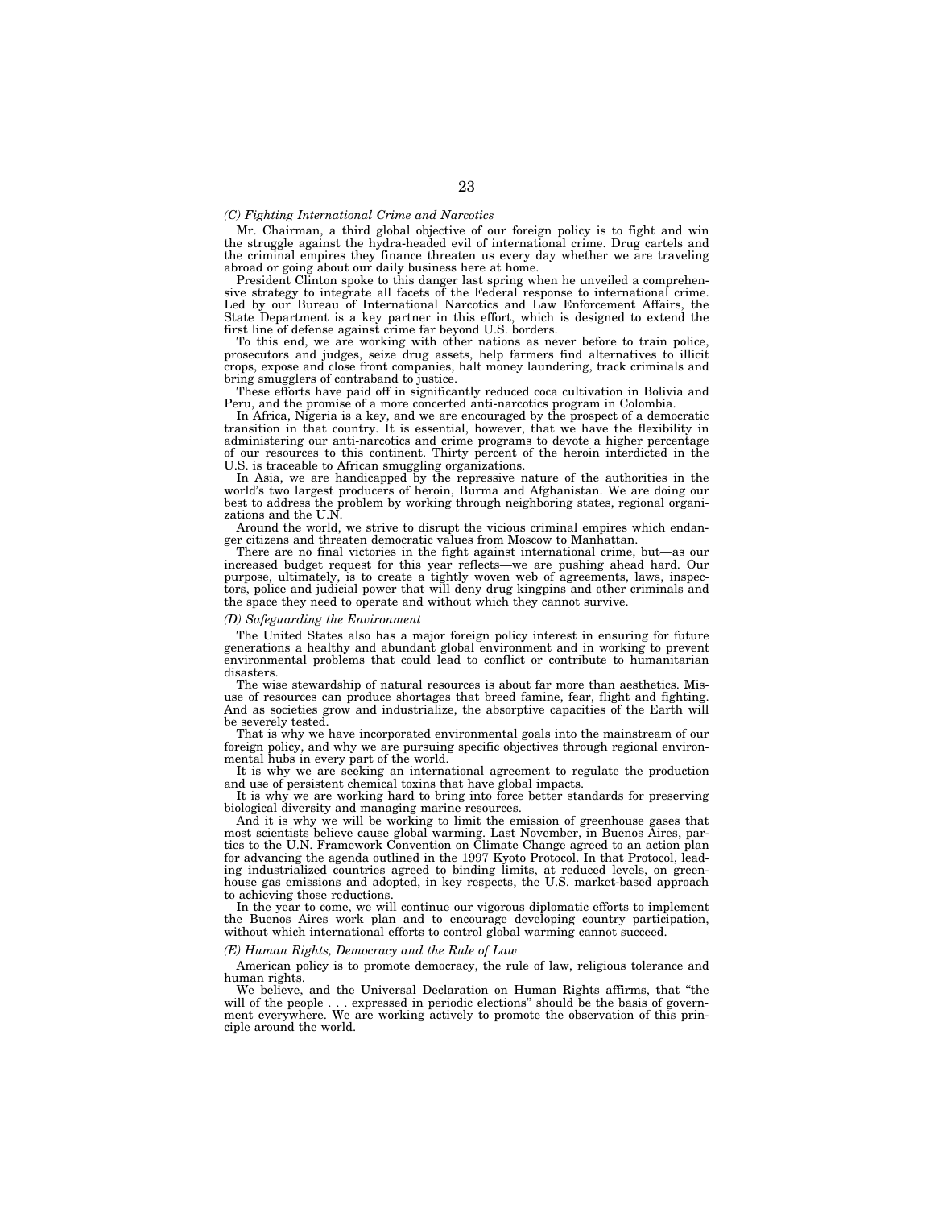*(C) Fighting International Crime and Narcotics*

Mr. Chairman, a third global objective of our foreign policy is to fight and win the struggle against the hydra-headed evil of international crime. Drug cartels and the criminal empires they finance threaten us every day whether we are traveling abroad or going about our daily business here at home.

President Clinton spoke to this danger last spring when he unveiled a comprehensive strategy to integrate all facets of the Federal response to international crime. Led by our Bureau of International Narcotics and Law Enforcement Affairs, the State Department is a key partner in this effort, which is designed to extend the first line of defense against crime far beyond U.S. borders.

To this end, we are working with other nations as never before to train police, prosecutors and judges, seize drug assets, help farmers find alternatives to illicit crops, expose and close front companies, halt money laundering, track criminals and bring smugglers of contraband to justice.

These efforts have paid off in significantly reduced coca cultivation in Bolivia and Peru, and the promise of a more concerted anti-narcotics program in Colombia.

In Africa, Nigeria is a key, and we are encouraged by the prospect of a democratic transition in that country. It is essential, however, that we have the flexibility in administering our anti-narcotics and crime programs to devote a higher percentage of our resources to this continent. Thirty percent of the heroin interdicted in the U.S. is traceable to African smuggling organizations.

In Asia, we are handicapped by the repressive nature of the authorities in the world's two largest producers of heroin, Burma and Afghanistan. We are doing our best to address the problem by working through neighboring states, regional organizations and the U.N.

Around the world, we strive to disrupt the vicious criminal empires which endanger citizens and threaten democratic values from Moscow to Manhattan.

There are no final victories in the fight against international crime, but—as our increased budget request for this year reflects—we are pushing ahead hard. Our purpose, ultimately, is to create a tightly woven web of agreements, laws, inspectors, police and judicial power that will deny drug kingpins and other criminals and the space they need to operate and without which they cannot survive.

*(D) Safeguarding the Environment*

The United States also has a major foreign policy interest in ensuring for future generations a healthy and abundant global environment and in working to prevent environmental problems that could lead to conflict or contribute to humanitarian disasters.

The wise stewardship of natural resources is about far more than aesthetics. Misuse of resources can produce shortages that breed famine, fear, flight and fighting. And as societies grow and industrialize, the absorptive capacities of the Earth will be severely tested.

That is why we have incorporated environmental goals into the mainstream of our foreign policy, and why we are pursuing specific objectives through regional environmental hubs in every part of the world.

It is why we are seeking an international agreement to regulate the production and use of persistent chemical toxins that have global impacts.

It is why we are working hard to bring into force better standards for preserving biological diversity and managing marine resources.

And it is why we will be working to limit the emission of greenhouse gases that most scientists believe cause global warming. Last November, in Buenos Aires, parties to the U.N. Framework Convention on Climate Change agreed to an action plan for advancing the agenda outlined in the 1997 Kyoto Protocol. In that Protocol, leading industrialized countries agreed to binding limits, at reduced levels, on greenhouse gas emissions and adopted, in key respects, the U.S. market-based approach to achieving those reductions.

In the year to come, we will continue our vigorous diplomatic efforts to implement the Buenos Aires work plan and to encourage developing country participation, without which international efforts to control global warming cannot succeed.

*(E) Human Rights, Democracy and the Rule of Law*

American policy is to promote democracy, the rule of law, religious tolerance and human rights.

We believe, and the Universal Declaration on Human Rights affirms, that "the will of the people . . . expressed in periodic elections" should be the basis of government everywhere. We are working actively to promote the observation of this principle around the world.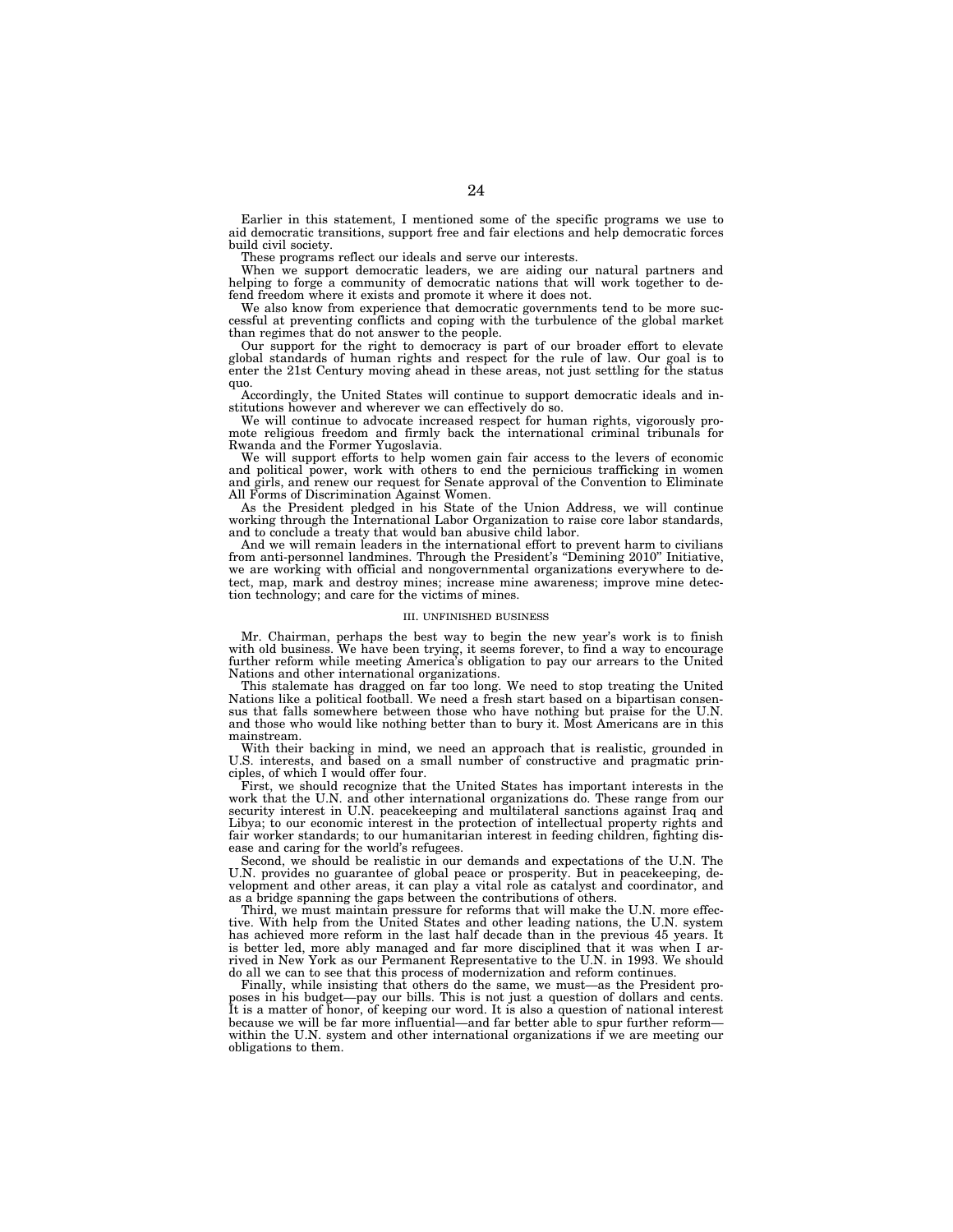Earlier in this statement, I mentioned some of the specific programs we use to aid democratic transitions, support free and fair elections and help democratic forces build civil society.

These programs reflect our ideals and serve our interests.

When we support democratic leaders, we are aiding our natural partners and helping to forge a community of democratic nations that will work together to defend freedom where it exists and promote it where it does not.

We also know from experience that democratic governments tend to be more successful at preventing conflicts and coping with the turbulence of the global market than regimes that do not answer to the people.

Our support for the right to democracy is part of our broader effort to elevate global standards of human rights and respect for the rule of law. Our goal is to enter the 21st Century moving ahead in these areas, not just settling for the status quo.

Accordingly, the United States will continue to support democratic ideals and institutions however and wherever we can effectively do so.

We will continue to advocate increased respect for human rights, vigorously promote religious freedom and firmly back the international criminal tribunals for Rwanda and the Former Yugoslavia.

We will support efforts to help women gain fair access to the levers of economic and political power, work with others to end the pernicious trafficking in women and girls, and renew our request for Senate approval of the Convention to Eliminate All Forms of Discrimination Against Women.

As the President pledged in his State of the Union Address, we will continue working through the International Labor Organization to raise core labor standards, and to conclude a treaty that would ban abusive child labor.

And we will remain leaders in the international effort to prevent harm to civilians from anti-personnel landmines. Through the President's "Demining 2010" Initiative, we are working with official and nongovernmental organizations everywhere to detect, map, mark and destroy mines; increase mine awareness; improve mine detection technology; and care for the victims of mines.

## III. UNFINISHED BUSINESS

Mr. Chairman, perhaps the best way to begin the new year's work is to finish with old business. We have been trying, it seems forever, to find a way to encourage further reform while meeting America's obligation to pay our arrears to the United Nations and other international organizations.

This stalemate has dragged on far too long. We need to stop treating the United Nations like a political football. We need a fresh start based on a bipartisan consensus that falls somewhere between those who have nothing but praise for the U.N. and those who would like nothing better than to bury it. Most Americans are in this mainstream.

With their backing in mind, we need an approach that is realistic, grounded in U.S. interests, and based on a small number of constructive and pragmatic principles, of which I would offer four.

First, we should recognize that the United States has important interests in the work that the U.N. and other international organizations do. These range from our security interest in U.N. peacekeeping and multilateral sanctions against Iraq and Libya; to our economic interest in the protection of intellectual property rights and fair worker standards; to our humanitarian interest in feeding children, fighting disease and caring for the world's refugees.

Second, we should be realistic in our demands and expectations of the U.N. The U.N. provides no guarantee of global peace or prosperity. But in peacekeeping, development and other areas, it can play a vital role as catalyst and coordinator, and as a bridge spanning the gaps between the contributions of others.

Third, we must maintain pressure for reforms that will make the U.N. more effective. With help from the United States and other leading nations, the U.N. system has achieved more reform in the last half decade than in the previous 45 years. It is better led, more ably managed and far more disciplined that it was when I arrived in New York as our Permanent Representative to the U.N. in 1993. We should do all we can to see that this process of modernization and reform continues.

Finally, while insisting that others do the same, we must—as the President proposes in his budget—pay our bills. This is not just a question of dollars and cents. It is a matter of honor, of keeping our word. It is also a question of national interest because we will be far more influential—and far better able to spur further reform—within the U.N. system and other international organizations if we are meeting our obligations to them.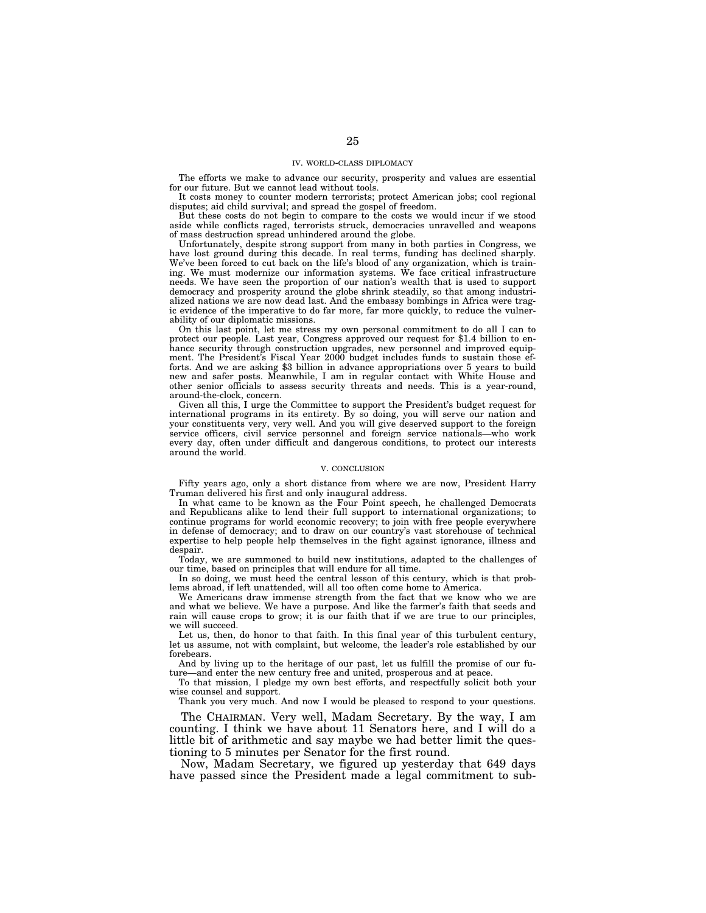## IV. WORLD-CLASS DIPLOMACY

The efforts we make to advance our security, prosperity and values are essential for our future. But we cannot lead without tools.

It costs money to counter modern terrorists; protect American jobs; cool regional disputes; aid child survival; and spread the gospel of freedom.

But these costs do not begin to compare to the costs we would incur if we stood aside while conflicts raged, terrorists struck, democracies unravelled and weapons of mass destruction spread unhindered around the globe.

Unfortunately, despite strong support from many in both parties in Congress, we have lost ground during this decade. In real terms, funding has declined sharply. We've been forced to cut back on the life's blood of any organization, which is training. We must modernize our information systems. We face critical infrastructure needs. We have seen the proportion of our nation's wealth that is used to support democracy and prosperity around the globe shrink steadily, so that among industrialized nations we are now dead last. And the embassy bombings in Africa were tragic evidence of the imperative to do far more, far more quickly, to reduce the vulnerability of our diplomatic missions.

On this last point, let me stress my own personal commitment to do all I can to protect our people. Last year, Congress approved our request for $1.4 billion to enhance security through construction upgrades, new personnel and improved equipment. The President's Fiscal Year 2000 budget includes funds to sustain those efforts. And we are asking $3 billion in advance appropriations over 5 years to build new and safer posts. Meanwhile, I am in regular contact with White House and other senior officials to assess security threats and needs. This is a year-round, around-the-clock, concern.

Given all this, I urge the Committee to support the President's budget request for international programs in its entirety. By so doing, you will serve our nation and your constituents very, very well. And you will give deserved support to the foreign service officers, civil service personnel and foreign service nationals—who work every day, often under difficult and dangerous conditions, to protect our interests around the world.

## V. CONCLUSION

Fifty years ago, only a short distance from where we are now, President Harry Truman delivered his first and only inaugural address.

In what came to be known as the Four Point speech, he challenged Democrats and Republicans alike to lend their full support to international organizations; to continue programs for world economic recovery; to join with free people everywhere in defense of democracy; and to draw on our country's vast storehouse of technical expertise to help people help themselves in the fight against ignorance, illness and despair.

Today, we are summoned to build new institutions, adapted to the challenges of our time, based on principles that will endure for all time.

In so doing, we must heed the central lesson of this century, which is that problems abroad, if left unattended, will all too often come home to America.

We Americans draw immense strength from the fact that we know who we are and what we believe. We have a purpose. And like the farmer's faith that seeds and rain will cause crops to grow; it is our faith that if we are true to our principles, we will succeed.

Let us, then, do honor to that faith. In this final year of this turbulent century, let us assume, not with complaint, but welcome, the leader's role established by our forebears.

And by living up to the heritage of our past, let us fulfill the promise of our future—and enter the new century free and united, prosperous and at peace.

To that mission, I pledge my own best efforts, and respectfully solicit both your wise counsel and support.

Thank you very much. And now I would be pleased to respond to your questions.

The CHAIRMAN. Very well, Madam Secretary. By the way, I am counting. I think we have about 11 Senators here, and I will do a little bit of arithmetic and say maybe we had better limit the questioning to 5 minutes per Senator for the first round.

Now, Madam Secretary, we figured up yesterday that 649 days have passed since the President made a legal commitment to sub-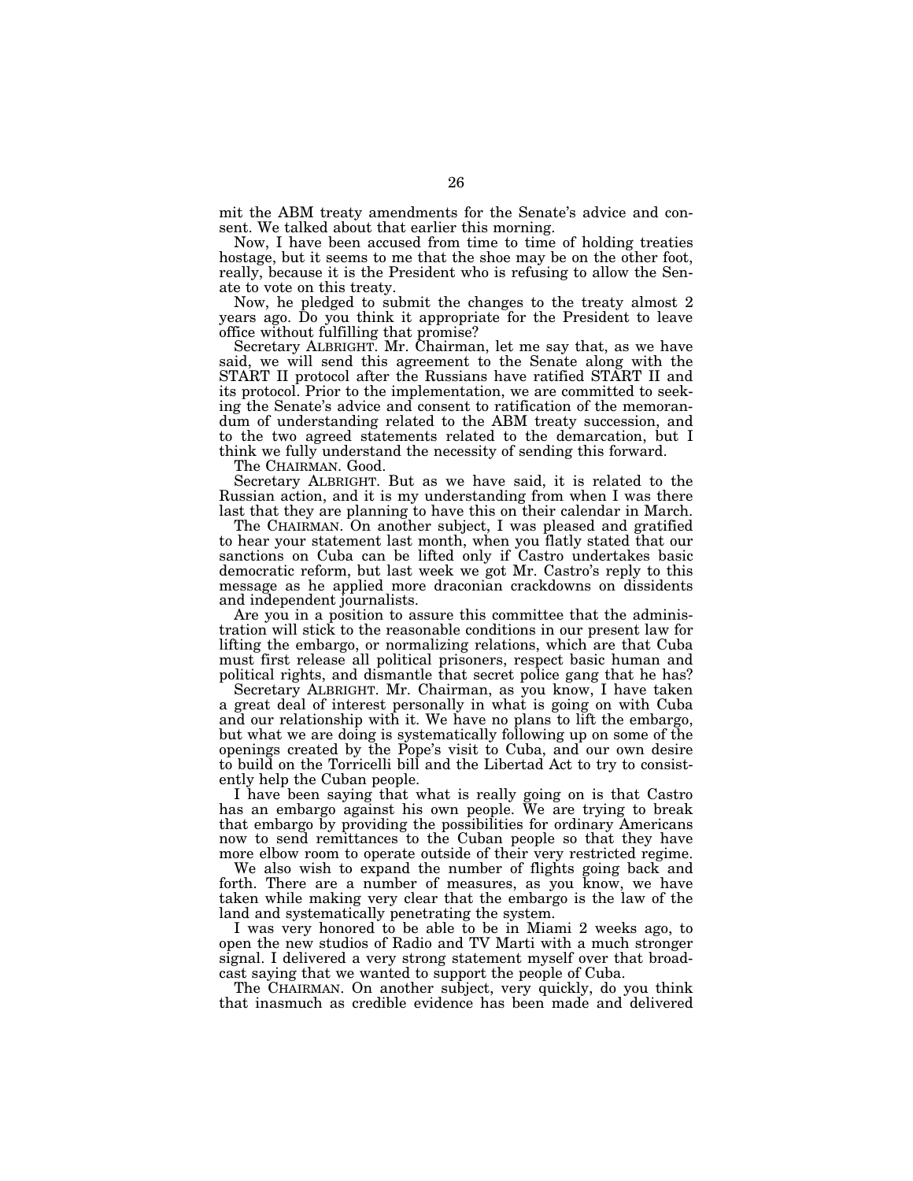mit the ABM treaty amendments for the Senate's advice and consent. We talked about that earlier this morning.

Now, I have been accused from time to time of holding treaties hostage, but it seems to me that the shoe may be on the other foot, really, because it is the President who is refusing to allow the Senate to vote on this treaty.

Now, he pledged to submit the changes to the treaty almost 2 years ago. Do you think it appropriate for the President to leave office without fulfilling that promise?

Secretary ALBRIGHT. Mr. Chairman, let me say that, as we have said, we will send this agreement to the Senate along with the START II protocol after the Russians have ratified START II and its protocol. Prior to the implementation, we are committed to seeking the Senate's advice and consent to ratification of the memorandum of understanding related to the ABM treaty succession, and to the two agreed statements related to the demarcation, but I think we fully understand the necessity of sending this forward.

The CHAIRMAN. Good.

Secretary ALBRIGHT. But as we have said, it is related to the Russian action, and it is my understanding from when I was there last that they are planning to have this on their calendar in March.

The CHAIRMAN. On another subject, I was pleased and gratified to hear your statement last month, when you flatly stated that our sanctions on Cuba can be lifted only if Castro undertakes basic democratic reform, but last week we got Mr. Castro's reply to this message as he applied more draconian crackdowns on dissidents and independent journalists.

Are you in a position to assure this committee that the administration will stick to the reasonable conditions in our present law for lifting the embargo, or normalizing relations, which are that Cuba must first release all political prisoners, respect basic human and political rights, and dismantle that secret police gang that he has?

Secretary ALBRIGHT. Mr. Chairman, as you know, I have taken a great deal of interest personally in what is going on with Cuba and our relationship with it. We have no plans to lift the embargo, but what we are doing is systematically following up on some of the openings created by the Pope's visit to Cuba, and our own desire to build on the Torricelli bill and the Libertad Act to try to consistently help the Cuban people.

I have been saying that what is really going on is that Castro has an embargo against his own people. We are trying to break that embargo by providing the possibilities for ordinary Americans now to send remittances to the Cuban people so that they have more elbow room to operate outside of their very restricted regime.

We also wish to expand the number of flights going back and forth. There are a number of measures, as you know, we have taken while making very clear that the embargo is the law of the land and systematically penetrating the system.

I was very honored to be able to be in Miami 2 weeks ago, to open the new studios of Radio and TV Marti with a much stronger signal. I delivered a very strong statement myself over that broadcast saying that we wanted to support the people of Cuba.

The CHAIRMAN. On another subject, very quickly, do you think that inasmuch as credible evidence has been made and delivered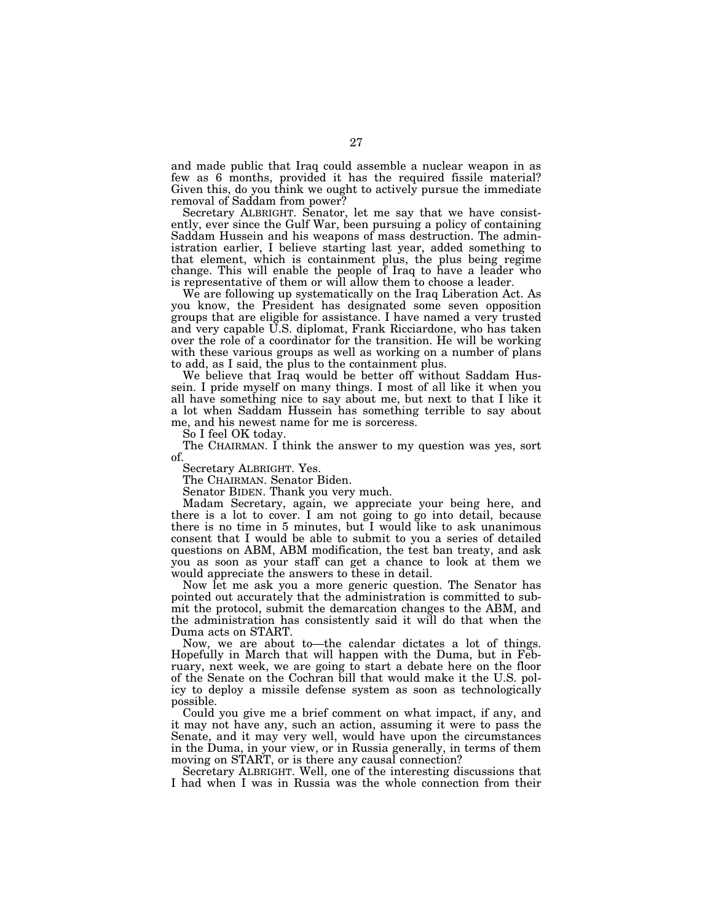and made public that Iraq could assemble a nuclear weapon in as few as 6 months, provided it has the required fissile material? Given this, do you think we ought to actively pursue the immediate removal of Saddam from power?

Secretary ALBRIGHT. Senator, let me say that we have consistently, ever since the Gulf War, been pursuing a policy of containing Saddam Hussein and his weapons of mass destruction. The administration earlier, I believe starting last year, added something to that element, which is containment plus, the plus being regime change. This will enable the people of Iraq to have a leader who is representative of them or will allow them to choose a leader.

We are following up systematically on the Iraq Liberation Act. As you know, the President has designated some seven opposition groups that are eligible for assistance. I have named a very trusted and very capable U.S. diplomat, Frank Ricciardone, who has taken over the role of a coordinator for the transition. He will be working with these various groups as well as working on a number of plans to add, as I said, the plus to the containment plus.

We believe that Iraq would be better off without Saddam Hussein. I pride myself on many things. I most of all like it when you all have something nice to say about me, but next to that I like it a lot when Saddam Hussein has something terrible to say about me, and his newest name for me is sorceress.

So I feel OK today.

The CHAIRMAN. I think the answer to my question was yes, sort of.

Secretary ALBRIGHT. Yes.

The CHAIRMAN. Senator Biden.

Senator BIDEN. Thank you very much.

Madam Secretary, again, we appreciate your being here, and there is a lot to cover. I am not going to go into detail, because there is no time in 5 minutes, but I would like to ask unanimous consent that I would be able to submit to you a series of detailed questions on ABM, ABM modification, the test ban treaty, and ask you as soon as your staff can get a chance to look at them we would appreciate the answers to these in detail.

Now let me ask you a more generic question. The Senator has pointed out accurately that the administration is committed to submit the protocol, submit the demarcation changes to the ABM, and the administration has consistently said it will do that when the Duma acts on START.

Now, we are about to—the calendar dictates a lot of things. Hopefully in March that will happen with the Duma, but in February, next week, we are going to start a debate here on the floor of the Senate on the Cochran bill that would make it the U.S. policy to deploy a missile defense system as soon as technologically possible.

Could you give me a brief comment on what impact, if any, and it may not have any, such an action, assuming it were to pass the Senate, and it may very well, would have upon the circumstances in the Duma, in your view, or in Russia generally, in terms of them moving on START, or is there any causal connection?

Secretary ALBRIGHT. Well, one of the interesting discussions that I had when I was in Russia was the whole connection from their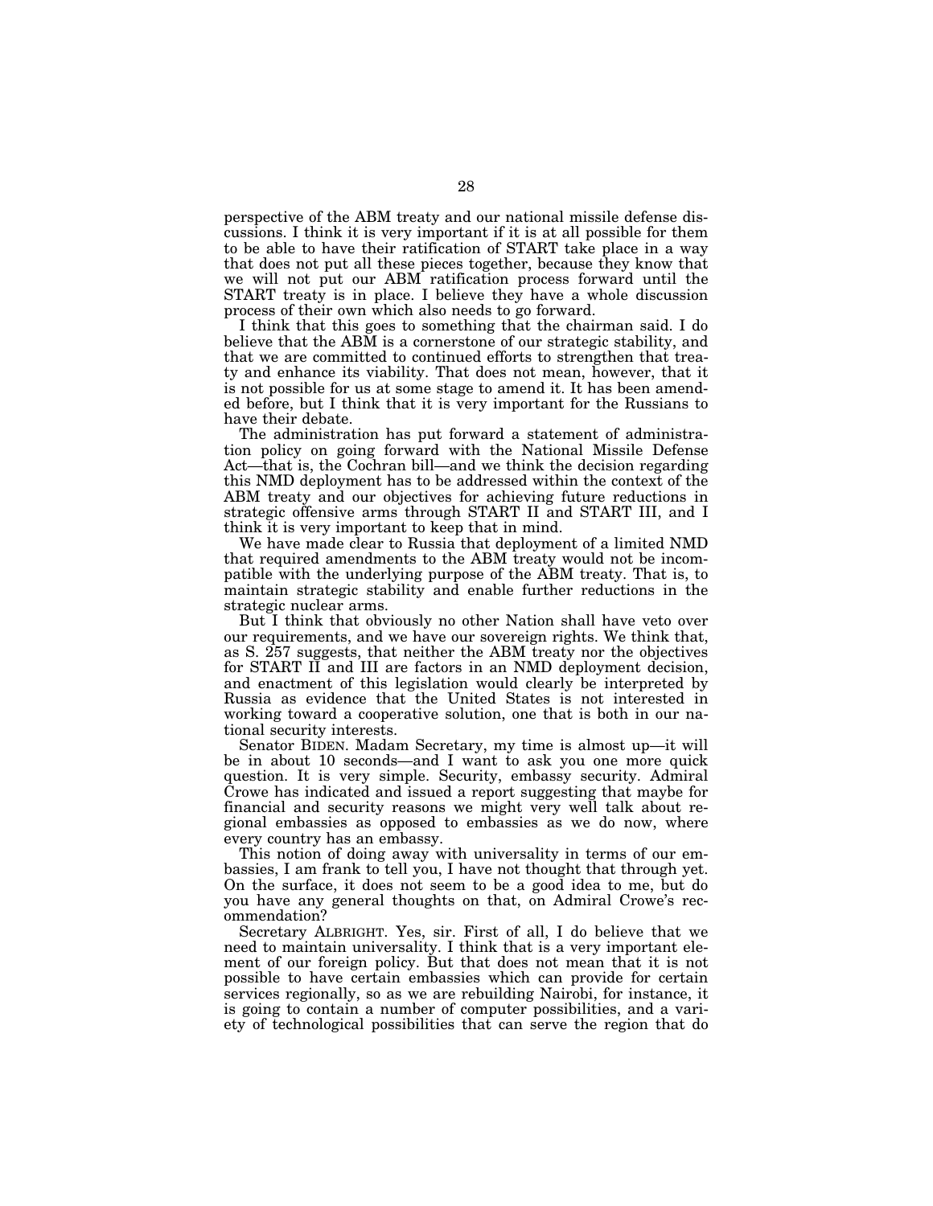perspective of the ABM treaty and our national missile defense discussions. I think it is very important if it is at all possible for them to be able to have their ratification of START take place in a way that does not put all these pieces together, because they know that we will not put our ABM ratification process forward until the START treaty is in place. I believe they have a whole discussion process of their own which also needs to go forward.

I think that this goes to something that the chairman said. I do believe that the ABM is a cornerstone of our strategic stability, and that we are committed to continued efforts to strengthen that treaty and enhance its viability. That does not mean, however, that it is not possible for us at some stage to amend it. It has been amended before, but I think that it is very important for the Russians to have their debate.

The administration has put forward a statement of administration policy on going forward with the National Missile Defense Act—that is, the Cochran bill—and we think the decision regarding this NMD deployment has to be addressed within the context of the ABM treaty and our objectives for achieving future reductions in strategic offensive arms through START II and START III, and I think it is very important to keep that in mind.

We have made clear to Russia that deployment of a limited NMD that required amendments to the ABM treaty would not be incompatible with the underlying purpose of the ABM treaty. That is, to maintain strategic stability and enable further reductions in the strategic nuclear arms.

But I think that obviously no other Nation shall have veto over our requirements, and we have our sovereign rights. We think that, as S. 257 suggests, that neither the ABM treaty nor the objectives for START II and III are factors in an NMD deployment decision, and enactment of this legislation would clearly be interpreted by Russia as evidence that the United States is not interested in working toward a cooperative solution, one that is both in our national security interests.

Senator BIDEN. Madam Secretary, my time is almost up—it will be in about 10 seconds—and I want to ask you one more quick question. It is very simple. Security, embassy security. Admiral Crowe has indicated and issued a report suggesting that maybe for financial and security reasons we might very well talk about regional embassies as opposed to embassies as we do now, where every country has an embassy.

This notion of doing away with universality in terms of our embassies, I am frank to tell you, I have not thought that through yet. On the surface, it does not seem to be a good idea to me, but do you have any general thoughts on that, on Admiral Crowe's recommendation?

Secretary ALBRIGHT. Yes, sir. First of all, I do believe that we need to maintain universality. I think that is a very important element of our foreign policy. But that does not mean that it is not possible to have certain embassies which can provide for certain services regionally, so as we are rebuilding Nairobi, for instance, it is going to contain a number of computer possibilities, and a variety of technological possibilities that can serve the region that do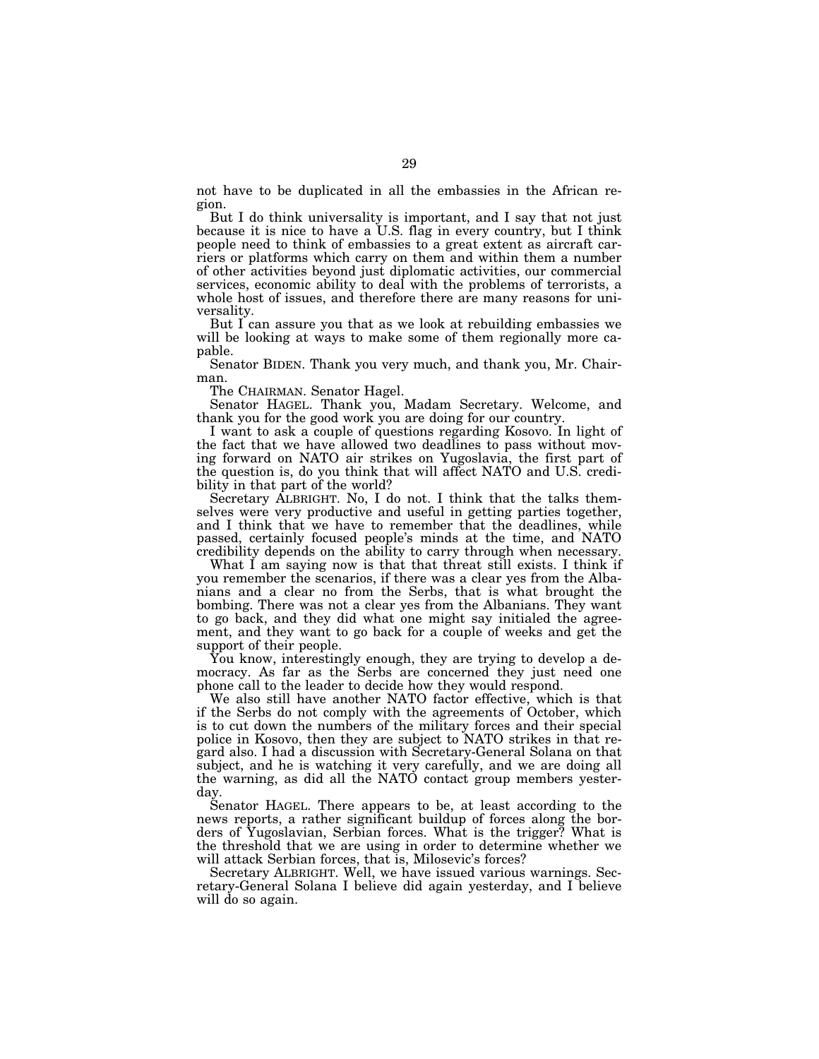not have to be duplicated in all the embassies in the African region.

But I do think universality is important, and I say that not just because it is nice to have a U.S. flag in every country, but I think people need to think of embassies to a great extent as aircraft carriers or platforms which carry on them and within them a number of other activities beyond just diplomatic activities, our commercial services, economic ability to deal with the problems of terrorists, a whole host of issues, and therefore there are many reasons for universality.

But I can assure you that as we look at rebuilding embassies we will be looking at ways to make some of them regionally more capable.

Senator BIDEN. Thank you very much, and thank you, Mr. Chairman.

The CHAIRMAN. Senator Hagel.

Senator HAGEL. Thank you, Madam Secretary. Welcome, and thank you for the good work you are doing for our country.

I want to ask a couple of questions regarding Kosovo. In light of the fact that we have allowed two deadlines to pass without moving forward on NATO air strikes on Yugoslavia, the first part of the question is, do you think that will affect NATO and U.S. credibility in that part of the world?

Secretary ALBRIGHT. No, I do not. I think that the talks themselves were very productive and useful in getting parties together, and I think that we have to remember that the deadlines, while passed, certainly focused people's minds at the time, and NATO credibility depends on the ability to carry through when necessary.

What I am saying now is that that threat still exists. I think if you remember the scenarios, if there was a clear yes from the Albanians and a clear no from the Serbs, that is what brought the bombing. There was not a clear yes from the Albanians. They want to go back, and they did what one might say initialed the agreement, and they want to go back for a couple of weeks and get the support of their people.

You know, interestingly enough, they are trying to develop a democracy. As far as the Serbs are concerned they just need one phone call to the leader to decide how they would respond.

We also still have another NATO factor effective, which is that if the Serbs do not comply with the agreements of October, which is to cut down the numbers of the military forces and their special police in Kosovo, then they are subject to NATO strikes in that regard also. I had a discussion with Secretary-General Solana on that subject, and he is watching it very carefully, and we are doing all the warning, as did all the NATO contact group members yesterday.

Senator HAGEL. There appears to be, at least according to the news reports, a rather significant buildup of forces along the borders of Yugoslavian, Serbian forces. What is the trigger? What is the threshold that we are using in order to determine whether we will attack Serbian forces, that is, Milosevic's forces?

Secretary ALBRIGHT. Well, we have issued various warnings. Secretary-General Solana I believe did again yesterday, and I believe will do so again.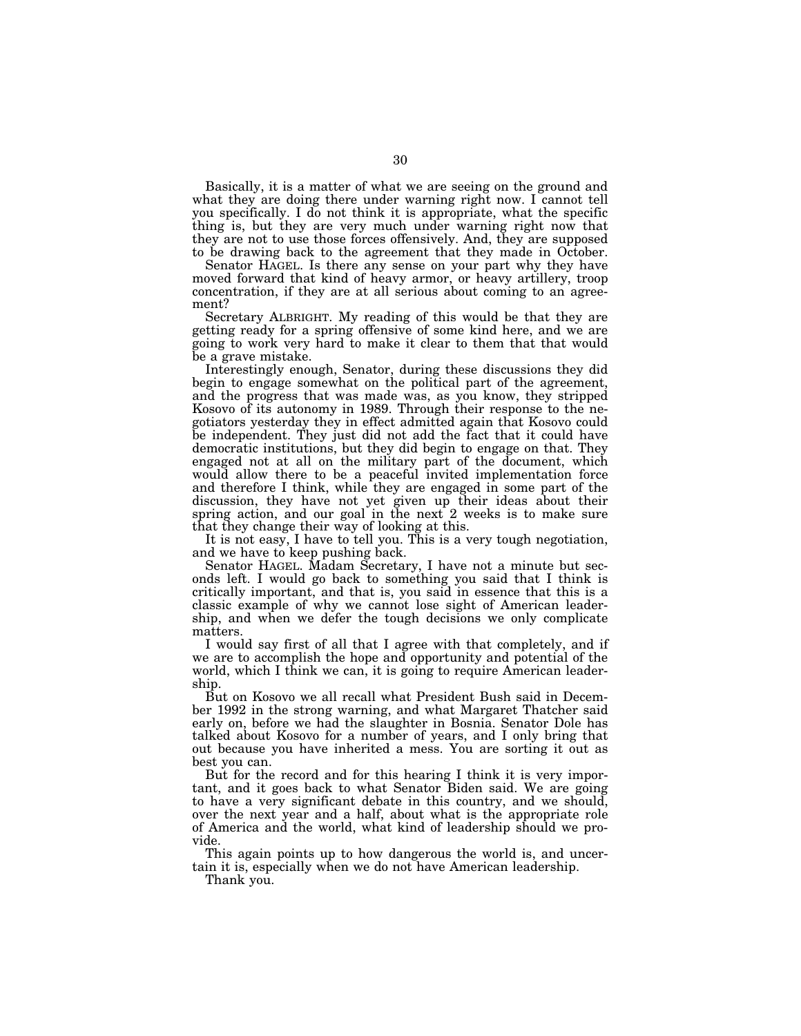Basically, it is a matter of what we are seeing on the ground and what they are doing there under warning right now. I cannot tell you specifically. I do not think it is appropriate, what the specific thing is, but they are very much under warning right now that they are not to use those forces offensively. And, they are supposed to be drawing back to the agreement that they made in October.

Senator HAGEL. Is there any sense on your part why they have moved forward that kind of heavy armor, or heavy artillery, troop concentration, if they are at all serious about coming to an agreement?

Secretary ALBRIGHT. My reading of this would be that they are getting ready for a spring offensive of some kind here, and we are going to work very hard to make it clear to them that that would be a grave mistake.

Interestingly enough, Senator, during these discussions they did begin to engage somewhat on the political part of the agreement, and the progress that was made was, as you know, they stripped Kosovo of its autonomy in 1989. Through their response to the negotiators yesterday they in effect admitted again that Kosovo could be independent. They just did not add the fact that it could have democratic institutions, but they did begin to engage on that. They engaged not at all on the military part of the document, which would allow there to be a peaceful invited implementation force and therefore I think, while they are engaged in some part of the discussion, they have not yet given up their ideas about their spring action, and our goal in the next 2 weeks is to make sure that they change their way of looking at this.

It is not easy, I have to tell you. This is a very tough negotiation, and we have to keep pushing back.

Senator HAGEL. Madam Secretary, I have not a minute but seconds left. I would go back to something you said that I think is critically important, and that is, you said in essence that this is a classic example of why we cannot lose sight of American leadership, and when we defer the tough decisions we only complicate matters.

I would say first of all that I agree with that completely, and if we are to accomplish the hope and opportunity and potential of the world, which I think we can, it is going to require American leadership.

But on Kosovo we all recall what President Bush said in December 1992 in the strong warning, and what Margaret Thatcher said early on, before we had the slaughter in Bosnia. Senator Dole has talked about Kosovo for a number of years, and I only bring that out because you have inherited a mess. You are sorting it out as best you can.

But for the record and for this hearing I think it is very important, and it goes back to what Senator Biden said. We are going to have a very significant debate in this country, and we should, over the next year and a half, about what is the appropriate role of America and the world, what kind of leadership should we provide.

This again points up to how dangerous the world is, and uncertain it is, especially when we do not have American leadership.

Thank you.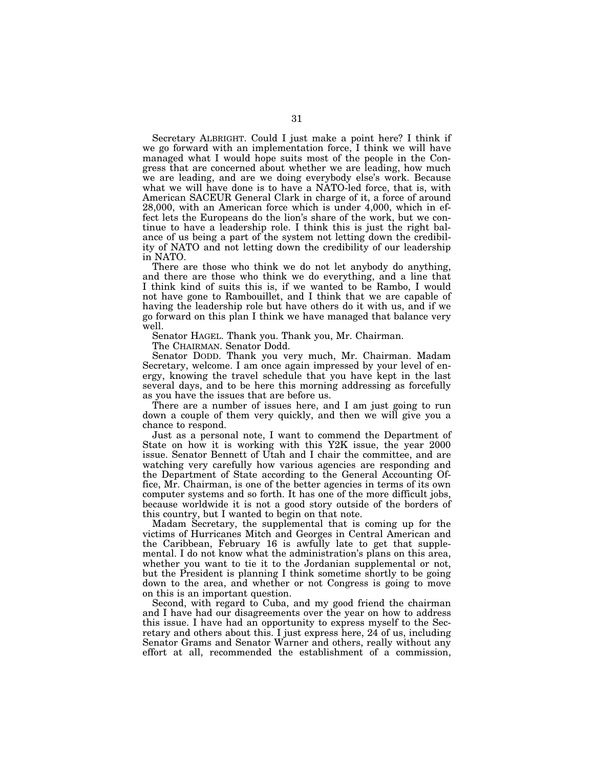Secretary ALBRIGHT. Could I just make a point here? I think if we go forward with an implementation force, I think we will have managed what I would hope suits most of the people in the Congress that are concerned about whether we are leading, how much we are leading, and are we doing everybody else's work. Because what we will have done is to have a NATO-led force, that is, with American SACEUR General Clark in charge of it, a force of around 28,000, with an American force which is under 4,000, which in effect lets the Europeans do the lion's share of the work, but we continue to have a leadership role. I think this is just the right balance of us being a part of the system not letting down the credibility of NATO and not letting down the credibility of our leadership in NATO.

There are those who think we do not let anybody do anything, and there are those who think we do everything, and a line that I think kind of suits this is, if we wanted to be Rambo, I would not have gone to Rambouillet, and I think that we are capable of having the leadership role but have others do it with us, and if we go forward on this plan I think we have managed that balance very well.

Senator HAGEL. Thank you. Thank you, Mr. Chairman.

The CHAIRMAN. Senator Dodd.

Senator DODD. Thank you very much, Mr. Chairman. Madam Secretary, welcome. I am once again impressed by your level of energy, knowing the travel schedule that you have kept in the last several days, and to be here this morning addressing as forcefully as you have the issues that are before us.

There are a number of issues here, and I am just going to run down a couple of them very quickly, and then we will give you a chance to respond.

Just as a personal note, I want to commend the Department of State on how it is working with this Y2K issue, the year 2000 issue. Senator Bennett of Utah and I chair the committee, and are watching very carefully how various agencies are responding and the Department of State according to the General Accounting Office, Mr. Chairman, is one of the better agencies in terms of its own computer systems and so forth. It has one of the more difficult jobs, because worldwide it is not a good story outside of the borders of this country, but I wanted to begin on that note.

Madam Secretary, the supplemental that is coming up for the victims of Hurricanes Mitch and Georges in Central American and the Caribbean, February 16 is awfully late to get that supplemental. I do not know what the administration's plans on this area, whether you want to tie it to the Jordanian supplemental or not, but the President is planning I think sometime shortly to be going down to the area, and whether or not Congress is going to move on this is an important question.

Second, with regard to Cuba, and my good friend the chairman and I have had our disagreements over the year on how to address this issue. I have had an opportunity to express myself to the Secretary and others about this. I just express here, 24 of us, including Senator Grams and Senator Warner and others, really without any effort at all, recommended the establishment of a commission,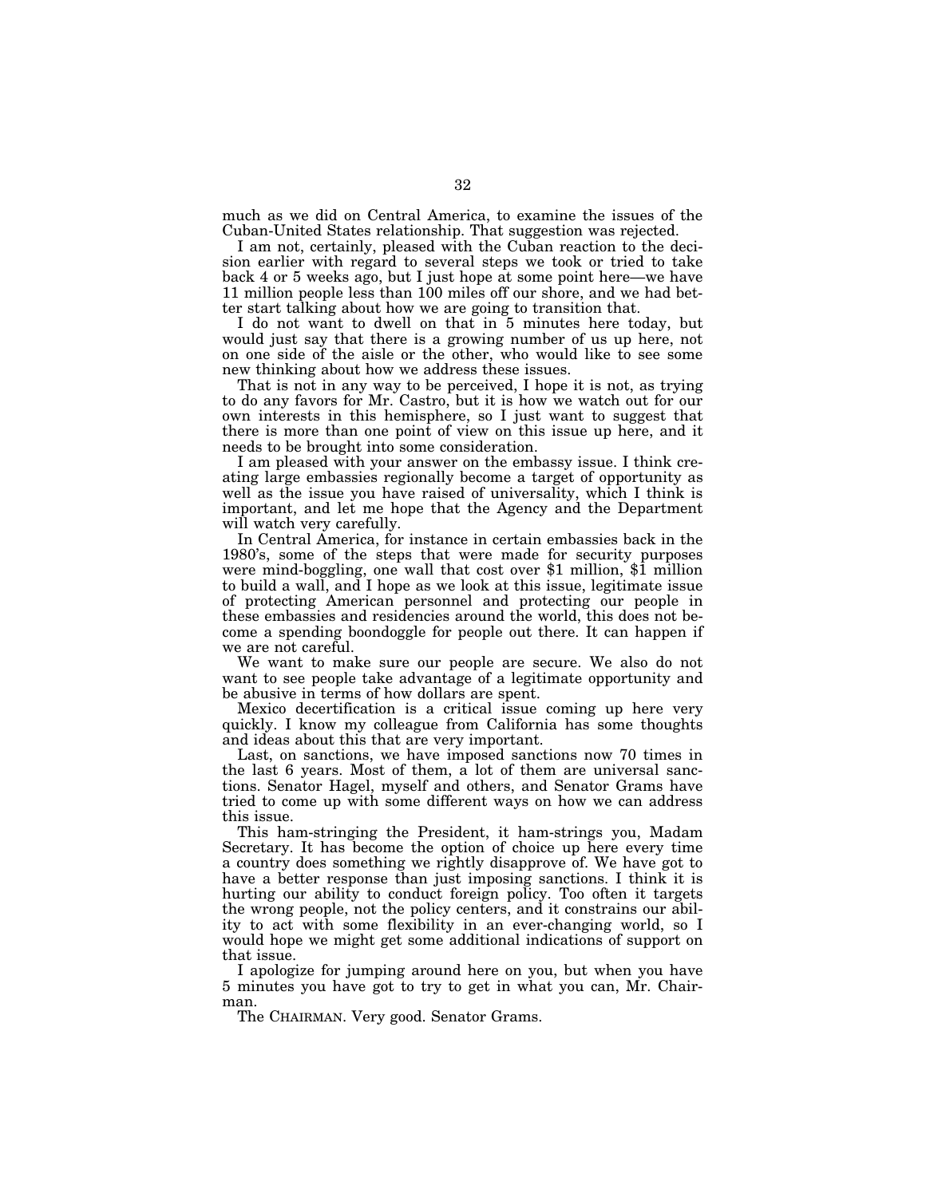much as we did on Central America, to examine the issues of the Cuban-United States relationship. That suggestion was rejected.

I am not, certainly, pleased with the Cuban reaction to the decision earlier with regard to several steps we took or tried to take back 4 or 5 weeks ago, but I just hope at some point here—we have 11 million people less than 100 miles off our shore, and we had better start talking about how we are going to transition that.

I do not want to dwell on that in 5 minutes here today, but would just say that there is a growing number of us up here, not on one side of the aisle or the other, who would like to see some new thinking about how we address these issues.

That is not in any way to be perceived, I hope it is not, as trying to do any favors for Mr. Castro, but it is how we watch out for our own interests in this hemisphere, so I just want to suggest that there is more than one point of view on this issue up here, and it needs to be brought into some consideration.

I am pleased with your answer on the embassy issue. I think creating large embassies regionally become a target of opportunity as well as the issue you have raised of universality, which I think is important, and let me hope that the Agency and the Department will watch very carefully.

In Central America, for instance in certain embassies back in the 1980's, some of the steps that were made for security purposes were mind-boggling, one wall that cost over $1 million, $1 million to build a wall, and I hope as we look at this issue, legitimate issue of protecting American personnel and protecting our people in these embassies and residencies around the world, this does not become a spending boondoggle for people out there. It can happen if we are not careful.

We want to make sure our people are secure. We also do not want to see people take advantage of a legitimate opportunity and be abusive in terms of how dollars are spent.

Mexico decertification is a critical issue coming up here very quickly. I know my colleague from California has some thoughts and ideas about this that are very important.

Last, on sanctions, we have imposed sanctions now 70 times in the last 6 years. Most of them, a lot of them are universal sanctions. Senator Hagel, myself and others, and Senator Grams have tried to come up with some different ways on how we can address this issue.

This ham-stringing the President, it ham-strings you, Madam Secretary. It has become the option of choice up here every time a country does something we rightly disapprove of. We have got to have a better response than just imposing sanctions. I think it is hurting our ability to conduct foreign policy. Too often it targets the wrong people, not the policy centers, and it constrains our ability to act with some flexibility in an ever-changing world, so I would hope we might get some additional indications of support on that issue.

I apologize for jumping around here on you, but when you have 5 minutes you have got to try to get in what you can, Mr. Chairman.

The CHAIRMAN. Very good. Senator Grams.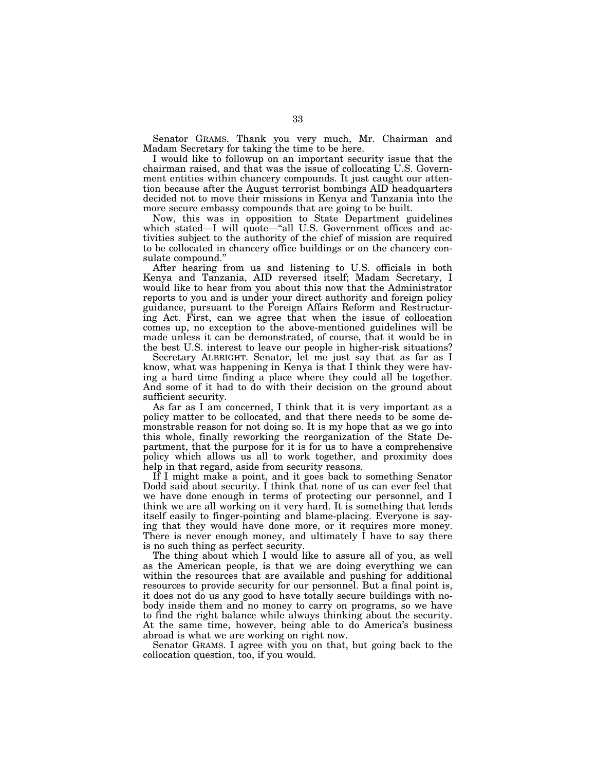Senator GRAMS. Thank you very much, Mr. Chairman and Madam Secretary for taking the time to be here.

I would like to followup on an important security issue that the chairman raised, and that was the issue of collocating U.S. Government entities within chancery compounds. It just caught our attention because after the August terrorist bombings AID headquarters decided not to move their missions in Kenya and Tanzania into the more secure embassy compounds that are going to be built.

Now, this was in opposition to State Department guidelines which stated—I will quote—"all U.S. Government offices and activities subject to the authority of the chief of mission are required to be collocated in chancery office buildings or on the chancery consulate compound."

After hearing from us and listening to U.S. officials in both Kenya and Tanzania, AID reversed itself; Madam Secretary, I would like to hear from you about this now that the Administrator reports to you and is under your direct authority and foreign policy guidance, pursuant to the Foreign Affairs Reform and Restructuring Act. First, can we agree that when the issue of collocation comes up, no exception to the above-mentioned guidelines will be made unless it can be demonstrated, of course, that it would be in the best U.S. interest to leave our people in higher-risk situations?

Secretary ALBRIGHT. Senator, let me just say that as far as I know, what was happening in Kenya is that I think they were having a hard time finding a place where they could all be together. And some of it had to do with their decision on the ground about sufficient security.

As far as I am concerned, I think that it is very important as a policy matter to be collocated, and that there needs to be some demonstrable reason for not doing so. It is my hope that as we go into this whole, finally reworking the reorganization of the State Department, that the purpose for it is for us to have a comprehensive policy which allows us all to work together, and proximity does help in that regard, aside from security reasons.

If I might make a point, and it goes back to something Senator Dodd said about security. I think that none of us can ever feel that we have done enough in terms of protecting our personnel, and I think we are all working on it very hard. It is something that lends itself easily to finger-pointing and blame-placing. Everyone is saying that they would have done more, or it requires more money. There is never enough money, and ultimately I have to say there is no such thing as perfect security.

The thing about which I would like to assure all of you, as well as the American people, is that we are doing everything we can within the resources that are available and pushing for additional resources to provide security for our personnel. But a final point is, it does not do us any good to have totally secure buildings with nobody inside them and no money to carry on programs, so we have to find the right balance while always thinking about the security. At the same time, however, being able to do America's business abroad is what we are working on right now.

Senator GRAMS. I agree with you on that, but going back to the collocation question, too, if you would.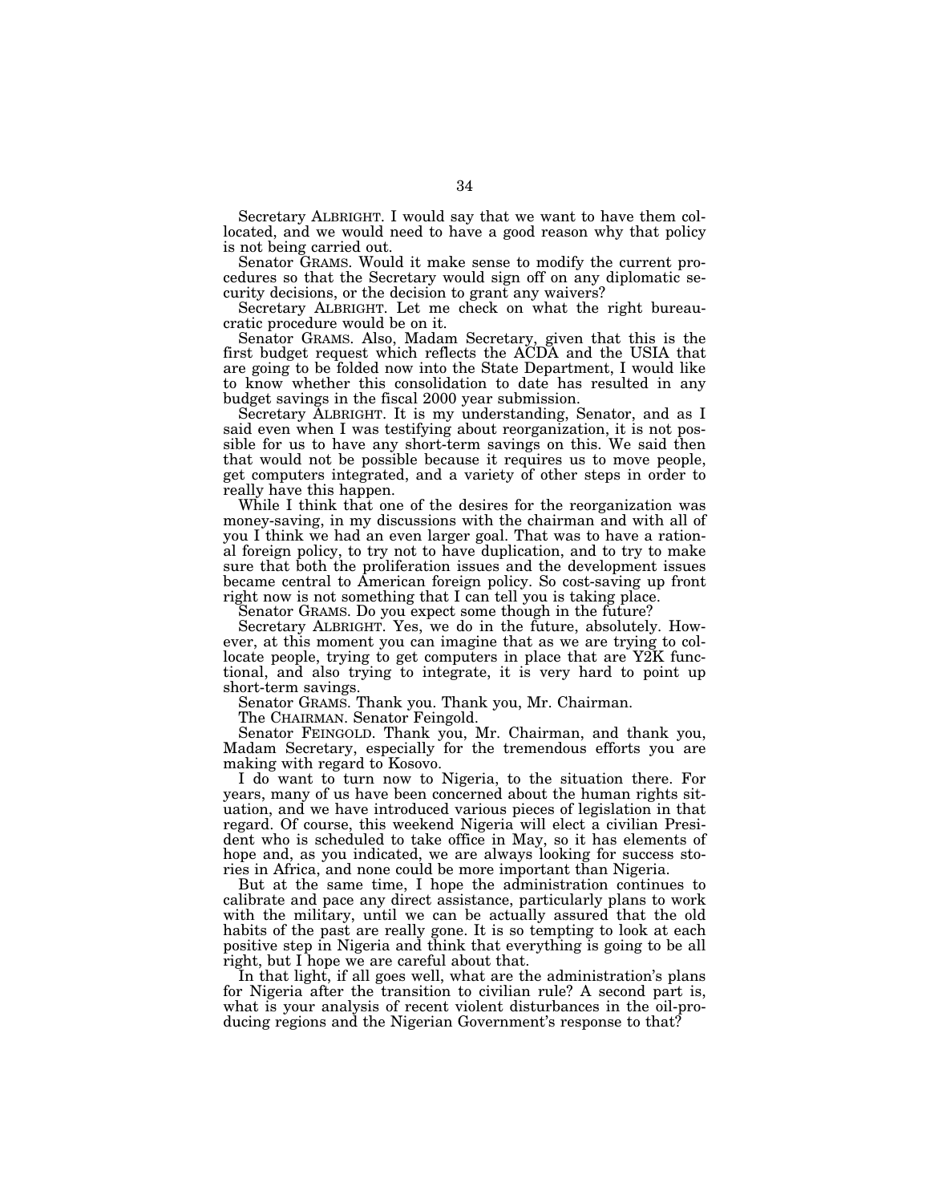Secretary ALBRIGHT. I would say that we want to have them collocated, and we would need to have a good reason why that policy is not being carried out.

Senator GRAMS. Would it make sense to modify the current procedures so that the Secretary would sign off on any diplomatic security decisions, or the decision to grant any waivers?

Secretary ALBRIGHT. Let me check on what the right bureaucratic procedure would be on it.

Senator GRAMS. Also, Madam Secretary, given that this is the first budget request which reflects the ACDA and the USIA that are going to be folded now into the State Department, I would like to know whether this consolidation to date has resulted in any budget savings in the fiscal 2000 year submission.

Secretary ALBRIGHT. It is my understanding, Senator, and as I said even when I was testifying about reorganization, it is not possible for us to have any short-term savings on this. We said then that would not be possible because it requires us to move people, get computers integrated, and a variety of other steps in order to really have this happen.

While I think that one of the desires for the reorganization was money-saving, in my discussions with the chairman and with all of you I think we had an even larger goal. That was to have a rational foreign policy, to try not to have duplication, and to try to make sure that both the proliferation issues and the development issues became central to American foreign policy. So cost-saving up front right now is not something that I can tell you is taking place.

Senator GRAMS. Do you expect some though in the future?

Secretary ALBRIGHT. Yes, we do in the future, absolutely. However, at this moment you can imagine that as we are trying to collocate people, trying to get computers in place that are Y2K functional, and also trying to integrate, it is very hard to point up short-term savings.

Senator GRAMS. Thank you. Thank you, Mr. Chairman.

The CHAIRMAN. Senator Feingold.

Senator FEINGOLD. Thank you, Mr. Chairman, and thank you, Madam Secretary, especially for the tremendous efforts you are making with regard to Kosovo.

I do want to turn now to Nigeria, to the situation there. For years, many of us have been concerned about the human rights situation, and we have introduced various pieces of legislation in that regard. Of course, this weekend Nigeria will elect a civilian President who is scheduled to take office in May, so it has elements of hope and, as you indicated, we are always looking for success stories in Africa, and none could be more important than Nigeria.

But at the same time, I hope the administration continues to calibrate and pace any direct assistance, particularly plans to work with the military, until we can be actually assured that the old habits of the past are really gone. It is so tempting to look at each positive step in Nigeria and think that everything is going to be all right, but I hope we are careful about that.

In that light, if all goes well, what are the administration's plans for Nigeria after the transition to civilian rule? A second part is, what is your analysis of recent violent disturbances in the oil-producing regions and the Nigerian Government's response to that?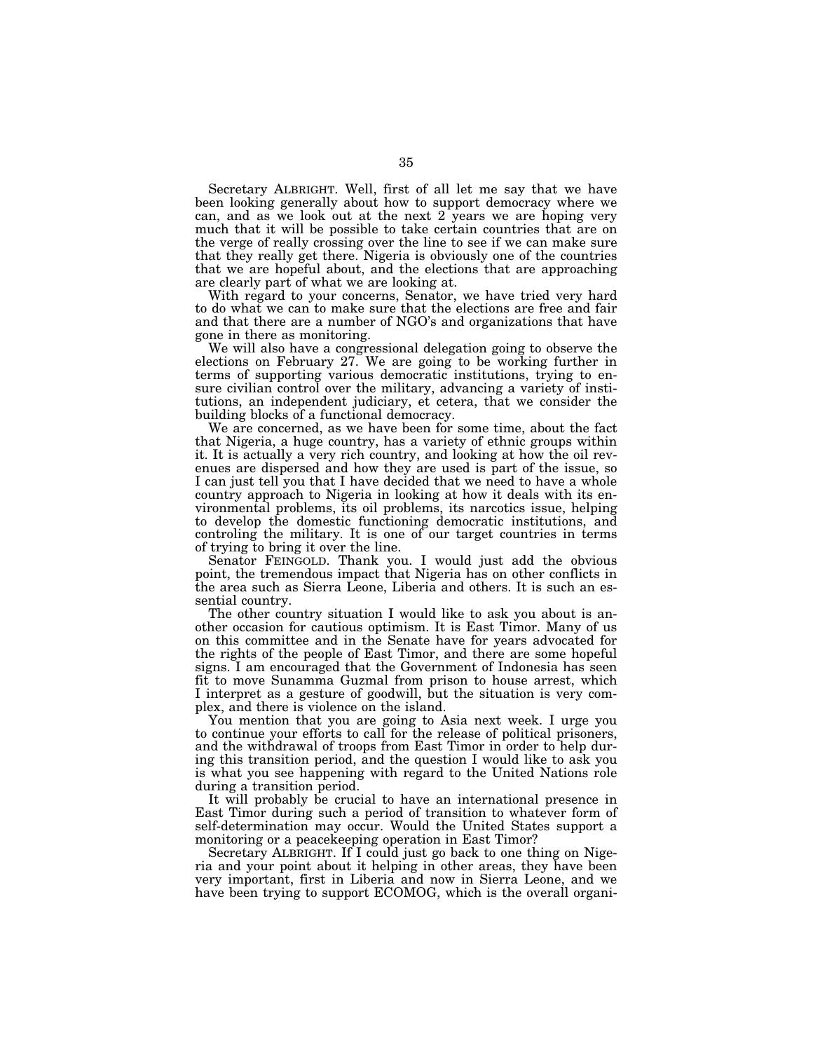Secretary ALBRIGHT. Well, first of all let me say that we have been looking generally about how to support democracy where we can, and as we look out at the next 2 years we are hoping very much that it will be possible to take certain countries that are on the verge of really crossing over the line to see if we can make sure that they really get there. Nigeria is obviously one of the countries that we are hopeful about, and the elections that are approaching are clearly part of what we are looking at.

With regard to your concerns, Senator, we have tried very hard to do what we can to make sure that the elections are free and fair and that there are a number of NGO's and organizations that have gone in there as monitoring.

We will also have a congressional delegation going to observe the elections on February 27. We are going to be working further in terms of supporting various democratic institutions, trying to ensure civilian control over the military, advancing a variety of institutions, an independent judiciary, et cetera, that we consider the building blocks of a functional democracy.

We are concerned, as we have been for some time, about the fact that Nigeria, a huge country, has a variety of ethnic groups within it. It is actually a very rich country, and looking at how the oil revenues are dispersed and how they are used is part of the issue, so I can just tell you that I have decided that we need to have a whole country approach to Nigeria in looking at how it deals with its environmental problems, its oil problems, its narcotics issue, helping to develop the domestic functioning democratic institutions, and controling the military. It is one of our target countries in terms of trying to bring it over the line.

Senator FEINGOLD. Thank you. I would just add the obvious point, the tremendous impact that Nigeria has on other conflicts in the area such as Sierra Leone, Liberia and others. It is such an essential country.

The other country situation I would like to ask you about is another occasion for cautious optimism. It is East Timor. Many of us on this committee and in the Senate have for years advocated for the rights of the people of East Timor, and there are some hopeful signs. I am encouraged that the Government of Indonesia has seen fit to move Sunamma Guzmal from prison to house arrest, which I interpret as a gesture of goodwill, but the situation is very complex, and there is violence on the island.

You mention that you are going to Asia next week. I urge you to continue your efforts to call for the release of political prisoners, and the withdrawal of troops from East Timor in order to help during this transition period, and the question I would like to ask you is what you see happening with regard to the United Nations role during a transition period.

It will probably be crucial to have an international presence in East Timor during such a period of transition to whatever form of self-determination may occur. Would the United States support a monitoring or a peacekeeping operation in East Timor?

Secretary ALBRIGHT. If I could just go back to one thing on Nigeria and your point about it helping in other areas, they have been very important, first in Liberia and now in Sierra Leone, and we have been trying to support ECOMOG, which is the overall organi-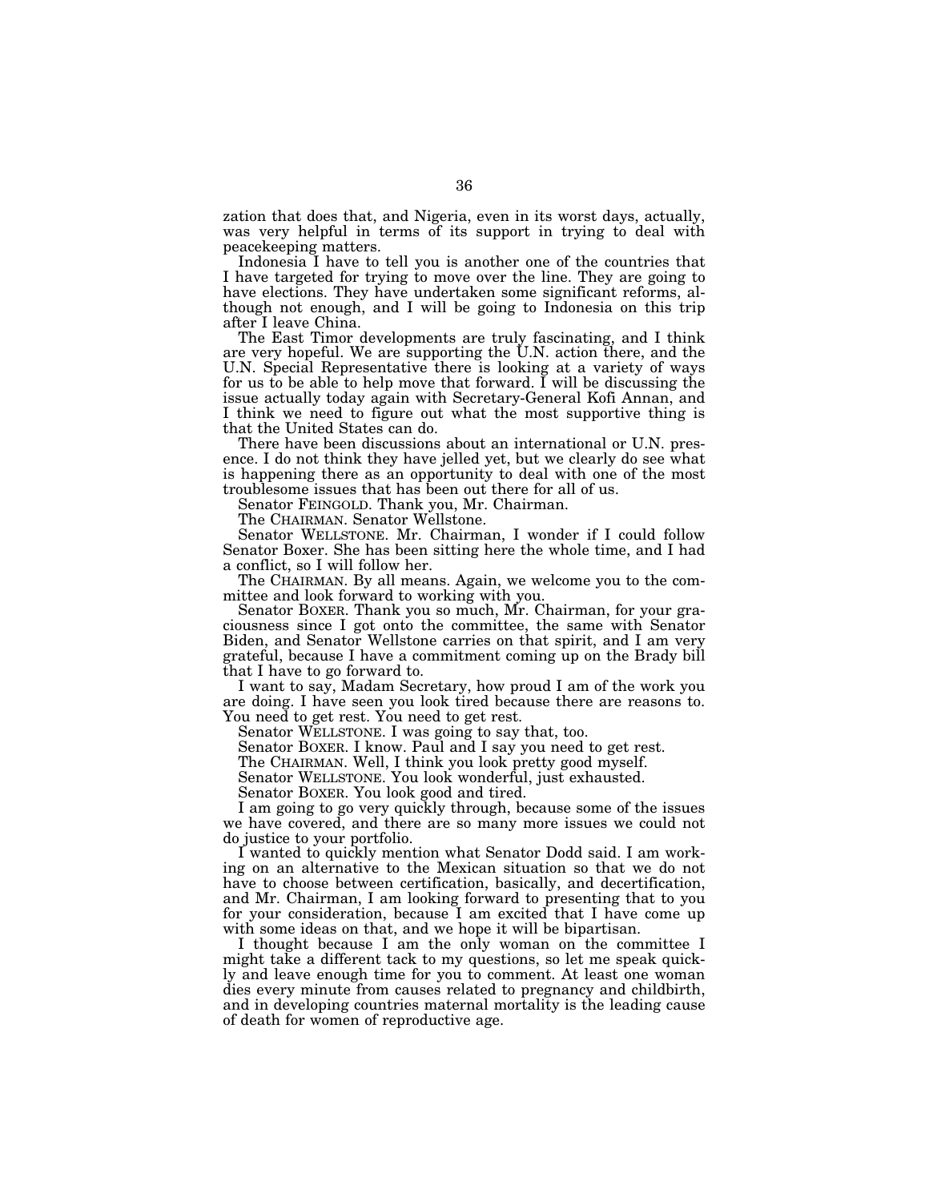zation that does that, and Nigeria, even in its worst days, actually, was very helpful in terms of its support in trying to deal with peacekeeping matters.

Indonesia I have to tell you is another one of the countries that I have targeted for trying to move over the line. They are going to have elections. They have undertaken some significant reforms, although not enough, and I will be going to Indonesia on this trip after I leave China.

The East Timor developments are truly fascinating, and I think are very hopeful. We are supporting the U.N. action there, and the U.N. Special Representative there is looking at a variety of ways for us to be able to help move that forward. I will be discussing the issue actually today again with Secretary-General Kofi Annan, and I think we need to figure out what the most supportive thing is that the United States can do.

There have been discussions about an international or U.N. presence. I do not think they have jelled yet, but we clearly do see what is happening there as an opportunity to deal with one of the most troublesome issues that has been out there for all of us.

Senator FEINGOLD. Thank you, Mr. Chairman.

The CHAIRMAN. Senator Wellstone.

Senator WELLSTONE. Mr. Chairman, I wonder if I could follow Senator Boxer. She has been sitting here the whole time, and I had a conflict, so I will follow her.

The CHAIRMAN. By all means. Again, we welcome you to the committee and look forward to working with you.

Senator BOXER. Thank you so much, Mr. Chairman, for your graciousness since I got onto the committee, the same with Senator Biden, and Senator Wellstone carries on that spirit, and I am very grateful, because I have a commitment coming up on the Brady bill that I have to go forward to.

I want to say, Madam Secretary, how proud I am of the work you are doing. I have seen you look tired because there are reasons to. You need to get rest. You need to get rest.

Senator WELLSTONE. I was going to say that, too.

Senator BOXER. I know. Paul and I say you need to get rest.

The CHAIRMAN. Well, I think you look pretty good myself.

Senator WELLSTONE. You look wonderful, just exhausted.

Senator BOXER. You look good and tired.

I am going to go very quickly through, because some of the issues we have covered, and there are so many more issues we could not do justice to your portfolio.

I wanted to quickly mention what Senator Dodd said. I am working on an alternative to the Mexican situation so that we do not have to choose between certification, basically, and decertification, and Mr. Chairman, I am looking forward to presenting that to you for your consideration, because I am excited that I have come up with some ideas on that, and we hope it will be bipartisan.

I thought because I am the only woman on the committee I might take a different tack to my questions, so let me speak quickly and leave enough time for you to comment. At least one woman dies every minute from causes related to pregnancy and childbirth, and in developing countries maternal mortality is the leading cause of death for women of reproductive age.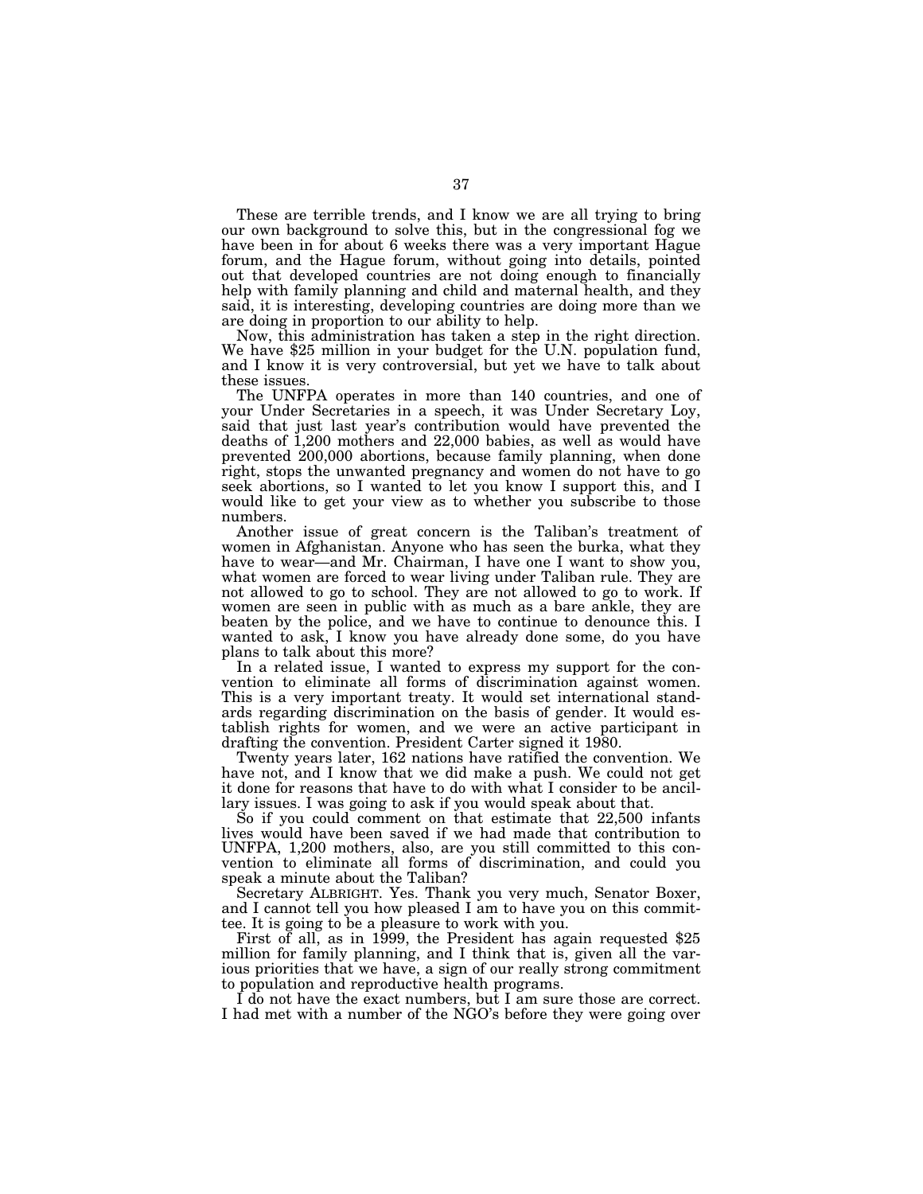These are terrible trends, and I know we are all trying to bring our own background to solve this, but in the congressional fog we have been in for about 6 weeks there was a very important Hague forum, and the Hague forum, without going into details, pointed out that developed countries are not doing enough to financially help with family planning and child and maternal health, and they said, it is interesting, developing countries are doing more than we are doing in proportion to our ability to help.

Now, this administration has taken a step in the right direction. We have $25 million in your budget for the U.N. population fund, and I know it is very controversial, but yet we have to talk about these issues.

The UNFPA operates in more than 140 countries, and one of your Under Secretaries in a speech, it was Under Secretary Loy, said that just last year's contribution would have prevented the deaths of 1,200 mothers and 22,000 babies, as well as would have prevented 200,000 abortions, because family planning, when done right, stops the unwanted pregnancy and women do not have to go seek abortions, so I wanted to let you know I support this, and I would like to get your view as to whether you subscribe to those numbers.

Another issue of great concern is the Taliban's treatment of women in Afghanistan. Anyone who has seen the burka, what they have to wear—and Mr. Chairman, I have one I want to show you, what women are forced to wear living under Taliban rule. They are not allowed to go to school. They are not allowed to go to work. If women are seen in public with as much as a bare ankle, they are beaten by the police, and we have to continue to denounce this. I wanted to ask, I know you have already done some, do you have plans to talk about this more?

In a related issue, I wanted to express my support for the convention to eliminate all forms of discrimination against women. This is a very important treaty. It would set international standards regarding discrimination on the basis of gender. It would establish rights for women, and we were an active participant in drafting the convention. President Carter signed it 1980.

Twenty years later, 162 nations have ratified the convention. We have not, and I know that we did make a push. We could not get it done for reasons that have to do with what I consider to be ancillary issues. I was going to ask if you would speak about that.

So if you could comment on that estimate that 22,500 infants lives would have been saved if we had made that contribution to UNFPA, 1,200 mothers, also, are you still committed to this convention to eliminate all forms of discrimination, and could you speak a minute about the Taliban?

Secretary ALBRIGHT. Yes. Thank you very much, Senator Boxer, and I cannot tell you how pleased I am to have you on this committee. It is going to be a pleasure to work with you.

First of all, as in 1999, the President has again requested $25 million for family planning, and I think that is, given all the various priorities that we have, a sign of our really strong commitment to population and reproductive health programs.

I do not have the exact numbers, but I am sure those are correct. I had met with a number of the NGO's before they were going over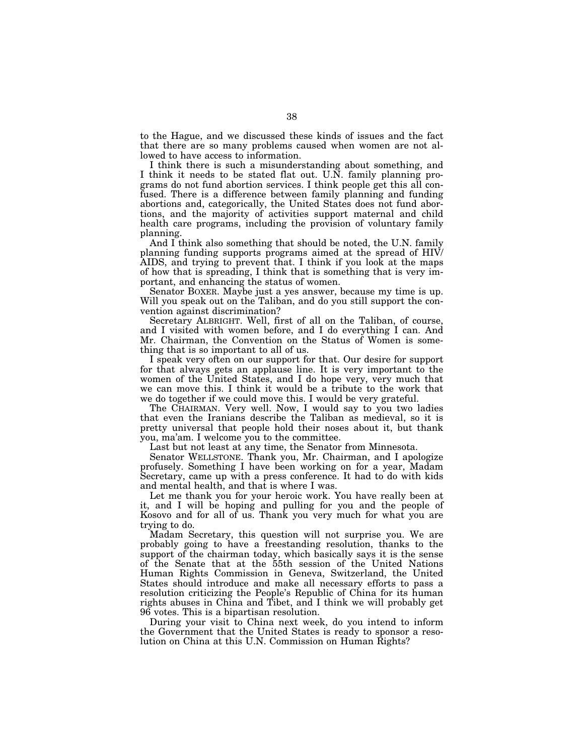to the Hague, and we discussed these kinds of issues and the fact that there are so many problems caused when women are not allowed to have access to information.

I think there is such a misunderstanding about something, and I think it needs to be stated flat out. U.N. family planning programs do not fund abortion services. I think people get this all confused. There is a difference between family planning and funding abortions and, categorically, the United States does not fund abortions, and the majority of activities support maternal and child health care programs, including the provision of voluntary family planning.

And I think also something that should be noted, the U.N. family planning funding supports programs aimed at the spread of HIV/AIDS, and trying to prevent that. I think if you look at the maps of how that is spreading, I think that is something that is very important, and enhancing the status of women.

Senator BOXER. Maybe just a yes answer, because my time is up. Will you speak out on the Taliban, and do you still support the convention against discrimination?

Secretary ALBRIGHT. Well, first of all on the Taliban, of course, and I visited with women before, and I do everything I can. And Mr. Chairman, the Convention on the Status of Women is something that is so important to all of us.

I speak very often on our support for that. Our desire for support for that always gets an applause line. It is very important to the women of the United States, and I do hope very, very much that we can move this. I think it would be a tribute to the work that we do together if we could move this. I would be very grateful.

The CHAIRMAN. Very well. Now, I would say to you two ladies that even the Iranians describe the Taliban as medieval, so it is pretty universal that people hold their noses about it, but thank you, ma'am. I welcome you to the committee.

Last but not least at any time, the Senator from Minnesota.

Senator WELLSTONE. Thank you, Mr. Chairman, and I apologize profusely. Something I have been working on for a year, Madam Secretary, came up with a press conference. It had to do with kids and mental health, and that is where I was.

Let me thank you for your heroic work. You have really been at it, and I will be hoping and pulling for you and the people of Kosovo and for all of us. Thank you very much for what you are trying to do.

Madam Secretary, this question will not surprise you. We are probably going to have a freestanding resolution, thanks to the support of the chairman today, which basically says it is the sense of the Senate that at the 55th session of the United Nations Human Rights Commission in Geneva, Switzerland, the United States should introduce and make all necessary efforts to pass a resolution criticizing the People's Republic of China for its human rights abuses in China and Tibet, and I think we will probably get 96 votes. This is a bipartisan resolution.

During your visit to China next week, do you intend to inform the Government that the United States is ready to sponsor a resolution on China at this U.N. Commission on Human Rights?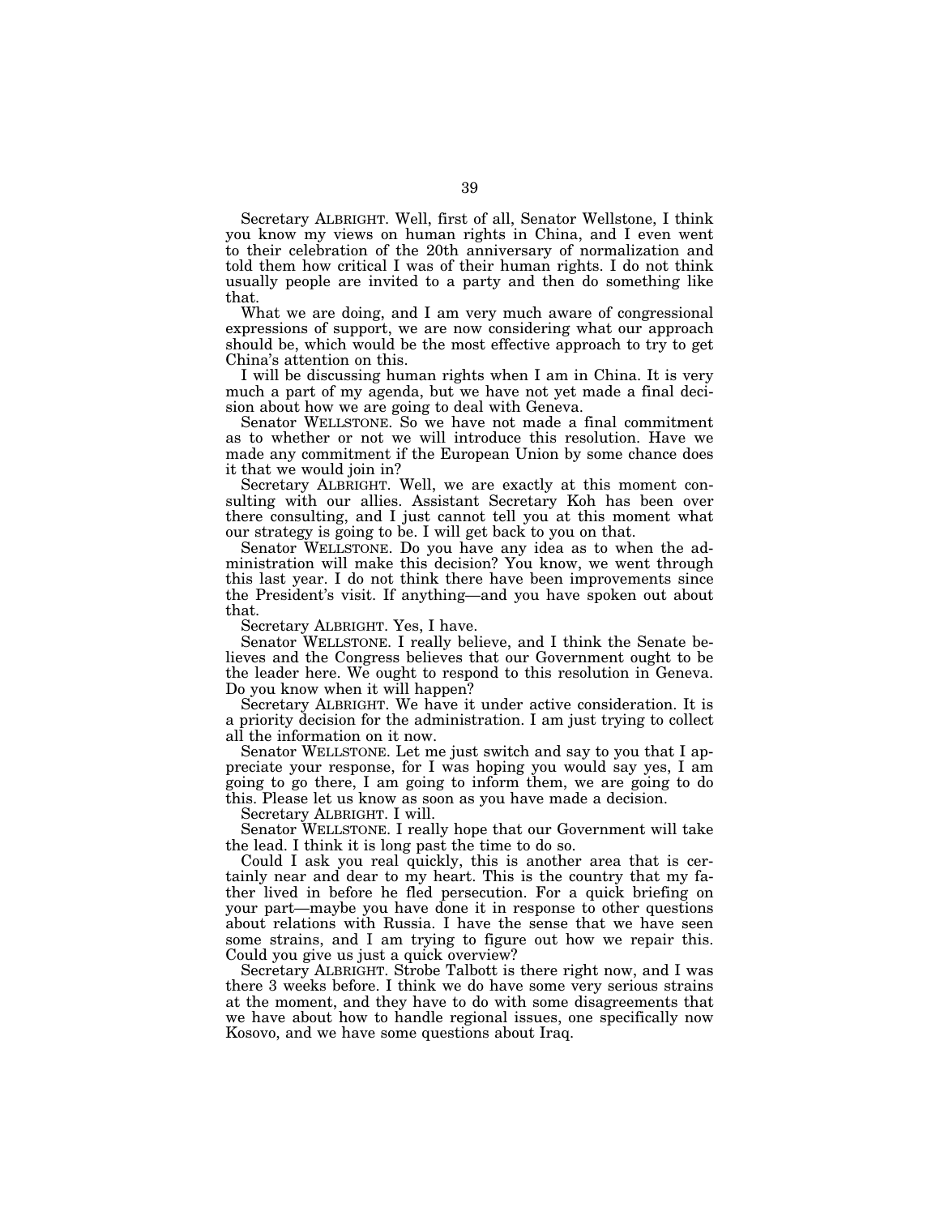Secretary ALBRIGHT. Well, first of all, Senator Wellstone, I think you know my views on human rights in China, and I even went to their celebration of the 20th anniversary of normalization and told them how critical I was of their human rights. I do not think usually people are invited to a party and then do something like that.

What we are doing, and I am very much aware of congressional expressions of support, we are now considering what our approach should be, which would be the most effective approach to try to get China's attention on this.

I will be discussing human rights when I am in China. It is very much a part of my agenda, but we have not yet made a final decision about how we are going to deal with Geneva.

Senator WELLSTONE. So we have not made a final commitment as to whether or not we will introduce this resolution. Have we made any commitment if the European Union by some chance does it that we would join in?

Secretary ALBRIGHT. Well, we are exactly at this moment consulting with our allies. Assistant Secretary Koh has been over there consulting, and I just cannot tell you at this moment what our strategy is going to be. I will get back to you on that.

Senator WELLSTONE. Do you have any idea as to when the administration will make this decision? You know, we went through this last year. I do not think there have been improvements since the President's visit. If anything—and you have spoken out about that.

Secretary ALBRIGHT. Yes, I have.

Senator WELLSTONE. I really believe, and I think the Senate believes and the Congress believes that our Government ought to be the leader here. We ought to respond to this resolution in Geneva. Do you know when it will happen?

Secretary ALBRIGHT. We have it under active consideration. It is a priority decision for the administration. I am just trying to collect all the information on it now.

Senator WELLSTONE. Let me just switch and say to you that I appreciate your response, for I was hoping you would say yes, I am going to go there, I am going to inform them, we are going to do this. Please let us know as soon as you have made a decision.

Secretary ALBRIGHT. I will.

Senator WELLSTONE. I really hope that our Government will take the lead. I think it is long past the time to do so.

Could I ask you real quickly, this is another area that is certainly near and dear to my heart. This is the country that my father lived in before he fled persecution. For a quick briefing on your part—maybe you have done it in response to other questions about relations with Russia. I have the sense that we have seen some strains, and I am trying to figure out how we repair this. Could you give us just a quick overview?

Secretary ALBRIGHT. Strobe Talbott is there right now, and I was there 3 weeks before. I think we do have some very serious strains at the moment, and they have to do with some disagreements that we have about how to handle regional issues, one specifically now Kosovo, and we have some questions about Iraq.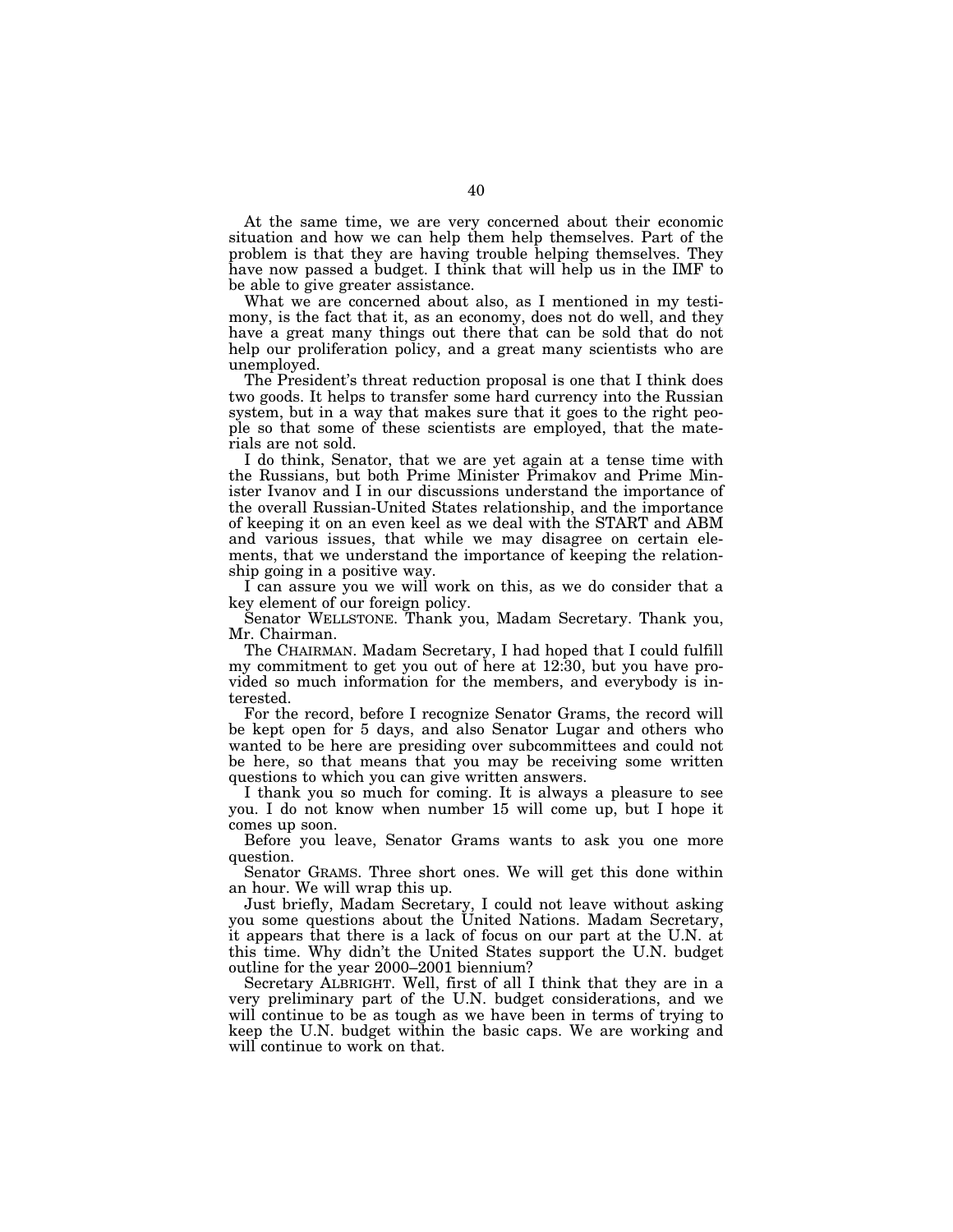At the same time, we are very concerned about their economic situation and how we can help them help themselves. Part of the problem is that they are having trouble helping themselves. They have now passed a budget. I think that will help us in the IMF to be able to give greater assistance.

What we are concerned about also, as I mentioned in my testimony, is the fact that it, as an economy, does not do well, and they have a great many things out there that can be sold that do not help our proliferation policy, and a great many scientists who are unemployed.

The President's threat reduction proposal is one that I think does two goods. It helps to transfer some hard currency into the Russian system, but in a way that makes sure that it goes to the right people so that some of these scientists are employed, that the materials are not sold.

I do think, Senator, that we are yet again at a tense time with the Russians, but both Prime Minister Primakov and Prime Minister Ivanov and I in our discussions understand the importance of the overall Russian-United States relationship, and the importance of keeping it on an even keel as we deal with the START and ABM and various issues, that while we may disagree on certain elements, that we understand the importance of keeping the relationship going in a positive way.

I can assure you we will work on this, as we do consider that a key element of our foreign policy.

Senator WELLSTONE. Thank you, Madam Secretary. Thank you, Mr. Chairman.

The CHAIRMAN. Madam Secretary, I had hoped that I could fulfill my commitment to get you out of here at 12:30, but you have provided so much information for the members, and everybody is interested.

For the record, before I recognize Senator Grams, the record will be kept open for 5 days, and also Senator Lugar and others who wanted to be here are presiding over subcommittees and could not be here, so that means that you may be receiving some written questions to which you can give written answers.

I thank you so much for coming. It is always a pleasure to see you. I do not know when number 15 will come up, but I hope it comes up soon.

Before you leave, Senator Grams wants to ask you one more question.

Senator GRAMS. Three short ones. We will get this done within an hour. We will wrap this up.

Just briefly, Madam Secretary, I could not leave without asking you some questions about the United Nations. Madam Secretary, it appears that there is a lack of focus on our part at the U.N. at this time. Why didn't the United States support the U.N. budget outline for the year 2000–2001 biennium?

Secretary ALBRIGHT. Well, first of all I think that they are in a very preliminary part of the U.N. budget considerations, and we will continue to be as tough as we have been in terms of trying to keep the U.N. budget within the basic caps. We are working and will continue to work on that.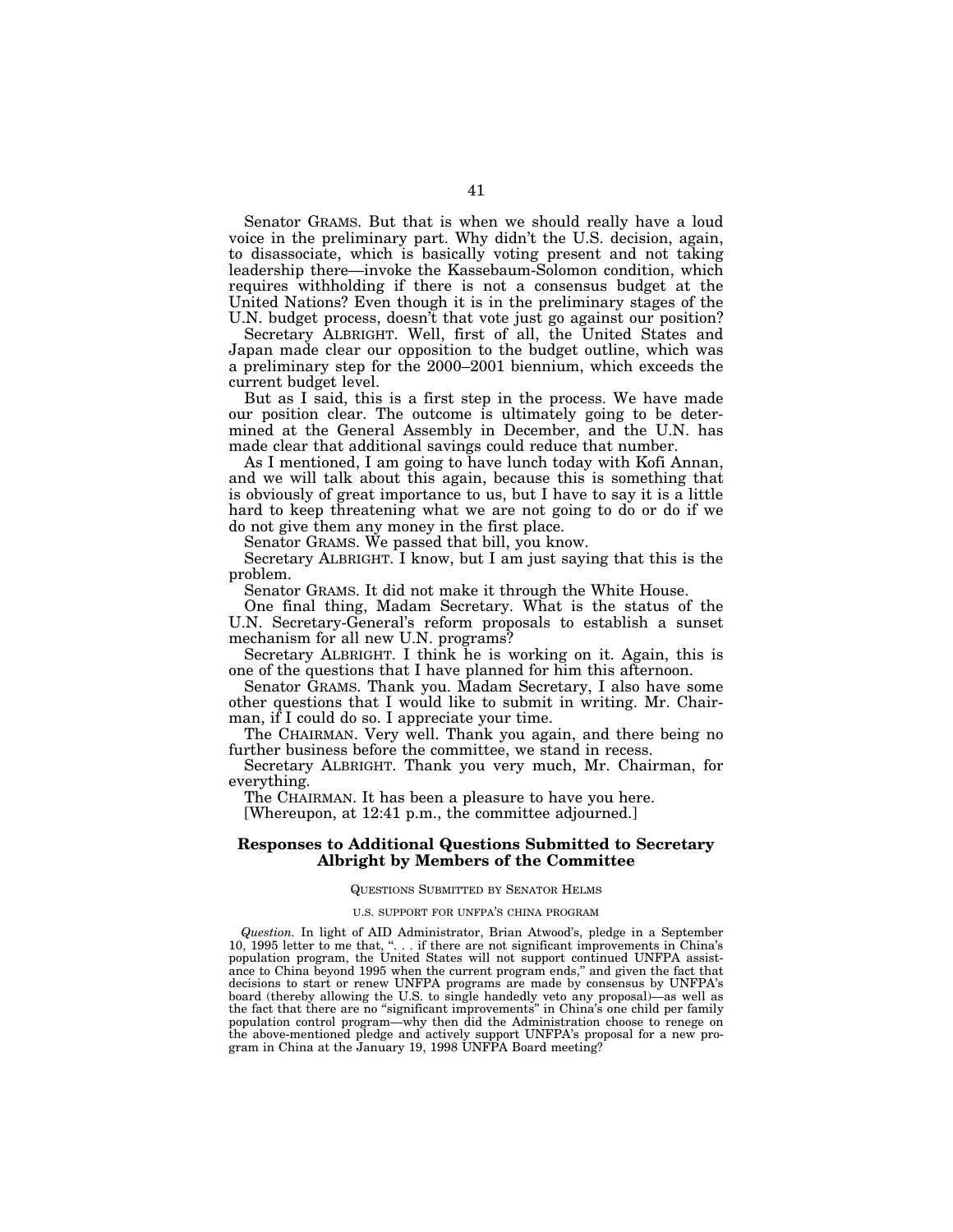Senator GRAMS. But that is when we should really have a loud voice in the preliminary part. Why didn't the U.S. decision, again, to disassociate, which is basically voting present and not taking leadership there—invoke the Kassebaum-Solomon condition, which requires withholding if there is not a consensus budget at the United Nations? Even though it is in the preliminary stages of the U.N. budget process, doesn't that vote just go against our position?

Secretary ALBRIGHT. Well, first of all, the United States and Japan made clear our opposition to the budget outline, which was a preliminary step for the 2000–2001 biennium, which exceeds the current budget level.

But as I said, this is a first step in the process. We have made our position clear. The outcome is ultimately going to be determined at the General Assembly in December, and the U.N. has made clear that additional savings could reduce that number.

As I mentioned, I am going to have lunch today with Kofi Annan, and we will talk about this again, because this is something that is obviously of great importance to us, but I have to say it is a little hard to keep threatening what we are not going to do or do if we do not give them any money in the first place.

Senator GRAMS. We passed that bill, you know.

Secretary ALBRIGHT. I know, but I am just saying that this is the problem.

Senator GRAMS. It did not make it through the White House.

One final thing, Madam Secretary. What is the status of the U.N. Secretary-General's reform proposals to establish a sunset mechanism for all new U.N. programs?

Secretary ALBRIGHT. I think he is working on it. Again, this is one of the questions that I have planned for him this afternoon.

Senator GRAMS. Thank you. Madam Secretary, I also have some other questions that I would like to submit in writing. Mr. Chairman, if I could do so. I appreciate your time.

The CHAIRMAN. Very well. Thank you again, and there being no further business before the committee, we stand in recess.

Secretary ALBRIGHT. Thank you very much, Mr. Chairman, for everything.

The CHAIRMAN. It has been a pleasure to have you here.

[Whereupon, at 12:41 p.m., the committee adjourned.]

## Responses to Additional Questions Submitted to Secretary Albright by Members of the Committee

QUESTIONS SUBMITTED BY SENATOR HELMS

U.S. SUPPORT FOR UNFPA'S CHINA PROGRAM

*Question.* In light of AID Administrator, Brian Atwood's, pledge in a September 10, 1995 letter to me that, ". . . if there are not significant improvements in China's population program, the United States will not support continued UNFPA assistance to China beyond 1995 when the current program ends," and given the fact that decisions to start or renew UNFPA programs are made by consensus by UNFPA's board (thereby allowing the U.S. to single handedly veto any proposal)—as well as the fact that there are no "significant improvements" in China's one child per family population control program—why then did the Administration choose to renege on the above-mentioned pledge and actively support UNFPA's proposal for a new program in China at the January 19, 1998 UNFPA Board meeting?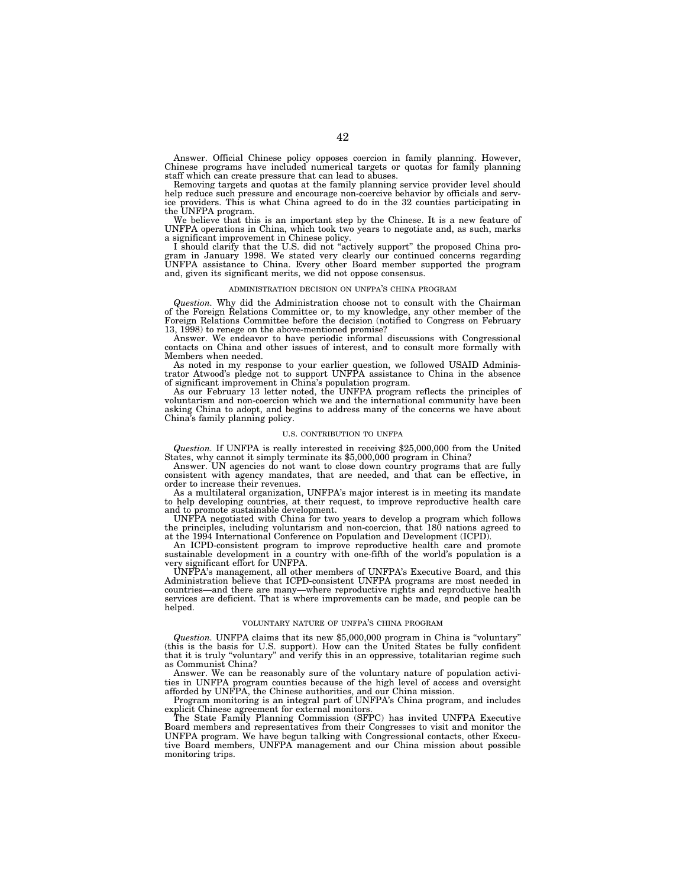Answer. Official Chinese policy opposes coercion in family planning. However, Chinese programs have included numerical targets or quotas for family planning staff which can create pressure that can lead to abuses.

Removing targets and quotas at the family planning service provider level should help reduce such pressure and encourage non-coercive behavior by officials and service providers. This is what China agreed to do in the 32 counties participating in the UNFPA program.

We believe that this is an important step by the Chinese. It is a new feature of UNFPA operations in China, which took two years to negotiate and, as such, marks a significant improvement in Chinese policy.

I should clarify that the U.S. did not "actively support" the proposed China program in January 1998. We stated very clearly our continued concerns regarding UNFPA assistance to China. Every other Board member supported the program and, given its significant merits, we did not oppose consensus.

### ADMINISTRATION DECISION ON UNFPA'S CHINA PROGRAM

*Question.* Why did the Administration choose not to consult with the Chairman of the Foreign Relations Committee or, to my knowledge, any other member of the Foreign Relations Committee before the decision (notified to Congress on February 13, 1998) to renege on the above-mentioned promise?

Answer. We endeavor to have periodic informal discussions with Congressional contacts on China and other issues of interest, and to consult more formally with Members when needed.

As noted in my response to your earlier question, we followed USAID Administrator Atwood's pledge not to support UNFPA assistance to China in the absence of significant improvement in China's population program.

As our February 13 letter noted, the UNFPA program reflects the principles of voluntarism and non-coercion which we and the international community have been asking China to adopt, and begins to address many of the concerns we have about China's family planning policy.

### U.S. CONTRIBUTION TO UNFPA

*Question.* If UNFPA is really interested in receiving $25,000,000 from the United States, why cannot it simply terminate its $5,000,000 program in China?

Answer. UN agencies do not want to close down country programs that are fully consistent with agency mandates, that are needed, and that can be effective, in order to increase their revenues.

As a multilateral organization, UNFPA's major interest is in meeting its mandate to help developing countries, at their request, to improve reproductive health care and to promote sustainable development.

UNFPA negotiated with China for two years to develop a program which follows the principles, including voluntarism and non-coercion, that 180 nations agreed to at the 1994 International Conference on Population and Development (ICPD).

An ICPD-consistent program to improve reproductive health care and promote sustainable development in a country with one-fifth of the world's population is a very significant effort for UNFPA.

UNFPA's management, all other members of UNFPA's Executive Board, and this Administration believe that ICPD-consistent UNFPA programs are most needed in countries—and there are many—where reproductive rights and reproductive health services are deficient. That is where improvements can be made, and people can be helped.

### VOLUNTARY NATURE OF UNFPA'S CHINA PROGRAM

*Question.* UNFPA claims that its new $5,000,000 program in China is "voluntary" (this is the basis for U.S. support). How can the United States be fully confident that it is truly "voluntary" and verify this in an oppressive, totalitarian regime such as Communist China?

Answer. We can be reasonably sure of the voluntary nature of population activities in UNFPA program counties because of the high level of access and oversight afforded by UNFPA, the Chinese authorities, and our China mission.

Program monitoring is an integral part of UNFPA's China program, and includes explicit Chinese agreement for external monitors.

The State Family Planning Commission (SFPC) has invited UNFPA Executive Board members and representatives from their Congresses to visit and monitor the UNFPA program. We have begun talking with Congressional contacts, other Executive Board members, UNFPA management and our China mission about possible monitoring trips.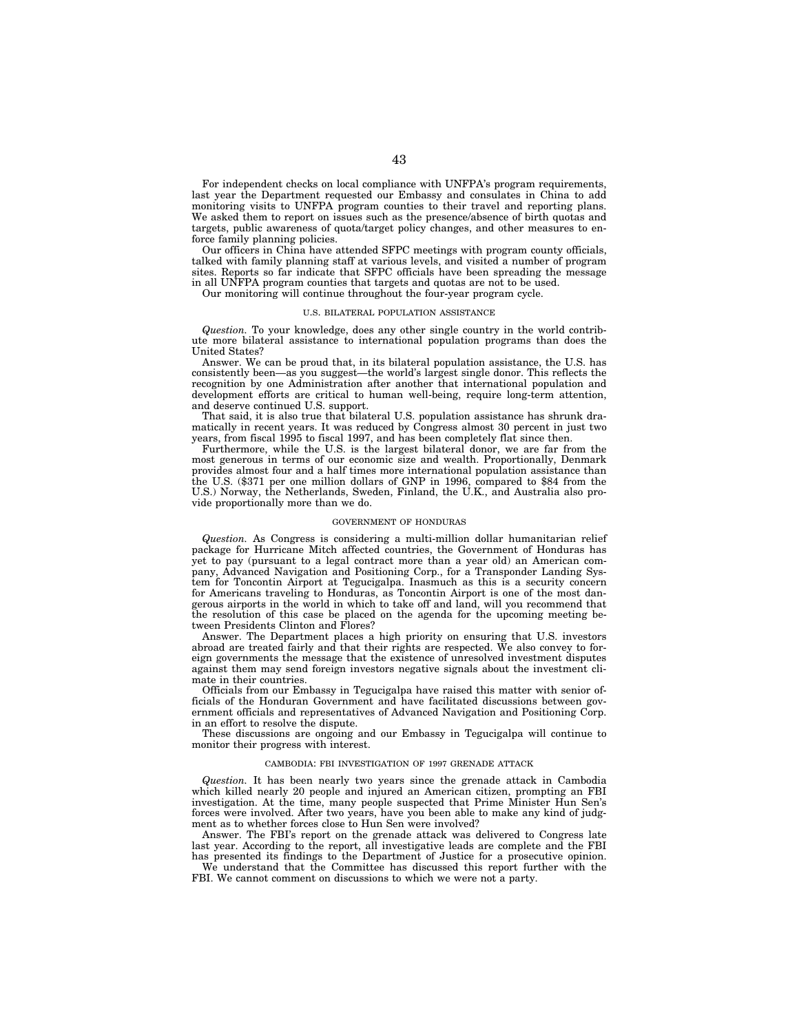For independent checks on local compliance with UNFPA's program requirements, last year the Department requested our Embassy and consulates in China to add monitoring visits to UNFPA program counties to their travel and reporting plans. We asked them to report on issues such as the presence/absence of birth quotas and targets, public awareness of quota/target policy changes, and other measures to enforce family planning policies.

Our officers in China have attended SFPC meetings with program county officials, talked with family planning staff at various levels, and visited a number of program sites. Reports so far indicate that SFPC officials have been spreading the message in all UNFPA program counties that targets and quotas are not to be used.

Our monitoring will continue throughout the four-year program cycle.

### U.S. BILATERAL POPULATION ASSISTANCE

*Question.* To your knowledge, does any other single country in the world contribute more bilateral assistance to international population programs than does the United States?

Answer. We can be proud that, in its bilateral population assistance, the U.S. has consistently been—as you suggest—the world's largest single donor. This reflects the recognition by one Administration after another that international population and development efforts are critical to human well-being, require long-term attention, and deserve continued U.S. support.

That said, it is also true that bilateral U.S. population assistance has shrunk dramatically in recent years. It was reduced by Congress almost 30 percent in just two years, from fiscal 1995 to fiscal 1997, and has been completely flat since then.

Furthermore, while the U.S. is the largest bilateral donor, we are far from the most generous in terms of our economic size and wealth. Proportionally, Denmark provides almost four and a half times more international population assistance than the U.S. ($371 per one million dollars of GNP in 1996, compared to $84 from the U.S.) Norway, the Netherlands, Sweden, Finland, the U.K., and Australia also provide proportionally more than we do.

### GOVERNMENT OF HONDURAS

*Question.* As Congress is considering a multi-million dollar humanitarian relief package for Hurricane Mitch affected countries, the Government of Honduras has yet to pay (pursuant to a legal contract more than a year old) an American company, Advanced Navigation and Positioning Corp., for a Transponder Landing System for Toncontin Airport at Tegucigalpa. Inasmuch as this is a security concern for Americans traveling to Honduras, as Toncontin Airport is one of the most dangerous airports in the world in which to take off and land, will you recommend that the resolution of this case be placed on the agenda for the upcoming meeting between Presidents Clinton and Flores?

Answer. The Department places a high priority on ensuring that U.S. investors abroad are treated fairly and that their rights are respected. We also convey to foreign governments the message that the existence of unresolved investment disputes against them may send foreign investors negative signals about the investment climate in their countries.

Officials from our Embassy in Tegucigalpa have raised this matter with senior officials of the Honduran Government and have facilitated discussions between government officials and representatives of Advanced Navigation and Positioning Corp. in an effort to resolve the dispute.

These discussions are ongoing and our Embassy in Tegucigalpa will continue to monitor their progress with interest.

### CAMBODIA: FBI INVESTIGATION OF 1997 GRENADE ATTACK

*Question.* It has been nearly two years since the grenade attack in Cambodia which killed nearly 20 people and injured an American citizen, prompting an FBI investigation. At the time, many people suspected that Prime Minister Hun Sen's forces were involved. After two years, have you been able to make any kind of judgment as to whether forces close to Hun Sen were involved?

Answer. The FBI's report on the grenade attack was delivered to Congress late last year. According to the report, all investigative leads are complete and the FBI has presented its findings to the Department of Justice for a prosecutive opinion.

We understand that the Committee has discussed this report further with the FBI. We cannot comment on discussions to which we were not a party.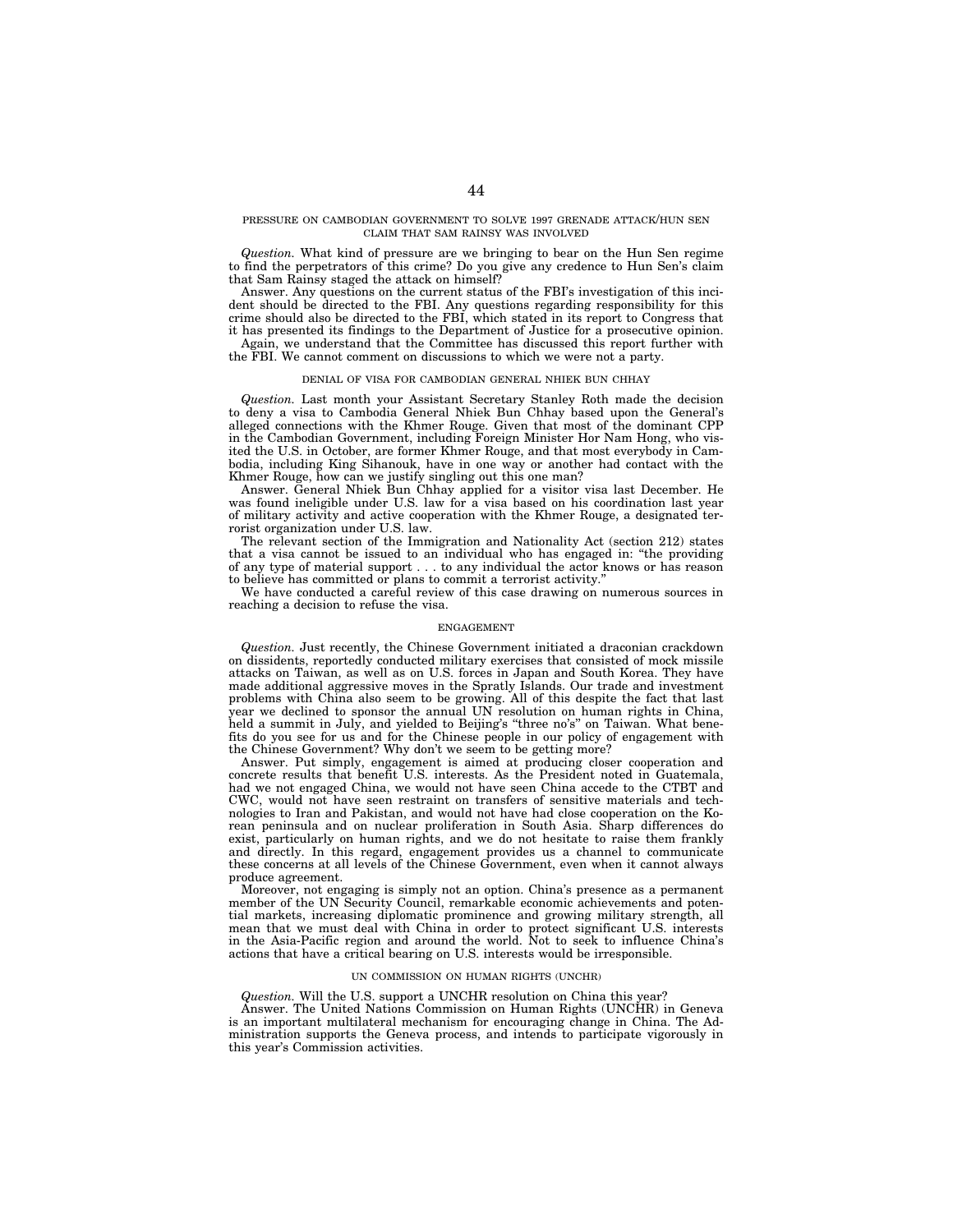### PRESSURE ON CAMBODIAN GOVERNMENT TO SOLVE 1997 GRENADE ATTACK/HUN SEN CLAIM THAT SAM RAINSY WAS INVOLVED

*Question.* What kind of pressure are we bringing to bear on the Hun Sen regime to find the perpetrators of this crime? Do you give any credence to Hun Sen's claim that Sam Rainsy staged the attack on himself?

Answer. Any questions on the current status of the FBI's investigation of this incident should be directed to the FBI. Any questions regarding responsibility for this crime should also be directed to the FBI, which stated in its report to Congress that it has presented its findings to the Department of Justice for a prosecutive opinion.

Again, we understand that the Committee has discussed this report further with the FBI. We cannot comment on discussions to which we were not a party.

### DENIAL OF VISA FOR CAMBODIAN GENERAL NHIEK BUN CHHAY

*Question.* Last month your Assistant Secretary Stanley Roth made the decision to deny a visa to Cambodia General Nhiek Bun Chhay based upon the General's alleged connections with the Khmer Rouge. Given that most of the dominant CPP in the Cambodian Government, including Foreign Minister Hor Nam Hong, who visited the U.S. in October, are former Khmer Rouge, and that most everybody in Cambodia, including King Sihanouk, have in one way or another had contact with the Khmer Rouge, how can we justify singling out this one man?

Answer. General Nhiek Bun Chhay applied for a visitor visa last December. He was found ineligible under U.S. law for a visa based on his coordination last year of military activity and active cooperation with the Khmer Rouge, a designated terrorist organization under U.S. law.

The relevant section of the Immigration and Nationality Act (section 212) states that a visa cannot be issued to an individual who has engaged in: "the providing of any type of material support . . . to any individual the actor knows or has reason to believe has committed or plans to commit a terrorist activity."

We have conducted a careful review of this case drawing on numerous sources in reaching a decision to refuse the visa.

### ENGAGEMENT

*Question.* Just recently, the Chinese Government initiated a draconian crackdown on dissidents, reportedly conducted military exercises that consisted of mock missile attacks on Taiwan, as well as on U.S. forces in Japan and South Korea. They have made additional aggressive moves in the Spratly Islands. Our trade and investment problems with China also seem to be growing. All of this despite the fact that last year we declined to sponsor the annual UN resolution on human rights in China, held a summit in July, and yielded to Beijing's "three no's" on Taiwan. What benefits do you see for us and for the Chinese people in our policy of engagement with the Chinese Government? Why don't we seem to be getting more?

Answer. Put simply, engagement is aimed at producing closer cooperation and concrete results that benefit U.S. interests. As the President noted in Guatemala, had we not engaged China, we would not have seen China accede to the CTBT and CWC, would not have seen restraint on transfers of sensitive materials and technologies to Iran and Pakistan, and would not have had close cooperation on the Korean peninsula and on nuclear proliferation in South Asia. Sharp differences do exist, particularly on human rights, and we do not hesitate to raise them frankly and directly. In this regard, engagement provides us a channel to communicate these concerns at all levels of the Chinese Government, even when it cannot always produce agreement.

Moreover, not engaging is simply not an option. China's presence as a permanent member of the UN Security Council, remarkable economic achievements and potential markets, increasing diplomatic prominence and growing military strength, all mean that we must deal with China in order to protect significant U.S. interests in the Asia-Pacific region and around the world. Not to seek to influence China's actions that have a critical bearing on U.S. interests would be irresponsible.

### UN COMMISSION ON HUMAN RIGHTS (UNCHR)

*Question.* Will the U.S. support a UNCHR resolution on China this year?

Answer. The United Nations Commission on Human Rights (UNCHR) in Geneva is an important multilateral mechanism for encouraging change in China. The Administration supports the Geneva process, and intends to participate vigorously in this year's Commission activities.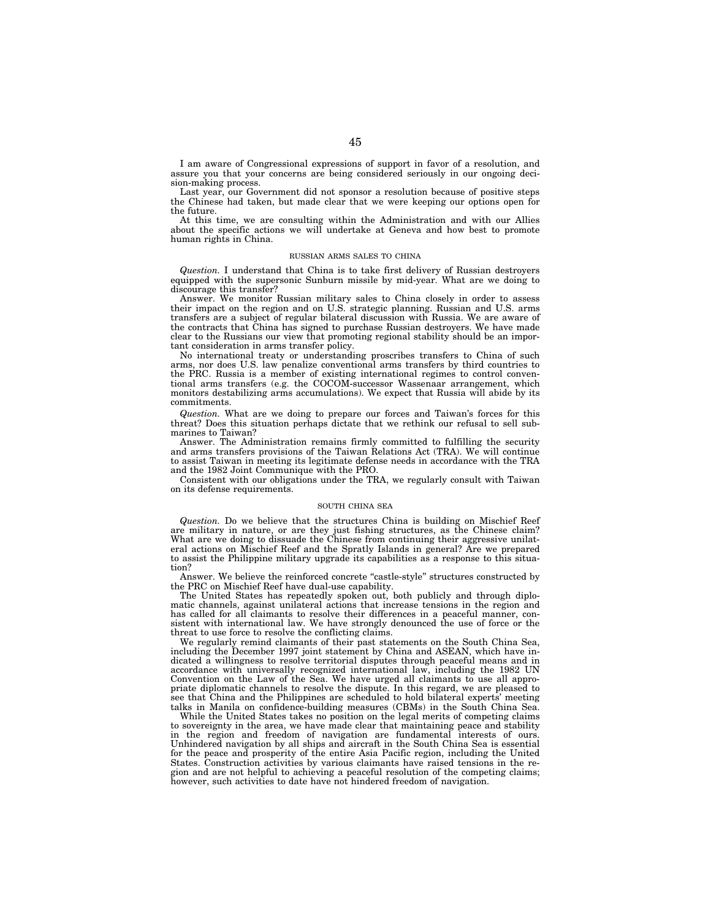I am aware of Congressional expressions of support in favor of a resolution, and assure you that your concerns are being considered seriously in our ongoing decision-making process.

Last year, our Government did not sponsor a resolution because of positive steps the Chinese had taken, but made clear that we were keeping our options open for the future.

At this time, we are consulting within the Administration and with our Allies about the specific actions we will undertake at Geneva and how best to promote human rights in China.

### RUSSIAN ARMS SALES TO CHINA

*Question.* I understand that China is to take first delivery of Russian destroyers equipped with the supersonic Sunburn missile by mid-year. What are we doing to discourage this transfer?

Answer. We monitor Russian military sales to China closely in order to assess their impact on the region and on U.S. strategic planning. Russian and U.S. arms transfers are a subject of regular bilateral discussion with Russia. We are aware of the contracts that China has signed to purchase Russian destroyers. We have made clear to the Russians our view that promoting regional stability should be an important consideration in arms transfer policy.

No international treaty or understanding proscribes transfers to China of such arms, nor does U.S. law penalize conventional arms transfers by third countries to the PRC. Russia is a member of existing international regimes to control conventional arms transfers (e.g. the COCOM-successor Wassenaar arrangement, which monitors destabilizing arms accumulations). We expect that Russia will abide by its commitments.

*Question.* What are we doing to prepare our forces and Taiwan's forces for this threat? Does this situation perhaps dictate that we rethink our refusal to sell submarines to Taiwan?

Answer. The Administration remains firmly committed to fulfilling the security and arms transfers provisions of the Taiwan Relations Act (TRA). We will continue to assist Taiwan in meeting its legitimate defense needs in accordance with the TRA and the 1982 Joint Communique with the PRO.

Consistent with our obligations under the TRA, we regularly consult with Taiwan on its defense requirements.

### SOUTH CHINA SEA

*Question.* Do we believe that the structures China is building on Mischief Reef are military in nature, or are they just fishing structures, as the Chinese claim? What are we doing to dissuade the Chinese from continuing their aggressive unilateral actions on Mischief Reef and the Spratly Islands in general? Are we prepared to assist the Philippine military upgrade its capabilities as a response to this situation?

Answer. We believe the reinforced concrete "castle-style" structures constructed by the PRC on Mischief Reef have dual-use capability.

The United States has repeatedly spoken out, both publicly and through diplomatic channels, against unilateral actions that increase tensions in the region and has called for all claimants to resolve their differences in a peaceful manner, consistent with international law. We have strongly denounced the use of force or the threat to use force to resolve the conflicting claims.

We regularly remind claimants of their past statements on the South China Sea, including the December 1997 joint statement by China and ASEAN, which have indicated a willingness to resolve territorial disputes through peaceful means and in accordance with universally recognized international law, including the 1982 UN Convention on the Law of the Sea. We have urged all claimants to use all appropriate diplomatic channels to resolve the dispute. In this regard, we are pleased to see that China and the Philippines are scheduled to hold bilateral experts' meeting talks in Manila on confidence-building measures (CBMs) in the South China Sea.

While the United States takes no position on the legal merits of competing claims to sovereignty in the area, we have made clear that maintaining peace and stability in the region and freedom of navigation are fundamental interests of ours. Unhindered navigation by all ships and aircraft in the South China Sea is essential for the peace and prosperity of the entire Asia Pacific region, including the United States. Construction activities by various claimants have raised tensions in the region and are not helpful to achieving a peaceful resolution of the competing claims; however, such activities to date have not hindered freedom of navigation.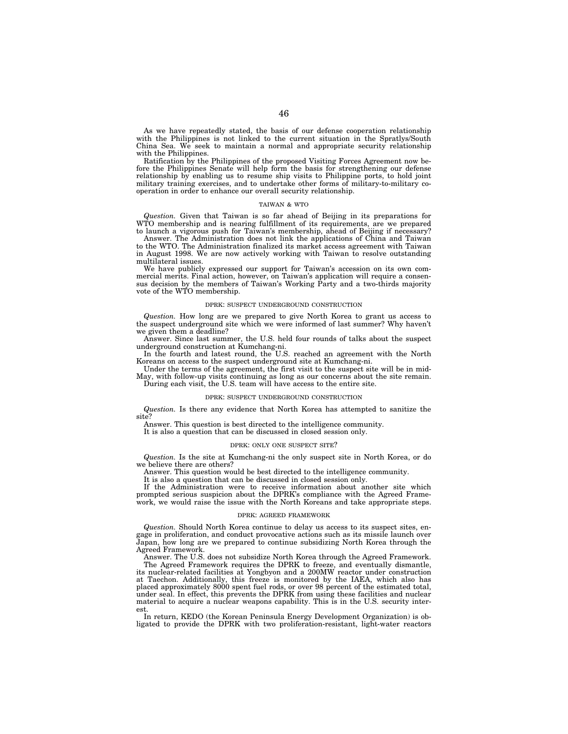As we have repeatedly stated, the basis of our defense cooperation relationship with the Philippines is not linked to the current situation in the Spratlys/South China Sea. We seek to maintain a normal and appropriate security relationship with the Philippines.

Ratification by the Philippines of the proposed Visiting Forces Agreement now before the Philippines Senate will help form the basis for strengthening our defense relationship by enabling us to resume ship visits to Philippine ports, to hold joint military training exercises, and to undertake other forms of military-to-military cooperation in order to enhance our overall security relationship.

### TAIWAN & WTO

*Question.* Given that Taiwan is so far ahead of Beijing in its preparations for WTO membership and is nearing fulfillment of its requirements, are we prepared to launch a vigorous push for Taiwan's membership, ahead of Beijing if necessary?

Answer. The Administration does not link the applications of China and Taiwan to the WTO. The Administration finalized its market access agreement with Taiwan in August 1998. We are now actively working with Taiwan to resolve outstanding multilateral issues.

We have publicly expressed our support for Taiwan's accession on its own commercial merits. Final action, however, on Taiwan's application will require a consensus decision by the members of Taiwan's Working Party and a two-thirds majority vote of the WTO membership.

### DPRK: SUSPECT UNDERGROUND CONSTRUCTION

*Question.* How long are we prepared to give North Korea to grant us access to the suspect underground site which we were informed of last summer? Why haven't we given them a deadline?

Answer. Since last summer, the U.S. held four rounds of talks about the suspect underground construction at Kumchang-ni.

In the fourth and latest round, the U.S. reached an agreement with the North Koreans on access to the suspect underground site at Kumchang-ni.

Under the terms of the agreement, the first visit to the suspect site will be in mid-May, with follow-up visits continuing as long as our concerns about the site remain.

During each visit, the U.S. team will have access to the entire site.

### DPRK: SUSPECT UNDERGROUND CONSTRUCTION

*Question.* Is there any evidence that North Korea has attempted to sanitize the site?

Answer. This question is best directed to the intelligence community.

It is also a question that can be discussed in closed session only.

### DPRK: ONLY ONE SUSPECT SITE?

*Question.* Is the site at Kumchang-ni the only suspect site in North Korea, or do we believe there are others?

Answer. This question would be best directed to the intelligence community.

It is also a question that can be discussed in closed session only.

If the Administration were to receive information about another site which prompted serious suspicion about the DPRK's compliance with the Agreed Framework, we would raise the issue with the North Koreans and take appropriate steps.

### DPRK: AGREED FRAMEWORK

*Question.* Should North Korea continue to delay us access to its suspect sites, engage in proliferation, and conduct provocative actions such as its missile launch over Japan, how long are we prepared to continue subsidizing North Korea through the Agreed Framework.

Answer. The U.S. does not subsidize North Korea through the Agreed Framework.

The Agreed Framework requires the DPRK to freeze, and eventually dismantle, its nuclear-related facilities at Yongbyon and a 200MW reactor under construction at Taechon. Additionally, this freeze is monitored by the IAEA, which also has placed approximately 8000 spent fuel rods, or over 98 percent of the estimated total, under seal. In effect, this prevents the DPRK from using these facilities and nuclear material to acquire a nuclear weapons capability. This is in the U.S. security interest.

In return, KEDO (the Korean Peninsula Energy Development Organization) is obligated to provide the DPRK with two proliferation-resistant, light-water reactors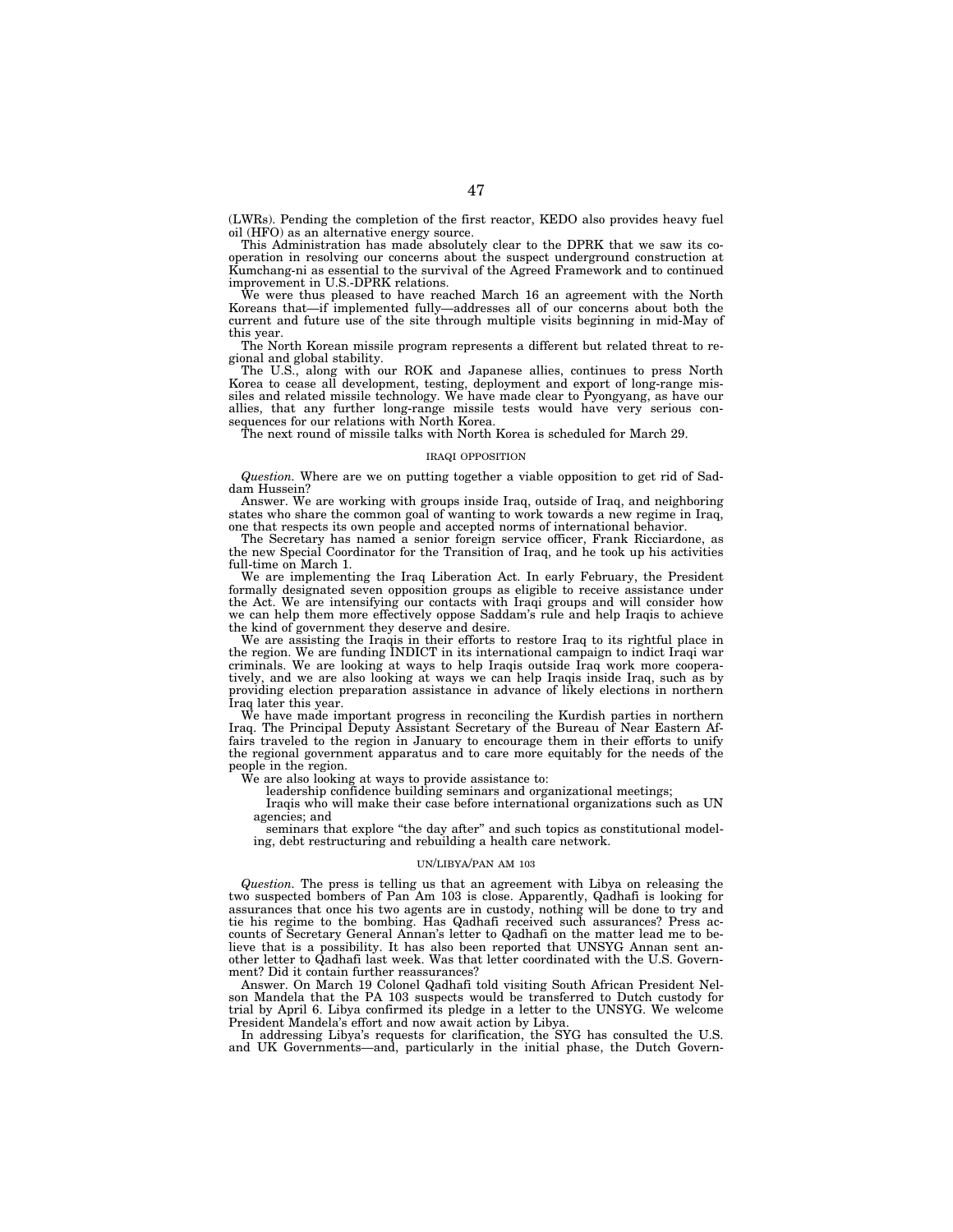(LWRs). Pending the completion of the first reactor, KEDO also provides heavy fuel oil (HFO) as an alternative energy source.

This Administration has made absolutely clear to the DPRK that we saw its cooperation in resolving our concerns about the suspect underground construction at Kumchang-ni as essential to the survival of the Agreed Framework and to continued improvement in U.S.-DPRK relations.

We were thus pleased to have reached March 16 an agreement with the North Koreans that—if implemented fully—addresses all of our concerns about both the current and future use of the site through multiple visits beginning in mid-May of this year.

The North Korean missile program represents a different but related threat to regional and global stability.

The U.S., along with our ROK and Japanese allies, continues to press North Korea to cease all development, testing, deployment and export of long-range missiles and related missile technology. We have made clear to Pyongyang, as have our allies, that any further long-range missile tests would have very serious consequences for our relations with North Korea.

The next round of missile talks with North Korea is scheduled for March 29.

## IRAQI OPPOSITION

*Question.* Where are we on putting together a viable opposition to get rid of Saddam Hussein?

Answer. We are working with groups inside Iraq, outside of Iraq, and neighboring states who share the common goal of wanting to work towards a new regime in Iraq, one that respects its own people and accepted norms of international behavior.

The Secretary has named a senior foreign service officer, Frank Ricciardone, as the new Special Coordinator for the Transition of Iraq, and he took up his activities full-time on March 1.

We are implementing the Iraq Liberation Act. In early February, the President formally designated seven opposition groups as eligible to receive assistance under the Act. We are intensifying our contacts with Iraqi groups and will consider how we can help them more effectively oppose Saddam's rule and help Iraqis to achieve the kind of government they deserve and desire.

We are assisting the Iraqis in their efforts to restore Iraq to its rightful place in the region. We are funding INDICT in its international campaign to indict Iraqi war criminals. We are looking at ways to help Iraqis outside Iraq work more cooperatively, and we are also looking at ways we can help Iraqis inside Iraq, such as by providing election preparation assistance in advance of likely elections in northern Iraq later this year.

We have made important progress in reconciling the Kurdish parties in northern Iraq. The Principal Deputy Assistant Secretary of the Bureau of Near Eastern Affairs traveled to the region in January to encourage them in their efforts to unify the regional government apparatus and to care more equitably for the needs of the people in the region.

We are also looking at ways to provide assistance to:

- leadership confidence building seminars and organizational meetings;
- Iraqis who will make their case before international organizations such as UN agencies; and
- seminars that explore "the day after" and such topics as constitutional modeling, debt restructuring and rebuilding a health care network.

## UN/LIBYA/PAN AM 103

*Question.* The press is telling us that an agreement with Libya on releasing the two suspected bombers of Pan Am 103 is close. Apparently, Qadhafi is looking for assurances that once his two agents are in custody, nothing will be done to try and tie his regime to the bombing. Has Qadhafi received such assurances? Press accounts of Secretary General Annan's letter to Qadhafi on the matter lead me to believe that is a possibility. It has also been reported that UNSYG Annan sent another letter to Qadhafi last week. Was that letter coordinated with the U.S. Government? Did it contain further reassurances?

Answer. On March 19 Colonel Qadhafi told visiting South African President Nelson Mandela that the PA 103 suspects would be transferred to Dutch custody for trial by April 6. Libya confirmed its pledge in a letter to the UNSYG. We welcome President Mandela's effort and now await action by Libya.

In addressing Libya's requests for clarification, the SYG has consulted the U.S. and UK Governments—and, particularly in the initial phase, the Dutch Govern-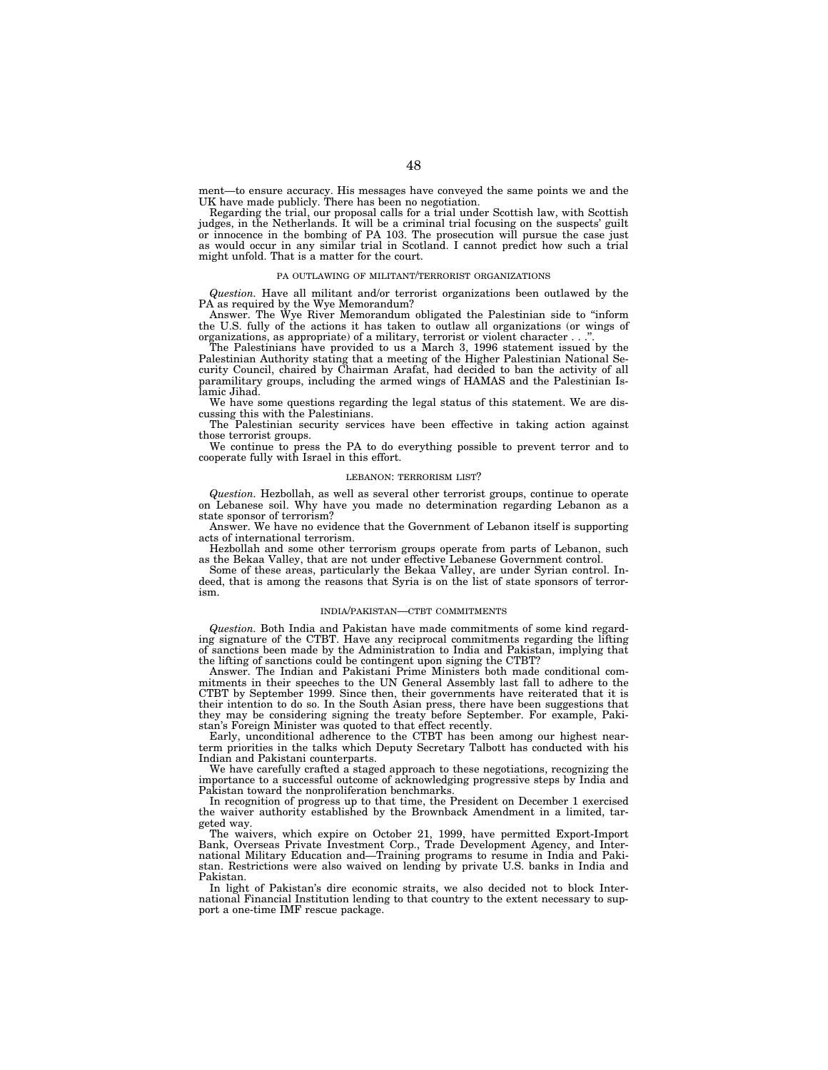ment—to ensure accuracy. His messages have conveyed the same points we and the UK have made publicly. There has been no negotiation.

Regarding the trial, our proposal calls for a trial under Scottish law, with Scottish judges, in the Netherlands. It will be a criminal trial focusing on the suspects' guilt or innocence in the bombing of PA 103. The prosecution will pursue the case just as would occur in any similar trial in Scotland. I cannot predict how such a trial might unfold. That is a matter for the court.

### PA OUTLAWING OF MILITANT/TERRORIST ORGANIZATIONS

*Question.* Have all militant and/or terrorist organizations been outlawed by the PA as required by the Wye Memorandum?

Answer. The Wye River Memorandum obligated the Palestinian side to "inform the U.S. fully of the actions it has taken to outlaw all organizations (or wings of organizations, as appropriate) of a military, terrorist or violent character . . .".

The Palestinians have provided to us a March 3, 1996 statement issued by the Palestinian Authority stating that a meeting of the Higher Palestinian National Security Council, chaired by Chairman Arafat, had decided to ban the activity of all paramilitary groups, including the armed wings of HAMAS and the Palestinian Islamic Jihad.

We have some questions regarding the legal status of this statement. We are discussing this with the Palestinians.

The Palestinian security services have been effective in taking action against those terrorist groups.

We continue to press the PA to do everything possible to prevent terror and to cooperate fully with Israel in this effort.

### LEBANON: TERRORISM LIST?

*Question.* Hezbollah, as well as several other terrorist groups, continue to operate on Lebanese soil. Why have you made no determination regarding Lebanon as a state sponsor of terrorism?

Answer. We have no evidence that the Government of Lebanon itself is supporting acts of international terrorism.

Hezbollah and some other terrorism groups operate from parts of Lebanon, such as the Bekaa Valley, that are not under effective Lebanese Government control.

Some of these areas, particularly the Bekaa Valley, are under Syrian control. Indeed, that is among the reasons that Syria is on the list of state sponsors of terrorism.

### INDIA/PAKISTAN—CTBT COMMITMENTS

*Question.* Both India and Pakistan have made commitments of some kind regarding signature of the CTBT. Have any reciprocal commitments regarding the lifting of sanctions been made by the Administration to India and Pakistan, implying that the lifting of sanctions could be contingent upon signing the CTBT?

Answer. The Indian and Pakistani Prime Ministers both made conditional commitments in their speeches to the UN General Assembly last fall to adhere to the CTBT by September 1999. Since then, their governments have reiterated that it is their intention to do so. In the South Asian press, there have been suggestions that they may be considering signing the treaty before September. For example, Pakistan's Foreign Minister was quoted to that effect recently.

Early, unconditional adherence to the CTBT has been among our highest near-term priorities in the talks which Deputy Secretary Talbott has conducted with his Indian and Pakistani counterparts.

We have carefully crafted a staged approach to these negotiations, recognizing the importance to a successful outcome of acknowledging progressive steps by India and Pakistan toward the nonproliferation benchmarks.

In recognition of progress up to that time, the President on December 1 exercised the waiver authority established by the Brownback Amendment in a limited, targeted way.

The waivers, which expire on October 21, 1999, have permitted Export-Import Bank, Overseas Private Investment Corp., Trade Development Agency, and International Military Education and—Training programs to resume in India and Pakistan. Restrictions were also waived on lending by private U.S. banks in India and Pakistan.

In light of Pakistan's dire economic straits, we also decided not to block International Financial Institution lending to that country to the extent necessary to support a one-time IMF rescue package.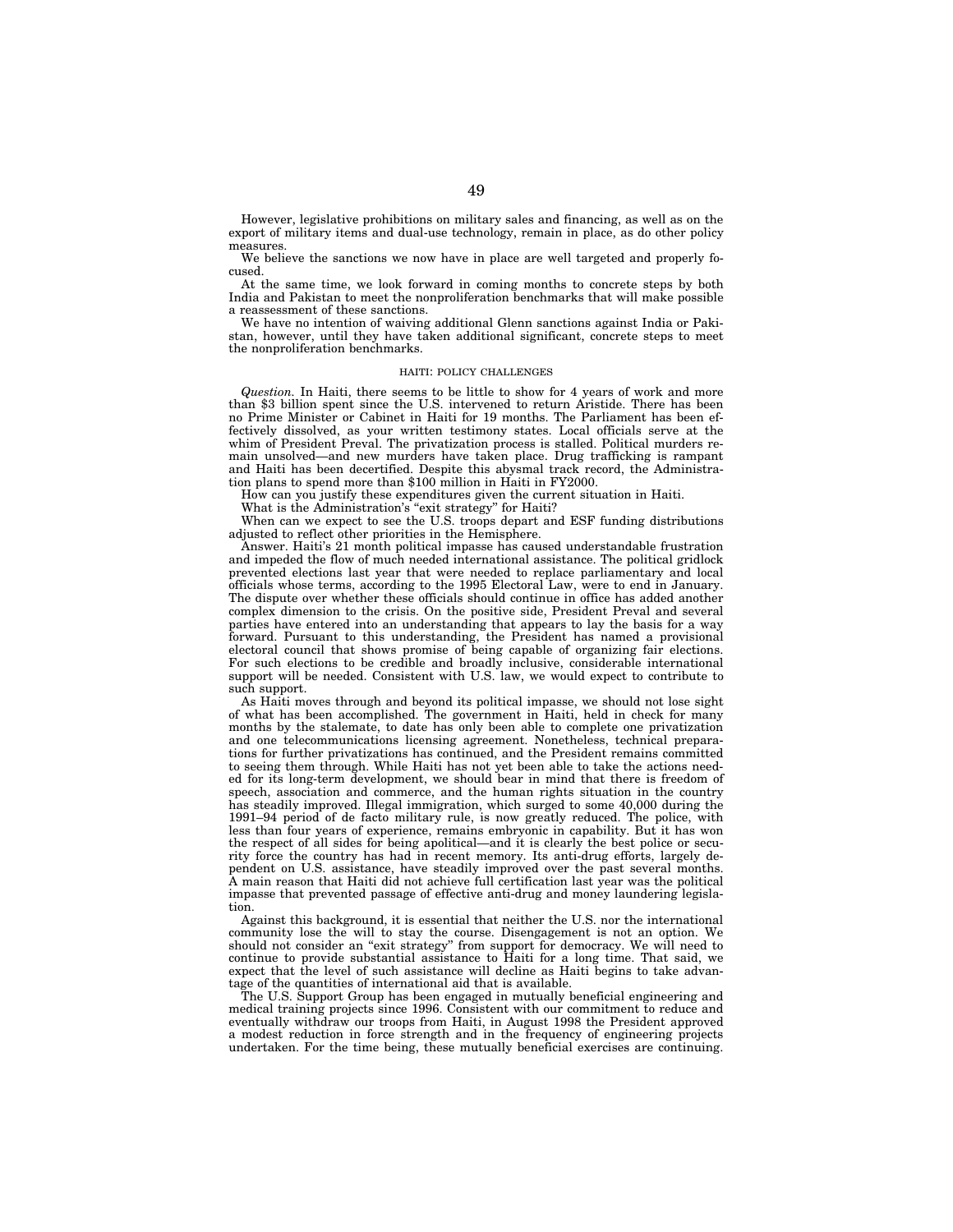However, legislative prohibitions on military sales and financing, as well as on the export of military items and dual-use technology, remain in place, as do other policy measures.

We believe the sanctions we now have in place are well targeted and properly focused.

At the same time, we look forward in coming months to concrete steps by both India and Pakistan to meet the nonproliferation benchmarks that will make possible a reassessment of these sanctions.

We have no intention of waiving additional Glenn sanctions against India or Pakistan, however, until they have taken additional significant, concrete steps to meet the nonproliferation benchmarks.

### HAITI: POLICY CHALLENGES

*Question.* In Haiti, there seems to be little to show for 4 years of work and more than $3 billion spent since the U.S. intervened to return Aristide. There has been no Prime Minister or Cabinet in Haiti for 19 months. The Parliament has been effectively dissolved, as your written testimony states. Local officials serve at the whim of President Preval. The privatization process is stalled. Political murders remain unsolved—and new murders have taken place. Drug trafficking is rampant and Haiti has been decertified. Despite this abysmal track record, the Administration plans to spend more than $100 million in Haiti in FY2000.

How can you justify these expenditures given the current situation in Haiti.

What is the Administration's "exit strategy" for Haiti?

When can we expect to see the U.S. troops depart and ESF funding distributions adjusted to reflect other priorities in the Hemisphere.

Answer. Haiti's 21 month political impasse has caused understandable frustration and impeded the flow of much needed international assistance. The political gridlock prevented elections last year that were needed to replace parliamentary and local officials whose terms, according to the 1995 Electoral Law, were to end in January. The dispute over whether these officials should continue in office has added another complex dimension to the crisis. On the positive side, President Preval and several parties have entered into an understanding that appears to lay the basis for a way forward. Pursuant to this understanding, the President has named a provisional electoral council that shows promise of being capable of organizing fair elections. For such elections to be credible and broadly inclusive, considerable international support will be needed. Consistent with U.S. law, we would expect to contribute to such support.

As Haiti moves through and beyond its political impasse, we should not lose sight of what has been accomplished. The government in Haiti, held in check for many months by the stalemate, to date has only been able to complete one privatization and one telecommunications licensing agreement. Nonetheless, technical preparations for further privatizations has continued, and the President remains committed to seeing them through. While Haiti has not yet been able to take the actions needed for its long-term development, we should bear in mind that there is freedom of speech, association and commerce, and the human rights situation in the country has steadily improved. Illegal immigration, which surged to some 40,000 during the 1991–94 period of de facto military rule, is now greatly reduced. The police, with less than four years of experience, remains embryonic in capability. But it has won the respect of all sides for being apolitical—and it is clearly the best police or security force the country has had in recent memory. Its anti-drug efforts, largely dependent on U.S. assistance, have steadily improved over the past several months. A main reason that Haiti did not achieve full certification last year was the political impasse that prevented passage of effective anti-drug and money laundering legislation.

Against this background, it is essential that neither the U.S. nor the international community lose the will to stay the course. Disengagement is not an option. We should not consider an "exit strategy" from support for democracy. We will need to continue to provide substantial assistance to Haiti for a long time. That said, we expect that the level of such assistance will decline as Haiti begins to take advantage of the quantities of international aid that is available.

The U.S. Support Group has been engaged in mutually beneficial engineering and medical training projects since 1996. Consistent with our commitment to reduce and eventually withdraw our troops from Haiti, in August 1998 the President approved a modest reduction in force strength and in the frequency of engineering projects undertaken. For the time being, these mutually beneficial exercises are continuing.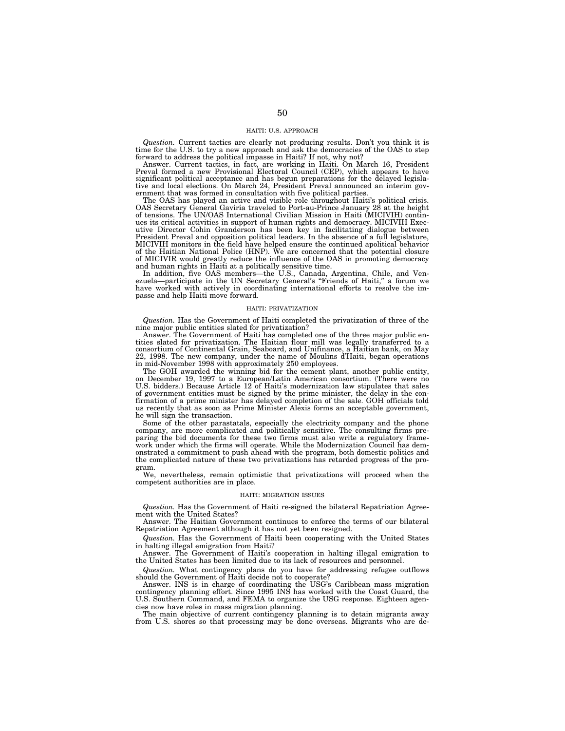## HAITI: U.S. APPROACH

*Question.* Current tactics are clearly not producing results. Don't you think it is time for the U.S. to try a new approach and ask the democracies of the OAS to step forward to address the political impasse in Haiti? If not, why not?

Answer. Current tactics, in fact, are working in Haiti. On March 16, President Preval formed a new Provisional Electoral Council (CEP), which appears to have significant political acceptance and has begun preparations for the delayed legislative and local elections. On March 24, President Preval announced an interim government that was formed in consultation with five political parties.

The OAS has played an active and visible role throughout Haiti's political crisis. OAS Secretary General Gaviria traveled to Port-au-Prince January 28 at the height of tensions. The UN/OAS International Civilian Mission in Haiti (MICIVIH) continues its critical activities in support of human rights and democracy. MICIVIH Executive Director Cohin Granderson has been key in facilitating dialogue between President Preval and opposition political leaders. In the absence of a full legislature, MICIVIH monitors in the field have helped ensure the continued apolitical behavior of the Haitian National Police (HNP). We are concerned that the potential closure of MICIVIR would greatly reduce the influence of the OAS in promoting democracy and human rights in Haiti at a politically sensitive time.

In addition, five OAS members—the U.S., Canada, Argentina, Chile, and Venezuela—participate in the UN Secretary General's "Friends of Haiti," a forum we have worked with actively in coordinating international efforts to resolve the impasse and help Haiti move forward.

## HAITI: PRIVATIZATION

*Question.* Has the Government of Haiti completed the privatization of three of the nine major public entities slated for privatization?

Answer. The Government of Haiti has completed one of the three major public entities slated for privatization. The Haitian flour mill was legally transferred to a consortium of Continental Grain, Seaboard, and Unifinance, a Haitian bank, on May 22, 1998. The new company, under the name of Moulins d'Haiti, began operations in mid-November 1998 with approximately 250 employees.

The GOH awarded the winning bid for the cement plant, another public entity, on December 19, 1997 to a European/Latin American consortium. (There were no U.S. bidders.) Because Article 12 of Haiti's modernization law stipulates that sales of government entities must be signed by the prime minister, the delay in the confirmation of a prime minister has delayed completion of the sale. GOH officials told us recently that as soon as Prime Minister Alexis forms an acceptable government, he will sign the transaction.

Some of the other parastatals, especially the electricity company and the phone company, are more complicated and politically sensitive. The consulting firms preparing the bid documents for these two firms must also write a regulatory framework under which the firms will operate. While the Modernization Council has demonstrated a commitment to push ahead with the program, both domestic politics and the complicated nature of these two privatizations has retarded progress of the program.

We, nevertheless, remain optimistic that privatizations will proceed when the competent authorities are in place.

## HAITI: MIGRATION ISSUES

*Question.* Has the Government of Haiti re-signed the bilateral Repatriation Agreement with the United States?

Answer. The Haitian Government continues to enforce the terms of our bilateral Repatriation Agreement although it has not yet been resigned.

*Question.* Has the Government of Haiti been cooperating with the United States in halting illegal emigration from Haiti?

Answer. The Government of Haiti's cooperation in halting illegal emigration to the United States has been limited due to its lack of resources and personnel.

*Question.* What contingency plans do you have for addressing refugee outflows should the Government of Haiti decide not to cooperate?

Answer. INS is in charge of coordinating the USG's Caribbean mass migration contingency planning effort. Since 1995 INS has worked with the Coast Guard, the U.S. Southern Command, and FEMA to organize the USG response. Eighteen agencies now have roles in mass migration planning.

The main objective of current contingency planning is to detain migrants away from U.S. shores so that processing may be done overseas. Migrants who are de-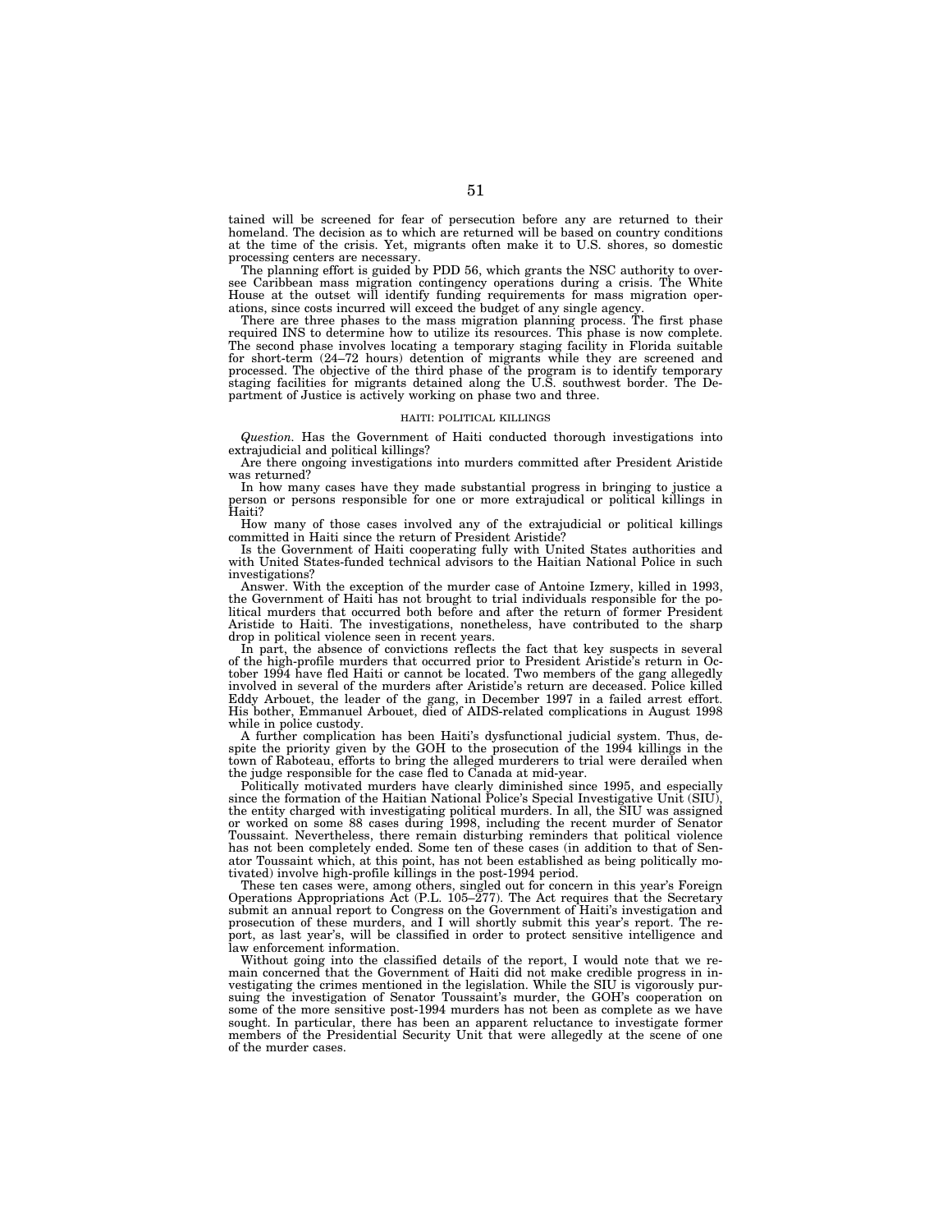tained will be screened for fear of persecution before any are returned to their homeland. The decision as to which are returned will be based on country conditions at the time of the crisis. Yet, migrants often make it to U.S. shores, so domestic processing centers are necessary.

The planning effort is guided by PDD 56, which grants the NSC authority to oversee Caribbean mass migration contingency operations during a crisis. The White House at the outset will identify funding requirements for mass migration operations, since costs incurred will exceed the budget of any single agency.

There are three phases to the mass migration planning process. The first phase required INS to determine how to utilize its resources. This phase is now complete. The second phase involves locating a temporary staging facility in Florida suitable for short-term (24–72 hours) detention of migrants while they are screened and processed. The objective of the third phase of the program is to identify temporary staging facilities for migrants detained along the U.S. southwest border. The Department of Justice is actively working on phase two and three.

## HAITI: POLITICAL KILLINGS

*Question.* Has the Government of Haiti conducted thorough investigations into extrajudicial and political killings?

Are there ongoing investigations into murders committed after President Aristide was returned?

In how many cases have they made substantial progress in bringing to justice a person or persons responsible for one or more extrajudical or political killings in Haiti?

How many of those cases involved any of the extrajudicial or political killings committed in Haiti since the return of President Aristide?

Is the Government of Haiti cooperating fully with United States authorities and with United States-funded technical advisors to the Haitian National Police in such investigations?

Answer. With the exception of the murder case of Antoine Izmery, killed in 1993, the Government of Haiti has not brought to trial individuals responsible for the political murders that occurred both before and after the return of former President Aristide to Haiti. The investigations, nonetheless, have contributed to the sharp drop in political violence seen in recent years.

In part, the absence of convictions reflects the fact that key suspects in several of the high-profile murders that occurred prior to President Aristide's return in October 1994 have fled Haiti or cannot be located. Two members of the gang allegedly involved in several of the murders after Aristide's return are deceased. Police killed Eddy Arbouet, the leader of the gang, in December 1997 in a failed arrest effort. His bother, Emmanuel Arbouet, died of AIDS-related complications in August 1998 while in police custody.

A further complication has been Haiti's dysfunctional judicial system. Thus, despite the priority given by the GOH to the prosecution of the 1994 killings in the town of Raboteau, efforts to bring the alleged murderers to trial were derailed when the judge responsible for the case fled to Canada at mid-year.

Politically motivated murders have clearly diminished since 1995, and especially since the formation of the Haitian National Police's Special Investigative Unit (SIU), the entity charged with investigating political murders. In all, the SIU was assigned or worked on some 88 cases during 1998, including the recent murder of Senator Toussaint. Nevertheless, there remain disturbing reminders that political violence has not been completely ended. Some ten of these cases (in addition to that of Senator Toussaint which, at this point, has not been established as being politically motivated) involve high-profile killings in the post-1994 period.

These ten cases were, among others, singled out for concern in this year's Foreign Operations Appropriations Act (P.L. 105–277). The Act requires that the Secretary submit an annual report to Congress on the Government of Haiti's investigation and prosecution of these murders, and I will shortly submit this year's report. The report, as last year's, will be classified in order to protect sensitive intelligence and law enforcement information.

Without going into the classified details of the report, I would note that we remain concerned that the Government of Haiti did not make credible progress in investigating the crimes mentioned in the legislation. While the SIU is vigorously pursuing the investigation of Senator Toussaint's murder, the GOH's cooperation on some of the more sensitive post-1994 murders has not been as complete as we have sought. In particular, there has been an apparent reluctance to investigate former members of the Presidential Security Unit that were allegedly at the scene of one of the murder cases.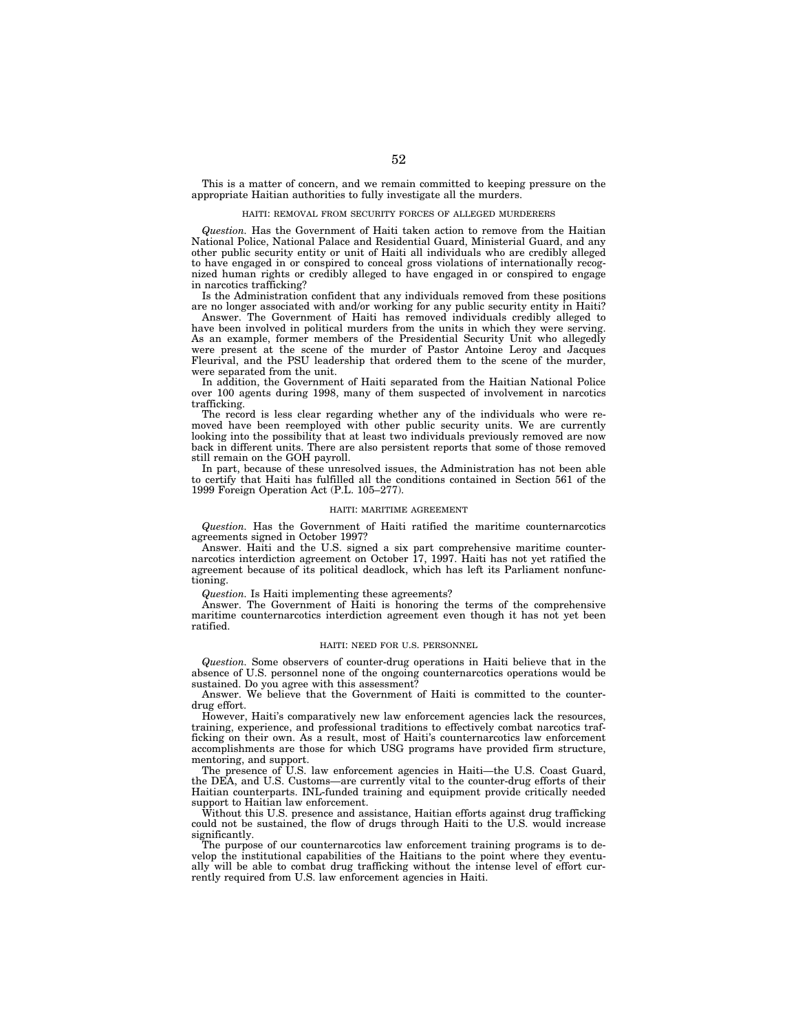This is a matter of concern, and we remain committed to keeping pressure on the appropriate Haitian authorities to fully investigate all the murders.

### HAITI: REMOVAL FROM SECURITY FORCES OF ALLEGED MURDERERS

*Question.* Has the Government of Haiti taken action to remove from the Haitian National Police, National Palace and Residential Guard, Ministerial Guard, and any other public security entity or unit of Haiti all individuals who are credibly alleged to have engaged in or conspired to conceal gross violations of internationally recognized human rights or credibly alleged to have engaged in or conspired to engage in narcotics trafficking?

Is the Administration confident that any individuals removed from these positions are no longer associated with and/or working for any public security entity in Haiti?

Answer. The Government of Haiti has removed individuals credibly alleged to have been involved in political murders from the units in which they were serving. As an example, former members of the Presidential Security Unit who allegedly were present at the scene of the murder of Pastor Antoine Leroy and Jacques Fleurival, and the PSU leadership that ordered them to the scene of the murder, were separated from the unit.

In addition, the Government of Haiti separated from the Haitian National Police over 100 agents during 1998, many of them suspected of involvement in narcotics trafficking.

The record is less clear regarding whether any of the individuals who were removed have been reemployed with other public security units. We are currently looking into the possibility that at least two individuals previously removed are now back in different units. There are also persistent reports that some of those removed still remain on the GOH payroll.

In part, because of these unresolved issues, the Administration has not been able to certify that Haiti has fulfilled all the conditions contained in Section 561 of the 1999 Foreign Operation Act (P.L. 105–277).

### HAITI: MARITIME AGREEMENT

*Question.* Has the Government of Haiti ratified the maritime counternarcotics agreements signed in October 1997?

Answer. Haiti and the U.S. signed a six part comprehensive maritime counternarcotics interdiction agreement on October 17, 1997. Haiti has not yet ratified the agreement because of its political deadlock, which has left its Parliament nonfunctioning.

*Question.* Is Haiti implementing these agreements?

Answer. The Government of Haiti is honoring the terms of the comprehensive maritime counternarcotics interdiction agreement even though it has not yet been ratified.

### HAITI: NEED FOR U.S. PERSONNEL

*Question.* Some observers of counter-drug operations in Haiti believe that in the absence of U.S. personnel none of the ongoing counternarcotics operations would be sustained. Do you agree with this assessment?

Answer. We believe that the Government of Haiti is committed to the counter-drug effort.

However, Haiti's comparatively new law enforcement agencies lack the resources, training, experience, and professional traditions to effectively combat narcotics trafficking on their own. As a result, most of Haiti's counternarcotics law enforcement accomplishments are those for which USG programs have provided firm structure, mentoring, and support.

The presence of U.S. law enforcement agencies in Haiti—the U.S. Coast Guard, the DEA, and U.S. Customs—are currently vital to the counter-drug efforts of their Haitian counterparts. INL-funded training and equipment provide critically needed support to Haitian law enforcement.

Without this U.S. presence and assistance, Haitian efforts against drug trafficking could not be sustained, the flow of drugs through Haiti to the U.S. would increase significantly.

The purpose of our counternarcotics law enforcement training programs is to develop the institutional capabilities of the Haitians to the point where they eventually will be able to combat drug trafficking without the intense level of effort currently required from U.S. law enforcement agencies in Haiti.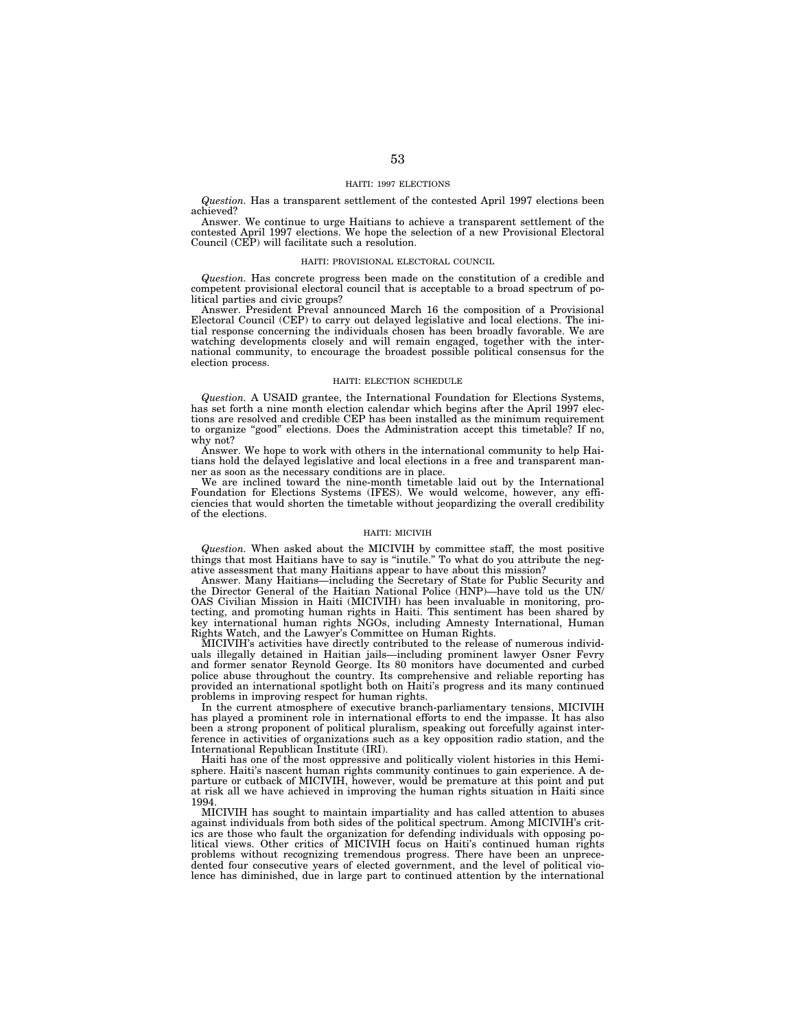### HAITI: 1997 ELECTIONS

*Question.* Has a transparent settlement of the contested April 1997 elections been achieved?

Answer. We continue to urge Haitians to achieve a transparent settlement of the contested April 1997 elections. We hope the selection of a new Provisional Electoral Council (CEP) will facilitate such a resolution.

### HAITI: PROVISIONAL ELECTORAL COUNCIL

*Question.* Has concrete progress been made on the constitution of a credible and competent provisional electoral council that is acceptable to a broad spectrum of political parties and civic groups?

Answer. President Preval announced March 16 the composition of a Provisional Electoral Council (CEP) to carry out delayed legislative and local elections. The initial response concerning the individuals chosen has been broadly favorable. We are watching developments closely and will remain engaged, together with the international community, to encourage the broadest possible political consensus for the election process.

### HAITI: ELECTION SCHEDULE

*Question.* A USAID grantee, the International Foundation for Elections Systems, has set forth a nine month election calendar which begins after the April 1997 elections are resolved and credible CEP has been installed as the minimum requirement to organize "good" elections. Does the Administration accept this timetable? If no, why not?

Answer. We hope to work with others in the international community to help Haitians hold the delayed legislative and local elections in a free and transparent manner as soon as the necessary conditions are in place.

We are inclined toward the nine-month timetable laid out by the International Foundation for Elections Systems (IFES). We would welcome, however, any efficiencies that would shorten the timetable without jeopardizing the overall credibility of the elections.

### HAITI: MICIVIH

*Question.* When asked about the MICIVIH by committee staff, the most positive things that most Haitians have to say is "inutile." To what do you attribute the negative assessment that many Haitians appear to have about this mission?

Answer. Many Haitians—including the Secretary of State for Public Security and the Director General of the Haitian National Police (HNP)—have told us the UN/OAS Civilian Mission in Haiti (MICIVIH) has been invaluable in monitoring, protecting, and promoting human rights in Haiti. This sentiment has been shared by key international human rights NGOs, including Amnesty International, Human Rights Watch, and the Lawyer's Committee on Human Rights.

MICIVIH's activities have directly contributed to the release of numerous individuals illegally detained in Haitian jails—including prominent lawyer Osner Fevry and former senator Reynold George. Its 80 monitors have documented and curbed police abuse throughout the country. Its comprehensive and reliable reporting has provided an international spotlight both on Haiti's progress and its many continued problems in improving respect for human rights.

In the current atmosphere of executive branch-parliamentary tensions, MICIVIH has played a prominent role in international efforts to end the impasse. It has also been a strong proponent of political pluralism, speaking out forcefully against interference in activities of organizations such as a key opposition radio station, and the International Republican Institute (IRI).

Haiti has one of the most oppressive and politically violent histories in this Hemisphere. Haiti's nascent human rights community continues to gain experience. A departure or cutback of MICIVIH, however, would be premature at this point and put at risk all we have achieved in improving the human rights situation in Haiti since 1994.

MICIVIH has sought to maintain impartiality and has called attention to abuses against individuals from both sides of the political spectrum. Among MICIVIH's critics are those who fault the organization for defending individuals with opposing political views. Other critics of MICIVIH focus on Haiti's continued human rights problems without recognizing tremendous progress. There have been an unprecedented four consecutive years of elected government, and the level of political violence has diminished, due in large part to continued attention by the international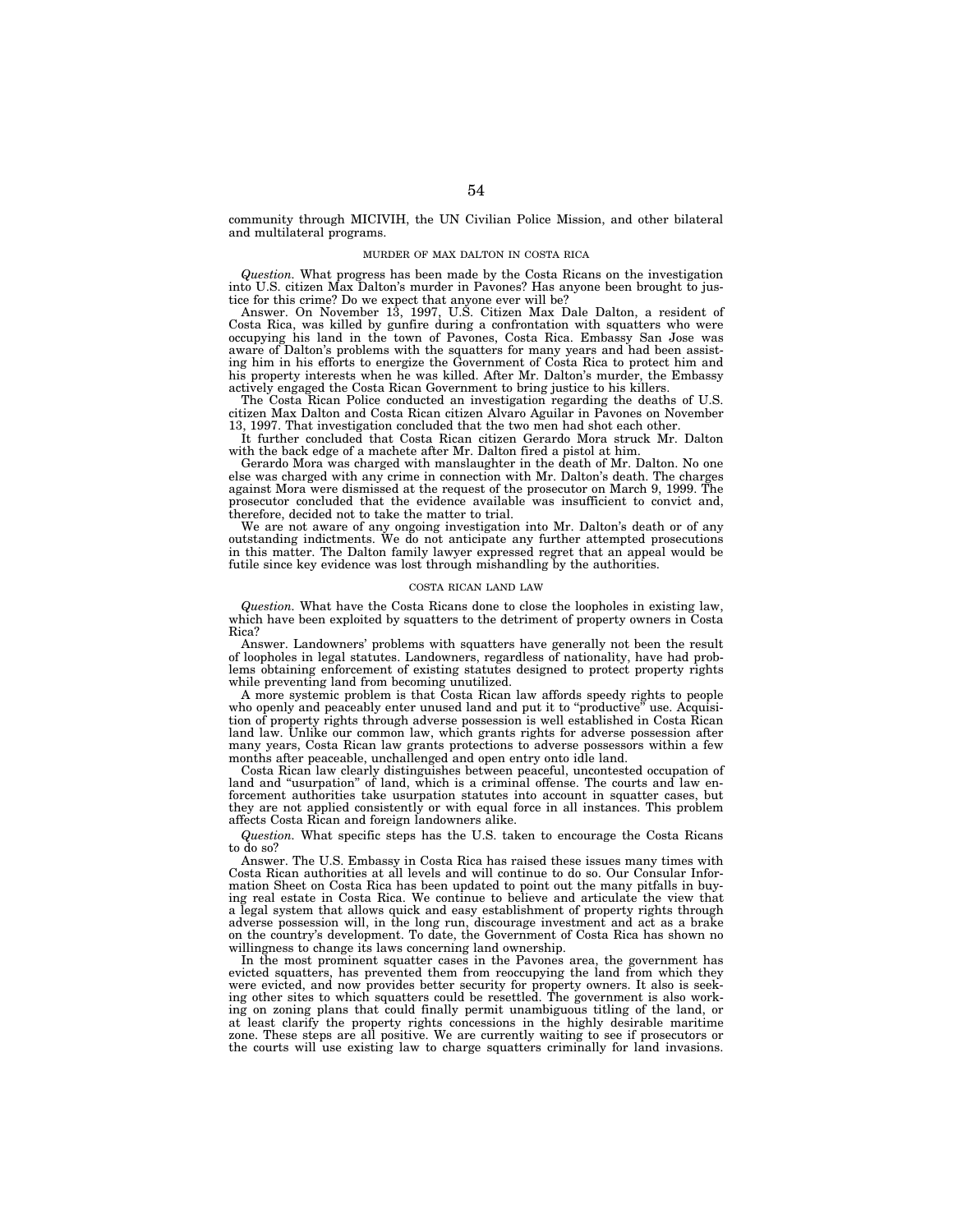community through MICIVIH, the UN Civilian Police Mission, and other bilateral and multilateral programs.

## MURDER OF MAX DALTON IN COSTA RICA

*Question.* What progress has been made by the Costa Ricans on the investigation into U.S. citizen Max Dalton's murder in Pavones? Has anyone been brought to justice for this crime? Do we expect that anyone ever will be?

Answer. On November 13, 1997, U.S. Citizen Max Dale Dalton, a resident of Costa Rica, was killed by gunfire during a confrontation with squatters who were occupying his land in the town of Pavones, Costa Rica. Embassy San Jose was aware of Dalton's problems with the squatters for many years and had been assisting him in his efforts to energize the Government of Costa Rica to protect him and his property interests when he was killed. After Mr. Dalton's murder, the Embassy actively engaged the Costa Rican Government to bring justice to his killers.

The Costa Rican Police conducted an investigation regarding the deaths of U.S. citizen Max Dalton and Costa Rican citizen Alvaro Aguilar in Pavones on November 13, 1997. That investigation concluded that the two men had shot each other.

It further concluded that Costa Rican citizen Gerardo Mora struck Mr. Dalton with the back edge of a machete after Mr. Dalton fired a pistol at him.

Gerardo Mora was charged with manslaughter in the death of Mr. Dalton. No one else was charged with any crime in connection with Mr. Dalton's death. The charges against Mora were dismissed at the request of the prosecutor on March 9, 1999. The prosecutor concluded that the evidence available was insufficient to convict and, therefore, decided not to take the matter to trial.

We are not aware of any ongoing investigation into Mr. Dalton's death or of any outstanding indictments. We do not anticipate any further attempted prosecutions in this matter. The Dalton family lawyer expressed regret that an appeal would be futile since key evidence was lost through mishandling by the authorities.

## COSTA RICAN LAND LAW

*Question.* What have the Costa Ricans done to close the loopholes in existing law, which have been exploited by squatters to the detriment of property owners in Costa Rica?

Answer. Landowners' problems with squatters have generally not been the result of loopholes in legal statutes. Landowners, regardless of nationality, have had problems obtaining enforcement of existing statutes designed to protect property rights while preventing land from becoming unutilized.

A more systemic problem is that Costa Rican law affords speedy rights to people who openly and peaceably enter unused land and put it to "productive" use. Acquisition of property rights through adverse possession is well established in Costa Rican land law. Unlike our common law, which grants rights for adverse possession after many years, Costa Rican law grants protections to adverse possessors within a few months after peaceable, unchallenged and open entry onto idle land.

Costa Rican law clearly distinguishes between peaceful, uncontested occupation of land and "usurpation" of land, which is a criminal offense. The courts and law enforcement authorities take usurpation statutes into account in squatter cases, but they are not applied consistently or with equal force in all instances. This problem affects Costa Rican and foreign landowners alike.

*Question.* What specific steps has the U.S. taken to encourage the Costa Ricans to do so?

Answer. The U.S. Embassy in Costa Rica has raised these issues many times with Costa Rican authorities at all levels and will continue to do so. Our Consular Information Sheet on Costa Rica has been updated to point out the many pitfalls in buying real estate in Costa Rica. We continue to believe and articulate the view that a legal system that allows quick and easy establishment of property rights through adverse possession will, in the long run, discourage investment and act as a brake on the country's development. To date, the Government of Costa Rica has shown no willingness to change its laws concerning land ownership.

In the most prominent squatter cases in the Pavones area, the government has evicted squatters, has prevented them from reoccupying the land from which they were evicted, and now provides better security for property owners. It also is seeking other sites to which squatters could be resettled. The government is also working on zoning plans that could finally permit unambiguous titling of the land, or at least clarify the property rights concessions in the highly desirable maritime zone. These steps are all positive. We are currently waiting to see if prosecutors or the courts will use existing law to charge squatters criminally for land invasions.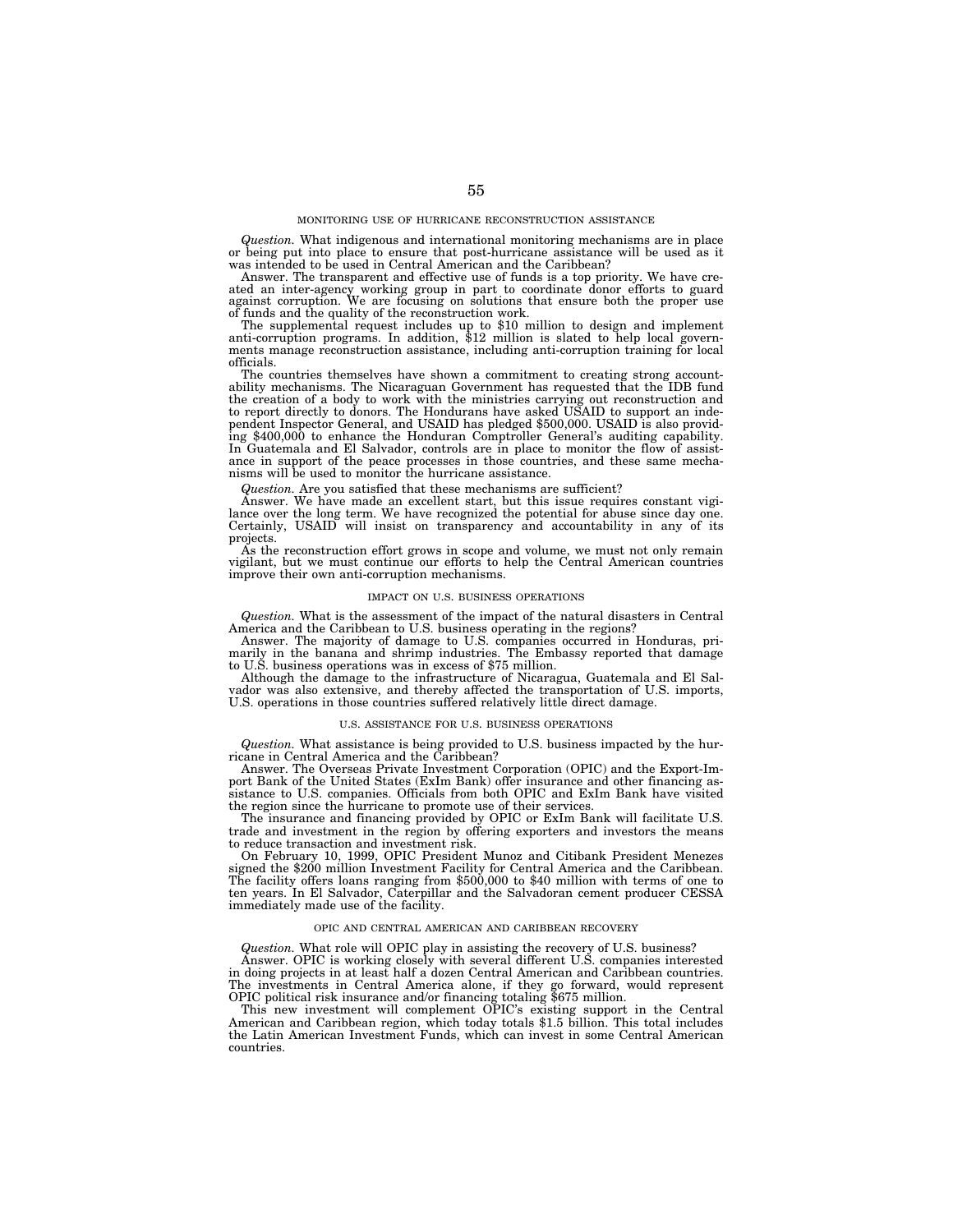### MONITORING USE OF HURRICANE RECONSTRUCTION ASSISTANCE

*Question.* What indigenous and international monitoring mechanisms are in place or being put into place to ensure that post-hurricane assistance will be used as it was intended to be used in Central American and the Caribbean?

Answer. The transparent and effective use of funds is a top priority. We have created an inter-agency working group in part to coordinate donor efforts to guard against corruption. We are focusing on solutions that ensure both the proper use of funds and the quality of the reconstruction work.

The supplemental request includes up to $10 million to design and implement anti-corruption programs. In addition, $12 million is slated to help local governments manage reconstruction assistance, including anti-corruption training for local officials.

The countries themselves have shown a commitment to creating strong accountability mechanisms. The Nicaraguan Government has requested that the IDB fund the creation of a body to work with the ministries carrying out reconstruction and to report directly to donors. The Hondurans have asked USAID to support an independent Inspector General, and USAID has pledged $500,000. USAID is also providing $400,000 to enhance the Honduran Comptroller General's auditing capability. In Guatemala and El Salvador, controls are in place to monitor the flow of assistance in support of the peace processes in those countries, and these same mechanisms will be used to monitor the hurricane assistance.

*Question.* Are you satisfied that these mechanisms are sufficient?

Answer. We have made an excellent start, but this issue requires constant vigilance over the long term. We have recognized the potential for abuse since day one. Certainly, USAID will insist on transparency and accountability in any of its projects.

As the reconstruction effort grows in scope and volume, we must not only remain vigilant, but we must continue our efforts to help the Central American countries improve their own anti-corruption mechanisms.

### IMPACT ON U.S. BUSINESS OPERATIONS

*Question.* What is the assessment of the impact of the natural disasters in Central America and the Caribbean to U.S. business operating in the regions?

Answer. The majority of damage to U.S. companies occurred in Honduras, primarily in the banana and shrimp industries. The Embassy reported that damage to U.S. business operations was in excess of $75 million.

Although the damage to the infrastructure of Nicaragua, Guatemala and El Salvador was also extensive, and thereby affected the transportation of U.S. imports, U.S. operations in those countries suffered relatively little direct damage.

### U.S. ASSISTANCE FOR U.S. BUSINESS OPERATIONS

*Question.* What assistance is being provided to U.S. business impacted by the hurricane in Central America and the Caribbean?

Answer. The Overseas Private Investment Corporation (OPIC) and the Export-Import Bank of the United States (ExIm Bank) offer insurance and other financing assistance to U.S. companies. Officials from both OPIC and ExIm Bank have visited the region since the hurricane to promote use of their services.

The insurance and financing provided by OPIC or ExIm Bank will facilitate U.S. trade and investment in the region by offering exporters and investors the means to reduce transaction and investment risk.

On February 10, 1999, OPIC President Munoz and Citibank President Menezes signed the $200 million Investment Facility for Central America and the Caribbean. The facility offers loans ranging from $500,000 to $40 million with terms of one to ten years. In El Salvador, Caterpillar and the Salvadoran cement producer CESSA immediately made use of the facility.

### OPIC AND CENTRAL AMERICAN AND CARIBBEAN RECOVERY

*Question.* What role will OPIC play in assisting the recovery of U.S. business?

Answer. OPIC is working closely with several different U.S. companies interested in doing projects in at least half a dozen Central American and Caribbean countries. The investments in Central America alone, if they go forward, would represent OPIC political risk insurance and/or financing totaling $675 million.

This new investment will complement OPIC's existing support in the Central American and Caribbean region, which today totals $1.5 billion. This total includes the Latin American Investment Funds, which can invest in some Central American countries.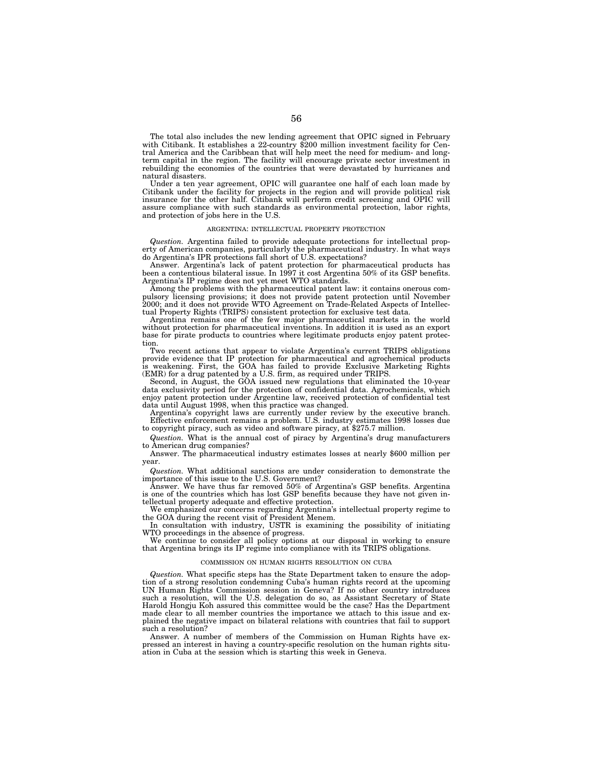The total also includes the new lending agreement that OPIC signed in February with Citibank. It establishes a 22-country $200 million investment facility for Central America and the Caribbean that will help meet the need for medium- and long-term capital in the region. The facility will encourage private sector investment in rebuilding the economies of the countries that were devastated by hurricanes and natural disasters.

Under a ten year agreement, OPIC will guarantee one half of each loan made by Citibank under the facility for projects in the region and will provide political risk insurance for the other half. Citibank will perform credit screening and OPIC will assure compliance with such standards as environmental protection, labor rights, and protection of jobs here in the U.S.

## ARGENTINA: INTELLECTUAL PROPERTY PROTECTION

*Question.* Argentina failed to provide adequate protections for intellectual property of American companies, particularly the pharmaceutical industry. In what ways do Argentina's IPR protections fall short of U.S. expectations?

Answer. Argentina's lack of patent protection for pharmaceutical products has been a contentious bilateral issue. In 1997 it cost Argentina 50% of its GSP benefits. Argentina's IP regime does not yet meet WTO standards.

Among the problems with the pharmaceutical patent law: it contains onerous compulsory licensing provisions; it does not provide patent protection until November 2000; and it does not provide WTO Agreement on Trade-Related Aspects of Intellectual Property Rights (TRIPS) consistent protection for exclusive test data.

Argentina remains one of the few major pharmaceutical markets in the world without protection for pharmaceutical inventions. In addition it is used as an export base for pirate products to countries where legitimate products enjoy patent protection.

Two recent actions that appear to violate Argentina's current TRIPS obligations provide evidence that IP protection for pharmaceutical and agrochemical products is weakening. First, the GOA has failed to provide Exclusive Marketing Rights (EMR) for a drug patented by a U.S. firm, as required under TRIPS.

Second, in August, the GOA issued new regulations that eliminated the 10-year data exclusivity period for the protection of confidential data. Agrochemicals, which enjoy patent protection under Argentine law, received protection of confidential test data until August 1998, when this practice was changed.

Argentina's copyright laws are currently under review by the executive branch. Effective enforcement remains a problem. U.S. industry estimates 1998 losses due to copyright piracy, such as video and software piracy, at $275.7 million.

*Question.* What is the annual cost of piracy by Argentina's drug manufacturers to American drug companies?

Answer. The pharmaceutical industry estimates losses at nearly $600 million per year.

*Question.* What additional sanctions are under consideration to demonstrate the importance of this issue to the U.S. Government?

Answer. We have thus far removed 50% of Argentina's GSP benefits. Argentina is one of the countries which has lost GSP benefits because they have not given intellectual property adequate and effective protection.

We emphasized our concerns regarding Argentina's intellectual property regime to the GOA during the recent visit of President Menem.

In consultation with industry, USTR is examining the possibility of initiating WTO proceedings in the absence of progress.

We continue to consider all policy options at our disposal in working to ensure that Argentina brings its IP regime into compliance with its TRIPS obligations.

## COMMISSION ON HUMAN RIGHTS RESOLUTION ON CUBA

*Question.* What specific steps has the State Department taken to ensure the adoption of a strong resolution condemning Cuba's human rights record at the upcoming UN Human Rights Commission session in Geneva? If no other country introduces such a resolution, will the U.S. delegation do so, as Assistant Secretary of State Harold Hongju Koh assured this committee would be the case? Has the Department made clear to all member countries the importance we attach to this issue and explained the negative impact on bilateral relations with countries that fail to support such a resolution?

Answer. A number of members of the Commission on Human Rights have expressed an interest in having a country-specific resolution on the human rights situation in Cuba at the session which is starting this week in Geneva.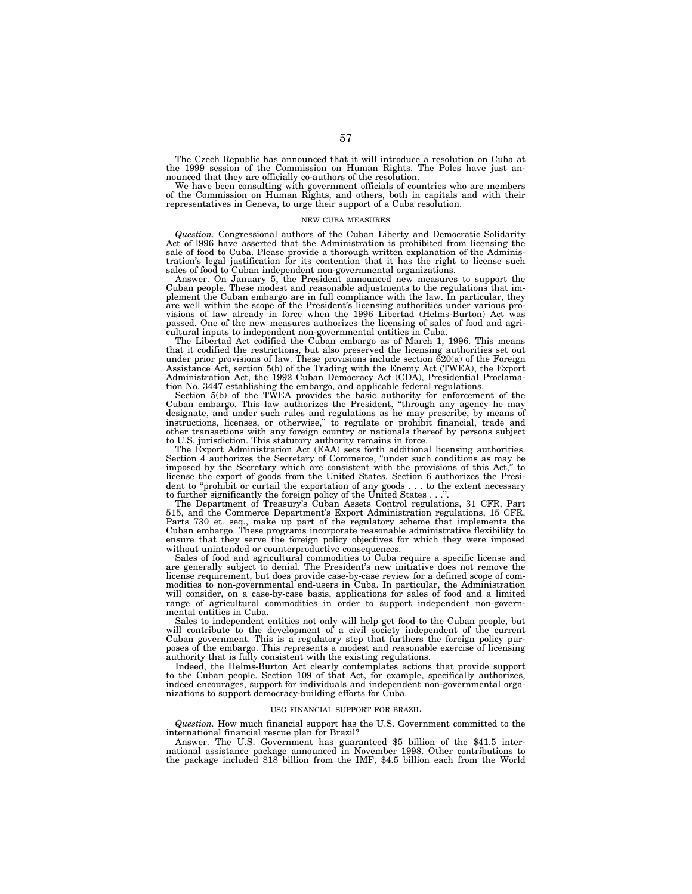The Czech Republic has announced that it will introduce a resolution on Cuba at the 1999 session of the Commission on Human Rights. The Poles have just announced that they are officially co-authors of the resolution.

We have been consulting with government officials of countries who are members of the Commission on Human Rights, and others, both in capitals and with their representatives in Geneva, to urge their support of a Cuba resolution.

## NEW CUBA MEASURES

*Question.* Congressional authors of the Cuban Liberty and Democratic Solidarity Act of l996 have asserted that the Administration is prohibited from licensing the sale of food to Cuba. Please provide a thorough written explanation of the Administration's legal justification for its contention that it has the right to license such sales of food to Cuban independent non-governmental organizations.

Answer. On January 5, the President announced new measures to support the Cuban people. These modest and reasonable adjustments to the regulations that implement the Cuban embargo are in full compliance with the law. In particular, they are well within the scope of the President's licensing authorities under various provisions of law already in force when the 1996 Libertad (Helms-Burton) Act was passed. One of the new measures authorizes the licensing of sales of food and agricultural inputs to independent non-governmental entities in Cuba.

The Libertad Act codified the Cuban embargo as of March 1, 1996. This means that it codified the restrictions, but also preserved the licensing authorities set out under prior provisions of law. These provisions include section 620(a) of the Foreign Assistance Act, section 5(b) of the Trading with the Enemy Act (TWEA), the Export Administration Act, the 1992 Cuban Democracy Act (CDA), Presidential Proclamation No. 3447 establishing the embargo, and applicable federal regulations.

Section 5(b) of the TWEA provides the basic authority for enforcement of the Cuban embargo. This law authorizes the President, "through any agency he may designate, and under such rules and regulations as he may prescribe, by means of instructions, licenses, or otherwise," to regulate or prohibit financial, trade and other transactions with any foreign country or nationals thereof by persons subject to U.S. jurisdiction. This statutory authority remains in force.

The Export Administration Act (EAA) sets forth additional licensing authorities. Section 4 authorizes the Secretary of Commerce, "under such conditions as may be imposed by the Secretary which are consistent with the provisions of this Act," to license the export of goods from the United States. Section 6 authorizes the President to "prohibit or curtail the exportation of any goods . . . to the extent necessary to further significantly the foreign policy of the United States . . .".

The Department of Treasury's Cuban Assets Control regulations, 31 CFR, Part 515, and the Commerce Department's Export Administration regulations, 15 CFR, Parts 730 et. seq., make up part of the regulatory scheme that implements the Cuban embargo. These programs incorporate reasonable administrative flexibility to ensure that they serve the foreign policy objectives for which they were imposed without unintended or counterproductive consequences.

Sales of food and agricultural commodities to Cuba require a specific license and are generally subject to denial. The President's new initiative does not remove the license requirement, but does provide case-by-case review for a defined scope of commodities to non-governmental end-users in Cuba. In particular, the Administration will consider, on a case-by-case basis, applications for sales of food and a limited range of agricultural commodities in order to support independent non-governmental entities in Cuba.

Sales to independent entities not only will help get food to the Cuban people, but will contribute to the development of a civil society independent of the current Cuban government. This is a regulatory step that furthers the foreign policy purposes of the embargo. This represents a modest and reasonable exercise of licensing authority that is fully consistent with the existing regulations.

Indeed, the Helms-Burton Act clearly contemplates actions that provide support to the Cuban people. Section 109 of that Act, for example, specifically authorizes, indeed encourages, support for individuals and independent non-governmental organizations to support democracy-building efforts for Cuba.

## USG FINANCIAL SUPPORT FOR BRAZIL

*Question.* How much financial support has the U.S. Government committed to the international financial rescue plan for Brazil?

Answer. The U.S. Government has guaranteed $5 billion of the $41.5 international assistance package announced in November 1998. Other contributions to the package included $18 billion from the IMF, $4.5 billion each from the World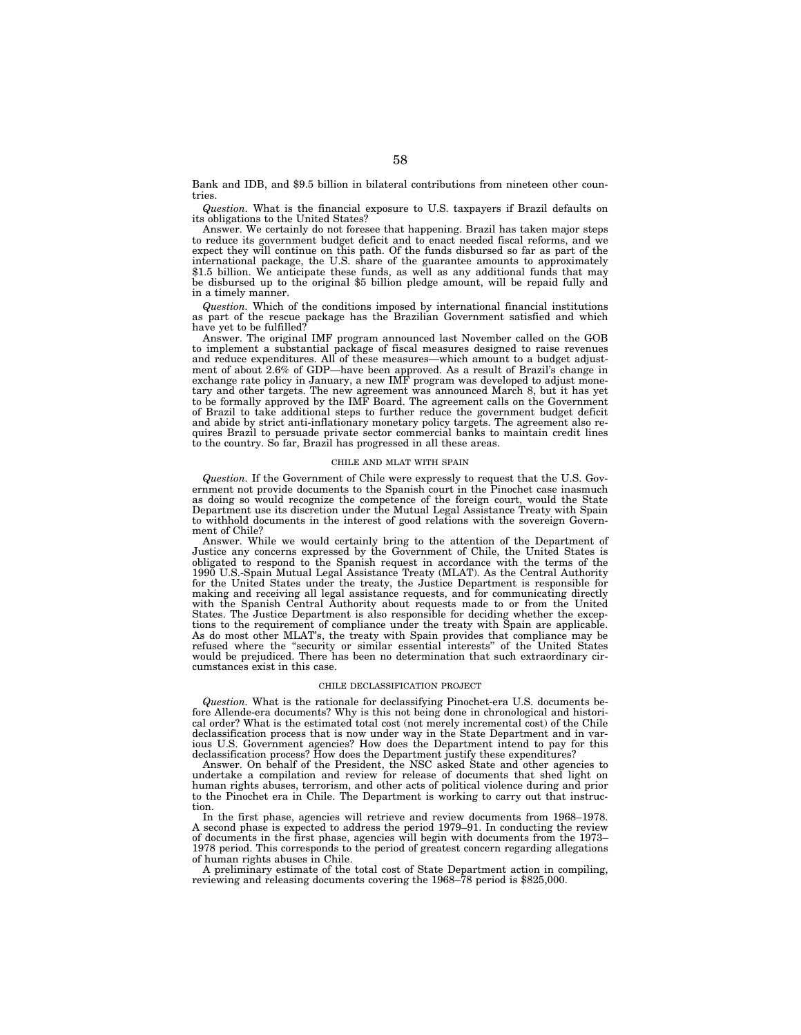Bank and IDB, and $9.5 billion in bilateral contributions from nineteen other countries.

*Question.* What is the financial exposure to U.S. taxpayers if Brazil defaults on its obligations to the United States?

Answer. We certainly do not foresee that happening. Brazil has taken major steps to reduce its government budget deficit and to enact needed fiscal reforms, and we expect they will continue on this path. Of the funds disbursed so far as part of the international package, the U.S. share of the guarantee amounts to approximately $1.5 billion. We anticipate these funds, as well as any additional funds that may be disbursed up to the original $5 billion pledge amount, will be repaid fully and in a timely manner.

*Question.* Which of the conditions imposed by international financial institutions as part of the rescue package has the Brazilian Government satisfied and which have yet to be fulfilled?

Answer. The original IMF program announced last November called on the GOB to implement a substantial package of fiscal measures designed to raise revenues and reduce expenditures. All of these measures—which amount to a budget adjustment of about 2.6% of GDP—have been approved. As a result of Brazil's change in exchange rate policy in January, a new IMF program was developed to adjust monetary and other targets. The new agreement was announced March 8, but it has yet to be formally approved by the IMF Board. The agreement calls on the Government of Brazil to take additional steps to further reduce the government budget deficit and abide by strict anti-inflationary monetary policy targets. The agreement also requires Brazil to persuade private sector commercial banks to maintain credit lines to the country. So far, Brazil has progressed in all these areas.

## CHILE AND MLAT WITH SPAIN

*Question.* If the Government of Chile were expressly to request that the U.S. Government not provide documents to the Spanish court in the Pinochet case inasmuch as doing so would recognize the competence of the foreign court, would the State Department use its discretion under the Mutual Legal Assistance Treaty with Spain to withhold documents in the interest of good relations with the sovereign Government of Chile?

Answer. While we would certainly bring to the attention of the Department of Justice any concerns expressed by the Government of Chile, the United States is obligated to respond to the Spanish request in accordance with the terms of the 1990 U.S.-Spain Mutual Legal Assistance Treaty (MLAT). As the Central Authority for the United States under the treaty, the Justice Department is responsible for making and receiving all legal assistance requests, and for communicating directly with the Spanish Central Authority about requests made to or from the United States. The Justice Department is also responsible for deciding whether the exceptions to the requirement of compliance under the treaty with Spain are applicable. As do most other MLAT's, the treaty with Spain provides that compliance may be refused where the "security or similar essential interests" of the United States would be prejudiced. There has been no determination that such extraordinary circumstances exist in this case.

## CHILE DECLASSIFICATION PROJECT

*Question.* What is the rationale for declassifying Pinochet-era U.S. documents before Allende-era documents? Why is this not being done in chronological and historical order? What is the estimated total cost (not merely incremental cost) of the Chile declassification process that is now under way in the State Department and in various U.S. Government agencies? How does the Department intend to pay for this declassification process? How does the Department justify these expenditures?

Answer. On behalf of the President, the NSC asked State and other agencies to undertake a compilation and review for release of documents that shed light on human rights abuses, terrorism, and other acts of political violence during and prior to the Pinochet era in Chile. The Department is working to carry out that instruction.

In the first phase, agencies will retrieve and review documents from 1968–1978. A second phase is expected to address the period 1979–91. In conducting the review of documents in the first phase, agencies will begin with documents from the 1973–1978 period. This corresponds to the period of greatest concern regarding allegations of human rights abuses in Chile.

A preliminary estimate of the total cost of State Department action in compiling, reviewing and releasing documents covering the 1968–78 period is $825,000.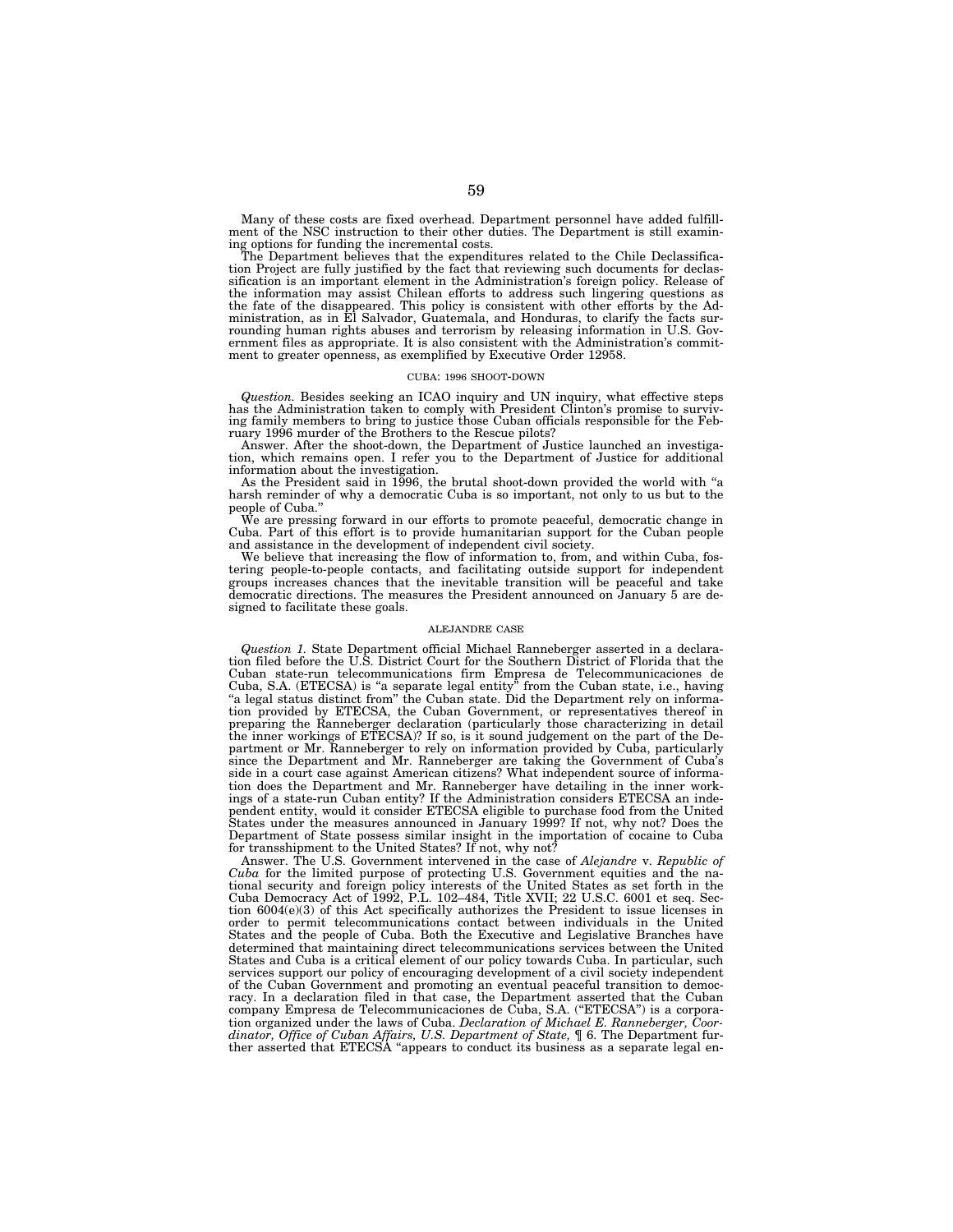Many of these costs are fixed overhead. Department personnel have added fulfillment of the NSC instruction to their other duties. The Department is still examining options for funding the incremental costs.

The Department believes that the expenditures related to the Chile Declassification Project are fully justified by the fact that reviewing such documents for declassification is an important element in the Administration's foreign policy. Release of the information may assist Chilean efforts to address such lingering questions as the fate of the disappeared. This policy is consistent with other efforts by the Administration, as in El Salvador, Guatemala, and Honduras, to clarify the facts surrounding human rights abuses and terrorism by releasing information in U.S. Government files as appropriate. It is also consistent with the Administration's commitment to greater openness, as exemplified by Executive Order 12958.

### CUBA: 1996 SHOOT-DOWN

*Question.* Besides seeking an ICAO inquiry and UN inquiry, what effective steps has the Administration taken to comply with President Clinton's promise to surviving family members to bring to justice those Cuban officials responsible for the February 1996 murder of the Brothers to the Rescue pilots?

Answer. After the shoot-down, the Department of Justice launched an investigation, which remains open. I refer you to the Department of Justice for additional information about the investigation.

As the President said in 1996, the brutal shoot-down provided the world with "a harsh reminder of why a democratic Cuba is so important, not only to us but to the people of Cuba."

We are pressing forward in our efforts to promote peaceful, democratic change in Cuba. Part of this effort is to provide humanitarian support for the Cuban people and assistance in the development of independent civil society.

We believe that increasing the flow of information to, from, and within Cuba, fostering people-to-people contacts, and facilitating outside support for independent groups increases chances that the inevitable transition will be peaceful and take democratic directions. The measures the President announced on January 5 are designed to facilitate these goals.

### ALEJANDRE CASE

*Question 1.* State Department official Michael Ranneberger asserted in a declaration filed before the U.S. District Court for the Southern District of Florida that the Cuban state-run telecommunications firm Empresa de Telecommunicaciones de Cuba, S.A. (ETECSA) is "a separate legal entity" from the Cuban state, i.e., having "a legal status distinct from" the Cuban state. Did the Department rely on information provided by ETECSA, the Cuban Government, or representatives thereof in preparing the Ranneberger declaration (particularly those characterizing in detail the inner workings of ETECSA)? If so, is it sound judgement on the part of the Department or Mr. Ranneberger to rely on information provided by Cuba, particularly since the Department and Mr. Ranneberger are taking the Government of Cuba's side in a court case against American citizens? What independent source of information does the Department and Mr. Ranneberger have detailing in the inner workings of a state-run Cuban entity? If the Administration considers ETECSA an independent entity, would it consider ETECSA eligible to purchase food from the United States under the measures announced in January 1999? If not, why not? Does the Department of State possess similar insight in the importation of cocaine to Cuba for transshipment to the United States? If not, why not?

Answer. The U.S. Government intervened in the case of *Alejandre* v. *Republic of Cuba* for the limited purpose of protecting U.S. Government equities and the national security and foreign policy interests of the United States as set forth in the Cuba Democracy Act of 1992, P.L. 102–484, Title XVII; 22 U.S.C. 6001 et seq. Section 6004(e)(3) of this Act specifically authorizes the President to issue licenses in order to permit telecommunications contact between individuals in the United States and the people of Cuba. Both the Executive and Legislative Branches have determined that maintaining direct telecommunications services between the United States and Cuba is a critical element of our policy towards Cuba. In particular, such services support our policy of encouraging development of a civil society independent of the Cuban Government and promoting an eventual peaceful transition to democracy. In a declaration filed in that case, the Department asserted that the Cuban company Empresa de Telecommunicaciones de Cuba, S.A. ("ETECSA") is a corporation organized under the laws of Cuba. *Declaration of Michael E. Ranneberger, Coordinator, Office of Cuban Affairs, U.S. Department of State,* ¶ 6. The Department further asserted that ETECSA "appears to conduct its business as a separate legal en-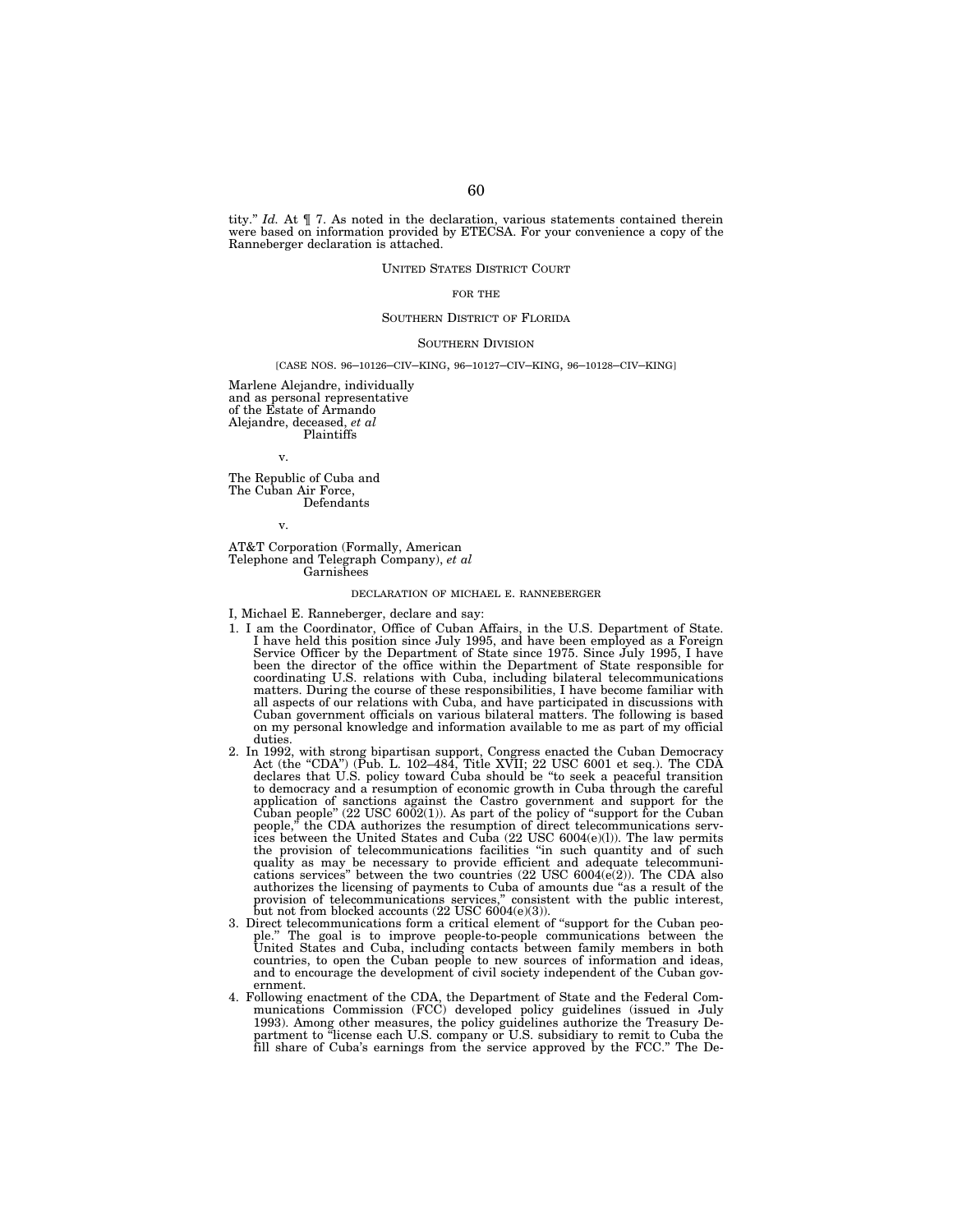tity." *Id.* At ¶ 7. As noted in the declaration, various statements contained therein were based on information provided by ETECSA. For your convenience a copy of the Ranneberger declaration is attached.

UNITED STATES DISTRICT COURT

FOR THE

SOUTHERN DISTRICT OF FLORIDA

SOUTHERN DIVISION

[CASE NOS. 96–10126–CIV–KING, 96–10127–CIV–KING, 96–10128–CIV–KING]

Marlene Alejandre, individually and as personal representative of the Estate of Armando Alejandre, deceased, *et al*
Plaintiffs

v.

The Republic of Cuba and The Cuban Air Force,
Defendants

v.

AT&T Corporation (Formally, American Telephone and Telegraph Company), *et al*
Garnishees

DECLARATION OF MICHAEL E. RANNEBERGER

I, Michael E. Ranneberger, declare and say:

1. I am the Coordinator, Office of Cuban Affairs, in the U.S. Department of State. I have held this position since July 1995, and have been employed as a Foreign Service Officer by the Department of State since 1975. Since July 1995, I have been the director of the office within the Department of State responsible for coordinating U.S. relations with Cuba, including bilateral telecommunications matters. During the course of these responsibilities, I have become familiar with all aspects of our relations with Cuba, and have participated in discussions with Cuban government officials on various bilateral matters. The following is based on my personal knowledge and information available to me as part of my official duties.
2. In 1992, with strong bipartisan support, Congress enacted the Cuban Democracy Act (the "CDA") (Pub. L. 102–484, Title XVII; 22 USC 6001 et seq.). The CDA declares that U.S. policy toward Cuba should be "to seek a peaceful transition to democracy and a resumption of economic growth in Cuba through the careful application of sanctions against the Castro government and support for the Cuban people" (22 USC 6002(1)). As part of the policy of "support for the Cuban people," the CDA authorizes the resumption of direct telecommunications services between the United States and Cuba (22 USC 6004(e)(l)). The law permits the provision of telecommunications facilities "in such quantity and of such quality as may be necessary to provide efficient and adequate telecommunications services" between the two countries (22 USC 6004(e(2)). The CDA also authorizes the licensing of payments to Cuba of amounts due "as a result of the provision of telecommunications services," consistent with the public interest, but not from blocked accounts (22 USC 6004(e)(3)).
3. Direct telecommunications form a critical element of "support for the Cuban people." The goal is to improve people-to-people communications between the United States and Cuba, including contacts between family members in both countries, to open the Cuban people to new sources of information and ideas, and to encourage the development of civil society independent of the Cuban government.
4. Following enactment of the CDA, the Department of State and the Federal Communications Commission (FCC) developed policy guidelines (issued in July 1993). Among other measures, the policy guidelines authorize the Treasury Department to "license each U.S. company or U.S. subsidiary to remit to Cuba the fill share of Cuba's earnings from the service approved by the FCC." The De-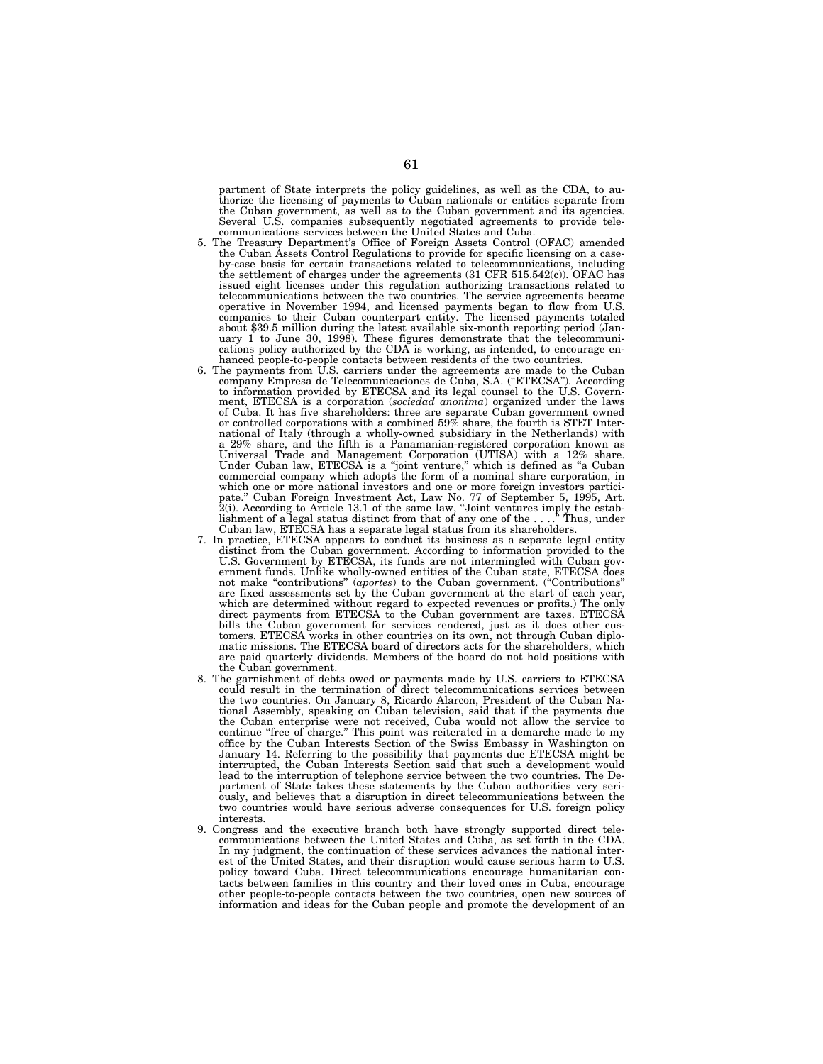partment of State interprets the policy guidelines, as well as the CDA, to authorize the licensing of payments to Cuban nationals or entities separate from the Cuban government, as well as to the Cuban government and its agencies. Several U.S. companies subsequently negotiated agreements to provide telecommunications services between the United States and Cuba.

5. The Treasury Department's Office of Foreign Assets Control (OFAC) amended the Cuban Assets Control Regulations to provide for specific licensing on a case-by-case basis for certain transactions related to telecommunications, including the settlement of charges under the agreements (31 CFR 515.542(c)). OFAC has issued eight licenses under this regulation authorizing transactions related to telecommunications between the two countries. The service agreements became operative in November 1994, and licensed payments began to flow from U.S. companies to their Cuban counterpart entity. The licensed payments totaled about $39.5 million during the latest available six-month reporting period (January 1 to June 30, 1998). These figures demonstrate that the telecommunications policy authorized by the CDA is working, as intended, to encourage enhanced people-to-people contacts between residents of the two countries.
6. The payments from U.S. carriers under the agreements are made to the Cuban company Empresa de Telecomunicaciones de Cuba, S.A. ("ETECSA"). According to information provided by ETECSA and its legal counsel to the U.S. Government, ETECSA is a corporation (*sociedad anonima*) organized under the laws of Cuba. It has five shareholders: three are separate Cuban government owned or controlled corporations with a combined 59% share, the fourth is STET International of Italy (through a wholly-owned subsidiary in the Netherlands) with a 29% share, and the fifth is a Panamanian-registered corporation known as Universal Trade and Management Corporation (UTISA) with a 12% share. Under Cuban law, ETECSA is a "joint venture," which is defined as "a Cuban commercial company which adopts the form of a nominal share corporation, in which one or more national investors and one or more foreign investors participate." Cuban Foreign Investment Act, Law No. 77 of September 5, 1995, Art. 2(i). According to Article 13.1 of the same law, "Joint ventures imply the establishment of a legal status distinct from that of any one of the . . . ." Thus, under Cuban law, ETECSA has a separate legal status from its shareholders.
7. In practice, ETECSA appears to conduct its business as a separate legal entity distinct from the Cuban government. According to information provided to the U.S. Government by ETECSA, its funds are not intermingled with Cuban government funds. Unlike wholly-owned entities of the Cuban state, ETECSA does not make "contributions" (*aportes*) to the Cuban government. ("Contributions" are fixed assessments set by the Cuban government at the start of each year, which are determined without regard to expected revenues or profits.) The only direct payments from ETECSA to the Cuban government are taxes. ETECSA bills the Cuban government for services rendered, just as it does other customers. ETECSA works in other countries on its own, not through Cuban diplomatic missions. The ETECSA board of directors acts for the shareholders, which are paid quarterly dividends. Members of the board do not hold positions with the Cuban government.
8. The garnishment of debts owed or payments made by U.S. carriers to ETECSA could result in the termination of direct telecommunications services between the two countries. On January 8, Ricardo Alarcon, President of the Cuban National Assembly, speaking on Cuban television, said that if the payments due the Cuban enterprise were not received, Cuba would not allow the service to continue "free of charge." This point was reiterated in a demarche made to my office by the Cuban Interests Section of the Swiss Embassy in Washington on January 14. Referring to the possibility that payments due ETECSA might be interrupted, the Cuban Interests Section said that such a development would lead to the interruption of telephone service between the two countries. The Department of State takes these statements by the Cuban authorities very seriously, and believes that a disruption in direct telecommunications between the two countries would have serious adverse consequences for U.S. foreign policy interests.
9. Congress and the executive branch both have strongly supported direct telecommunications between the United States and Cuba, as set forth in the CDA. In my judgment, the continuation of these services advances the national interest of the United States, and their disruption would cause serious harm to U.S. policy toward Cuba. Direct telecommunications encourage humanitarian contacts between families in this country and their loved ones in Cuba, encourage other people-to-people contacts between the two countries, open new sources of information and ideas for the Cuban people and promote the development of an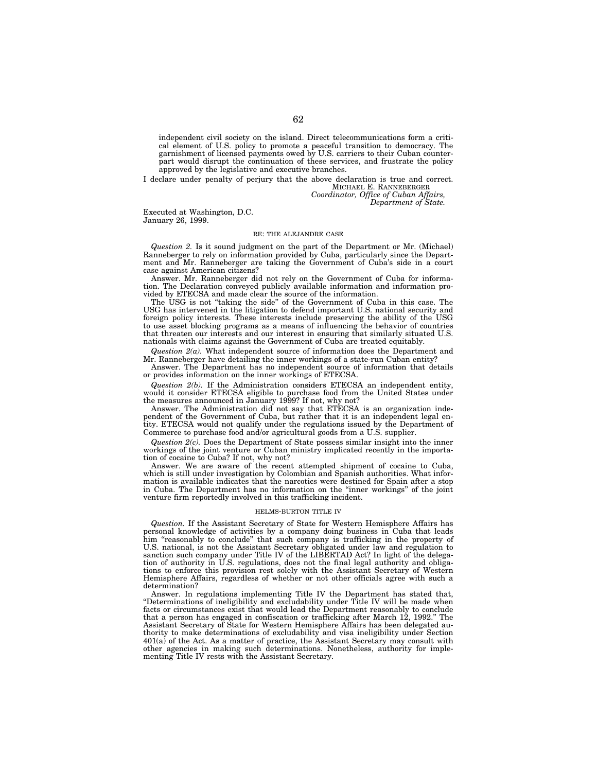independent civil society on the island. Direct telecommunications form a critical element of U.S. policy to promote a peaceful transition to democracy. The garnishment of licensed payments owed by U.S. carriers to their Cuban counterpart would disrupt the continuation of these services, and frustrate the policy approved by the legislative and executive branches.

I declare under penalty of perjury that the above declaration is true and correct.

MICHAEL E. RANNEBERGER
*Coordinator, Office of Cuban Affairs,*
*Department of State.*

Executed at Washington, D.C.
January 26, 1999.

RE: THE ALEJANDRE CASE

*Question 2.* Is it sound judgment on the part of the Department or Mr. (Michael) Ranneberger to rely on information provided by Cuba, particularly since the Department and Mr. Ranneberger are taking the Government of Cuba's side in a court case against American citizens?

Answer. Mr. Ranneberger did not rely on the Government of Cuba for information. The Declaration conveyed publicly available information and information provided by ETECSA and made clear the source of the information.

The USG is not "taking the side" of the Government of Cuba in this case. The USG has intervened in the litigation to defend important U.S. national security and foreign policy interests. These interests include preserving the ability of the USG to use asset blocking programs as a means of influencing the behavior of countries that threaten our interests and our interest in ensuring that similarly situated U.S. nationals with claims against the Government of Cuba are treated equitably.

*Question 2(a).* What independent source of information does the Department and Mr. Ranneberger have detailing the inner workings of a state-run Cuban entity?

Answer. The Department has no independent source of information that details or provides information on the inner workings of ETECSA.

*Question 2(b).* If the Administration considers ETECSA an independent entity, would it consider ETECSA eligible to purchase food from the United States under the measures announced in January 1999? If not, why not?

Answer. The Administration did not say that ETECSA is an organization independent of the Government of Cuba, but rather that it is an independent legal entity. ETECSA would not qualify under the regulations issued by the Department of Commerce to purchase food and/or agricultural goods from a U.S. supplier.

*Question 2(c).* Does the Department of State possess similar insight into the inner workings of the joint venture or Cuban ministry implicated recently in the importation of cocaine to Cuba? If not, why not?

Answer. We are aware of the recent attempted shipment of cocaine to Cuba, which is still under investigation by Colombian and Spanish authorities. What information is available indicates that the narcotics were destined for Spain after a stop in Cuba. The Department has no information on the "inner workings" of the joint venture firm reportedly involved in this trafficking incident.

HELMS-BURTON TITLE IV

*Question.* If the Assistant Secretary of State for Western Hemisphere Affairs has personal knowledge of activities by a company doing business in Cuba that leads him "reasonably to conclude" that such company is trafficking in the property of U.S. national, is not the Assistant Secretary obligated under law and regulation to sanction such company under Title IV of the LIBERTAD Act? In light of the delegation of authority in U.S. regulations, does not the final legal authority and obligations to enforce this provision rest solely with the Assistant Secretary of Western Hemisphere Affairs, regardless of whether or not other officials agree with such a determination?

Answer. In regulations implementing Title IV the Department has stated that, "Determinations of ineligibility and excludability under Title IV will be made when facts or circumstances exist that would lead the Department reasonably to conclude that a person has engaged in confiscation or trafficking after March 12, 1992." The Assistant Secretary of State for Western Hemisphere Affairs has been delegated authority to make determinations of excludability and visa ineligibility under Section 401(a) of the Act. As a matter of practice, the Assistant Secretary may consult with other agencies in making such determinations. Nonetheless, authority for implementing Title IV rests with the Assistant Secretary.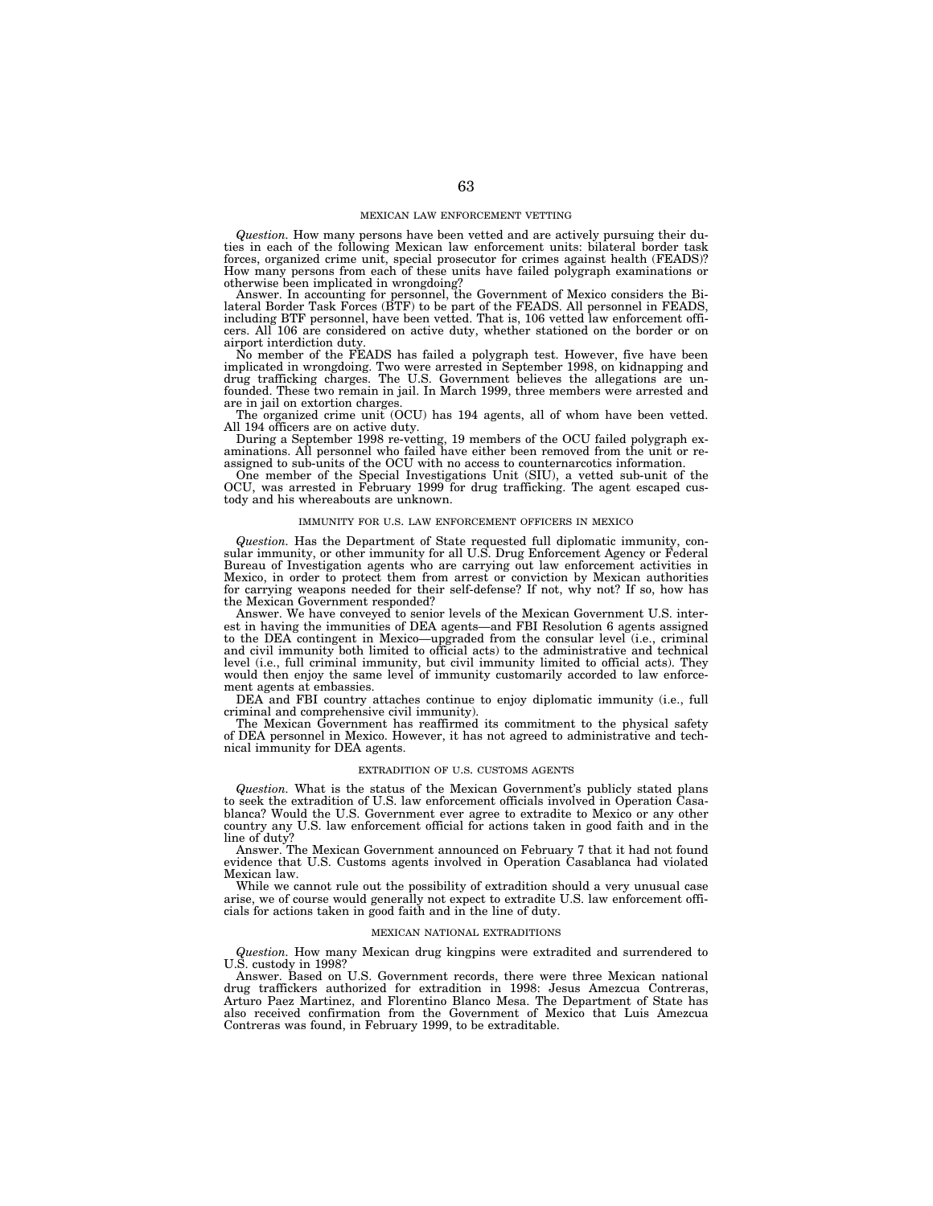## MEXICAN LAW ENFORCEMENT VETTING

*Question.* How many persons have been vetted and are actively pursuing their duties in each of the following Mexican law enforcement units: bilateral border task forces, organized crime unit, special prosecutor for crimes against health (FEADS)? How many persons from each of these units have failed polygraph examinations or otherwise been implicated in wrongdoing?

Answer. In accounting for personnel, the Government of Mexico considers the Bilateral Border Task Forces (BTF) to be part of the FEADS. All personnel in FEADS, including BTF personnel, have been vetted. That is, 106 vetted law enforcement officers. All 106 are considered on active duty, whether stationed on the border or on airport interdiction duty.

No member of the FEADS has failed a polygraph test. However, five have been implicated in wrongdoing. Two were arrested in September 1998, on kidnapping and drug trafficking charges. The U.S. Government believes the allegations are unfounded. These two remain in jail. In March 1999, three members were arrested and are in jail on extortion charges.

The organized crime unit (OCU) has 194 agents, all of whom have been vetted. All 194 officers are on active duty.

During a September 1998 re-vetting, 19 members of the OCU failed polygraph examinations. All personnel who failed have either been removed from the unit or reassigned to sub-units of the OCU with no access to counternarcotics information.

One member of the Special Investigations Unit (SIU), a vetted sub-unit of the OCU, was arrested in February 1999 for drug trafficking. The agent escaped custody and his whereabouts are unknown.

## IMMUNITY FOR U.S. LAW ENFORCEMENT OFFICERS IN MEXICO

*Question.* Has the Department of State requested full diplomatic immunity, consular immunity, or other immunity for all U.S. Drug Enforcement Agency or Federal Bureau of Investigation agents who are carrying out law enforcement activities in Mexico, in order to protect them from arrest or conviction by Mexican authorities for carrying weapons needed for their self-defense? If not, why not? If so, how has the Mexican Government responded?

Answer. We have conveyed to senior levels of the Mexican Government U.S. interest in having the immunities of DEA agents—and FBI Resolution 6 agents assigned to the DEA contingent in Mexico—upgraded from the consular level (i.e., criminal and civil immunity both limited to official acts) to the administrative and technical level (i.e., full criminal immunity, but civil immunity limited to official acts). They would then enjoy the same level of immunity customarily accorded to law enforcement agents at embassies.

DEA and FBI country attaches continue to enjoy diplomatic immunity (i.e., full criminal and comprehensive civil immunity).

The Mexican Government has reaffirmed its commitment to the physical safety of DEA personnel in Mexico. However, it has not agreed to administrative and technical immunity for DEA agents.

## EXTRADITION OF U.S. CUSTOMS AGENTS

*Question.* What is the status of the Mexican Government's publicly stated plans to seek the extradition of U.S. law enforcement officials involved in Operation Casablanca? Would the U.S. Government ever agree to extradite to Mexico or any other country any U.S. law enforcement official for actions taken in good faith and in the line of duty?

Answer. The Mexican Government announced on February 7 that it had not found evidence that U.S. Customs agents involved in Operation Casablanca had violated Mexican law.

While we cannot rule out the possibility of extradition should a very unusual case arise, we of course would generally not expect to extradite U.S. law enforcement officials for actions taken in good faith and in the line of duty.

## MEXICAN NATIONAL EXTRADITIONS

*Question.* How many Mexican drug kingpins were extradited and surrendered to U.S. custody in 1998?

Answer. Based on U.S. Government records, there were three Mexican national drug traffickers authorized for extradition in 1998: Jesus Amezcua Contreras, Arturo Paez Martinez, and Florentino Blanco Mesa. The Department of State has also received confirmation from the Government of Mexico that Luis Amezcua Contreras was found, in February 1999, to be extraditable.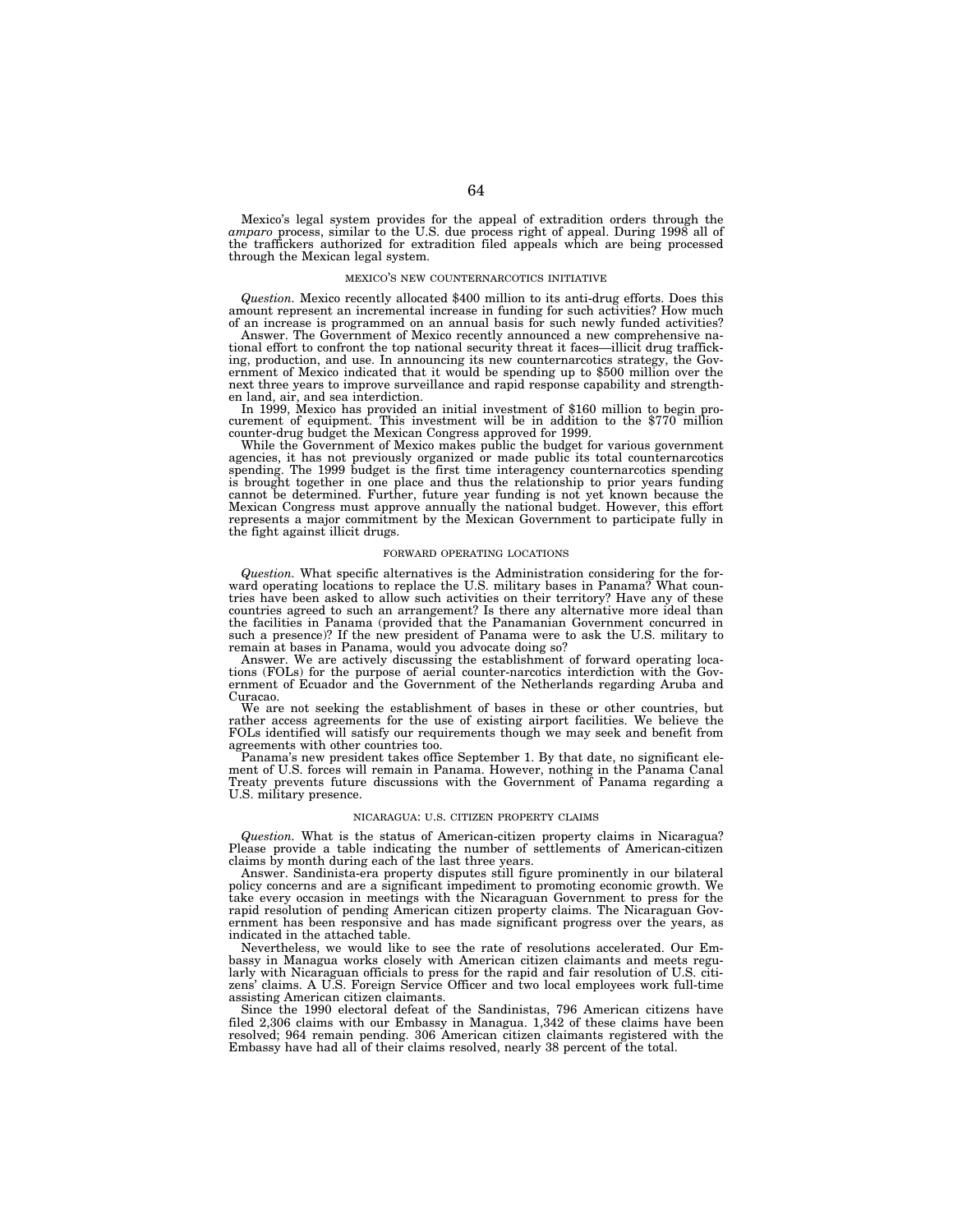Mexico's legal system provides for the appeal of extradition orders through the *amparo* process, similar to the U.S. due process right of appeal. During 1998 all of the traffickers authorized for extradition filed appeals which are being processed through the Mexican legal system.

### MEXICO'S NEW COUNTERNARCOTICS INITIATIVE

*Question.* Mexico recently allocated $400 million to its anti-drug efforts. Does this amount represent an incremental increase in funding for such activities? How much of an increase is programmed on an annual basis for such newly funded activities?

Answer. The Government of Mexico recently announced a new comprehensive national effort to confront the top national security threat it faces—illicit drug trafficking, production, and use. In announcing its new counternarcotics strategy, the Government of Mexico indicated that it would be spending up to $500 million over the next three years to improve surveillance and rapid response capability and strengthen land, air, and sea interdiction.

In 1999, Mexico has provided an initial investment of $160 million to begin procurement of equipment. This investment will be in addition to the $770 million counter-drug budget the Mexican Congress approved for 1999.

While the Government of Mexico makes public the budget for various government agencies, it has not previously organized or made public its total counternarcotics spending. The 1999 budget is the first time interagency counternarcotics spending is brought together in one place and thus the relationship to prior years funding cannot be determined. Further, future year funding is not yet known because the Mexican Congress must approve annually the national budget. However, this effort represents a major commitment by the Mexican Government to participate fully in the fight against illicit drugs.

### FORWARD OPERATING LOCATIONS

*Question.* What specific alternatives is the Administration considering for the forward operating locations to replace the U.S. military bases in Panama? What countries have been asked to allow such activities on their territory? Have any of these countries agreed to such an arrangement? Is there any alternative more ideal than the facilities in Panama (provided that the Panamanian Government concurred in such a presence)? If the new president of Panama were to ask the U.S. military to remain at bases in Panama, would you advocate doing so?

Answer. We are actively discussing the establishment of forward operating locations (FOLs) for the purpose of aerial counter-narcotics interdiction with the Government of Ecuador and the Government of the Netherlands regarding Aruba and Curacao.

We are not seeking the establishment of bases in these or other countries, but rather access agreements for the use of existing airport facilities. We believe the FOLs identified will satisfy our requirements though we may seek and benefit from agreements with other countries too.

Panama's new president takes office September 1. By that date, no significant element of U.S. forces will remain in Panama. However, nothing in the Panama Canal Treaty prevents future discussions with the Government of Panama regarding a U.S. military presence.

### NICARAGUA: U.S. CITIZEN PROPERTY CLAIMS

*Question.* What is the status of American-citizen property claims in Nicaragua? Please provide a table indicating the number of settlements of American-citizen claims by month during each of the last three years.

Answer. Sandinista-era property disputes still figure prominently in our bilateral policy concerns and are a significant impediment to promoting economic growth. We take every occasion in meetings with the Nicaraguan Government to press for the rapid resolution of pending American citizen property claims. The Nicaraguan Government has been responsive and has made significant progress over the years, as indicated in the attached table.

Nevertheless, we would like to see the rate of resolutions accelerated. Our Embassy in Managua works closely with American citizen claimants and meets regularly with Nicaraguan officials to press for the rapid and fair resolution of U.S. citizens' claims. A U.S. Foreign Service Officer and two local employees work full-time assisting American citizen claimants.

Since the 1990 electoral defeat of the Sandinistas, 796 American citizens have filed 2,306 claims with our Embassy in Managua. 1,342 of these claims have been resolved; 964 remain pending. 306 American citizen claimants registered with the Embassy have had all of their claims resolved, nearly 38 percent of the total.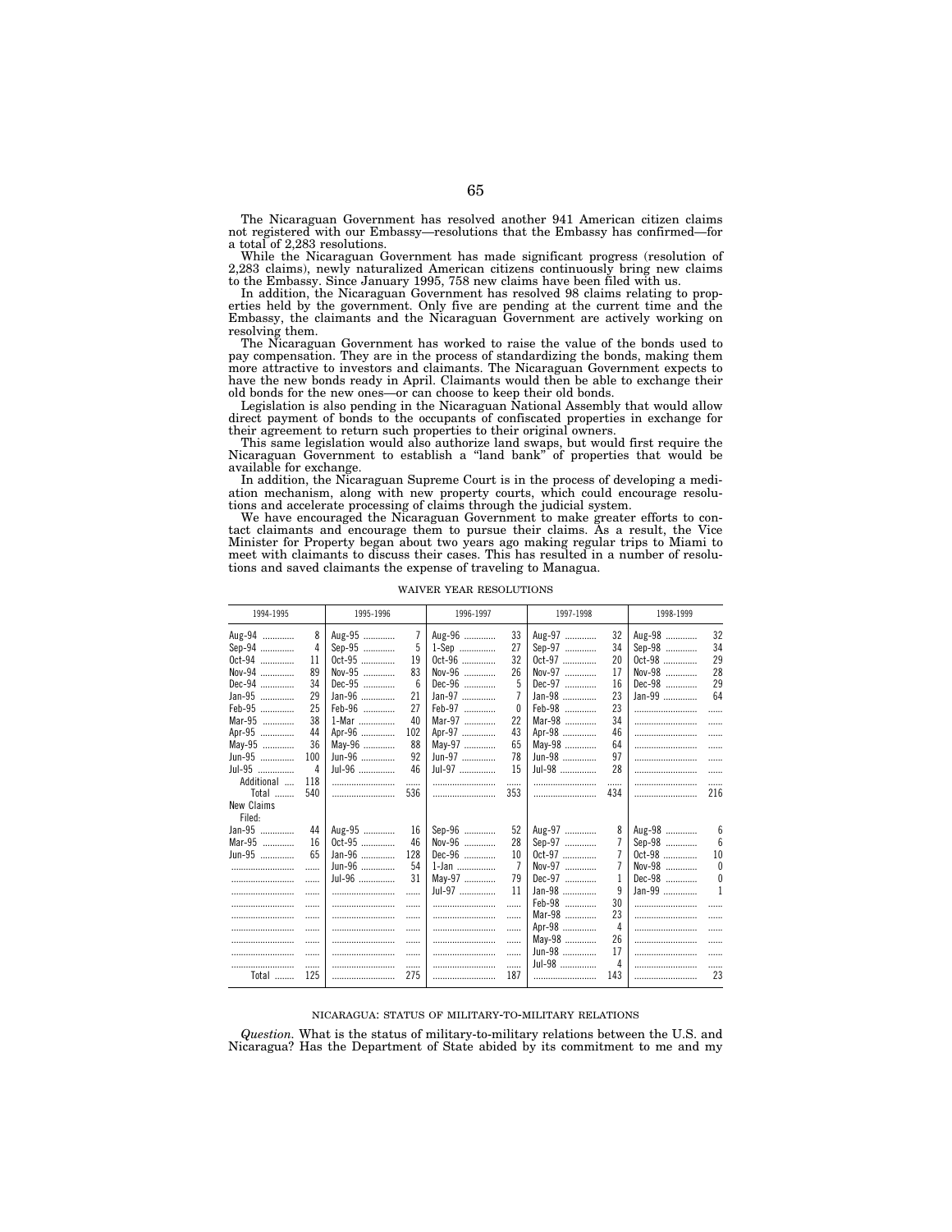The Nicaraguan Government has resolved another 941 American citizen claims not registered with our Embassy—resolutions that the Embassy has confirmed—for a total of 2,283 resolutions.

While the Nicaraguan Government has made significant progress (resolution of 2,283 claims), newly naturalized American citizens continuously bring new claims to the Embassy. Since January 1995, 758 new claims have been filed with us.

In addition, the Nicaraguan Government has resolved 98 claims relating to properties held by the government. Only five are pending at the current time and the Embassy, the claimants and the Nicaraguan Government are actively working on resolving them.

The Nicaraguan Government has worked to raise the value of the bonds used to pay compensation. They are in the process of standardizing the bonds, making them more attractive to investors and claimants. The Nicaraguan Government expects to have the new bonds ready in April. Claimants would then be able to exchange their old bonds for the new ones—or can choose to keep their old bonds.

Legislation is also pending in the Nicaraguan National Assembly that would allow direct payment of bonds to the occupants of confiscated properties in exchange for their agreement to return such properties to their original owners.

This same legislation would also authorize land swaps, but would first require the Nicaraguan Government to establish a "land bank" of properties that would be available for exchange.

In addition, the Nicaraguan Supreme Court is in the process of developing a mediation mechanism, along with new property courts, which could encourage resolutions and accelerate processing of claims through the judicial system.

We have encouraged the Nicaraguan Government to make greater efforts to contact claimants and encourage them to pursue their claims. As a result, the Vice Minister for Property began about two years ago making regular trips to Miami to meet with claimants to discuss their cases. This has resulted in a number of resolutions and saved claimants the expense of traveling to Managua.

WAIVER YEAR RESOLUTIONS

| 1994-1995 | | 1995-1996 | | 1996-1997 | | 1997-1998 | | 1998-1999 | |
|---|---|---|---|---|---|---|---|---|---|
| Aug-94 | 8 | Aug-95 | 7 | Aug-96 | 33 | Aug-97 | 32 | Aug-98 | 32 |
| Sep-94 | 4 | Sep-95 | 5 | 1-Sep | 27 | Sep-97 | 34 | Sep-98 | 34 |
| Oct-94 | 11 | Oct-95 | 19 | Oct-96 | 32 | Oct-97 | 20 | Oct-98 | 29 |
| Nov-94 | 89 | Nov-95 | 83 | Nov-96 | 26 | Nov-97 | 17 | Nov-98 | 28 |
| Dec-94 | 34 | Dec-95 | 6 | Dec-96 | 5 | Dec-97 | 16 | Dec-98 | 29 |
| Jan-95 | 29 | Jan-96 | 21 | Jan-97 | 7 | Jan-98 | 23 | Jan-99 | 64 |
| Feb-95 | 25 | Feb-96 | 27 | Feb-97 | 0 | Feb-98 | 23 | | |
| Mar-95 | 38 | 1-Mar | 40 | Mar-97 | 22 | Mar-98 | 34 | | |
| Apr-95 | 44 | Apr-96 | 102 | Apr-97 | 43 | Apr-98 | 46 | | |
| May-95 | 36 | May-96 | 88 | May-97 | 65 | May-98 | 64 | | |
| Jun-95 | 100 | Jun-96 | 92 | Jun-97 | 78 | Jun-98 | 97 | | |
| Jul-95 | 4 | Jul-96 | 46 | Jul-97 | 15 | Jul-98 | 28 | | |
| Additional | 118 | | | | | | | | |
| Total | 540 | | 536 | | 353 | | 434 | | 216 |
| New Claims Filed: | | | | | | | | | |
| Jan-95 | 44 | Aug-95 | 16 | Sep-96 | 52 | Aug-97 | 8 | Aug-98 | 6 |
| Mar-95 | 16 | Oct-95 | 46 | Nov-96 | 28 | Sep-97 | 7 | Sep-98 | 6 |
| Jun-95 | 65 | Jan-96 | 128 | Dec-96 | 10 | Oct-97 | 7 | Oct-98 | 10 |
| | | Jun-96 | 54 | 1-Jan | 7 | Nov-97 | 7 | Nov-98 | 0 |
| | | Jul-96 | 31 | May-97 | 79 | Dec-97 | 1 | Dec-98 | 0 |
| | | | | Jul-97 | 11 | Jan-98 | 9 | Jan-99 | 1 |
| | | | | | | Feb-98 | 30 | | |
| | | | | | | Mar-98 | 23 | | |
| | | | | | | Apr-98 | 4 | | |
| | | | | | | May-98 | 26 | | |
| | | | | | | Jun-98 | 17 | | |
| | | | | | | Jul-98 | 4 | | |
| Total | 125 | | 275 | | 187 | | 143 | | 23 |

NICARAGUA: STATUS OF MILITARY-TO-MILITARY RELATIONS

*Question.* What is the status of military-to-military relations between the U.S. and Nicaragua? Has the Department of State abided by its commitment to me and my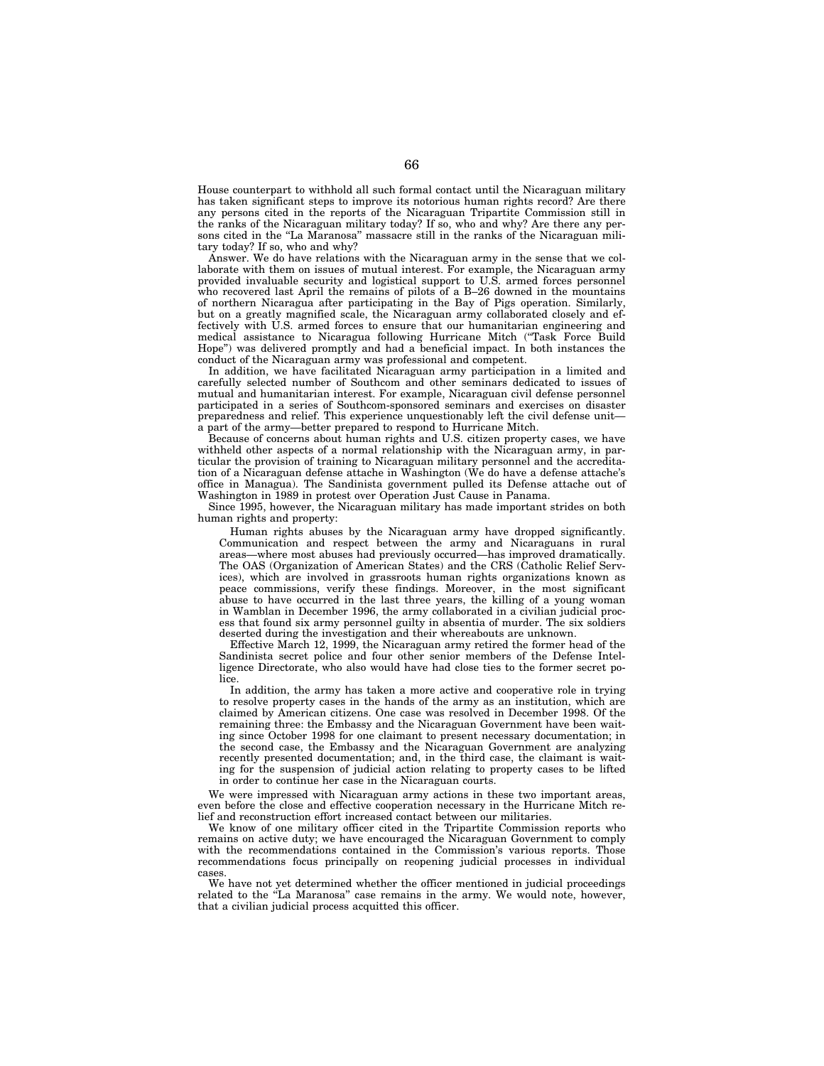House counterpart to withhold all such formal contact until the Nicaraguan military has taken significant steps to improve its notorious human rights record? Are there any persons cited in the reports of the Nicaraguan Tripartite Commission still in the ranks of the Nicaraguan military today? If so, who and why? Are there any persons cited in the "La Maranosa" massacre still in the ranks of the Nicaraguan military today? If so, who and why?

Answer. We do have relations with the Nicaraguan army in the sense that we collaborate with them on issues of mutual interest. For example, the Nicaraguan army provided invaluable security and logistical support to U.S. armed forces personnel who recovered last April the remains of pilots of a B–26 downed in the mountains of northern Nicaragua after participating in the Bay of Pigs operation. Similarly, but on a greatly magnified scale, the Nicaraguan army collaborated closely and effectively with U.S. armed forces to ensure that our humanitarian engineering and medical assistance to Nicaragua following Hurricane Mitch ("Task Force Build Hope") was delivered promptly and had a beneficial impact. In both instances the conduct of the Nicaraguan army was professional and competent.

In addition, we have facilitated Nicaraguan army participation in a limited and carefully selected number of Southcom and other seminars dedicated to issues of mutual and humanitarian interest. For example, Nicaraguan civil defense personnel participated in a series of Southcom-sponsored seminars and exercises on disaster preparedness and relief. This experience unquestionably left the civil defense unit—a part of the army—better prepared to respond to Hurricane Mitch.

Because of concerns about human rights and U.S. citizen property cases, we have withheld other aspects of a normal relationship with the Nicaraguan army, in particular the provision of training to Nicaraguan military personnel and the accreditation of a Nicaraguan defense attache in Washington (We do have a defense attache's office in Managua). The Sandinista government pulled its Defense attache out of Washington in 1989 in protest over Operation Just Cause in Panama.

Since 1995, however, the Nicaraguan military has made important strides on both human rights and property:

> Human rights abuses by the Nicaraguan army have dropped significantly. Communication and respect between the army and Nicaraguans in rural areas—where most abuses had previously occurred—has improved dramatically. The OAS (Organization of American States) and the CRS (Catholic Relief Services), which are involved in grassroots human rights organizations known as peace commissions, verify these findings. Moreover, in the most significant abuse to have occurred in the last three years, the killing of a young woman in Wamblan in December 1996, the army collaborated in a civilian judicial process that found six army personnel guilty in absentia of murder. The six soldiers deserted during the investigation and their whereabouts are unknown.
>
> Effective March 12, 1999, the Nicaraguan army retired the former head of the Sandinista secret police and four other senior members of the Defense Intelligence Directorate, who also would have had close ties to the former secret police.
>
> In addition, the army has taken a more active and cooperative role in trying to resolve property cases in the hands of the army as an institution, which are claimed by American citizens. One case was resolved in December 1998. Of the remaining three: the Embassy and the Nicaraguan Government have been waiting since October 1998 for one claimant to present necessary documentation; in the second case, the Embassy and the Nicaraguan Government are analyzing recently presented documentation; and, in the third case, the claimant is waiting for the suspension of judicial action relating to property cases to be lifted in order to continue her case in the Nicaraguan courts.

We were impressed with Nicaraguan army actions in these two important areas, even before the close and effective cooperation necessary in the Hurricane Mitch relief and reconstruction effort increased contact between our militaries.

We know of one military officer cited in the Tripartite Commission reports who remains on active duty; we have encouraged the Nicaraguan Government to comply with the recommendations contained in the Commission's various reports. Those recommendations focus principally on reopening judicial processes in individual cases.

We have not yet determined whether the officer mentioned in judicial proceedings related to the "La Maranosa" case remains in the army. We would note, however, that a civilian judicial process acquitted this officer.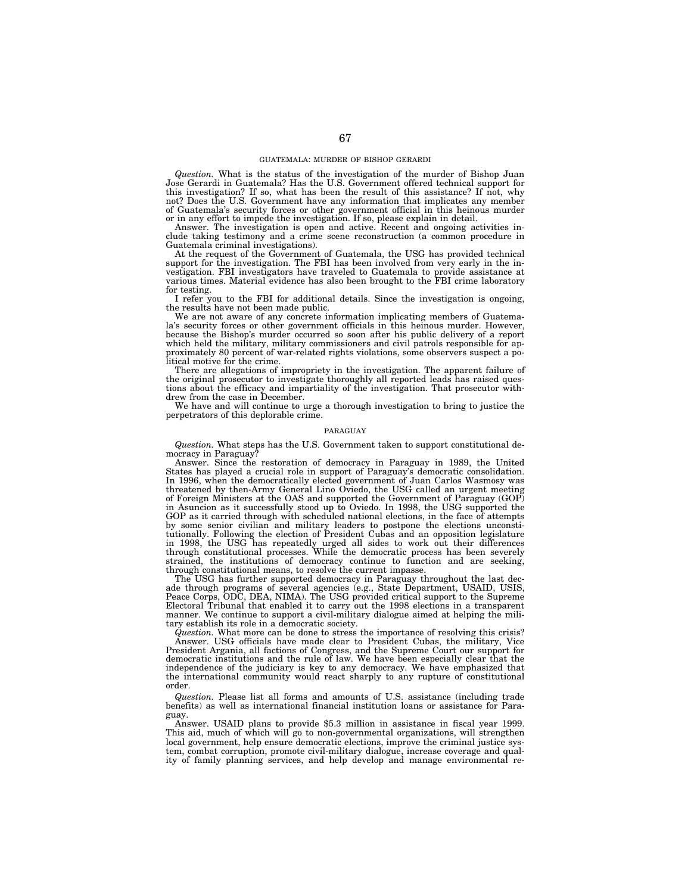## GUATEMALA: MURDER OF BISHOP GERARDI

*Question.* What is the status of the investigation of the murder of Bishop Juan Jose Gerardi in Guatemala? Has the U.S. Government offered technical support for this investigation? If so, what has been the result of this assistance? If not, why not? Does the U.S. Government have any information that implicates any member of Guatemala's security forces or other government official in this heinous murder or in any effort to impede the investigation. If so, please explain in detail.

Answer. The investigation is open and active. Recent and ongoing activities include taking testimony and a crime scene reconstruction (a common procedure in Guatemala criminal investigations).

At the request of the Government of Guatemala, the USG has provided technical support for the investigation. The FBI has been involved from very early in the investigation. FBI investigators have traveled to Guatemala to provide assistance at various times. Material evidence has also been brought to the FBI crime laboratory for testing.

I refer you to the FBI for additional details. Since the investigation is ongoing, the results have not been made public.

We are not aware of any concrete information implicating members of Guatemala's security forces or other government officials in this heinous murder. However, because the Bishop's murder occurred so soon after his public delivery of a report which held the military, military commissioners and civil patrols responsible for approximately 80 percent of war-related rights violations, some observers suspect a political motive for the crime.

There are allegations of impropriety in the investigation. The apparent failure of the original prosecutor to investigate thoroughly all reported leads has raised questions about the efficacy and impartiality of the investigation. That prosecutor withdrew from the case in December.

We have and will continue to urge a thorough investigation to bring to justice the perpetrators of this deplorable crime.

## PARAGUAY

*Question.* What steps has the U.S. Government taken to support constitutional democracy in Paraguay?

Answer. Since the restoration of democracy in Paraguay in 1989, the United States has played a crucial role in support of Paraguay's democratic consolidation. In 1996, when the democratically elected government of Juan Carlos Wasmosy was threatened by then-Army General Lino Oviedo, the USG called an urgent meeting of Foreign Ministers at the OAS and supported the Government of Paraguay (GOP) in Asuncion as it successfully stood up to Oviedo. In 1998, the USG supported the GOP as it carried through with scheduled national elections, in the face of attempts by some senior civilian and military leaders to postpone the elections unconstitutionally. Following the election of President Cubas and an opposition legislature in 1998, the USG has repeatedly urged all sides to work out their differences through constitutional processes. While the democratic process has been severely strained, the institutions of democracy continue to function and are seeking, through constitutional means, to resolve the current impasse.

The USG has further supported democracy in Paraguay throughout the last decade through programs of several agencies (e.g., State Department, USAID, USIS, Peace Corps, ODC, DEA, NIMA). The USG provided critical support to the Supreme Electoral Tribunal that enabled it to carry out the 1998 elections in a transparent manner. We continue to support a civil-military dialogue aimed at helping the military establish its role in a democratic society.

*Question.* What more can be done to stress the importance of resolving this crisis?

Answer. USG officials have made clear to President Cubas, the military, Vice President Argania, all factions of Congress, and the Supreme Court our support for democratic institutions and the rule of law. We have been especially clear that the independence of the judiciary is key to any democracy. We have emphasized that the international community would react sharply to any rupture of constitutional order.

*Question.* Please list all forms and amounts of U.S. assistance (including trade benefits) as well as international financial institution loans or assistance for Paraguay.

Answer. USAID plans to provide $5.3 million in assistance in fiscal year 1999. This aid, much of which will go to non-governmental organizations, will strengthen local government, help ensure democratic elections, improve the criminal justice system, combat corruption, promote civil-military dialogue, increase coverage and quality of family planning services, and help develop and manage environmental re-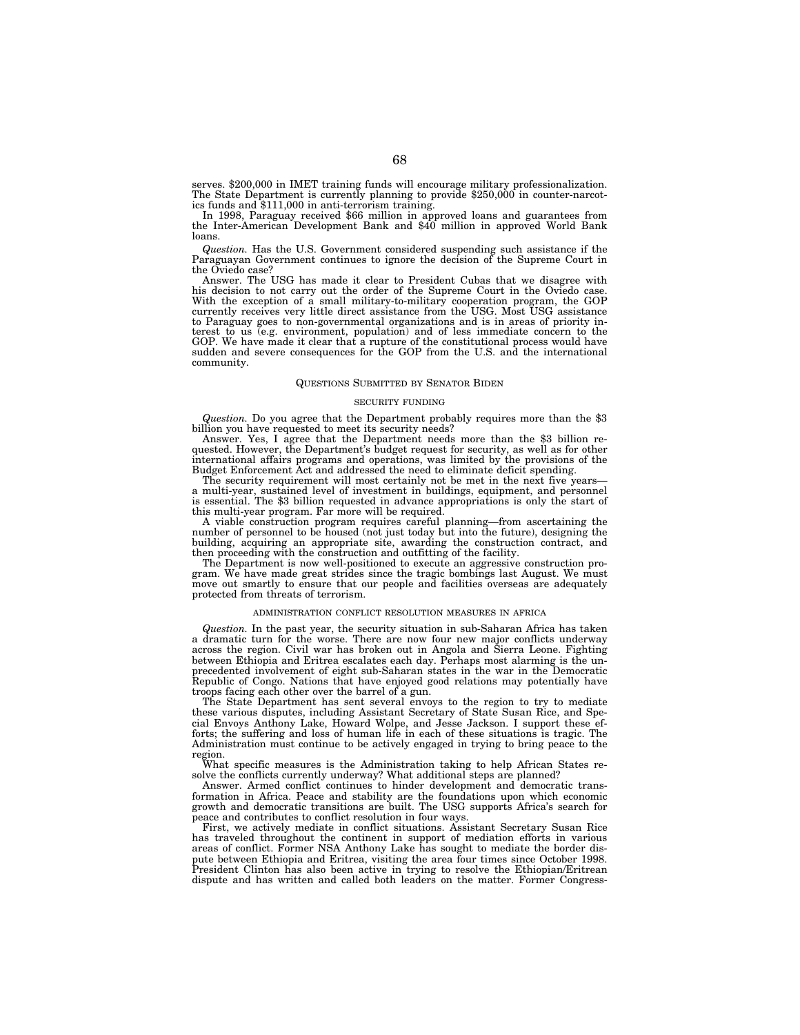serves. $200,000 in IMET training funds will encourage military professionalization. The State Department is currently planning to provide $250,000 in counter-narcotics funds and $111,000 in anti-terrorism training.

In 1998, Paraguay received $66 million in approved loans and guarantees from the Inter-American Development Bank and $40 million in approved World Bank loans.

*Question.* Has the U.S. Government considered suspending such assistance if the Paraguayan Government continues to ignore the decision of the Supreme Court in the Oviedo case?

Answer. The USG has made it clear to President Cubas that we disagree with his decision to not carry out the order of the Supreme Court in the Oviedo case. With the exception of a small military-to-military cooperation program, the GOP currently receives very little direct assistance from the USG. Most USG assistance to Paraguay goes to non-governmental organizations and is in areas of priority interest to us (e.g. environment, population) and of less immediate concern to the GOP. We have made it clear that a rupture of the constitutional process would have sudden and severe consequences for the GOP from the U.S. and the international community.

## QUESTIONS SUBMITTED BY SENATOR BIDEN

### SECURITY FUNDING

*Question.* Do you agree that the Department probably requires more than the $3 billion you have requested to meet its security needs?

Answer. Yes, I agree that the Department needs more than the $3 billion requested. However, the Department's budget request for security, as well as for other international affairs programs and operations, was limited by the provisions of the Budget Enforcement Act and addressed the need to eliminate deficit spending.

The security requirement will most certainly not be met in the next five years—a multi-year, sustained level of investment in buildings, equipment, and personnel is essential. The $3 billion requested in advance appropriations is only the start of this multi-year program. Far more will be required.

A viable construction program requires careful planning—from ascertaining the number of personnel to be housed (not just today but into the future), designing the building, acquiring an appropriate site, awarding the construction contract, and then proceeding with the construction and outfitting of the facility.

The Department is now well-positioned to execute an aggressive construction program. We have made great strides since the tragic bombings last August. We must move out smartly to ensure that our people and facilities overseas are adequately protected from threats of terrorism.

### ADMINISTRATION CONFLICT RESOLUTION MEASURES IN AFRICA

*Question.* In the past year, the security situation in sub-Saharan Africa has taken a dramatic turn for the worse. There are now four new major conflicts underway across the region. Civil war has broken out in Angola and Sierra Leone. Fighting between Ethiopia and Eritrea escalates each day. Perhaps most alarming is the unprecedented involvement of eight sub-Saharan states in the war in the Democratic Republic of Congo. Nations that have enjoyed good relations may potentially have troops facing each other over the barrel of a gun.

The State Department has sent several envoys to the region to try to mediate these various disputes, including Assistant Secretary of State Susan Rice, and Special Envoys Anthony Lake, Howard Wolpe, and Jesse Jackson. I support these efforts; the suffering and loss of human life in each of these situations is tragic. The Administration must continue to be actively engaged in trying to bring peace to the region.

What specific measures is the Administration taking to help African States resolve the conflicts currently underway? What additional steps are planned?

Answer. Armed conflict continues to hinder development and democratic transformation in Africa. Peace and stability are the foundations upon which economic growth and democratic transitions are built. The USG supports Africa's search for peace and contributes to conflict resolution in four ways.

First, we actively mediate in conflict situations. Assistant Secretary Susan Rice has traveled throughout the continent in support of mediation efforts in various areas of conflict. Former NSA Anthony Lake has sought to mediate the border dispute between Ethiopia and Eritrea, visiting the area four times since October 1998. President Clinton has also been active in trying to resolve the Ethiopian/Eritrean dispute and has written and called both leaders on the matter. Former Congress-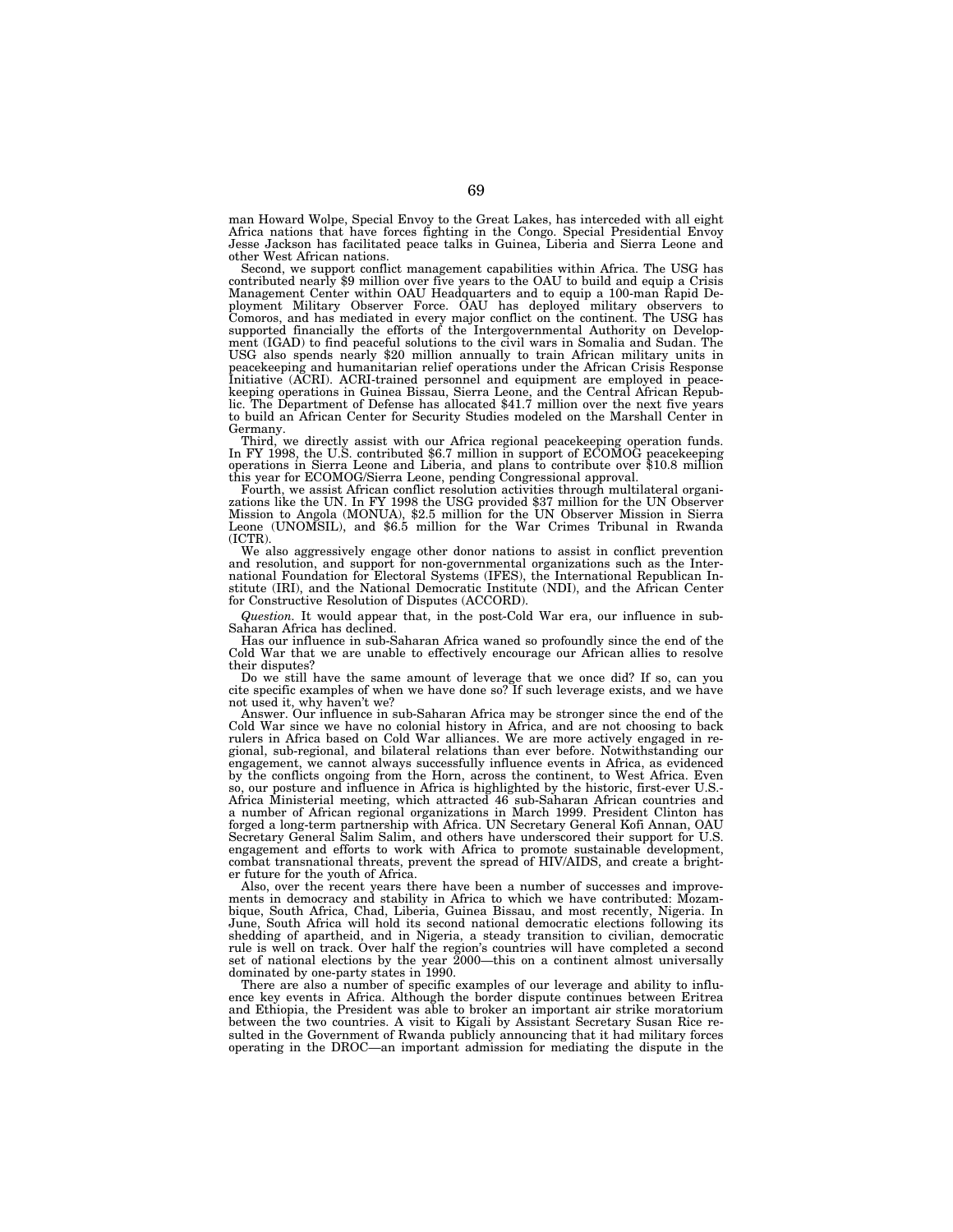man Howard Wolpe, Special Envoy to the Great Lakes, has interceded with all eight Africa nations that have forces fighting in the Congo. Special Presidential Envoy Jesse Jackson has facilitated peace talks in Guinea, Liberia and Sierra Leone and other West African nations.

Second, we support conflict management capabilities within Africa. The USG has contributed nearly $9 million over five years to the OAU to build and equip a Crisis Management Center within OAU Headquarters and to equip a 100-man Rapid Deployment Military Observer Force. OAU has deployed military observers to Comoros, and has mediated in every major conflict on the continent. The USG has supported financially the efforts of the Intergovernmental Authority on Development (IGAD) to find peaceful solutions to the civil wars in Somalia and Sudan. The USG also spends nearly $20 million annually to train African military units in peacekeeping and humanitarian relief operations under the African Crisis Response Initiative (ACRI). ACRI-trained personnel and equipment are employed in peacekeeping operations in Guinea Bissau, Sierra Leone, and the Central African Republic. The Department of Defense has allocated $41.7 million over the next five years to build an African Center for Security Studies modeled on the Marshall Center in Germany.

Third, we directly assist with our Africa regional peacekeeping operation funds. In FY 1998, the U.S. contributed $6.7 million in support of ECOMOG peacekeeping operations in Sierra Leone and Liberia, and plans to contribute over $10.8 million this year for ECOMOG/Sierra Leone, pending Congressional approval.

Fourth, we assist African conflict resolution activities through multilateral organizations like the UN. In FY 1998 the USG provided $37 million for the UN Observer Mission to Angola (MONUA), $2.5 million for the UN Observer Mission in Sierra Leone (UNOMSIL), and $6.5 million for the War Crimes Tribunal in Rwanda (ICTR).

We also aggressively engage other donor nations to assist in conflict prevention and resolution, and support for non-governmental organizations such as the International Foundation for Electoral Systems (IFES), the International Republican Institute (IRI), and the National Democratic Institute (NDI), and the African Center for Constructive Resolution of Disputes (ACCORD).

*Question.* It would appear that, in the post-Cold War era, our influence in sub-Saharan Africa has declined.

Has our influence in sub-Saharan Africa waned so profoundly since the end of the Cold War that we are unable to effectively encourage our African allies to resolve their disputes?

Do we still have the same amount of leverage that we once did? If so, can you cite specific examples of when we have done so? If such leverage exists, and we have not used it, why haven't we?

Answer. Our influence in sub-Saharan Africa may be stronger since the end of the Cold War since we have no colonial history in Africa, and are not choosing to back rulers in Africa based on Cold War alliances. We are more actively engaged in regional, sub-regional, and bilateral relations than ever before. Notwithstanding our engagement, we cannot always successfully influence events in Africa, as evidenced by the conflicts ongoing from the Horn, across the continent, to West Africa. Even so, our posture and influence in Africa is highlighted by the historic, first-ever U.S.-Africa Ministerial meeting, which attracted 46 sub-Saharan African countries and a number of African regional organizations in March 1999. President Clinton has forged a long-term partnership with Africa. UN Secretary General Kofi Annan, OAU Secretary General Salim Salim, and others have underscored their support for U.S. engagement and efforts to work with Africa to promote sustainable development, combat transnational threats, prevent the spread of HIV/AIDS, and create a brighter future for the youth of Africa.

Also, over the recent years there have been a number of successes and improvements in democracy and stability in Africa to which we have contributed: Mozambique, South Africa, Chad, Liberia, Guinea Bissau, and most recently, Nigeria. In June, South Africa will hold its second national democratic elections following its shedding of apartheid, and in Nigeria, a steady transition to civilian, democratic rule is well on track. Over half the region's countries will have completed a second set of national elections by the year 2000—this on a continent almost universally dominated by one-party states in 1990.

There are also a number of specific examples of our leverage and ability to influence key events in Africa. Although the border dispute continues between Eritrea and Ethiopia, the President was able to broker an important air strike moratorium between the two countries. A visit to Kigali by Assistant Secretary Susan Rice resulted in the Government of Rwanda publicly announcing that it had military forces operating in the DROC—an important admission for mediating the dispute in the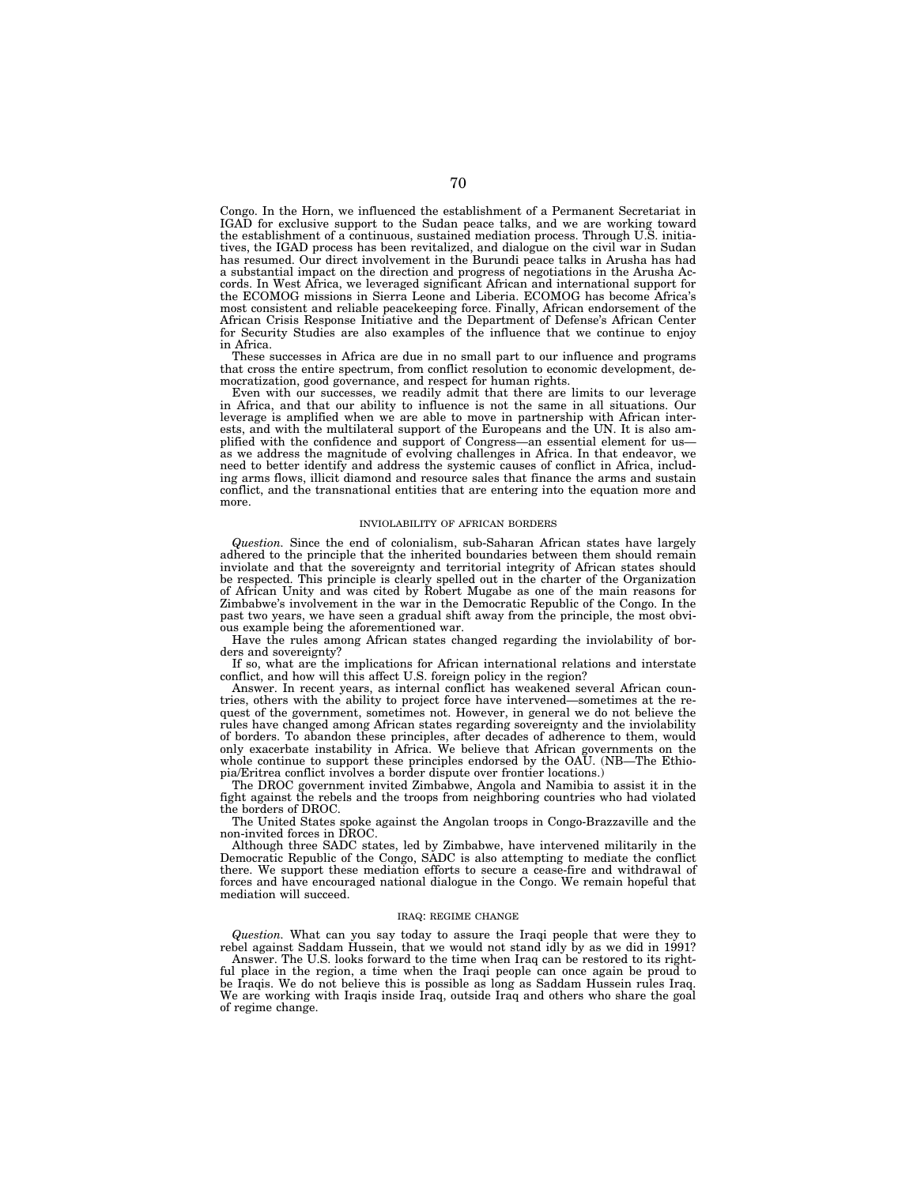Congo. In the Horn, we influenced the establishment of a Permanent Secretariat in IGAD for exclusive support to the Sudan peace talks, and we are working toward the establishment of a continuous, sustained mediation process. Through U.S. initiatives, the IGAD process has been revitalized, and dialogue on the civil war in Sudan has resumed. Our direct involvement in the Burundi peace talks in Arusha has had a substantial impact on the direction and progress of negotiations in the Arusha Accords. In West Africa, we leveraged significant African and international support for the ECOMOG missions in Sierra Leone and Liberia. ECOMOG has become Africa's most consistent and reliable peacekeeping force. Finally, African endorsement of the African Crisis Response Initiative and the Department of Defense's African Center for Security Studies are also examples of the influence that we continue to enjoy in Africa.

These successes in Africa are due in no small part to our influence and programs that cross the entire spectrum, from conflict resolution to economic development, democratization, good governance, and respect for human rights.

Even with our successes, we readily admit that there are limits to our leverage in Africa, and that our ability to influence is not the same in all situations. Our leverage is amplified when we are able to move in partnership with African interests, and with the multilateral support of the Europeans and the UN. It is also amplified with the confidence and support of Congress—an essential element for us—as we address the magnitude of evolving challenges in Africa. In that endeavor, we need to better identify and address the systemic causes of conflict in Africa, including arms flows, illicit diamond and resource sales that finance the arms and sustain conflict, and the transnational entities that are entering into the equation more and more.

## INVIOLABILITY OF AFRICAN BORDERS

*Question.* Since the end of colonialism, sub-Saharan African states have largely adhered to the principle that the inherited boundaries between them should remain inviolate and that the sovereignty and territorial integrity of African states should be respected. This principle is clearly spelled out in the charter of the Organization of African Unity and was cited by Robert Mugabe as one of the main reasons for Zimbabwe's involvement in the war in the Democratic Republic of the Congo. In the past two years, we have seen a gradual shift away from the principle, the most obvious example being the aforementioned war.

Have the rules among African states changed regarding the inviolability of borders and sovereignty?

If so, what are the implications for African international relations and interstate conflict, and how will this affect U.S. foreign policy in the region?

Answer. In recent years, as internal conflict has weakened several African countries, others with the ability to project force have intervened—sometimes at the request of the government, sometimes not. However, in general we do not believe the rules have changed among African states regarding sovereignty and the inviolability of borders. To abandon these principles, after decades of adherence to them, would only exacerbate instability in Africa. We believe that African governments on the whole continue to support these principles endorsed by the OAU. (NB—The Ethiopia/Eritrea conflict involves a border dispute over frontier locations.)

The DROC government invited Zimbabwe, Angola and Namibia to assist it in the fight against the rebels and the troops from neighboring countries who had violated the borders of DROC.

The United States spoke against the Angolan troops in Congo-Brazzaville and the non-invited forces in DROC.

Although three SADC states, led by Zimbabwe, have intervened militarily in the Democratic Republic of the Congo, SADC is also attempting to mediate the conflict there. We support these mediation efforts to secure a cease-fire and withdrawal of forces and have encouraged national dialogue in the Congo. We remain hopeful that mediation will succeed.

## IRAQ: REGIME CHANGE

*Question.* What can you say today to assure the Iraqi people that were they to rebel against Saddam Hussein, that we would not stand idly by as we did in 1991?

Answer. The U.S. looks forward to the time when Iraq can be restored to its rightful place in the region, a time when the Iraqi people can once again be proud to be Iraqis. We do not believe this is possible as long as Saddam Hussein rules Iraq. We are working with Iraqis inside Iraq, outside Iraq and others who share the goal of regime change.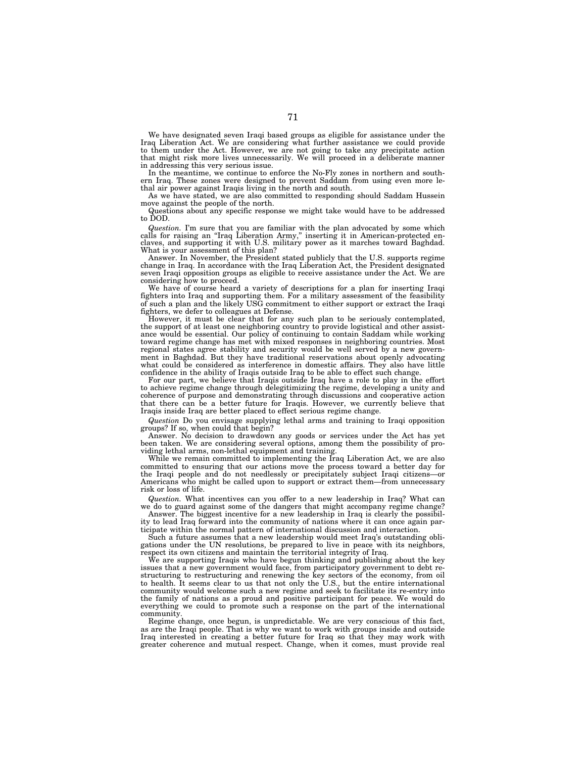We have designated seven Iraqi based groups as eligible for assistance under the Iraq Liberation Act. We are considering what further assistance we could provide to them under the Act. However, we are not going to take any precipitate action that might risk more lives unnecessarily. We will proceed in a deliberate manner in addressing this very serious issue.

In the meantime, we continue to enforce the No-Fly zones in northern and southern Iraq. These zones were designed to prevent Saddam from using even more lethal air power against Iraqis living in the north and south.

As we have stated, we are also committed to responding should Saddam Hussein move against the people of the north.

Questions about any specific response we might take would have to be addressed to DOD.

*Question.* I'm sure that you are familiar with the plan advocated by some which calls for raising an "Iraq Liberation Army," inserting it in American-protected enclaves, and supporting it with U.S. military power as it marches toward Baghdad. What is your assessment of this plan?

Answer. In November, the President stated publicly that the U.S. supports regime change in Iraq. In accordance with the Iraq Liberation Act, the President designated seven Iraqi opposition groups as eligible to receive assistance under the Act. We are considering how to proceed.

We have of course heard a variety of descriptions for a plan for inserting Iraqi fighters into Iraq and supporting them. For a military assessment of the feasibility of such a plan and the likely USG commitment to either support or extract the Iraqi fighters, we defer to colleagues at Defense.

However, it must be clear that for any such plan to be seriously contemplated, the support of at least one neighboring country to provide logistical and other assistance would be essential. Our policy of continuing to contain Saddam while working toward regime change has met with mixed responses in neighboring countries. Most regional states agree stability and security would be well served by a new government in Baghdad. But they have traditional reservations about openly advocating what could be considered as interference in domestic affairs. They also have little confidence in the ability of Iraqis outside Iraq to be able to effect such change.

For our part, we believe that Iraqis outside Iraq have a role to play in the effort to achieve regime change through delegitimizing the regime, developing a unity and coherence of purpose and demonstrating through discussions and cooperative action that there can be a better future for Iraqis. However, we currently believe that Iraqis inside Iraq are better placed to effect serious regime change.

*Question* Do you envisage supplying lethal arms and training to Iraqi opposition groups? If so, when could that begin?

Answer. No decision to drawdown any goods or services under the Act has yet been taken. We are considering several options, among them the possibility of providing lethal arms, non-lethal equipment and training.

While we remain committed to implementing the Iraq Liberation Act, we are also committed to ensuring that our actions move the process toward a better day for the Iraqi people and do not needlessly or precipitately subject Iraqi citizens—or Americans who might be called upon to support or extract them—from unnecessary risk or loss of life.

*Question.* What incentives can you offer to a new leadership in Iraq? What can we do to guard against some of the dangers that might accompany regime change?

Answer. The biggest incentive for a new leadership in Iraq is clearly the possibility to lead Iraq forward into the community of nations where it can once again participate within the normal pattern of international discussion and interaction.

Such a future assumes that a new leadership would meet Iraq's outstanding obligations under the UN resolutions, be prepared to live in peace with its neighbors, respect its own citizens and maintain the territorial integrity of Iraq.

We are supporting Iraqis who have begun thinking and publishing about the key issues that a new government would face, from participatory government to debt restructuring to restructuring and renewing the key sectors of the economy, from oil to health. It seems clear to us that not only the U.S., but the entire international community would welcome such a new regime and seek to facilitate its re-entry into the family of nations as a proud and positive participant for peace. We would do everything we could to promote such a response on the part of the international community.

Regime change, once begun, is unpredictable. We are very conscious of this fact, as are the Iraqi people. That is why we want to work with groups inside and outside Iraq interested in creating a better future for Iraq so that they may work with greater coherence and mutual respect. Change, when it comes, must provide real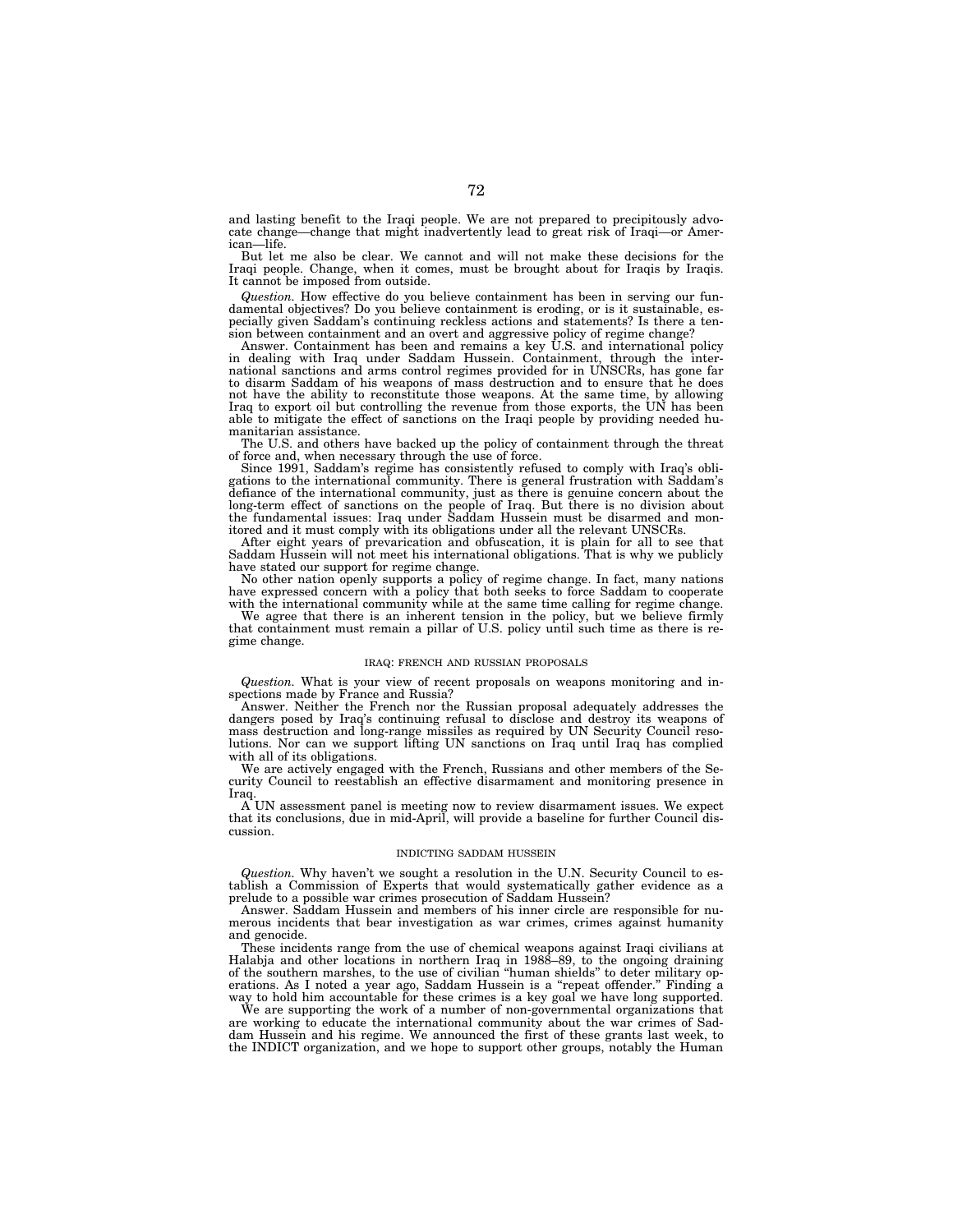and lasting benefit to the Iraqi people. We are not prepared to precipitously advocate change—change that might inadvertently lead to great risk of Iraqi—or American—life.

But let me also be clear. We cannot and will not make these decisions for the Iraqi people. Change, when it comes, must be brought about for Iraqis by Iraqis. It cannot be imposed from outside.

*Question.* How effective do you believe containment has been in serving our fundamental objectives? Do you believe containment is eroding, or is it sustainable, especially given Saddam's continuing reckless actions and statements? Is there a tension between containment and an overt and aggressive policy of regime change?

Answer. Containment has been and remains a key U.S. and international policy in dealing with Iraq under Saddam Hussein. Containment, through the international sanctions and arms control regimes provided for in UNSCRs, has gone far to disarm Saddam of his weapons of mass destruction and to ensure that he does not have the ability to reconstitute those weapons. At the same time, by allowing Iraq to export oil but controlling the revenue from those exports, the UN has been able to mitigate the effect of sanctions on the Iraqi people by providing needed humanitarian assistance.

The U.S. and others have backed up the policy of containment through the threat of force and, when necessary through the use of force.

Since 1991, Saddam's regime has consistently refused to comply with Iraq's obligations to the international community. There is general frustration with Saddam's defiance of the international community, just as there is genuine concern about the long-term effect of sanctions on the people of Iraq. But there is no division about the fundamental issues: Iraq under Saddam Hussein must be disarmed and monitored and it must comply with its obligations under all the relevant UNSCRs.

After eight years of prevarication and obfuscation, it is plain for all to see that Saddam Hussein will not meet his international obligations. That is why we publicly have stated our support for regime change.

No other nation openly supports a policy of regime change. In fact, many nations have expressed concern with a policy that both seeks to force Saddam to cooperate with the international community while at the same time calling for regime change.

We agree that there is an inherent tension in the policy, but we believe firmly that containment must remain a pillar of U.S. policy until such time as there is regime change.

### IRAQ: FRENCH AND RUSSIAN PROPOSALS

*Question.* What is your view of recent proposals on weapons monitoring and inspections made by France and Russia?

Answer. Neither the French nor the Russian proposal adequately addresses the dangers posed by Iraq's continuing refusal to disclose and destroy its weapons of mass destruction and long-range missiles as required by UN Security Council resolutions. Nor can we support lifting UN sanctions on Iraq until Iraq has complied with all of its obligations.

We are actively engaged with the French, Russians and other members of the Security Council to reestablish an effective disarmament and monitoring presence in Iraq.

A UN assessment panel is meeting now to review disarmament issues. We expect that its conclusions, due in mid-April, will provide a baseline for further Council discussion.

### INDICTING SADDAM HUSSEIN

*Question.* Why haven't we sought a resolution in the U.N. Security Council to establish a Commission of Experts that would systematically gather evidence as a prelude to a possible war crimes prosecution of Saddam Hussein?

Answer. Saddam Hussein and members of his inner circle are responsible for numerous incidents that bear investigation as war crimes, crimes against humanity and genocide.

These incidents range from the use of chemical weapons against Iraqi civilians at Halabja and other locations in northern Iraq in 1988–89, to the ongoing draining of the southern marshes, to the use of civilian "human shields" to deter military operations. As I noted a year ago, Saddam Hussein is a "repeat offender." Finding a way to hold him accountable for these crimes is a key goal we have long supported.

We are supporting the work of a number of non-governmental organizations that are working to educate the international community about the war crimes of Saddam Hussein and his regime. We announced the first of these grants last week, to the INDICT organization, and we hope to support other groups, notably the Human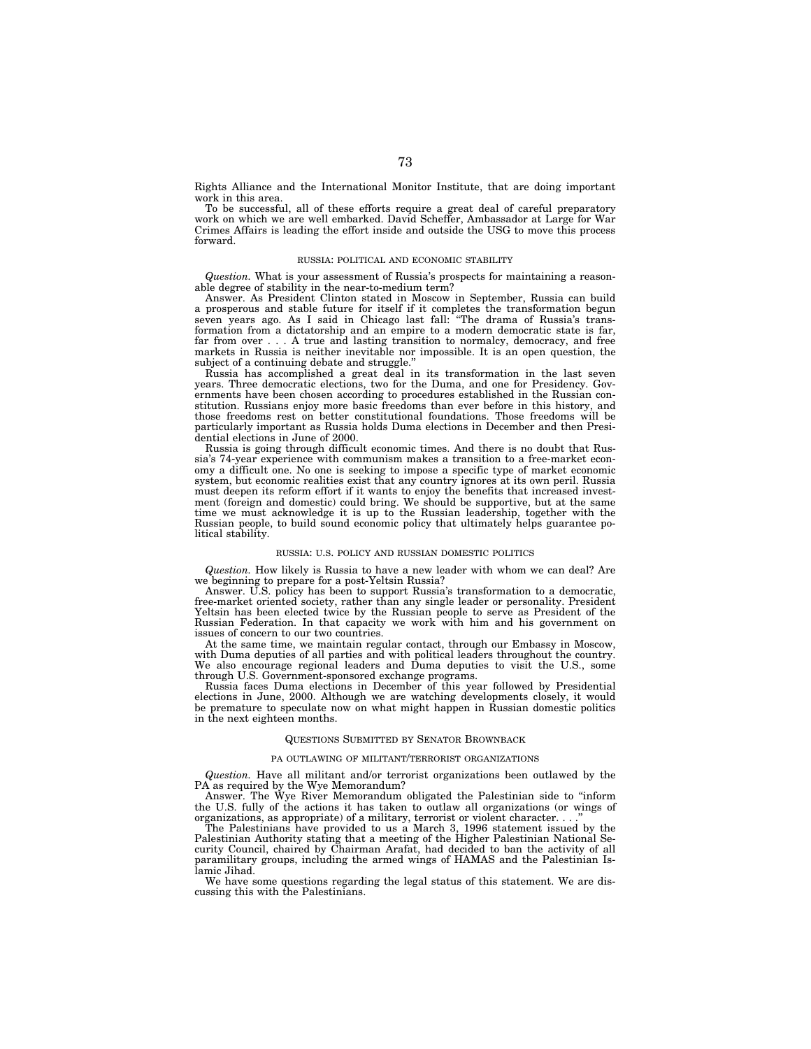Rights Alliance and the International Monitor Institute, that are doing important work in this area.

To be successful, all of these efforts require a great deal of careful preparatory work on which we are well embarked. David Scheffer, Ambassador at Large for War Crimes Affairs is leading the effort inside and outside the USG to move this process forward.

### RUSSIA: POLITICAL AND ECONOMIC STABILITY

*Question.* What is your assessment of Russia's prospects for maintaining a reasonable degree of stability in the near-to-medium term?

Answer. As President Clinton stated in Moscow in September, Russia can build a prosperous and stable future for itself if it completes the transformation begun seven years ago. As I said in Chicago last fall: "The drama of Russia's transformation from a dictatorship and an empire to a modern democratic state is far, far from over . . . A true and lasting transition to normalcy, democracy, and free markets in Russia is neither inevitable nor impossible. It is an open question, the subject of a continuing debate and struggle."

Russia has accomplished a great deal in its transformation in the last seven years. Three democratic elections, two for the Duma, and one for Presidency. Governments have been chosen according to procedures established in the Russian constitution. Russians enjoy more basic freedoms than ever before in this history, and those freedoms rest on better constitutional foundations. Those freedoms will be particularly important as Russia holds Duma elections in December and then Presidential elections in June of 2000.

Russia is going through difficult economic times. And there is no doubt that Russia's 74-year experience with communism makes a transition to a free-market economy a difficult one. No one is seeking to impose a specific type of market economic system, but economic realities exist that any country ignores at its own peril. Russia must deepen its reform effort if it wants to enjoy the benefits that increased investment (foreign and domestic) could bring. We should be supportive, but at the same time we must acknowledge it is up to the Russian leadership, together with the Russian people, to build sound economic policy that ultimately helps guarantee political stability.

### RUSSIA: U.S. POLICY AND RUSSIAN DOMESTIC POLITICS

*Question.* How likely is Russia to have a new leader with whom we can deal? Are we beginning to prepare for a post-Yeltsin Russia?

Answer. U.S. policy has been to support Russia's transformation to a democratic, free-market oriented society, rather than any single leader or personality. President Yeltsin has been elected twice by the Russian people to serve as President of the Russian Federation. In that capacity we work with him and his government on issues of concern to our two countries.

At the same time, we maintain regular contact, through our Embassy in Moscow, with Duma deputies of all parties and with political leaders throughout the country. We also encourage regional leaders and Duma deputies to visit the U.S., some through U.S. Government-sponsored exchange programs.

Russia faces Duma elections in December of this year followed by Presidential elections in June, 2000. Although we are watching developments closely, it would be premature to speculate now on what might happen in Russian domestic politics in the next eighteen months.

## QUESTIONS SUBMITTED BY SENATOR BROWNBACK

### PA OUTLAWING OF MILITANT/TERRORIST ORGANIZATIONS

*Question.* Have all militant and/or terrorist organizations been outlawed by the PA as required by the Wye Memorandum?

Answer. The Wye River Memorandum obligated the Palestinian side to "inform the U.S. fully of the actions it has taken to outlaw all organizations (or wings of organizations, as appropriate) of a military, terrorist or violent character. . . ."

The Palestinians have provided to us a March 3, 1996 statement issued by the Palestinian Authority stating that a meeting of the Higher Palestinian National Security Council, chaired by Chairman Arafat, had decided to ban the activity of all paramilitary groups, including the armed wings of HAMAS and the Palestinian Islamic Jihad.

We have some questions regarding the legal status of this statement. We are discussing this with the Palestinians.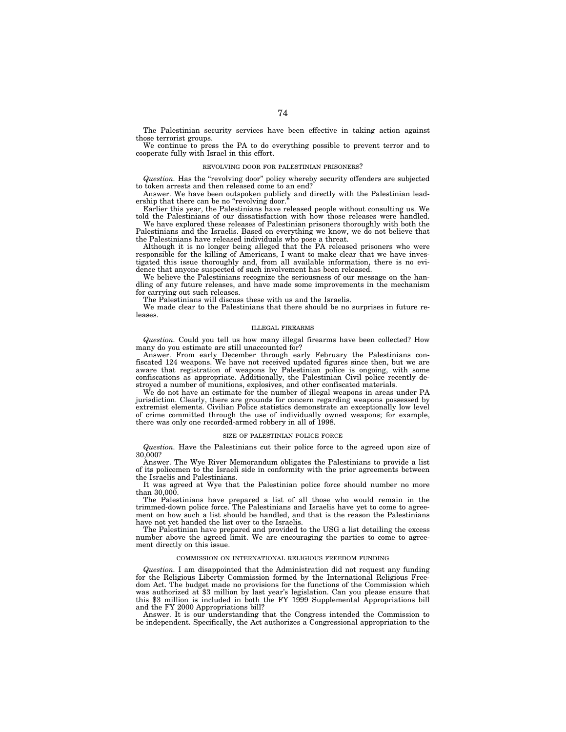The Palestinian security services have been effective in taking action against those terrorist groups.

We continue to press the PA to do everything possible to prevent terror and to cooperate fully with Israel in this effort.

### REVOLVING DOOR FOR PALESTINIAN PRISONERS?

*Question.* Has the "revolving door" policy whereby security offenders are subjected to token arrests and then released come to an end?

Answer. We have been outspoken publicly and directly with the Palestinian leadership that there can be no "revolving door."

Earlier this year, the Palestinians have released people without consulting us. We told the Palestinians of our dissatisfaction with how those releases were handled.

We have explored these releases of Palestinian prisoners thoroughly with both the Palestinians and the Israelis. Based on everything we know, we do not believe that the Palestinians have released individuals who pose a threat.

Although it is no longer being alleged that the PA released prisoners who were responsible for the killing of Americans, I want to make clear that we have investigated this issue thoroughly and, from all available information, there is no evidence that anyone suspected of such involvement has been released.

We believe the Palestinians recognize the seriousness of our message on the handling of any future releases, and have made some improvements in the mechanism for carrying out such releases.

The Palestinians will discuss these with us and the Israelis.

We made clear to the Palestinians that there should be no surprises in future releases.

### ILLEGAL FIREARMS

*Question.* Could you tell us how many illegal firearms have been collected? How many do you estimate are still unaccounted for?

Answer. From early December through early February the Palestinians confiscated 124 weapons. We have not received updated figures since then, but we are aware that registration of weapons by Palestinian police is ongoing, with some confiscations as appropriate. Additionally, the Palestinian Civil police recently destroyed a number of munitions, explosives, and other confiscated materials.

We do not have an estimate for the number of illegal weapons in areas under PA jurisdiction. Clearly, there are grounds for concern regarding weapons possessed by extremist elements. Civilian Police statistics demonstrate an exceptionally low level of crime committed through the use of individually owned weapons; for example, there was only one recorded-armed robbery in all of 1998.

### SIZE OF PALESTINIAN POLICE FORCE

*Question.* Have the Palestinians cut their police force to the agreed upon size of 30,000?

Answer. The Wye River Memorandum obligates the Palestinians to provide a list of its policemen to the Israeli side in conformity with the prior agreements between the Israelis and Palestinians.

It was agreed at Wye that the Palestinian police force should number no more than 30,000.

The Palestinians have prepared a list of all those who would remain in the trimmed-down police force. The Palestinians and Israelis have yet to come to agreement on how such a list should be handled, and that is the reason the Palestinians have not yet handed the list over to the Israelis.

The Palestinian have prepared and provided to the USG a list detailing the excess number above the agreed limit. We are encouraging the parties to come to agreement directly on this issue.

### COMMISSION ON INTERNATIONAL RELIGIOUS FREEDOM FUNDING

*Question.* I am disappointed that the Administration did not request any funding for the Religious Liberty Commission formed by the International Religious Freedom Act. The budget made no provisions for the functions of the Commission which was authorized at $3 million by last year's legislation. Can you please ensure that this $3 million is included in both the FY 1999 Supplemental Appropriations bill and the FY 2000 Appropriations bill?

Answer. It is our understanding that the Congress intended the Commission to be independent. Specifically, the Act authorizes a Congressional appropriation to the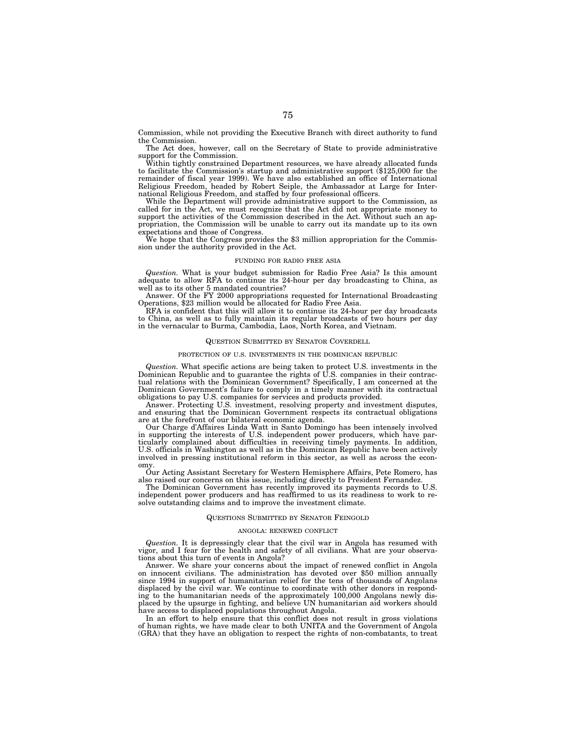Commission, while not providing the Executive Branch with direct authority to fund the Commission.

The Act does, however, call on the Secretary of State to provide administrative support for the Commission.

Within tightly constrained Department resources, we have already allocated funds to facilitate the Commission's startup and administrative support ($125,000 for the remainder of fiscal year 1999). We have also established an office of International Religious Freedom, headed by Robert Seiple, the Ambassador at Large for International Religious Freedom, and staffed by four professional officers.

While the Department will provide administrative support to the Commission, as called for in the Act, we must recognize that the Act did not appropriate money to support the activities of the Commission described in the Act. Without such an appropriation, the Commission will be unable to carry out its mandate up to its own expectations and those of Congress.

We hope that the Congress provides the $3 million appropriation for the Commission under the authority provided in the Act.

#### FUNDING FOR RADIO FREE ASIA

*Question.* What is your budget submission for Radio Free Asia? Is this amount adequate to allow RFA to continue its 24-hour per day broadcasting to China, as well as to its other 5 mandated countries?

Answer. Of the FY 2000 appropriations requested for International Broadcasting Operations, $23 million would be allocated for Radio Free Asia.

RFA is confident that this will allow it to continue its 24-hour per day broadcasts to China, as well as to fully maintain its regular broadcasts of two hours per day in the vernacular to Burma, Cambodia, Laos, North Korea, and Vietnam.

### QUESTION SUBMITTED BY SENATOR COVERDELL

#### PROTECTION OF U.S. INVESTMENTS IN THE DOMINICAN REPUBLIC

*Question.* What specific actions are being taken to protect U.S. investments in the Dominican Republic and to guarantee the rights of U.S. companies in their contractual relations with the Dominican Government? Specifically, I am concerned at the Dominican Government's failure to comply in a timely manner with its contractual obligations to pay U.S. companies for services and products provided.

Answer. Protecting U.S. investment, resolving property and investment disputes, and ensuring that the Dominican Government respects its contractual obligations are at the forefront of our bilateral economic agenda.

Our Charge d'Affaires Linda Watt in Santo Domingo has been intensely involved in supporting the interests of U.S. independent power producers, which have particularly complained about difficulties in receiving timely payments. In addition, U.S. officials in Washington as well as in the Dominican Republic have been actively involved in pressing institutional reform in this sector, as well as across the economy.

Our Acting Assistant Secretary for Western Hemisphere Affairs, Pete Romero, has also raised our concerns on this issue, including directly to President Fernandez.

The Dominican Government has recently improved its payments records to U.S. independent power producers and has reaffirmed to us its readiness to work to resolve outstanding claims and to improve the investment climate.

### QUESTIONS SUBMITTED BY SENATOR FEINGOLD

#### ANGOLA: RENEWED CONFLICT

*Question.* It is depressingly clear that the civil war in Angola has resumed with vigor, and I fear for the health and safety of all civilians. What are your observations about this turn of events in Angola?

Answer. We share your concerns about the impact of renewed conflict in Angola on innocent civilians. The administration has devoted over $50 million annually since 1994 in support of humanitarian relief for the tens of thousands of Angolans displaced by the civil war. We continue to coordinate with other donors in responding to the humanitarian needs of the approximately 100,000 Angolans newly displaced by the upsurge in fighting, and believe UN humanitarian aid workers should have access to displaced populations throughout Angola.

In an effort to help ensure that this conflict does not result in gross violations of human rights, we have made clear to both UNITA and the Government of Angola (GRA) that they have an obligation to respect the rights of non-combatants, to treat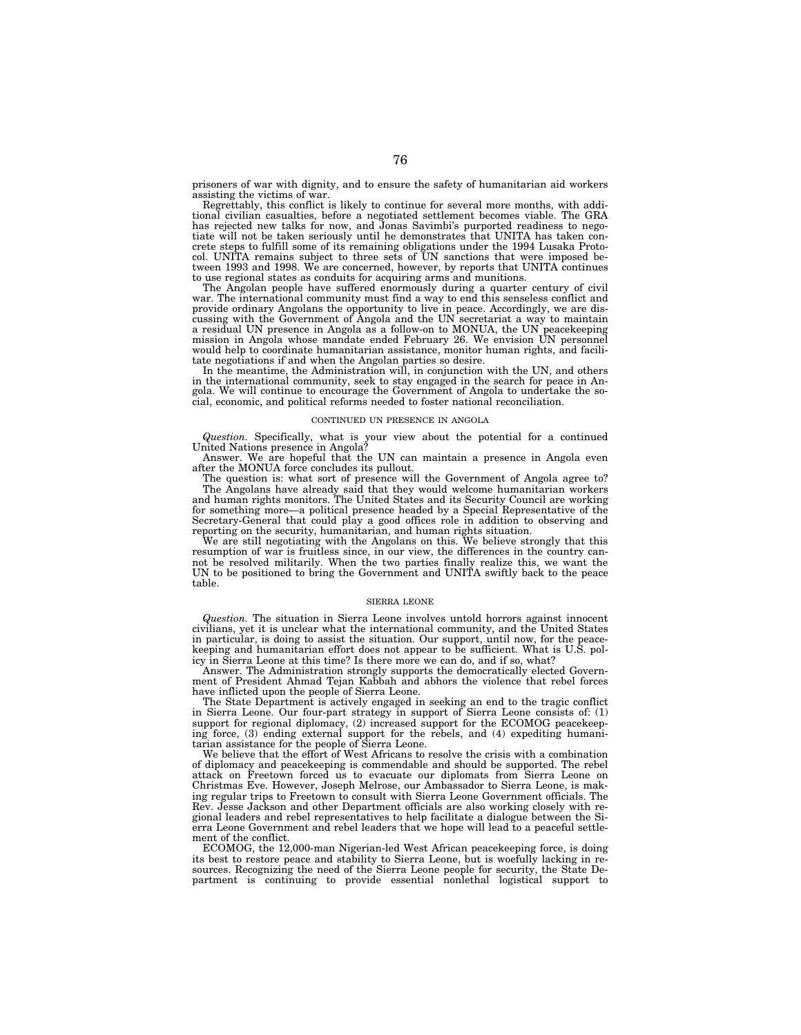prisoners of war with dignity, and to ensure the safety of humanitarian aid workers assisting the victims of war.

Regrettably, this conflict is likely to continue for several more months, with additional civilian casualties, before a negotiated settlement becomes viable. The GRA has rejected new talks for now, and Jonas Savimbi's purported readiness to negotiate will not be taken seriously until he demonstrates that UNITA has taken concrete steps to fulfill some of its remaining obligations under the 1994 Lusaka Protocol. UNITA remains subject to three sets of UN sanctions that were imposed between 1993 and 1998. We are concerned, however, by reports that UNITA continues to use regional states as conduits for acquiring arms and munitions.

The Angolan people have suffered enormously during a quarter century of civil war. The international community must find a way to end this senseless conflict and provide ordinary Angolans the opportunity to live in peace. Accordingly, we are discussing with the Government of Angola and the UN secretariat a way to maintain a residual UN presence in Angola as a follow-on to MONUA, the UN peacekeeping mission in Angola whose mandate ended February 26. We envision UN personnel would help to coordinate humanitarian assistance, monitor human rights, and facilitate negotiations if and when the Angolan parties so desire.

In the meantime, the Administration will, in conjunction with the UN, and others in the international community, seek to stay engaged in the search for peace in Angola. We will continue to encourage the Government of Angola to undertake the social, economic, and political reforms needed to foster national reconciliation.

## CONTINUED UN PRESENCE IN ANGOLA

*Question.* Specifically, what is your view about the potential for a continued United Nations presence in Angola?

Answer. We are hopeful that the UN can maintain a presence in Angola even after the MONUA force concludes its pullout.

The question is: what sort of presence will the Government of Angola agree to? The Angolans have already said that they would welcome humanitarian workers and human rights monitors. The United States and its Security Council are working for something more—a political presence headed by a Special Representative of the Secretary-General that could play a good offices role in addition to observing and reporting on the security, humanitarian, and human rights situation.

We are still negotiating with the Angolans on this. We believe strongly that this resumption of war is fruitless since, in our view, the differences in the country cannot be resolved militarily. When the two parties finally realize this, we want the UN to be positioned to bring the Government and UNITA swiftly back to the peace table.

## SIERRA LEONE

*Question.* The situation in Sierra Leone involves untold horrors against innocent civilians, yet it is unclear what the international community, and the United States in particular, is doing to assist the situation. Our support, until now, for the peacekeeping and humanitarian effort does not appear to be sufficient. What is U.S. policy in Sierra Leone at this time? Is there more we can do, and if so, what?

Answer. The Administration strongly supports the democratically elected Government of President Ahmad Tejan Kabbah and abhors the violence that rebel forces have inflicted upon the people of Sierra Leone.

The State Department is actively engaged in seeking an end to the tragic conflict in Sierra Leone. Our four-part strategy in support of Sierra Leone consists of: (1) support for regional diplomacy, (2) increased support for the ECOMOG peacekeeping force, (3) ending external support for the rebels, and (4) expediting humanitarian assistance for the people of Sierra Leone.

We believe that the effort of West Africans to resolve the crisis with a combination of diplomacy and peacekeeping is commendable and should be supported. The rebel attack on Freetown forced us to evacuate our diplomats from Sierra Leone on Christmas Eve. However, Joseph Melrose, our Ambassador to Sierra Leone, is making regular trips to Freetown to consult with Sierra Leone Government officials. The Rev. Jesse Jackson and other Department officials are also working closely with regional leaders and rebel representatives to help facilitate a dialogue between the Sierra Leone Government and rebel leaders that we hope will lead to a peaceful settlement of the conflict.

ECOMOG, the 12,000-man Nigerian-led West African peacekeeping force, is doing its best to restore peace and stability to Sierra Leone, but is woefully lacking in resources. Recognizing the need of the Sierra Leone people for security, the State Department is continuing to provide essential nonlethal logistical support to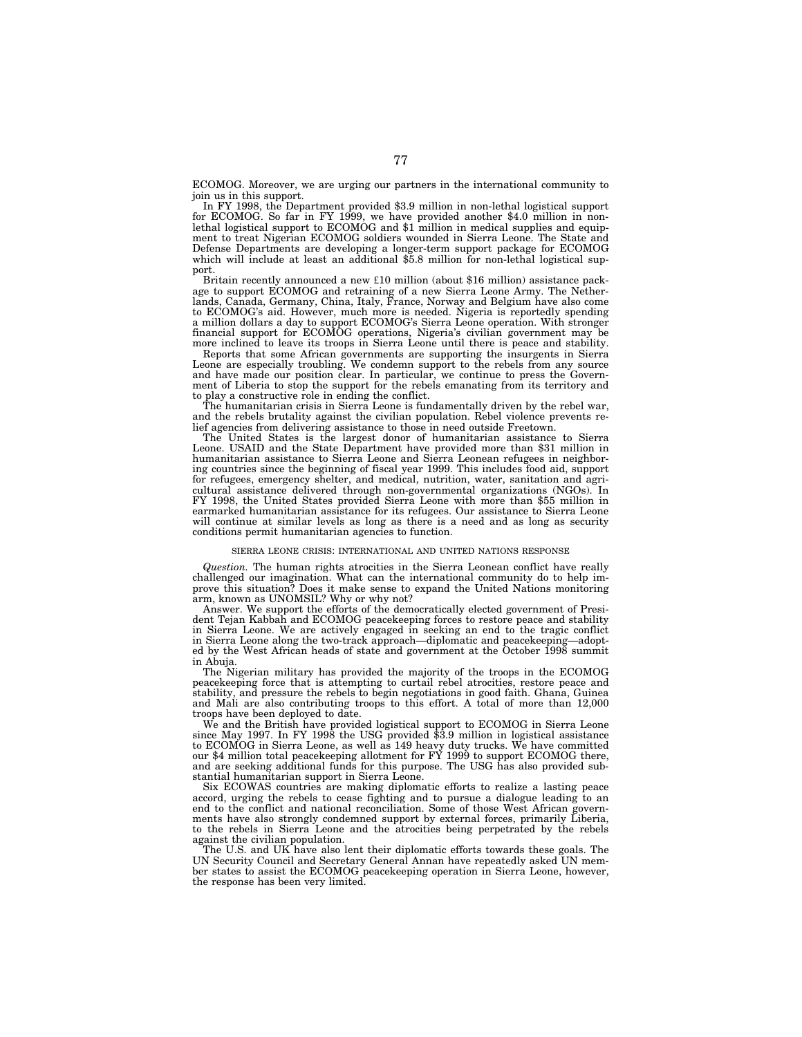ECOMOG. Moreover, we are urging our partners in the international community to join us in this support.

In FY 1998, the Department provided $3.9 million in non-lethal logistical support for ECOMOG. So far in FY 1999, we have provided another $4.0 million in non-lethal logistical support to ECOMOG and $1 million in medical supplies and equipment to treat Nigerian ECOMOG soldiers wounded in Sierra Leone. The State and Defense Departments are developing a longer-term support package for ECOMOG which will include at least an additional $5.8 million for non-lethal logistical support.

Britain recently announced a new £10 million (about $16 million) assistance package to support ECOMOG and retraining of a new Sierra Leone Army. The Netherlands, Canada, Germany, China, Italy, France, Norway and Belgium have also come to ECOMOG's aid. However, much more is needed. Nigeria is reportedly spending a million dollars a day to support ECOMOG's Sierra Leone operation. With stronger financial support for ECOMOG operations, Nigeria's civilian government may be more inclined to leave its troops in Sierra Leone until there is peace and stability.

Reports that some African governments are supporting the insurgents in Sierra Leone are especially troubling. We condemn support to the rebels from any source and have made our position clear. In particular, we continue to press the Government of Liberia to stop the support for the rebels emanating from its territory and to play a constructive role in ending the conflict.

The humanitarian crisis in Sierra Leone is fundamentally driven by the rebel war, and the rebels brutality against the civilian population. Rebel violence prevents relief agencies from delivering assistance to those in need outside Freetown.

The United States is the largest donor of humanitarian assistance to Sierra Leone. USAID and the State Department have provided more than $31 million in humanitarian assistance to Sierra Leone and Sierra Leonean refugees in neighboring countries since the beginning of fiscal year 1999. This includes food aid, support for refugees, emergency shelter, and medical, nutrition, water, sanitation and agricultural assistance delivered through non-governmental organizations (NGOs). In FY 1998, the United States provided Sierra Leone with more than $55 million in earmarked humanitarian assistance for its refugees. Our assistance to Sierra Leone will continue at similar levels as long as there is a need and as long as security conditions permit humanitarian agencies to function.

SIERRA LEONE CRISIS: INTERNATIONAL AND UNITED NATIONS RESPONSE

*Question.* The human rights atrocities in the Sierra Leonean conflict have really challenged our imagination. What can the international community do to help improve this situation? Does it make sense to expand the United Nations monitoring arm, known as UNOMSIL? Why or why not?

Answer. We support the efforts of the democratically elected government of President Tejan Kabbah and ECOMOG peacekeeping forces to restore peace and stability in Sierra Leone. We are actively engaged in seeking an end to the tragic conflict in Sierra Leone along the two-track approach—diplomatic and peacekeeping—adopted by the West African heads of state and government at the October 1998 summit in Abuja.

The Nigerian military has provided the majority of the troops in the ECOMOG peacekeeping force that is attempting to curtail rebel atrocities, restore peace and stability, and pressure the rebels to begin negotiations in good faith. Ghana, Guinea and Mali are also contributing troops to this effort. A total of more than 12,000 troops have been deployed to date.

We and the British have provided logistical support to ECOMOG in Sierra Leone since May 1997. In FY 1998 the USG provided $3.9 million in logistical assistance to ECOMOG in Sierra Leone, as well as 149 heavy duty trucks. We have committed our $4 million total peacekeeping allotment for FY 1999 to support ECOMOG there, and are seeking additional funds for this purpose. The USG has also provided substantial humanitarian support in Sierra Leone.

Six ECOWAS countries are making diplomatic efforts to realize a lasting peace accord, urging the rebels to cease fighting and to pursue a dialogue leading to an end to the conflict and national reconciliation. Some of those West African governments have also strongly condemned support by external forces, primarily Liberia, to the rebels in Sierra Leone and the atrocities being perpetrated by the rebels against the civilian population.

The U.S. and UK have also lent their diplomatic efforts towards these goals. The UN Security Council and Secretary General Annan have repeatedly asked UN member states to assist the ECOMOG peacekeeping operation in Sierra Leone, however, the response has been very limited.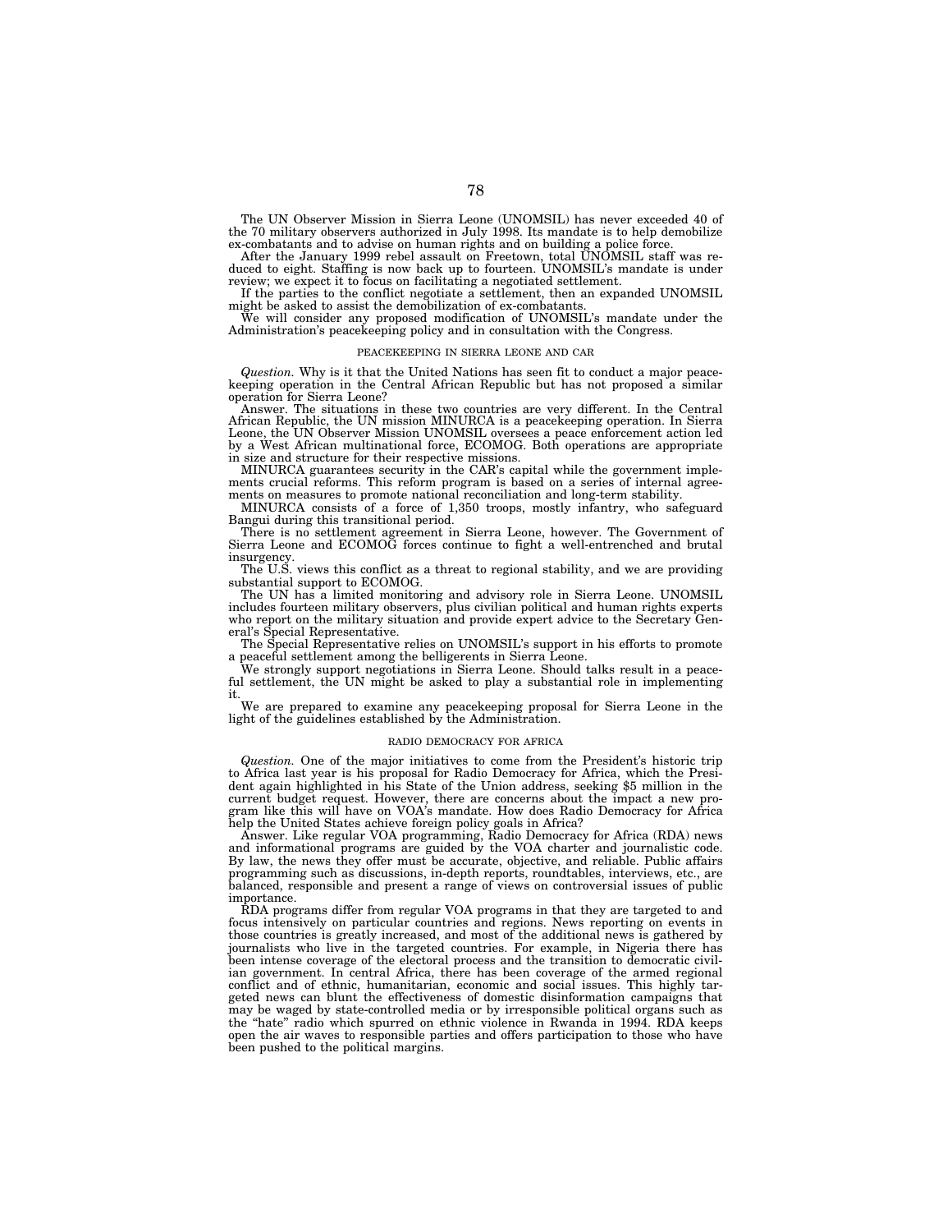The UN Observer Mission in Sierra Leone (UNOMSIL) has never exceeded 40 of the 70 military observers authorized in July 1998. Its mandate is to help demobilize ex-combatants and to advise on human rights and on building a police force.

After the January 1999 rebel assault on Freetown, total UNOMSIL staff was reduced to eight. Staffing is now back up to fourteen. UNOMSIL's mandate is under review; we expect it to focus on facilitating a negotiated settlement.

If the parties to the conflict negotiate a settlement, then an expanded UNOMSIL might be asked to assist the demobilization of ex-combatants.

We will consider any proposed modification of UNOMSIL's mandate under the Administration's peacekeeping policy and in consultation with the Congress.

### PEACEKEEPING IN SIERRA LEONE AND CAR

*Question.* Why is it that the United Nations has seen fit to conduct a major peacekeeping operation in the Central African Republic but has not proposed a similar operation for Sierra Leone?

Answer. The situations in these two countries are very different. In the Central African Republic, the UN mission MINURCA is a peacekeeping operation. In Sierra Leone, the UN Observer Mission UNOMSIL oversees a peace enforcement action led by a West African multinational force, ECOMOG. Both operations are appropriate in size and structure for their respective missions.

MINURCA guarantees security in the CAR's capital while the government implements crucial reforms. This reform program is based on a series of internal agreements on measures to promote national reconciliation and long-term stability.

MINURCA consists of a force of 1,350 troops, mostly infantry, who safeguard Bangui during this transitional period.

There is no settlement agreement in Sierra Leone, however. The Government of Sierra Leone and ECOMOG forces continue to fight a well-entrenched and brutal insurgency.

The U.S. views this conflict as a threat to regional stability, and we are providing substantial support to ECOMOG.

The UN has a limited monitoring and advisory role in Sierra Leone. UNOMSIL includes fourteen military observers, plus civilian political and human rights experts who report on the military situation and provide expert advice to the Secretary General's Special Representative.

The Special Representative relies on UNOMSIL's support in his efforts to promote a peaceful settlement among the belligerents in Sierra Leone.

We strongly support negotiations in Sierra Leone. Should talks result in a peaceful settlement, the UN might be asked to play a substantial role in implementing it.

We are prepared to examine any peacekeeping proposal for Sierra Leone in the light of the guidelines established by the Administration.

### RADIO DEMOCRACY FOR AFRICA

*Question.* One of the major initiatives to come from the President's historic trip to Africa last year is his proposal for Radio Democracy for Africa, which the President again highlighted in his State of the Union address, seeking $5 million in the current budget request. However, there are concerns about the impact a new program like this will have on VOA's mandate. How does Radio Democracy for Africa help the United States achieve foreign policy goals in Africa?

Answer. Like regular VOA programming, Radio Democracy for Africa (RDA) news and informational programs are guided by the VOA charter and journalistic code. By law, the news they offer must be accurate, objective, and reliable. Public affairs programming such as discussions, in-depth reports, roundtables, interviews, etc., are balanced, responsible and present a range of views on controversial issues of public importance.

RDA programs differ from regular VOA programs in that they are targeted to and focus intensively on particular countries and regions. News reporting on events in those countries is greatly increased, and most of the additional news is gathered by journalists who live in the targeted countries. For example, in Nigeria there has been intense coverage of the electoral process and the transition to democratic civilian government. In central Africa, there has been coverage of the armed regional conflict and of ethnic, humanitarian, economic and social issues. This highly targeted news can blunt the effectiveness of domestic disinformation campaigns that may be waged by state-controlled media or by irresponsible political organs such as the "hate" radio which spurred on ethnic violence in Rwanda in 1994. RDA keeps open the air waves to responsible parties and offers participation to those who have been pushed to the political margins.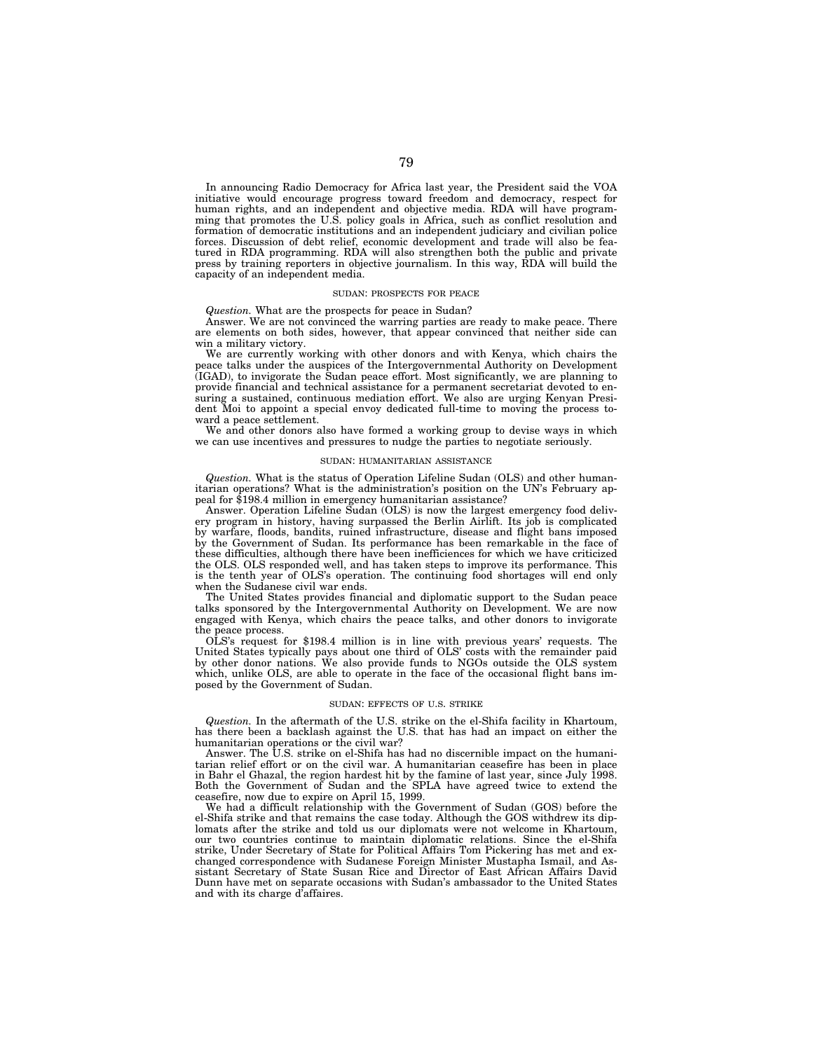In announcing Radio Democracy for Africa last year, the President said the VOA initiative would encourage progress toward freedom and democracy, respect for human rights, and an independent and objective media. RDA will have programming that promotes the U.S. policy goals in Africa, such as conflict resolution and formation of democratic institutions and an independent judiciary and civilian police forces. Discussion of debt relief, economic development and trade will also be featured in RDA programming. RDA will also strengthen both the public and private press by training reporters in objective journalism. In this way, RDA will build the capacity of an independent media.

### SUDAN: PROSPECTS FOR PEACE

*Question.* What are the prospects for peace in Sudan?

Answer. We are not convinced the warring parties are ready to make peace. There are elements on both sides, however, that appear convinced that neither side can win a military victory.

We are currently working with other donors and with Kenya, which chairs the peace talks under the auspices of the Intergovernmental Authority on Development (IGAD), to invigorate the Sudan peace effort. Most significantly, we are planning to provide financial and technical assistance for a permanent secretariat devoted to ensuring a sustained, continuous mediation effort. We also are urging Kenyan President Moi to appoint a special envoy dedicated full-time to moving the process toward a peace settlement.

We and other donors also have formed a working group to devise ways in which we can use incentives and pressures to nudge the parties to negotiate seriously.

### SUDAN: HUMANITARIAN ASSISTANCE

*Question.* What is the status of Operation Lifeline Sudan (OLS) and other humanitarian operations? What is the administration's position on the UN's February appeal for $198.4 million in emergency humanitarian assistance?

Answer. Operation Lifeline Sudan (OLS) is now the largest emergency food delivery program in history, having surpassed the Berlin Airlift. Its job is complicated by warfare, floods, bandits, ruined infrastructure, disease and flight bans imposed by the Government of Sudan. Its performance has been remarkable in the face of these difficulties, although there have been inefficiencies for which we have criticized the OLS. OLS responded well, and has taken steps to improve its performance. This is the tenth year of OLS's operation. The continuing food shortages will end only when the Sudanese civil war ends.

The United States provides financial and diplomatic support to the Sudan peace talks sponsored by the Intergovernmental Authority on Development. We are now engaged with Kenya, which chairs the peace talks, and other donors to invigorate the peace process.

OLS's request for $198.4 million is in line with previous years' requests. The United States typically pays about one third of OLS' costs with the remainder paid by other donor nations. We also provide funds to NGOs outside the OLS system which, unlike OLS, are able to operate in the face of the occasional flight bans imposed by the Government of Sudan.

### SUDAN: EFFECTS OF U.S. STRIKE

*Question.* In the aftermath of the U.S. strike on the el-Shifa facility in Khartoum, has there been a backlash against the U.S. that has had an impact on either the humanitarian operations or the civil war?

Answer. The U.S. strike on el-Shifa has had no discernible impact on the humanitarian relief effort or on the civil war. A humanitarian ceasefire has been in place in Bahr el Ghazal, the region hardest hit by the famine of last year, since July 1998. Both the Government of Sudan and the SPLA have agreed twice to extend the ceasefire, now due to expire on April 15, 1999.

We had a difficult relationship with the Government of Sudan (GOS) before the el-Shifa strike and that remains the case today. Although the GOS withdrew its diplomats after the strike and told us our diplomats were not welcome in Khartoum, our two countries continue to maintain diplomatic relations. Since the el-Shifa strike, Under Secretary of State for Political Affairs Tom Pickering has met and exchanged correspondence with Sudanese Foreign Minister Mustapha Ismail, and Assistant Secretary of State Susan Rice and Director of East African Affairs David Dunn have met on separate occasions with Sudan's ambassador to the United States and with its charge d'affaires.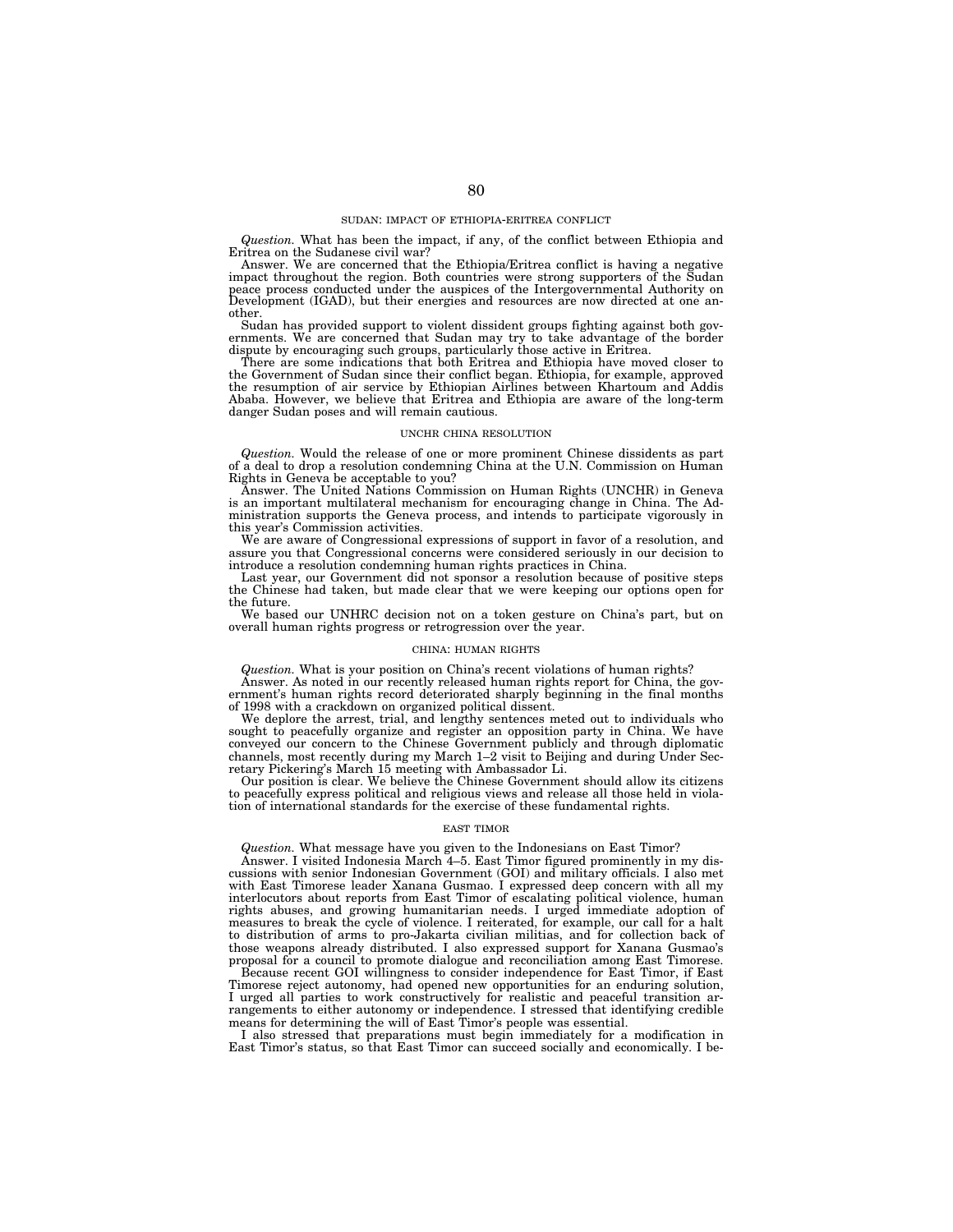### SUDAN: IMPACT OF ETHIOPIA-ERITREA CONFLICT

*Question.* What has been the impact, if any, of the conflict between Ethiopia and Eritrea on the Sudanese civil war?

Answer. We are concerned that the Ethiopia/Eritrea conflict is having a negative impact throughout the region. Both countries were strong supporters of the Sudan peace process conducted under the auspices of the Intergovernmental Authority on Development (IGAD), but their energies and resources are now directed at one another.

Sudan has provided support to violent dissident groups fighting against both governments. We are concerned that Sudan may try to take advantage of the border dispute by encouraging such groups, particularly those active in Eritrea.

There are some indications that both Eritrea and Ethiopia have moved closer to the Government of Sudan since their conflict began. Ethiopia, for example, approved the resumption of air service by Ethiopian Airlines between Khartoum and Addis Ababa. However, we believe that Eritrea and Ethiopia are aware of the long-term danger Sudan poses and will remain cautious.

### UNCHR CHINA RESOLUTION

*Question.* Would the release of one or more prominent Chinese dissidents as part of a deal to drop a resolution condemning China at the U.N. Commission on Human Rights in Geneva be acceptable to you?

Answer. The United Nations Commission on Human Rights (UNCHR) in Geneva is an important multilateral mechanism for encouraging change in China. The Administration supports the Geneva process, and intends to participate vigorously in this year's Commission activities.

We are aware of Congressional expressions of support in favor of a resolution, and assure you that Congressional concerns were considered seriously in our decision to introduce a resolution condemning human rights practices in China.

Last year, our Government did not sponsor a resolution because of positive steps the Chinese had taken, but made clear that we were keeping our options open for the future.

We based our UNHRC decision not on a token gesture on China's part, but on overall human rights progress or retrogression over the year.

### CHINA: HUMAN RIGHTS

*Question.* What is your position on China's recent violations of human rights?

Answer. As noted in our recently released human rights report for China, the government's human rights record deteriorated sharply beginning in the final months of 1998 with a crackdown on organized political dissent.

We deplore the arrest, trial, and lengthy sentences meted out to individuals who sought to peacefully organize and register an opposition party in China. We have conveyed our concern to the Chinese Government publicly and through diplomatic channels, most recently during my March 1–2 visit to Beijing and during Under Secretary Pickering's March 15 meeting with Ambassador Li.

Our position is clear. We believe the Chinese Government should allow its citizens to peacefully express political and religious views and release all those held in violation of international standards for the exercise of these fundamental rights.

### EAST TIMOR

*Question.* What message have you given to the Indonesians on East Timor?

Answer. I visited Indonesia March 4–5. East Timor figured prominently in my discussions with senior Indonesian Government (GOI) and military officials. I also met with East Timorese leader Xanana Gusmao. I expressed deep concern with all my interlocutors about reports from East Timor of escalating political violence, human rights abuses, and growing humanitarian needs. I urged immediate adoption of measures to break the cycle of violence. I reiterated, for example, our call for a halt to distribution of arms to pro-Jakarta civilian militias, and for collection back of those weapons already distributed. I also expressed support for Xanana Gusmao's proposal for a council to promote dialogue and reconciliation among East Timorese.

Because recent GOI willingness to consider independence for East Timor, if East Timorese reject autonomy, had opened new opportunities for an enduring solution, I urged all parties to work constructively for realistic and peaceful transition arrangements to either autonomy or independence. I stressed that identifying credible means for determining the will of East Timor's people was essential.

I also stressed that preparations must begin immediately for a modification in East Timor's status, so that East Timor can succeed socially and economically. I be-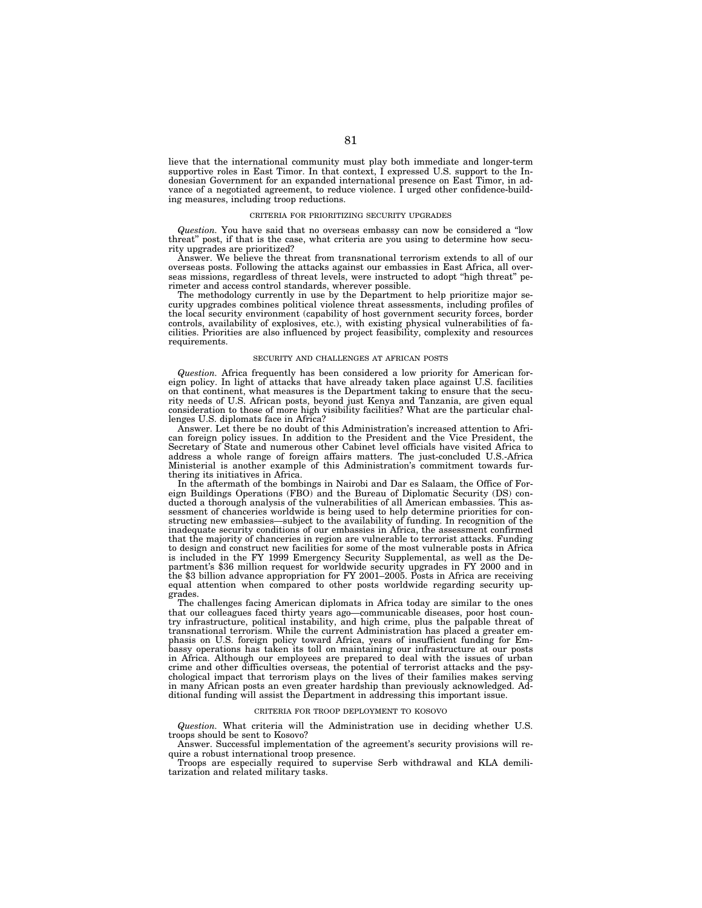lieve that the international community must play both immediate and longer-term supportive roles in East Timor. In that context, I expressed U.S. support to the Indonesian Government for an expanded international presence on East Timor, in advance of a negotiated agreement, to reduce violence. I urged other confidence-building measures, including troop reductions.

### CRITERIA FOR PRIORITIZING SECURITY UPGRADES

*Question.* You have said that no overseas embassy can now be considered a "low threat" post, if that is the case, what criteria are you using to determine how security upgrades are prioritized?

Answer. We believe the threat from transnational terrorism extends to all of our overseas posts. Following the attacks against our embassies in East Africa, all overseas missions, regardless of threat levels, were instructed to adopt "high threat" perimeter and access control standards, wherever possible.

The methodology currently in use by the Department to help prioritize major security upgrades combines political violence threat assessments, including profiles of the local security environment (capability of host government security forces, border controls, availability of explosives, etc.), with existing physical vulnerabilities of facilities. Priorities are also influenced by project feasibility, complexity and resources requirements.

### SECURITY AND CHALLENGES AT AFRICAN POSTS

*Question.* Africa frequently has been considered a low priority for American foreign policy. In light of attacks that have already taken place against U.S. facilities on that continent, what measures is the Department taking to ensure that the security needs of U.S. African posts, beyond just Kenya and Tanzania, are given equal consideration to those of more high visibility facilities? What are the particular challenges U.S. diplomats face in Africa?

Answer. Let there be no doubt of this Administration's increased attention to African foreign policy issues. In addition to the President and the Vice President, the Secretary of State and numerous other Cabinet level officials have visited Africa to address a whole range of foreign affairs matters. The just-concluded U.S.-Africa Ministerial is another example of this Administration's commitment towards furthering its initiatives in Africa.

In the aftermath of the bombings in Nairobi and Dar es Salaam, the Office of Foreign Buildings Operations (FBO) and the Bureau of Diplomatic Security (DS) conducted a thorough analysis of the vulnerabilities of all American embassies. This assessment of chanceries worldwide is being used to help determine priorities for constructing new embassies—subject to the availability of funding. In recognition of the inadequate security conditions of our embassies in Africa, the assessment confirmed that the majority of chanceries in region are vulnerable to terrorist attacks. Funding to design and construct new facilities for some of the most vulnerable posts in Africa is included in the FY 1999 Emergency Security Supplemental, as well as the Department's $36 million request for worldwide security upgrades in FY 2000 and in the $3 billion advance appropriation for FY 2001–2005. Posts in Africa are receiving equal attention when compared to other posts worldwide regarding security upgrades.

The challenges facing American diplomats in Africa today are similar to the ones that our colleagues faced thirty years ago—communicable diseases, poor host country infrastructure, political instability, and high crime, plus the palpable threat of transnational terrorism. While the current Administration has placed a greater emphasis on U.S. foreign policy toward Africa, years of insufficient funding for Embassy operations has taken its toll on maintaining our infrastructure at our posts in Africa. Although our employees are prepared to deal with the issues of urban crime and other difficulties overseas, the potential of terrorist attacks and the psychological impact that terrorism plays on the lives of their families makes serving in many African posts an even greater hardship than previously acknowledged. Additional funding will assist the Department in addressing this important issue.

### CRITERIA FOR TROOP DEPLOYMENT TO KOSOVO

*Question.* What criteria will the Administration use in deciding whether U.S. troops should be sent to Kosovo?

Answer. Successful implementation of the agreement's security provisions will require a robust international troop presence.

Troops are especially required to supervise Serb withdrawal and KLA demilitarization and related military tasks.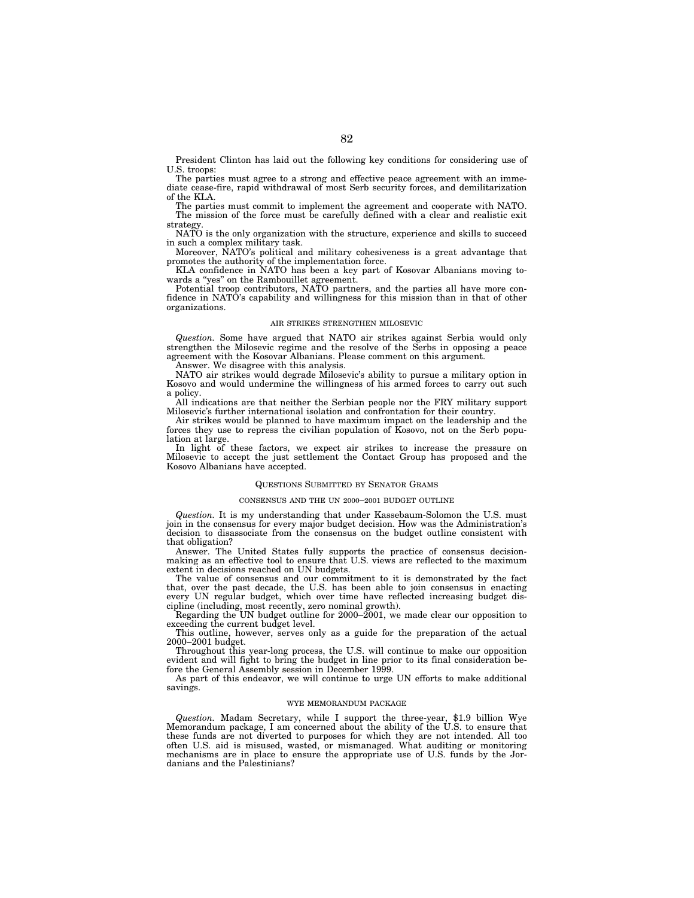President Clinton has laid out the following key conditions for considering use of U.S. troops:

The parties must agree to a strong and effective peace agreement with an immediate cease-fire, rapid withdrawal of most Serb security forces, and demilitarization of the KLA.

The parties must commit to implement the agreement and cooperate with NATO.

The mission of the force must be carefully defined with a clear and realistic exit strategy.

NATO is the only organization with the structure, experience and skills to succeed in such a complex military task.

Moreover, NATO's political and military cohesiveness is a great advantage that promotes the authority of the implementation force.

KLA confidence in NATO has been a key part of Kosovar Albanians moving towards a "yes" on the Rambouillet agreement.

Potential troop contributors, NATO partners, and the parties all have more confidence in NATO's capability and willingness for this mission than in that of other organizations.

###### AIR STRIKES STRENGTHEN MILOSEVIC

*Question.* Some have argued that NATO air strikes against Serbia would only strengthen the Milosevic regime and the resolve of the Serbs in opposing a peace agreement with the Kosovar Albanians. Please comment on this argument.

Answer. We disagree with this analysis.

NATO air strikes would degrade Milosevic's ability to pursue a military option in Kosovo and would undermine the willingness of his armed forces to carry out such a policy.

All indications are that neither the Serbian people nor the FRY military support Milosevic's further international isolation and confrontation for their country.

Air strikes would be planned to have maximum impact on the leadership and the forces they use to repress the civilian population of Kosovo, not on the Serb population at large.

In light of these factors, we expect air strikes to increase the pressure on Milosevic to accept the just settlement the Contact Group has proposed and the Kosovo Albanians have accepted.

## QUESTIONS SUBMITTED BY SENATOR GRAMS

###### CONSENSUS AND THE UN 2000–2001 BUDGET OUTLINE

*Question.* It is my understanding that under Kassebaum-Solomon the U.S. must join in the consensus for every major budget decision. How was the Administration's decision to disassociate from the consensus on the budget outline consistent with that obligation?

Answer. The United States fully supports the practice of consensus decision-making as an effective tool to ensure that U.S. views are reflected to the maximum extent in decisions reached on UN budgets.

The value of consensus and our commitment to it is demonstrated by the fact that, over the past decade, the U.S. has been able to join consensus in enacting every UN regular budget, which over time have reflected increasing budget discipline (including, most recently, zero nominal growth).

Regarding the UN budget outline for 2000–2001, we made clear our opposition to exceeding the current budget level.

This outline, however, serves only as a guide for the preparation of the actual 2000–2001 budget.

Throughout this year-long process, the U.S. will continue to make our opposition evident and will fight to bring the budget in line prior to its final consideration before the General Assembly session in December 1999.

As part of this endeavor, we will continue to urge UN efforts to make additional savings.

###### WYE MEMORANDUM PACKAGE

*Question.* Madam Secretary, while I support the three-year, $1.9 billion Wye Memorandum package, I am concerned about the ability of the U.S. to ensure that these funds are not diverted to purposes for which they are not intended. All too often U.S. aid is misused, wasted, or mismanaged. What auditing or monitoring mechanisms are in place to ensure the appropriate use of U.S. funds by the Jordanians and the Palestinians?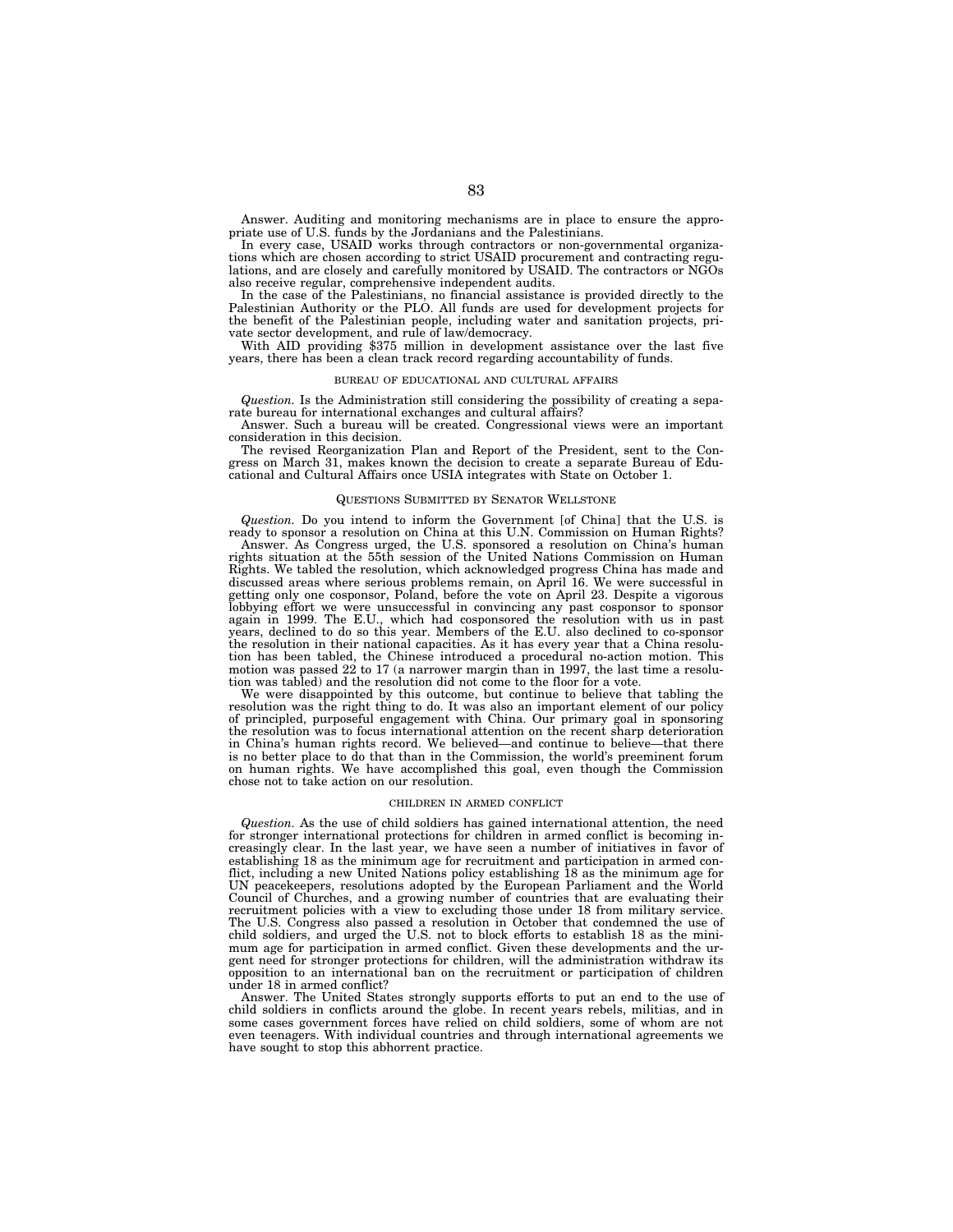Answer. Auditing and monitoring mechanisms are in place to ensure the appropriate use of U.S. funds by the Jordanians and the Palestinians.

In every case, USAID works through contractors or non-governmental organizations which are chosen according to strict USAID procurement and contracting regulations, and are closely and carefully monitored by USAID. The contractors or NGOs also receive regular, comprehensive independent audits.

In the case of the Palestinians, no financial assistance is provided directly to the Palestinian Authority or the PLO. All funds are used for development projects for the benefit of the Palestinian people, including water and sanitation projects, private sector development, and rule of law/democracy.

With AID providing $375 million in development assistance over the last five years, there has been a clean track record regarding accountability of funds.

### BUREAU OF EDUCATIONAL AND CULTURAL AFFAIRS

*Question.* Is the Administration still considering the possibility of creating a separate bureau for international exchanges and cultural affairs?

Answer. Such a bureau will be created. Congressional views were an important consideration in this decision.

The revised Reorganization Plan and Report of the President, sent to the Congress on March 31, makes known the decision to create a separate Bureau of Educational and Cultural Affairs once USIA integrates with State on October 1.

### QUESTIONS SUBMITTED BY SENATOR WELLSTONE

*Question.* Do you intend to inform the Government [of China] that the U.S. is ready to sponsor a resolution on China at this U.N. Commission on Human Rights?

Answer. As Congress urged, the U.S. sponsored a resolution on China's human rights situation at the 55th session of the United Nations Commission on Human Rights. We tabled the resolution, which acknowledged progress China has made and discussed areas where serious problems remain, on April 16. We were successful in getting only one cosponsor, Poland, before the vote on April 23. Despite a vigorous lobbying effort we were unsuccessful in convincing any past cosponsor to sponsor again in 1999. The E.U., which had cosponsored the resolution with us in past years, declined to do so this year. Members of the E.U. also declined to co-sponsor the resolution in their national capacities. As it has every year that a China resolution has been tabled, the Chinese introduced a procedural no-action motion. This motion was passed 22 to 17 (a narrower margin than in 1997, the last time a resolution was tabled) and the resolution did not come to the floor for a vote.

We were disappointed by this outcome, but continue to believe that tabling the resolution was the right thing to do. It was also an important element of our policy of principled, purposeful engagement with China. Our primary goal in sponsoring the resolution was to focus international attention on the recent sharp deterioration in China's human rights record. We believed—and continue to believe—that there is no better place to do that than in the Commission, the world's preeminent forum on human rights. We have accomplished this goal, even though the Commission chose not to take action on our resolution.

### CHILDREN IN ARMED CONFLICT

*Question.* As the use of child soldiers has gained international attention, the need for stronger international protections for children in armed conflict is becoming increasingly clear. In the last year, we have seen a number of initiatives in favor of establishing 18 as the minimum age for recruitment and participation in armed conflict, including a new United Nations policy establishing 18 as the minimum age for UN peacekeepers, resolutions adopted by the European Parliament and the World Council of Churches, and a growing number of countries that are evaluating their recruitment policies with a view to excluding those under 18 from military service. The U.S. Congress also passed a resolution in October that condemned the use of child soldiers, and urged the U.S. not to block efforts to establish 18 as the minimum age for participation in armed conflict. Given these developments and the urgent need for stronger protections for children, will the administration withdraw its opposition to an international ban on the recruitment or participation of children under 18 in armed conflict?

Answer. The United States strongly supports efforts to put an end to the use of child soldiers in conflicts around the globe. In recent years rebels, militias, and in some cases government forces have relied on child soldiers, some of whom are not even teenagers. With individual countries and through international agreements we have sought to stop this abhorrent practice.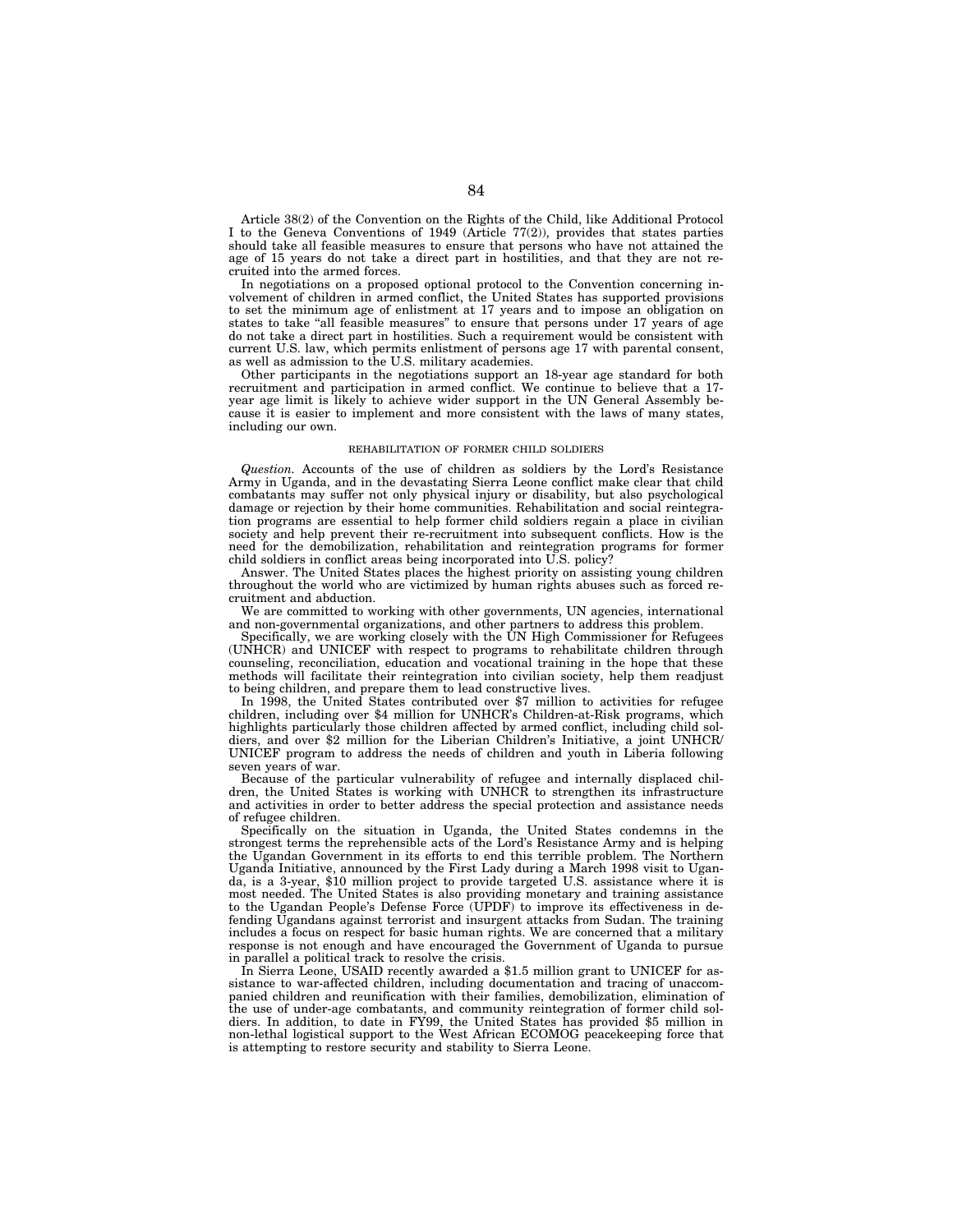Article 38(2) of the Convention on the Rights of the Child, like Additional Protocol I to the Geneva Conventions of 1949 (Article 77(2)), provides that states parties should take all feasible measures to ensure that persons who have not attained the age of 15 years do not take a direct part in hostilities, and that they are not recruited into the armed forces.

In negotiations on a proposed optional protocol to the Convention concerning involvement of children in armed conflict, the United States has supported provisions to set the minimum age of enlistment at 17 years and to impose an obligation on states to take "all feasible measures" to ensure that persons under 17 years of age do not take a direct part in hostilities. Such a requirement would be consistent with current U.S. law, which permits enlistment of persons age 17 with parental consent, as well as admission to the U.S. military academies.

Other participants in the negotiations support an 18-year age standard for both recruitment and participation in armed conflict. We continue to believe that a 17-year age limit is likely to achieve wider support in the UN General Assembly because it is easier to implement and more consistent with the laws of many states, including our own.

### REHABILITATION OF FORMER CHILD SOLDIERS

*Question.* Accounts of the use of children as soldiers by the Lord's Resistance Army in Uganda, and in the devastating Sierra Leone conflict make clear that child combatants may suffer not only physical injury or disability, but also psychological damage or rejection by their home communities. Rehabilitation and social reintegration programs are essential to help former child soldiers regain a place in civilian society and help prevent their re-recruitment into subsequent conflicts. How is the need for the demobilization, rehabilitation and reintegration programs for former child soldiers in conflict areas being incorporated into U.S. policy?

Answer. The United States places the highest priority on assisting young children throughout the world who are victimized by human rights abuses such as forced recruitment and abduction.

We are committed to working with other governments, UN agencies, international and non-governmental organizations, and other partners to address this problem.

Specifically, we are working closely with the UN High Commissioner for Refugees (UNHCR) and UNICEF with respect to programs to rehabilitate children through counseling, reconciliation, education and vocational training in the hope that these methods will facilitate their reintegration into civilian society, help them readjust to being children, and prepare them to lead constructive lives.

In 1998, the United States contributed over $7 million to activities for refugee children, including over $4 million for UNHCR's Children-at-Risk programs, which highlights particularly those children affected by armed conflict, including child soldiers, and over $2 million for the Liberian Children's Initiative, a joint UNHCR/UNICEF program to address the needs of children and youth in Liberia following seven years of war.

Because of the particular vulnerability of refugee and internally displaced children, the United States is working with UNHCR to strengthen its infrastructure and activities in order to better address the special protection and assistance needs of refugee children.

Specifically on the situation in Uganda, the United States condemns in the strongest terms the reprehensible acts of the Lord's Resistance Army and is helping the Ugandan Government in its efforts to end this terrible problem. The Northern Uganda Initiative, announced by the First Lady during a March 1998 visit to Uganda, is a 3-year, $10 million project to provide targeted U.S. assistance where it is most needed. The United States is also providing monetary and training assistance to the Ugandan People's Defense Force (UPDF) to improve its effectiveness in defending Ugandans against terrorist and insurgent attacks from Sudan. The training includes a focus on respect for basic human rights. We are concerned that a military response is not enough and have encouraged the Government of Uganda to pursue in parallel a political track to resolve the crisis.

In Sierra Leone, USAID recently awarded a $1.5 million grant to UNICEF for assistance to war-affected children, including documentation and tracing of unaccompanied children and reunification with their families, demobilization, elimination of the use of under-age combatants, and community reintegration of former child soldiers. In addition, to date in FY99, the United States has provided $5 million in non-lethal logistical support to the West African ECOMOG peacekeeping force that is attempting to restore security and stability to Sierra Leone.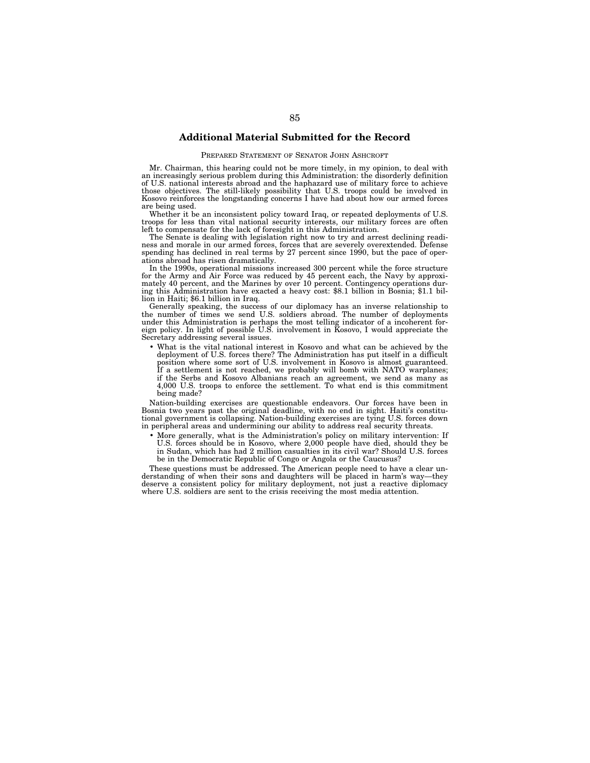## Additional Material Submitted for the Record

PREPARED STATEMENT OF SENATOR JOHN ASHCROFT

Mr. Chairman, this hearing could not be more timely, in my opinion, to deal with an increasingly serious problem during this Administration: the disorderly definition of U.S. national interests abroad and the haphazard use of military force to achieve those objectives. The still-likely possibility that U.S. troops could be involved in Kosovo reinforces the longstanding concerns I have had about how our armed forces are being used.

Whether it be an inconsistent policy toward Iraq, or repeated deployments of U.S. troops for less than vital national security interests, our military forces are often left to compensate for the lack of foresight in this Administration.

The Senate is dealing with legislation right now to try and arrest declining readiness and morale in our armed forces, forces that are severely overextended. Defense spending has declined in real terms by 27 percent since 1990, but the pace of operations abroad has risen dramatically.

In the 1990s, operational missions increased 300 percent while the force structure for the Army and Air Force was reduced by 45 percent each, the Navy by approximately 40 percent, and the Marines by over 10 percent. Contingency operations during this Administration have exacted a heavy cost: $8.1 billion in Bosnia; $1.1 billion in Haiti; $6.1 billion in Iraq.

Generally speaking, the success of our diplomacy has an inverse relationship to the number of times we send U.S. soldiers abroad. The number of deployments under this Administration is perhaps the most telling indicator of a incoherent foreign policy. In light of possible U.S. involvement in Kosovo, I would appreciate the Secretary addressing several issues.

- What is the vital national interest in Kosovo and what can be achieved by the deployment of U.S. forces there? The Administration has put itself in a difficult position where some sort of U.S. involvement in Kosovo is almost guaranteed. If a settlement is not reached, we probably will bomb with NATO warplanes; if the Serbs and Kosovo Albanians reach an agreement, we send as many as 4,000 U.S. troops to enforce the settlement. To what end is this commitment being made?

Nation-building exercises are questionable endeavors. Our forces have been in Bosnia two years past the original deadline, with no end in sight. Haiti's constitutional government is collapsing. Nation-building exercises are tying U.S. forces down in peripheral areas and undermining our ability to address real security threats.

- More generally, what is the Administration's policy on military intervention: If U.S. forces should be in Kosovo, where 2,000 people have died, should they be in Sudan, which has had 2 million casualties in its civil war? Should U.S. forces be in the Democratic Republic of Congo or Angola or the Caucusus?

These questions must be addressed. The American people need to have a clear understanding of when their sons and daughters will be placed in harm's way—they deserve a consistent policy for military deployment, not just a reactive diplomacy where U.S. soldiers are sent to the crisis receiving the most media attention.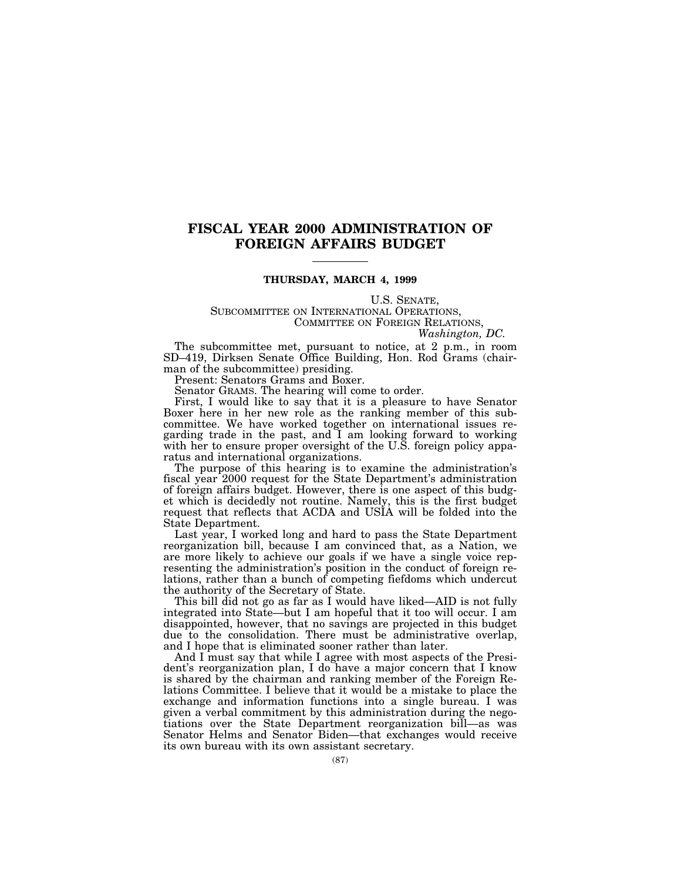# FISCAL YEAR 2000 ADMINISTRATION OF FOREIGN AFFAIRS BUDGET

**THURSDAY, MARCH 4, 1999**

U.S. SENATE,
SUBCOMMITTEE ON INTERNATIONAL OPERATIONS,
COMMITTEE ON FOREIGN RELATIONS,
*Washington, DC.*

The subcommittee met, pursuant to notice, at 2 p.m., in room SD–419, Dirksen Senate Office Building, Hon. Rod Grams (chairman of the subcommittee) presiding.

Present: Senators Grams and Boxer.

Senator GRAMS. The hearing will come to order.

First, I would like to say that it is a pleasure to have Senator Boxer here in her new role as the ranking member of this subcommittee. We have worked together on international issues regarding trade in the past, and I am looking forward to working with her to ensure proper oversight of the U.S. foreign policy apparatus and international organizations.

The purpose of this hearing is to examine the administration's fiscal year 2000 request for the State Department's administration of foreign affairs budget. However, there is one aspect of this budget which is decidedly not routine. Namely, this is the first budget request that reflects that ACDA and USIA will be folded into the State Department.

Last year, I worked long and hard to pass the State Department reorganization bill, because I am convinced that, as a Nation, we are more likely to achieve our goals if we have a single voice representing the administration's position in the conduct of foreign relations, rather than a bunch of competing fiefdoms which undercut the authority of the Secretary of State.

This bill did not go as far as I would have liked—AID is not fully integrated into State—but I am hopeful that it too will occur. I am disappointed, however, that no savings are projected in this budget due to the consolidation. There must be administrative overlap, and I hope that is eliminated sooner rather than later.

And I must say that while I agree with most aspects of the President's reorganization plan, I do have a major concern that I know is shared by the chairman and ranking member of the Foreign Relations Committee. I believe that it would be a mistake to place the exchange and information functions into a single bureau. I was given a verbal commitment by this administration during the negotiations over the State Department reorganization bill—as was Senator Helms and Senator Biden—that exchanges would receive its own bureau with its own assistant secretary.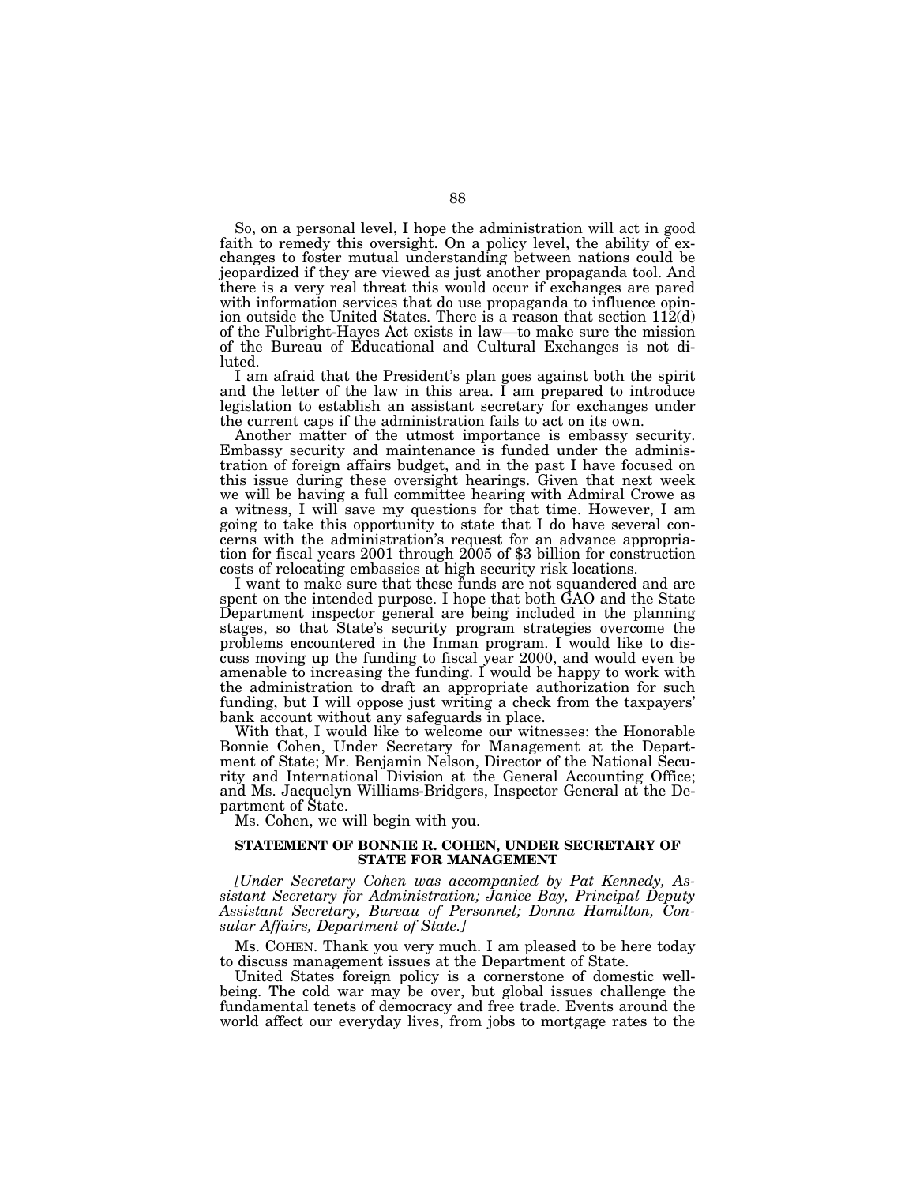So, on a personal level, I hope the administration will act in good faith to remedy this oversight. On a policy level, the ability of exchanges to foster mutual understanding between nations could be jeopardized if they are viewed as just another propaganda tool. And there is a very real threat this would occur if exchanges are pared with information services that do use propaganda to influence opinion outside the United States. There is a reason that section 112(d) of the Fulbright-Hayes Act exists in law—to make sure the mission of the Bureau of Educational and Cultural Exchanges is not diluted.

I am afraid that the President's plan goes against both the spirit and the letter of the law in this area. I am prepared to introduce legislation to establish an assistant secretary for exchanges under the current caps if the administration fails to act on its own.

Another matter of the utmost importance is embassy security. Embassy security and maintenance is funded under the administration of foreign affairs budget, and in the past I have focused on this issue during these oversight hearings. Given that next week we will be having a full committee hearing with Admiral Crowe as a witness, I will save my questions for that time. However, I am going to take this opportunity to state that I do have several concerns with the administration's request for an advance appropriation for fiscal years 2001 through 2005 of $3 billion for construction costs of relocating embassies at high security risk locations.

I want to make sure that these funds are not squandered and are spent on the intended purpose. I hope that both GAO and the State Department inspector general are being included in the planning stages, so that State's security program strategies overcome the problems encountered in the Inman program. I would like to discuss moving up the funding to fiscal year 2000, and would even be amenable to increasing the funding. I would be happy to work with the administration to draft an appropriate authorization for such funding, but I will oppose just writing a check from the taxpayers' bank account without any safeguards in place.

With that, I would like to welcome our witnesses: the Honorable Bonnie Cohen, Under Secretary for Management at the Department of State; Mr. Benjamin Nelson, Director of the National Security and International Division at the General Accounting Office; and Ms. Jacquelyn Williams-Bridgers, Inspector General at the Department of State.

Ms. Cohen, we will begin with you.

**STATEMENT OF BONNIE R. COHEN, UNDER SECRETARY OF STATE FOR MANAGEMENT**

*[Under Secretary Cohen was accompanied by Pat Kennedy, Assistant Secretary for Administration; Janice Bay, Principal Deputy Assistant Secretary, Bureau of Personnel; Donna Hamilton, Consular Affairs, Department of State.]*

Ms. COHEN. Thank you very much. I am pleased to be here today to discuss management issues at the Department of State.

United States foreign policy is a cornerstone of domestic well-being. The cold war may be over, but global issues challenge the fundamental tenets of democracy and free trade. Events around the world affect our everyday lives, from jobs to mortgage rates to the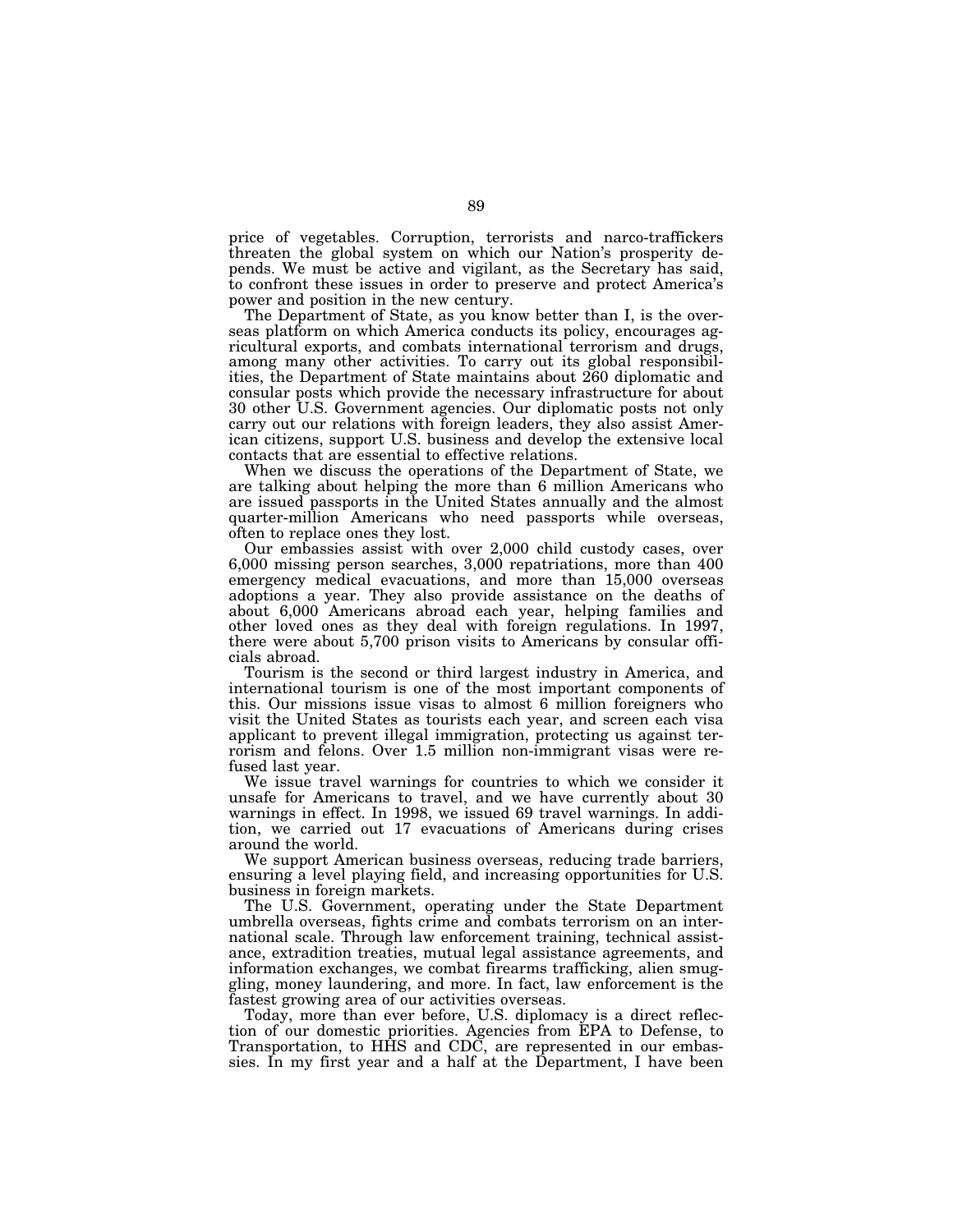price of vegetables. Corruption, terrorists and narco-traffickers threaten the global system on which our Nation's prosperity depends. We must be active and vigilant, as the Secretary has said, to confront these issues in order to preserve and protect America's power and position in the new century.

The Department of State, as you know better than I, is the overseas platform on which America conducts its policy, encourages agricultural exports, and combats international terrorism and drugs, among many other activities. To carry out its global responsibilities, the Department of State maintains about 260 diplomatic and consular posts which provide the necessary infrastructure for about 30 other U.S. Government agencies. Our diplomatic posts not only carry out our relations with foreign leaders, they also assist American citizens, support U.S. business and develop the extensive local contacts that are essential to effective relations.

When we discuss the operations of the Department of State, we are talking about helping the more than 6 million Americans who are issued passports in the United States annually and the almost quarter-million Americans who need passports while overseas, often to replace ones they lost.

Our embassies assist with over 2,000 child custody cases, over 6,000 missing person searches, 3,000 repatriations, more than 400 emergency medical evacuations, and more than 15,000 overseas adoptions a year. They also provide assistance on the deaths of about 6,000 Americans abroad each year, helping families and other loved ones as they deal with foreign regulations. In 1997, there were about 5,700 prison visits to Americans by consular officials abroad.

Tourism is the second or third largest industry in America, and international tourism is one of the most important components of this. Our missions issue visas to almost 6 million foreigners who visit the United States as tourists each year, and screen each visa applicant to prevent illegal immigration, protecting us against terrorism and felons. Over 1.5 million non-immigrant visas were refused last year.

We issue travel warnings for countries to which we consider it unsafe for Americans to travel, and we have currently about 30 warnings in effect. In 1998, we issued 69 travel warnings. In addition, we carried out 17 evacuations of Americans during crises around the world.

We support American business overseas, reducing trade barriers, ensuring a level playing field, and increasing opportunities for U.S. business in foreign markets.

The U.S. Government, operating under the State Department umbrella overseas, fights crime and combats terrorism on an international scale. Through law enforcement training, technical assistance, extradition treaties, mutual legal assistance agreements, and information exchanges, we combat firearms trafficking, alien smuggling, money laundering, and more. In fact, law enforcement is the fastest growing area of our activities overseas.

Today, more than ever before, U.S. diplomacy is a direct reflection of our domestic priorities. Agencies from EPA to Defense, to Transportation, to HHS and CDC, are represented in our embassies. In my first year and a half at the Department, I have been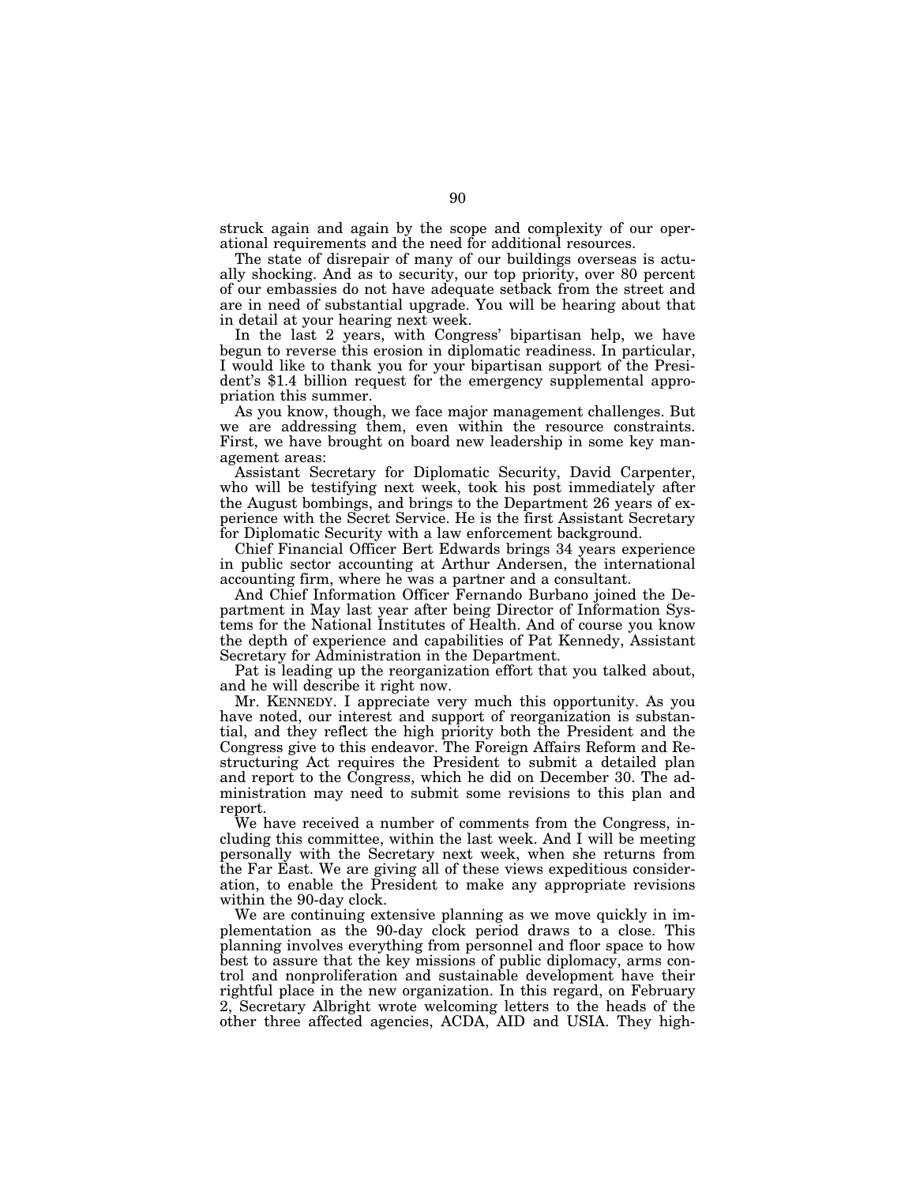struck again and again by the scope and complexity of our operational requirements and the need for additional resources.

The state of disrepair of many of our buildings overseas is actually shocking. And as to security, our top priority, over 80 percent of our embassies do not have adequate setback from the street and are in need of substantial upgrade. You will be hearing about that in detail at your hearing next week.

In the last 2 years, with Congress' bipartisan help, we have begun to reverse this erosion in diplomatic readiness. In particular, I would like to thank you for your bipartisan support of the President's $1.4 billion request for the emergency supplemental appropriation this summer.

As you know, though, we face major management challenges. But we are addressing them, even within the resource constraints. First, we have brought on board new leadership in some key management areas:

Assistant Secretary for Diplomatic Security, David Carpenter, who will be testifying next week, took his post immediately after the August bombings, and brings to the Department 26 years of experience with the Secret Service. He is the first Assistant Secretary for Diplomatic Security with a law enforcement background.

Chief Financial Officer Bert Edwards brings 34 years experience in public sector accounting at Arthur Andersen, the international accounting firm, where he was a partner and a consultant.

And Chief Information Officer Fernando Burbano joined the Department in May last year after being Director of Information Systems for the National Institutes of Health. And of course you know the depth of experience and capabilities of Pat Kennedy, Assistant Secretary for Administration in the Department.

Pat is leading up the reorganization effort that you talked about, and he will describe it right now.

Mr. KENNEDY. I appreciate very much this opportunity. As you have noted, our interest and support of reorganization is substantial, and they reflect the high priority both the President and the Congress give to this endeavor. The Foreign Affairs Reform and Restructuring Act requires the President to submit a detailed plan and report to the Congress, which he did on December 30. The administration may need to submit some revisions to this plan and report.

We have received a number of comments from the Congress, including this committee, within the last week. And I will be meeting personally with the Secretary next week, when she returns from the Far East. We are giving all of these views expeditious consideration, to enable the President to make any appropriate revisions within the 90-day clock.

We are continuing extensive planning as we move quickly in implementation as the 90-day clock period draws to a close. This planning involves everything from personnel and floor space to how best to assure that the key missions of public diplomacy, arms control and nonproliferation and sustainable development have their rightful place in the new organization. In this regard, on February 2, Secretary Albright wrote welcoming letters to the heads of the other three affected agencies, ACDA, AID and USIA. They high-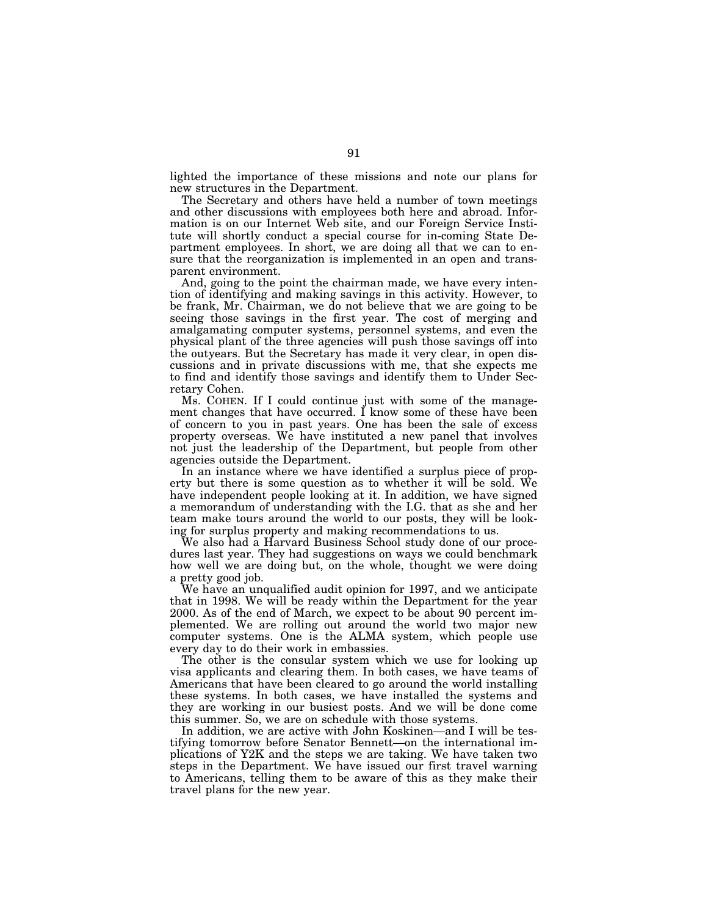lighted the importance of these missions and note our plans for new structures in the Department.

The Secretary and others have held a number of town meetings and other discussions with employees both here and abroad. Information is on our Internet Web site, and our Foreign Service Institute will shortly conduct a special course for in-coming State Department employees. In short, we are doing all that we can to ensure that the reorganization is implemented in an open and transparent environment.

And, going to the point the chairman made, we have every intention of identifying and making savings in this activity. However, to be frank, Mr. Chairman, we do not believe that we are going to be seeing those savings in the first year. The cost of merging and amalgamating computer systems, personnel systems, and even the physical plant of the three agencies will push those savings off into the outyears. But the Secretary has made it very clear, in open discussions and in private discussions with me, that she expects me to find and identify those savings and identify them to Under Secretary Cohen.

Ms. COHEN. If I could continue just with some of the management changes that have occurred. I know some of these have been of concern to you in past years. One has been the sale of excess property overseas. We have instituted a new panel that involves not just the leadership of the Department, but people from other agencies outside the Department.

In an instance where we have identified a surplus piece of property but there is some question as to whether it will be sold. We have independent people looking at it. In addition, we have signed a memorandum of understanding with the I.G. that as she and her team make tours around the world to our posts, they will be looking for surplus property and making recommendations to us.

We also had a Harvard Business School study done of our procedures last year. They had suggestions on ways we could benchmark how well we are doing but, on the whole, thought we were doing a pretty good job.

We have an unqualified audit opinion for 1997, and we anticipate that in 1998. We will be ready within the Department for the year 2000. As of the end of March, we expect to be about 90 percent implemented. We are rolling out around the world two major new computer systems. One is the ALMA system, which people use every day to do their work in embassies.

The other is the consular system which we use for looking up visa applicants and clearing them. In both cases, we have teams of Americans that have been cleared to go around the world installing these systems. In both cases, we have installed the systems and they are working in our busiest posts. And we will be done come this summer. So, we are on schedule with those systems.

In addition, we are active with John Koskinen—and I will be testifying tomorrow before Senator Bennett—on the international implications of Y2K and the steps we are taking. We have taken two steps in the Department. We have issued our first travel warning to Americans, telling them to be aware of this as they make their travel plans for the new year.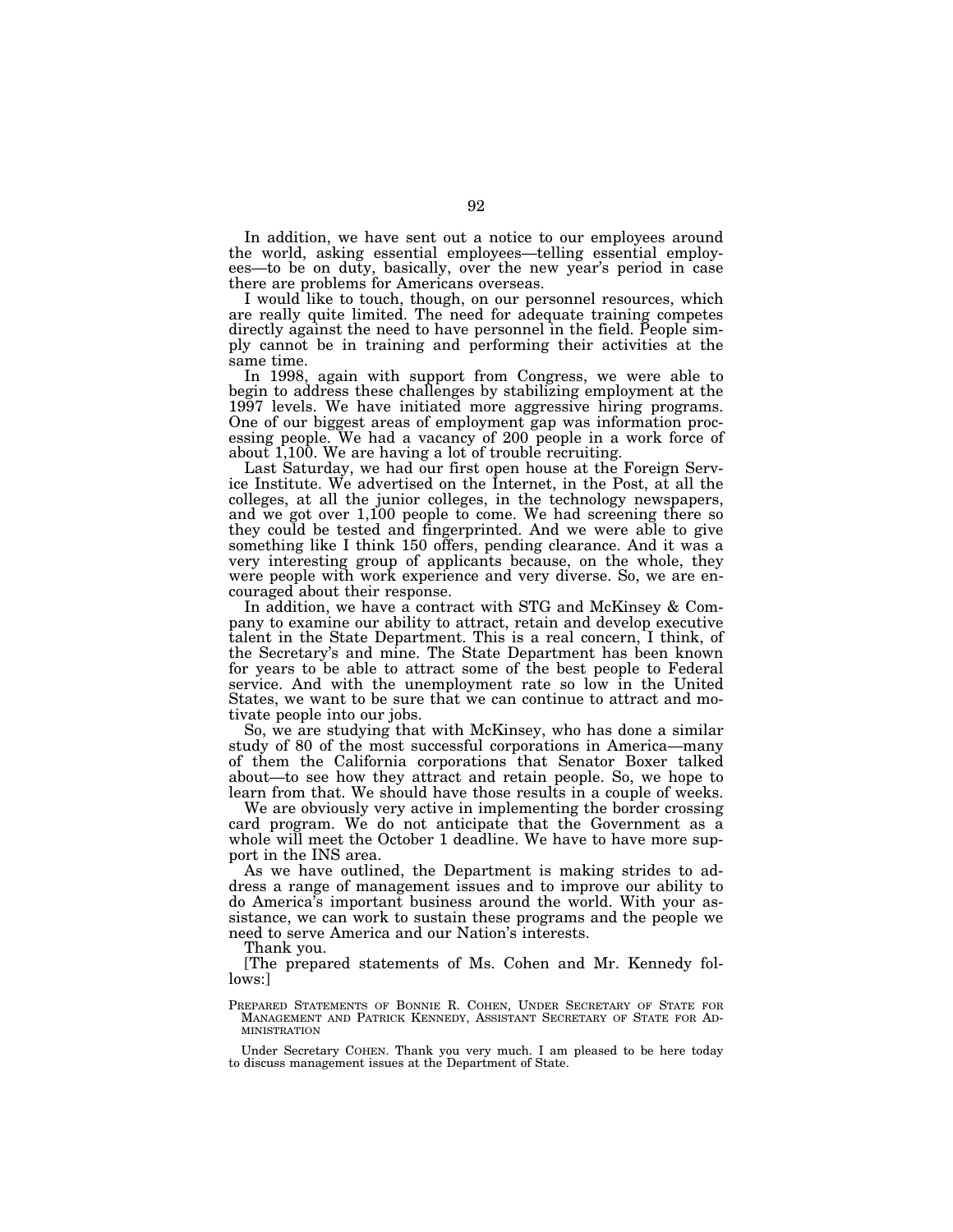In addition, we have sent out a notice to our employees around the world, asking essential employees—telling essential employees—to be on duty, basically, over the new year's period in case there are problems for Americans overseas.

I would like to touch, though, on our personnel resources, which are really quite limited. The need for adequate training competes directly against the need to have personnel in the field. People simply cannot be in training and performing their activities at the same time.

In 1998, again with support from Congress, we were able to begin to address these challenges by stabilizing employment at the 1997 levels. We have initiated more aggressive hiring programs. One of our biggest areas of employment gap was information processing people. We had a vacancy of 200 people in a work force of about 1,100. We are having a lot of trouble recruiting.

Last Saturday, we had our first open house at the Foreign Service Institute. We advertised on the Internet, in the Post, at all the colleges, at all the junior colleges, in the technology newspapers, and we got over 1,100 people to come. We had screening there so they could be tested and fingerprinted. And we were able to give something like I think 150 offers, pending clearance. And it was a very interesting group of applicants because, on the whole, they were people with work experience and very diverse. So, we are encouraged about their response.

In addition, we have a contract with STG and McKinsey & Company to examine our ability to attract, retain and develop executive talent in the State Department. This is a real concern, I think, of the Secretary's and mine. The State Department has been known for years to be able to attract some of the best people to Federal service. And with the unemployment rate so low in the United States, we want to be sure that we can continue to attract and motivate people into our jobs.

So, we are studying that with McKinsey, who has done a similar study of 80 of the most successful corporations in America—many of them the California corporations that Senator Boxer talked about—to see how they attract and retain people. So, we hope to learn from that. We should have those results in a couple of weeks.

We are obviously very active in implementing the border crossing card program. We do not anticipate that the Government as a whole will meet the October 1 deadline. We have to have more support in the INS area.

As we have outlined, the Department is making strides to address a range of management issues and to improve our ability to do America's important business around the world. With your assistance, we can work to sustain these programs and the people we need to serve America and our Nation's interests.

Thank you.

[The prepared statements of Ms. Cohen and Mr. Kennedy follows:]

PREPARED STATEMENTS OF BONNIE R. COHEN, UNDER SECRETARY OF STATE FOR MANAGEMENT AND PATRICK KENNEDY, ASSISTANT SECRETARY OF STATE FOR ADMINISTRATION

Under Secretary COHEN. Thank you very much. I am pleased to be here today to discuss management issues at the Department of State.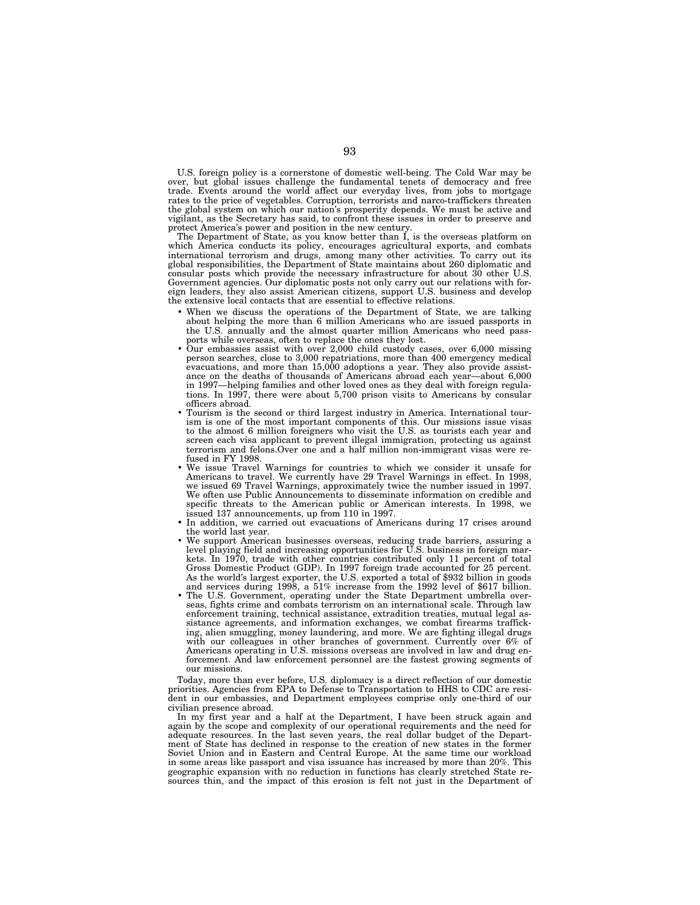U.S. foreign policy is a cornerstone of domestic well-being. The Cold War may be over, but global issues challenge the fundamental tenets of democracy and free trade. Events around the world affect our everyday lives, from jobs to mortgage rates to the price of vegetables. Corruption, terrorists and narco-traffickers threaten the global system on which our nation's prosperity depends. We must be active and vigilant, as the Secretary has said, to confront these issues in order to preserve and protect America's power and position in the new century.

The Department of State, as you know better than I, is the overseas platform on which America conducts its policy, encourages agricultural exports, and combats international terrorism and drugs, among many other activities. To carry out its global responsibilities, the Department of State maintains about 260 diplomatic and consular posts which provide the necessary infrastructure for about 30 other U.S. Government agencies. Our diplomatic posts not only carry out our relations with foreign leaders, they also assist American citizens, support U.S. business and develop the extensive local contacts that are essential to effective relations.

- When we discuss the operations of the Department of State, we are talking about helping the more than 6 million Americans who are issued passports in the U.S. annually and the almost quarter million Americans who need passports while overseas, often to replace the ones they lost.
- Our embassies assist with over 2,000 child custody cases, over 6,000 missing person searches, close to 3,000 repatriations, more than 400 emergency medical evacuations, and more than 15,000 adoptions a year. They also provide assistance on the deaths of thousands of Americans abroad each year—about 6,000 in 1997—helping families and other loved ones as they deal with foreign regulations. In 1997, there were about 5,700 prison visits to Americans by consular officers abroad.
- Tourism is the second or third largest industry in America. International tourism is one of the most important components of this. Our missions issue visas to the almost 6 million foreigners who visit the U.S. as tourists each year and screen each visa applicant to prevent illegal immigration, protecting us against terrorism and felons.Over one and a half million non-immigrant visas were refused in FY 1998.
- We issue Travel Warnings for countries to which we consider it unsafe for Americans to travel. We currently have 29 Travel Warnings in effect. In 1998, we issued 69 Travel Warnings, approximately twice the number issued in 1997. We often use Public Announcements to disseminate information on credible and specific threats to the American public or American interests. In 1998, we issued 137 announcements, up from 110 in 1997.
- In addition, we carried out evacuations of Americans during 17 crises around the world last year.
- We support American businesses overseas, reducing trade barriers, assuring a level playing field and increasing opportunities for U.S. business in foreign markets. In 1970, trade with other countries contributed only 11 percent of total Gross Domestic Product (GDP). In 1997 foreign trade accounted for 25 percent. As the world's largest exporter, the U.S. exported a total of $932 billion in goods and services during 1998, a 51% increase from the 1992 level of $617 billion.
- The U.S. Government, operating under the State Department umbrella overseas, fights crime and combats terrorism on an international scale. Through law enforcement training, technical assistance, extradition treaties, mutual legal assistance agreements, and information exchanges, we combat firearms trafficking, alien smuggling, money laundering, and more. We are fighting illegal drugs with our colleagues in other branches of government. Currently over 6% of Americans operating in U.S. missions overseas are involved in law and drug enforcement. And law enforcement personnel are the fastest growing segments of our missions.

Today, more than ever before, U.S. diplomacy is a direct reflection of our domestic priorities. Agencies from EPA to Defense to Transportation to HHS to CDC are resident in our embassies, and Department employees comprise only one-third of our civilian presence abroad.

In my first year and a half at the Department, I have been struck again and again by the scope and complexity of our operational requirements and the need for adequate resources. In the last seven years, the real dollar budget of the Department of State has declined in response to the creation of new states in the former Soviet Union and in Eastern and Central Europe. At the same time our workload in some areas like passport and visa issuance has increased by more than 20%. This geographic expansion with no reduction in functions has clearly stretched State resources thin, and the impact of this erosion is felt not just in the Department of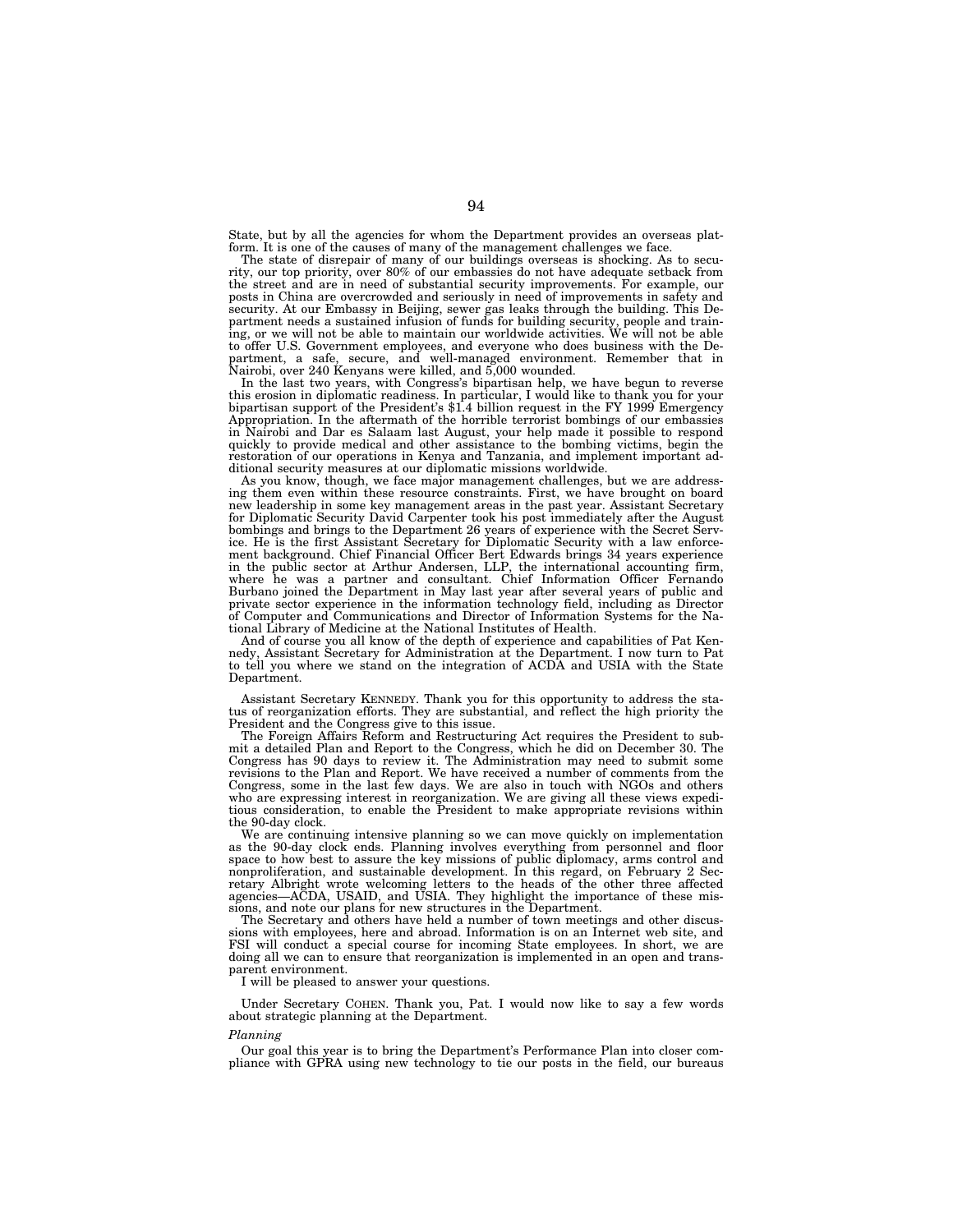State, but by all the agencies for whom the Department provides an overseas platform. It is one of the causes of many of the management challenges we face.

The state of disrepair of many of our buildings overseas is shocking. As to security, our top priority, over 80% of our embassies do not have adequate setback from the street and are in need of substantial security improvements. For example, our posts in China are overcrowded and seriously in need of improvements in safety and security. At our Embassy in Beijing, sewer gas leaks through the building. This Department needs a sustained infusion of funds for building security, people and training, or we will not be able to maintain our worldwide activities. We will not be able to offer U.S. Government employees, and everyone who does business with the Department, a safe, secure, and well-managed environment. Remember that in Nairobi, over 240 Kenyans were killed, and 5,000 wounded.

In the last two years, with Congress's bipartisan help, we have begun to reverse this erosion in diplomatic readiness. In particular, I would like to thank you for your bipartisan support of the President's $1.4 billion request in the FY 1999 Emergency Appropriation. In the aftermath of the horrible terrorist bombings of our embassies in Nairobi and Dar es Salaam last August, your help made it possible to respond quickly to provide medical and other assistance to the bombing victims, begin the restoration of our operations in Kenya and Tanzania, and implement important additional security measures at our diplomatic missions worldwide.

As you know, though, we face major management challenges, but we are addressing them even within these resource constraints. First, we have brought on board new leadership in some key management areas in the past year. Assistant Secretary for Diplomatic Security David Carpenter took his post immediately after the August bombings and brings to the Department 26 years of experience with the Secret Service. He is the first Assistant Secretary for Diplomatic Security with a law enforcement background. Chief Financial Officer Bert Edwards brings 34 years experience in the public sector at Arthur Andersen, LLP, the international accounting firm, where he was a partner and consultant. Chief Information Officer Fernando Burbano joined the Department in May last year after several years of public and private sector experience in the information technology field, including as Director of Computer and Communications and Director of Information Systems for the National Library of Medicine at the National Institutes of Health.

And of course you all know of the depth of experience and capabilities of Pat Kennedy, Assistant Secretary for Administration at the Department. I now turn to Pat to tell you where we stand on the integration of ACDA and USIA with the State Department.

Assistant Secretary KENNEDY. Thank you for this opportunity to address the status of reorganization efforts. They are substantial, and reflect the high priority the President and the Congress give to this issue.

The Foreign Affairs Reform and Restructuring Act requires the President to submit a detailed Plan and Report to the Congress, which he did on December 30. The Congress has 90 days to review it. The Administration may need to submit some revisions to the Plan and Report. We have received a number of comments from the Congress, some in the last few days. We are also in touch with NGOs and others who are expressing interest in reorganization. We are giving all these views expeditious consideration, to enable the President to make appropriate revisions within the 90-day clock.

We are continuing intensive planning so we can move quickly on implementation as the 90-day clock ends. Planning involves everything from personnel and floor space to how best to assure the key missions of public diplomacy, arms control and nonproliferation, and sustainable development. In this regard, on February 2 Secretary Albright wrote welcoming letters to the heads of the other three affected agencies—ACDA, USAID, and USIA. They highlight the importance of these missions, and note our plans for new structures in the Department.

The Secretary and others have held a number of town meetings and other discussions with employees, here and abroad. Information is on an Internet web site, and FSI will conduct a special course for incoming State employees. In short, we are doing all we can to ensure that reorganization is implemented in an open and transparent environment.

I will be pleased to answer your questions.

Under Secretary COHEN. Thank you, Pat. I would now like to say a few words about strategic planning at the Department.

*Planning*

Our goal this year is to bring the Department's Performance Plan into closer compliance with GPRA using new technology to tie our posts in the field, our bureaus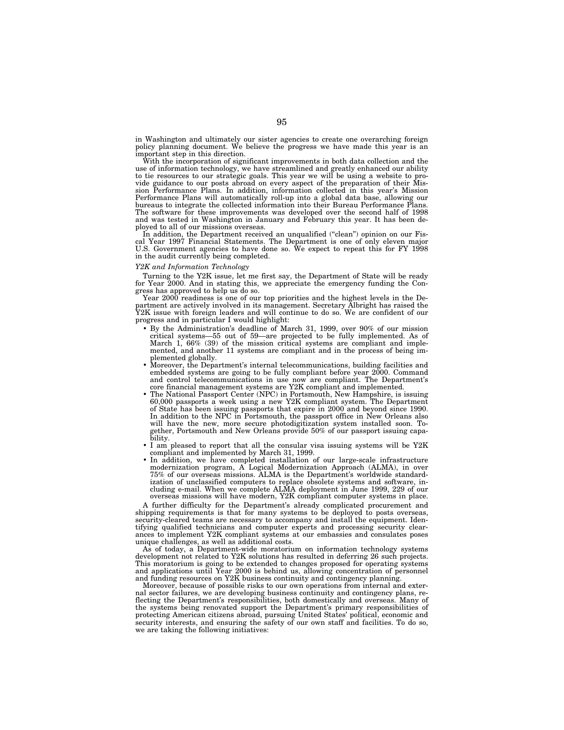in Washington and ultimately our sister agencies to create one overarching foreign policy planning document. We believe the progress we have made this year is an important step in this direction.

With the incorporation of significant improvements in both data collection and the use of information technology, we have streamlined and greatly enhanced our ability to tie resources to our strategic goals. This year we will be using a website to provide guidance to our posts abroad on every aspect of the preparation of their Mission Performance Plans. In addition, information collected in this year's Mission Performance Plans will automatically roll-up into a global data base, allowing our bureaus to integrate the collected information into their Bureau Performance Plans. The software for these improvements was developed over the second half of 1998 and was tested in Washington in January and February this year. It has been deployed to all of our missions overseas.

In addition, the Department received an unqualified ("clean") opinion on our Fiscal Year 1997 Financial Statements. The Department is one of only eleven major U.S. Government agencies to have done so. We expect to repeat this for FY 1998 in the audit currently being completed.

*Y2K and Information Technology*

Turning to the Y2K issue, let me first say, the Department of State will be ready for Year 2000. And in stating this, we appreciate the emergency funding the Congress has approved to help us do so.

Year 2000 readiness is one of our top priorities and the highest levels in the Department are actively involved in its management. Secretary Albright has raised the Y2K issue with foreign leaders and will continue to do so. We are confident of our progress and in particular I would highlight:

- By the Administration's deadline of March 31, 1999, over 90% of our mission critical systems—55 out of 59—are projected to be fully implemented. As of March 1, 66% (39) of the mission critical systems are compliant and implemented, and another 11 systems are compliant and in the process of being implemented globally.
- Moreover, the Department's internal telecommunications, building facilities and embedded systems are going to be fully compliant before year 2000. Command and control telecommunications in use now are compliant. The Department's core financial management systems are Y2K compliant and implemented.
- The National Passport Center (NPC) in Portsmouth, New Hampshire, is issuing 60,000 passports a week using a new Y2K compliant system. The Department of State has been issuing passports that expire in 2000 and beyond since 1990. In addition to the NPC in Portsmouth, the passport office in New Orleans also will have the new, more secure photodigitization system installed soon. Together, Portsmouth and New Orleans provide 50% of our passport issuing capability.
- I am pleased to report that all the consular visa issuing systems will be Y2K compliant and implemented by March 31, 1999.
- In addition, we have completed installation of our large-scale infrastructure modernization program, A Logical Modernization Approach (ALMA), in over 75% of our overseas missions. ALMA is the Department's worldwide standardization of unclassified computers to replace obsolete systems and software, including e-mail. When we complete ALMA deployment in June 1999, 229 of our overseas missions will have modern, Y2K compliant computer systems in place.

A further difficulty for the Department's already complicated procurement and shipping requirements is that for many systems to be deployed to posts overseas, security-cleared teams are necessary to accompany and install the equipment. Identifying qualified technicians and computer experts and processing security clearances to implement Y2K compliant systems at our embassies and consulates poses unique challenges, as well as additional costs.

As of today, a Department-wide moratorium on information technology systems development not related to Y2K solutions has resulted in deferring 26 such projects. This moratorium is going to be extended to changes proposed for operating systems and applications until Year 2000 is behind us, allowing concentration of personnel and funding resources on Y2K business continuity and contingency planning.

Moreover, because of possible risks to our own operations from internal and external sector failures, we are developing business continuity and contingency plans, reflecting the Department's responsibilities, both domestically and overseas. Many of the systems being renovated support the Department's primary responsibilities of protecting American citizens abroad, pursuing United States' political, economic and security interests, and ensuring the safety of our own staff and facilities. To do so, we are taking the following initiatives: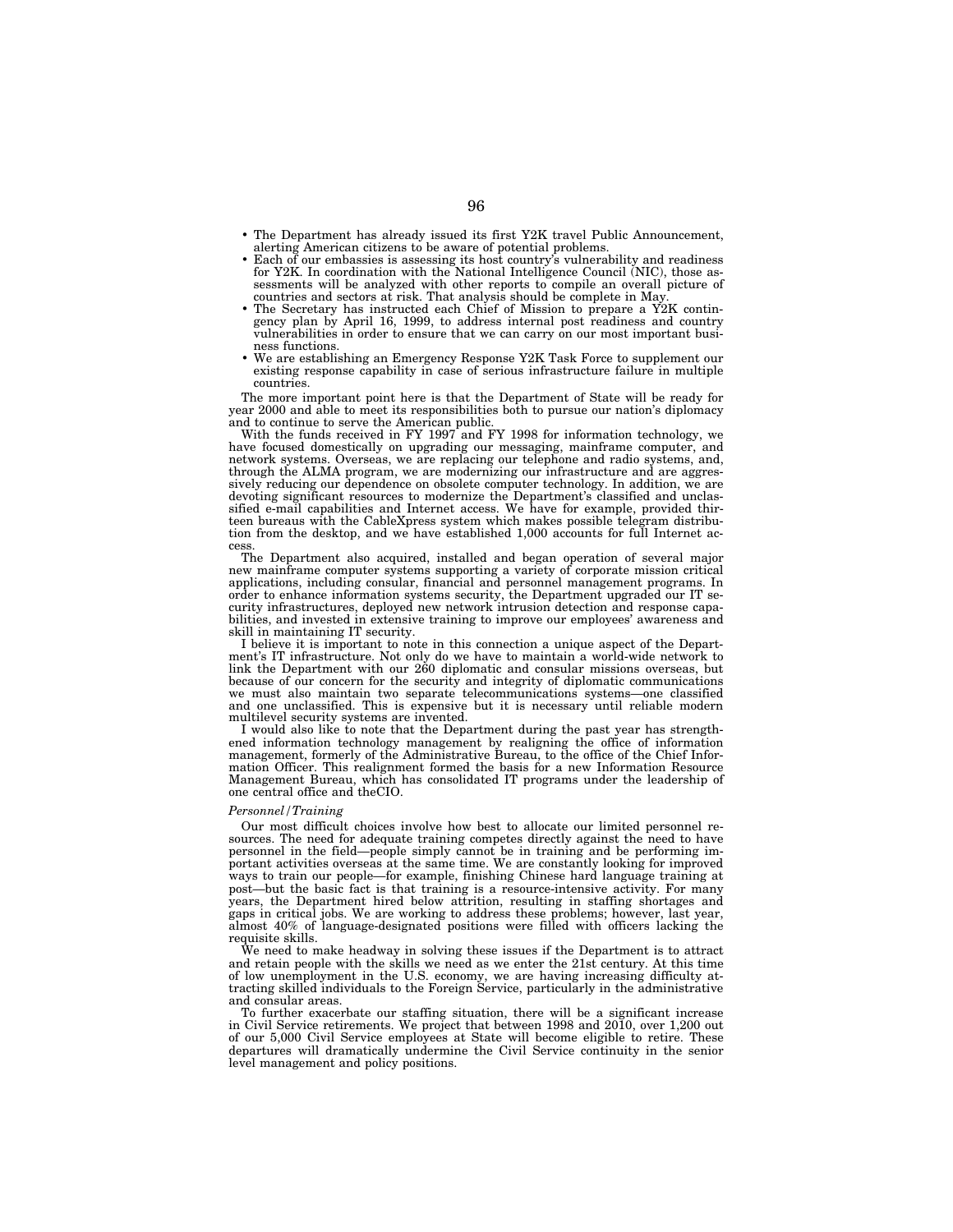- The Department has already issued its first Y2K travel Public Announcement, alerting American citizens to be aware of potential problems.
- Each of our embassies is assessing its host country's vulnerability and readiness for Y2K. In coordination with the National Intelligence Council (NIC), those assessments will be analyzed with other reports to compile an overall picture of countries and sectors at risk. That analysis should be complete in May.
- The Secretary has instructed each Chief of Mission to prepare a Y2K contingency plan by April 16, 1999, to address internal post readiness and country vulnerabilities in order to ensure that we can carry on our most important business functions.
- We are establishing an Emergency Response Y2K Task Force to supplement our existing response capability in case of serious infrastructure failure in multiple countries.

The more important point here is that the Department of State will be ready for year 2000 and able to meet its responsibilities both to pursue our nation's diplomacy and to continue to serve the American public.

With the funds received in FY 1997 and FY 1998 for information technology, we have focused domestically on upgrading our messaging, mainframe computer, and network systems. Overseas, we are replacing our telephone and radio systems, and, through the ALMA program, we are modernizing our infrastructure and are aggressively reducing our dependence on obsolete computer technology. In addition, we are devoting significant resources to modernize the Department's classified and unclassified e-mail capabilities and Internet access. We have for example, provided thirteen bureaus with the CableXpress system which makes possible telegram distribution from the desktop, and we have established 1,000 accounts for full Internet access.

The Department also acquired, installed and began operation of several major new mainframe computer systems supporting a variety of corporate mission critical applications, including consular, financial and personnel management programs. In order to enhance information systems security, the Department upgraded our IT security infrastructures, deployed new network intrusion detection and response capabilities, and invested in extensive training to improve our employees' awareness and skill in maintaining IT security.

I believe it is important to note in this connection a unique aspect of the Department's IT infrastructure. Not only do we have to maintain a world-wide network to link the Department with our 260 diplomatic and consular missions overseas, but because of our concern for the security and integrity of diplomatic communications we must also maintain two separate telecommunications systems—one classified and one unclassified. This is expensive but it is necessary until reliable modern multilevel security systems are invented.

I would also like to note that the Department during the past year has strengthened information technology management by realigning the office of information management, formerly of the Administrative Bureau, to the office of the Chief Information Officer. This realignment formed the basis for a new Information Resource Management Bureau, which has consolidated IT programs under the leadership of one central office and theCIO.

*Personnel/Training*

Our most difficult choices involve how best to allocate our limited personnel resources. The need for adequate training competes directly against the need to have personnel in the field—people simply cannot be in training and be performing important activities overseas at the same time. We are constantly looking for improved ways to train our people—for example, finishing Chinese hard language training at post—but the basic fact is that training is a resource-intensive activity. For many years, the Department hired below attrition, resulting in staffing shortages and gaps in critical jobs. We are working to address these problems; however, last year, almost 40% of language-designated positions were filled with officers lacking the requisite skills.

We need to make headway in solving these issues if the Department is to attract and retain people with the skills we need as we enter the 21st century. At this time of low unemployment in the U.S. economy, we are having increasing difficulty attracting skilled individuals to the Foreign Service, particularly in the administrative and consular areas.

To further exacerbate our staffing situation, there will be a significant increase in Civil Service retirements. We project that between 1998 and 2010, over 1,200 out of our 5,000 Civil Service employees at State will become eligible to retire. These departures will dramatically undermine the Civil Service continuity in the senior level management and policy positions.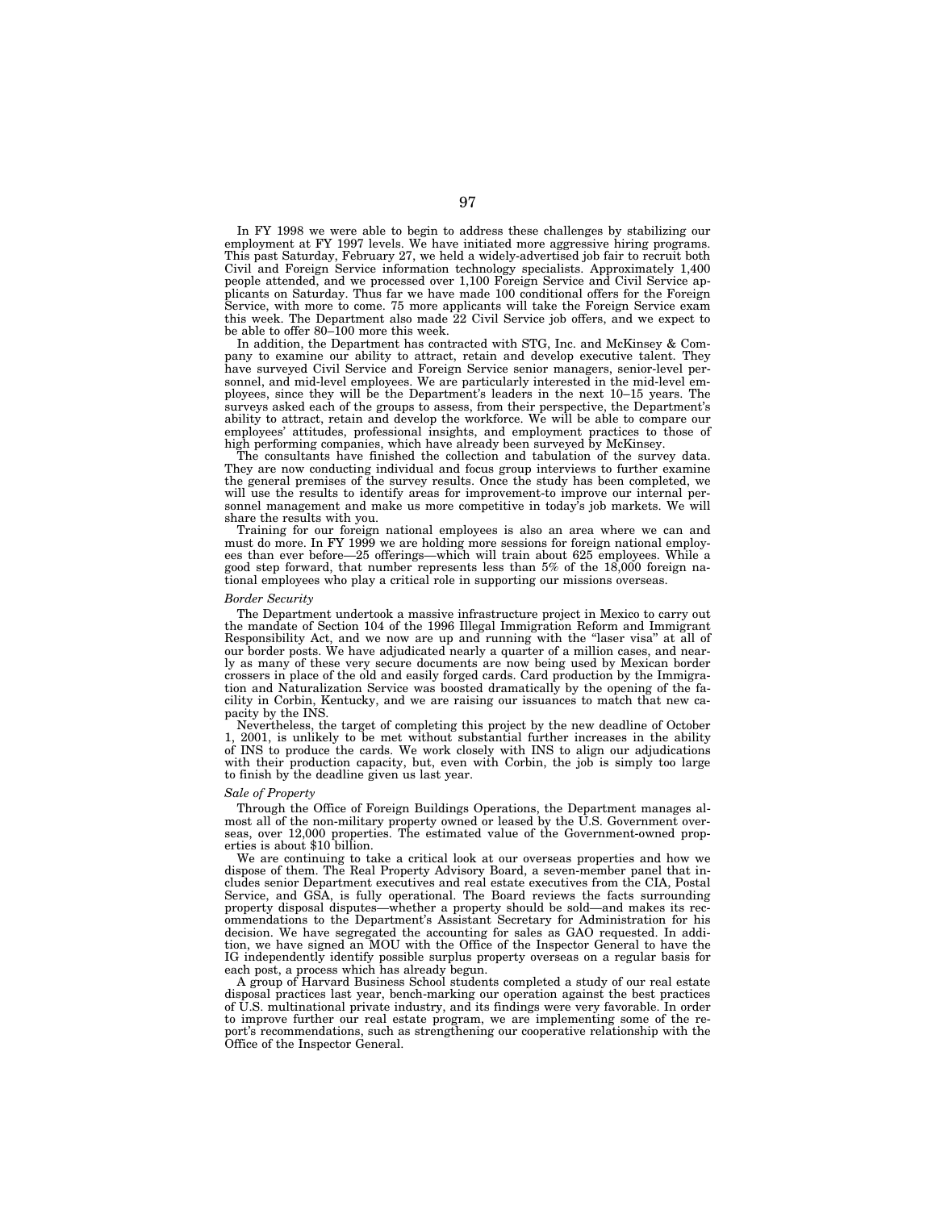In FY 1998 we were able to begin to address these challenges by stabilizing our employment at FY 1997 levels. We have initiated more aggressive hiring programs. This past Saturday, February 27, we held a widely-advertised job fair to recruit both Civil and Foreign Service information technology specialists. Approximately 1,400 people attended, and we processed over 1,100 Foreign Service and Civil Service applicants on Saturday. Thus far we have made 100 conditional offers for the Foreign Service, with more to come. 75 more applicants will take the Foreign Service exam this week. The Department also made 22 Civil Service job offers, and we expect to be able to offer 80–100 more this week.

In addition, the Department has contracted with STG, Inc. and McKinsey & Company to examine our ability to attract, retain and develop executive talent. They have surveyed Civil Service and Foreign Service senior managers, senior-level personnel, and mid-level employees. We are particularly interested in the mid-level employees, since they will be the Department's leaders in the next 10–15 years. The surveys asked each of the groups to assess, from their perspective, the Department's ability to attract, retain and develop the workforce. We will be able to compare our employees' attitudes, professional insights, and employment practices to those of high performing companies, which have already been surveyed by McKinsey.

The consultants have finished the collection and tabulation of the survey data. They are now conducting individual and focus group interviews to further examine the general premises of the survey results. Once the study has been completed, we will use the results to identify areas for improvement-to improve our internal personnel management and make us more competitive in today's job markets. We will share the results with you.

Training for our foreign national employees is also an area where we can and must do more. In FY 1999 we are holding more sessions for foreign national employees than ever before—25 offerings—which will train about 625 employees. While a good step forward, that number represents less than 5% of the 18,000 foreign national employees who play a critical role in supporting our missions overseas.

*Border Security*

The Department undertook a massive infrastructure project in Mexico to carry out the mandate of Section 104 of the 1996 Illegal Immigration Reform and Immigrant Responsibility Act, and we now are up and running with the "laser visa" at all of our border posts. We have adjudicated nearly a quarter of a million cases, and nearly as many of these very secure documents are now being used by Mexican border crossers in place of the old and easily forged cards. Card production by the Immigration and Naturalization Service was boosted dramatically by the opening of the facility in Corbin, Kentucky, and we are raising our issuances to match that new capacity by the INS.

Nevertheless, the target of completing this project by the new deadline of October 1, 2001, is unlikely to be met without substantial further increases in the ability of INS to produce the cards. We work closely with INS to align our adjudications with their production capacity, but, even with Corbin, the job is simply too large to finish by the deadline given us last year.

*Sale of Property*

Through the Office of Foreign Buildings Operations, the Department manages almost all of the non-military property owned or leased by the U.S. Government overseas, over 12,000 properties. The estimated value of the Government-owned properties is about $10 billion.

We are continuing to take a critical look at our overseas properties and how we dispose of them. The Real Property Advisory Board, a seven-member panel that includes senior Department executives and real estate executives from the CIA, Postal Service, and GSA, is fully operational. The Board reviews the facts surrounding property disposal disputes—whether a property should be sold—and makes its recommendations to the Department's Assistant Secretary for Administration for his decision. We have segregated the accounting for sales as GAO requested. In addition, we have signed an MOU with the Office of the Inspector General to have the IG independently identify possible surplus property overseas on a regular basis for each post, a process which has already begun.

A group of Harvard Business School students completed a study of our real estate disposal practices last year, bench-marking our operation against the best practices of U.S. multinational private industry, and its findings were very favorable. In order to improve further our real estate program, we are implementing some of the report's recommendations, such as strengthening our cooperative relationship with the Office of the Inspector General.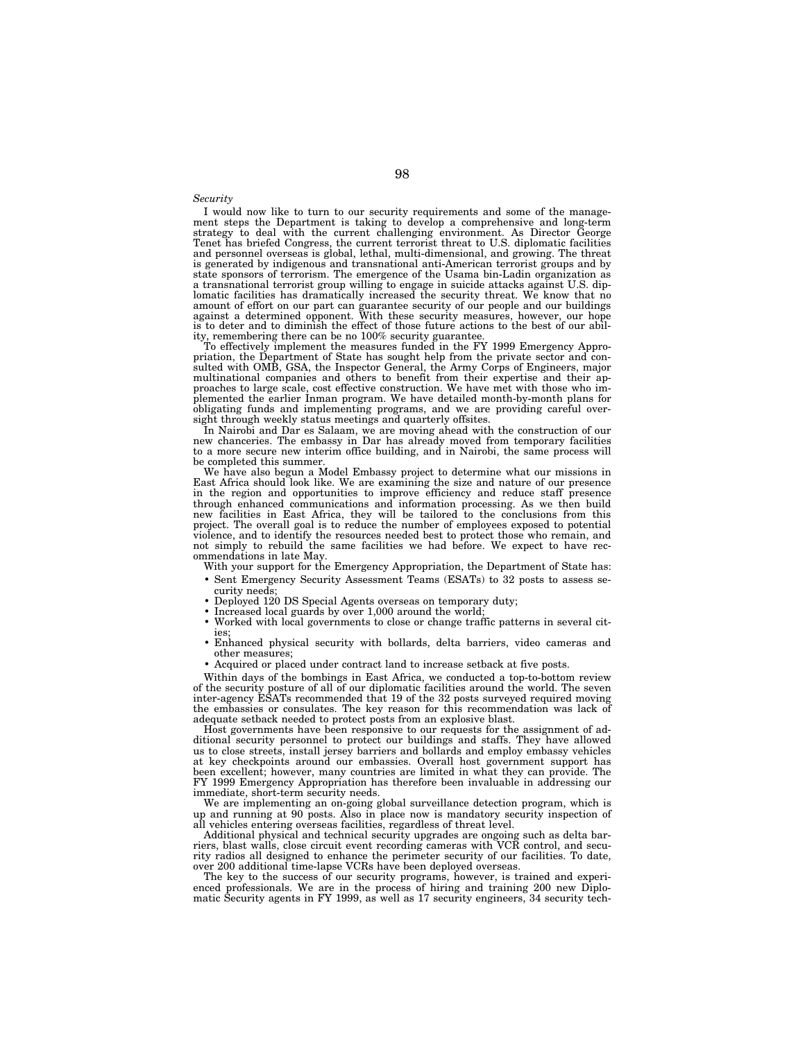*Security*

I would now like to turn to our security requirements and some of the management steps the Department is taking to develop a comprehensive and long-term strategy to deal with the current challenging environment. As Director George Tenet has briefed Congress, the current terrorist threat to U.S. diplomatic facilities and personnel overseas is global, lethal, multi-dimensional, and growing. The threat is generated by indigenous and transnational anti-American terrorist groups and by state sponsors of terrorism. The emergence of the Usama bin-Ladin organization as a transnational terrorist group willing to engage in suicide attacks against U.S. diplomatic facilities has dramatically increased the security threat. We know that no amount of effort on our part can guarantee security of our people and our buildings against a determined opponent. With these security measures, however, our hope is to deter and to diminish the effect of those future actions to the best of our ability, remembering there can be no 100% security guarantee.

To effectively implement the measures funded in the FY 1999 Emergency Appropriation, the Department of State has sought help from the private sector and consulted with OMB, GSA, the Inspector General, the Army Corps of Engineers, major multinational companies and others to benefit from their expertise and their approaches to large scale, cost effective construction. We have met with those who implemented the earlier Inman program. We have detailed month-by-month plans for obligating funds and implementing programs, and we are providing careful oversight through weekly status meetings and quarterly offsites.

In Nairobi and Dar es Salaam, we are moving ahead with the construction of our new chanceries. The embassy in Dar has already moved from temporary facilities to a more secure new interim office building, and in Nairobi, the same process will be completed this summer.

We have also begun a Model Embassy project to determine what our missions in East Africa should look like. We are examining the size and nature of our presence in the region and opportunities to improve efficiency and reduce staff presence through enhanced communications and information processing. As we then build new facilities in East Africa, they will be tailored to the conclusions from this project. The overall goal is to reduce the number of employees exposed to potential violence, and to identify the resources needed best to protect those who remain, and not simply to rebuild the same facilities we had before. We expect to have recommendations in late May.

With your support for the Emergency Appropriation, the Department of State has:

- Sent Emergency Security Assessment Teams (ESATs) to 32 posts to assess security needs;
- Deployed 120 DS Special Agents overseas on temporary duty;
- Increased local guards by over 1,000 around the world;
- Worked with local governments to close or change traffic patterns in several cities;
- Enhanced physical security with bollards, delta barriers, video cameras and other measures;
- Acquired or placed under contract land to increase setback at five posts.

Within days of the bombings in East Africa, we conducted a top-to-bottom review of the security posture of all of our diplomatic facilities around the world. The seven inter-agency ESATs recommended that 19 of the 32 posts surveyed required moving the embassies or consulates. The key reason for this recommendation was lack of adequate setback needed to protect posts from an explosive blast.

Host governments have been responsive to our requests for the assignment of additional security personnel to protect our buildings and staffs. They have allowed us to close streets, install jersey barriers and bollards and employ embassy vehicles at key checkpoints around our embassies. Overall host government support has been excellent; however, many countries are limited in what they can provide. The FY 1999 Emergency Appropriation has therefore been invaluable in addressing our immediate, short-term security needs.

We are implementing an on-going global surveillance detection program, which is up and running at 90 posts. Also in place now is mandatory security inspection of all vehicles entering overseas facilities, regardless of threat level.

Additional physical and technical security upgrades are ongoing such as delta barriers, blast walls, close circuit event recording cameras with VCR control, and security radios all designed to enhance the perimeter security of our facilities. To date, over 200 additional time-lapse VCRs have been deployed overseas.

The key to the success of our security programs, however, is trained and experienced professionals. We are in the process of hiring and training 200 new Diplomatic Security agents in FY 1999, as well as 17 security engineers, 34 security tech-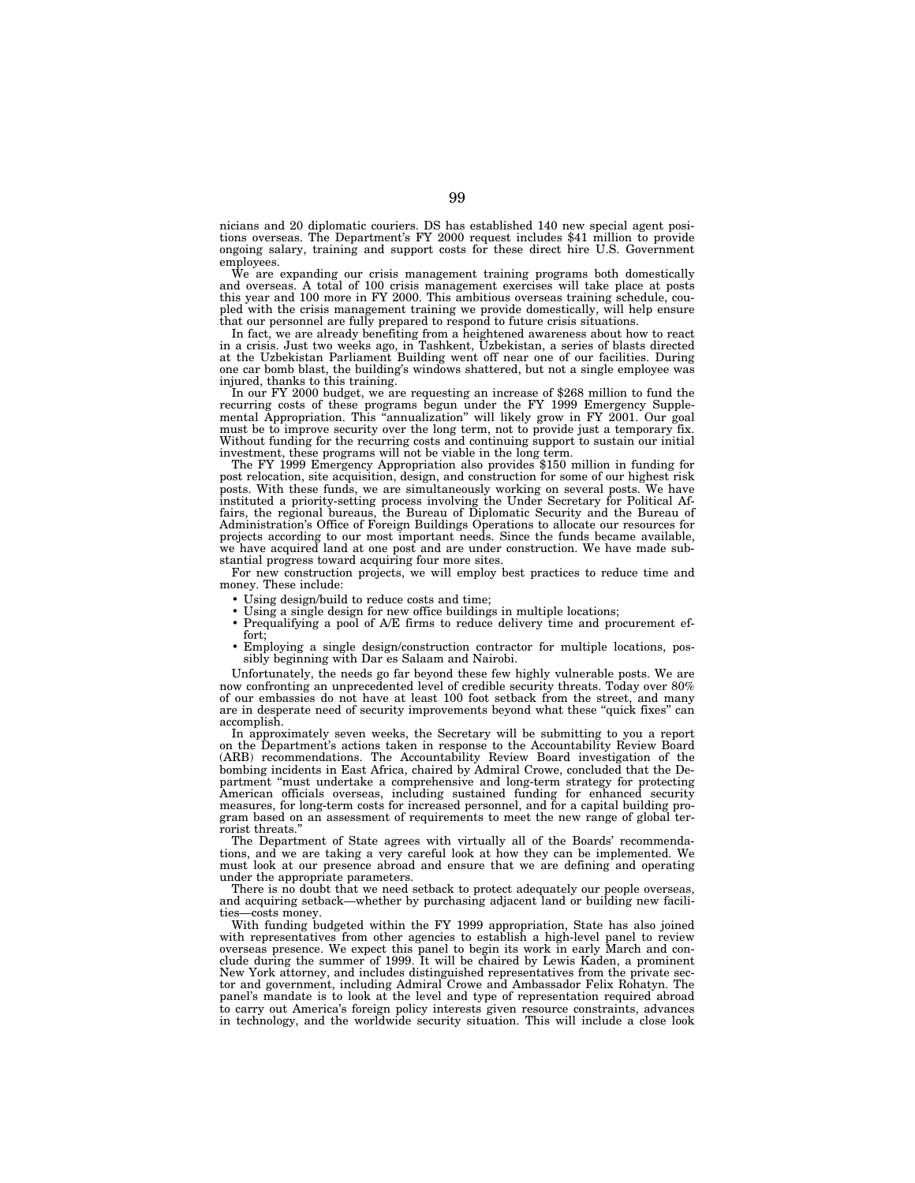nicians and 20 diplomatic couriers. DS has established 140 new special agent positions overseas. The Department's FY 2000 request includes $41 million to provide ongoing salary, training and support costs for these direct hire U.S. Government employees.

We are expanding our crisis management training programs both domestically and overseas. A total of 100 crisis management exercises will take place at posts this year and 100 more in FY 2000. This ambitious overseas training schedule, coupled with the crisis management training we provide domestically, will help ensure that our personnel are fully prepared to respond to future crisis situations.

In fact, we are already benefiting from a heightened awareness about how to react in a crisis. Just two weeks ago, in Tashkent, Uzbekistan, a series of blasts directed at the Uzbekistan Parliament Building went off near one of our facilities. During one car bomb blast, the building's windows shattered, but not a single employee was injured, thanks to this training.

In our FY 2000 budget, we are requesting an increase of $268 million to fund the recurring costs of these programs begun under the FY 1999 Emergency Supplemental Appropriation. This "annualization" will likely grow in FY 2001. Our goal must be to improve security over the long term, not to provide just a temporary fix. Without funding for the recurring costs and continuing support to sustain our initial investment, these programs will not be viable in the long term.

The FY 1999 Emergency Appropriation also provides $150 million in funding for post relocation, site acquisition, design, and construction for some of our highest risk posts. With these funds, we are simultaneously working on several posts. We have instituted a priority-setting process involving the Under Secretary for Political Affairs, the regional bureaus, the Bureau of Diplomatic Security and the Bureau of Administration's Office of Foreign Buildings Operations to allocate our resources for projects according to our most important needs. Since the funds became available, we have acquired land at one post and are under construction. We have made substantial progress toward acquiring four more sites.

For new construction projects, we will employ best practices to reduce time and money. These include:

- Using design/build to reduce costs and time;
- Using a single design for new office buildings in multiple locations;
- Prequalifying a pool of A/E firms to reduce delivery time and procurement effort;
- Employing a single design/construction contractor for multiple locations, possibly beginning with Dar es Salaam and Nairobi.

Unfortunately, the needs go far beyond these few highly vulnerable posts. We are now confronting an unprecedented level of credible security threats. Today over 80% of our embassies do not have at least 100 foot setback from the street, and many are in desperate need of security improvements beyond what these "quick fixes" can accomplish.

In approximately seven weeks, the Secretary will be submitting to you a report on the Department's actions taken in response to the Accountability Review Board (ARB) recommendations. The Accountability Review Board investigation of the bombing incidents in East Africa, chaired by Admiral Crowe, concluded that the Department "must undertake a comprehensive and long-term strategy for protecting American officials overseas, including sustained funding for enhanced security measures, for long-term costs for increased personnel, and for a capital building program based on an assessment of requirements to meet the new range of global terrorist threats."

The Department of State agrees with virtually all of the Boards' recommendations, and we are taking a very careful look at how they can be implemented. We must look at our presence abroad and ensure that we are defining and operating under the appropriate parameters.

There is no doubt that we need setback to protect adequately our people overseas, and acquiring setback—whether by purchasing adjacent land or building new facilities—costs money.

With funding budgeted within the FY 1999 appropriation, State has also joined with representatives from other agencies to establish a high-level panel to review overseas presence. We expect this panel to begin its work in early March and conclude during the summer of 1999. It will be chaired by Lewis Kaden, a prominent New York attorney, and includes distinguished representatives from the private sector and government, including Admiral Crowe and Ambassador Felix Rohatyn. The panel's mandate is to look at the level and type of representation required abroad to carry out America's foreign policy interests given resource constraints, advances in technology, and the worldwide security situation. This will include a close look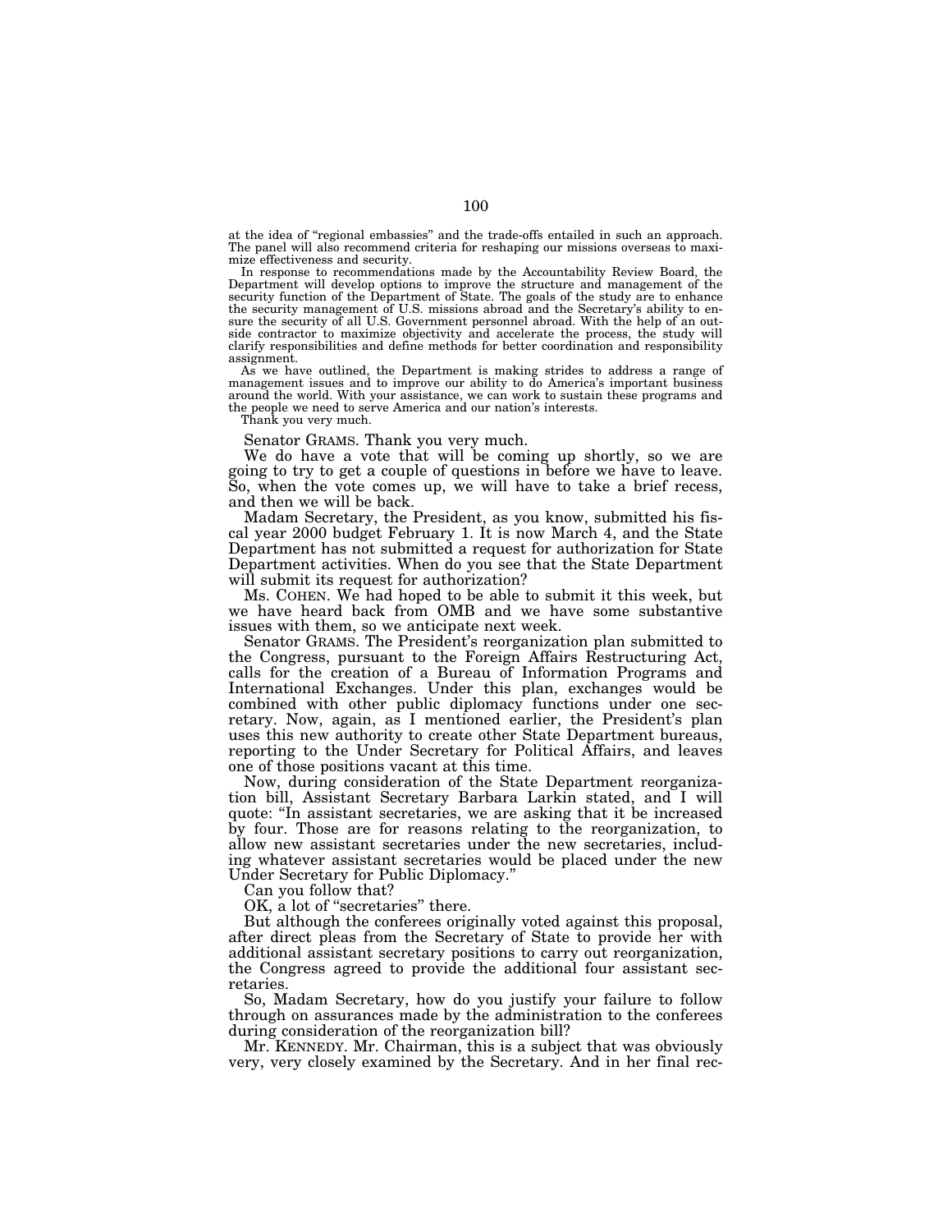at the idea of "regional embassies" and the trade-offs entailed in such an approach. The panel will also recommend criteria for reshaping our missions overseas to maximize effectiveness and security.

In response to recommendations made by the Accountability Review Board, the Department will develop options to improve the structure and management of the security function of the Department of State. The goals of the study are to enhance the security management of U.S. missions abroad and the Secretary's ability to ensure the security of all U.S. Government personnel abroad. With the help of an outside contractor to maximize objectivity and accelerate the process, the study will clarify responsibilities and define methods for better coordination and responsibility assignment.

As we have outlined, the Department is making strides to address a range of management issues and to improve our ability to do America's important business around the world. With your assistance, we can work to sustain these programs and the people we need to serve America and our nation's interests.

Thank you very much.

Senator GRAMS. Thank you very much.

We do have a vote that will be coming up shortly, so we are going to try to get a couple of questions in before we have to leave. So, when the vote comes up, we will have to take a brief recess, and then we will be back.

Madam Secretary, the President, as you know, submitted his fiscal year 2000 budget February 1. It is now March 4, and the State Department has not submitted a request for authorization for State Department activities. When do you see that the State Department will submit its request for authorization?

Ms. COHEN. We had hoped to be able to submit it this week, but we have heard back from OMB and we have some substantive issues with them, so we anticipate next week.

Senator GRAMS. The President's reorganization plan submitted to the Congress, pursuant to the Foreign Affairs Restructuring Act, calls for the creation of a Bureau of Information Programs and International Exchanges. Under this plan, exchanges would be combined with other public diplomacy functions under one secretary. Now, again, as I mentioned earlier, the President's plan uses this new authority to create other State Department bureaus, reporting to the Under Secretary for Political Affairs, and leaves one of those positions vacant at this time.

Now, during consideration of the State Department reorganization bill, Assistant Secretary Barbara Larkin stated, and I will quote: "In assistant secretaries, we are asking that it be increased by four. Those are for reasons relating to the reorganization, to allow new assistant secretaries under the new secretaries, including whatever assistant secretaries would be placed under the new Under Secretary for Public Diplomacy."

Can you follow that?

OK, a lot of "secretaries" there.

But although the conferees originally voted against this proposal, after direct pleas from the Secretary of State to provide her with additional assistant secretary positions to carry out reorganization, the Congress agreed to provide the additional four assistant secretaries.

So, Madam Secretary, how do you justify your failure to follow through on assurances made by the administration to the conferees during consideration of the reorganization bill?

Mr. KENNEDY. Mr. Chairman, this is a subject that was obviously very, very closely examined by the Secretary. And in her final rec-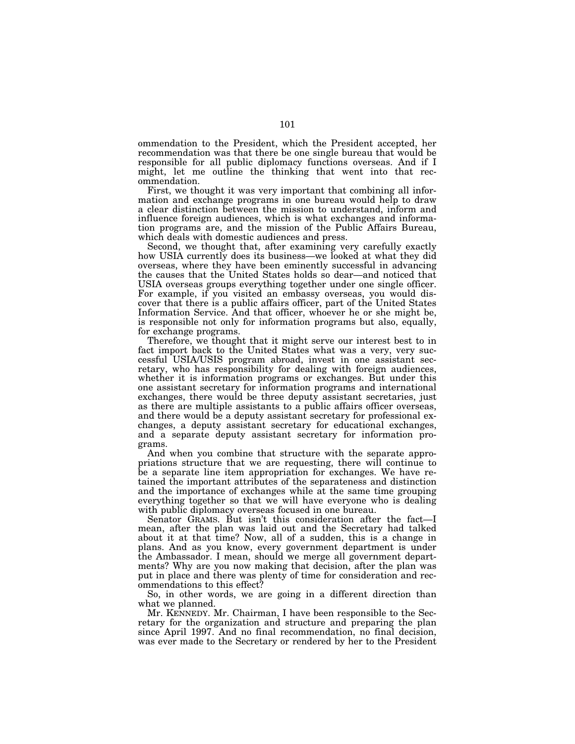ommendation to the President, which the President accepted, her recommendation was that there be one single bureau that would be responsible for all public diplomacy functions overseas. And if I might, let me outline the thinking that went into that recommendation.

First, we thought it was very important that combining all information and exchange programs in one bureau would help to draw a clear distinction between the mission to understand, inform and influence foreign audiences, which is what exchanges and information programs are, and the mission of the Public Affairs Bureau, which deals with domestic audiences and press.

Second, we thought that, after examining very carefully exactly how USIA currently does its business—we looked at what they did overseas, where they have been eminently successful in advancing the causes that the United States holds so dear—and noticed that USIA overseas groups everything together under one single officer. For example, if you visited an embassy overseas, you would discover that there is a public affairs officer, part of the United States Information Service. And that officer, whoever he or she might be, is responsible not only for information programs but also, equally, for exchange programs.

Therefore, we thought that it might serve our interest best to in fact import back to the United States what was a very, very successful USIA/USIS program abroad, invest in one assistant secretary, who has responsibility for dealing with foreign audiences, whether it is information programs or exchanges. But under this one assistant secretary for information programs and international exchanges, there would be three deputy assistant secretaries, just as there are multiple assistants to a public affairs officer overseas, and there would be a deputy assistant secretary for professional exchanges, a deputy assistant secretary for educational exchanges, and a separate deputy assistant secretary for information programs.

And when you combine that structure with the separate appropriations structure that we are requesting, there will continue to be a separate line item appropriation for exchanges. We have retained the important attributes of the separateness and distinction and the importance of exchanges while at the same time grouping everything together so that we will have everyone who is dealing with public diplomacy overseas focused in one bureau.

Senator GRAMS. But isn't this consideration after the fact—I mean, after the plan was laid out and the Secretary had talked about it at that time? Now, all of a sudden, this is a change in plans. And as you know, every government department is under the Ambassador. I mean, should we merge all government departments? Why are you now making that decision, after the plan was put in place and there was plenty of time for consideration and recommendations to this effect?

So, in other words, we are going in a different direction than what we planned.

Mr. KENNEDY. Mr. Chairman, I have been responsible to the Secretary for the organization and structure and preparing the plan since April 1997. And no final recommendation, no final decision, was ever made to the Secretary or rendered by her to the President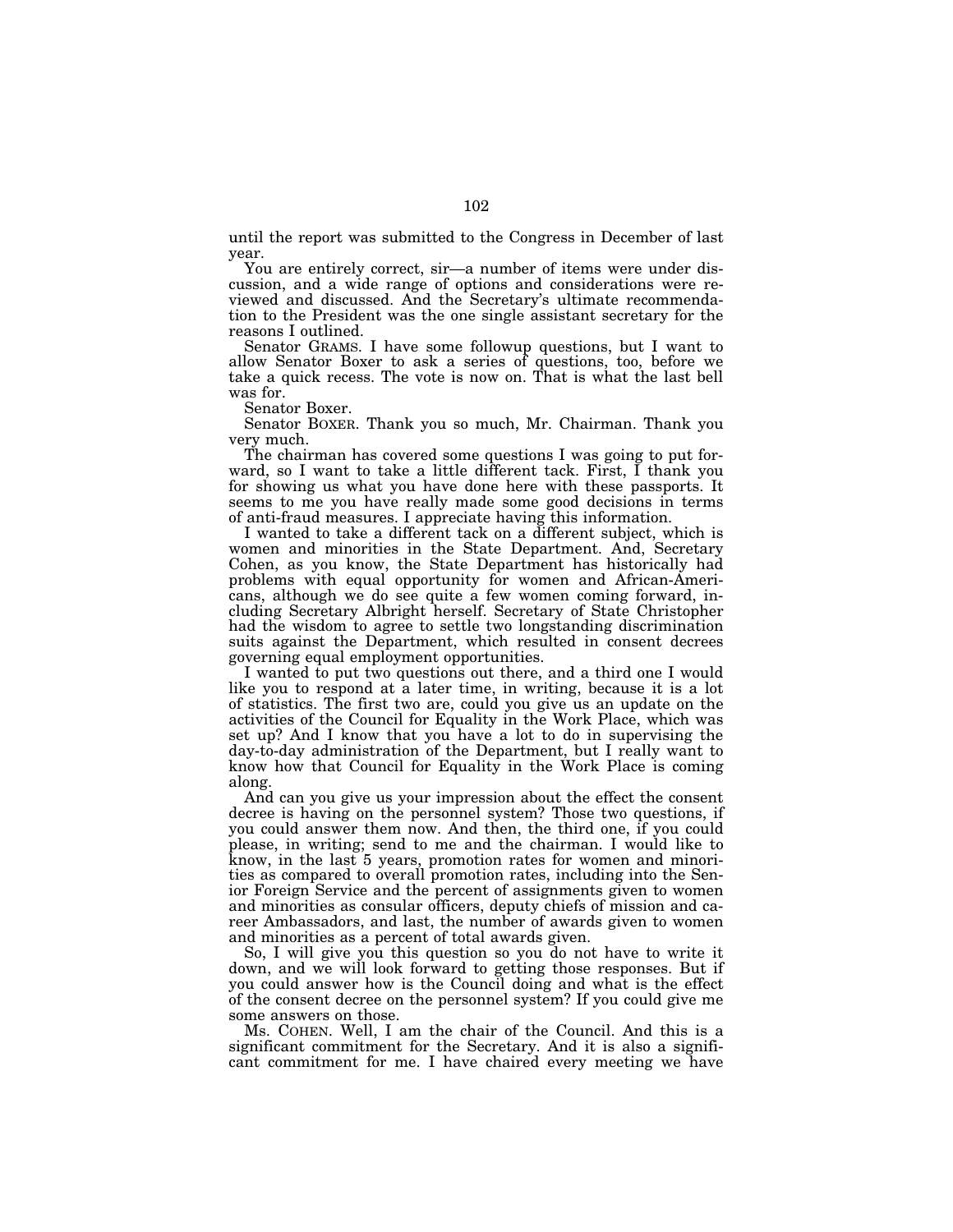until the report was submitted to the Congress in December of last year.

You are entirely correct, sir—a number of items were under discussion, and a wide range of options and considerations were reviewed and discussed. And the Secretary's ultimate recommendation to the President was the one single assistant secretary for the reasons I outlined.

Senator GRAMS. I have some followup questions, but I want to allow Senator Boxer to ask a series of questions, too, before we take a quick recess. The vote is now on. That is what the last bell was for.

Senator Boxer.

Senator BOXER. Thank you so much, Mr. Chairman. Thank you very much.

The chairman has covered some questions I was going to put forward, so I want to take a little different tack. First, I thank you for showing us what you have done here with these passports. It seems to me you have really made some good decisions in terms of anti-fraud measures. I appreciate having this information.

I wanted to take a different tack on a different subject, which is women and minorities in the State Department. And, Secretary Cohen, as you know, the State Department has historically had problems with equal opportunity for women and African-Americans, although we do see quite a few women coming forward, including Secretary Albright herself. Secretary of State Christopher had the wisdom to agree to settle two longstanding discrimination suits against the Department, which resulted in consent decrees governing equal employment opportunities.

I wanted to put two questions out there, and a third one I would like you to respond at a later time, in writing, because it is a lot of statistics. The first two are, could you give us an update on the activities of the Council for Equality in the Work Place, which was set up? And I know that you have a lot to do in supervising the day-to-day administration of the Department, but I really want to know how that Council for Equality in the Work Place is coming along.

And can you give us your impression about the effect the consent decree is having on the personnel system? Those two questions, if you could answer them now. And then, the third one, if you could please, in writing; send to me and the chairman. I would like to know, in the last 5 years, promotion rates for women and minorities as compared to overall promotion rates, including into the Senior Foreign Service and the percent of assignments given to women and minorities as consular officers, deputy chiefs of mission and career Ambassadors, and last, the number of awards given to women and minorities as a percent of total awards given.

So, I will give you this question so you do not have to write it down, and we will look forward to getting those responses. But if you could answer how is the Council doing and what is the effect of the consent decree on the personnel system? If you could give me some answers on those.

Ms. COHEN. Well, I am the chair of the Council. And this is a significant commitment for the Secretary. And it is also a significant commitment for me. I have chaired every meeting we have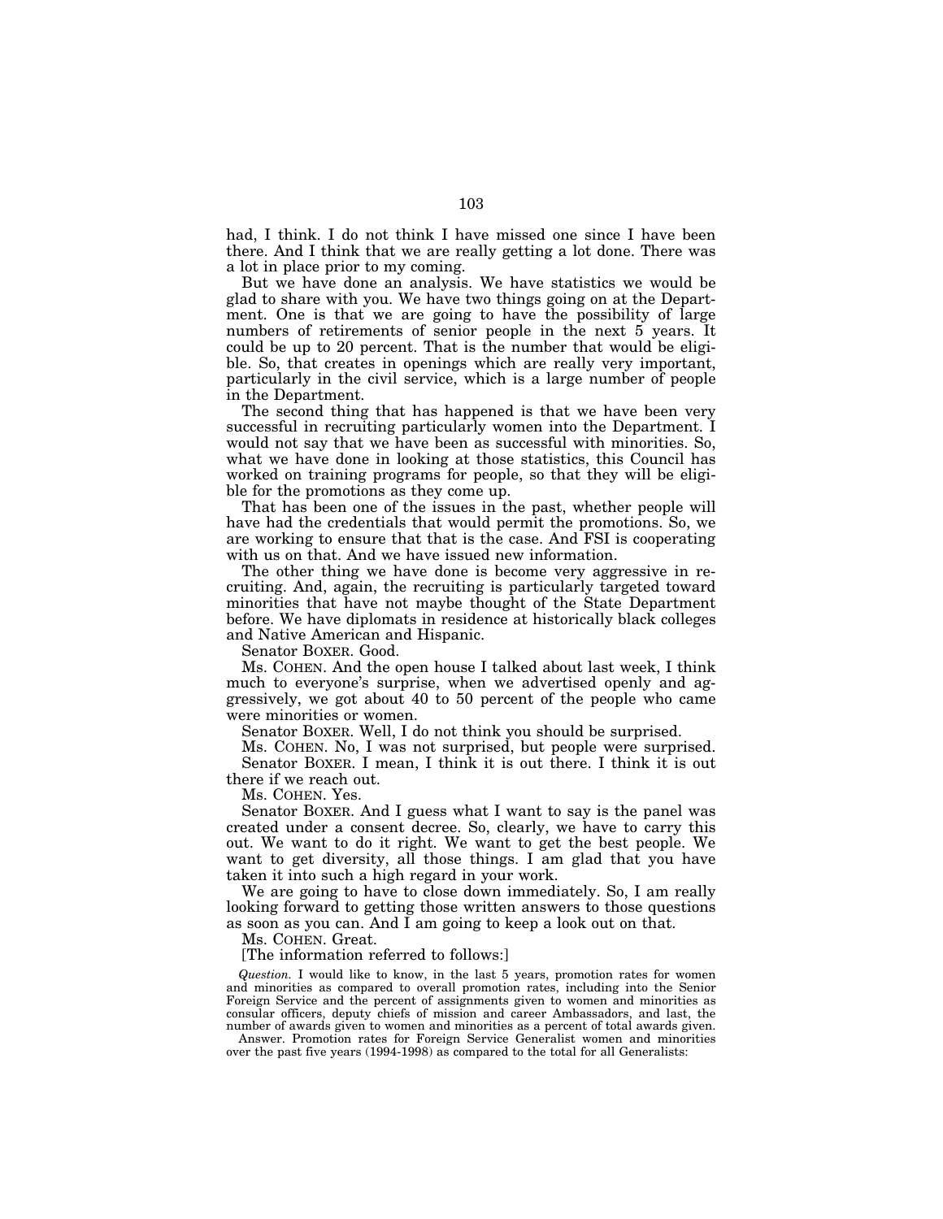had, I think. I do not think I have missed one since I have been there. And I think that we are really getting a lot done. There was a lot in place prior to my coming.

But we have done an analysis. We have statistics we would be glad to share with you. We have two things going on at the Department. One is that we are going to have the possibility of large numbers of retirements of senior people in the next 5 years. It could be up to 20 percent. That is the number that would be eligible. So, that creates in openings which are really very important, particularly in the civil service, which is a large number of people in the Department.

The second thing that has happened is that we have been very successful in recruiting particularly women into the Department. I would not say that we have been as successful with minorities. So, what we have done in looking at those statistics, this Council has worked on training programs for people, so that they will be eligible for the promotions as they come up.

That has been one of the issues in the past, whether people will have had the credentials that would permit the promotions. So, we are working to ensure that that is the case. And FSI is cooperating with us on that. And we have issued new information.

The other thing we have done is become very aggressive in recruiting. And, again, the recruiting is particularly targeted toward minorities that have not maybe thought of the State Department before. We have diplomats in residence at historically black colleges and Native American and Hispanic.

Senator BOXER. Good.

Ms. COHEN. And the open house I talked about last week, I think much to everyone's surprise, when we advertised openly and aggressively, we got about 40 to 50 percent of the people who came were minorities or women.

Senator BOXER. Well, I do not think you should be surprised.

Ms. COHEN. No, I was not surprised, but people were surprised.

Senator BOXER. I mean, I think it is out there. I think it is out there if we reach out.

Ms. COHEN. Yes.

Senator BOXER. And I guess what I want to say is the panel was created under a consent decree. So, clearly, we have to carry this out. We want to do it right. We want to get the best people. We want to get diversity, all those things. I am glad that you have taken it into such a high regard in your work.

We are going to have to close down immediately. So, I am really looking forward to getting those written answers to those questions as soon as you can. And I am going to keep a look out on that.

Ms. COHEN. Great.

[The information referred to follows:]

*Question.* I would like to know, in the last 5 years, promotion rates for women and minorities as compared to overall promotion rates, including into the Senior Foreign Service and the percent of assignments given to women and minorities as consular officers, deputy chiefs of mission and career Ambassadors, and last, the number of awards given to women and minorities as a percent of total awards given.

Answer. Promotion rates for Foreign Service Generalist women and minorities over the past five years (1994-1998) as compared to the total for all Generalists: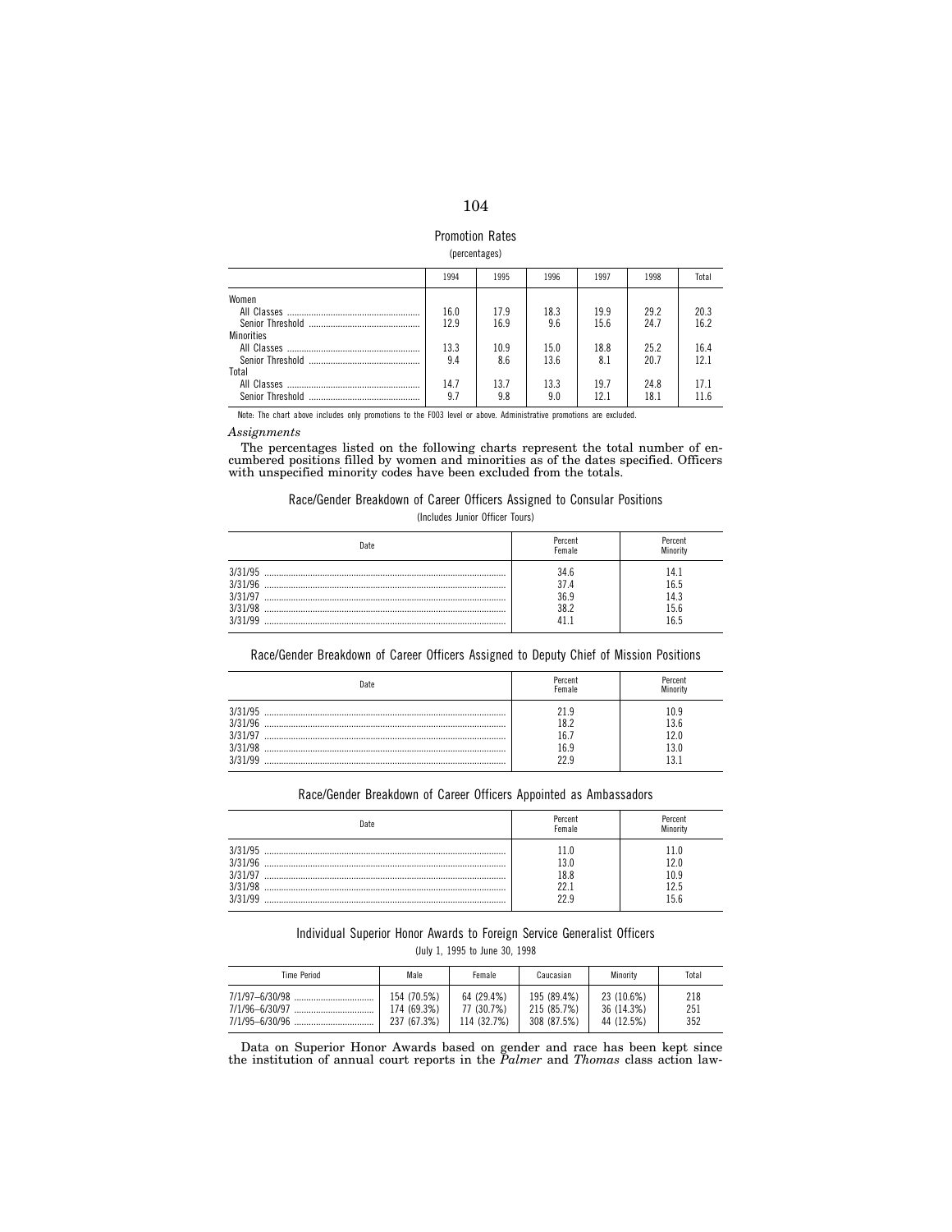Promotion Rates

(percentages)

| | 1994 | 1995 | 1996 | 1997 | 1998 | Total |
|---|---|---|---|---|---|---|
| Women | | | | | | |
| All Classes | 16.0 | 17.9 | 18.3 | 19.9 | 29.2 | 20.3 |
| Senior Threshold | 12.9 | 16.9 | 9.6 | 15.6 | 24.7 | 16.2 |
| Minorities | | | | | | |
| All Classes | 13.3 | 10.9 | 15.0 | 18.8 | 25.2 | 16.4 |
| Senior Threshold | 9.4 | 8.6 | 13.6 | 8.1 | 20.7 | 12.1 |
| Total | | | | | | |
| All Classes | 14.7 | 13.7 | 13.3 | 19.7 | 24.8 | 17.1 |
| Senior Threshold | 9.7 | 9.8 | 9.0 | 12.1 | 18.1 | 11.6 |

Note: The chart above includes only promotions to the FO03 level or above. Administrative promotions are excluded.

*Assignments*

The percentages listed on the following charts represent the total number of encumbered positions filled by women and minorities as of the dates specified. Officers with unspecified minority codes have been excluded from the totals.

Race/Gender Breakdown of Career Officers Assigned to Consular Positions

(Includes Junior Officer Tours)

| Date | Percent Female | Percent Minority |
|---|---|---|
| 3/31/95 | 34.6 | 14.1 |
| 3/31/96 | 37.4 | 16.5 |
| 3/31/97 | 36.9 | 14.3 |
| 3/31/98 | 38.2 | 15.6 |
| 3/31/99 | 41.1 | 16.5 |

Race/Gender Breakdown of Career Officers Assigned to Deputy Chief of Mission Positions

| Date | Percent Female | Percent Minority |
|---|---|---|
| 3/31/95 | 21.9 | 10.9 |
| 3/31/96 | 18.2 | 13.6 |
| 3/31/97 | 16.7 | 12.0 |
| 3/31/98 | 16.9 | 13.0 |
| 3/31/99 | 22.9 | 13.1 |

Race/Gender Breakdown of Career Officers Appointed as Ambassadors

| Date | Percent Female | Percent Minority |
|---|---|---|
| 3/31/95 | 11.0 | 11.0 |
| 3/31/96 | 13.0 | 12.0 |
| 3/31/97 | 18.8 | 10.9 |
| 3/31/98 | 22.1 | 12.5 |
| 3/31/99 | 22.9 | 15.6 |

Individual Superior Honor Awards to Foreign Service Generalist Officers

(July 1, 1995 to June 30, 1998

| Time Period | Male | Female | Caucasian | Minority | Total |
|---|---|---|---|---|---|
| 7/1/97–6/30/98 | 154 (70.5%) | 64 (29.4%) | 195 (89.4%) | 23 (10.6%) | 218 |
| 7/1/96–6/30/97 | 174 (69.3%) | 77 (30.7%) | 215 (85.7%) | 36 (14.3%) | 251 |
| 7/1/95–6/30/96 | 237 (67.3%) | 114 (32.7%) | 308 (87.5%) | 44 (12.5%) | 352 |

Data on Superior Honor Awards based on gender and race has been kept since the institution of annual court reports in the *Palmer* and *Thomas* class action law-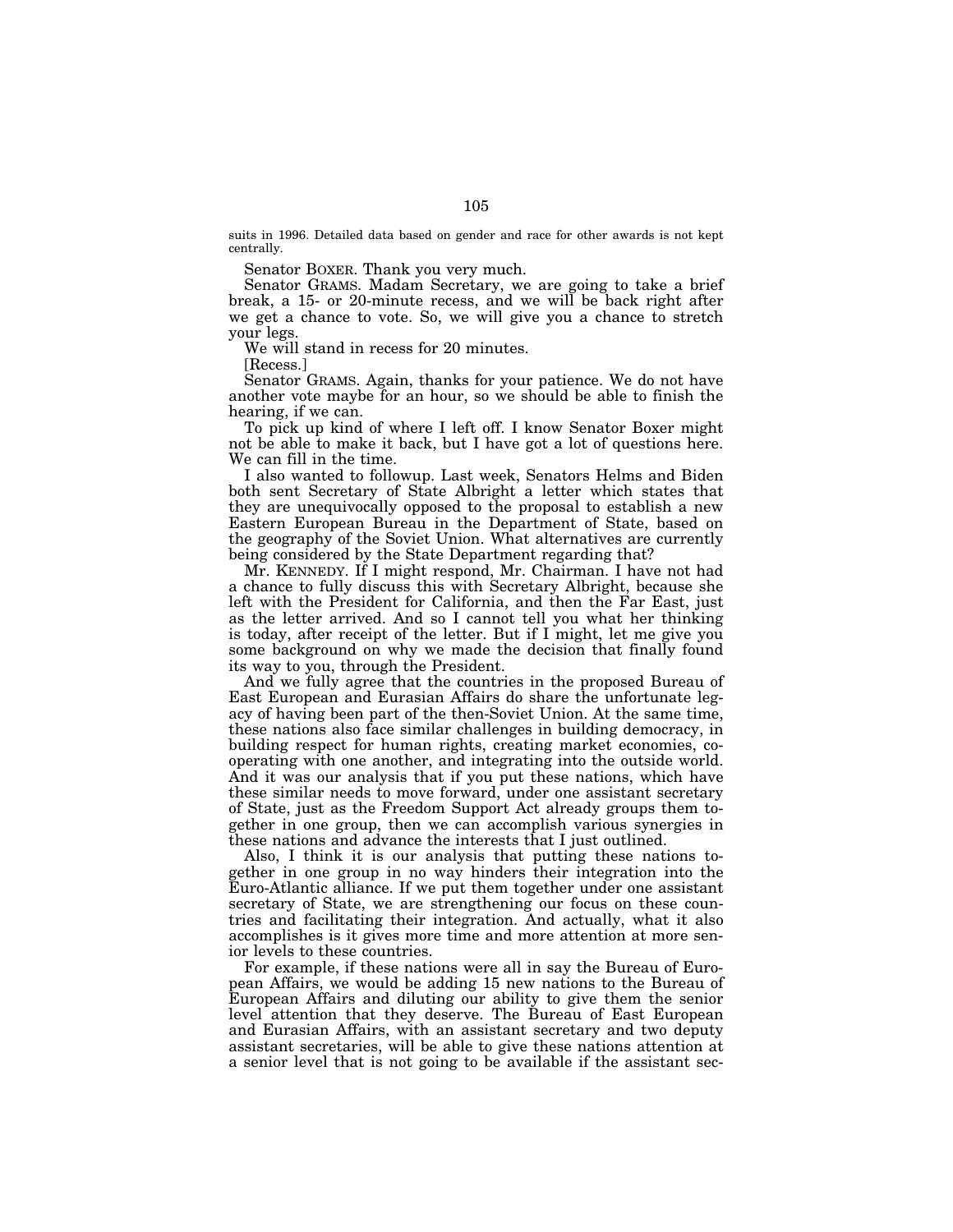suits in 1996. Detailed data based on gender and race for other awards is not kept centrally.

Senator BOXER. Thank you very much.

Senator GRAMS. Madam Secretary, we are going to take a brief break, a 15- or 20-minute recess, and we will be back right after we get a chance to vote. So, we will give you a chance to stretch your legs.

We will stand in recess for 20 minutes.

[Recess.]

Senator GRAMS. Again, thanks for your patience. We do not have another vote maybe for an hour, so we should be able to finish the hearing, if we can.

To pick up kind of where I left off. I know Senator Boxer might not be able to make it back, but I have got a lot of questions here. We can fill in the time.

I also wanted to followup. Last week, Senators Helms and Biden both sent Secretary of State Albright a letter which states that they are unequivocally opposed to the proposal to establish a new Eastern European Bureau in the Department of State, based on the geography of the Soviet Union. What alternatives are currently being considered by the State Department regarding that?

Mr. KENNEDY. If I might respond, Mr. Chairman. I have not had a chance to fully discuss this with Secretary Albright, because she left with the President for California, and then the Far East, just as the letter arrived. And so I cannot tell you what her thinking is today, after receipt of the letter. But if I might, let me give you some background on why we made the decision that finally found its way to you, through the President.

And we fully agree that the countries in the proposed Bureau of East European and Eurasian Affairs do share the unfortunate legacy of having been part of the then-Soviet Union. At the same time, these nations also face similar challenges in building democracy, in building respect for human rights, creating market economies, cooperating with one another, and integrating into the outside world. And it was our analysis that if you put these nations, which have these similar needs to move forward, under one assistant secretary of State, just as the Freedom Support Act already groups them together in one group, then we can accomplish various synergies in these nations and advance the interests that I just outlined.

Also, I think it is our analysis that putting these nations together in one group in no way hinders their integration into the Euro-Atlantic alliance. If we put them together under one assistant secretary of State, we are strengthening our focus on these countries and facilitating their integration. And actually, what it also accomplishes is it gives more time and more attention at more senior levels to these countries.

For example, if these nations were all in say the Bureau of European Affairs, we would be adding 15 new nations to the Bureau of European Affairs and diluting our ability to give them the senior level attention that they deserve. The Bureau of East European and Eurasian Affairs, with an assistant secretary and two deputy assistant secretaries, will be able to give these nations attention at a senior level that is not going to be available if the assistant sec-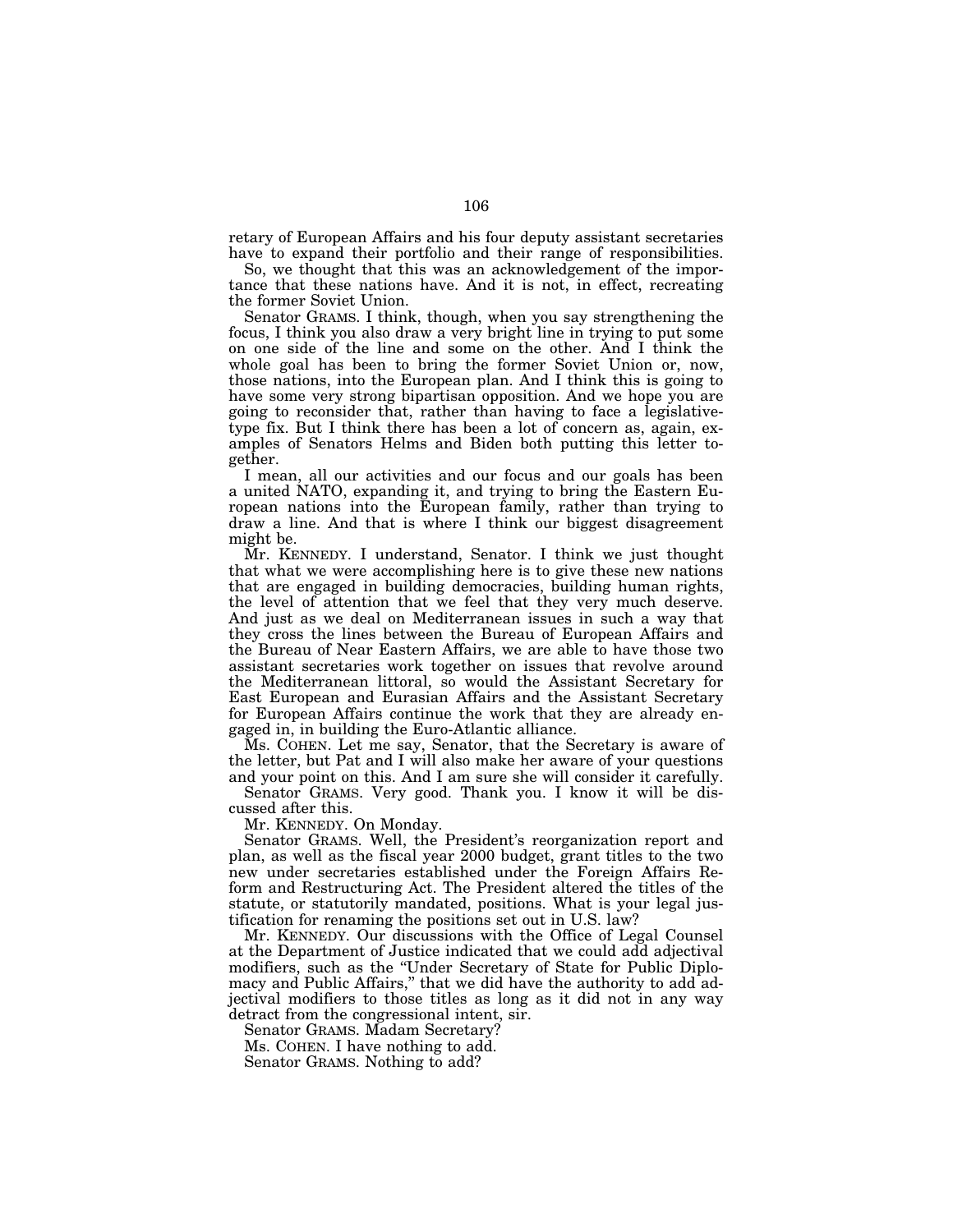retary of European Affairs and his four deputy assistant secretaries have to expand their portfolio and their range of responsibilities.

So, we thought that this was an acknowledgement of the importance that these nations have. And it is not, in effect, recreating the former Soviet Union.

Senator GRAMS. I think, though, when you say strengthening the focus, I think you also draw a very bright line in trying to put some on one side of the line and some on the other. And I think the whole goal has been to bring the former Soviet Union or, now, those nations, into the European plan. And I think this is going to have some very strong bipartisan opposition. And we hope you are going to reconsider that, rather than having to face a legislative-type fix. But I think there has been a lot of concern as, again, examples of Senators Helms and Biden both putting this letter together.

I mean, all our activities and our focus and our goals has been a united NATO, expanding it, and trying to bring the Eastern European nations into the European family, rather than trying to draw a line. And that is where I think our biggest disagreement might be.

Mr. KENNEDY. I understand, Senator. I think we just thought that what we were accomplishing here is to give these new nations that are engaged in building democracies, building human rights, the level of attention that we feel that they very much deserve. And just as we deal on Mediterranean issues in such a way that they cross the lines between the Bureau of European Affairs and the Bureau of Near Eastern Affairs, we are able to have those two assistant secretaries work together on issues that revolve around the Mediterranean littoral, so would the Assistant Secretary for East European and Eurasian Affairs and the Assistant Secretary for European Affairs continue the work that they are already engaged in, in building the Euro-Atlantic alliance.

Ms. COHEN. Let me say, Senator, that the Secretary is aware of the letter, but Pat and I will also make her aware of your questions and your point on this. And I am sure she will consider it carefully.

Senator GRAMS. Very good. Thank you. I know it will be discussed after this.

Mr. KENNEDY. On Monday.

Senator GRAMS. Well, the President's reorganization report and plan, as well as the fiscal year 2000 budget, grant titles to the two new under secretaries established under the Foreign Affairs Reform and Restructuring Act. The President altered the titles of the statute, or statutorily mandated, positions. What is your legal justification for renaming the positions set out in U.S. law?

Mr. KENNEDY. Our discussions with the Office of Legal Counsel at the Department of Justice indicated that we could add adjectival modifiers, such as the "Under Secretary of State for Public Diplomacy and Public Affairs," that we did have the authority to add adjectival modifiers to those titles as long as it did not in any way detract from the congressional intent, sir.

Senator GRAMS. Madam Secretary?

Ms. COHEN. I have nothing to add.

Senator GRAMS. Nothing to add?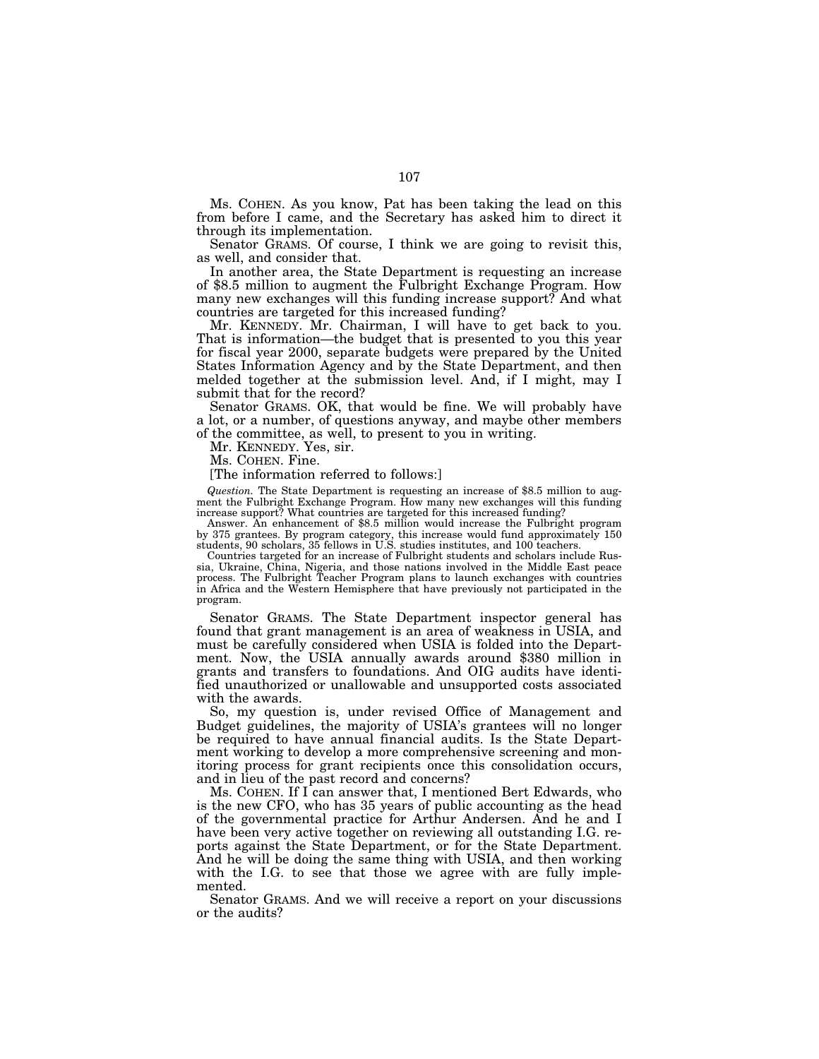Ms. COHEN. As you know, Pat has been taking the lead on this from before I came, and the Secretary has asked him to direct it through its implementation.

Senator GRAMS. Of course, I think we are going to revisit this, as well, and consider that.

In another area, the State Department is requesting an increase of $8.5 million to augment the Fulbright Exchange Program. How many new exchanges will this funding increase support? And what countries are targeted for this increased funding?

Mr. KENNEDY. Mr. Chairman, I will have to get back to you. That is information—the budget that is presented to you this year for fiscal year 2000, separate budgets were prepared by the United States Information Agency and by the State Department, and then melded together at the submission level. And, if I might, may I submit that for the record?

Senator GRAMS. OK, that would be fine. We will probably have a lot, or a number, of questions anyway, and maybe other members of the committee, as well, to present to you in writing.

Mr. KENNEDY. Yes, sir.

Ms. COHEN. Fine.

[The information referred to follows:]

*Question.* The State Department is requesting an increase of $8.5 million to augment the Fulbright Exchange Program. How many new exchanges will this funding increase support? What countries are targeted for this increased funding?

Answer. An enhancement of $8.5 million would increase the Fulbright program by 375 grantees. By program category, this increase would fund approximately 150 students, 90 scholars, 35 fellows in U.S. studies institutes, and 100 teachers.

Countries targeted for an increase of Fulbright students and scholars include Russia, Ukraine, China, Nigeria, and those nations involved in the Middle East peace process. The Fulbright Teacher Program plans to launch exchanges with countries in Africa and the Western Hemisphere that have previously not participated in the program.

Senator GRAMS. The State Department inspector general has found that grant management is an area of weakness in USIA, and must be carefully considered when USIA is folded into the Department. Now, the USIA annually awards around $380 million in grants and transfers to foundations. And OIG audits have identified unauthorized or unallowable and unsupported costs associated with the awards.

So, my question is, under revised Office of Management and Budget guidelines, the majority of USIA's grantees will no longer be required to have annual financial audits. Is the State Department working to develop a more comprehensive screening and monitoring process for grant recipients once this consolidation occurs, and in lieu of the past record and concerns?

Ms. COHEN. If I can answer that, I mentioned Bert Edwards, who is the new CFO, who has 35 years of public accounting as the head of the governmental practice for Arthur Andersen. And he and I have been very active together on reviewing all outstanding I.G. reports against the State Department, or for the State Department. And he will be doing the same thing with USIA, and then working with the I.G. to see that those we agree with are fully implemented.

Senator GRAMS. And we will receive a report on your discussions or the audits?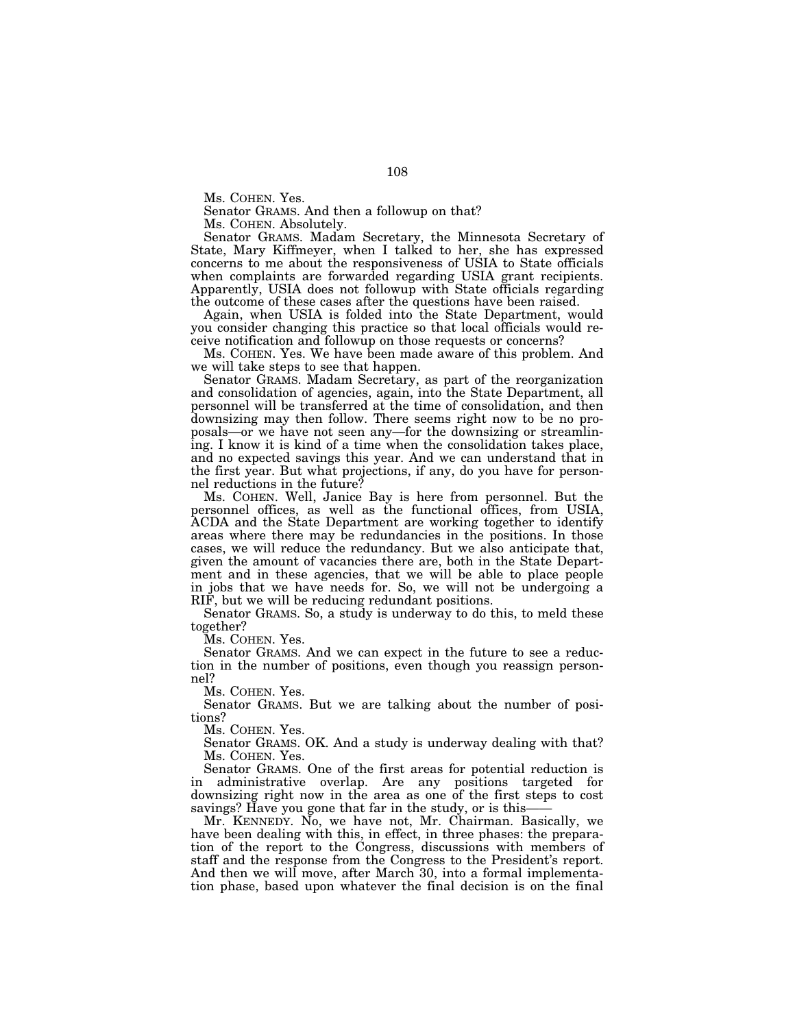Ms. COHEN. Yes.

Senator GRAMS. And then a followup on that?

Ms. COHEN. Absolutely.

Senator GRAMS. Madam Secretary, the Minnesota Secretary of State, Mary Kiffmeyer, when I talked to her, she has expressed concerns to me about the responsiveness of USIA to State officials when complaints are forwarded regarding USIA grant recipients. Apparently, USIA does not followup with State officials regarding the outcome of these cases after the questions have been raised.

Again, when USIA is folded into the State Department, would you consider changing this practice so that local officials would receive notification and followup on those requests or concerns?

Ms. COHEN. Yes. We have been made aware of this problem. And we will take steps to see that happen.

Senator GRAMS. Madam Secretary, as part of the reorganization and consolidation of agencies, again, into the State Department, all personnel will be transferred at the time of consolidation, and then downsizing may then follow. There seems right now to be no proposals—or we have not seen any—for the downsizing or streamlining. I know it is kind of a time when the consolidation takes place, and no expected savings this year. And we can understand that in the first year. But what projections, if any, do you have for personnel reductions in the future?

Ms. COHEN. Well, Janice Bay is here from personnel. But the personnel offices, as well as the functional offices, from USIA, ACDA and the State Department are working together to identify areas where there may be redundancies in the positions. In those cases, we will reduce the redundancy. But we also anticipate that, given the amount of vacancies there are, both in the State Department and in these agencies, that we will be able to place people in jobs that we have needs for. So, we will not be undergoing a RIF, but we will be reducing redundant positions.

Senator GRAMS. So, a study is underway to do this, to meld these together?

Ms. COHEN. Yes.

Senator GRAMS. And we can expect in the future to see a reduction in the number of positions, even though you reassign personnel?

Ms. COHEN. Yes.

Senator GRAMS. But we are talking about the number of positions?

Ms. COHEN. Yes.

Senator GRAMS. OK. And a study is underway dealing with that?

Ms. COHEN. Yes.

Senator GRAMS. One of the first areas for potential reduction is in administrative overlap. Are any positions targeted for downsizing right now in the area as one of the first steps to cost savings? Have you gone that far in the study, or is this——

Mr. KENNEDY. No, we have not, Mr. Chairman. Basically, we have been dealing with this, in effect, in three phases: the preparation of the report to the Congress, discussions with members of staff and the response from the Congress to the President's report. And then we will move, after March 30, into a formal implementation phase, based upon whatever the final decision is on the final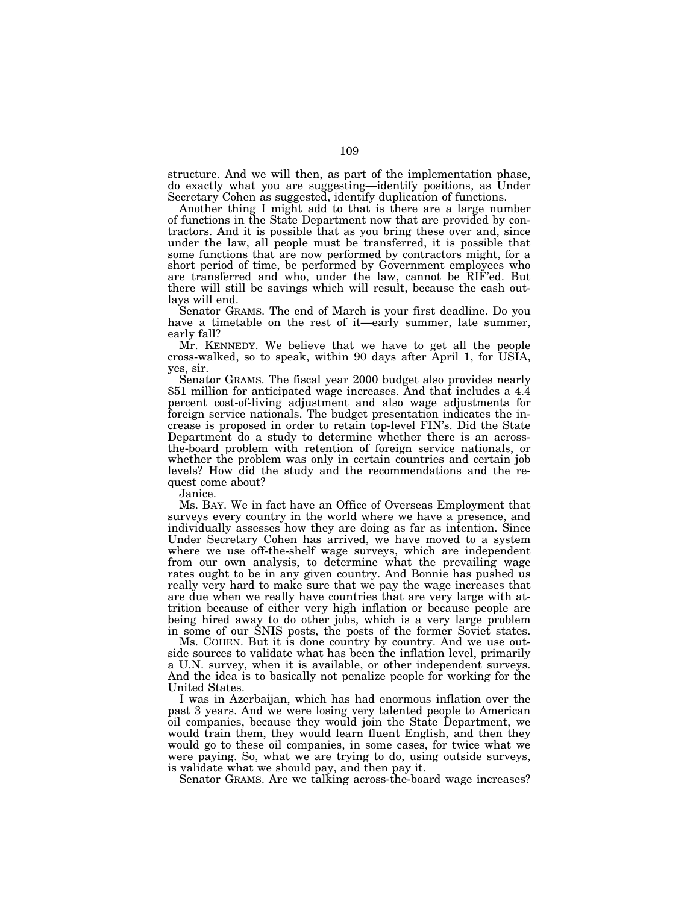structure. And we will then, as part of the implementation phase, do exactly what you are suggesting—identify positions, as Under Secretary Cohen as suggested, identify duplication of functions.

Another thing I might add to that is there are a large number of functions in the State Department now that are provided by contractors. And it is possible that as you bring these over and, since under the law, all people must be transferred, it is possible that some functions that are now performed by contractors might, for a short period of time, be performed by Government employees who are transferred and who, under the law, cannot be RIF'ed. But there will still be savings which will result, because the cash outlays will end.

Senator GRAMS. The end of March is your first deadline. Do you have a timetable on the rest of it—early summer, late summer, early fall?

Mr. KENNEDY. We believe that we have to get all the people cross-walked, so to speak, within 90 days after April 1, for USIA, yes, sir.

Senator GRAMS. The fiscal year 2000 budget also provides nearly $51 million for anticipated wage increases. And that includes a 4.4 percent cost-of-living adjustment and also wage adjustments for foreign service nationals. The budget presentation indicates the increase is proposed in order to retain top-level FIN's. Did the State Department do a study to determine whether there is an across-the-board problem with retention of foreign service nationals, or whether the problem was only in certain countries and certain job levels? How did the study and the recommendations and the request come about?

Janice.

Ms. BAY. We in fact have an Office of Overseas Employment that surveys every country in the world where we have a presence, and individually assesses how they are doing as far as intention. Since Under Secretary Cohen has arrived, we have moved to a system where we use off-the-shelf wage surveys, which are independent from our own analysis, to determine what the prevailing wage rates ought to be in any given country. And Bonnie has pushed us really very hard to make sure that we pay the wage increases that are due when we really have countries that are very large with attrition because of either very high inflation or because people are being hired away to do other jobs, which is a very large problem in some of our SNIS posts, the posts of the former Soviet states.

Ms. COHEN. But it is done country by country. And we use outside sources to validate what has been the inflation level, primarily a U.N. survey, when it is available, or other independent surveys. And the idea is to basically not penalize people for working for the United States.

I was in Azerbaijan, which has had enormous inflation over the past 3 years. And we were losing very talented people to American oil companies, because they would join the State Department, we would train them, they would learn fluent English, and then they would go to these oil companies, in some cases, for twice what we were paying. So, what we are trying to do, using outside surveys, is validate what we should pay, and then pay it.

Senator GRAMS. Are we talking across-the-board wage increases?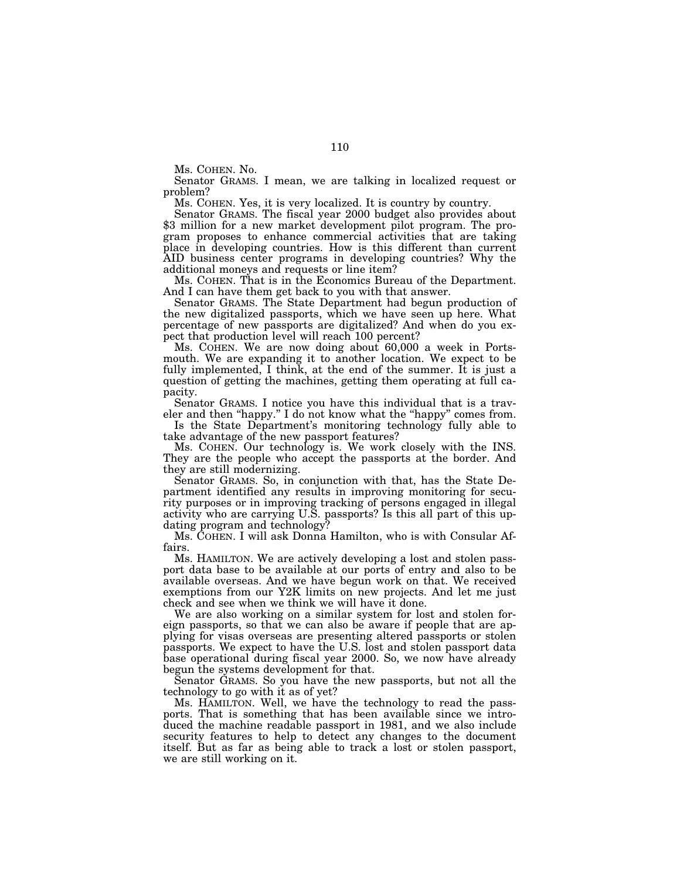Ms. COHEN. No.

Senator GRAMS. I mean, we are talking in localized request or problem?

Ms. COHEN. Yes, it is very localized. It is country by country.

Senator GRAMS. The fiscal year 2000 budget also provides about $3 million for a new market development pilot program. The program proposes to enhance commercial activities that are taking place in developing countries. How is this different than current AID business center programs in developing countries? Why the additional moneys and requests or line item?

Ms. COHEN. That is in the Economics Bureau of the Department. And I can have them get back to you with that answer.

Senator GRAMS. The State Department had begun production of the new digitalized passports, which we have seen up here. What percentage of new passports are digitalized? And when do you expect that production level will reach 100 percent?

Ms. COHEN. We are now doing about 60,000 a week in Portsmouth. We are expanding it to another location. We expect to be fully implemented, I think, at the end of the summer. It is just a question of getting the machines, getting them operating at full capacity.

Senator GRAMS. I notice you have this individual that is a traveler and then "happy." I do not know what the "happy" comes from.

Is the State Department's monitoring technology fully able to take advantage of the new passport features?

Ms. COHEN. Our technology is. We work closely with the INS. They are the people who accept the passports at the border. And they are still modernizing.

Senator GRAMS. So, in conjunction with that, has the State Department identified any results in improving monitoring for security purposes or in improving tracking of persons engaged in illegal activity who are carrying U.S. passports? Is this all part of this updating program and technology?

Ms. COHEN. I will ask Donna Hamilton, who is with Consular Affairs.

Ms. HAMILTON. We are actively developing a lost and stolen passport data base to be available at our ports of entry and also to be available overseas. And we have begun work on that. We received exemptions from our Y2K limits on new projects. And let me just check and see when we think we will have it done.

We are also working on a similar system for lost and stolen foreign passports, so that we can also be aware if people that are applying for visas overseas are presenting altered passports or stolen passports. We expect to have the U.S. lost and stolen passport data base operational during fiscal year 2000. So, we now have already begun the systems development for that.

Senator GRAMS. So you have the new passports, but not all the technology to go with it as of yet?

Ms. HAMILTON. Well, we have the technology to read the passports. That is something that has been available since we introduced the machine readable passport in 1981, and we also include security features to help to detect any changes to the document itself. But as far as being able to track a lost or stolen passport, we are still working on it.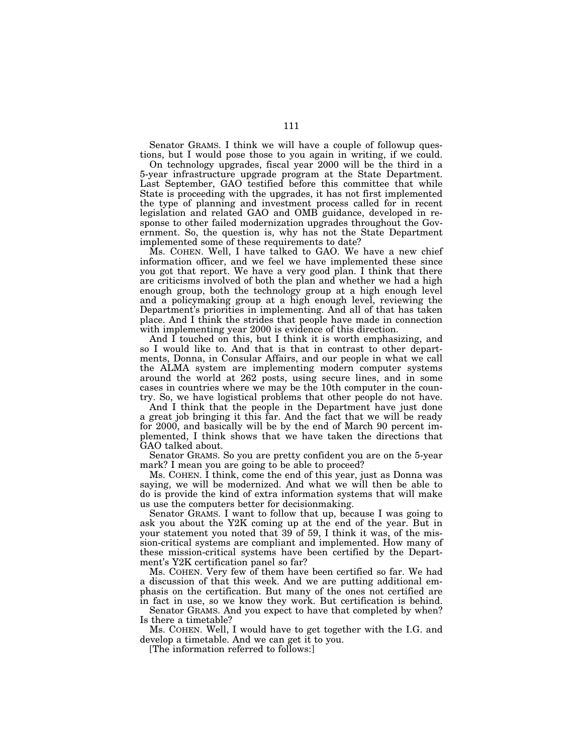Senator GRAMS. I think we will have a couple of followup questions, but I would pose those to you again in writing, if we could.

On technology upgrades, fiscal year 2000 will be the third in a 5-year infrastructure upgrade program at the State Department. Last September, GAO testified before this committee that while State is proceeding with the upgrades, it has not first implemented the type of planning and investment process called for in recent legislation and related GAO and OMB guidance, developed in response to other failed modernization upgrades throughout the Government. So, the question is, why has not the State Department implemented some of these requirements to date?

Ms. COHEN. Well, I have talked to GAO. We have a new chief information officer, and we feel we have implemented these since you got that report. We have a very good plan. I think that there are criticisms involved of both the plan and whether we had a high enough group, both the technology group at a high enough level and a policymaking group at a high enough level, reviewing the Department's priorities in implementing. And all of that has taken place. And I think the strides that people have made in connection with implementing year 2000 is evidence of this direction.

And I touched on this, but I think it is worth emphasizing, and so I would like to. And that is that in contrast to other departments, Donna, in Consular Affairs, and our people in what we call the ALMA system are implementing modern computer systems around the world at 262 posts, using secure lines, and in some cases in countries where we may be the 10th computer in the country. So, we have logistical problems that other people do not have.

And I think that the people in the Department have just done a great job bringing it this far. And the fact that we will be ready for 2000, and basically will be by the end of March 90 percent implemented, I think shows that we have taken the directions that GAO talked about.

Senator GRAMS. So you are pretty confident you are on the 5-year mark? I mean you are going to be able to proceed?

Ms. COHEN. I think, come the end of this year, just as Donna was saying, we will be modernized. And what we will then be able to do is provide the kind of extra information systems that will make us use the computers better for decisionmaking.

Senator GRAMS. I want to follow that up, because I was going to ask you about the Y2K coming up at the end of the year. But in your statement you noted that 39 of 59, I think it was, of the mission-critical systems are compliant and implemented. How many of these mission-critical systems have been certified by the Department's Y2K certification panel so far?

Ms. COHEN. Very few of them have been certified so far. We had a discussion of that this week. And we are putting additional emphasis on the certification. But many of the ones not certified are in fact in use, so we know they work. But certification is behind.

Senator GRAMS. And you expect to have that completed by when? Is there a timetable?

Ms. COHEN. Well, I would have to get together with the I.G. and develop a timetable. And we can get it to you.

[The information referred to follows:]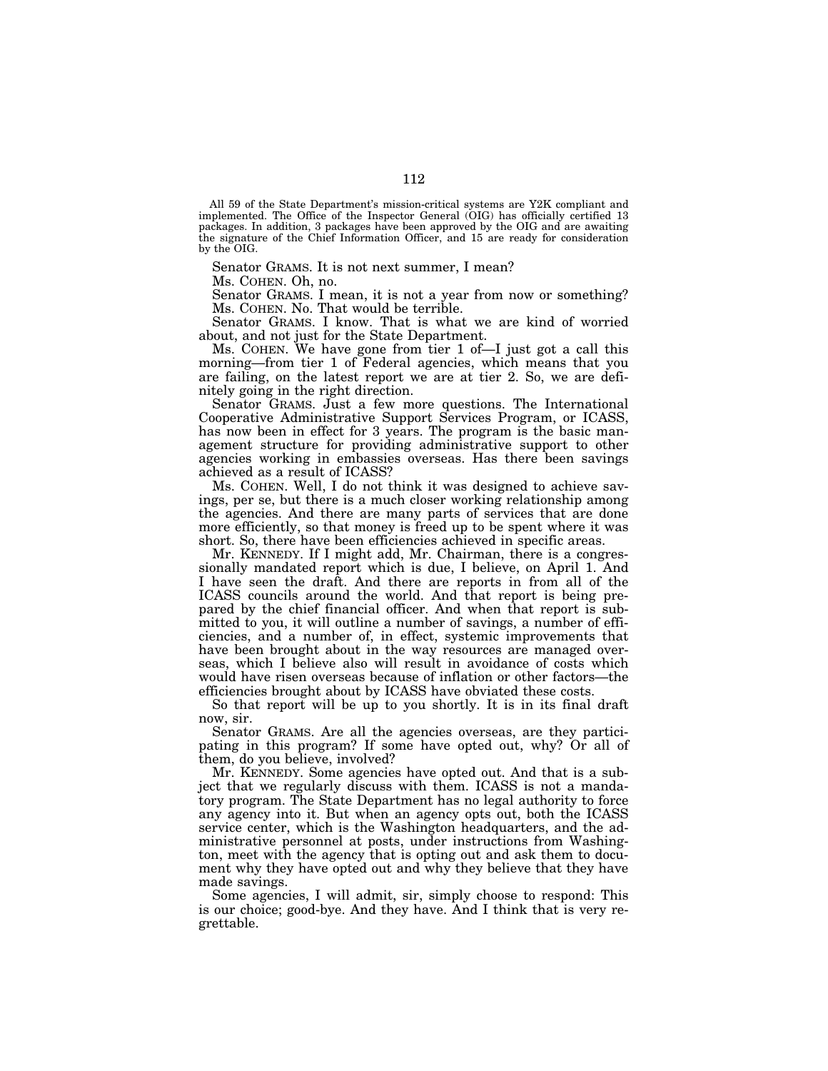All 59 of the State Department's mission-critical systems are Y2K compliant and implemented. The Office of the Inspector General (OIG) has officially certified 13 packages. In addition, 3 packages have been approved by the OIG and are awaiting the signature of the Chief Information Officer, and 15 are ready for consideration by the OIG.

Senator GRAMS. It is not next summer, I mean?

Ms. COHEN. Oh, no.

Senator GRAMS. I mean, it is not a year from now or something?

Ms. COHEN. No. That would be terrible.

Senator GRAMS. I know. That is what we are kind of worried about, and not just for the State Department.

Ms. COHEN. We have gone from tier 1 of—I just got a call this morning—from tier 1 of Federal agencies, which means that you are failing, on the latest report we are at tier 2. So, we are definitely going in the right direction.

Senator GRAMS. Just a few more questions. The International Cooperative Administrative Support Services Program, or ICASS, has now been in effect for 3 years. The program is the basic management structure for providing administrative support to other agencies working in embassies overseas. Has there been savings achieved as a result of ICASS?

Ms. COHEN. Well, I do not think it was designed to achieve savings, per se, but there is a much closer working relationship among the agencies. And there are many parts of services that are done more efficiently, so that money is freed up to be spent where it was short. So, there have been efficiencies achieved in specific areas.

Mr. KENNEDY. If I might add, Mr. Chairman, there is a congressionally mandated report which is due, I believe, on April 1. And I have seen the draft. And there are reports in from all of the ICASS councils around the world. And that report is being prepared by the chief financial officer. And when that report is submitted to you, it will outline a number of savings, a number of efficiencies, and a number of, in effect, systemic improvements that have been brought about in the way resources are managed overseas, which I believe also will result in avoidance of costs which would have risen overseas because of inflation or other factors—the efficiencies brought about by ICASS have obviated these costs.

So that report will be up to you shortly. It is in its final draft now, sir.

Senator GRAMS. Are all the agencies overseas, are they participating in this program? If some have opted out, why? Or all of them, do you believe, involved?

Mr. KENNEDY. Some agencies have opted out. And that is a subject that we regularly discuss with them. ICASS is not a mandatory program. The State Department has no legal authority to force any agency into it. But when an agency opts out, both the ICASS service center, which is the Washington headquarters, and the administrative personnel at posts, under instructions from Washington, meet with the agency that is opting out and ask them to document why they have opted out and why they believe that they have made savings.

Some agencies, I will admit, sir, simply choose to respond: This is our choice; good-bye. And they have. And I think that is very regrettable.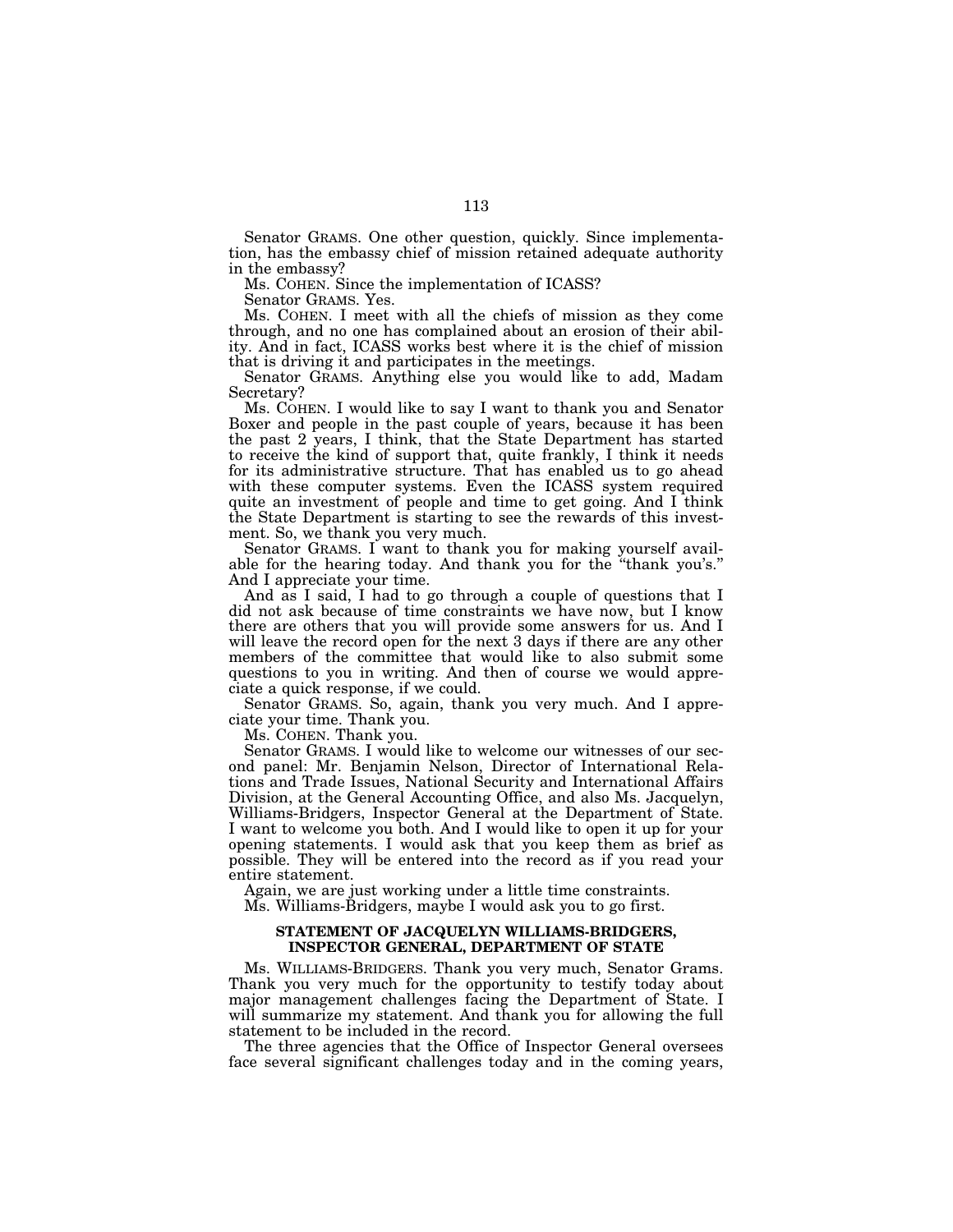Senator GRAMS. One other question, quickly. Since implementation, has the embassy chief of mission retained adequate authority in the embassy?

Ms. COHEN. Since the implementation of ICASS?

Senator GRAMS. Yes.

Ms. COHEN. I meet with all the chiefs of mission as they come through, and no one has complained about an erosion of their ability. And in fact, ICASS works best where it is the chief of mission that is driving it and participates in the meetings.

Senator GRAMS. Anything else you would like to add, Madam Secretary?

Ms. COHEN. I would like to say I want to thank you and Senator Boxer and people in the past couple of years, because it has been the past 2 years, I think, that the State Department has started to receive the kind of support that, quite frankly, I think it needs for its administrative structure. That has enabled us to go ahead with these computer systems. Even the ICASS system required quite an investment of people and time to get going. And I think the State Department is starting to see the rewards of this investment. So, we thank you very much.

Senator GRAMS. I want to thank you for making yourself available for the hearing today. And thank you for the "thank you's." And I appreciate your time.

And as I said, I had to go through a couple of questions that I did not ask because of time constraints we have now, but I know there are others that you will provide some answers for us. And I will leave the record open for the next 3 days if there are any other members of the committee that would like to also submit some questions to you in writing. And then of course we would appreciate a quick response, if we could.

Senator GRAMS. So, again, thank you very much. And I appreciate your time. Thank you.

Ms. COHEN. Thank you.

Senator GRAMS. I would like to welcome our witnesses of our second panel: Mr. Benjamin Nelson, Director of International Relations and Trade Issues, National Security and International Affairs Division, at the General Accounting Office, and also Ms. Jacquelyn, Williams-Bridgers, Inspector General at the Department of State. I want to welcome you both. And I would like to open it up for your opening statements. I would ask that you keep them as brief as possible. They will be entered into the record as if you read your entire statement.

Again, we are just working under a little time constraints.

Ms. Williams-Bridgers, maybe I would ask you to go first.

## STATEMENT OF JACQUELYN WILLIAMS-BRIDGERS, INSPECTOR GENERAL, DEPARTMENT OF STATE

Ms. WILLIAMS-BRIDGERS. Thank you very much, Senator Grams. Thank you very much for the opportunity to testify today about major management challenges facing the Department of State. I will summarize my statement. And thank you for allowing the full statement to be included in the record.

The three agencies that the Office of Inspector General oversees face several significant challenges today and in the coming years,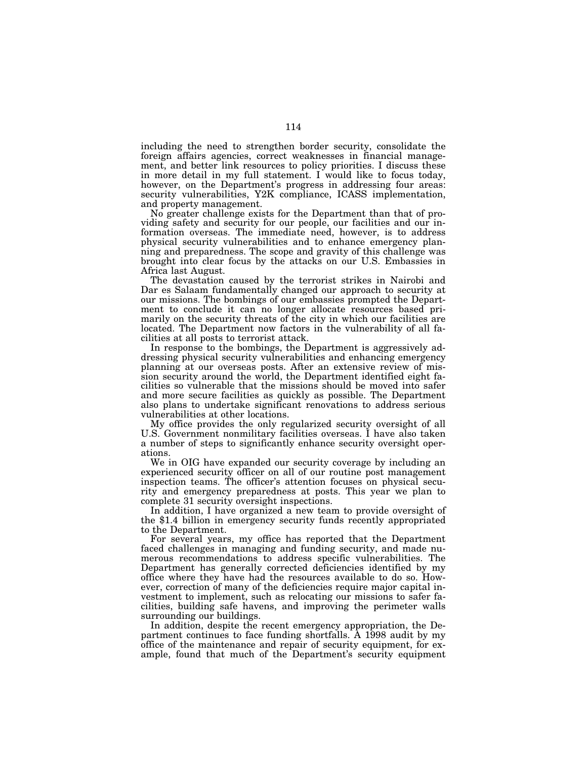including the need to strengthen border security, consolidate the foreign affairs agencies, correct weaknesses in financial management, and better link resources to policy priorities. I discuss these in more detail in my full statement. I would like to focus today, however, on the Department's progress in addressing four areas: security vulnerabilities, Y2K compliance, ICASS implementation, and property management.

No greater challenge exists for the Department than that of providing safety and security for our people, our facilities and our information overseas. The immediate need, however, is to address physical security vulnerabilities and to enhance emergency planning and preparedness. The scope and gravity of this challenge was brought into clear focus by the attacks on our U.S. Embassies in Africa last August.

The devastation caused by the terrorist strikes in Nairobi and Dar es Salaam fundamentally changed our approach to security at our missions. The bombings of our embassies prompted the Department to conclude it can no longer allocate resources based primarily on the security threats of the city in which our facilities are located. The Department now factors in the vulnerability of all facilities at all posts to terrorist attack.

In response to the bombings, the Department is aggressively addressing physical security vulnerabilities and enhancing emergency planning at our overseas posts. After an extensive review of mission security around the world, the Department identified eight facilities so vulnerable that the missions should be moved into safer and more secure facilities as quickly as possible. The Department also plans to undertake significant renovations to address serious vulnerabilities at other locations.

My office provides the only regularized security oversight of all U.S. Government nonmilitary facilities overseas. I have also taken a number of steps to significantly enhance security oversight operations.

We in OIG have expanded our security coverage by including an experienced security officer on all of our routine post management inspection teams. The officer's attention focuses on physical security and emergency preparedness at posts. This year we plan to complete 31 security oversight inspections.

In addition, I have organized a new team to provide oversight of the $1.4 billion in emergency security funds recently appropriated to the Department.

For several years, my office has reported that the Department faced challenges in managing and funding security, and made numerous recommendations to address specific vulnerabilities. The Department has generally corrected deficiencies identified by my office where they have had the resources available to do so. However, correction of many of the deficiencies require major capital investment to implement, such as relocating our missions to safer facilities, building safe havens, and improving the perimeter walls surrounding our buildings.

In addition, despite the recent emergency appropriation, the Department continues to face funding shortfalls. A 1998 audit by my office of the maintenance and repair of security equipment, for example, found that much of the Department's security equipment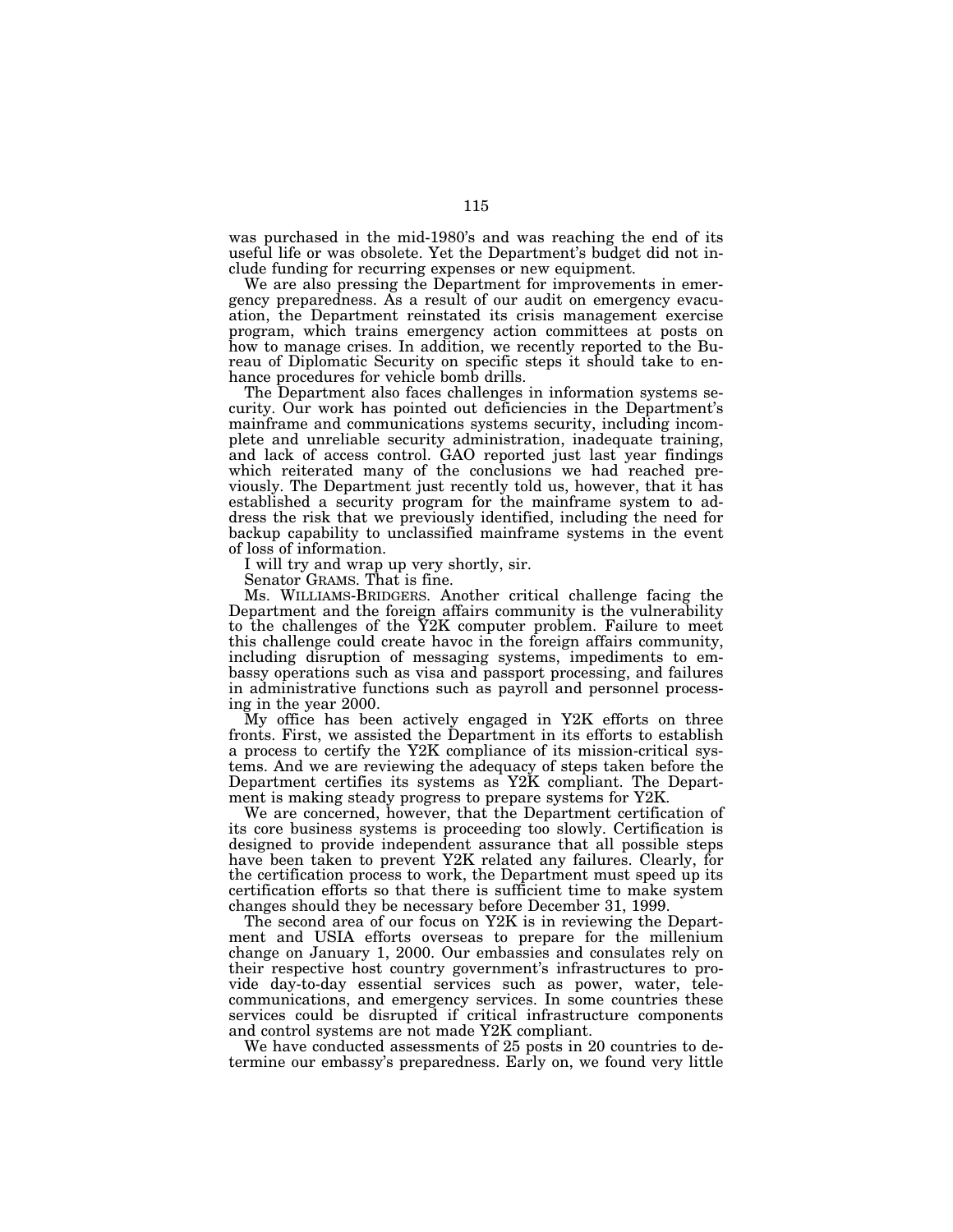was purchased in the mid-1980's and was reaching the end of its useful life or was obsolete. Yet the Department's budget did not include funding for recurring expenses or new equipment.

We are also pressing the Department for improvements in emergency preparedness. As a result of our audit on emergency evacuation, the Department reinstated its crisis management exercise program, which trains emergency action committees at posts on how to manage crises. In addition, we recently reported to the Bureau of Diplomatic Security on specific steps it should take to enhance procedures for vehicle bomb drills.

The Department also faces challenges in information systems security. Our work has pointed out deficiencies in the Department's mainframe and communications systems security, including incomplete and unreliable security administration, inadequate training, and lack of access control. GAO reported just last year findings which reiterated many of the conclusions we had reached previously. The Department just recently told us, however, that it has established a security program for the mainframe system to address the risk that we previously identified, including the need for backup capability to unclassified mainframe systems in the event of loss of information.

I will try and wrap up very shortly, sir.

Senator GRAMS. That is fine.

Ms. WILLIAMS-BRIDGERS. Another critical challenge facing the Department and the foreign affairs community is the vulnerability to the challenges of the Y2K computer problem. Failure to meet this challenge could create havoc in the foreign affairs community, including disruption of messaging systems, impediments to embassy operations such as visa and passport processing, and failures in administrative functions such as payroll and personnel processing in the year 2000.

My office has been actively engaged in Y2K efforts on three fronts. First, we assisted the Department in its efforts to establish a process to certify the Y2K compliance of its mission-critical systems. And we are reviewing the adequacy of steps taken before the Department certifies its systems as Y2K compliant. The Department is making steady progress to prepare systems for Y2K.

We are concerned, however, that the Department certification of its core business systems is proceeding too slowly. Certification is designed to provide independent assurance that all possible steps have been taken to prevent Y2K related any failures. Clearly, for the certification process to work, the Department must speed up its certification efforts so that there is sufficient time to make system changes should they be necessary before December 31, 1999.

The second area of our focus on Y2K is in reviewing the Department and USIA efforts overseas to prepare for the millenium change on January 1, 2000. Our embassies and consulates rely on their respective host country government's infrastructures to provide day-to-day essential services such as power, water, telecommunications, and emergency services. In some countries these services could be disrupted if critical infrastructure components and control systems are not made Y2K compliant.

We have conducted assessments of 25 posts in 20 countries to determine our embassy's preparedness. Early on, we found very little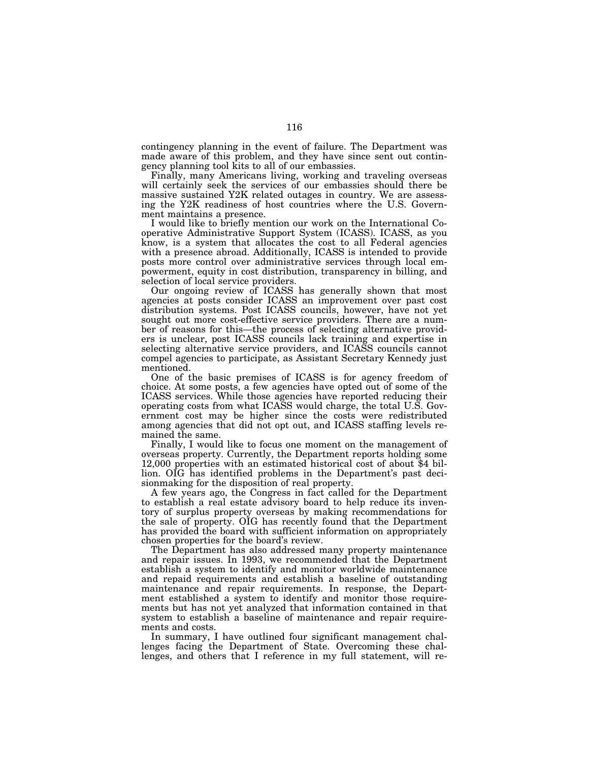contingency planning in the event of failure. The Department was made aware of this problem, and they have since sent out contingency planning tool kits to all of our embassies.

Finally, many Americans living, working and traveling overseas will certainly seek the services of our embassies should there be massive sustained Y2K related outages in country. We are assessing the Y2K readiness of host countries where the U.S. Government maintains a presence.

I would like to briefly mention our work on the International Cooperative Administrative Support System (ICASS). ICASS, as you know, is a system that allocates the cost to all Federal agencies with a presence abroad. Additionally, ICASS is intended to provide posts more control over administrative services through local empowerment, equity in cost distribution, transparency in billing, and selection of local service providers.

Our ongoing review of ICASS has generally shown that most agencies at posts consider ICASS an improvement over past cost distribution systems. Post ICASS councils, however, have not yet sought out more cost-effective service providers. There are a number of reasons for this—the process of selecting alternative providers is unclear, post ICASS councils lack training and expertise in selecting alternative service providers, and ICASS councils cannot compel agencies to participate, as Assistant Secretary Kennedy just mentioned.

One of the basic premises of ICASS is for agency freedom of choice. At some posts, a few agencies have opted out of some of the ICASS services. While those agencies have reported reducing their operating costs from what ICASS would charge, the total U.S. Government cost may be higher since the costs were redistributed among agencies that did not opt out, and ICASS staffing levels remained the same.

Finally, I would like to focus one moment on the management of overseas property. Currently, the Department reports holding some 12,000 properties with an estimated historical cost of about $4 billion. OIG has identified problems in the Department's past decisionmaking for the disposition of real property.

A few years ago, the Congress in fact called for the Department to establish a real estate advisory board to help reduce its inventory of surplus property overseas by making recommendations for the sale of property. OIG has recently found that the Department has provided the board with sufficient information on appropriately chosen properties for the board's review.

The Department has also addressed many property maintenance and repair issues. In 1993, we recommended that the Department establish a system to identify and monitor worldwide maintenance and repaid requirements and establish a baseline of outstanding maintenance and repair requirements. In response, the Department established a system to identify and monitor those requirements but has not yet analyzed that information contained in that system to establish a baseline of maintenance and repair requirements and costs.

In summary, I have outlined four significant management challenges facing the Department of State. Overcoming these challenges, and others that I reference in my full statement, will re-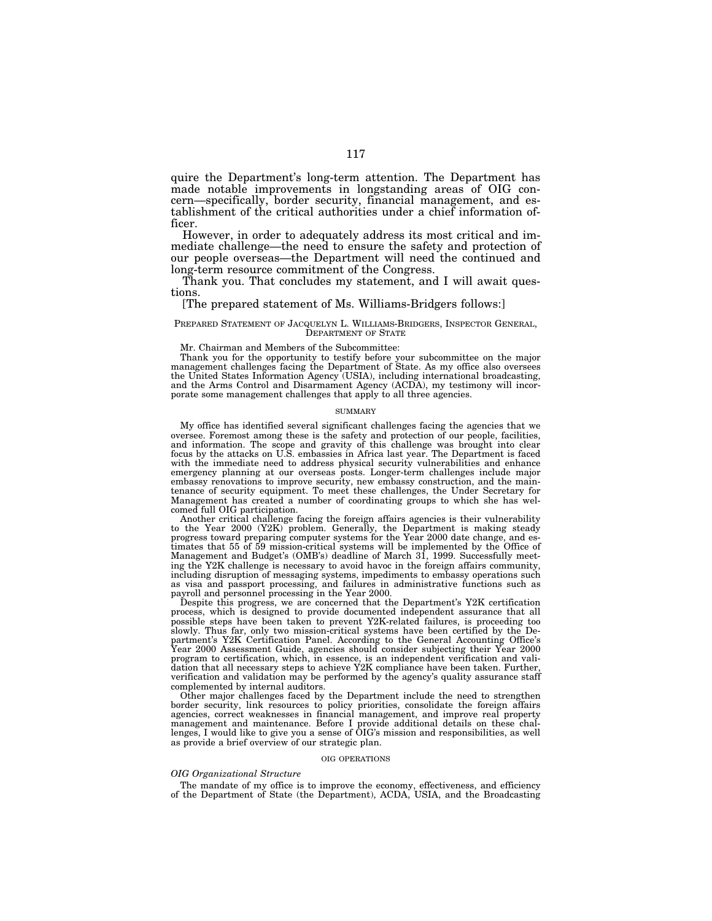quire the Department's long-term attention. The Department has made notable improvements in longstanding areas of OIG concern—specifically, border security, financial management, and establishment of the critical authorities under a chief information officer.

However, in order to adequately address its most critical and immediate challenge—the need to ensure the safety and protection of our people overseas—the Department will need the continued and long-term resource commitment of the Congress.

Thank you. That concludes my statement, and I will await questions.

[The prepared statement of Ms. Williams-Bridgers follows:]

PREPARED STATEMENT OF JACQUELYN L. WILLIAMS-BRIDGERS, INSPECTOR GENERAL, DEPARTMENT OF STATE

Mr. Chairman and Members of the Subcommittee:

Thank you for the opportunity to testify before your subcommittee on the major management challenges facing the Department of State. As my office also oversees the United States Information Agency (USIA), including international broadcasting, and the Arms Control and Disarmament Agency (ACDA), my testimony will incorporate some management challenges that apply to all three agencies.

SUMMARY

My office has identified several significant challenges facing the agencies that we oversee. Foremost among these is the safety and protection of our people, facilities, and information. The scope and gravity of this challenge was brought into clear focus by the attacks on U.S. embassies in Africa last year. The Department is faced with the immediate need to address physical security vulnerabilities and enhance emergency planning at our overseas posts. Longer-term challenges include major embassy renovations to improve security, new embassy construction, and the maintenance of security equipment. To meet these challenges, the Under Secretary for Management has created a number of coordinating groups to which she has welcomed full OIG participation.

Another critical challenge facing the foreign affairs agencies is their vulnerability to the Year 2000 (Y2K) problem. Generally, the Department is making steady progress toward preparing computer systems for the Year 2000 date change, and estimates that 55 of 59 mission-critical systems will be implemented by the Office of Management and Budget's (OMB's) deadline of March 31, 1999. Successfully meeting the Y2K challenge is necessary to avoid havoc in the foreign affairs community, including disruption of messaging systems, impediments to embassy operations such as visa and passport processing, and failures in administrative functions such as payroll and personnel processing in the Year 2000.

Despite this progress, we are concerned that the Department's Y2K certification process, which is designed to provide documented independent assurance that all possible steps have been taken to prevent Y2K-related failures, is proceeding too slowly. Thus far, only two mission-critical systems have been certified by the Department's Y2K Certification Panel. According to the General Accounting Office's Year 2000 Assessment Guide, agencies should consider subjecting their Year 2000 program to certification, which, in essence, is an independent verification and validation that all necessary steps to achieve Y2K compliance have been taken. Further, verification and validation may be performed by the agency's quality assurance staff complemented by internal auditors.

Other major challenges faced by the Department include the need to strengthen border security, link resources to policy priorities, consolidate the foreign affairs agencies, correct weaknesses in financial management, and improve real property management and maintenance. Before I provide additional details on these challenges, I would like to give you a sense of OIG's mission and responsibilities, as well as provide a brief overview of our strategic plan.

OIG OPERATIONS

*OIG Organizational Structure*

The mandate of my office is to improve the economy, effectiveness, and efficiency of the Department of State (the Department), ACDA, USIA, and the Broadcasting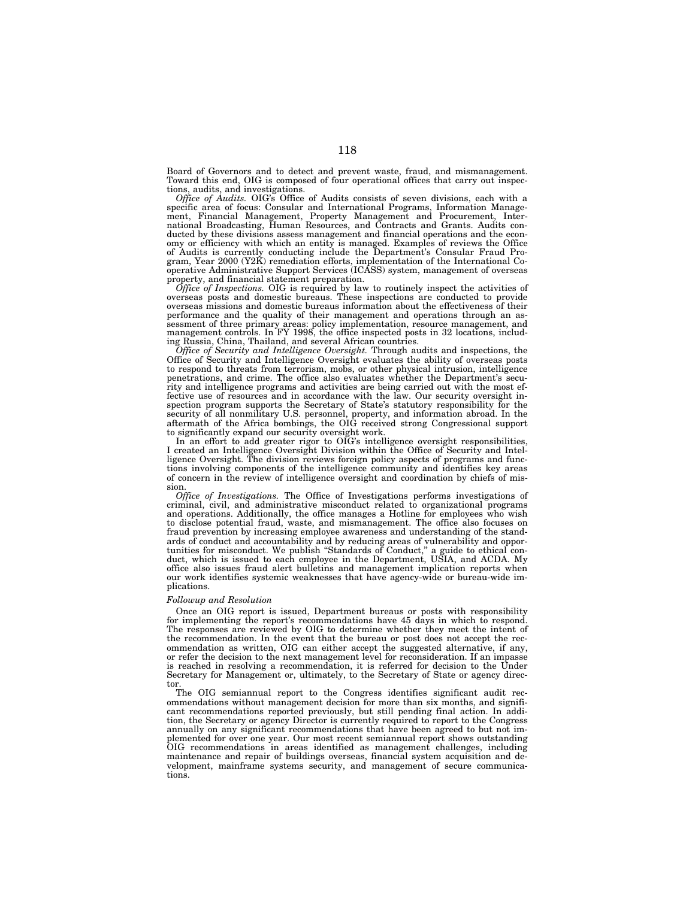Board of Governors and to detect and prevent waste, fraud, and mismanagement. Toward this end, OIG is composed of four operational offices that carry out inspections, audits, and investigations.

*Office of Audits.* OIG's Office of Audits consists of seven divisions, each with a specific area of focus: Consular and International Programs, Information Management, Financial Management, Property Management and Procurement, International Broadcasting, Human Resources, and Contracts and Grants. Audits conducted by these divisions assess management and financial operations and the economy or efficiency with which an entity is managed. Examples of reviews the Office of Audits is currently conducting include the Department's Consular Fraud Program, Year 2000 (Y2K) remediation efforts, implementation of the International Cooperative Administrative Support Services (ICASS) system, management of overseas property, and financial statement preparation.

*Office of Inspections.* OIG is required by law to routinely inspect the activities of overseas posts and domestic bureaus. These inspections are conducted to provide overseas missions and domestic bureaus information about the effectiveness of their performance and the quality of their management and operations through an assessment of three primary areas: policy implementation, resource management, and management controls. In FY 1998, the office inspected posts in 32 locations, including Russia, China, Thailand, and several African countries.

*Office of Security and Intelligence Oversight.* Through audits and inspections, the Office of Security and Intelligence Oversight evaluates the ability of overseas posts to respond to threats from terrorism, mobs, or other physical intrusion, intelligence penetrations, and crime. The office also evaluates whether the Department's security and intelligence programs and activities are being carried out with the most effective use of resources and in accordance with the law. Our security oversight inspection program supports the Secretary of State's statutory responsibility for the security of all nonmilitary U.S. personnel, property, and information abroad. In the aftermath of the Africa bombings, the OIG received strong Congressional support to significantly expand our security oversight work.

In an effort to add greater rigor to OIG's intelligence oversight responsibilities, I created an Intelligence Oversight Division within the Office of Security and Intelligence Oversight. The division reviews foreign policy aspects of programs and functions involving components of the intelligence community and identifies key areas of concern in the review of intelligence oversight and coordination by chiefs of mission.

*Office of Investigations.* The Office of Investigations performs investigations of criminal, civil, and administrative misconduct related to organizational programs and operations. Additionally, the office manages a Hotline for employees who wish to disclose potential fraud, waste, and mismanagement. The office also focuses on fraud prevention by increasing employee awareness and understanding of the standards of conduct and accountability and by reducing areas of vulnerability and opportunities for misconduct. We publish "Standards of Conduct," a guide to ethical conduct, which is issued to each employee in the Department, USIA, and ACDA. My office also issues fraud alert bulletins and management implication reports when our work identifies systemic weaknesses that have agency-wide or bureau-wide implications.

*Followup and Resolution*

Once an OIG report is issued, Department bureaus or posts with responsibility for implementing the report's recommendations have 45 days in which to respond. The responses are reviewed by OIG to determine whether they meet the intent of the recommendation. In the event that the bureau or post does not accept the recommendation as written, OIG can either accept the suggested alternative, if any, or refer the decision to the next management level for reconsideration. If an impasse is reached in resolving a recommendation, it is referred for decision to the Under Secretary for Management or, ultimately, to the Secretary of State or agency director.

The OIG semiannual report to the Congress identifies significant audit recommendations without management decision for more than six months, and significant recommendations reported previously, but still pending final action. In addition, the Secretary or agency Director is currently required to report to the Congress annually on any significant recommendations that have been agreed to but not implemented for over one year. Our most recent semiannual report shows outstanding OIG recommendations in areas identified as management challenges, including maintenance and repair of buildings overseas, financial system acquisition and development, mainframe systems security, and management of secure communications.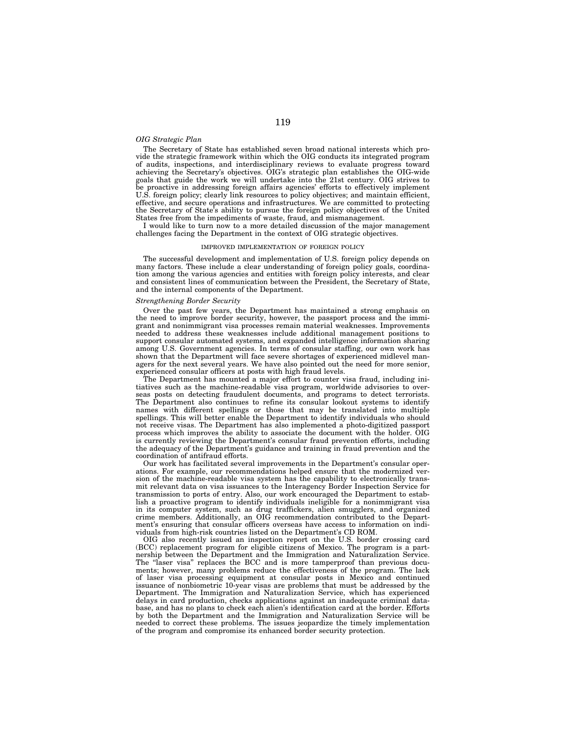*OIG Strategic Plan*

The Secretary of State has established seven broad national interests which provide the strategic framework within which the OIG conducts its integrated program of audits, inspections, and interdisciplinary reviews to evaluate progress toward achieving the Secretary's objectives. OIG's strategic plan establishes the OIG-wide goals that guide the work we will undertake into the 21st century. OIG strives to be proactive in addressing foreign affairs agencies' efforts to effectively implement U.S. foreign policy; clearly link resources to policy objectives; and maintain efficient, effective, and secure operations and infrastructures. We are committed to protecting the Secretary of State's ability to pursue the foreign policy objectives of the United States free from the impediments of waste, fraud, and mismanagement.

I would like to turn now to a more detailed discussion of the major management challenges facing the Department in the context of OIG strategic objectives.

IMPROVED IMPLEMENTATION OF FOREIGN POLICY

The successful development and implementation of U.S. foreign policy depends on many factors. These include a clear understanding of foreign policy goals, coordination among the various agencies and entities with foreign policy interests, and clear and consistent lines of communication between the President, the Secretary of State, and the internal components of the Department.

*Strengthening Border Security*

Over the past few years, the Department has maintained a strong emphasis on the need to improve border security, however, the passport process and the immigrant and nonimmigrant visa processes remain material weaknesses. Improvements needed to address these weaknesses include additional management positions to support consular automated systems, and expanded intelligence information sharing among U.S. Government agencies. In terms of consular staffing, our own work has shown that the Department will face severe shortages of experienced midlevel managers for the next several years. We have also pointed out the need for more senior, experienced consular officers at posts with high fraud levels.

The Department has mounted a major effort to counter visa fraud, including initiatives such as the machine-readable visa program, worldwide advisories to overseas posts on detecting fraudulent documents, and programs to detect terrorists. The Department also continues to refine its consular lookout systems to identify names with different spellings or those that may be translated into multiple spellings. This will better enable the Department to identify individuals who should not receive visas. The Department has also implemented a photo-digitized passport process which improves the ability to associate the document with the holder. OIG is currently reviewing the Department's consular fraud prevention efforts, including the adequacy of the Department's guidance and training in fraud prevention and the coordination of antifraud efforts.

Our work has facilitated several improvements in the Department's consular operations. For example, our recommendations helped ensure that the modernized version of the machine-readable visa system has the capability to electronically transmit relevant data on visa issuances to the Interagency Border Inspection Service for transmission to ports of entry. Also, our work encouraged the Department to establish a proactive program to identify individuals ineligible for a nonimmigrant visa in its computer system, such as drug traffickers, alien smugglers, and organized crime members. Additionally, an OIG recommendation contributed to the Department's ensuring that consular officers overseas have access to information on individuals from high-risk countries listed on the Department's CD ROM.

OIG also recently issued an inspection report on the U.S. border crossing card (BCC) replacement program for eligible citizens of Mexico. The program is a partnership between the Department and the Immigration and Naturalization Service. The "laser visa" replaces the BCC and is more tamperproof than previous documents; however, many problems reduce the effectiveness of the program. The lack of laser visa processing equipment at consular posts in Mexico and continued issuance of nonbiometric 10-year visas are problems that must be addressed by the Department. The Immigration and Naturalization Service, which has experienced delays in card production, checks applications against an inadequate criminal database, and has no plans to check each alien's identification card at the border. Efforts by both the Department and the Immigration and Naturalization Service will be needed to correct these problems. The issues jeopardize the timely implementation of the program and compromise its enhanced border security protection.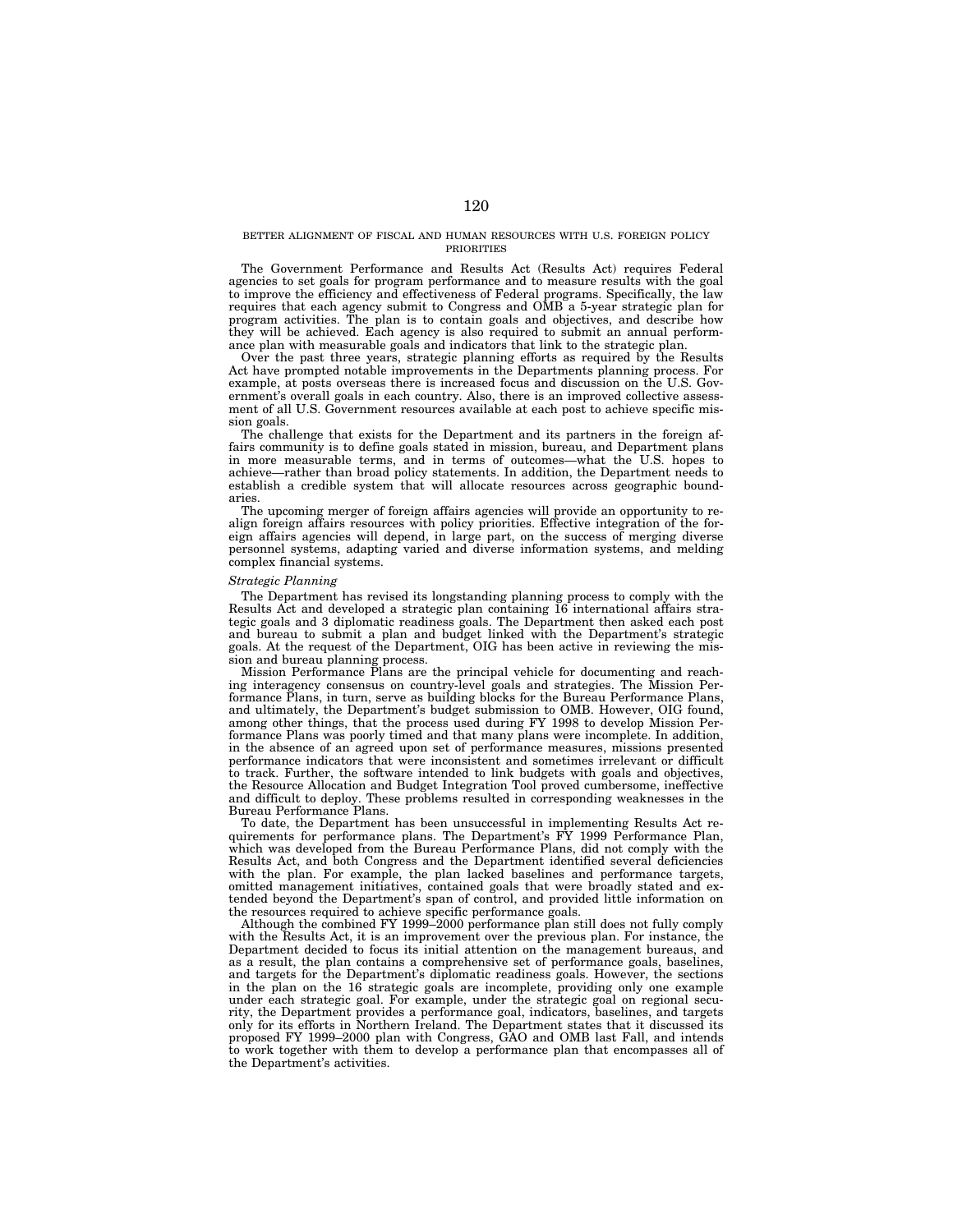## BETTER ALIGNMENT OF FISCAL AND HUMAN RESOURCES WITH U.S. FOREIGN POLICY PRIORITIES

The Government Performance and Results Act (Results Act) requires Federal agencies to set goals for program performance and to measure results with the goal to improve the efficiency and effectiveness of Federal programs. Specifically, the law requires that each agency submit to Congress and OMB a 5-year strategic plan for program activities. The plan is to contain goals and objectives, and describe how they will be achieved. Each agency is also required to submit an annual performance plan with measurable goals and indicators that link to the strategic plan.

Over the past three years, strategic planning efforts as required by the Results Act have prompted notable improvements in the Departments planning process. For example, at posts overseas there is increased focus and discussion on the U.S. Government's overall goals in each country. Also, there is an improved collective assessment of all U.S. Government resources available at each post to achieve specific mission goals.

The challenge that exists for the Department and its partners in the foreign affairs community is to define goals stated in mission, bureau, and Department plans in more measurable terms, and in terms of outcomes—what the U.S. hopes to achieve—rather than broad policy statements. In addition, the Department needs to establish a credible system that will allocate resources across geographic boundaries.

The upcoming merger of foreign affairs agencies will provide an opportunity to re-align foreign affairs resources with policy priorities. Effective integration of the foreign affairs agencies will depend, in large part, on the success of merging diverse personnel systems, adapting varied and diverse information systems, and melding complex financial systems.

*Strategic Planning*

The Department has revised its longstanding planning process to comply with the Results Act and developed a strategic plan containing 16 international affairs strategic goals and 3 diplomatic readiness goals. The Department then asked each post and bureau to submit a plan and budget linked with the Department's strategic goals. At the request of the Department, OIG has been active in reviewing the mission and bureau planning process.

Mission Performance Plans are the principal vehicle for documenting and reaching interagency consensus on country-level goals and strategies. The Mission Performance Plans, in turn, serve as building blocks for the Bureau Performance Plans, and ultimately, the Department's budget submission to OMB. However, OIG found, among other things, that the process used during FY 1998 to develop Mission Performance Plans was poorly timed and that many plans were incomplete. In addition, in the absence of an agreed upon set of performance measures, missions presented performance indicators that were inconsistent and sometimes irrelevant or difficult to track. Further, the software intended to link budgets with goals and objectives, the Resource Allocation and Budget Integration Tool proved cumbersome, ineffective and difficult to deploy. These problems resulted in corresponding weaknesses in the Bureau Performance Plans.

To date, the Department has been unsuccessful in implementing Results Act requirements for performance plans. The Department's FY 1999 Performance Plan, which was developed from the Bureau Performance Plans, did not comply with the Results Act, and both Congress and the Department identified several deficiencies with the plan. For example, the plan lacked baselines and performance targets, omitted management initiatives, contained goals that were broadly stated and extended beyond the Department's span of control, and provided little information on the resources required to achieve specific performance goals.

Although the combined FY 1999–2000 performance plan still does not fully comply with the Results Act, it is an improvement over the previous plan. For instance, the Department decided to focus its initial attention on the management bureaus, and as a result, the plan contains a comprehensive set of performance goals, baselines, and targets for the Department's diplomatic readiness goals. However, the sections in the plan on the 16 strategic goals are incomplete, providing only one example under each strategic goal. For example, under the strategic goal on regional security, the Department provides a performance goal, indicators, baselines, and targets only for its efforts in Northern Ireland. The Department states that it discussed its proposed FY 1999–2000 plan with Congress, GAO and OMB last Fall, and intends to work together with them to develop a performance plan that encompasses all of the Department's activities.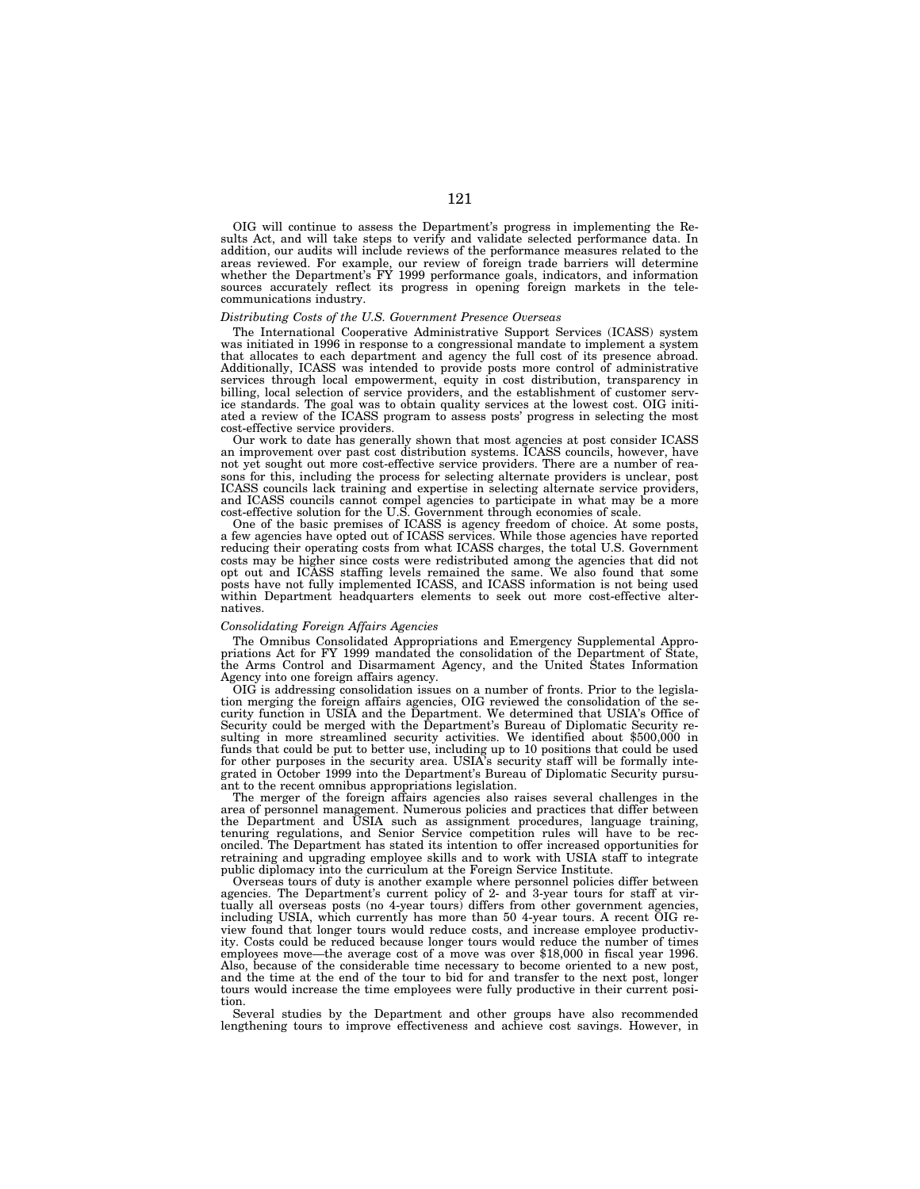OIG will continue to assess the Department's progress in implementing the Results Act, and will take steps to verify and validate selected performance data. In addition, our audits will include reviews of the performance measures related to the areas reviewed. For example, our review of foreign trade barriers will determine whether the Department's FY 1999 performance goals, indicators, and information sources accurately reflect its progress in opening foreign markets in the telecommunications industry.

*Distributing Costs of the U.S. Government Presence Overseas*

The International Cooperative Administrative Support Services (ICASS) system was initiated in 1996 in response to a congressional mandate to implement a system that allocates to each department and agency the full cost of its presence abroad. Additionally, ICASS was intended to provide posts more control of administrative services through local empowerment, equity in cost distribution, transparency in billing, local selection of service providers, and the establishment of customer service standards. The goal was to obtain quality services at the lowest cost. OIG initiated a review of the ICASS program to assess posts' progress in selecting the most cost-effective service providers.

Our work to date has generally shown that most agencies at post consider ICASS an improvement over past cost distribution systems. ICASS councils, however, have not yet sought out more cost-effective service providers. There are a number of reasons for this, including the process for selecting alternate providers is unclear, post ICASS councils lack training and expertise in selecting alternate service providers, and ICASS councils cannot compel agencies to participate in what may be a more cost-effective solution for the U.S. Government through economies of scale.

One of the basic premises of ICASS is agency freedom of choice. At some posts, a few agencies have opted out of ICASS services. While those agencies have reported reducing their operating costs from what ICASS charges, the total U.S. Government costs may be higher since costs were redistributed among the agencies that did not opt out and ICASS staffing levels remained the same. We also found that some posts have not fully implemented ICASS, and ICASS information is not being used within Department headquarters elements to seek out more cost-effective alternatives.

*Consolidating Foreign Affairs Agencies*

The Omnibus Consolidated Appropriations and Emergency Supplemental Appropriations Act for FY 1999 mandated the consolidation of the Department of State, the Arms Control and Disarmament Agency, and the United States Information Agency into one foreign affairs agency.

OIG is addressing consolidation issues on a number of fronts. Prior to the legislation merging the foreign affairs agencies, OIG reviewed the consolidation of the security function in USIA and the Department. We determined that USIA's Office of Security could be merged with the Department's Bureau of Diplomatic Security resulting in more streamlined security activities. We identified about $500,000 in funds that could be put to better use, including up to 10 positions that could be used for other purposes in the security area. USIA's security staff will be formally integrated in October 1999 into the Department's Bureau of Diplomatic Security pursuant to the recent omnibus appropriations legislation.

The merger of the foreign affairs agencies also raises several challenges in the area of personnel management. Numerous policies and practices that differ between the Department and USIA such as assignment procedures, language training, tenuring regulations, and Senior Service competition rules will have to be reconciled. The Department has stated its intention to offer increased opportunities for retraining and upgrading employee skills and to work with USIA staff to integrate public diplomacy into the curriculum at the Foreign Service Institute.

Overseas tours of duty is another example where personnel policies differ between agencies. The Department's current policy of 2- and 3-year tours for staff at virtually all overseas posts (no 4-year tours) differs from other government agencies, including USIA, which currently has more than 50 4-year tours. A recent OIG review found that longer tours would reduce costs, and increase employee productivity. Costs could be reduced because longer tours would reduce the number of times employees move—the average cost of a move was over $18,000 in fiscal year 1996. Also, because of the considerable time necessary to become oriented to a new post, and the time at the end of the tour to bid for and transfer to the next post, longer tours would increase the time employees were fully productive in their current position.

Several studies by the Department and other groups have also recommended lengthening tours to improve effectiveness and achieve cost savings. However, in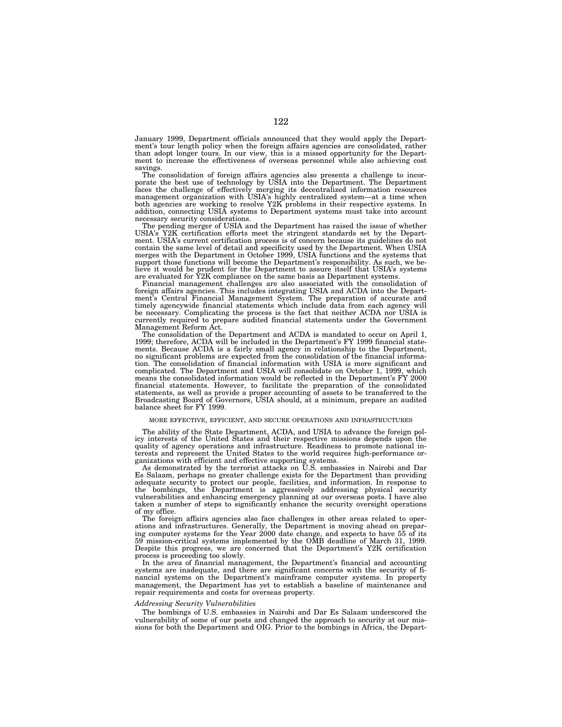January 1999, Department officials announced that they would apply the Department's tour length policy when the foreign affairs agencies are consolidated, rather than adopt longer tours. In our view, this is a missed opportunity for the Department to increase the effectiveness of overseas personnel while also achieving cost savings.

The consolidation of foreign affairs agencies also presents a challenge to incorporate the best use of technology by USIA into the Department. The Department faces the challenge of effectively merging its decentralized information resources management organization with USIA's highly centralized system—at a time when both agencies are working to resolve Y2K problems in their respective systems. In addition, connecting USIA systems to Department systems must take into account necessary security considerations.

The pending merger of USIA and the Department has raised the issue of whether USIA's Y2K certification efforts meet the stringent standards set by the Department. USIA's current certification process is of concern because its guidelines do not contain the same level of detail and specificity used by the Department. When USIA merges with the Department in October 1999, USIA functions and the systems that support those functions will become the Department's responsibility. As such, we believe it would be prudent for the Department to assure itself that USIA's systems are evaluated for Y2K compliance on the same basis as Department systems.

Financial management challenges are also associated with the consolidation of foreign affairs agencies. This includes integrating USIA and ACDA into the Department's Central Financial Management System. The preparation of accurate and timely agencywide financial statements which include data from each agency will be necessary. Complicating the process is the fact that neither ACDA nor USIA is currently required to prepare audited financial statements under the Government Management Reform Act.

The consolidation of the Department and ACDA is mandated to occur on April 1, 1999; therefore, ACDA will be included in the Department's FY 1999 financial statements. Because ACDA is a fairly small agency in relationship to the Department, no significant problems are expected from the consolidation of the financial information. The consolidation of financial information with USIA is more significant and complicated. The Department and USIA will consolidate on October 1, 1999, which means the consolidated information would be reflected in the Department's FY 2000 financial statements. However, to facilitate the preparation of the consolidated statements, as well as provide a proper accounting of assets to be transferred to the Broadcasting Board of Governors, USIA should, at a minimum, prepare an audited balance sheet for FY 1999.

MORE EFFECTIVE, EFFICIENT, AND SECURE OPERATIONS AND INFRASTRUCTURES

The ability of the State Department, ACDA, and USIA to advance the foreign policy interests of the United States and their respective missions depends upon the quality of agency operations and infrastructure. Readiness to promote national interests and represent the United States to the world requires high-performance organizations with efficient and effective supporting systems.

As demonstrated by the terrorist attacks on U.S. embassies in Nairobi and Dar Es Salaam, perhaps no greater challenge exists for the Department than providing adequate security to protect our people, facilities, and information. In response to the bombings, the Department is aggressively addressing physical security vulnerabilities and enhancing emergency planning at our overseas posts. I have also taken a number of steps to significantly enhance the security oversight operations of my office.

The foreign affairs agencies also face challenges in other areas related to operations and infrastructures. Generally, the Department is moving ahead on preparing computer systems for the Year 2000 date change, and expects to have 55 of its 59 mission-critical systems implemented by the OMB deadline of March 31, 1999. Despite this progress, we are concerned that the Department's Y2K certification process is proceeding too slowly.

In the area of financial management, the Department's financial and accounting systems are inadequate, and there are significant concerns with the security of financial systems on the Department's mainframe computer systems. In property management, the Department has yet to establish a baseline of maintenance and repair requirements and costs for overseas property.

*Addressing Security Vulnerabilities*

The bombings of U.S. embassies in Nairobi and Dar Es Salaam underscored the vulnerability of some of our posts and changed the approach to security at our missions for both the Department and OIG. Prior to the bombings in Africa, the Depart-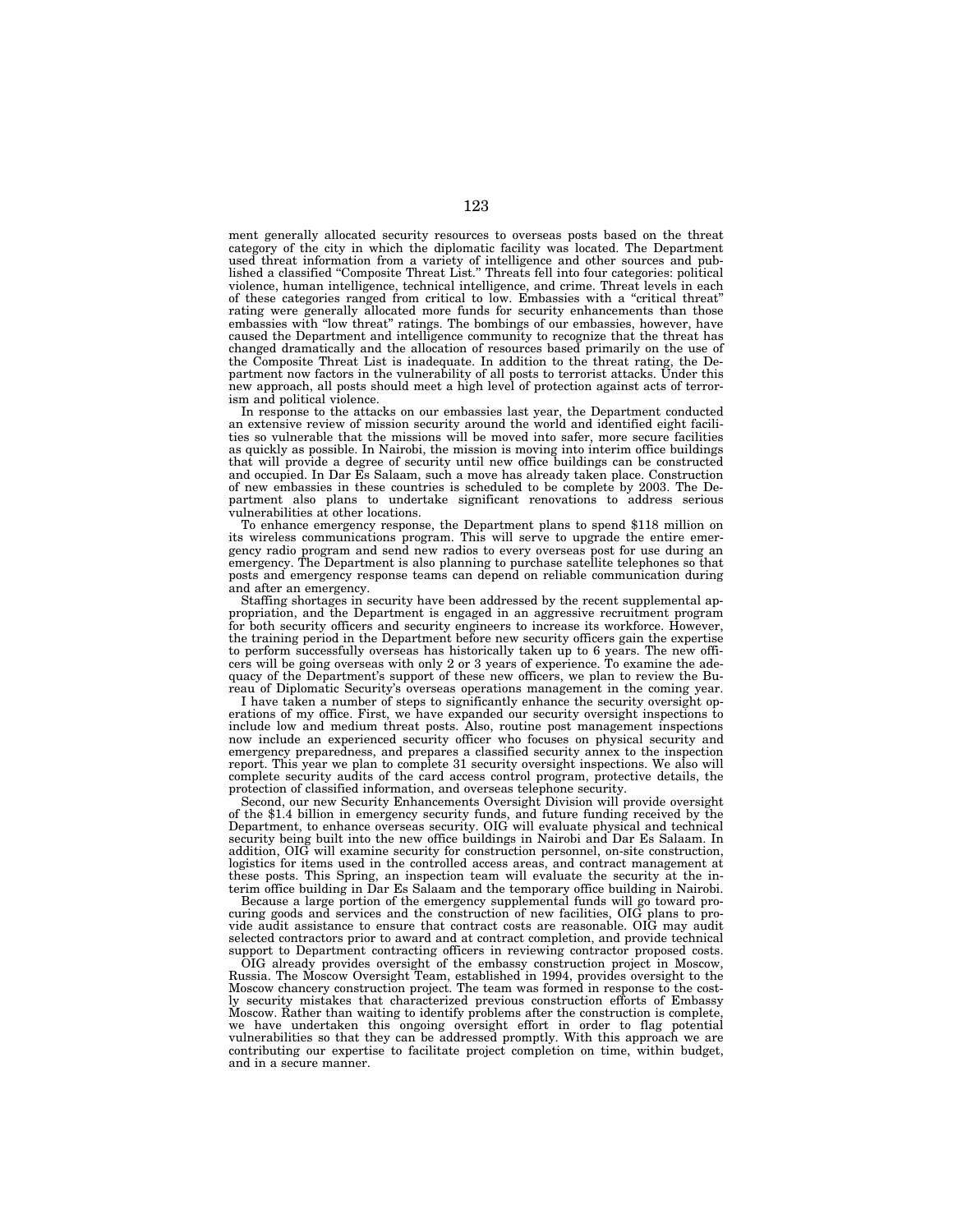ment generally allocated security resources to overseas posts based on the threat category of the city in which the diplomatic facility was located. The Department used threat information from a variety of intelligence and other sources and published a classified "Composite Threat List." Threats fell into four categories: political violence, human intelligence, technical intelligence, and crime. Threat levels in each of these categories ranged from critical to low. Embassies with a "critical threat" rating were generally allocated more funds for security enhancements than those embassies with "low threat" ratings. The bombings of our embassies, however, have caused the Department and intelligence community to recognize that the threat has changed dramatically and the allocation of resources based primarily on the use of the Composite Threat List is inadequate. In addition to the threat rating, the Department now factors in the vulnerability of all posts to terrorist attacks. Under this new approach, all posts should meet a high level of protection against acts of terrorism and political violence.

In response to the attacks on our embassies last year, the Department conducted an extensive review of mission security around the world and identified eight facilities so vulnerable that the missions will be moved into safer, more secure facilities as quickly as possible. In Nairobi, the mission is moving into interim office buildings that will provide a degree of security until new office buildings can be constructed and occupied. In Dar Es Salaam, such a move has already taken place. Construction of new embassies in these countries is scheduled to be complete by 2003. The Department also plans to undertake significant renovations to address serious vulnerabilities at other locations.

To enhance emergency response, the Department plans to spend $118 million on its wireless communications program. This will serve to upgrade the entire emergency radio program and send new radios to every overseas post for use during an emergency. The Department is also planning to purchase satellite telephones so that posts and emergency response teams can depend on reliable communication during and after an emergency.

Staffing shortages in security have been addressed by the recent supplemental appropriation, and the Department is engaged in an aggressive recruitment program for both security officers and security engineers to increase its workforce. However, the training period in the Department before new security officers gain the expertise to perform successfully overseas has historically taken up to 6 years. The new officers will be going overseas with only 2 or 3 years of experience. To examine the adequacy of the Department's support of these new officers, we plan to review the Bureau of Diplomatic Security's overseas operations management in the coming year.

I have taken a number of steps to significantly enhance the security oversight operations of my office. First, we have expanded our security oversight inspections to include low and medium threat posts. Also, routine post management inspections now include an experienced security officer who focuses on physical security and emergency preparedness, and prepares a classified security annex to the inspection report. This year we plan to complete 31 security oversight inspections. We also will complete security audits of the card access control program, protective details, the protection of classified information, and overseas telephone security.

Second, our new Security Enhancements Oversight Division will provide oversight of the $1.4 billion in emergency security funds, and future funding received by the Department, to enhance overseas security. OIG will evaluate physical and technical security being built into the new office buildings in Nairobi and Dar Es Salaam. In addition, OIG will examine security for construction personnel, on-site construction, logistics for items used in the controlled access areas, and contract management at these posts. This Spring, an inspection team will evaluate the security at the interim office building in Dar Es Salaam and the temporary office building in Nairobi.

Because a large portion of the emergency supplemental funds will go toward procuring goods and services and the construction of new facilities, OIG plans to provide audit assistance to ensure that contract costs are reasonable. OIG may audit selected contractors prior to award and at contract completion, and provide technical support to Department contracting officers in reviewing contractor proposed costs.

OIG already provides oversight of the embassy construction project in Moscow, Russia. The Moscow Oversight Team, established in 1994, provides oversight to the Moscow chancery construction project. The team was formed in response to the costly security mistakes that characterized previous construction efforts of Embassy Moscow. Rather than waiting to identify problems after the construction is complete, we have undertaken this ongoing oversight effort in order to flag potential vulnerabilities so that they can be addressed promptly. With this approach we are contributing our expertise to facilitate project completion on time, within budget, and in a secure manner.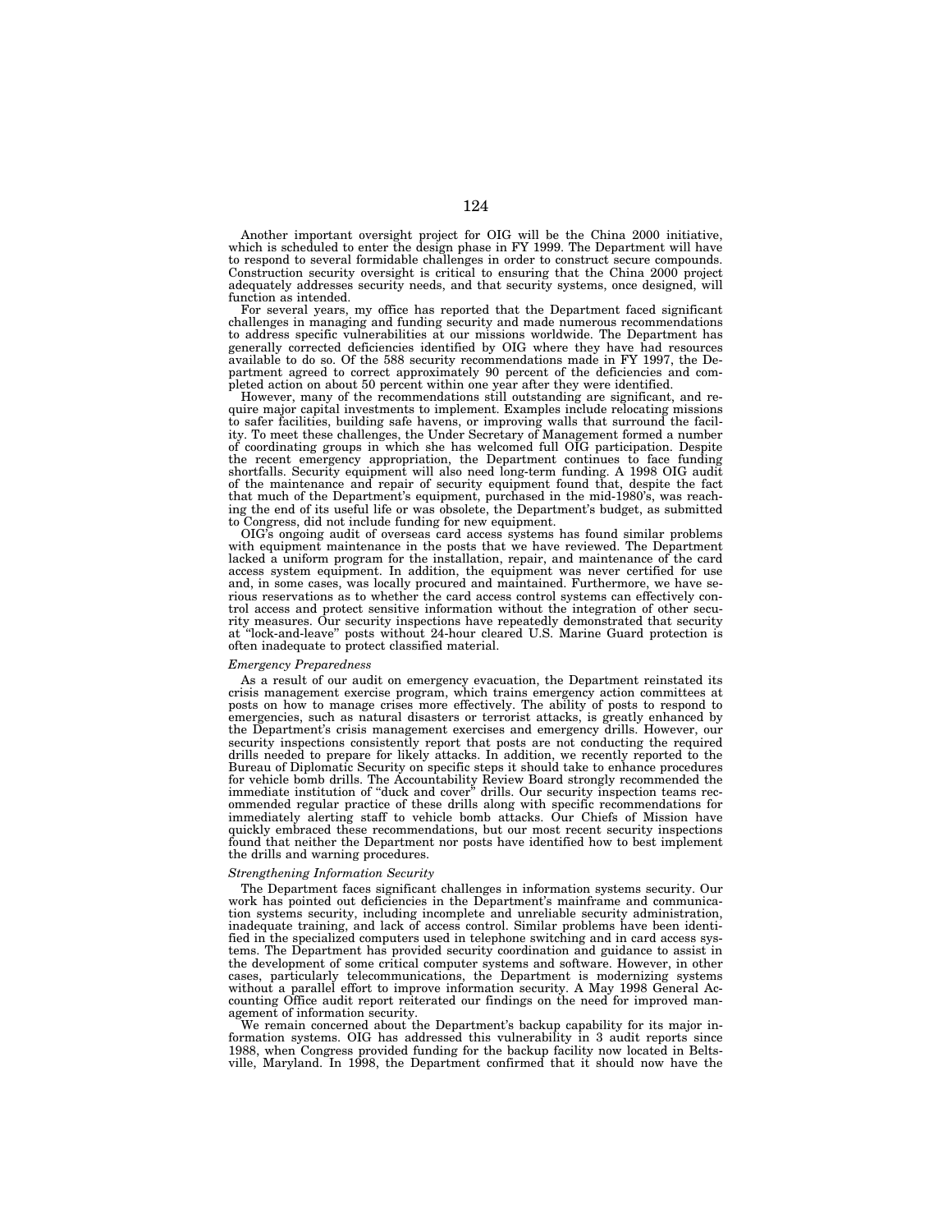Another important oversight project for OIG will be the China 2000 initiative, which is scheduled to enter the design phase in FY 1999. The Department will have to respond to several formidable challenges in order to construct secure compounds. Construction security oversight is critical to ensuring that the China 2000 project adequately addresses security needs, and that security systems, once designed, will function as intended.

For several years, my office has reported that the Department faced significant challenges in managing and funding security and made numerous recommendations to address specific vulnerabilities at our missions worldwide. The Department has generally corrected deficiencies identified by OIG where they have had resources available to do so. Of the 588 security recommendations made in FY 1997, the Department agreed to correct approximately 90 percent of the deficiencies and completed action on about 50 percent within one year after they were identified.

However, many of the recommendations still outstanding are significant, and require major capital investments to implement. Examples include relocating missions to safer facilities, building safe havens, or improving walls that surround the facility. To meet these challenges, the Under Secretary of Management formed a number of coordinating groups in which she has welcomed full OIG participation. Despite the recent emergency appropriation, the Department continues to face funding shortfalls. Security equipment will also need long-term funding. A 1998 OIG audit of the maintenance and repair of security equipment found that, despite the fact that much of the Department's equipment, purchased in the mid-1980's, was reaching the end of its useful life or was obsolete, the Department's budget, as submitted to Congress, did not include funding for new equipment.

OIG's ongoing audit of overseas card access systems has found similar problems with equipment maintenance in the posts that we have reviewed. The Department lacked a uniform program for the installation, repair, and maintenance of the card access system equipment. In addition, the equipment was never certified for use and, in some cases, was locally procured and maintained. Furthermore, we have serious reservations as to whether the card access control systems can effectively control access and protect sensitive information without the integration of other security measures. Our security inspections have repeatedly demonstrated that security at "lock-and-leave" posts without 24-hour cleared U.S. Marine Guard protection is often inadequate to protect classified material.

*Emergency Preparedness*

As a result of our audit on emergency evacuation, the Department reinstated its crisis management exercise program, which trains emergency action committees at posts on how to manage crises more effectively. The ability of posts to respond to emergencies, such as natural disasters or terrorist attacks, is greatly enhanced by the Department's crisis management exercises and emergency drills. However, our security inspections consistently report that posts are not conducting the required drills needed to prepare for likely attacks. In addition, we recently reported to the Bureau of Diplomatic Security on specific steps it should take to enhance procedures for vehicle bomb drills. The Accountability Review Board strongly recommended the immediate institution of "duck and cover" drills. Our security inspection teams recommended regular practice of these drills along with specific recommendations for immediately alerting staff to vehicle bomb attacks. Our Chiefs of Mission have quickly embraced these recommendations, but our most recent security inspections found that neither the Department nor posts have identified how to best implement the drills and warning procedures.

*Strengthening Information Security*

The Department faces significant challenges in information systems security. Our work has pointed out deficiencies in the Department's mainframe and communication systems security, including incomplete and unreliable security administration, inadequate training, and lack of access control. Similar problems have been identified in the specialized computers used in telephone switching and in card access systems. The Department has provided security coordination and guidance to assist in the development of some critical computer systems and software. However, in other cases, particularly telecommunications, the Department is modernizing systems without a parallel effort to improve information security. A May 1998 General Accounting Office audit report reiterated our findings on the need for improved management of information security.

We remain concerned about the Department's backup capability for its major information systems. OIG has addressed this vulnerability in 3 audit reports since 1988, when Congress provided funding for the backup facility now located in Beltsville, Maryland. In 1998, the Department confirmed that it should now have the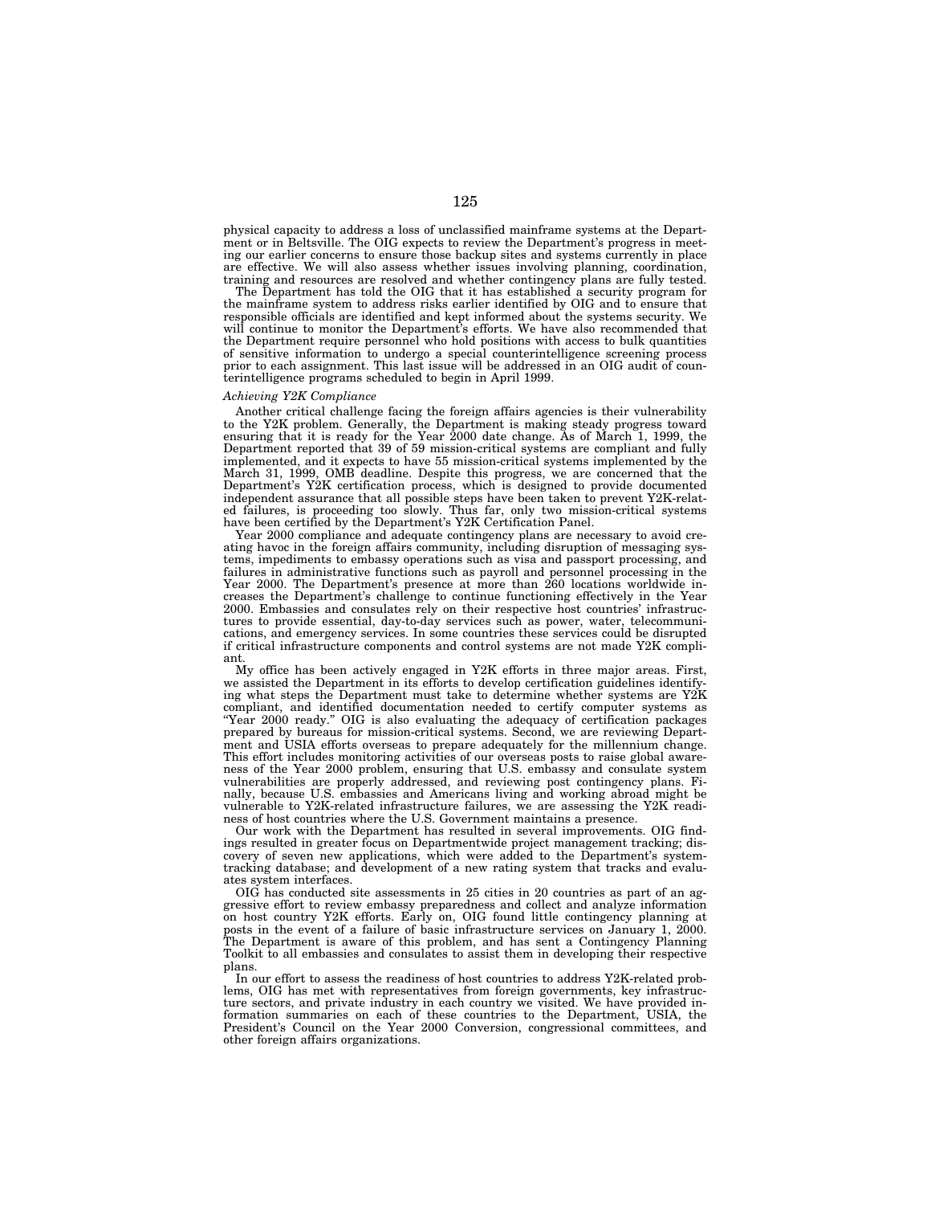physical capacity to address a loss of unclassified mainframe systems at the Department or in Beltsville. The OIG expects to review the Department's progress in meeting our earlier concerns to ensure those backup sites and systems currently in place are effective. We will also assess whether issues involving planning, coordination, training and resources are resolved and whether contingency plans are fully tested.

The Department has told the OIG that it has established a security program for the mainframe system to address risks earlier identified by OIG and to ensure that responsible officials are identified and kept informed about the systems security. We will continue to monitor the Department's efforts. We have also recommended that the Department require personnel who hold positions with access to bulk quantities of sensitive information to undergo a special counterintelligence screening process prior to each assignment. This last issue will be addressed in an OIG audit of counterintelligence programs scheduled to begin in April 1999.

*Achieving Y2K Compliance*

Another critical challenge facing the foreign affairs agencies is their vulnerability to the Y2K problem. Generally, the Department is making steady progress toward ensuring that it is ready for the Year 2000 date change. As of March 1, 1999, the Department reported that 39 of 59 mission-critical systems are compliant and fully implemented, and it expects to have 55 mission-critical systems implemented by the March 31, 1999, OMB deadline. Despite this progress, we are concerned that the Department's Y2K certification process, which is designed to provide documented independent assurance that all possible steps have been taken to prevent Y2K-related failures, is proceeding too slowly. Thus far, only two mission-critical systems have been certified by the Department's Y2K Certification Panel.

Year 2000 compliance and adequate contingency plans are necessary to avoid creating havoc in the foreign affairs community, including disruption of messaging systems, impediments to embassy operations such as visa and passport processing, and failures in administrative functions such as payroll and personnel processing in the Year 2000. The Department's presence at more than 260 locations worldwide increases the Department's challenge to continue functioning effectively in the Year 2000. Embassies and consulates rely on their respective host countries' infrastructures to provide essential, day-to-day services such as power, water, telecommunications, and emergency services. In some countries these services could be disrupted if critical infrastructure components and control systems are not made Y2K compliant.

My office has been actively engaged in Y2K efforts in three major areas. First, we assisted the Department in its efforts to develop certification guidelines identifying what steps the Department must take to determine whether systems are Y2K compliant, and identified documentation needed to certify computer systems as "Year 2000 ready." OIG is also evaluating the adequacy of certification packages prepared by bureaus for mission-critical systems. Second, we are reviewing Department and USIA efforts overseas to prepare adequately for the millennium change. This effort includes monitoring activities of our overseas posts to raise global awareness of the Year 2000 problem, ensuring that U.S. embassy and consulate system vulnerabilities are properly addressed, and reviewing post contingency plans. Finally, because U.S. embassies and Americans living and working abroad might be vulnerable to Y2K-related infrastructure failures, we are assessing the Y2K readiness of host countries where the U.S. Government maintains a presence.

Our work with the Department has resulted in several improvements. OIG findings resulted in greater focus on Departmentwide project management tracking; discovery of seven new applications, which were added to the Department's system-tracking database; and development of a new rating system that tracks and evaluates system interfaces.

OIG has conducted site assessments in 25 cities in 20 countries as part of an aggressive effort to review embassy preparedness and collect and analyze information on host country Y2K efforts. Early on, OIG found little contingency planning at posts in the event of a failure of basic infrastructure services on January 1, 2000. The Department is aware of this problem, and has sent a Contingency Planning Toolkit to all embassies and consulates to assist them in developing their respective plans.

In our effort to assess the readiness of host countries to address Y2K-related problems, OIG has met with representatives from foreign governments, key infrastructure sectors, and private industry in each country we visited. We have provided information summaries on each of these countries to the Department, USIA, the President's Council on the Year 2000 Conversion, congressional committees, and other foreign affairs organizations.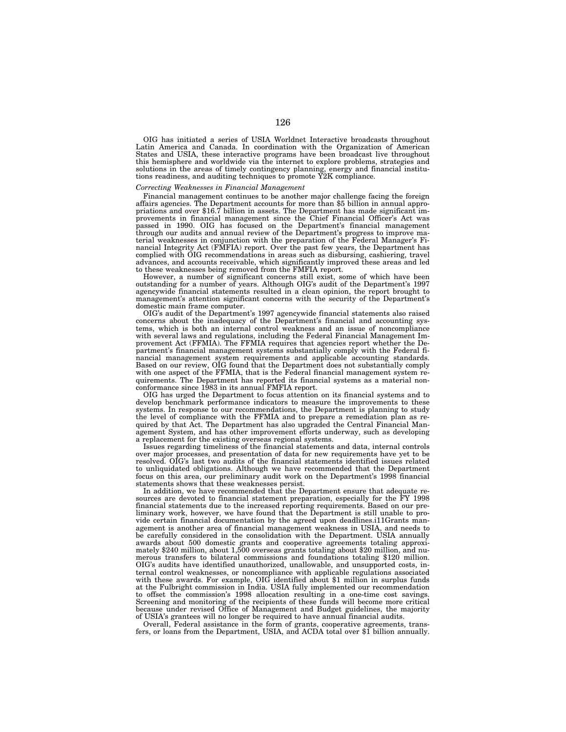OIG has initiated a series of USIA Worldnet Interactive broadcasts throughout Latin America and Canada. In coordination with the Organization of American States and USIA, these interactive programs have been broadcast live throughout this hemisphere and worldwide via the internet to explore problems, strategies and solutions in the areas of timely contingency planning, energy and financial institutions readiness, and auditing techniques to promote Y2K compliance.

*Correcting Weaknesses in Financial Management*

Financial management continues to be another major challenge facing the foreign affairs agencies. The Department accounts for more than $5 billion in annual appropriations and over $16.7 billion in assets. The Department has made significant improvements in financial management since the Chief Financial Officer's Act was passed in 1990. OIG has focused on the Department's financial management through our audits and annual review of the Department's progress to improve material weaknesses in conjunction with the preparation of the Federal Manager's Financial Integrity Act (FMFIA) report. Over the past few years, the Department has complied with OIG recommendations in areas such as disbursing, cashiering, travel advances, and accounts receivable, which significantly improved these areas and led to these weaknesses being removed from the FMFIA report.

However, a number of significant concerns still exist, some of which have been outstanding for a number of years. Although OIG's audit of the Department's 1997 agencywide financial statements resulted in a clean opinion, the report brought to management's attention significant concerns with the security of the Department's domestic main frame computer.

OIG's audit of the Department's 1997 agencywide financial statements also raised concerns about the inadequacy of the Department's financial and accounting systems, which is both an internal control weakness and an issue of noncompliance with several laws and regulations, including the Federal Financial Management Improvement Act (FFMIA). The FFMIA requires that agencies report whether the Department's financial management systems substantially comply with the Federal financial management system requirements and applicable accounting standards. Based on our review, OIG found that the Department does not substantially comply with one aspect of the FFMIA, that is the Federal financial management system requirements. The Department has reported its financial systems as a material nonconformance since 1983 in its annual FMFIA report.

OIG has urged the Department to focus attention on its financial systems and to develop benchmark performance indicators to measure the improvements to these systems. In response to our recommendations, the Department is planning to study the level of compliance with the FFMIA and to prepare a remediation plan as required by that Act. The Department has also upgraded the Central Financial Management System, and has other improvement efforts underway, such as developing a replacement for the existing overseas regional systems.

Issues regarding timeliness of the financial statements and data, internal controls over major processes, and presentation of data for new requirements have yet to be resolved. OIG's last two audits of the financial statements identified issues related to unliquidated obligations. Although we have recommended that the Department focus on this area, our preliminary audit work on the Department's 1998 financial statements shows that these weaknesses persist.

In addition, we have recommended that the Department ensure that adequate resources are devoted to financial statement preparation, especially for the FY 1998 financial statements due to the increased reporting requirements. Based on our preliminary work, however, we have found that the Department is still unable to provide certain financial documentation by the agreed upon deadlines.i11Grants management is another area of financial management weakness in USIA, and needs to be carefully considered in the consolidation with the Department. USIA annually awards about 500 domestic grants and cooperative agreements totaling approximately $240 million, about 1,500 overseas grants totaling about $20 million, and numerous transfers to bilateral commissions and foundations totaling $120 million. OIG's audits have identified unauthorized, unallowable, and unsupported costs, internal control weaknesses, or noncompliance with applicable regulations associated with these awards. For example, OIG identified about $1 million in surplus funds at the Fulbright commission in India. USIA fully implemented our recommendation to offset the commission's 1998 allocation resulting in a one-time cost savings. Screening and monitoring of the recipients of these funds will become more critical because under revised Office of Management and Budget guidelines, the majority of USIA's grantees will no longer be required to have annual financial audits.

Overall, Federal assistance in the form of grants, cooperative agreements, transfers, or loans from the Department, USIA, and ACDA total over $1 billion annually.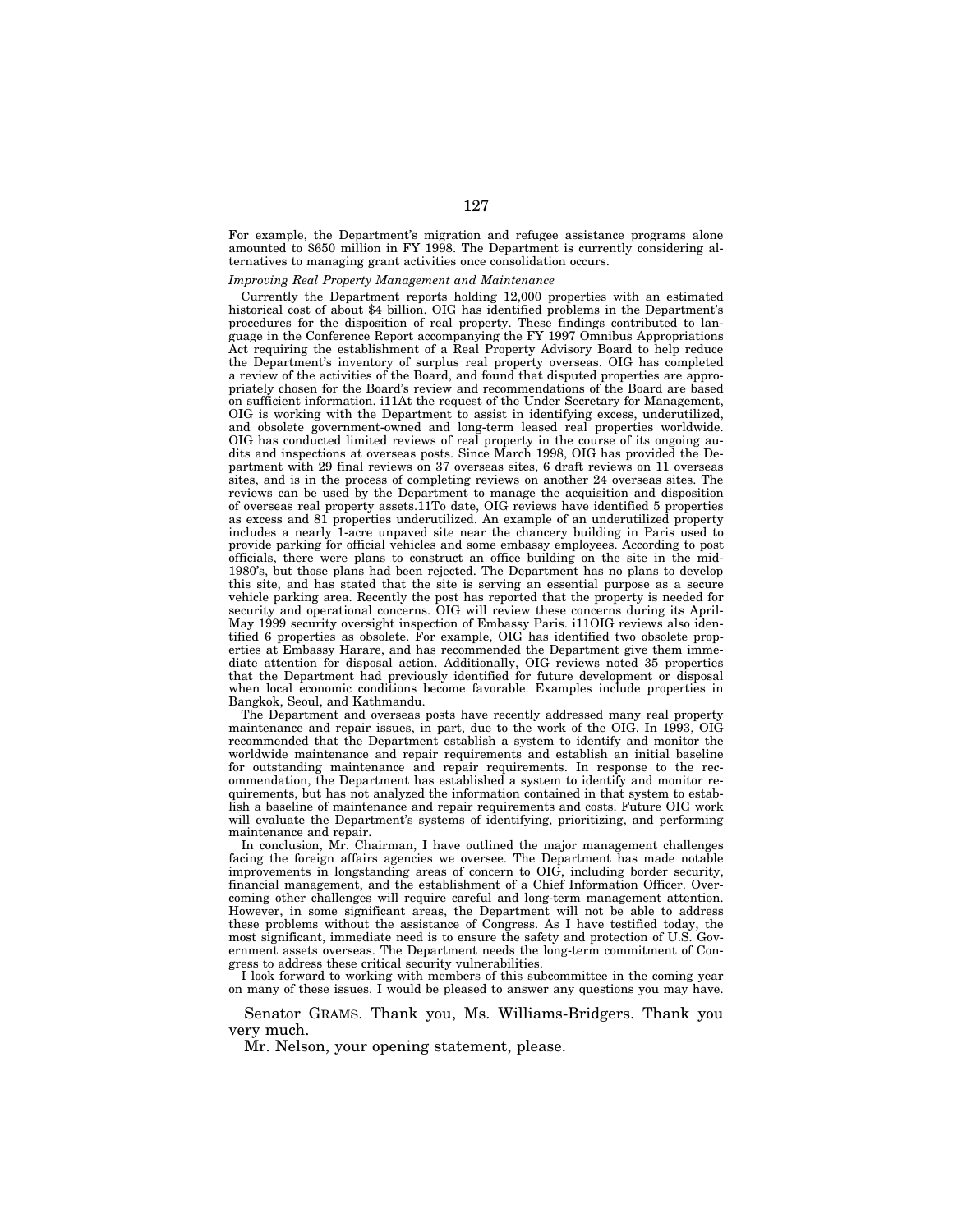For example, the Department's migration and refugee assistance programs alone amounted to $650 million in FY 1998. The Department is currently considering alternatives to managing grant activities once consolidation occurs.

*Improving Real Property Management and Maintenance*

Currently the Department reports holding 12,000 properties with an estimated historical cost of about $4 billion. OIG has identified problems in the Department's procedures for the disposition of real property. These findings contributed to language in the Conference Report accompanying the FY 1997 Omnibus Appropriations Act requiring the establishment of a Real Property Advisory Board to help reduce the Department's inventory of surplus real property overseas. OIG has completed a review of the activities of the Board, and found that disputed properties are appropriately chosen for the Board's review and recommendations of the Board are based on sufficient information. i11At the request of the Under Secretary for Management, OIG is working with the Department to assist in identifying excess, underutilized, and obsolete government-owned and long-term leased real properties worldwide. OIG has conducted limited reviews of real property in the course of its ongoing audits and inspections at overseas posts. Since March 1998, OIG has provided the Department with 29 final reviews on 37 overseas sites, 6 draft reviews on 11 overseas sites, and is in the process of completing reviews on another 24 overseas sites. The reviews can be used by the Department to manage the acquisition and disposition of overseas real property assets.11To date, OIG reviews have identified 5 properties as excess and 81 properties underutilized. An example of an underutilized property includes a nearly 1-acre unpaved site near the chancery building in Paris used to provide parking for official vehicles and some embassy employees. According to post officials, there were plans to construct an office building on the site in the mid-1980's, but those plans had been rejected. The Department has no plans to develop this site, and has stated that the site is serving an essential purpose as a secure vehicle parking area. Recently the post has reported that the property is needed for security and operational concerns. OIG will review these concerns during its April-May 1999 security oversight inspection of Embassy Paris. i11OIG reviews also identified 6 properties as obsolete. For example, OIG has identified two obsolete properties at Embassy Harare, and has recommended the Department give them immediate attention for disposal action. Additionally, OIG reviews noted 35 properties that the Department had previously identified for future development or disposal when local economic conditions become favorable. Examples include properties in Bangkok, Seoul, and Kathmandu.

The Department and overseas posts have recently addressed many real property maintenance and repair issues, in part, due to the work of the OIG. In 1993, OIG recommended that the Department establish a system to identify and monitor the worldwide maintenance and repair requirements and establish an initial baseline for outstanding maintenance and repair requirements. In response to the recommendation, the Department has established a system to identify and monitor requirements, but has not analyzed the information contained in that system to establish a baseline of maintenance and repair requirements and costs. Future OIG work will evaluate the Department's systems of identifying, prioritizing, and performing maintenance and repair.

In conclusion, Mr. Chairman, I have outlined the major management challenges facing the foreign affairs agencies we oversee. The Department has made notable improvements in longstanding areas of concern to OIG, including border security, financial management, and the establishment of a Chief Information Officer. Overcoming other challenges will require careful and long-term management attention. However, in some significant areas, the Department will not be able to address these problems without the assistance of Congress. As I have testified today, the most significant, immediate need is to ensure the safety and protection of U.S. Government assets overseas. The Department needs the long-term commitment of Congress to address these critical security vulnerabilities.

I look forward to working with members of this subcommittee in the coming year on many of these issues. I would be pleased to answer any questions you may have.

Senator GRAMS. Thank you, Ms. Williams-Bridgers. Thank you very much.

Mr. Nelson, your opening statement, please.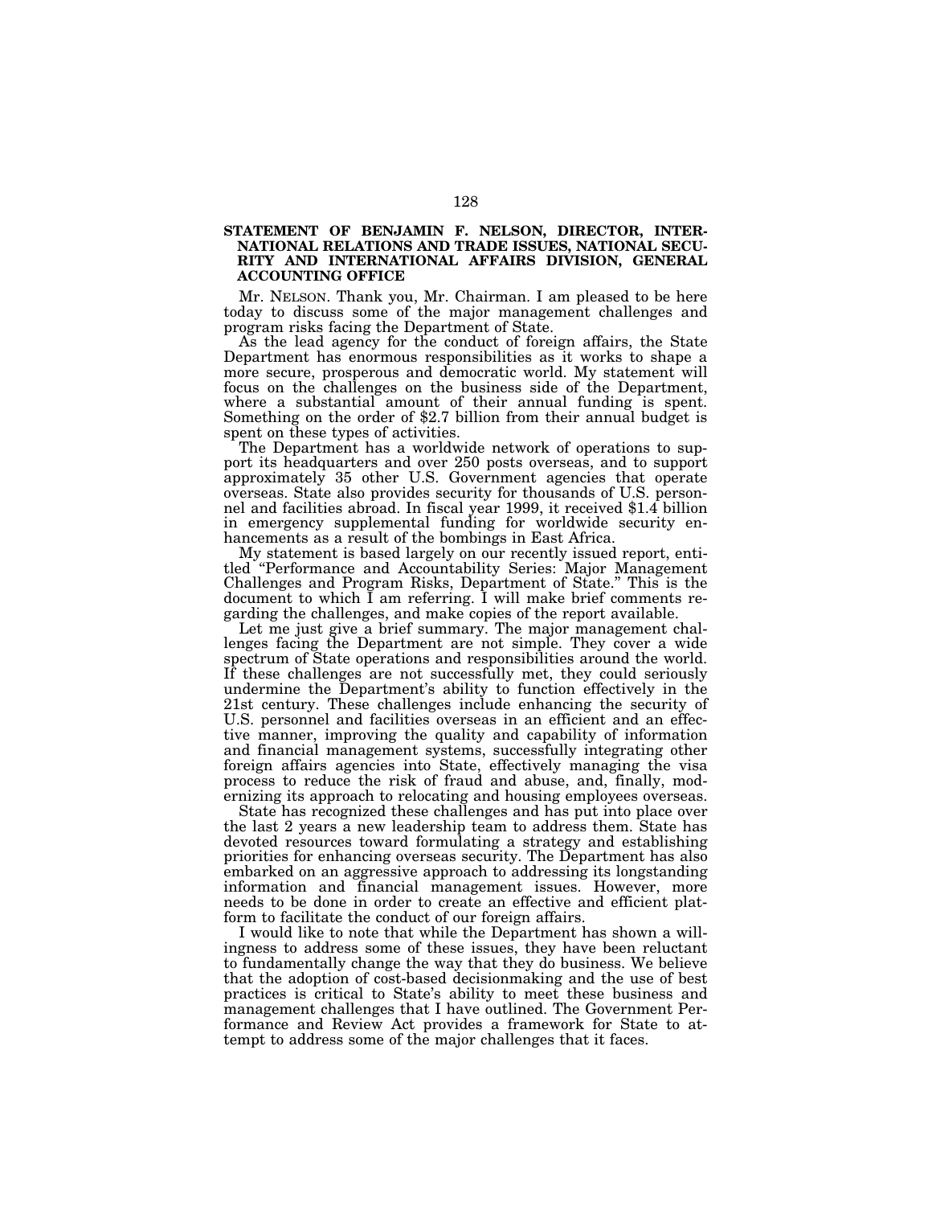**STATEMENT OF BENJAMIN F. NELSON, DIRECTOR, INTERNATIONAL RELATIONS AND TRADE ISSUES, NATIONAL SECURITY AND INTERNATIONAL AFFAIRS DIVISION, GENERAL ACCOUNTING OFFICE**

Mr. NELSON. Thank you, Mr. Chairman. I am pleased to be here today to discuss some of the major management challenges and program risks facing the Department of State.

As the lead agency for the conduct of foreign affairs, the State Department has enormous responsibilities as it works to shape a more secure, prosperous and democratic world. My statement will focus on the challenges on the business side of the Department, where a substantial amount of their annual funding is spent. Something on the order of $2.7 billion from their annual budget is spent on these types of activities.

The Department has a worldwide network of operations to support its headquarters and over 250 posts overseas, and to support approximately 35 other U.S. Government agencies that operate overseas. State also provides security for thousands of U.S. personnel and facilities abroad. In fiscal year 1999, it received $1.4 billion in emergency supplemental funding for worldwide security enhancements as a result of the bombings in East Africa.

My statement is based largely on our recently issued report, entitled "Performance and Accountability Series: Major Management Challenges and Program Risks, Department of State." This is the document to which I am referring. I will make brief comments regarding the challenges, and make copies of the report available.

Let me just give a brief summary. The major management challenges facing the Department are not simple. They cover a wide spectrum of State operations and responsibilities around the world. If these challenges are not successfully met, they could seriously undermine the Department's ability to function effectively in the 21st century. These challenges include enhancing the security of U.S. personnel and facilities overseas in an efficient and an effective manner, improving the quality and capability of information and financial management systems, successfully integrating other foreign affairs agencies into State, effectively managing the visa process to reduce the risk of fraud and abuse, and, finally, modernizing its approach to relocating and housing employees overseas.

State has recognized these challenges and has put into place over the last 2 years a new leadership team to address them. State has devoted resources toward formulating a strategy and establishing priorities for enhancing overseas security. The Department has also embarked on an aggressive approach to addressing its longstanding information and financial management issues. However, more needs to be done in order to create an effective and efficient platform to facilitate the conduct of our foreign affairs.

I would like to note that while the Department has shown a willingness to address some of these issues, they have been reluctant to fundamentally change the way that they do business. We believe that the adoption of cost-based decisionmaking and the use of best practices is critical to State's ability to meet these business and management challenges that I have outlined. The Government Performance and Review Act provides a framework for State to attempt to address some of the major challenges that it faces.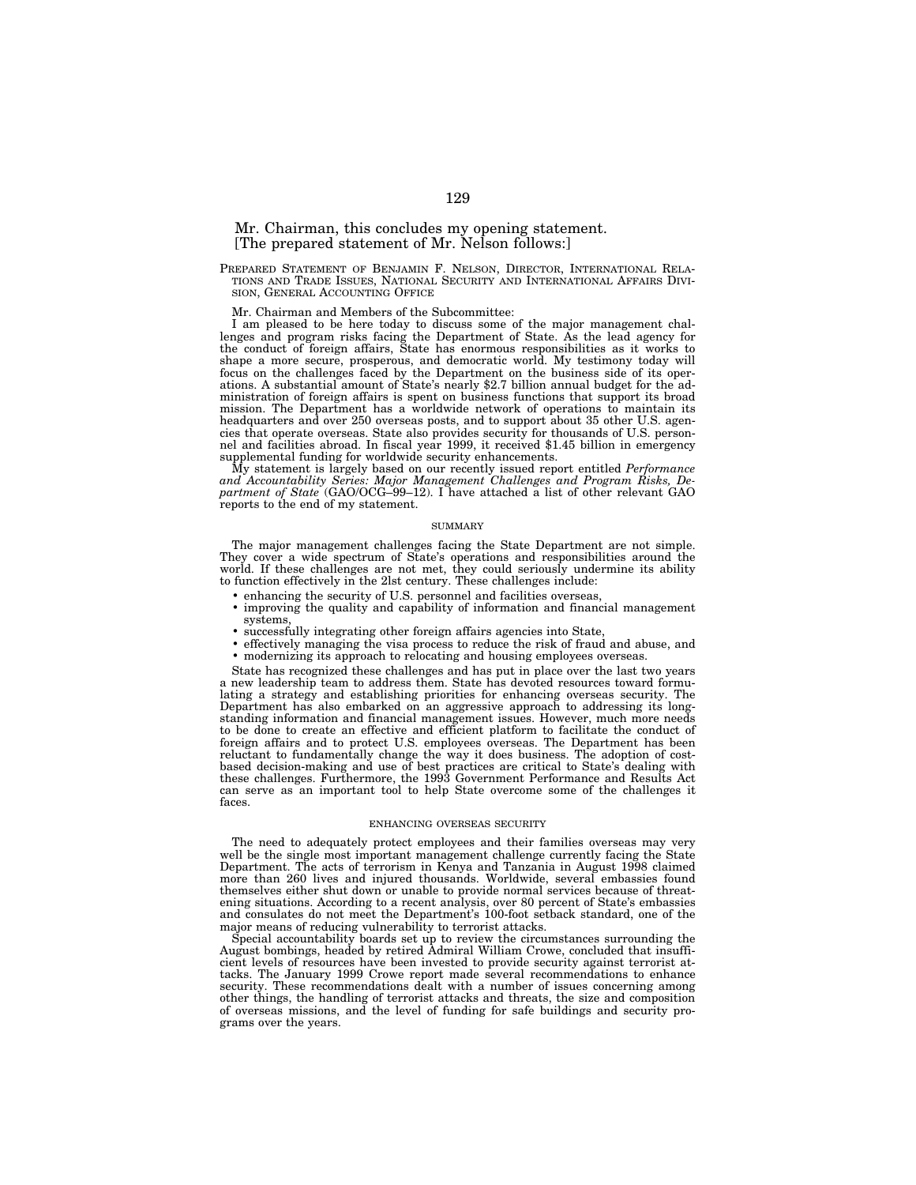Mr. Chairman, this concludes my opening statement.
[The prepared statement of Mr. Nelson follows:]

PREPARED STATEMENT OF BENJAMIN F. NELSON, DIRECTOR, INTERNATIONAL RELATIONS AND TRADE ISSUES, NATIONAL SECURITY AND INTERNATIONAL AFFAIRS DIVISION, GENERAL ACCOUNTING OFFICE

Mr. Chairman and Members of the Subcommittee:

I am pleased to be here today to discuss some of the major management challenges and program risks facing the Department of State. As the lead agency for the conduct of foreign affairs, State has enormous responsibilities as it works to shape a more secure, prosperous, and democratic world. My testimony today will focus on the challenges faced by the Department on the business side of its operations. A substantial amount of State's nearly $2.7 billion annual budget for the administration of foreign affairs is spent on business functions that support its broad mission. The Department has a worldwide network of operations to maintain its headquarters and over 250 overseas posts, and to support about 35 other U.S. agencies that operate overseas. State also provides security for thousands of U.S. personnel and facilities abroad. In fiscal year 1999, it received $1.45 billion in emergency supplemental funding for worldwide security enhancements.

My statement is largely based on our recently issued report entitled *Performance and Accountability Series: Major Management Challenges and Program Risks, Department of State* (GAO/OCG–99–12). I have attached a list of other relevant GAO reports to the end of my statement.

## SUMMARY

The major management challenges facing the State Department are not simple. They cover a wide spectrum of State's operations and responsibilities around the world. If these challenges are not met, they could seriously undermine its ability to function effectively in the 2lst century. These challenges include:

- enhancing the security of U.S. personnel and facilities overseas,
- improving the quality and capability of information and financial management systems,
- successfully integrating other foreign affairs agencies into State,
- effectively managing the visa process to reduce the risk of fraud and abuse, and
- modernizing its approach to relocating and housing employees overseas.

State has recognized these challenges and has put in place over the last two years a new leadership team to address them. State has devoted resources toward formulating a strategy and establishing priorities for enhancing overseas security. The Department has also embarked on an aggressive approach to addressing its long-standing information and financial management issues. However, much more needs to be done to create an effective and efficient platform to facilitate the conduct of foreign affairs and to protect U.S. employees overseas. The Department has been reluctant to fundamentally change the way it does business. The adoption of cost-based decision-making and use of best practices are critical to State's dealing with these challenges. Furthermore, the 1993 Government Performance and Results Act can serve as an important tool to help State overcome some of the challenges it faces.

## ENHANCING OVERSEAS SECURITY

The need to adequately protect employees and their families overseas may very well be the single most important management challenge currently facing the State Department. The acts of terrorism in Kenya and Tanzania in August 1998 claimed more than 260 lives and injured thousands. Worldwide, several embassies found themselves either shut down or unable to provide normal services because of threatening situations. According to a recent analysis, over 80 percent of State's embassies and consulates do not meet the Department's 100-foot setback standard, one of the major means of reducing vulnerability to terrorist attacks.

Special accountability boards set up to review the circumstances surrounding the August bombings, headed by retired Admiral William Crowe, concluded that insufficient levels of resources have been invested to provide security against terrorist attacks. The January 1999 Crowe report made several recommendations to enhance security. These recommendations dealt with a number of issues concerning among other things, the handling of terrorist attacks and threats, the size and composition of overseas missions, and the level of funding for safe buildings and security programs over the years.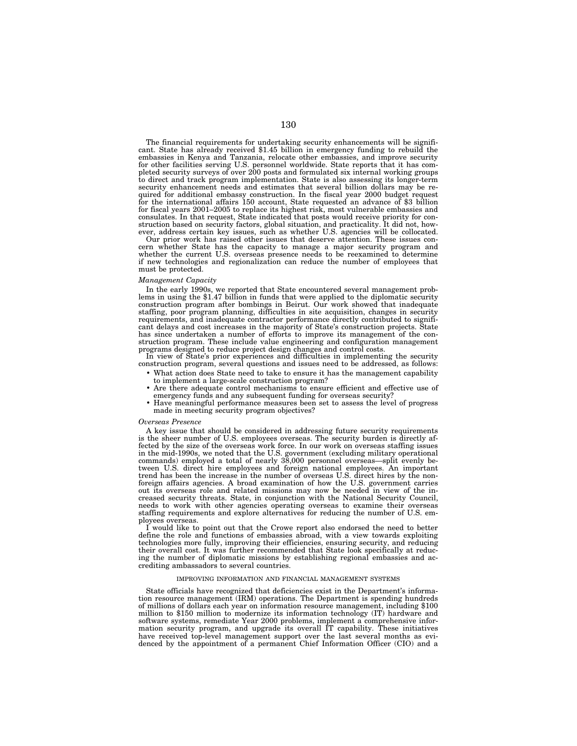The financial requirements for undertaking security enhancements will be significant. State has already received $1.45 billion in emergency funding to rebuild the embassies in Kenya and Tanzania, relocate other embassies, and improve security for other facilities serving U.S. personnel worldwide. State reports that it has completed security surveys of over 200 posts and formulated six internal working groups to direct and track program implementation. State is also assessing its longer-term security enhancement needs and estimates that several billion dollars may be required for additional embassy construction. In the fiscal year 2000 budget request for the international affairs 150 account, State requested an advance of $3 billion for fiscal years 2001–2005 to replace its highest risk, most vulnerable embassies and consulates. In that request, State indicated that posts would receive priority for construction based on security factors, global situation, and practicality. It did not, however, address certain key issues, such as whether U.S. agencies will be collocated.

Our prior work has raised other issues that deserve attention. These issues concern whether State has the capacity to manage a major security program and whether the current U.S. overseas presence needs to be reexamined to determine if new technologies and regionalization can reduce the number of employees that must be protected.

*Management Capacity*

In the early 1990s, we reported that State encountered several management problems in using the $1.47 billion in funds that were applied to the diplomatic security construction program after bombings in Beirut. Our work showed that inadequate staffing, poor program planning, difficulties in site acquisition, changes in security requirements, and inadequate contractor performance directly contributed to significant delays and cost increases in the majority of State's construction projects. State has since undertaken a number of efforts to improve its management of the construction program. These include value engineering and configuration management programs designed to reduce project design changes and control costs.

In view of State's prior experiences and difficulties in implementing the security construction program, several questions and issues need to be addressed, as follows:

- What action does State need to take to ensure it has the management capability to implement a large-scale construction program?
- Are there adequate control mechanisms to ensure efficient and effective use of emergency funds and any subsequent funding for overseas security?
- Have meaningful performance measures been set to assess the level of progress made in meeting security program objectives?

*Overseas Presence*

A key issue that should be considered in addressing future security requirements is the sheer number of U.S. employees overseas. The security burden is directly affected by the size of the overseas work force. In our work on overseas staffing issues in the mid-1990s, we noted that the U.S. government (excluding military operational commands) employed a total of nearly 38,000 personnel overseas—split evenly between U.S. direct hire employees and foreign national employees. An important trend has been the increase in the number of overseas U.S. direct hires by the non-foreign affairs agencies. A broad examination of how the U.S. government carries out its overseas role and related missions may now be needed in view of the increased security threats. State, in conjunction with the National Security Council, needs to work with other agencies operating overseas to examine their overseas staffing requirements and explore alternatives for reducing the number of U.S. employees overseas.

I would like to point out that the Crowe report also endorsed the need to better define the role and functions of embassies abroad, with a view towards exploiting technologies more fully, improving their efficiencies, ensuring security, and reducing their overall cost. It was further recommended that State look specifically at reducing the number of diplomatic missions by establishing regional embassies and accrediting ambassadors to several countries.

## IMPROVING INFORMATION AND FINANCIAL MANAGEMENT SYSTEMS

State officials have recognized that deficiencies exist in the Department's information resource management (IRM) operations. The Department is spending hundreds of millions of dollars each year on information resource management, including $100 million to $150 million to modernize its information technology (IT) hardware and software systems, remediate Year 2000 problems, implement a comprehensive information security program, and upgrade its overall IT capability. These initiatives have received top-level management support over the last several months as evidenced by the appointment of a permanent Chief Information Officer (CIO) and a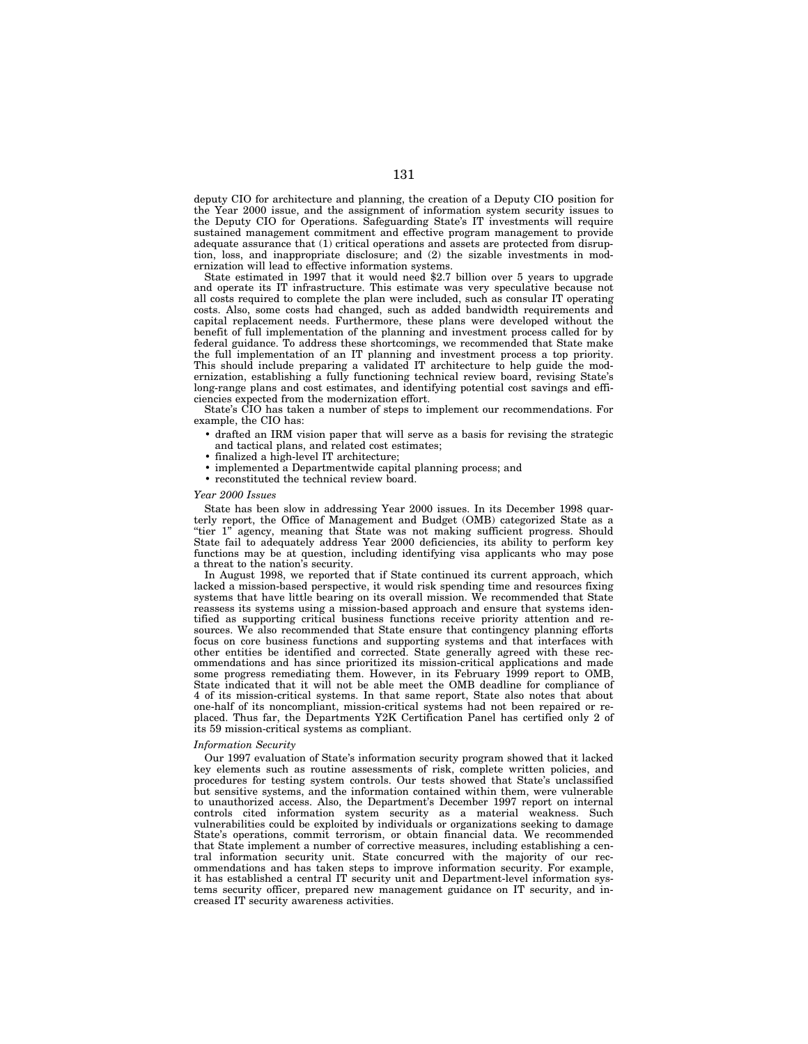deputy CIO for architecture and planning, the creation of a Deputy CIO position for the Year 2000 issue, and the assignment of information system security issues to the Deputy CIO for Operations. Safeguarding State's IT investments will require sustained management commitment and effective program management to provide adequate assurance that (1) critical operations and assets are protected from disruption, loss, and inappropriate disclosure; and (2) the sizable investments in modernization will lead to effective information systems.

State estimated in 1997 that it would need $2.7 billion over 5 years to upgrade and operate its IT infrastructure. This estimate was very speculative because not all costs required to complete the plan were included, such as consular IT operating costs. Also, some costs had changed, such as added bandwidth requirements and capital replacement needs. Furthermore, these plans were developed without the benefit of full implementation of the planning and investment process called for by federal guidance. To address these shortcomings, we recommended that State make the full implementation of an IT planning and investment process a top priority. This should include preparing a validated IT architecture to help guide the modernization, establishing a fully functioning technical review board, revising State's long-range plans and cost estimates, and identifying potential cost savings and efficiencies expected from the modernization effort.

State's CIO has taken a number of steps to implement our recommendations. For example, the CIO has:

- drafted an IRM vision paper that will serve as a basis for revising the strategic and tactical plans, and related cost estimates;
- finalized a high-level IT architecture;
- implemented a Departmentwide capital planning process; and
- reconstituted the technical review board.

*Year 2000 Issues*

State has been slow in addressing Year 2000 issues. In its December 1998 quarterly report, the Office of Management and Budget (OMB) categorized State as a "tier 1" agency, meaning that State was not making sufficient progress. Should State fail to adequately address Year 2000 deficiencies, its ability to perform key functions may be at question, including identifying visa applicants who may pose a threat to the nation's security.

In August 1998, we reported that if State continued its current approach, which lacked a mission-based perspective, it would risk spending time and resources fixing systems that have little bearing on its overall mission. We recommended that State reassess its systems using a mission-based approach and ensure that systems identified as supporting critical business functions receive priority attention and resources. We also recommended that State ensure that contingency planning efforts focus on core business functions and supporting systems and that interfaces with other entities be identified and corrected. State generally agreed with these recommendations and has since prioritized its mission-critical applications and made some progress remediating them. However, in its February 1999 report to OMB, State indicated that it will not be able meet the OMB deadline for compliance of 4 of its mission-critical systems. In that same report, State also notes that about one-half of its noncompliant, mission-critical systems had not been repaired or replaced. Thus far, the Departments Y2K Certification Panel has certified only 2 of its 59 mission-critical systems as compliant.

*Information Security*

Our 1997 evaluation of State's information security program showed that it lacked key elements such as routine assessments of risk, complete written policies, and procedures for testing system controls. Our tests showed that State's unclassified but sensitive systems, and the information contained within them, were vulnerable to unauthorized access. Also, the Department's December 1997 report on internal controls cited information system security as a material weakness. Such vulnerabilities could be exploited by individuals or organizations seeking to damage State's operations, commit terrorism, or obtain financial data. We recommended that State implement a number of corrective measures, including establishing a central information security unit. State concurred with the majority of our recommendations and has taken steps to improve information security. For example, it has established a central IT security unit and Department-level information systems security officer, prepared new management guidance on IT security, and increased IT security awareness activities.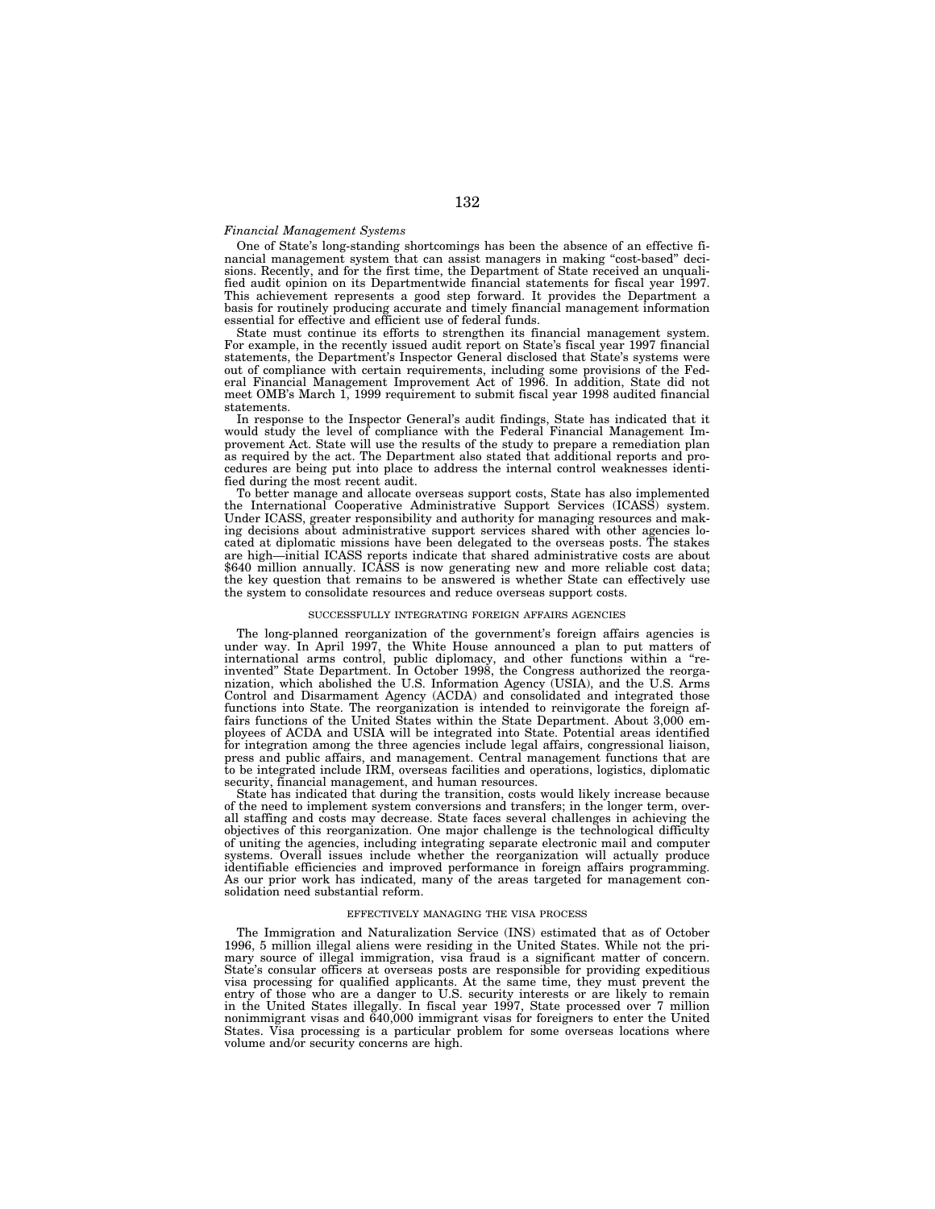*Financial Management Systems*

One of State's long-standing shortcomings has been the absence of an effective financial management system that can assist managers in making "cost-based" decisions. Recently, and for the first time, the Department of State received an unqualified audit opinion on its Departmentwide financial statements for fiscal year 1997. This achievement represents a good step forward. It provides the Department a basis for routinely producing accurate and timely financial management information essential for effective and efficient use of federal funds.

State must continue its efforts to strengthen its financial management system. For example, in the recently issued audit report on State's fiscal year 1997 financial statements, the Department's Inspector General disclosed that State's systems were out of compliance with certain requirements, including some provisions of the Federal Financial Management Improvement Act of 1996. In addition, State did not meet OMB's March 1, 1999 requirement to submit fiscal year 1998 audited financial statements.

In response to the Inspector General's audit findings, State has indicated that it would study the level of compliance with the Federal Financial Management Improvement Act. State will use the results of the study to prepare a remediation plan as required by the act. The Department also stated that additional reports and procedures are being put into place to address the internal control weaknesses identified during the most recent audit.

To better manage and allocate overseas support costs, State has also implemented the International Cooperative Administrative Support Services (ICASS) system. Under ICASS, greater responsibility and authority for managing resources and making decisions about administrative support services shared with other agencies located at diplomatic missions have been delegated to the overseas posts. The stakes are high—initial ICASS reports indicate that shared administrative costs are about $640 million annually. ICASS is now generating new and more reliable cost data; the key question that remains to be answered is whether State can effectively use the system to consolidate resources and reduce overseas support costs.

SUCCESSFULLY INTEGRATING FOREIGN AFFAIRS AGENCIES

The long-planned reorganization of the government's foreign affairs agencies is under way. In April 1997, the White House announced a plan to put matters of international arms control, public diplomacy, and other functions within a "reinvented" State Department. In October 1998, the Congress authorized the reorganization, which abolished the U.S. Information Agency (USIA), and the U.S. Arms Control and Disarmament Agency (ACDA) and consolidated and integrated those functions into State. The reorganization is intended to reinvigorate the foreign affairs functions of the United States within the State Department. About 3,000 employees of ACDA and USIA will be integrated into State. Potential areas identified for integration among the three agencies include legal affairs, congressional liaison, press and public affairs, and management. Central management functions that are to be integrated include IRM, overseas facilities and operations, logistics, diplomatic security, financial management, and human resources.

State has indicated that during the transition, costs would likely increase because of the need to implement system conversions and transfers; in the longer term, overall staffing and costs may decrease. State faces several challenges in achieving the objectives of this reorganization. One major challenge is the technological difficulty of uniting the agencies, including integrating separate electronic mail and computer systems. Overall issues include whether the reorganization will actually produce identifiable efficiencies and improved performance in foreign affairs programming. As our prior work has indicated, many of the areas targeted for management consolidation need substantial reform.

EFFECTIVELY MANAGING THE VISA PROCESS

The Immigration and Naturalization Service (INS) estimated that as of October 1996, 5 million illegal aliens were residing in the United States. While not the primary source of illegal immigration, visa fraud is a significant matter of concern. State's consular officers at overseas posts are responsible for providing expeditious visa processing for qualified applicants. At the same time, they must prevent the entry of those who are a danger to U.S. security interests or are likely to remain in the United States illegally. In fiscal year 1997, State processed over 7 million nonimmigrant visas and 640,000 immigrant visas for foreigners to enter the United States. Visa processing is a particular problem for some overseas locations where volume and/or security concerns are high.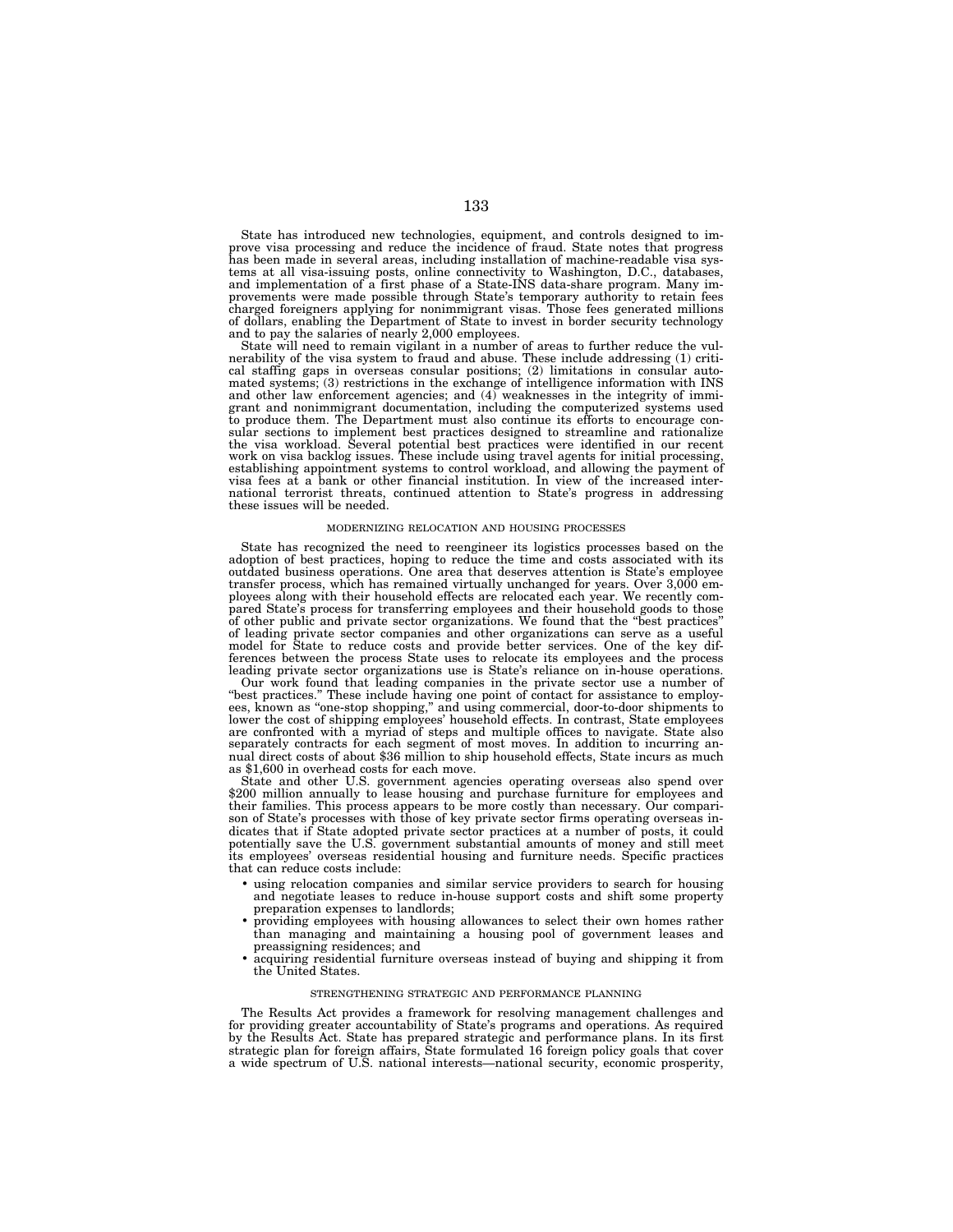State has introduced new technologies, equipment, and controls designed to improve visa processing and reduce the incidence of fraud. State notes that progress has been made in several areas, including installation of machine-readable visa systems at all visa-issuing posts, online connectivity to Washington, D.C., databases, and implementation of a first phase of a State-INS data-share program. Many improvements were made possible through State's temporary authority to retain fees charged foreigners applying for nonimmigrant visas. Those fees generated millions of dollars, enabling the Department of State to invest in border security technology and to pay the salaries of nearly 2,000 employees.

State will need to remain vigilant in a number of areas to further reduce the vulnerability of the visa system to fraud and abuse. These include addressing (1) critical staffing gaps in overseas consular positions; (2) limitations in consular automated systems; (3) restrictions in the exchange of intelligence information with INS and other law enforcement agencies; and (4) weaknesses in the integrity of immigrant and nonimmigrant documentation, including the computerized systems used to produce them. The Department must also continue its efforts to encourage consular sections to implement best practices designed to streamline and rationalize the visa workload. Several potential best practices were identified in our recent work on visa backlog issues. These include using travel agents for initial processing, establishing appointment systems to control workload, and allowing the payment of visa fees at a bank or other financial institution. In view of the increased international terrorist threats, continued attention to State's progress in addressing these issues will be needed.

## MODERNIZING RELOCATION AND HOUSING PROCESSES

State has recognized the need to reengineer its logistics processes based on the adoption of best practices, hoping to reduce the time and costs associated with its outdated business operations. One area that deserves attention is State's employee transfer process, which has remained virtually unchanged for years. Over 3,000 employees along with their household effects are relocated each year. We recently compared State's process for transferring employees and their household goods to those of other public and private sector organizations. We found that the "best practices" of leading private sector companies and other organizations can serve as a useful model for State to reduce costs and provide better services. One of the key differences between the process State uses to relocate its employees and the process leading private sector organizations use is State's reliance on in-house operations.

Our work found that leading companies in the private sector use a number of "best practices." These include having one point of contact for assistance to employees, known as "one-stop shopping," and using commercial, door-to-door shipments to lower the cost of shipping employees' household effects. In contrast, State employees are confronted with a myriad of steps and multiple offices to navigate. State also separately contracts for each segment of most moves. In addition to incurring annual direct costs of about $36 million to ship household effects, State incurs as much as $1,600 in overhead costs for each move.

State and other U.S. government agencies operating overseas also spend over $200 million annually to lease housing and purchase furniture for employees and their families. This process appears to be more costly than necessary. Our comparison of State's processes with those of key private sector firms operating overseas indicates that if State adopted private sector practices at a number of posts, it could potentially save the U.S. government substantial amounts of money and still meet its employees' overseas residential housing and furniture needs. Specific practices that can reduce costs include:

- using relocation companies and similar service providers to search for housing and negotiate leases to reduce in-house support costs and shift some property preparation expenses to landlords;
- providing employees with housing allowances to select their own homes rather than managing and maintaining a housing pool of government leases and preassigning residences; and
- acquiring residential furniture overseas instead of buying and shipping it from the United States.

## STRENGTHENING STRATEGIC AND PERFORMANCE PLANNING

The Results Act provides a framework for resolving management challenges and for providing greater accountability of State's programs and operations. As required by the Results Act. State has prepared strategic and performance plans. In its first strategic plan for foreign affairs, State formulated 16 foreign policy goals that cover a wide spectrum of U.S. national interests—national security, economic prosperity,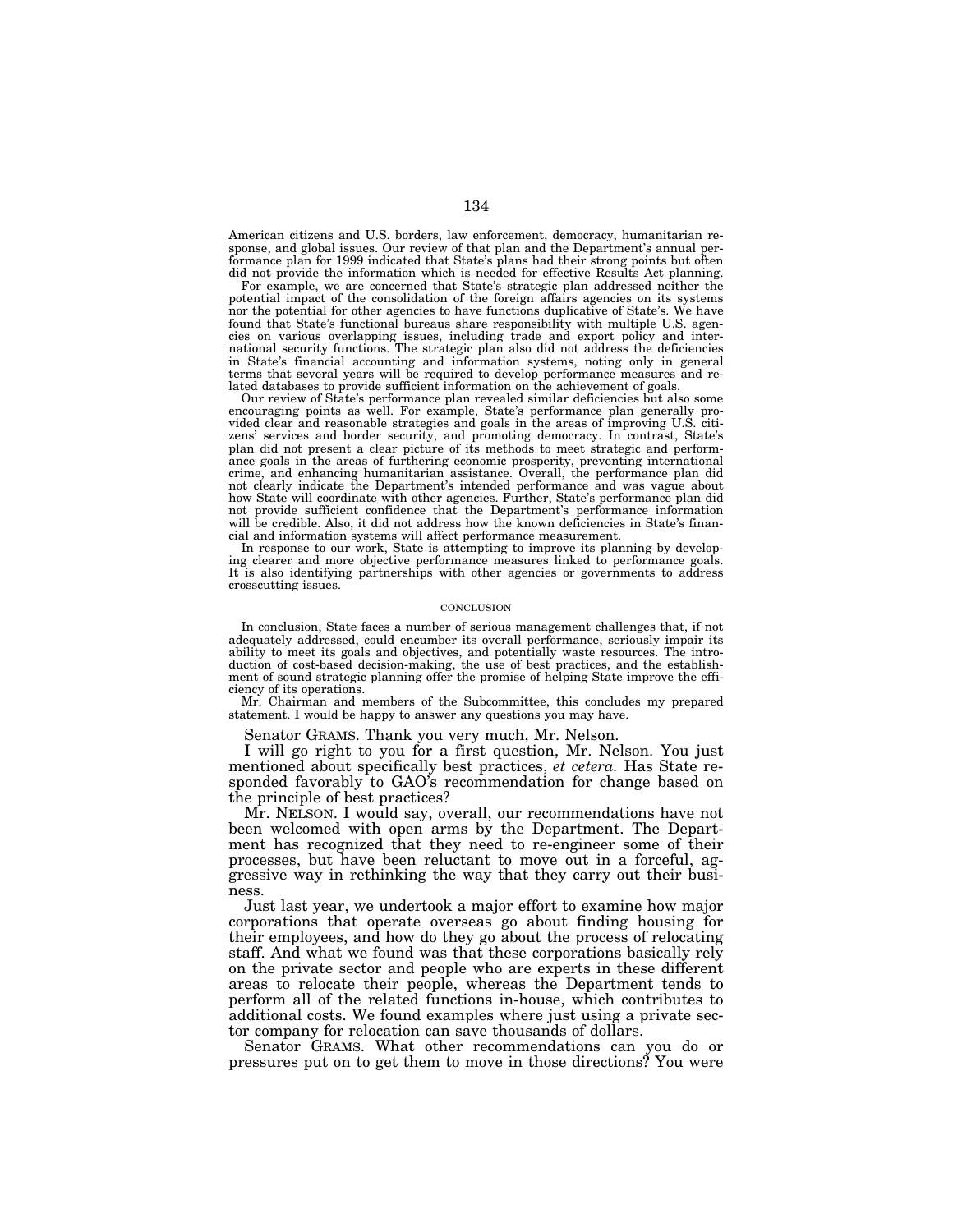American citizens and U.S. borders, law enforcement, democracy, humanitarian response, and global issues. Our review of that plan and the Department's annual performance plan for 1999 indicated that State's plans had their strong points but often did not provide the information which is needed for effective Results Act planning.

For example, we are concerned that State's strategic plan addressed neither the potential impact of the consolidation of the foreign affairs agencies on its systems nor the potential for other agencies to have functions duplicative of State's. We have found that State's functional bureaus share responsibility with multiple U.S. agencies on various overlapping issues, including trade and export policy and international security functions. The strategic plan also did not address the deficiencies in State's financial accounting and information systems, noting only in general terms that several years will be required to develop performance measures and related databases to provide sufficient information on the achievement of goals.

Our review of State's performance plan revealed similar deficiencies but also some encouraging points as well. For example, State's performance plan generally provided clear and reasonable strategies and goals in the areas of improving U.S. citizens' services and border security, and promoting democracy. In contrast, State's plan did not present a clear picture of its methods to meet strategic and performance goals in the areas of furthering economic prosperity, preventing international crime, and enhancing humanitarian assistance. Overall, the performance plan did not clearly indicate the Department's intended performance and was vague about how State will coordinate with other agencies. Further, State's performance plan did not provide sufficient confidence that the Department's performance information will be credible. Also, it did not address how the known deficiencies in State's financial and information systems will affect performance measurement.

In response to our work, State is attempting to improve its planning by developing clearer and more objective performance measures linked to performance goals. It is also identifying partnerships with other agencies or governments to address crosscutting issues.

CONCLUSION

In conclusion, State faces a number of serious management challenges that, if not adequately addressed, could encumber its overall performance, seriously impair its ability to meet its goals and objectives, and potentially waste resources. The introduction of cost-based decision-making, the use of best practices, and the establishment of sound strategic planning offer the promise of helping State improve the efficiency of its operations.

Mr. Chairman and members of the Subcommittee, this concludes my prepared statement. I would be happy to answer any questions you may have.

Senator GRAMS. Thank you very much, Mr. Nelson.

I will go right to you for a first question, Mr. Nelson. You just mentioned about specifically best practices, *et cetera.* Has State responded favorably to GAO's recommendation for change based on the principle of best practices?

Mr. NELSON. I would say, overall, our recommendations have not been welcomed with open arms by the Department. The Department has recognized that they need to re-engineer some of their processes, but have been reluctant to move out in a forceful, aggressive way in rethinking the way that they carry out their business.

Just last year, we undertook a major effort to examine how major corporations that operate overseas go about finding housing for their employees, and how do they go about the process of relocating staff. And what we found was that these corporations basically rely on the private sector and people who are experts in these different areas to relocate their people, whereas the Department tends to perform all of the related functions in-house, which contributes to additional costs. We found examples where just using a private sector company for relocation can save thousands of dollars.

Senator GRAMS. What other recommendations can you do or pressures put on to get them to move in those directions? You were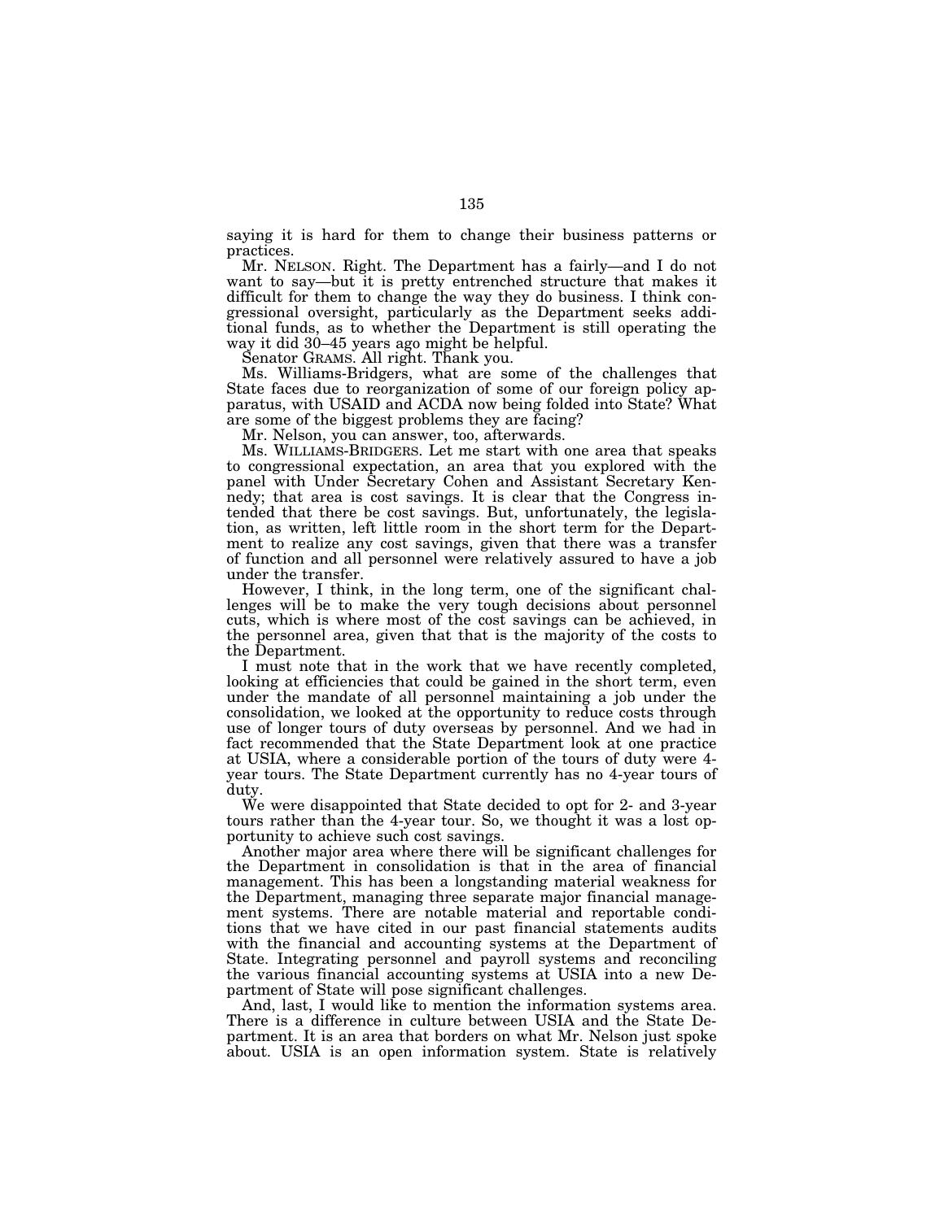saying it is hard for them to change their business patterns or practices.

Mr. NELSON. Right. The Department has a fairly—and I do not want to say—but it is pretty entrenched structure that makes it difficult for them to change the way they do business. I think congressional oversight, particularly as the Department seeks additional funds, as to whether the Department is still operating the way it did 30–45 years ago might be helpful.

Senator GRAMS. All right. Thank you.

Ms. Williams-Bridgers, what are some of the challenges that State faces due to reorganization of some of our foreign policy apparatus, with USAID and ACDA now being folded into State? What are some of the biggest problems they are facing?

Mr. Nelson, you can answer, too, afterwards.

Ms. WILLIAMS-BRIDGERS. Let me start with one area that speaks to congressional expectation, an area that you explored with the panel with Under Secretary Cohen and Assistant Secretary Kennedy; that area is cost savings. It is clear that the Congress intended that there be cost savings. But, unfortunately, the legislation, as written, left little room in the short term for the Department to realize any cost savings, given that there was a transfer of function and all personnel were relatively assured to have a job under the transfer.

However, I think, in the long term, one of the significant challenges will be to make the very tough decisions about personnel cuts, which is where most of the cost savings can be achieved, in the personnel area, given that that is the majority of the costs to the Department.

I must note that in the work that we have recently completed, looking at efficiencies that could be gained in the short term, even under the mandate of all personnel maintaining a job under the consolidation, we looked at the opportunity to reduce costs through use of longer tours of duty overseas by personnel. And we had in fact recommended that the State Department look at one practice at USIA, where a considerable portion of the tours of duty were 4-year tours. The State Department currently has no 4-year tours of duty.

We were disappointed that State decided to opt for 2- and 3-year tours rather than the 4-year tour. So, we thought it was a lost opportunity to achieve such cost savings.

Another major area where there will be significant challenges for the Department in consolidation is that in the area of financial management. This has been a longstanding material weakness for the Department, managing three separate major financial management systems. There are notable material and reportable conditions that we have cited in our past financial statements audits with the financial and accounting systems at the Department of State. Integrating personnel and payroll systems and reconciling the various financial accounting systems at USIA into a new Department of State will pose significant challenges.

And, last, I would like to mention the information systems area. There is a difference in culture between USIA and the State Department. It is an area that borders on what Mr. Nelson just spoke about. USIA is an open information system. State is relatively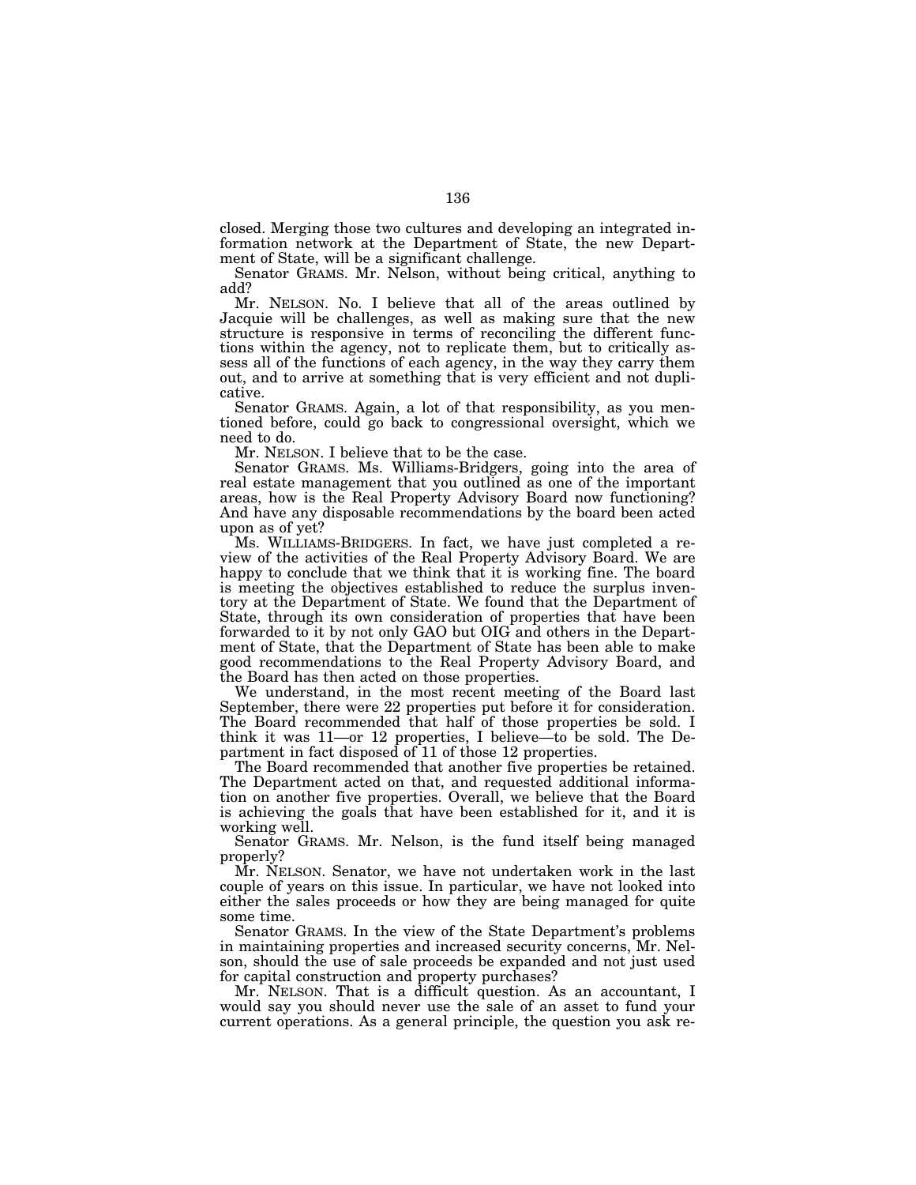closed. Merging those two cultures and developing an integrated information network at the Department of State, the new Department of State, will be a significant challenge.

Senator GRAMS. Mr. Nelson, without being critical, anything to add?

Mr. NELSON. No. I believe that all of the areas outlined by Jacquie will be challenges, as well as making sure that the new structure is responsive in terms of reconciling the different functions within the agency, not to replicate them, but to critically assess all of the functions of each agency, in the way they carry them out, and to arrive at something that is very efficient and not duplicative.

Senator GRAMS. Again, a lot of that responsibility, as you mentioned before, could go back to congressional oversight, which we need to do.

Mr. NELSON. I believe that to be the case.

Senator GRAMS. Ms. Williams-Bridgers, going into the area of real estate management that you outlined as one of the important areas, how is the Real Property Advisory Board now functioning? And have any disposable recommendations by the board been acted upon as of yet?

Ms. WILLIAMS-BRIDGERS. In fact, we have just completed a review of the activities of the Real Property Advisory Board. We are happy to conclude that we think that it is working fine. The board is meeting the objectives established to reduce the surplus inventory at the Department of State. We found that the Department of State, through its own consideration of properties that have been forwarded to it by not only GAO but OIG and others in the Department of State, that the Department of State has been able to make good recommendations to the Real Property Advisory Board, and the Board has then acted on those properties.

We understand, in the most recent meeting of the Board last September, there were 22 properties put before it for consideration. The Board recommended that half of those properties be sold. I think it was 11—or 12 properties, I believe—to be sold. The Department in fact disposed of 11 of those 12 properties.

The Board recommended that another five properties be retained. The Department acted on that, and requested additional information on another five properties. Overall, we believe that the Board is achieving the goals that have been established for it, and it is working well.

Senator GRAMS. Mr. Nelson, is the fund itself being managed properly?

Mr. NELSON. Senator, we have not undertaken work in the last couple of years on this issue. In particular, we have not looked into either the sales proceeds or how they are being managed for quite some time.

Senator GRAMS. In the view of the State Department's problems in maintaining properties and increased security concerns, Mr. Nelson, should the use of sale proceeds be expanded and not just used for capital construction and property purchases?

Mr. NELSON. That is a difficult question. As an accountant, I would say you should never use the sale of an asset to fund your current operations. As a general principle, the question you ask re-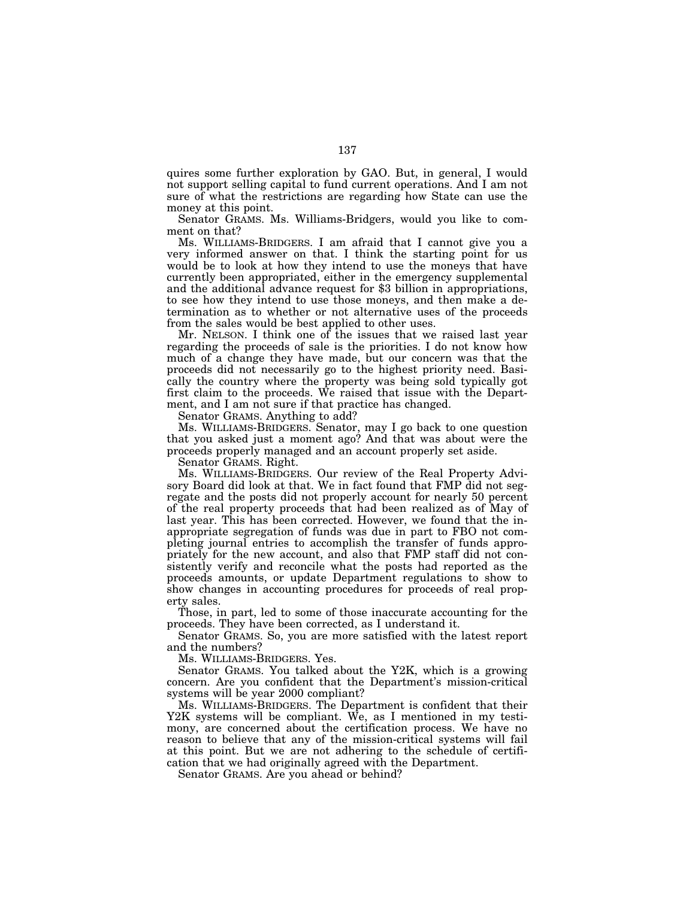quires some further exploration by GAO. But, in general, I would not support selling capital to fund current operations. And I am not sure of what the restrictions are regarding how State can use the money at this point.

Senator GRAMS. Ms. Williams-Bridgers, would you like to comment on that?

Ms. WILLIAMS-BRIDGERS. I am afraid that I cannot give you a very informed answer on that. I think the starting point for us would be to look at how they intend to use the moneys that have currently been appropriated, either in the emergency supplemental and the additional advance request for $3 billion in appropriations, to see how they intend to use those moneys, and then make a determination as to whether or not alternative uses of the proceeds from the sales would be best applied to other uses.

Mr. NELSON. I think one of the issues that we raised last year regarding the proceeds of sale is the priorities. I do not know how much of a change they have made, but our concern was that the proceeds did not necessarily go to the highest priority need. Basically the country where the property was being sold typically got first claim to the proceeds. We raised that issue with the Department, and I am not sure if that practice has changed.

Senator GRAMS. Anything to add?

Ms. WILLIAMS-BRIDGERS. Senator, may I go back to one question that you asked just a moment ago? And that was about were the proceeds properly managed and an account properly set aside.

Senator GRAMS. Right.

Ms. WILLIAMS-BRIDGERS. Our review of the Real Property Advisory Board did look at that. We in fact found that FMP did not segregate and the posts did not properly account for nearly 50 percent of the real property proceeds that had been realized as of May of last year. This has been corrected. However, we found that the inappropriate segregation of funds was due in part to FBO not completing journal entries to accomplish the transfer of funds appropriately for the new account, and also that FMP staff did not consistently verify and reconcile what the posts had reported as the proceeds amounts, or update Department regulations to show to show changes in accounting procedures for proceeds of real property sales.

Those, in part, led to some of those inaccurate accounting for the proceeds. They have been corrected, as I understand it.

Senator GRAMS. So, you are more satisfied with the latest report and the numbers?

Ms. WILLIAMS-BRIDGERS. Yes.

Senator GRAMS. You talked about the Y2K, which is a growing concern. Are you confident that the Department's mission-critical systems will be year 2000 compliant?

Ms. WILLIAMS-BRIDGERS. The Department is confident that their Y2K systems will be compliant. We, as I mentioned in my testimony, are concerned about the certification process. We have no reason to believe that any of the mission-critical systems will fail at this point. But we are not adhering to the schedule of certification that we had originally agreed with the Department.

Senator GRAMS. Are you ahead or behind?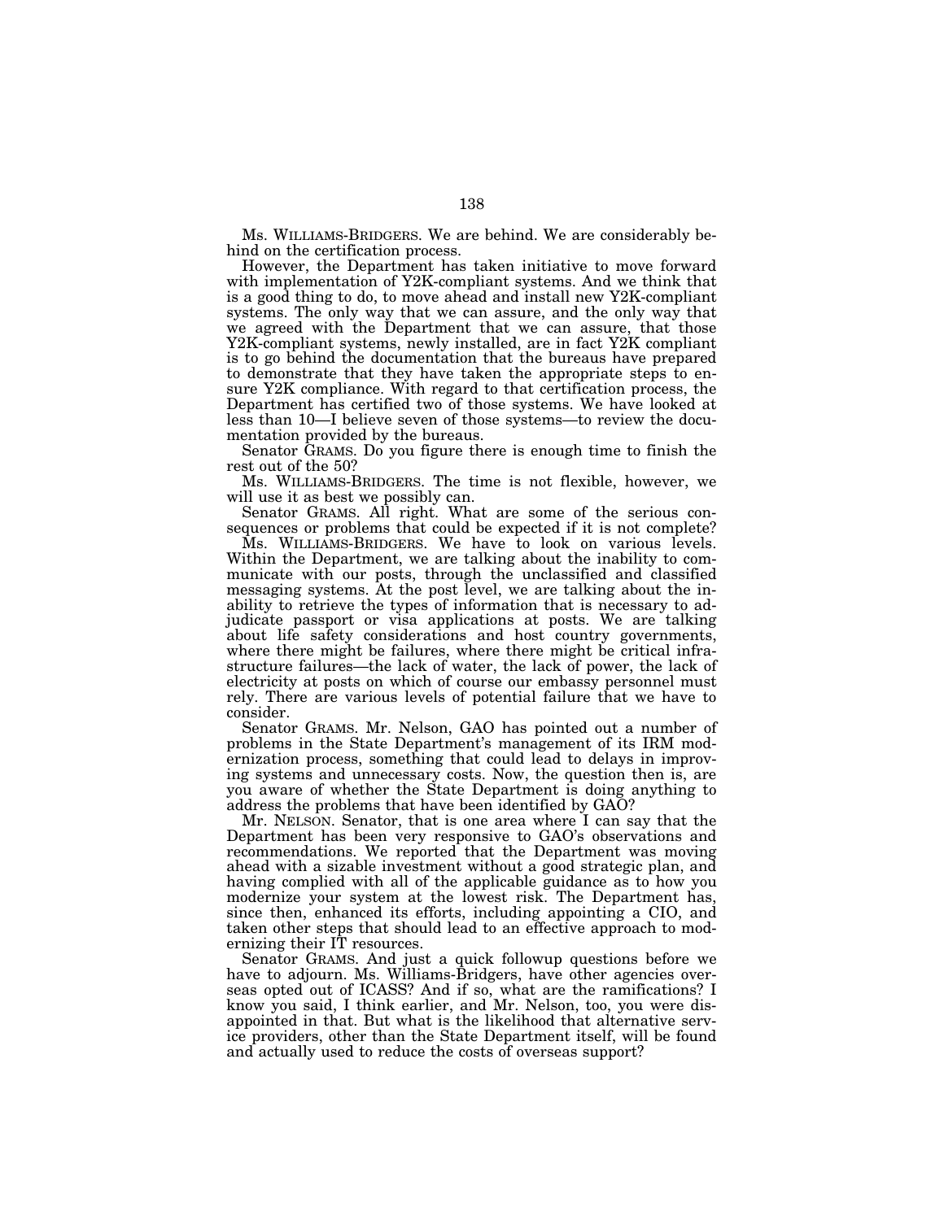Ms. WILLIAMS-BRIDGERS. We are behind. We are considerably behind on the certification process.

However, the Department has taken initiative to move forward with implementation of Y2K-compliant systems. And we think that is a good thing to do, to move ahead and install new Y2K-compliant systems. The only way that we can assure, and the only way that we agreed with the Department that we can assure, that those Y2K-compliant systems, newly installed, are in fact Y2K compliant is to go behind the documentation that the bureaus have prepared to demonstrate that they have taken the appropriate steps to ensure Y2K compliance. With regard to that certification process, the Department has certified two of those systems. We have looked at less than 10—I believe seven of those systems—to review the documentation provided by the bureaus.

Senator GRAMS. Do you figure there is enough time to finish the rest out of the 50?

Ms. WILLIAMS-BRIDGERS. The time is not flexible, however, we will use it as best we possibly can.

Senator GRAMS. All right. What are some of the serious consequences or problems that could be expected if it is not complete?

Ms. WILLIAMS-BRIDGERS. We have to look on various levels. Within the Department, we are talking about the inability to communicate with our posts, through the unclassified and classified messaging systems. At the post level, we are talking about the inability to retrieve the types of information that is necessary to adjudicate passport or visa applications at posts. We are talking about life safety considerations and host country governments, where there might be failures, where there might be critical infrastructure failures—the lack of water, the lack of power, the lack of electricity at posts on which of course our embassy personnel must rely. There are various levels of potential failure that we have to consider.

Senator GRAMS. Mr. Nelson, GAO has pointed out a number of problems in the State Department's management of its IRM modernization process, something that could lead to delays in improving systems and unnecessary costs. Now, the question then is, are you aware of whether the State Department is doing anything to address the problems that have been identified by GAO?

Mr. NELSON. Senator, that is one area where I can say that the Department has been very responsive to GAO's observations and recommendations. We reported that the Department was moving ahead with a sizable investment without a good strategic plan, and having complied with all of the applicable guidance as to how you modernize your system at the lowest risk. The Department has, since then, enhanced its efforts, including appointing a CIO, and taken other steps that should lead to an effective approach to modernizing their IT resources.

Senator GRAMS. And just a quick followup questions before we have to adjourn. Ms. Williams-Bridgers, have other agencies overseas opted out of ICASS? And if so, what are the ramifications? I know you said, I think earlier, and Mr. Nelson, too, you were disappointed in that. But what is the likelihood that alternative service providers, other than the State Department itself, will be found and actually used to reduce the costs of overseas support?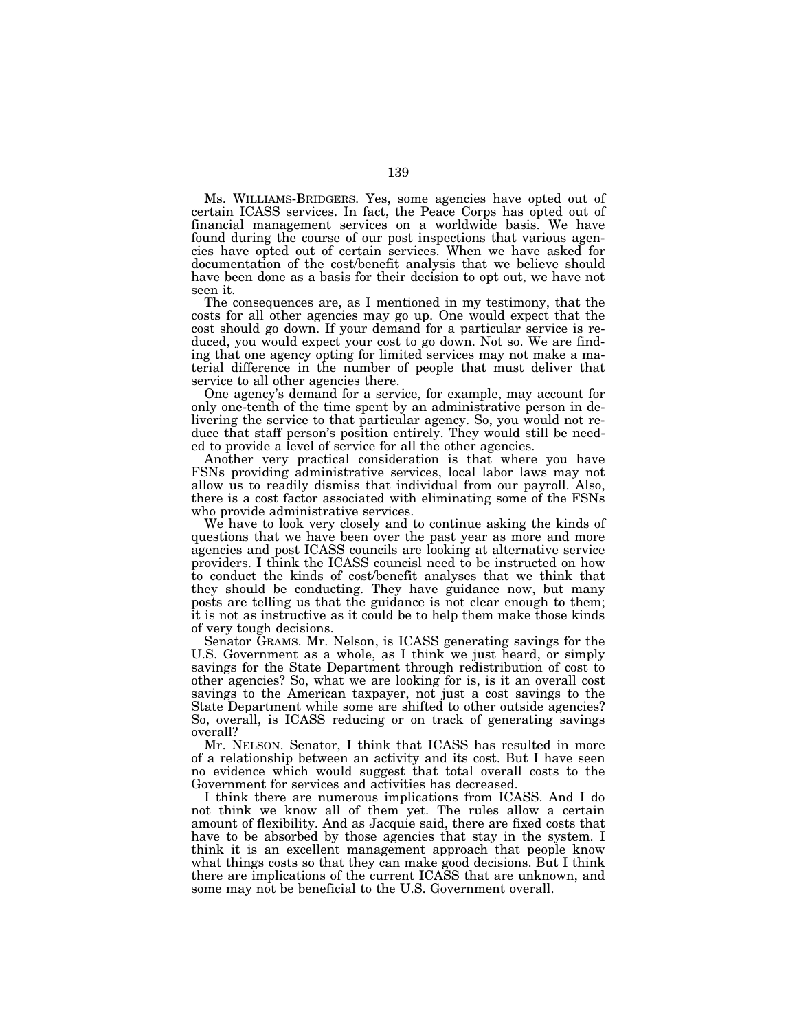Ms. WILLIAMS-BRIDGERS. Yes, some agencies have opted out of certain ICASS services. In fact, the Peace Corps has opted out of financial management services on a worldwide basis. We have found during the course of our post inspections that various agencies have opted out of certain services. When we have asked for documentation of the cost/benefit analysis that we believe should have been done as a basis for their decision to opt out, we have not seen it.

The consequences are, as I mentioned in my testimony, that the costs for all other agencies may go up. One would expect that the cost should go down. If your demand for a particular service is reduced, you would expect your cost to go down. Not so. We are finding that one agency opting for limited services may not make a material difference in the number of people that must deliver that service to all other agencies there.

One agency's demand for a service, for example, may account for only one-tenth of the time spent by an administrative person in delivering the service to that particular agency. So, you would not reduce that staff person's position entirely. They would still be needed to provide a level of service for all the other agencies.

Another very practical consideration is that where you have FSNs providing administrative services, local labor laws may not allow us to readily dismiss that individual from our payroll. Also, there is a cost factor associated with eliminating some of the FSNs who provide administrative services.

We have to look very closely and to continue asking the kinds of questions that we have been over the past year as more and more agencies and post ICASS councils are looking at alternative service providers. I think the ICASS councisl need to be instructed on how to conduct the kinds of cost/benefit analyses that we think that they should be conducting. They have guidance now, but many posts are telling us that the guidance is not clear enough to them; it is not as instructive as it could be to help them make those kinds of very tough decisions.

Senator GRAMS. Mr. Nelson, is ICASS generating savings for the U.S. Government as a whole, as I think we just heard, or simply savings for the State Department through redistribution of cost to other agencies? So, what we are looking for is, is it an overall cost savings to the American taxpayer, not just a cost savings to the State Department while some are shifted to other outside agencies? So, overall, is ICASS reducing or on track of generating savings overall?

Mr. NELSON. Senator, I think that ICASS has resulted in more of a relationship between an activity and its cost. But I have seen no evidence which would suggest that total overall costs to the Government for services and activities has decreased.

I think there are numerous implications from ICASS. And I do not think we know all of them yet. The rules allow a certain amount of flexibility. And as Jacquie said, there are fixed costs that have to be absorbed by those agencies that stay in the system. I think it is an excellent management approach that people know what things costs so that they can make good decisions. But I think there are implications of the current ICASS that are unknown, and some may not be beneficial to the U.S. Government overall.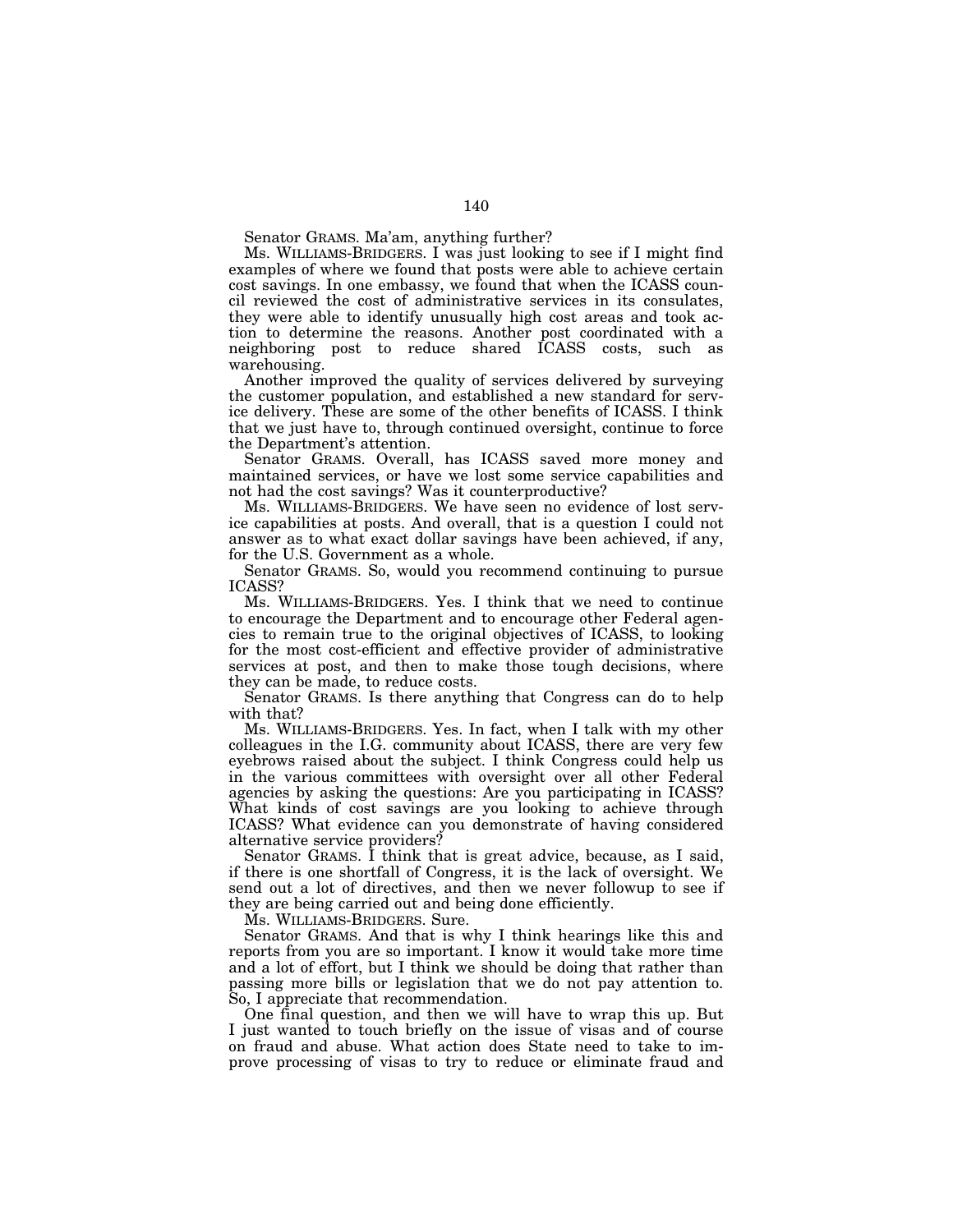Senator GRAMS. Ma'am, anything further?

Ms. WILLIAMS-BRIDGERS. I was just looking to see if I might find examples of where we found that posts were able to achieve certain cost savings. In one embassy, we found that when the ICASS council reviewed the cost of administrative services in its consulates, they were able to identify unusually high cost areas and took action to determine the reasons. Another post coordinated with a neighboring post to reduce shared ICASS costs, such as warehousing.

Another improved the quality of services delivered by surveying the customer population, and established a new standard for service delivery. These are some of the other benefits of ICASS. I think that we just have to, through continued oversight, continue to force the Department's attention.

Senator GRAMS. Overall, has ICASS saved more money and maintained services, or have we lost some service capabilities and not had the cost savings? Was it counterproductive?

Ms. WILLIAMS-BRIDGERS. We have seen no evidence of lost service capabilities at posts. And overall, that is a question I could not answer as to what exact dollar savings have been achieved, if any, for the U.S. Government as a whole.

Senator GRAMS. So, would you recommend continuing to pursue ICASS?

Ms. WILLIAMS-BRIDGERS. Yes. I think that we need to continue to encourage the Department and to encourage other Federal agencies to remain true to the original objectives of ICASS, to looking for the most cost-efficient and effective provider of administrative services at post, and then to make those tough decisions, where they can be made, to reduce costs.

Senator GRAMS. Is there anything that Congress can do to help with that?

Ms. WILLIAMS-BRIDGERS. Yes. In fact, when I talk with my other colleagues in the I.G. community about ICASS, there are very few eyebrows raised about the subject. I think Congress could help us in the various committees with oversight over all other Federal agencies by asking the questions: Are you participating in ICASS? What kinds of cost savings are you looking to achieve through ICASS? What evidence can you demonstrate of having considered alternative service providers?

Senator GRAMS. I think that is great advice, because, as I said, if there is one shortfall of Congress, it is the lack of oversight. We send out a lot of directives, and then we never followup to see if they are being carried out and being done efficiently.

Ms. WILLIAMS-BRIDGERS. Sure.

Senator GRAMS. And that is why I think hearings like this and reports from you are so important. I know it would take more time and a lot of effort, but I think we should be doing that rather than passing more bills or legislation that we do not pay attention to. So, I appreciate that recommendation.

One final question, and then we will have to wrap this up. But I just wanted to touch briefly on the issue of visas and of course on fraud and abuse. What action does State need to take to improve processing of visas to try to reduce or eliminate fraud and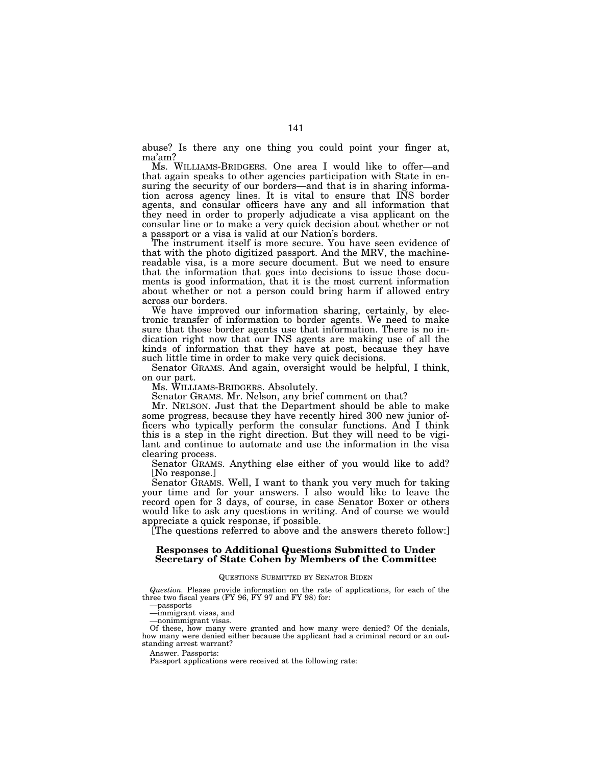abuse? Is there any one thing you could point your finger at, ma'am?

Ms. WILLIAMS-BRIDGERS. One area I would like to offer—and that again speaks to other agencies participation with State in ensuring the security of our borders—and that is in sharing information across agency lines. It is vital to ensure that INS border agents, and consular officers have any and all information that they need in order to properly adjudicate a visa applicant on the consular line or to make a very quick decision about whether or not a passport or a visa is valid at our Nation's borders.

The instrument itself is more secure. You have seen evidence of that with the photo digitized passport. And the MRV, the machine-readable visa, is a more secure document. But we need to ensure that the information that goes into decisions to issue those documents is good information, that it is the most current information about whether or not a person could bring harm if allowed entry across our borders.

We have improved our information sharing, certainly, by electronic transfer of information to border agents. We need to make sure that those border agents use that information. There is no indication right now that our INS agents are making use of all the kinds of information that they have at post, because they have such little time in order to make very quick decisions.

Senator GRAMS. And again, oversight would be helpful, I think, on our part.

Ms. WILLIAMS-BRIDGERS. Absolutely.

Senator GRAMS. Mr. Nelson, any brief comment on that?

Mr. NELSON. Just that the Department should be able to make some progress, because they have recently hired 300 new junior officers who typically perform the consular functions. And I think this is a step in the right direction. But they will need to be vigilant and continue to automate and use the information in the visa clearing process.

Senator GRAMS. Anything else either of you would like to add? [No response.]

Senator GRAMS. Well, I want to thank you very much for taking your time and for your answers. I also would like to leave the record open for 3 days, of course, in case Senator Boxer or others would like to ask any questions in writing. And of course we would appreciate a quick response, if possible.

[The questions referred to above and the answers thereto follow:]

## Responses to Additional Questions Submitted to Under Secretary of State Cohen by Members of the Committee

QUESTIONS SUBMITTED BY SENATOR BIDEN

*Question.* Please provide information on the rate of applications, for each of the three two fiscal years (FY 96, FY 97 and FY 98) for:

—passports
—immigrant visas, and
—nonimmigrant visas.

Of these, how many were granted and how many were denied? Of the denials, how many were denied either because the applicant had a criminal record or an outstanding arrest warrant?

Answer. Passports:

Passport applications were received at the following rate: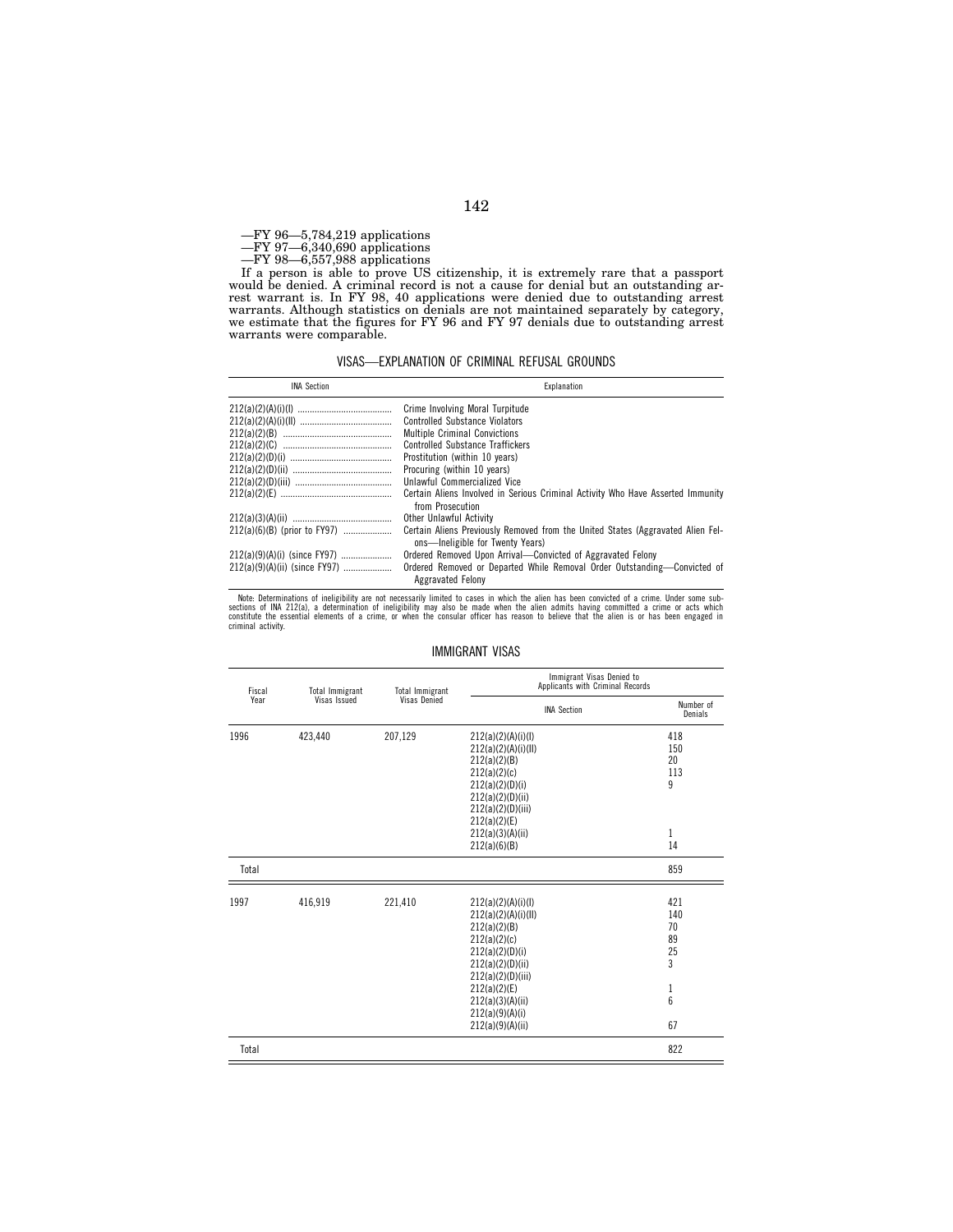—FY 96—5,784,219 applications
—FY 97—6,340,690 applications
—FY 98—6,557,988 applications

If a person is able to prove US citizenship, it is extremely rare that a passport would be denied. A criminal record is not a cause for denial but an outstanding arrest warrant is. In FY 98, 40 applications were denied due to outstanding arrest warrants. Although statistics on denials are not maintained separately by category, we estimate that the figures for FY 96 and FY 97 denials due to outstanding arrest warrants were comparable.

## VISAS—EXPLANATION OF CRIMINAL REFUSAL GROUNDS

| INA Section | Explanation |
|---|---|
| 212(a)(2)(A)(i)(I) | Crime Involving Moral Turpitude |
| 212(a)(2)(A)(i)(II) | Controlled Substance Violators |
| 212(a)(2)(B) | Multiple Criminal Convictions |
| 212(a)(2)(C) | Controlled Substance Traffickers |
| 212(a)(2)(D)(i) | Prostitution (within 10 years) |
| 212(a)(2)(D)(ii) | Procuring (within 10 years) |
| 212(a)(2)(D)(iii) | Unlawful Commercialized Vice |
| 212(a)(2)(E) | Certain Aliens Involved in Serious Criminal Activity Who Have Asserted Immunity from Prosecution |
| 212(a)(3)(A)(ii) | Other Unlawful Activity |
| 212(a)(6)(B) (prior to FY97) | Certain Aliens Previously Removed from the United States (Aggravated Alien Felons—Ineligible for Twenty Years) |
| 212(a)(9)(A)(i) (since FY97) | Ordered Removed Upon Arrival—Convicted of Aggravated Felony |
| 212(a)(9)(A)(ii) (since FY97) | Ordered Removed or Departed While Removal Order Outstanding—Convicted of Aggravated Felony |

Note: Determinations of ineligibility are not necessarily limited to cases in which the alien has been convicted of a crime. Under some subsections of INA 212(a), a determination of ineligibility may also be made when the alien admits having committed a crime or acts which constitute the essential elements of a crime, or when the consular officer has reason to believe that the alien is or has been engaged in criminal activity.

## IMMIGRANT VISAS

| Fiscal Year | Total Immigrant Visas Issued | Total Immigrant Visas Denied | Immigrant Visas Denied to Applicants with Criminal Records | |
|---|---|---|---|---|
| | | | INA Section | Number of Denials |
| 1996 | 423,440 | 207,129 | 212(a)(2)(A)(i)(I) | 418 |
| | | | 212(a)(2)(A)(i)(II) | 150 |
| | | | 212(a)(2)(B) | 20 |
| | | | 212(a)(2)(c) | 113 |
| | | | 212(a)(2)(D)(i) | 9 |
| | | | 212(a)(2)(D)(ii) | |
| | | | 212(a)(2)(D)(iii) | |
| | | | 212(a)(2)(E) | |
| | | | 212(a)(3)(A)(ii) | 1 |
| | | | 212(a)(6)(B) | 14 |
| Total | | | | 859 |
| 1997 | 416,919 | 221,410 | 212(a)(2)(A)(i)(I) | 421 |
| | | | 212(a)(2)(A)(i)(II) | 140 |
| | | | 212(a)(2)(B) | 70 |
| | | | 212(a)(2)(c) | 89 |
| | | | 212(a)(2)(D)(i) | 25 |
| | | | 212(a)(2)(D)(ii) | 3 |
| | | | 212(a)(2)(D)(iii) | |
| | | | 212(a)(2)(E) | 1 |
| | | | 212(a)(3)(A)(ii) | 6 |
| | | | 212(a)(9)(A)(i) | |
| | | | 212(a)(9)(A)(ii) | 67 |
| Total | | | | 822 |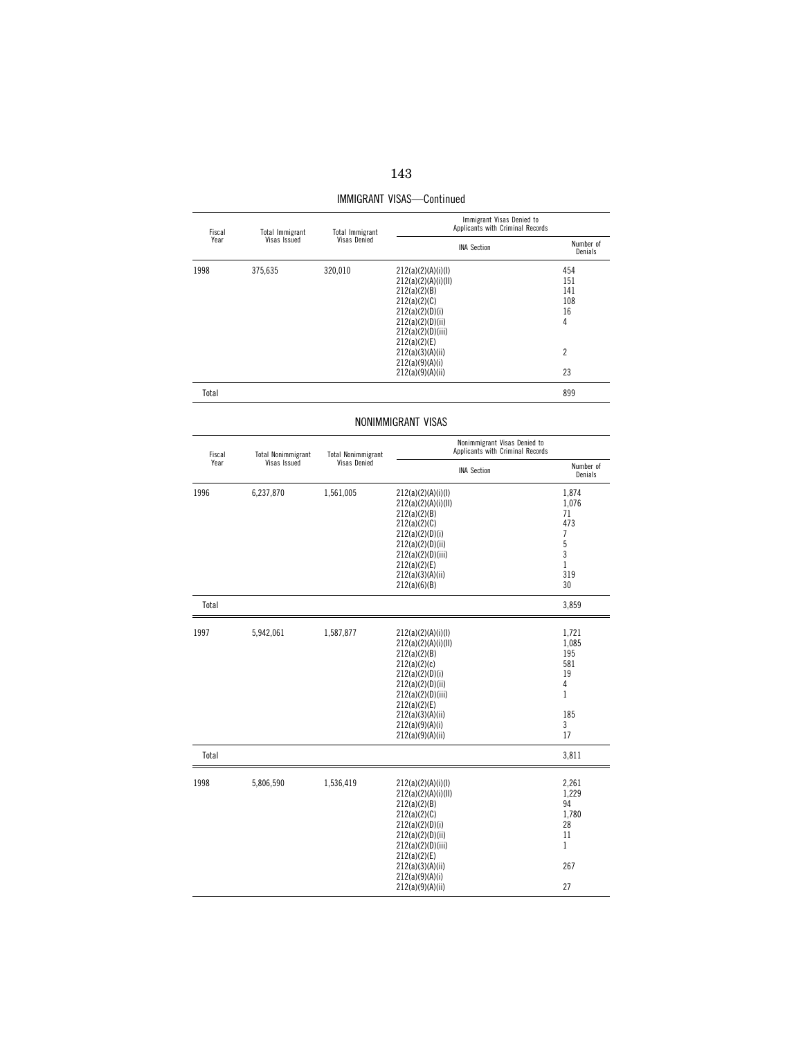## IMMIGRANT VISAS—Continued

| Fiscal Year | Total Immigrant Visas Issued | Total Immigrant Visas Denied | Immigrant Visas Denied to Applicants with Criminal Records | |
|---|---|---|---|---|
| | | | INA Section | Number of Denials |
| 1998 | 375,635 | 320,010 | 212(a)(2)(A)(i)(I) | 454 |
| | | | 212(a)(2)(A)(i)(II) | 151 |
| | | | 212(a)(2)(B) | 141 |
| | | | 212(a)(2)(C) | 108 |
| | | | 212(a)(2)(D)(i) | 16 |
| | | | 212(a)(2)(D)(ii) | 4 |
| | | | 212(a)(2)(D)(iii) | |
| | | | 212(a)(2)(E) | |
| | | | 212(a)(3)(A)(ii) | 2 |
| | | | 212(a)(9)(A)(i) | |
| | | | 212(a)(9)(A)(ii) | 23 |
| Total | | | | 899 |

## NONIMMIGRANT VISAS

| Fiscal Year | Total Nonimmigrant Visas Issued | Total Nonimmigrant Visas Denied | Nonimmigrant Visas Denied to Applicants with Criminal Records | |
|---|---|---|---|---|
| | | | INA Section | Number of Denials |
| 1996 | 6,237,870 | 1,561,005 | 212(a)(2)(A)(i)(I) | 1,874 |
| | | | 212(a)(2)(A)(i)(II) | 1,076 |
| | | | 212(a)(2)(B) | 71 |
| | | | 212(a)(2)(C) | 473 |
| | | | 212(a)(2)(D)(i) | 7 |
| | | | 212(a)(2)(D)(ii) | 5 |
| | | | 212(a)(2)(D)(iii) | 3 |
| | | | 212(a)(2)(E) | 1 |
| | | | 212(a)(3)(A)(ii) | 319 |
| | | | 212(a)(6)(B) | 30 |
| Total | | | | 3,859 |
| 1997 | 5,942,061 | 1,587,877 | 212(a)(2)(A)(i)(I) | 1,721 |
| | | | 212(a)(2)(A)(i)(II) | 1,085 |
| | | | 212(a)(2)(B) | 195 |
| | | | 212(a)(2)(c) | 581 |
| | | | 212(a)(2)(D)(i) | 19 |
| | | | 212(a)(2)(D)(ii) | 4 |
| | | | 212(a)(2)(D)(iii) | 1 |
| | | | 212(a)(2)(E) | |
| | | | 212(a)(3)(A)(ii) | 185 |
| | | | 212(a)(9)(A)(i) | 3 |
| | | | 212(a)(9)(A)(ii) | 17 |
| Total | | | | 3,811 |
| 1998 | 5,806,590 | 1,536,419 | 212(a)(2)(A)(i)(I) | 2,261 |
| | | | 212(a)(2)(A)(i)(II) | 1,229 |
| | | | 212(a)(2)(B) | 94 |
| | | | 212(a)(2)(C) | 1,780 |
| | | | 212(a)(2)(D)(i) | 28 |
| | | | 212(a)(2)(D)(ii) | 11 |
| | | | 212(a)(2)(D)(iii) | 1 |
| | | | 212(a)(2)(E) | |
| | | | 212(a)(3)(A)(ii) | 267 |
| | | | 212(a)(9)(A)(i) | |
| | | | 212(a)(9)(A)(ii) | 27 |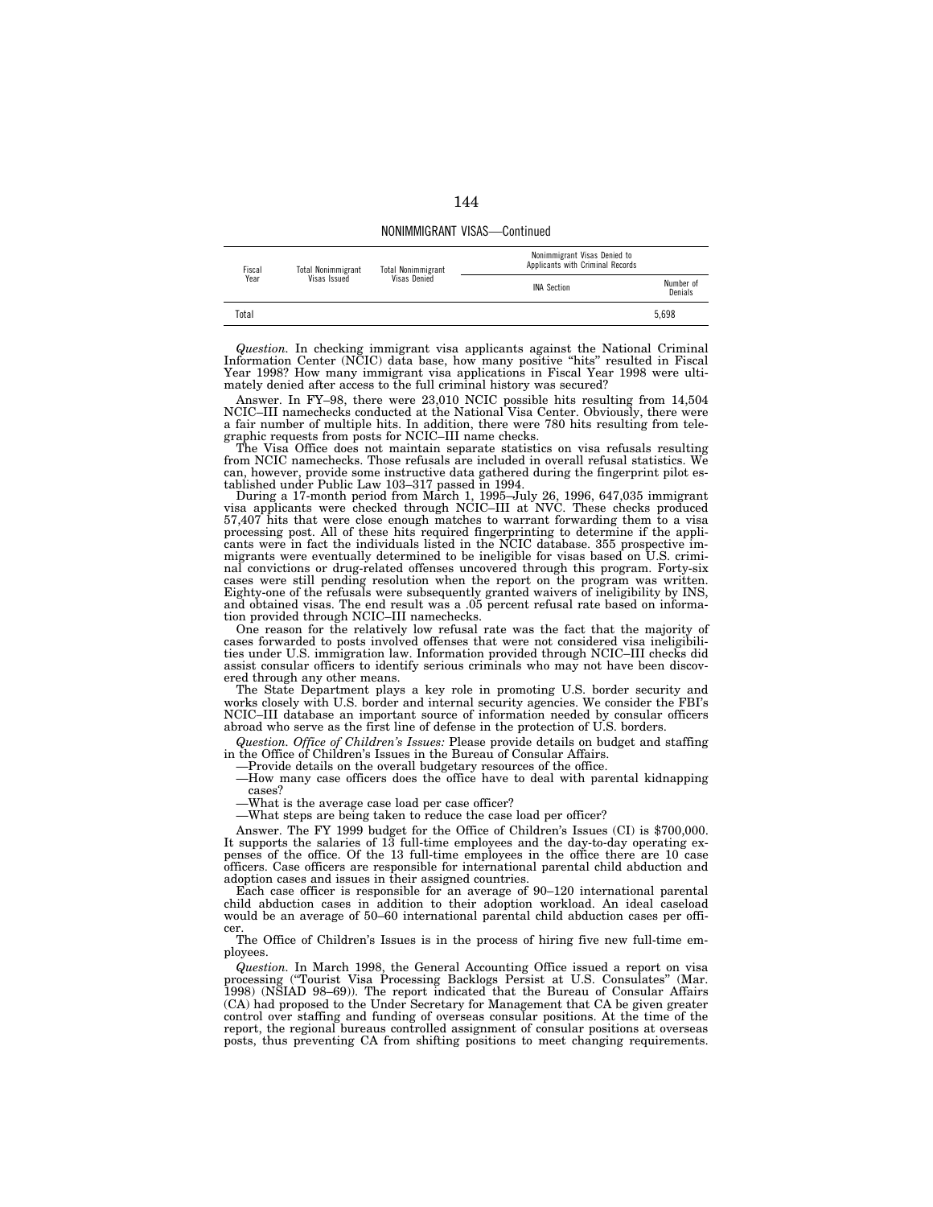NONIMMIGRANT VISAS—Continued

| Fiscal Year | Total Nonimmigrant Visas Issued | Total Nonimmigrant Visas Denied | Nonimmigrant Visas Denied to Applicants with Criminal Records | |
|---|---|---|---|---|
| | | | INA Section | Number of Denials |
| Total | | | | 5,698 |

*Question.* In checking immigrant visa applicants against the National Criminal Information Center (NCIC) data base, how many positive "hits" resulted in Fiscal Year 1998? How many immigrant visa applications in Fiscal Year 1998 were ultimately denied after access to the full criminal history was secured?

Answer. In FY–98, there were 23,010 NCIC possible hits resulting from 14,504 NCIC–III namechecks conducted at the National Visa Center. Obviously, there were a fair number of multiple hits. In addition, there were 780 hits resulting from telegraphic requests from posts for NCIC–III name checks.

The Visa Office does not maintain separate statistics on visa refusals resulting from NCIC namechecks. Those refusals are included in overall refusal statistics. We can, however, provide some instructive data gathered during the fingerprint pilot established under Public Law 103–317 passed in 1994.

During a 17-month period from March 1, 1995–July 26, 1996, 647,035 immigrant visa applicants were checked through NCIC–III at NVC. These checks produced 57,407 hits that were close enough matches to warrant forwarding them to a visa processing post. All of these hits required fingerprinting to determine if the applicants were in fact the individuals listed in the NCIC database. 355 prospective immigrants were eventually determined to be ineligible for visas based on U.S. criminal convictions or drug-related offenses uncovered through this program. Forty-six cases were still pending resolution when the report on the program was written. Eighty-one of the refusals were subsequently granted waivers of ineligibility by INS, and obtained visas. The end result was a .05 percent refusal rate based on information provided through NCIC–III namechecks.

One reason for the relatively low refusal rate was the fact that the majority of cases forwarded to posts involved offenses that were not considered visa ineligibilities under U.S. immigration law. Information provided through NCIC–III checks did assist consular officers to identify serious criminals who may not have been discovered through any other means.

The State Department plays a key role in promoting U.S. border security and works closely with U.S. border and internal security agencies. We consider the FBI's NCIC–III database an important source of information needed by consular officers abroad who serve as the first line of defense in the protection of U.S. borders.

*Question. Office of Children's Issues:* Please provide details on budget and staffing in the Office of Children's Issues in the Bureau of Consular Affairs.

—Provide details on the overall budgetary resources of the office.

—How many case officers does the office have to deal with parental kidnapping cases?

—What is the average case load per case officer?

—What steps are being taken to reduce the case load per officer?

Answer. The FY 1999 budget for the Office of Children's Issues (CI) is $700,000. It supports the salaries of 13 full-time employees and the day-to-day operating expenses of the office. Of the 13 full-time employees in the office there are 10 case officers. Case officers are responsible for international parental child abduction and adoption cases and issues in their assigned countries.

Each case officer is responsible for an average of 90–120 international parental child abduction cases in addition to their adoption workload. An ideal caseload would be an average of 50–60 international parental child abduction cases per officer.

The Office of Children's Issues is in the process of hiring five new full-time employees.

*Question.* In March 1998, the General Accounting Office issued a report on visa processing ("Tourist Visa Processing Backlogs Persist at U.S. Consulates" (Mar. 1998) (NSIAD 98–69)). The report indicated that the Bureau of Consular Affairs (CA) had proposed to the Under Secretary for Management that CA be given greater control over staffing and funding of overseas consular positions. At the time of the report, the regional bureaus controlled assignment of consular positions at overseas posts, thus preventing CA from shifting positions to meet changing requirements.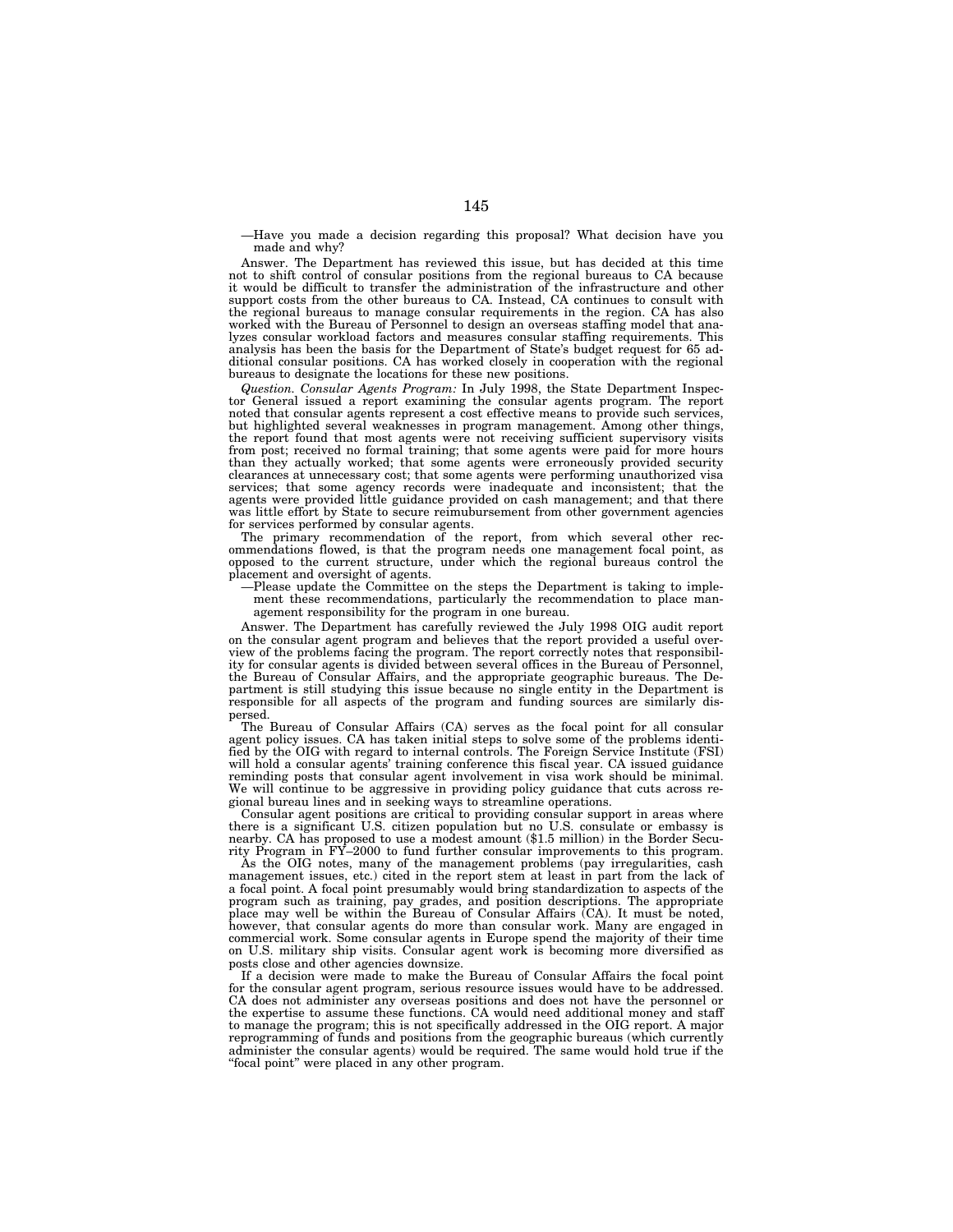—Have you made a decision regarding this proposal? What decision have you made and why?

Answer. The Department has reviewed this issue, but has decided at this time not to shift control of consular positions from the regional bureaus to CA because it would be difficult to transfer the administration of the infrastructure and other support costs from the other bureaus to CA. Instead, CA continues to consult with the regional bureaus to manage consular requirements in the region. CA has also worked with the Bureau of Personnel to design an overseas staffing model that analyzes consular workload factors and measures consular staffing requirements. This analysis has been the basis for the Department of State's budget request for 65 additional consular positions. CA has worked closely in cooperation with the regional bureaus to designate the locations for these new positions.

*Question. Consular Agents Program:* In July 1998, the State Department Inspector General issued a report examining the consular agents program. The report noted that consular agents represent a cost effective means to provide such services, but highlighted several weaknesses in program management. Among other things, the report found that most agents were not receiving sufficient supervisory visits from post; received no formal training; that some agents were paid for more hours than they actually worked; that some agents were erroneously provided security clearances at unnecessary cost; that some agents were performing unauthorized visa services; that some agency records were inadequate and inconsistent; that the agents were provided little guidance provided on cash management; and that there was little effort by State to secure reimbursement from other government agencies for services performed by consular agents.

The primary recommendation of the report, from which several other recommendations flowed, is that the program needs one management focal point, as opposed to the current structure, under which the regional bureaus control the placement and oversight of agents.

—Please update the Committee on the steps the Department is taking to implement these recommendations, particularly the recommendation to place management responsibility for the program in one bureau.

Answer. The Department has carefully reviewed the July 1998 OIG audit report on the consular agent program and believes that the report provided a useful overview of the problems facing the program. The report correctly notes that responsibility for consular agents is divided between several offices in the Bureau of Personnel, the Bureau of Consular Affairs, and the appropriate geographic bureaus. The Department is still studying this issue because no single entity in the Department is responsible for all aspects of the program and funding sources are similarly dispersed.

The Bureau of Consular Affairs (CA) serves as the focal point for all consular agent policy issues. CA has taken initial steps to solve some of the problems identified by the OIG with regard to internal controls. The Foreign Service Institute (FSI) will hold a consular agents' training conference this fiscal year. CA issued guidance reminding posts that consular agent involvement in visa work should be minimal. We will continue to be aggressive in providing policy guidance that cuts across regional bureau lines and in seeking ways to streamline operations.

Consular agent positions are critical to providing consular support in areas where there is a significant U.S. citizen population but no U.S. consulate or embassy is nearby. CA has proposed to use a modest amount ($1.5 million) in the Border Security Program in FY–2000 to fund further consular improvements to this program.

As the OIG notes, many of the management problems (pay irregularities, cash management issues, etc.) cited in the report stem at least in part from the lack of a focal point. A focal point presumably would bring standardization to aspects of the program such as training, pay grades, and position descriptions. The appropriate place may well be within the Bureau of Consular Affairs (CA). It must be noted, however, that consular agents do more than consular work. Many are engaged in commercial work. Some consular agents in Europe spend the majority of their time on U.S. military ship visits. Consular agent work is becoming more diversified as posts close and other agencies downsize.

If a decision were made to make the Bureau of Consular Affairs the focal point for the consular agent program, serious resource issues would have to be addressed. CA does not administer any overseas positions and does not have the personnel or the expertise to assume these functions. CA would need additional money and staff to manage the program; this is not specifically addressed in the OIG report. A major reprogramming of funds and positions from the geographic bureaus (which currently administer the consular agents) would be required. The same would hold true if the "focal point" were placed in any other program.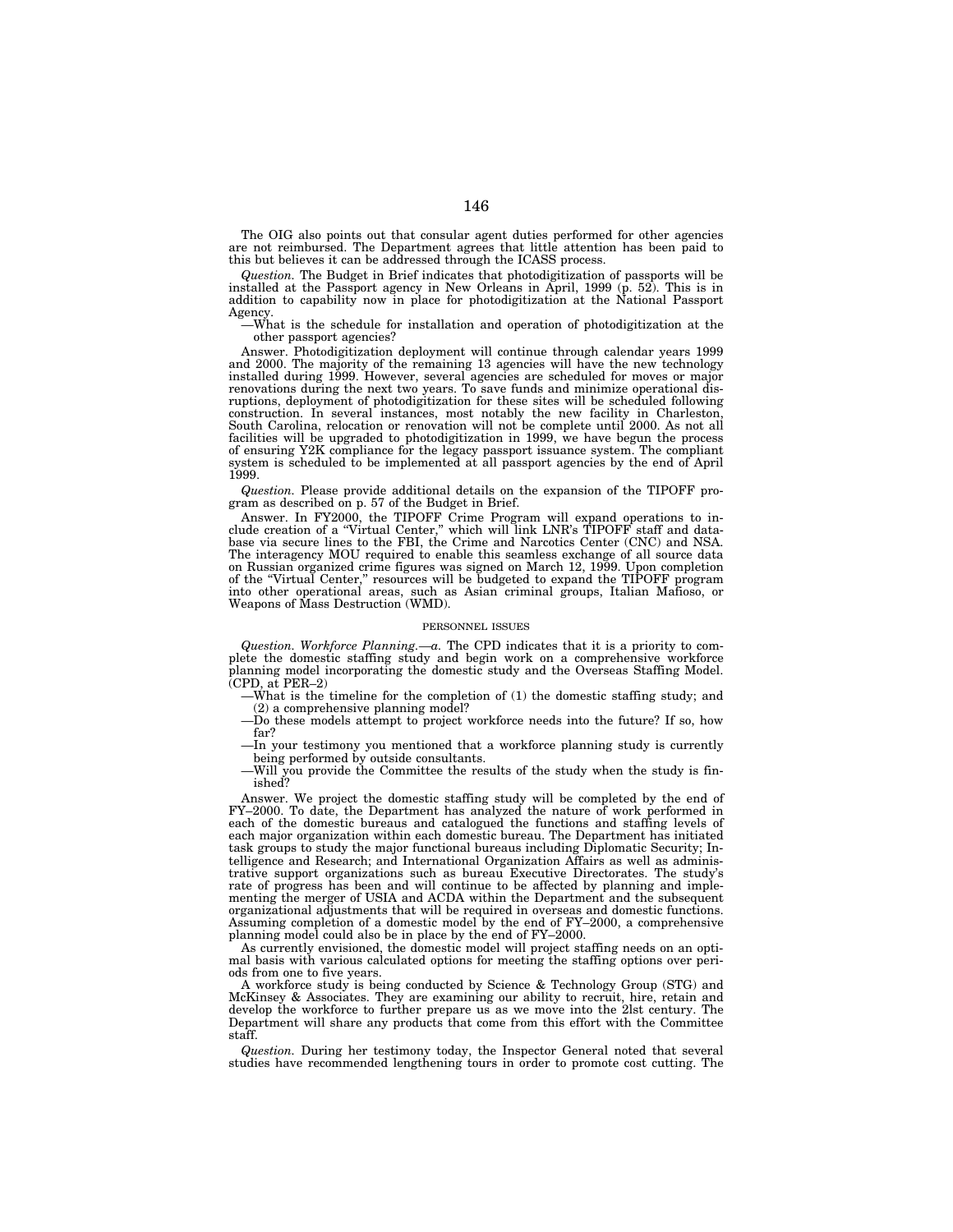The OIG also points out that consular agent duties performed for other agencies are not reimbursed. The Department agrees that little attention has been paid to this but believes it can be addressed through the ICASS process.

*Question.* The Budget in Brief indicates that photodigitization of passports will be installed at the Passport agency in New Orleans in April, 1999 (p. 52). This is in addition to capability now in place for photodigitization at the National Passport Agency.

—What is the schedule for installation and operation of photodigitization at the other passport agencies?

Answer. Photodigitization deployment will continue through calendar years 1999 and 2000. The majority of the remaining 13 agencies will have the new technology installed during 1999. However, several agencies are scheduled for moves or major renovations during the next two years. To save funds and minimize operational disruptions, deployment of photodigitization for these sites will be scheduled following construction. In several instances, most notably the new facility in Charleston, South Carolina, relocation or renovation will not be complete until 2000. As not all facilities will be upgraded to photodigitization in 1999, we have begun the process of ensuring Y2K compliance for the legacy passport issuance system. The compliant system is scheduled to be implemented at all passport agencies by the end of April 1999.

*Question.* Please provide additional details on the expansion of the TIPOFF program as described on p. 57 of the Budget in Brief.

Answer. In FY2000, the TIPOFF Crime Program will expand operations to include creation of a "Virtual Center," which will link LNR's TIPOFF staff and database via secure lines to the FBI, the Crime and Narcotics Center (CNC) and NSA. The interagency MOU required to enable this seamless exchange of all source data on Russian organized crime figures was signed on March 12, 1999. Upon completion of the "Virtual Center," resources will be budgeted to expand the TIPOFF program into other operational areas, such as Asian criminal groups, Italian Mafioso, or Weapons of Mass Destruction (WMD).

PERSONNEL ISSUES

*Question. Workforce Planning.—a.* The CPD indicates that it is a priority to complete the domestic staffing study and begin work on a comprehensive workforce planning model incorporating the domestic study and the Overseas Staffing Model. (CPD, at PER–2)

—What is the timeline for the completion of (1) the domestic staffing study; and (2) a comprehensive planning model?

—Do these models attempt to project workforce needs into the future? If so, how far?

—In your testimony you mentioned that a workforce planning study is currently being performed by outside consultants.

—Will you provide the Committee the results of the study when the study is finished?

Answer. We project the domestic staffing study will be completed by the end of FY–2000. To date, the Department has analyzed the nature of work performed in each of the domestic bureaus and catalogued the functions and staffing levels of each major organization within each domestic bureau. The Department has initiated task groups to study the major functional bureaus including Diplomatic Security; Intelligence and Research; and International Organization Affairs as well as administrative support organizations such as bureau Executive Directorates. The study's rate of progress has been and will continue to be affected by planning and implementing the merger of USIA and ACDA within the Department and the subsequent organizational adjustments that will be required in overseas and domestic functions. Assuming completion of a domestic model by the end of FY–2000, a comprehensive planning model could also be in place by the end of FY–2000.

As currently envisioned, the domestic model will project staffing needs on an optimal basis with various calculated options for meeting the staffing options over periods from one to five years.

A workforce study is being conducted by Science & Technology Group (STG) and McKinsey & Associates. They are examining our ability to recruit, hire, retain and develop the workforce to further prepare us as we move into the 2lst century. The Department will share any products that come from this effort with the Committee staff.

*Question.* During her testimony today, the Inspector General noted that several studies have recommended lengthening tours in order to promote cost cutting. The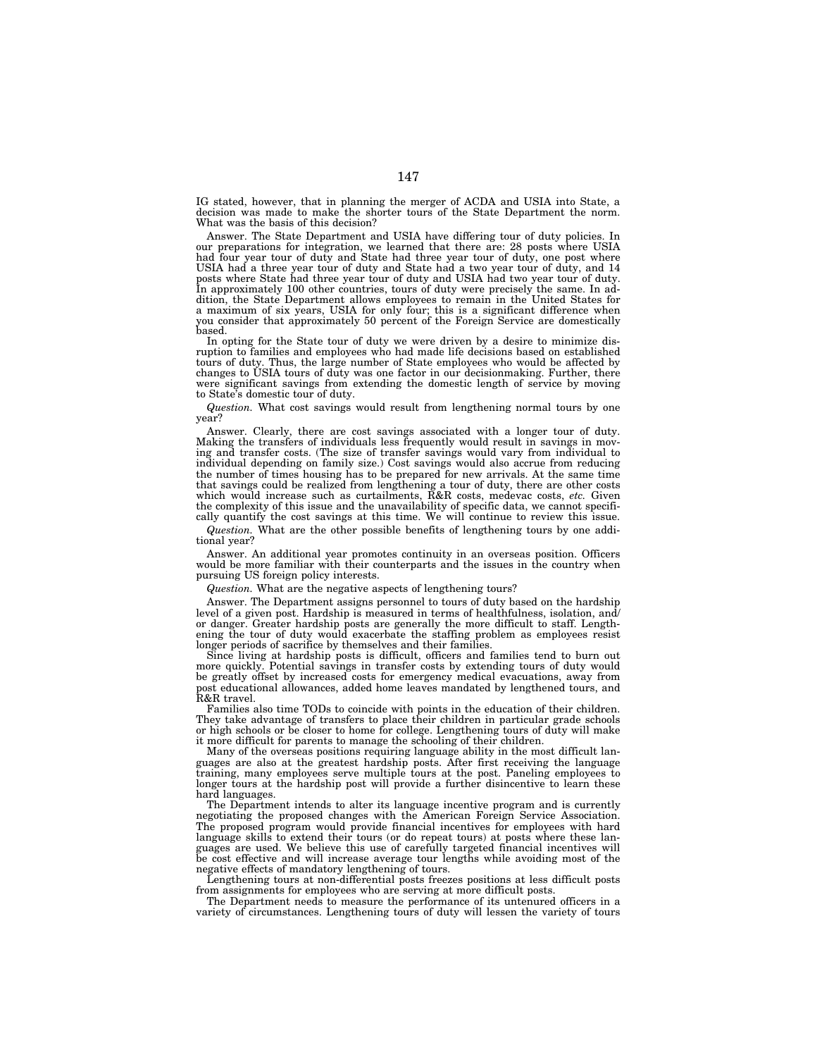IG stated, however, that in planning the merger of ACDA and USIA into State, a decision was made to make the shorter tours of the State Department the norm. What was the basis of this decision?

Answer. The State Department and USIA have differing tour of duty policies. In our preparations for integration, we learned that there are: 28 posts where USIA had four year tour of duty and State had three year tour of duty, one post where USIA had a three year tour of duty and State had a two year tour of duty, and 14 posts where State had three year tour of duty and USIA had two year tour of duty. In approximately 100 other countries, tours of duty were precisely the same. In addition, the State Department allows employees to remain in the United States for a maximum of six years, USIA for only four; this is a significant difference when you consider that approximately 50 percent of the Foreign Service are domestically based.

In opting for the State tour of duty we were driven by a desire to minimize disruption to families and employees who had made life decisions based on established tours of duty. Thus, the large number of State employees who would be affected by changes to USIA tours of duty was one factor in our decisionmaking. Further, there were significant savings from extending the domestic length of service by moving to State's domestic tour of duty.

*Question.* What cost savings would result from lengthening normal tours by one year?

Answer. Clearly, there are cost savings associated with a longer tour of duty. Making the transfers of individuals less frequently would result in savings in moving and transfer costs. (The size of transfer savings would vary from individual to individual depending on family size.) Cost savings would also accrue from reducing the number of times housing has to be prepared for new arrivals. At the same time that savings could be realized from lengthening a tour of duty, there are other costs which would increase such as curtailments, R&R costs, medevac costs, *etc.* Given the complexity of this issue and the unavailability of specific data, we cannot specifically quantify the cost savings at this time. We will continue to review this issue.

*Question.* What are the other possible benefits of lengthening tours by one additional year?

Answer. An additional year promotes continuity in an overseas position. Officers would be more familiar with their counterparts and the issues in the country when pursuing US foreign policy interests.

*Question.* What are the negative aspects of lengthening tours?

Answer. The Department assigns personnel to tours of duty based on the hardship level of a given post. Hardship is measured in terms of healthfulness, isolation, and/or danger. Greater hardship posts are generally the more difficult to staff. Lengthening the tour of duty would exacerbate the staffing problem as employees resist longer periods of sacrifice by themselves and their families.

Since living at hardship posts is difficult, officers and families tend to burn out more quickly. Potential savings in transfer costs by extending tours of duty would be greatly offset by increased costs for emergency medical evacuations, away from post educational allowances, added home leaves mandated by lengthened tours, and R&R travel.

Families also time TODs to coincide with points in the education of their children. They take advantage of transfers to place their children in particular grade schools or high schools or be closer to home for college. Lengthening tours of duty will make it more difficult for parents to manage the schooling of their children.

Many of the overseas positions requiring language ability in the most difficult languages are also at the greatest hardship posts. After first receiving the language training, many employees serve multiple tours at the post. Paneling employees to longer tours at the hardship post will provide a further disincentive to learn these hard languages.

The Department intends to alter its language incentive program and is currently negotiating the proposed changes with the American Foreign Service Association. The proposed program would provide financial incentives for employees with hard language skills to extend their tours (or do repeat tours) at posts where these languages are used. We believe this use of carefully targeted financial incentives will be cost effective and will increase average tour lengths while avoiding most of the negative effects of mandatory lengthening of tours.

Lengthening tours at non-differential posts freezes positions at less difficult posts from assignments for employees who are serving at more difficult posts.

The Department needs to measure the performance of its untenured officers in a variety of circumstances. Lengthening tours of duty will lessen the variety of tours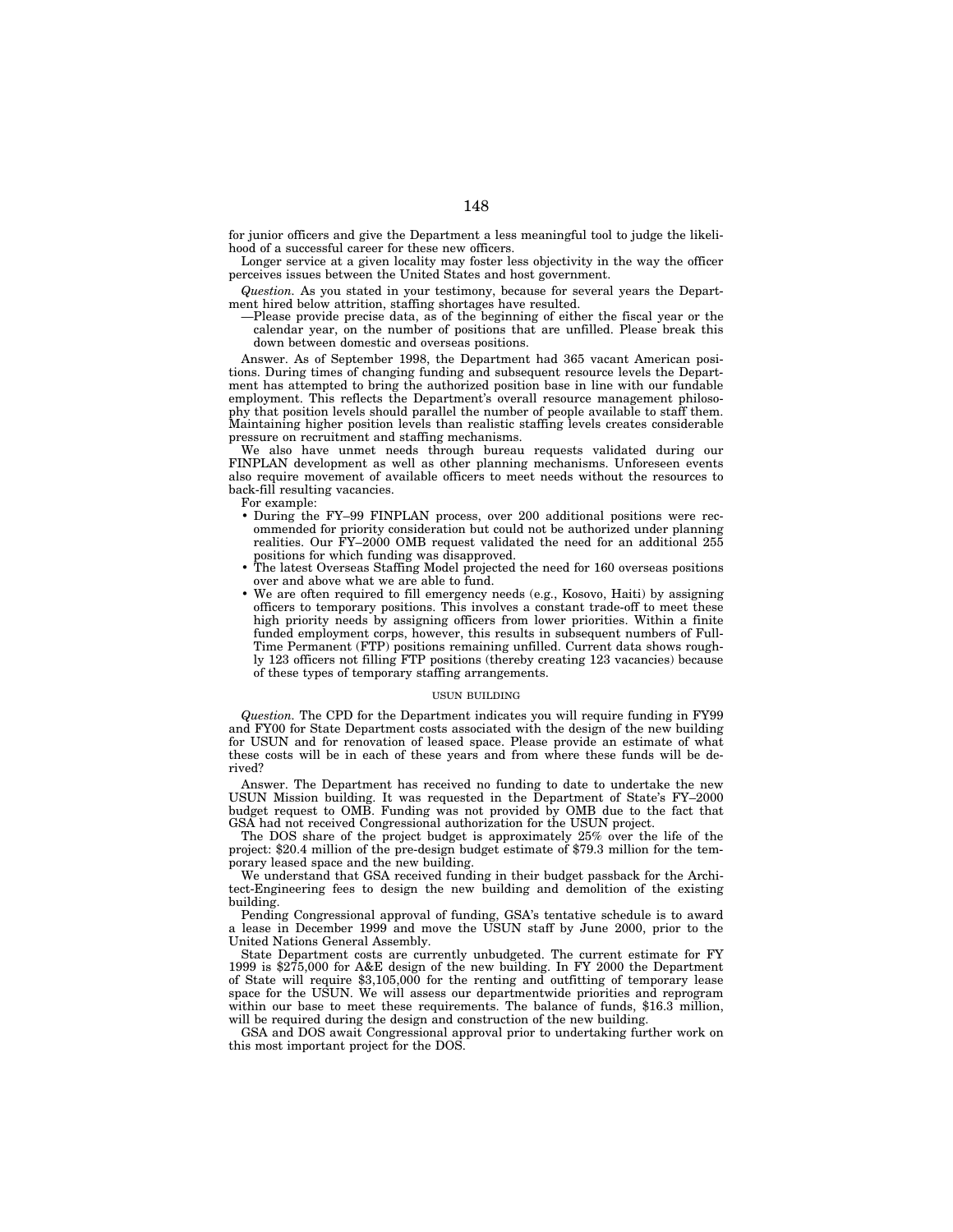for junior officers and give the Department a less meaningful tool to judge the likelihood of a successful career for these new officers.

Longer service at a given locality may foster less objectivity in the way the officer perceives issues between the United States and host government.

*Question.* As you stated in your testimony, because for several years the Department hired below attrition, staffing shortages have resulted.

—Please provide precise data, as of the beginning of either the fiscal year or the calendar year, on the number of positions that are unfilled. Please break this down between domestic and overseas positions.

Answer. As of September 1998, the Department had 365 vacant American positions. During times of changing funding and subsequent resource levels the Department has attempted to bring the authorized position base in line with our fundable employment. This reflects the Department's overall resource management philosophy that position levels should parallel the number of people available to staff them. Maintaining higher position levels than realistic staffing levels creates considerable pressure on recruitment and staffing mechanisms.

We also have unmet needs through bureau requests validated during our FINPLAN development as well as other planning mechanisms. Unforeseen events also require movement of available officers to meet needs without the resources to back-fill resulting vacancies.

For example:

- During the FY–99 FINPLAN process, over 200 additional positions were recommended for priority consideration but could not be authorized under planning realities. Our FY–2000 OMB request validated the need for an additional 255 positions for which funding was disapproved.
- The latest Overseas Staffing Model projected the need for 160 overseas positions over and above what we are able to fund.
- We are often required to fill emergency needs (e.g., Kosovo, Haiti) by assigning officers to temporary positions. This involves a constant trade-off to meet these high priority needs by assigning officers from lower priorities. Within a finite funded employment corps, however, this results in subsequent numbers of Full-Time Permanent (FTP) positions remaining unfilled. Current data shows roughly 123 officers not filling FTP positions (thereby creating 123 vacancies) because of these types of temporary staffing arrangements.

## USUN BUILDING

*Question.* The CPD for the Department indicates you will require funding in FY99 and FY00 for State Department costs associated with the design of the new building for USUN and for renovation of leased space. Please provide an estimate of what these costs will be in each of these years and from where these funds will be derived?

Answer. The Department has received no funding to date to undertake the new USUN Mission building. It was requested in the Department of State's FY–2000 budget request to OMB. Funding was not provided by OMB due to the fact that GSA had not received Congressional authorization for the USUN project.

The DOS share of the project budget is approximately 25% over the life of the project: $20.4 million of the pre-design budget estimate of $79.3 million for the temporary leased space and the new building.

We understand that GSA received funding in their budget passback for the Architect-Engineering fees to design the new building and demolition of the existing building.

Pending Congressional approval of funding, GSA's tentative schedule is to award a lease in December 1999 and move the USUN staff by June 2000, prior to the United Nations General Assembly.

State Department costs are currently unbudgeted. The current estimate for FY 1999 is $275,000 for A&E design of the new building. In FY 2000 the Department of State will require $3,105,000 for the renting and outfitting of temporary lease space for the USUN. We will assess our departmentwide priorities and reprogram within our base to meet these requirements. The balance of funds, $16.3 million, will be required during the design and construction of the new building.

GSA and DOS await Congressional approval prior to undertaking further work on this most important project for the DOS.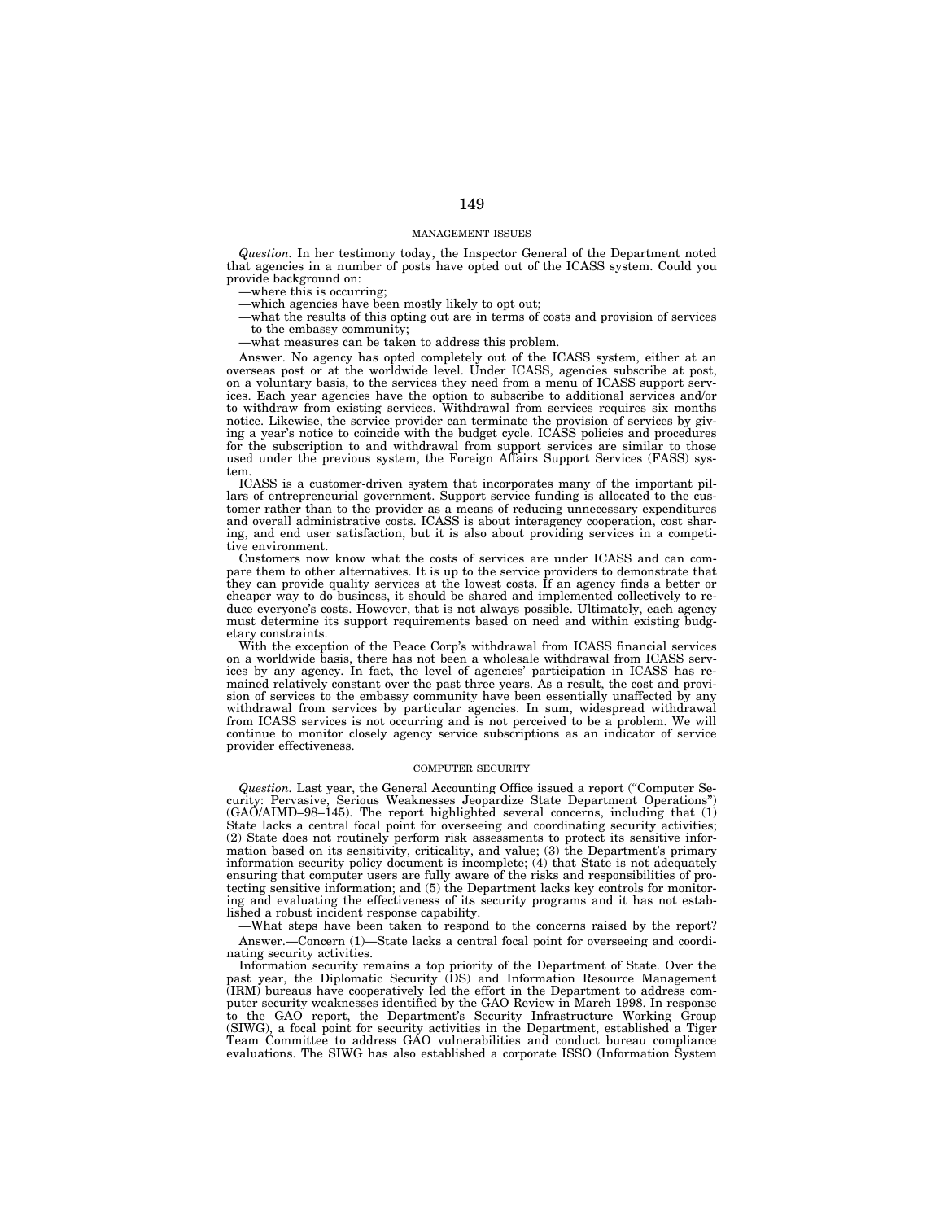## MANAGEMENT ISSUES

*Question.* In her testimony today, the Inspector General of the Department noted that agencies in a number of posts have opted out of the ICASS system. Could you provide background on:

—where this is occurring;

—which agencies have been mostly likely to opt out;

—what the results of this opting out are in terms of costs and provision of services to the embassy community;

—what measures can be taken to address this problem.

Answer. No agency has opted completely out of the ICASS system, either at an overseas post or at the worldwide level. Under ICASS, agencies subscribe at post, on a voluntary basis, to the services they need from a menu of ICASS support services. Each year agencies have the option to subscribe to additional services and/or to withdraw from existing services. Withdrawal from services requires six months notice. Likewise, the service provider can terminate the provision of services by giving a year's notice to coincide with the budget cycle. ICASS policies and procedures for the subscription to and withdrawal from support services are similar to those used under the previous system, the Foreign Affairs Support Services (FASS) system.

ICASS is a customer-driven system that incorporates many of the important pillars of entrepreneurial government. Support service funding is allocated to the customer rather than to the provider as a means of reducing unnecessary expenditures and overall administrative costs. ICASS is about interagency cooperation, cost sharing, and end user satisfaction, but it is also about providing services in a competitive environment.

Customers now know what the costs of services are under ICASS and can compare them to other alternatives. It is up to the service providers to demonstrate that they can provide quality services at the lowest costs. If an agency finds a better or cheaper way to do business, it should be shared and implemented collectively to reduce everyone's costs. However, that is not always possible. Ultimately, each agency must determine its support requirements based on need and within existing budgetary constraints.

With the exception of the Peace Corp's withdrawal from ICASS financial services on a worldwide basis, there has not been a wholesale withdrawal from ICASS services by any agency. In fact, the level of agencies' participation in ICASS has remained relatively constant over the past three years. As a result, the cost and provision of services to the embassy community have been essentially unaffected by any withdrawal from services by particular agencies. In sum, widespread withdrawal from ICASS services is not occurring and is not perceived to be a problem. We will continue to monitor closely agency service subscriptions as an indicator of service provider effectiveness.

## COMPUTER SECURITY

*Question.* Last year, the General Accounting Office issued a report ("Computer Security: Pervasive, Serious Weaknesses Jeopardize State Department Operations") (GAO/AIMD–98–145). The report highlighted several concerns, including that (1) State lacks a central focal point for overseeing and coordinating security activities; (2) State does not routinely perform risk assessments to protect its sensitive information based on its sensitivity, criticality, and value; (3) the Department's primary information security policy document is incomplete; (4) that State is not adequately ensuring that computer users are fully aware of the risks and responsibilities of protecting sensitive information; and (5) the Department lacks key controls for monitoring and evaluating the effectiveness of its security programs and it has not established a robust incident response capability.

—What steps have been taken to respond to the concerns raised by the report?

Answer.—Concern (1)—State lacks a central focal point for overseeing and coordinating security activities.

Information security remains a top priority of the Department of State. Over the past year, the Diplomatic Security (DS) and Information Resource Management (IRM) bureaus have cooperatively led the effort in the Department to address computer security weaknesses identified by the GAO Review in March 1998. In response to the GAO report, the Department's Security Infrastructure Working Group (SIWG), a focal point for security activities in the Department, established a Tiger Team Committee to address GAO vulnerabilities and conduct bureau compliance evaluations. The SIWG has also established a corporate ISSO (Information System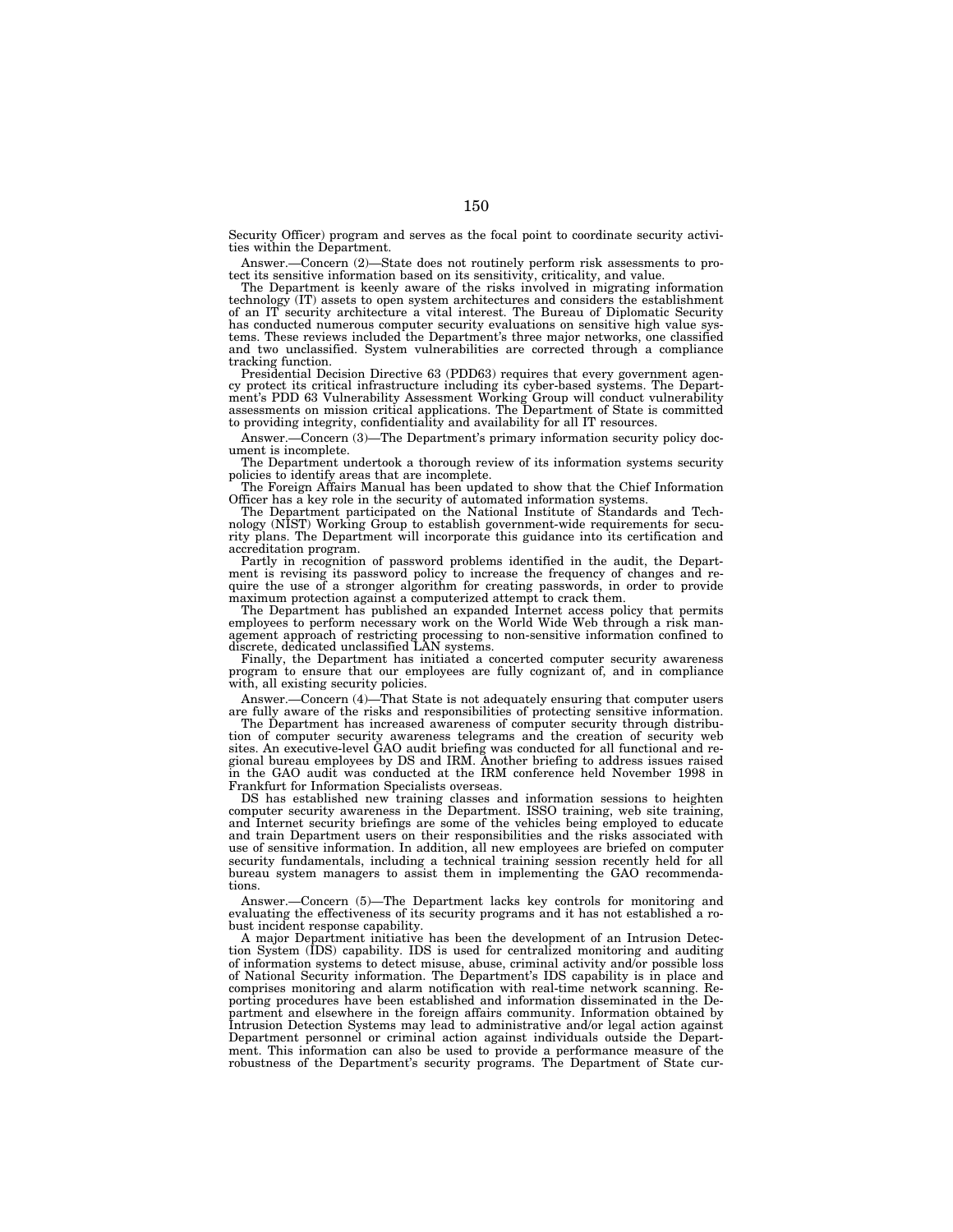Security Officer) program and serves as the focal point to coordinate security activities within the Department.

Answer.—Concern (2)—State does not routinely perform risk assessments to protect its sensitive information based on its sensitivity, criticality, and value.

The Department is keenly aware of the risks involved in migrating information technology (IT) assets to open system architectures and considers the establishment of an IT security architecture a vital interest. The Bureau of Diplomatic Security has conducted numerous computer security evaluations on sensitive high value systems. These reviews included the Department's three major networks, one classified and two unclassified. System vulnerabilities are corrected through a compliance tracking function.

Presidential Decision Directive 63 (PDD63) requires that every government agency protect its critical infrastructure including its cyber-based systems. The Department's PDD 63 Vulnerability Assessment Working Group will conduct vulnerability assessments on mission critical applications. The Department of State is committed to providing integrity, confidentiality and availability for all IT resources.

Answer.—Concern (3)—The Department's primary information security policy document is incomplete.

The Department undertook a thorough review of its information systems security policies to identify areas that are incomplete.

The Foreign Affairs Manual has been updated to show that the Chief Information Officer has a key role in the security of automated information systems.

The Department participated on the National Institute of Standards and Technology (NIST) Working Group to establish government-wide requirements for security plans. The Department will incorporate this guidance into its certification and accreditation program.

Partly in recognition of password problems identified in the audit, the Department is revising its password policy to increase the frequency of changes and require the use of a stronger algorithm for creating passwords, in order to provide maximum protection against a computerized attempt to crack them.

The Department has published an expanded Internet access policy that permits employees to perform necessary work on the World Wide Web through a risk management approach of restricting processing to non-sensitive information confined to discrete, dedicated unclassified LAN systems.

Finally, the Department has initiated a concerted computer security awareness program to ensure that our employees are fully cognizant of, and in compliance with, all existing security policies.

Answer.—Concern (4)—That State is not adequately ensuring that computer users are fully aware of the risks and responsibilities of protecting sensitive information.

The Department has increased awareness of computer security through distribution of computer security awareness telegrams and the creation of security web sites. An executive-level GAO audit briefing was conducted for all functional and regional bureau employees by DS and IRM. Another briefing to address issues raised in the GAO audit was conducted at the IRM conference held November 1998 in Frankfurt for Information Specialists overseas.

DS has established new training classes and information sessions to heighten computer security awareness in the Department. ISSO training, web site training, and Internet security briefings are some of the vehicles being employed to educate and train Department users on their responsibilities and the risks associated with use of sensitive information. In addition, all new employees are briefed on computer security fundamentals, including a technical training session recently held for all bureau system managers to assist them in implementing the GAO recommendations.

Answer.—Concern (5)—The Department lacks key controls for monitoring and evaluating the effectiveness of its security programs and it has not established a robust incident response capability.

A major Department initiative has been the development of an Intrusion Detection System (IDS) capability. IDS is used for centralized monitoring and auditing of information systems to detect misuse, abuse, criminal activity and/or possible loss of National Security information. The Department's IDS capability is in place and comprises monitoring and alarm notification with real-time network scanning. Reporting procedures have been established and information disseminated in the Department and elsewhere in the foreign affairs community. Information obtained by Intrusion Detection Systems may lead to administrative and/or legal action against Department personnel or criminal action against individuals outside the Department. This information can also be used to provide a performance measure of the robustness of the Department's security programs. The Department of State cur-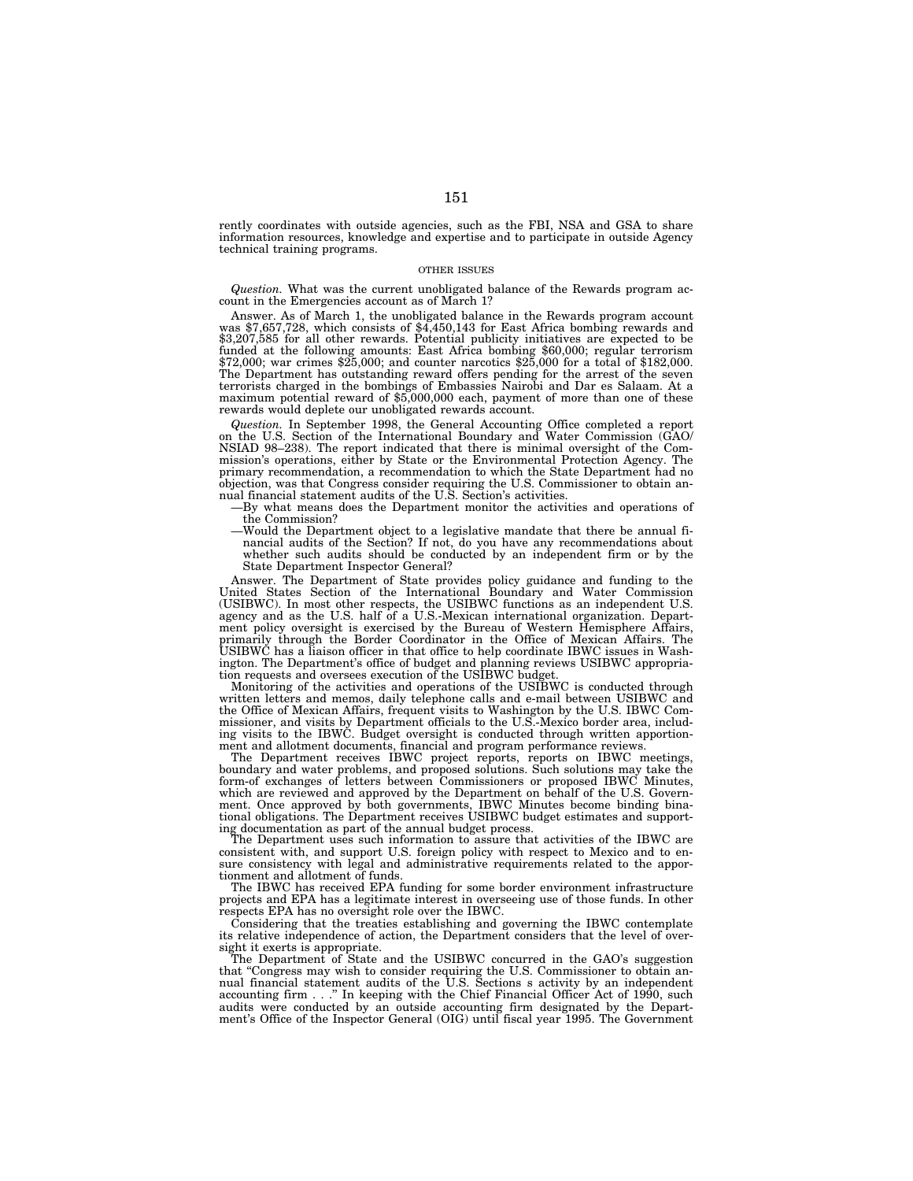rently coordinates with outside agencies, such as the FBI, NSA and GSA to share information resources, knowledge and expertise and to participate in outside Agency technical training programs.

OTHER ISSUES

*Question.* What was the current unobligated balance of the Rewards program account in the Emergencies account as of March 1?

Answer. As of March 1, the unobligated balance in the Rewards program account was $7,657,728, which consists of $4,450,143 for East Africa bombing rewards and $3,207,585 for all other rewards. Potential publicity initiatives are expected to be funded at the following amounts: East Africa bombing $60,000; regular terrorism $72,000; war crimes $25,000; and counter narcotics $25,000 for a total of $182,000. The Department has outstanding reward offers pending for the arrest of the seven terrorists charged in the bombings of Embassies Nairobi and Dar es Salaam. At a maximum potential reward of $5,000,000 each, payment of more than one of these rewards would deplete our unobligated rewards account.

*Question.* In September 1998, the General Accounting Office completed a report on the U.S. Section of the International Boundary and Water Commission (GAO/NSIAD 98–238). The report indicated that there is minimal oversight of the Commission's operations, either by State or the Environmental Protection Agency. The primary recommendation, a recommendation to which the State Department had no objection, was that Congress consider requiring the U.S. Commissioner to obtain annual financial statement audits of the U.S. Section's activities.

—By what means does the Department monitor the activities and operations of the Commission?

—Would the Department object to a legislative mandate that there be annual financial audits of the Section? If not, do you have any recommendations about whether such audits should be conducted by an independent firm or by the State Department Inspector General?

Answer. The Department of State provides policy guidance and funding to the United States Section of the International Boundary and Water Commission (USIBWC). In most other respects, the USIBWC functions as an independent U.S. agency and as the U.S. half of a U.S.-Mexican international organization. Department policy oversight is exercised by the Bureau of Western Hemisphere Affairs, primarily through the Border Coordinator in the Office of Mexican Affairs. The USIBWC has a liaison officer in that office to help coordinate IBWC issues in Washington. The Department's office of budget and planning reviews USIBWC appropriation requests and oversees execution of the USIBWC budget.

Monitoring of the activities and operations of the USIBWC is conducted through written letters and memos, daily telephone calls and e-mail between USIBWC and the Office of Mexican Affairs, frequent visits to Washington by the U.S. IBWC Commissioner, and visits by Department officials to the U.S.-Mexico border area, including visits to the IBWC. Budget oversight is conducted through written apportionment and allotment documents, financial and program performance reviews.

The Department receives IBWC project reports, reports on IBWC meetings, boundary and water problems, and proposed solutions. Such solutions may take the form-of exchanges of letters between Commissioners or proposed IBWC Minutes, which are reviewed and approved by the Department on behalf of the U.S. Government. Once approved by both governments, IBWC Minutes become binding binational obligations. The Department receives USIBWC budget estimates and supporting documentation as part of the annual budget process.

The Department uses such information to assure that activities of the IBWC are consistent with, and support U.S. foreign policy with respect to Mexico and to ensure consistency with legal and administrative requirements related to the apportionment and allotment of funds.

The IBWC has received EPA funding for some border environment infrastructure projects and EPA has a legitimate interest in overseeing use of those funds. In other respects EPA has no oversight role over the IBWC.

Considering that the treaties establishing and governing the IBWC contemplate its relative independence of action, the Department considers that the level of oversight it exerts is appropriate.

The Department of State and the USIBWC concurred in the GAO's suggestion that "Congress may wish to consider requiring the U.S. Commissioner to obtain annual financial statement audits of the U.S. Sections s activity by an independent accounting firm . . ." In keeping with the Chief Financial Officer Act of 1990, such audits were conducted by an outside accounting firm designated by the Department's Office of the Inspector General (OIG) until fiscal year 1995. The Government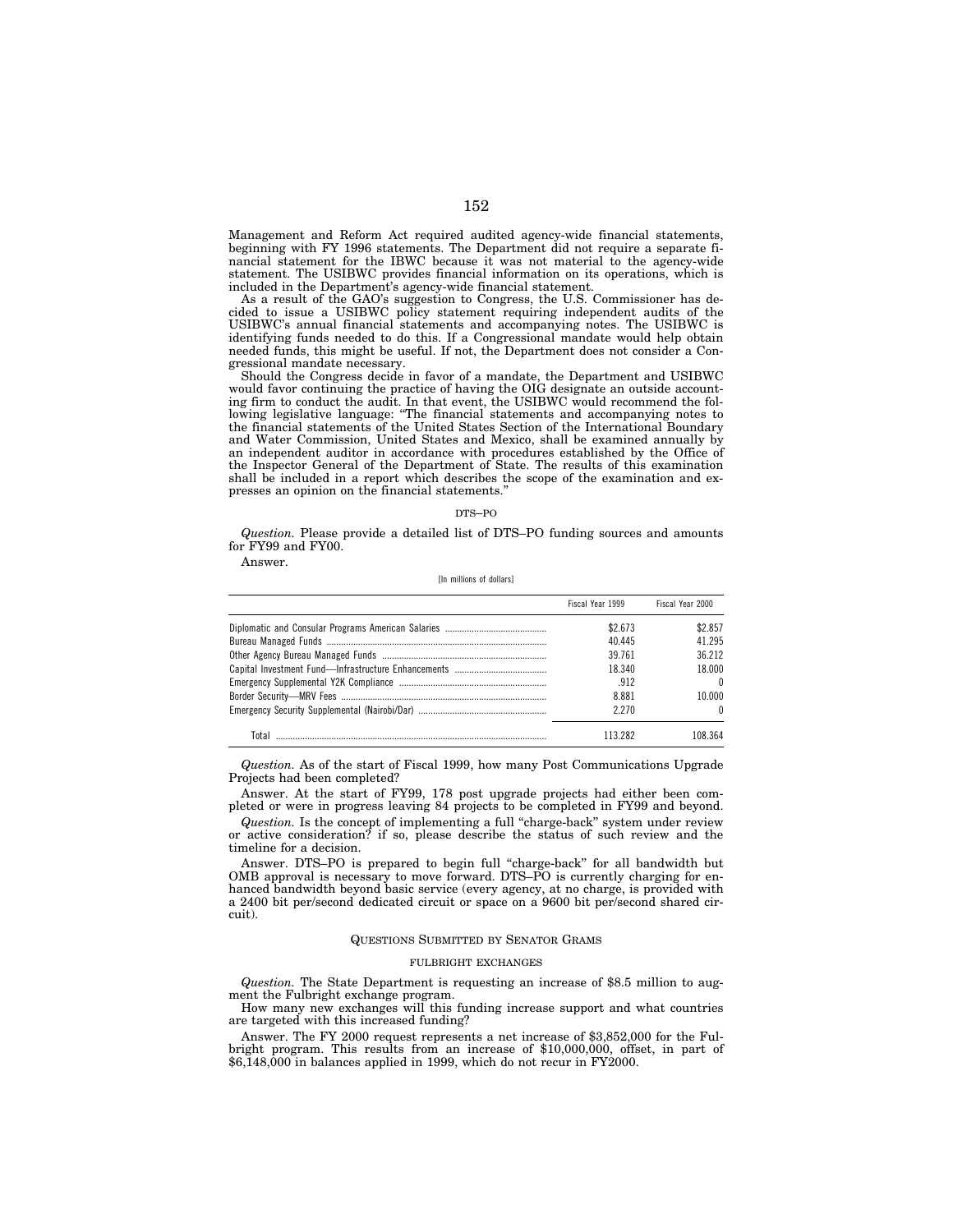Management and Reform Act required audited agency-wide financial statements, beginning with FY 1996 statements. The Department did not require a separate financial statement for the IBWC because it was not material to the agency-wide statement. The USIBWC provides financial information on its operations, which is included in the Department's agency-wide financial statement.

As a result of the GAO's suggestion to Congress, the U.S. Commissioner has decided to issue a USIBWC policy statement requiring independent audits of the USIBWC's annual financial statements and accompanying notes. The USIBWC is identifying funds needed to do this. If a Congressional mandate would help obtain needed funds, this might be useful. If not, the Department does not consider a Congressional mandate necessary.

Should the Congress decide in favor of a mandate, the Department and USIBWC would favor continuing the practice of having the OIG designate an outside accounting firm to conduct the audit. In that event, the USIBWC would recommend the following legislative language: "The financial statements and accompanying notes to the financial statements of the United States Section of the International Boundary and Water Commission, United States and Mexico, shall be examined annually by an independent auditor in accordance with procedures established by the Office of the Inspector General of the Department of State. The results of this examination shall be included in a report which describes the scope of the examination and expresses an opinion on the financial statements."

DTS–PO

*Question.* Please provide a detailed list of DTS–PO funding sources and amounts for FY99 and FY00.

Answer.

[In millions of dollars]

| | Fiscal Year 1999 | Fiscal Year 2000 |
|---|---|---|
| Diplomatic and Consular Programs American Salaries | $2.673 | $2.857 |
| Bureau Managed Funds | 40.445 | 41.295 |
| Other Agency Bureau Managed Funds | 39.761 | 36.212 |
| Capital Investment Fund—Infrastructure Enhancements | 18.340 | 18.000 |
| Emergency Supplemental Y2K Compliance | .912 | 0 |
| Border Security—MRV Fees | 8.881 | 10.000 |
| Emergency Security Supplemental (Nairobi/Dar) | 2.270 | 0 |
| Total | 113.282 | 108.364 |

*Question.* As of the start of Fiscal 1999, how many Post Communications Upgrade Projects had been completed?

Answer. At the start of FY99, 178 post upgrade projects had either been completed or were in progress leaving 84 projects to be completed in FY99 and beyond.

*Question.* Is the concept of implementing a full "charge-back" system under review or active consideration? if so, please describe the status of such review and the timeline for a decision.

Answer. DTS–PO is prepared to begin full "charge-back" for all bandwidth but OMB approval is necessary to move forward. DTS–PO is currently charging for enhanced bandwidth beyond basic service (every agency, at no charge, is provided with a 2400 bit per/second dedicated circuit or space on a 9600 bit per/second shared circuit).

QUESTIONS SUBMITTED BY SENATOR GRAMS

FULBRIGHT EXCHANGES

*Question.* The State Department is requesting an increase of $8.5 million to augment the Fulbright exchange program.

How many new exchanges will this funding increase support and what countries are targeted with this increased funding?

Answer. The FY 2000 request represents a net increase of $3,852,000 for the Fulbright program. This results from an increase of $10,000,000, offset, in part of $6,148,000 in balances applied in 1999, which do not recur in FY2000.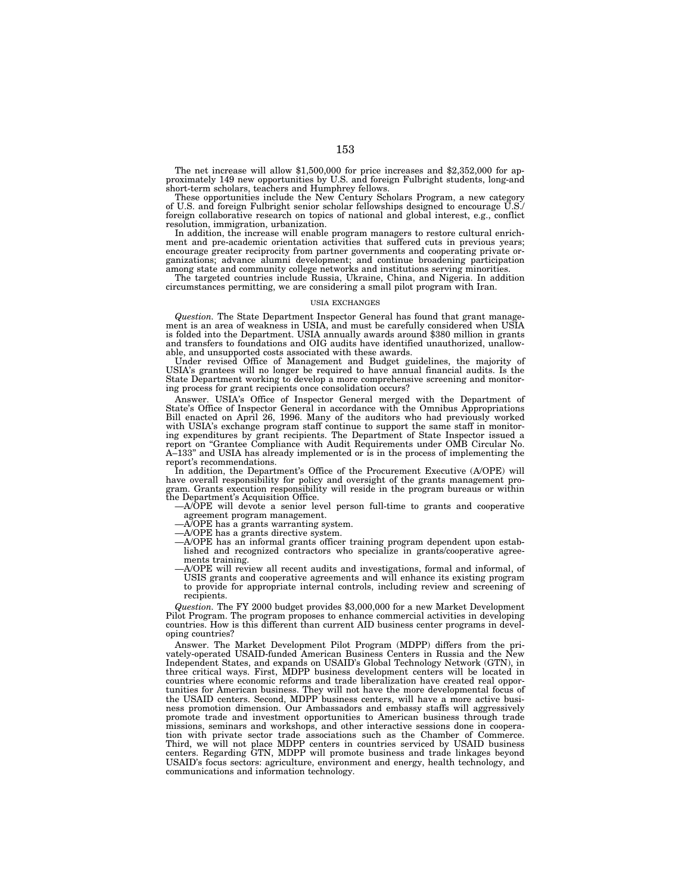The net increase will allow $1,500,000 for price increases and $2,352,000 for approximately 149 new opportunities by U.S. and foreign Fulbright students, long-and short-term scholars, teachers and Humphrey fellows.

These opportunities include the New Century Scholars Program, a new category of U.S. and foreign Fulbright senior scholar fellowships designed to encourage U.S./foreign collaborative research on topics of national and global interest, e.g., conflict resolution, immigration, urbanization.

In addition, the increase will enable program managers to restore cultural enrichment and pre-academic orientation activities that suffered cuts in previous years; encourage greater reciprocity from partner governments and cooperating private organizations; advance alumni development; and continue broadening participation among state and community college networks and institutions serving minorities.

The targeted countries include Russia, Ukraine, China, and Nigeria. In addition circumstances permitting, we are considering a small pilot program with Iran.

## USIA EXCHANGES

*Question.* The State Department Inspector General has found that grant management is an area of weakness in USIA, and must be carefully considered when USIA is folded into the Department. USIA annually awards around $380 million in grants and transfers to foundations and OIG audits have identified unauthorized, unallowable, and unsupported costs associated with these awards.

Under revised Office of Management and Budget guidelines, the majority of USIA's grantees will no longer be required to have annual financial audits. Is the State Department working to develop a more comprehensive screening and monitoring process for grant recipients once consolidation occurs?

Answer. USIA's Office of Inspector General merged with the Department of State's Office of Inspector General in accordance with the Omnibus Appropriations Bill enacted on April 26, 1996. Many of the auditors who had previously worked with USIA's exchange program staff continue to support the same staff in monitoring expenditures by grant recipients. The Department of State Inspector issued a report on "Grantee Compliance with Audit Requirements under OMB Circular No. A–133" and USIA has already implemented or is in the process of implementing the report's recommendations.

In addition, the Department's Office of the Procurement Executive (A/OPE) will have overall responsibility for policy and oversight of the grants management program. Grants execution responsibility will reside in the program bureaus or within the Department's Acquisition Office.

—A/OPE will devote a senior level person full-time to grants and cooperative agreement program management.
—A/OPE has a grants warranting system.
—A/OPE has a grants directive system.
—A/OPE has an informal grants officer training program dependent upon established and recognized contractors who specialize in grants/cooperative agreements training.
—A/OPE will review all recent audits and investigations, formal and informal, of USIS grants and cooperative agreements and will enhance its existing program to provide for appropriate internal controls, including review and screening of recipients.

*Question.* The FY 2000 budget provides $3,000,000 for a new Market Development Pilot Program. The program proposes to enhance commercial activities in developing countries. How is this different than current AID business center programs in developing countries?

Answer. The Market Development Pilot Program (MDPP) differs from the privately-operated USAID-funded American Business Centers in Russia and the New Independent States, and expands on USAID's Global Technology Network (GTN), in three critical ways. First, MDPP business development centers will be located in countries where economic reforms and trade liberalization have created real opportunities for American business. They will not have the more developmental focus of the USAID centers. Second, MDPP business centers, will have a more active business promotion dimension. Our Ambassadors and embassy staffs will aggressively promote trade and investment opportunities to American business through trade missions, seminars and workshops, and other interactive sessions done in cooperation with private sector trade associations such as the Chamber of Commerce. Third, we will not place MDPP centers in countries serviced by USAID business centers. Regarding GTN, MDPP will promote business and trade linkages beyond USAID's focus sectors: agriculture, environment and energy, health technology, and communications and information technology.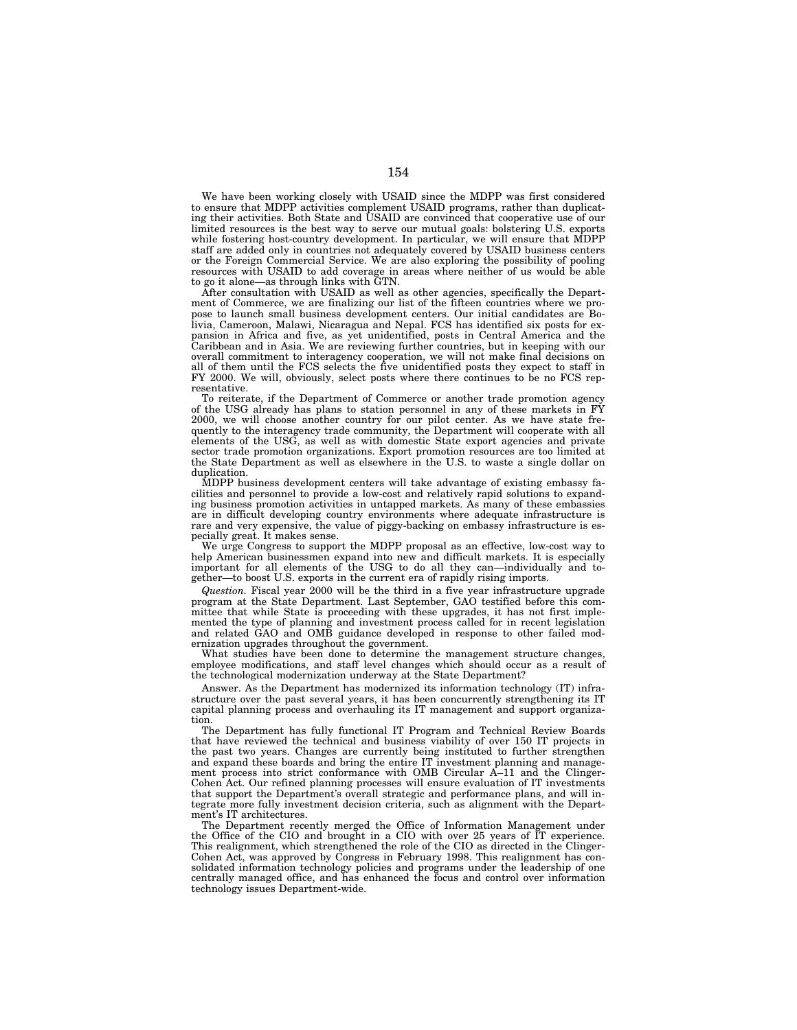We have been working closely with USAID since the MDPP was first considered to ensure that MDPP activities complement USAID programs, rather than duplicating their activities. Both State and USAID are convinced that cooperative use of our limited resources is the best way to serve our mutual goals: bolstering U.S. exports while fostering host-country development. In particular, we will ensure that MDPP staff are added only in countries not adequately covered by USAID business centers or the Foreign Commercial Service. We are also exploring the possibility of pooling resources with USAID to add coverage in areas where neither of us would be able to go it alone—as through links with GTN.

After consultation with USAID as well as other agencies, specifically the Department of Commerce, we are finalizing our list of the fifteen countries where we propose to launch small business development centers. Our initial candidates are Bolivia, Cameroon, Malawi, Nicaragua and Nepal. FCS has identified six posts for expansion in Africa and five, as yet unidentified, posts in Central America and the Caribbean and in Asia. We are reviewing further countries, but in keeping with our overall commitment to interagency cooperation, we will not make final decisions on all of them until the FCS selects the five unidentified posts they expect to staff in FY 2000. We will, obviously, select posts where there continues to be no FCS representative.

To reiterate, if the Department of Commerce or another trade promotion agency of the USG already has plans to station personnel in any of these markets in FY 2000, we will choose another country for our pilot center. As we have state frequently to the interagency trade community, the Department will cooperate with all elements of the USG, as well as with domestic State export agencies and private sector trade promotion organizations. Export promotion resources are too limited at the State Department as well as elsewhere in the U.S. to waste a single dollar on duplication.

MDPP business development centers will take advantage of existing embassy facilities and personnel to provide a low-cost and relatively rapid solutions to expanding business promotion activities in untapped markets. As many of these embassies are in difficult developing country environments where adequate infrastructure is rare and very expensive, the value of piggy-backing on embassy infrastructure is especially great. It makes sense.

We urge Congress to support the MDPP proposal as an effective, low-cost way to help American businessmen expand into new and difficult markets. It is especially important for all elements of the USG to do all they can—individually and together—to boost U.S. exports in the current era of rapidly rising imports.

*Question.* Fiscal year 2000 will be the third in a five year infrastructure upgrade program at the State Department. Last September, GAO testified before this committee that while State is proceeding with these upgrades, it has not first implemented the type of planning and investment process called for in recent legislation and related GAO and OMB guidance developed in response to other failed modernization upgrades throughout the government.

What studies have been done to determine the management structure changes, employee modifications, and staff level changes which should occur as a result of the technological modernization underway at the State Department?

Answer. As the Department has modernized its information technology (IT) infrastructure over the past several years, it has been concurrently strengthening its IT capital planning process and overhauling its IT management and support organization.

The Department has fully functional IT Program and Technical Review Boards that have reviewed the technical and business viability of over 150 IT projects in the past two years. Changes are currently being instituted to further strengthen and expand these boards and bring the entire IT investment planning and management process into strict conformance with OMB Circular A–11 and the Clinger-Cohen Act. Our refined planning processes will ensure evaluation of IT investments that support the Department's overall strategic and performance plans, and will integrate more fully investment decision criteria, such as alignment with the Department's IT architectures.

The Department recently merged the Office of Information Management under the Office of the CIO and brought in a CIO with over 25 years of IT experience. This realignment, which strengthened the role of the CIO as directed in the Clinger-Cohen Act, was approved by Congress in February 1998. This realignment has consolidated information technology policies and programs under the leadership of one centrally managed office, and has enhanced the focus and control over information technology issues Department-wide.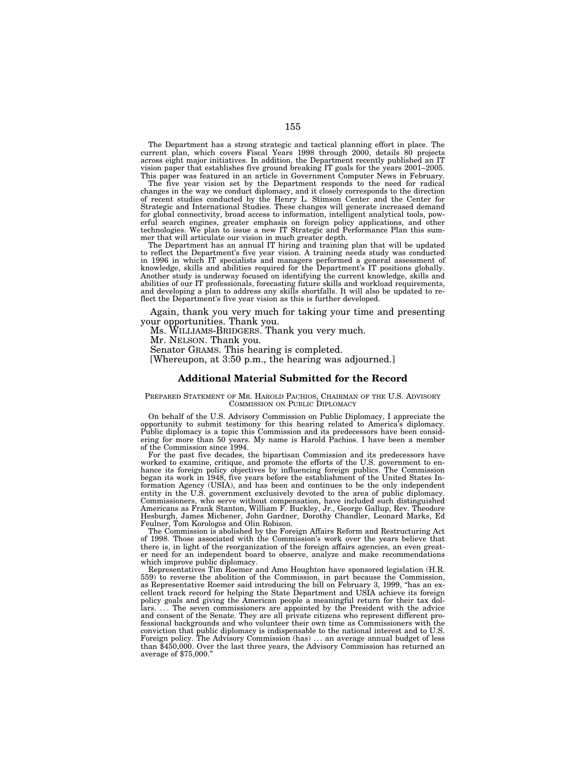The Department has a strong strategic and tactical planning effort in place. The current plan, which covers Fiscal Years 1998 through 2000, details 80 projects across eight major initiatives. In addition, the Department recently published an IT vision paper that establishes five ground breaking IT goals for the years 2001–2005. This paper was featured in an article in Government Computer News in February.

The five year vision set by the Department responds to the need for radical changes in the way we conduct diplomacy, and it closely corresponds to the direction of recent studies conducted by the Henry L. Stimson Center and the Center for Strategic and International Studies. These changes will generate increased demand for global connectivity, broad access to information, intelligent analytical tools, powerful search engines, greater emphasis on foreign policy applications, and other technologies. We plan to issue a new IT Strategic and Performance Plan this summer that will articulate our vision in much greater depth.

The Department has an annual IT hiring and training plan that will be updated to reflect the Department's five year vision. A training needs study was conducted in 1996 in which IT specialists and managers performed a general assessment of knowledge, skills and abilities required for the Department's IT positions globally. Another study is underway focused on identifying the current knowledge, skills and abilities of our IT professionals, forecasting future skills and workload requirements, and developing a plan to address any skills shortfalls. It will also be updated to reflect the Department's five year vision as this is further developed.

Again, thank you very much for taking your time and presenting your opportunities. Thank you.

Ms. WILLIAMS-BRIDGERS. Thank you very much.

Mr. NELSON. Thank you.

Senator GRAMS. This hearing is completed.

[Whereupon, at 3:50 p.m., the hearing was adjourned.]

## Additional Material Submitted for the Record

PREPARED STATEMENT OF MR. HAROLD PACHIOS, CHAIRMAN OF THE U.S. ADVISORY COMMISSION ON PUBLIC DIPLOMACY

On behalf of the U.S. Advisory Commission on Public Diplomacy, I appreciate the opportunity to submit testimony for this hearing related to America's diplomacy. Public diplomacy is a topic this Commission and its predecessors have been considering for more than 50 years. My name is Harold Pachios. I have been a member of the Commission since 1994.

For the past five decades, the bipartisan Commission and its predecessors have worked to examine, critique, and promote the efforts of the U.S. government to enhance its foreign policy objectives by influencing foreign publics. The Commission began its work in 1948, five years before the establishment of the United States Information Agency (USIA), and has been and continues to be the only independent entity in the U.S. government exclusively devoted to the area of public diplomacy. Commissioners, who serve without compensation, have included such distinguished Americans as Frank Stanton, William F. Buckley, Jr., George Gallup, Rev. Theodore Hesburgh, James Michener, John Gardner, Dorothy Chandler, Leonard Marks, Ed Feulner, Tom Korologos and Olin Robison.

The Commission is abolished by the Foreign Affairs Reform and Restructuring Act of 1998. Those associated with the Commission's work over the years believe that there is, in light of the reorganization of the foreign affairs agencies, an even greater need for an independent board to observe, analyze and make recommendations which improve public diplomacy.

Representatives Tim Roemer and Amo Houghton have sponsored legislation (H.R. 559) to reverse the abolition of the Commission, in part because the Commission, as Representative Roemer said introducing the bill on February 3, 1999, "has an excellent track record for helping the State Department and USIA achieve its foreign policy goals and giving the American people a meaningful return for their tax dollars. . . . The seven commissioners are appointed by the President with the advice and consent of the Senate. They are all private citizens who represent different professional backgrounds and who volunteer their own time as Commissioners with the conviction that public diplomacy is indispensable to the national interest and to U.S. Foreign policy. The Advisory Commission (has) . . . an average annual budget of less than $450,000. Over the last three years, the Advisory Commission has returned an average of $75,000."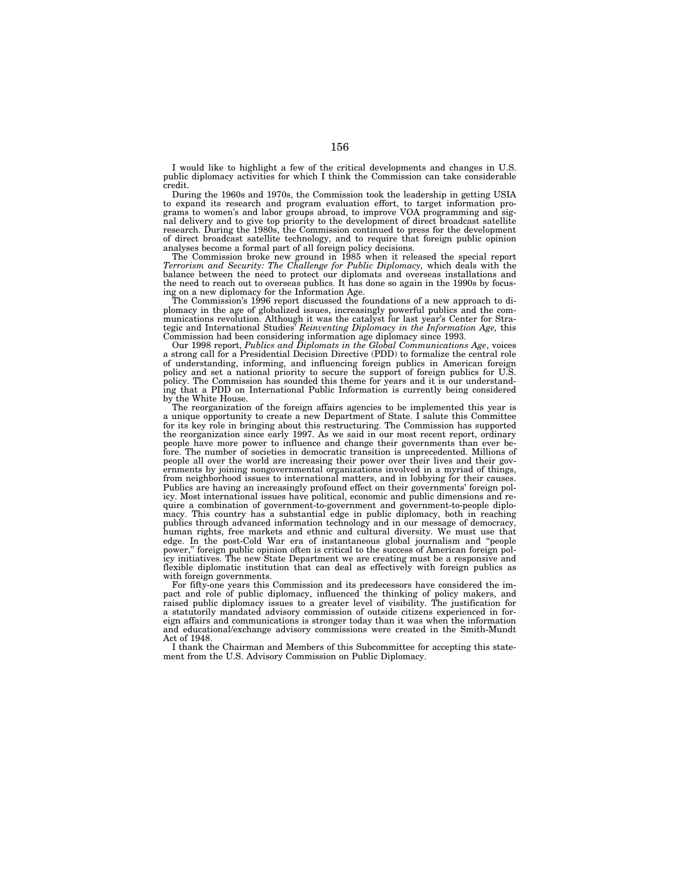I would like to highlight a few of the critical developments and changes in U.S. public diplomacy activities for which I think the Commission can take considerable credit.

During the 1960s and 1970s, the Commission took the leadership in getting USIA to expand its research and program evaluation effort, to target information programs to women's and labor groups abroad, to improve VOA programming and signal delivery and to give top priority to the development of direct broadcast satellite research. During the 1980s, the Commission continued to press for the development of direct broadcast satellite technology, and to require that foreign public opinion analyses become a formal part of all foreign policy decisions.

The Commission broke new ground in 1985 when it released the special report *Terrorism and Security: The Challenge for Public Diplomacy,* which deals with the balance between the need to protect our diplomats and overseas installations and the need to reach out to overseas publics. It has done so again in the 1990s by focusing on a new diplomacy for the Information Age.

The Commission's 1996 report discussed the foundations of a new approach to diplomacy in the age of globalized issues, increasingly powerful publics and the communications revolution. Although it was the catalyst for last year's Center for Strategic and International Studies' *Reinventing Diplomacy in the Information Age,* this Commission had been considering information age diplomacy since 1993.

Our 1998 report, *Publics and Diplomats in the Global Communications Age*, voices a strong call for a Presidential Decision Directive (PDD) to formalize the central role of understanding, informing, and influencing foreign publics in American foreign policy and set a national priority to secure the support of foreign publics for U.S. policy. The Commission has sounded this theme for years and it is our understanding that a PDD on International Public Information is currently being considered by the White House.

The reorganization of the foreign affairs agencies to be implemented this year is a unique opportunity to create a new Department of State. I salute this Committee for its key role in bringing about this restructuring. The Commission has supported the reorganization since early 1997. As we said in our most recent report, ordinary people have more power to influence and change their governments than ever before. The number of societies in democratic transition is unprecedented. Millions of people all over the world are increasing their power over their lives and their governments by joining nongovernmental organizations involved in a myriad of things, from neighborhood issues to international matters, and in lobbying for their causes. Publics are having an increasingly profound effect on their governments' foreign policy. Most international issues have political, economic and public dimensions and require a combination of government-to-government and government-to-people diplomacy. This country has a substantial edge in public diplomacy, both in reaching publics through advanced information technology and in our message of democracy, human rights, free markets and ethnic and cultural diversity. We must use that edge. In the post-Cold War era of instantaneous global journalism and "people power," foreign public opinion often is critical to the success of American foreign policy initiatives. The new State Department we are creating must be a responsive and flexible diplomatic institution that can deal as effectively with foreign publics as with foreign governments.

For fifty-one years this Commission and its predecessors have considered the impact and role of public diplomacy, influenced the thinking of policy makers, and raised public diplomacy issues to a greater level of visibility. The justification for a statutorily mandated advisory commission of outside citizens experienced in foreign affairs and communications is stronger today than it was when the information and educational/exchange advisory commissions were created in the Smith-Mundt Act of 1948.

I thank the Chairman and Members of this Subcommittee for accepting this statement from the U.S. Advisory Commission on Public Diplomacy.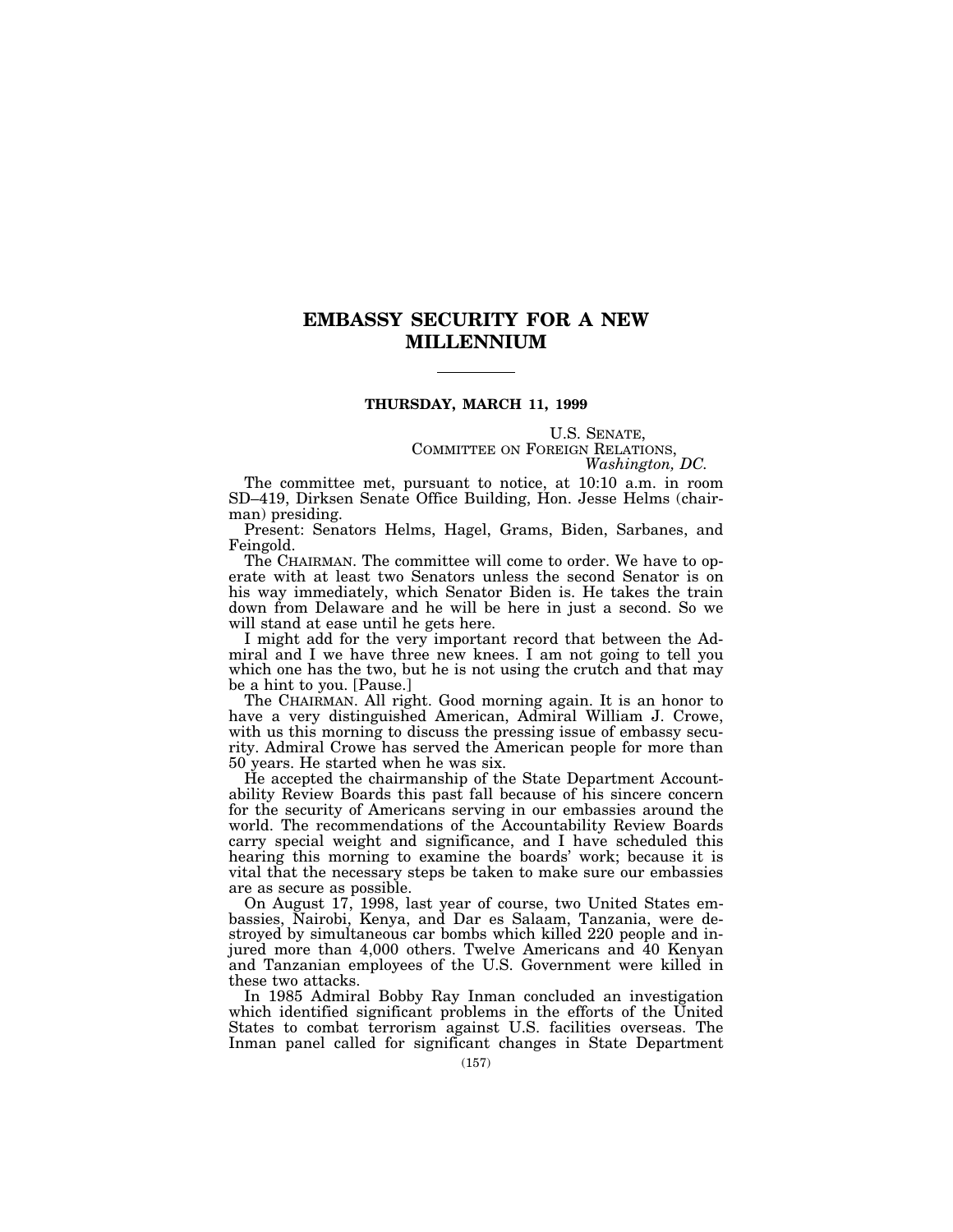# EMBASSY SECURITY FOR A NEW MILLENNIUM

---

**THURSDAY, MARCH 11, 1999**

U.S. SENATE,
COMMITTEE ON FOREIGN RELATIONS,
*Washington, DC.*

The committee met, pursuant to notice, at 10:10 a.m. in room SD–419, Dirksen Senate Office Building, Hon. Jesse Helms (chairman) presiding.

Present: Senators Helms, Hagel, Grams, Biden, Sarbanes, and Feingold.

The CHAIRMAN. The committee will come to order. We have to operate with at least two Senators unless the second Senator is on his way immediately, which Senator Biden is. He takes the train down from Delaware and he will be here in just a second. So we will stand at ease until he gets here.

I might add for the very important record that between the Admiral and I we have three new knees. I am not going to tell you which one has the two, but he is not using the crutch and that may be a hint to you. [Pause.]

The CHAIRMAN. All right. Good morning again. It is an honor to have a very distinguished American, Admiral William J. Crowe, with us this morning to discuss the pressing issue of embassy security. Admiral Crowe has served the American people for more than 50 years. He started when he was six.

He accepted the chairmanship of the State Department Accountability Review Boards this past fall because of his sincere concern for the security of Americans serving in our embassies around the world. The recommendations of the Accountability Review Boards carry special weight and significance, and I have scheduled this hearing this morning to examine the boards' work; because it is vital that the necessary steps be taken to make sure our embassies are as secure as possible.

On August 17, 1998, last year of course, two United States embassies, Nairobi, Kenya, and Dar es Salaam, Tanzania, were destroyed by simultaneous car bombs which killed 220 people and injured more than 4,000 others. Twelve Americans and 40 Kenyan and Tanzanian employees of the U.S. Government were killed in these two attacks.

In 1985 Admiral Bobby Ray Inman concluded an investigation which identified significant problems in the efforts of the United States to combat terrorism against U.S. facilities overseas. The Inman panel called for significant changes in State Department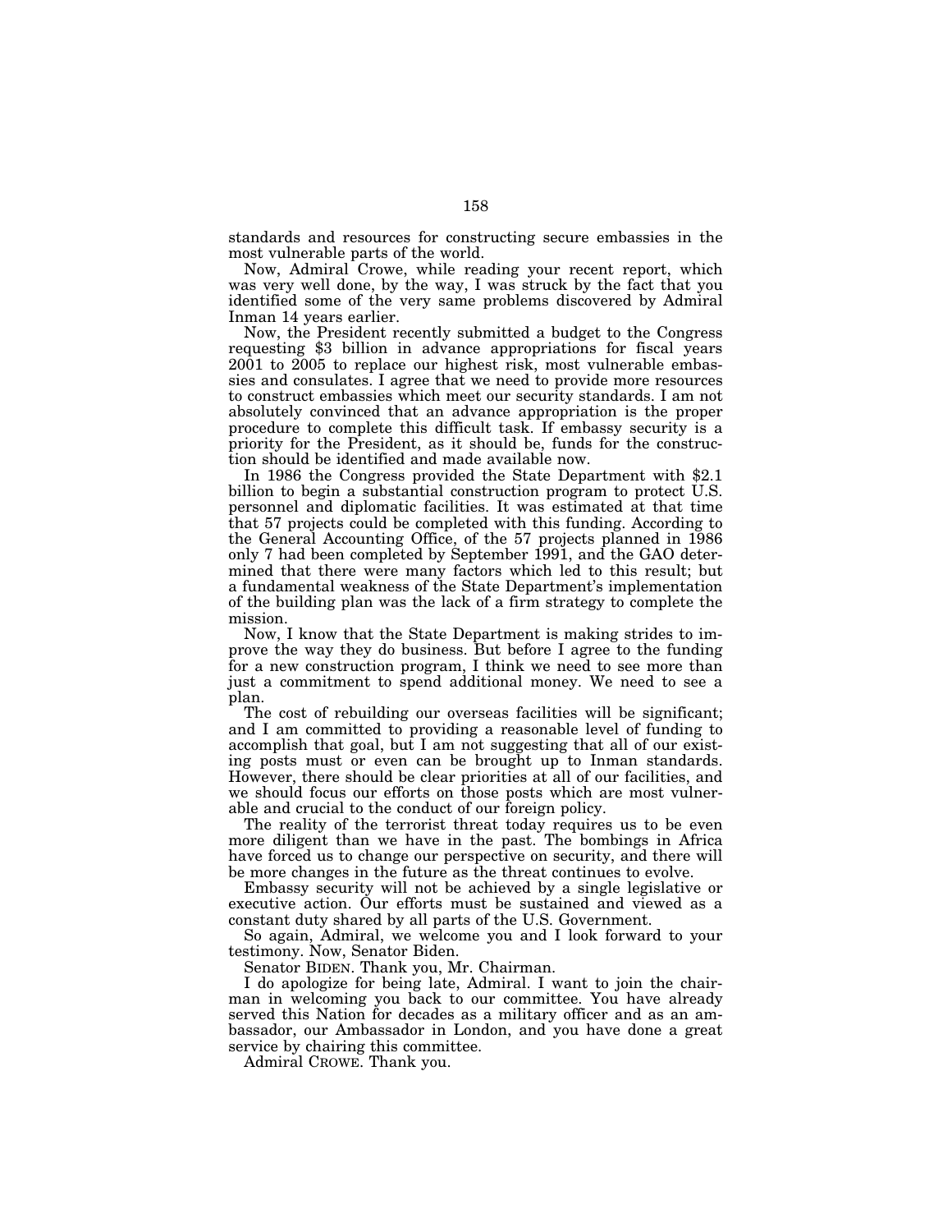standards and resources for constructing secure embassies in the most vulnerable parts of the world.

Now, Admiral Crowe, while reading your recent report, which was very well done, by the way, I was struck by the fact that you identified some of the very same problems discovered by Admiral Inman 14 years earlier.

Now, the President recently submitted a budget to the Congress requesting $3 billion in advance appropriations for fiscal years 2001 to 2005 to replace our highest risk, most vulnerable embassies and consulates. I agree that we need to provide more resources to construct embassies which meet our security standards. I am not absolutely convinced that an advance appropriation is the proper procedure to complete this difficult task. If embassy security is a priority for the President, as it should be, funds for the construction should be identified and made available now.

In 1986 the Congress provided the State Department with $2.1 billion to begin a substantial construction program to protect U.S. personnel and diplomatic facilities. It was estimated at that time that 57 projects could be completed with this funding. According to the General Accounting Office, of the 57 projects planned in 1986 only 7 had been completed by September 1991, and the GAO determined that there were many factors which led to this result; but a fundamental weakness of the State Department's implementation of the building plan was the lack of a firm strategy to complete the mission.

Now, I know that the State Department is making strides to improve the way they do business. But before I agree to the funding for a new construction program, I think we need to see more than just a commitment to spend additional money. We need to see a plan.

The cost of rebuilding our overseas facilities will be significant; and I am committed to providing a reasonable level of funding to accomplish that goal, but I am not suggesting that all of our existing posts must or even can be brought up to Inman standards. However, there should be clear priorities at all of our facilities, and we should focus our efforts on those posts which are most vulnerable and crucial to the conduct of our foreign policy.

The reality of the terrorist threat today requires us to be even more diligent than we have in the past. The bombings in Africa have forced us to change our perspective on security, and there will be more changes in the future as the threat continues to evolve.

Embassy security will not be achieved by a single legislative or executive action. Our efforts must be sustained and viewed as a constant duty shared by all parts of the U.S. Government.

So again, Admiral, we welcome you and I look forward to your testimony. Now, Senator Biden.

Senator BIDEN. Thank you, Mr. Chairman.

I do apologize for being late, Admiral. I want to join the chairman in welcoming you back to our committee. You have already served this Nation for decades as a military officer and as an ambassador, our Ambassador in London, and you have done a great service by chairing this committee.

Admiral CROWE. Thank you.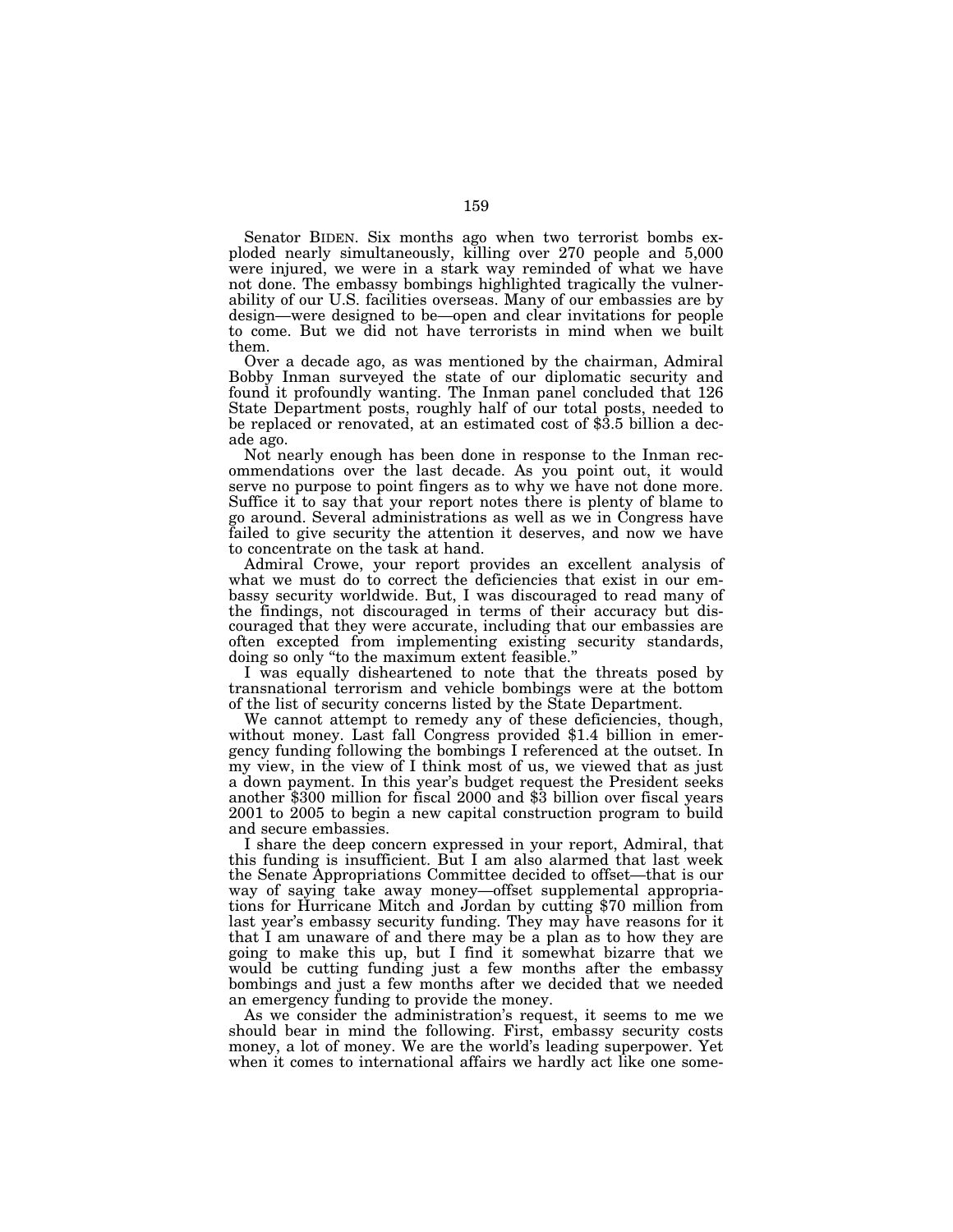Senator BIDEN. Six months ago when two terrorist bombs exploded nearly simultaneously, killing over 270 people and 5,000 were injured, we were in a stark way reminded of what we have not done. The embassy bombings highlighted tragically the vulnerability of our U.S. facilities overseas. Many of our embassies are by design—were designed to be—open and clear invitations for people to come. But we did not have terrorists in mind when we built them.

Over a decade ago, as was mentioned by the chairman, Admiral Bobby Inman surveyed the state of our diplomatic security and found it profoundly wanting. The Inman panel concluded that 126 State Department posts, roughly half of our total posts, needed to be replaced or renovated, at an estimated cost of $3.5 billion a decade ago.

Not nearly enough has been done in response to the Inman recommendations over the last decade. As you point out, it would serve no purpose to point fingers as to why we have not done more. Suffice it to say that your report notes there is plenty of blame to go around. Several administrations as well as we in Congress have failed to give security the attention it deserves, and now we have to concentrate on the task at hand.

Admiral Crowe, your report provides an excellent analysis of what we must do to correct the deficiencies that exist in our embassy security worldwide. But, I was discouraged to read many of the findings, not discouraged in terms of their accuracy but discouraged that they were accurate, including that our embassies are often excepted from implementing existing security standards, doing so only "to the maximum extent feasible."

I was equally disheartened to note that the threats posed by transnational terrorism and vehicle bombings were at the bottom of the list of security concerns listed by the State Department.

We cannot attempt to remedy any of these deficiencies, though, without money. Last fall Congress provided $1.4 billion in emergency funding following the bombings I referenced at the outset. In my view, in the view of I think most of us, we viewed that as just a down payment. In this year's budget request the President seeks another $300 million for fiscal 2000 and $3 billion over fiscal years 2001 to 2005 to begin a new capital construction program to build and secure embassies.

I share the deep concern expressed in your report, Admiral, that this funding is insufficient. But I am also alarmed that last week the Senate Appropriations Committee decided to offset—that is our way of saying take away money—offset supplemental appropriations for Hurricane Mitch and Jordan by cutting $70 million from last year's embassy security funding. They may have reasons for it that I am unaware of and there may be a plan as to how they are going to make this up, but I find it somewhat bizarre that we would be cutting funding just a few months after the embassy bombings and just a few months after we decided that we needed an emergency funding to provide the money.

As we consider the administration's request, it seems to me we should bear in mind the following. First, embassy security costs money, a lot of money. We are the world's leading superpower. Yet when it comes to international affairs we hardly act like one some-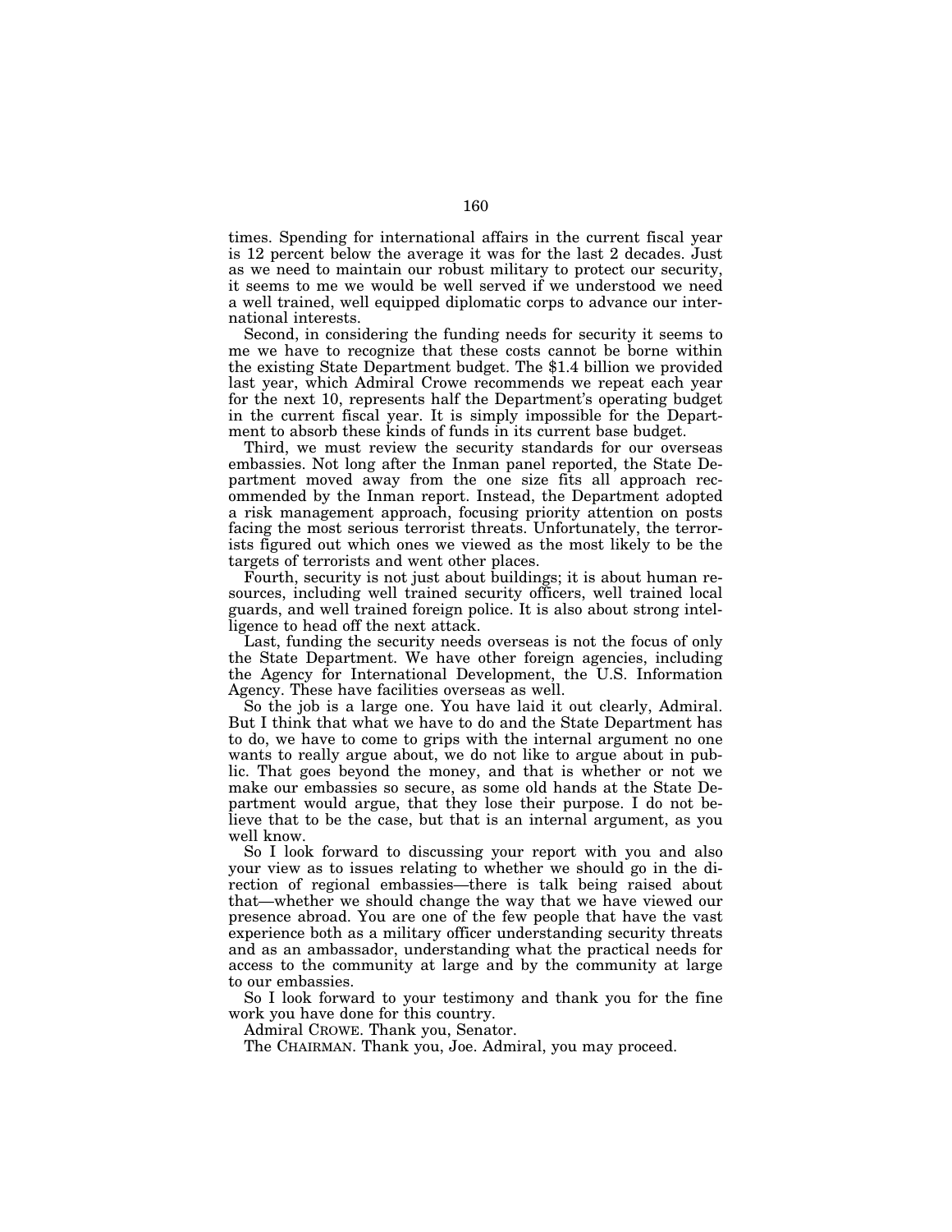times. Spending for international affairs in the current fiscal year is 12 percent below the average it was for the last 2 decades. Just as we need to maintain our robust military to protect our security, it seems to me we would be well served if we understood we need a well trained, well equipped diplomatic corps to advance our international interests.

Second, in considering the funding needs for security it seems to me we have to recognize that these costs cannot be borne within the existing State Department budget. The $1.4 billion we provided last year, which Admiral Crowe recommends we repeat each year for the next 10, represents half the Department's operating budget in the current fiscal year. It is simply impossible for the Department to absorb these kinds of funds in its current base budget.

Third, we must review the security standards for our overseas embassies. Not long after the Inman panel reported, the State Department moved away from the one size fits all approach recommended by the Inman report. Instead, the Department adopted a risk management approach, focusing priority attention on posts facing the most serious terrorist threats. Unfortunately, the terrorists figured out which ones we viewed as the most likely to be the targets of terrorists and went other places.

Fourth, security is not just about buildings; it is about human resources, including well trained security officers, well trained local guards, and well trained foreign police. It is also about strong intelligence to head off the next attack.

Last, funding the security needs overseas is not the focus of only the State Department. We have other foreign agencies, including the Agency for International Development, the U.S. Information Agency. These have facilities overseas as well.

So the job is a large one. You have laid it out clearly, Admiral. But I think that what we have to do and the State Department has to do, we have to come to grips with the internal argument no one wants to really argue about, we do not like to argue about in public. That goes beyond the money, and that is whether or not we make our embassies so secure, as some old hands at the State Department would argue, that they lose their purpose. I do not believe that to be the case, but that is an internal argument, as you well know.

So I look forward to discussing your report with you and also your view as to issues relating to whether we should go in the direction of regional embassies—there is talk being raised about that—whether we should change the way that we have viewed our presence abroad. You are one of the few people that have the vast experience both as a military officer understanding security threats and as an ambassador, understanding what the practical needs for access to the community at large and by the community at large to our embassies.

So I look forward to your testimony and thank you for the fine work you have done for this country.

Admiral CROWE. Thank you, Senator.

The CHAIRMAN. Thank you, Joe. Admiral, you may proceed.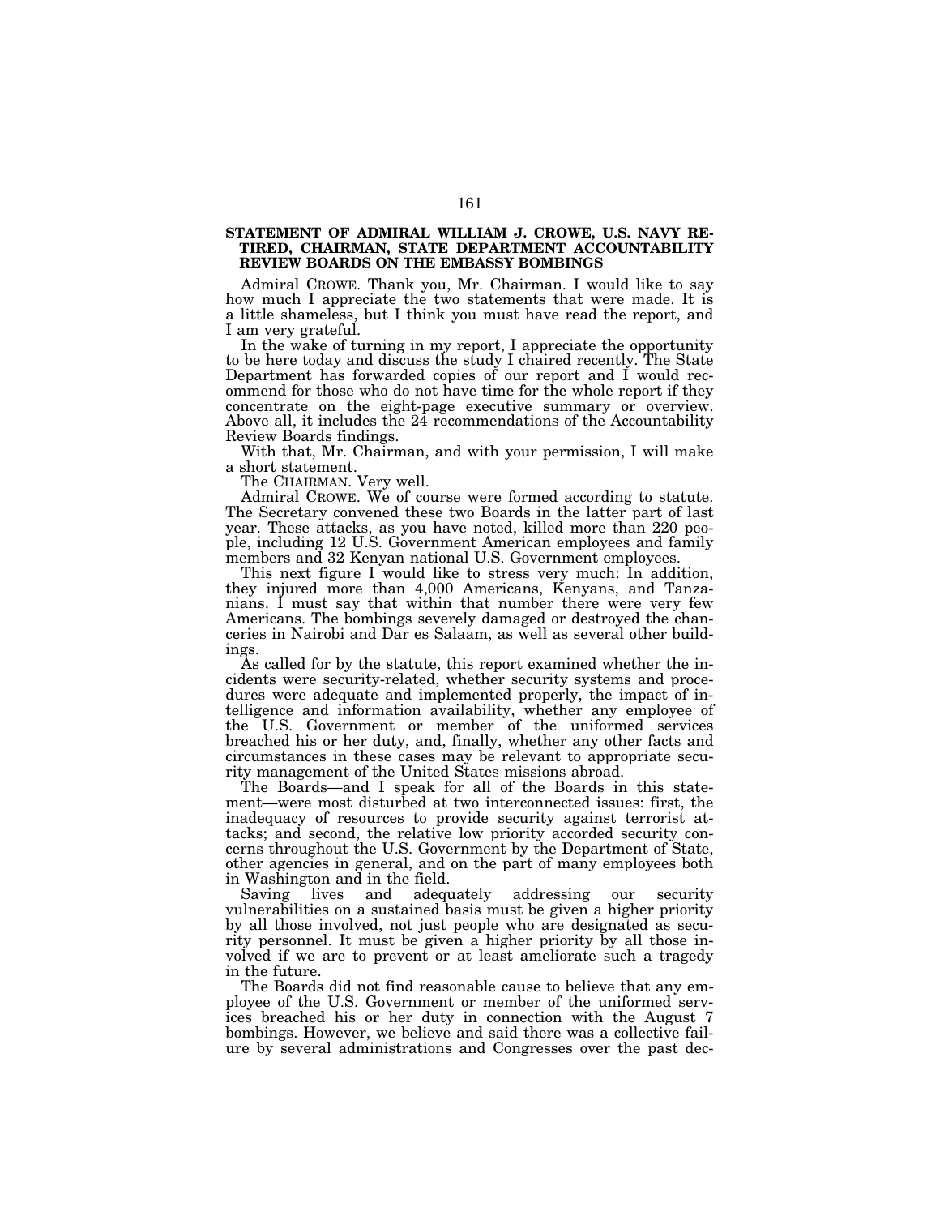## STATEMENT OF ADMIRAL WILLIAM J. CROWE, U.S. NAVY RETIRED, CHAIRMAN, STATE DEPARTMENT ACCOUNTABILITY REVIEW BOARDS ON THE EMBASSY BOMBINGS

Admiral CROWE. Thank you, Mr. Chairman. I would like to say how much I appreciate the two statements that were made. It is a little shameless, but I think you must have read the report, and I am very grateful.

In the wake of turning in my report, I appreciate the opportunity to be here today and discuss the study I chaired recently. The State Department has forwarded copies of our report and I would recommend for those who do not have time for the whole report if they concentrate on the eight-page executive summary or overview. Above all, it includes the 24 recommendations of the Accountability Review Boards findings.

With that, Mr. Chairman, and with your permission, I will make a short statement.

The CHAIRMAN. Very well.

Admiral CROWE. We of course were formed according to statute. The Secretary convened these two Boards in the latter part of last year. These attacks, as you have noted, killed more than 220 people, including 12 U.S. Government American employees and family members and 32 Kenyan national U.S. Government employees.

This next figure I would like to stress very much: In addition, they injured more than 4,000 Americans, Kenyans, and Tanzanians. I must say that within that number there were very few Americans. The bombings severely damaged or destroyed the chanceries in Nairobi and Dar es Salaam, as well as several other buildings.

As called for by the statute, this report examined whether the incidents were security-related, whether security systems and procedures were adequate and implemented properly, the impact of intelligence and information availability, whether any employee of the U.S. Government or member of the uniformed services breached his or her duty, and, finally, whether any other facts and circumstances in these cases may be relevant to appropriate security management of the United States missions abroad.

The Boards—and I speak for all of the Boards in this statement—were most disturbed at two interconnected issues: first, the inadequacy of resources to provide security against terrorist attacks; and second, the relative low priority accorded security concerns throughout the U.S. Government by the Department of State, other agencies in general, and on the part of many employees both in Washington and in the field.

Saving lives and adequately addressing our security vulnerabilities on a sustained basis must be given a higher priority by all those involved, not just people who are designated as security personnel. It must be given a higher priority by all those involved if we are to prevent or at least ameliorate such a tragedy in the future.

The Boards did not find reasonable cause to believe that any employee of the U.S. Government or member of the uniformed services breached his or her duty in connection with the August 7 bombings. However, we believe and said there was a collective failure by several administrations and Congresses over the past dec-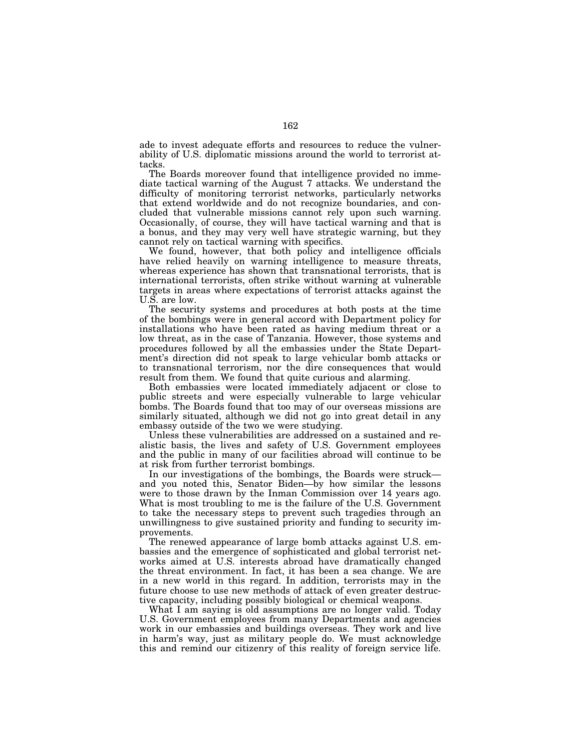ade to invest adequate efforts and resources to reduce the vulnerability of U.S. diplomatic missions around the world to terrorist attacks.

The Boards moreover found that intelligence provided no immediate tactical warning of the August 7 attacks. We understand the difficulty of monitoring terrorist networks, particularly networks that extend worldwide and do not recognize boundaries, and concluded that vulnerable missions cannot rely upon such warning. Occasionally, of course, they will have tactical warning and that is a bonus, and they may very well have strategic warning, but they cannot rely on tactical warning with specifics.

We found, however, that both policy and intelligence officials have relied heavily on warning intelligence to measure threats, whereas experience has shown that transnational terrorists, that is international terrorists, often strike without warning at vulnerable targets in areas where expectations of terrorist attacks against the U.S. are low.

The security systems and procedures at both posts at the time of the bombings were in general accord with Department policy for installations who have been rated as having medium threat or a low threat, as in the case of Tanzania. However, those systems and procedures followed by all the embassies under the State Department's direction did not speak to large vehicular bomb attacks or to transnational terrorism, nor the dire consequences that would result from them. We found that quite curious and alarming.

Both embassies were located immediately adjacent or close to public streets and were especially vulnerable to large vehicular bombs. The Boards found that too may of our overseas missions are similarly situated, although we did not go into great detail in any embassy outside of the two we were studying.

Unless these vulnerabilities are addressed on a sustained and realistic basis, the lives and safety of U.S. Government employees and the public in many of our facilities abroad will continue to be at risk from further terrorist bombings.

In our investigations of the bombings, the Boards were struck—and you noted this, Senator Biden—by how similar the lessons were to those drawn by the Inman Commission over 14 years ago. What is most troubling to me is the failure of the U.S. Government to take the necessary steps to prevent such tragedies through an unwillingness to give sustained priority and funding to security improvements.

The renewed appearance of large bomb attacks against U.S. embassies and the emergence of sophisticated and global terrorist networks aimed at U.S. interests abroad have dramatically changed the threat environment. In fact, it has been a sea change. We are in a new world in this regard. In addition, terrorists may in the future choose to use new methods of attack of even greater destructive capacity, including possibly biological or chemical weapons.

What I am saying is old assumptions are no longer valid. Today U.S. Government employees from many Departments and agencies work in our embassies and buildings overseas. They work and live in harm's way, just as military people do. We must acknowledge this and remind our citizenry of this reality of foreign service life.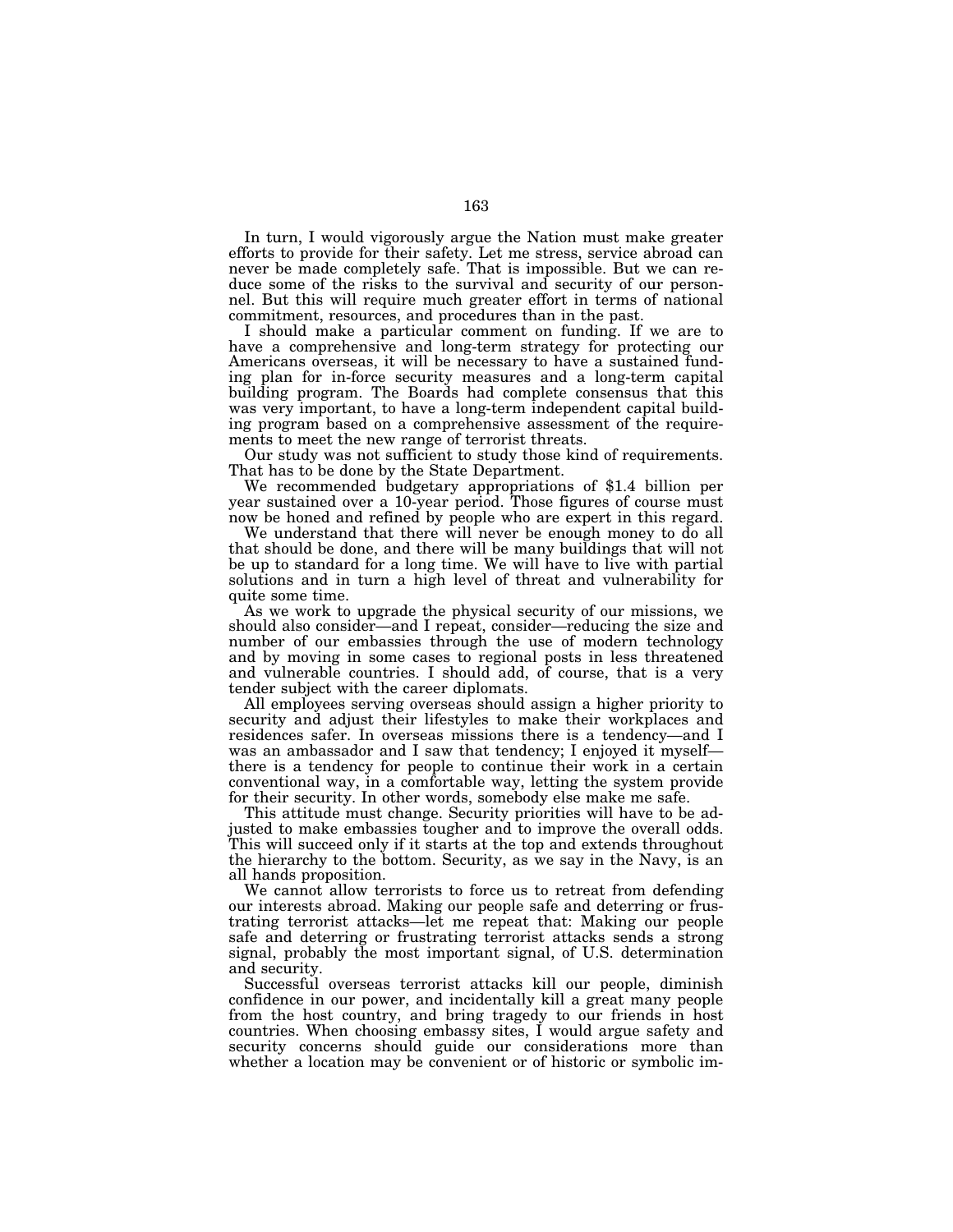In turn, I would vigorously argue the Nation must make greater efforts to provide for their safety. Let me stress, service abroad can never be made completely safe. That is impossible. But we can reduce some of the risks to the survival and security of our personnel. But this will require much greater effort in terms of national commitment, resources, and procedures than in the past.

I should make a particular comment on funding. If we are to have a comprehensive and long-term strategy for protecting our Americans overseas, it will be necessary to have a sustained funding plan for in-force security measures and a long-term capital building program. The Boards had complete consensus that this was very important, to have a long-term independent capital building program based on a comprehensive assessment of the requirements to meet the new range of terrorist threats.

Our study was not sufficient to study those kind of requirements. That has to be done by the State Department.

We recommended budgetary appropriations of $1.4 billion per year sustained over a 10-year period. Those figures of course must now be honed and refined by people who are expert in this regard.

We understand that there will never be enough money to do all that should be done, and there will be many buildings that will not be up to standard for a long time. We will have to live with partial solutions and in turn a high level of threat and vulnerability for quite some time.

As we work to upgrade the physical security of our missions, we should also consider—and I repeat, consider—reducing the size and number of our embassies through the use of modern technology and by moving in some cases to regional posts in less threatened and vulnerable countries. I should add, of course, that is a very tender subject with the career diplomats.

All employees serving overseas should assign a higher priority to security and adjust their lifestyles to make their workplaces and residences safer. In overseas missions there is a tendency—and I was an ambassador and I saw that tendency; I enjoyed it myself—there is a tendency for people to continue their work in a certain conventional way, in a comfortable way, letting the system provide for their security. In other words, somebody else make me safe.

This attitude must change. Security priorities will have to be adjusted to make embassies tougher and to improve the overall odds. This will succeed only if it starts at the top and extends throughout the hierarchy to the bottom. Security, as we say in the Navy, is an all hands proposition.

We cannot allow terrorists to force us to retreat from defending our interests abroad. Making our people safe and deterring or frustrating terrorist attacks—let me repeat that: Making our people safe and deterring or frustrating terrorist attacks sends a strong signal, probably the most important signal, of U.S. determination and security.

Successful overseas terrorist attacks kill our people, diminish confidence in our power, and incidentally kill a great many people from the host country, and bring tragedy to our friends in host countries. When choosing embassy sites, I would argue safety and security concerns should guide our considerations more than whether a location may be convenient or of historic or symbolic im-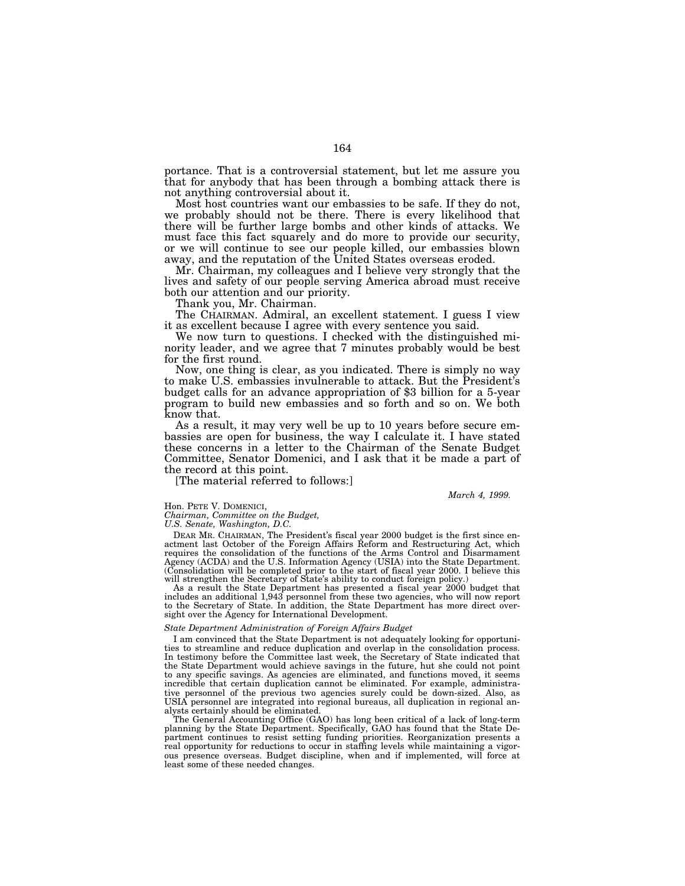portance. That is a controversial statement, but let me assure you that for anybody that has been through a bombing attack there is not anything controversial about it.

Most host countries want our embassies to be safe. If they do not, we probably should not be there. There is every likelihood that there will be further large bombs and other kinds of attacks. We must face this fact squarely and do more to provide our security, or we will continue to see our people killed, our embassies blown away, and the reputation of the United States overseas eroded.

Mr. Chairman, my colleagues and I believe very strongly that the lives and safety of our people serving America abroad must receive both our attention and our priority.

Thank you, Mr. Chairman.

The CHAIRMAN. Admiral, an excellent statement. I guess I view it as excellent because I agree with every sentence you said.

We now turn to questions. I checked with the distinguished minority leader, and we agree that 7 minutes probably would be best for the first round.

Now, one thing is clear, as you indicated. There is simply no way to make U.S. embassies invulnerable to attack. But the President's budget calls for an advance appropriation of $3 billion for a 5-year program to build new embassies and so forth and so on. We both know that.

As a result, it may very well be up to 10 years before secure embassies are open for business, the way I calculate it. I have stated these concerns in a letter to the Chairman of the Senate Budget Committee, Senator Domenici, and I ask that it be made a part of the record at this point.

[The material referred to follows:]

*March 4, 1999.*

Hon. PETE V. DOMENICI,
*Chairman, Committee on the Budget,*
*U.S. Senate, Washington, D.C.*

DEAR MR. CHAIRMAN, The President's fiscal year 2000 budget is the first since enactment last October of the Foreign Affairs Reform and Restructuring Act, which requires the consolidation of the functions of the Arms Control and Disarmament Agency (ACDA) and the U.S. Information Agency (USIA) into the State Department. (Consolidation will be completed prior to the start of fiscal year 2000. I believe this will strengthen the Secretary of State's ability to conduct foreign policy.)

As a result the State Department has presented a fiscal year 2000 budget that includes an additional 1,943 personnel from these two agencies, who will now report to the Secretary of State. In addition, the State Department has more direct oversight over the Agency for International Development.

*State Department Administration of Foreign Affairs Budget*

I am convinced that the State Department is not adequately looking for opportunities to streamline and reduce duplication and overlap in the consolidation process. In testimony before the Committee last week, the Secretary of State indicated that the State Department would achieve savings in the future, but she could not point to any specific savings. As agencies are eliminated, and functions moved, it seems incredible that certain duplication cannot be eliminated. For example, administrative personnel of the previous two agencies surely could be down-sized. Also, as USIA personnel are integrated into regional bureaus, all duplication in regional analysts certainly should be eliminated.

The General Accounting Office (GAO) has long been critical of a lack of long-term planning by the State Department. Specifically, GAO has found that the State Department continues to resist setting funding priorities. Reorganization presents a real opportunity for reductions to occur in staffing levels while maintaining a vigorous presence overseas. Budget discipline, when and if implemented, will force at least some of these needed changes.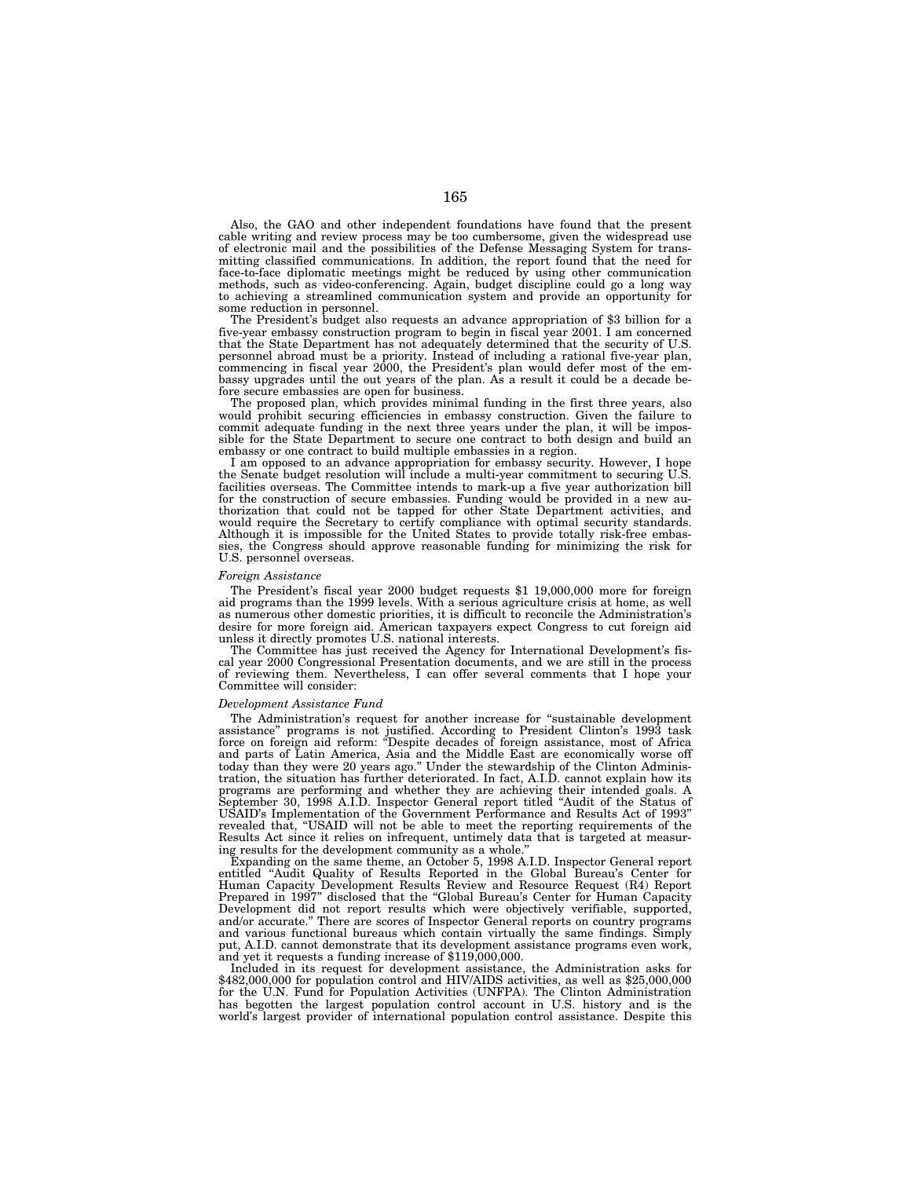Also, the GAO and other independent foundations have found that the present cable writing and review process may be too cumbersome, given the widespread use of electronic mail and the possibilities of the Defense Messaging System for transmitting classified communications. In addition, the report found that the need for face-to-face diplomatic meetings might be reduced by using other communication methods, such as video-conferencing. Again, budget discipline could go a long way to achieving a streamlined communication system and provide an opportunity for some reduction in personnel.

The President's budget also requests an advance appropriation of $3 billion for a five-year embassy construction program to begin in fiscal year 2001. I am concerned that the State Department has not adequately determined that the security of U.S. personnel abroad must be a priority. Instead of including a rational five-year plan, commencing in fiscal year 2000, the President's plan would defer most of the embassy upgrades until the out years of the plan. As a result it could be a decade before secure embassies are open for business.

The proposed plan, which provides minimal funding in the first three years, also would prohibit securing efficiencies in embassy construction. Given the failure to commit adequate funding in the next three years under the plan, it will be impossible for the State Department to secure one contract to both design and build an embassy or one contract to build multiple embassies in a region.

I am opposed to an advance appropriation for embassy security. However, I hope the Senate budget resolution will include a multi-year commitment to securing U.S. facilities overseas. The Committee intends to mark-up a five year authorization bill for the construction of secure embassies. Funding would be provided in a new authorization that could not be tapped for other State Department activities, and would require the Secretary to certify compliance with optimal security standards. Although it is impossible for the United States to provide totally risk-free embassies, the Congress should approve reasonable funding for minimizing the risk for U.S. personnel overseas.

*Foreign Assistance*

The President's fiscal year 2000 budget requests $1 19,000,000 more for foreign aid programs than the 1999 levels. With a serious agriculture crisis at home, as well as numerous other domestic priorities, it is difficult to reconcile the Administration's desire for more foreign aid. American taxpayers expect Congress to cut foreign aid unless it directly promotes U.S. national interests.

The Committee has just received the Agency for International Development's fiscal year 2000 Congressional Presentation documents, and we are still in the process of reviewing them. Nevertheless, I can offer several comments that I hope your Committee will consider:

*Development Assistance Fund*

The Administration's request for another increase for "sustainable development assistance" programs is not justified. According to President Clinton's 1993 task force on foreign aid reform: "Despite decades of foreign assistance, most of Africa and parts of Latin America, Asia and the Middle East are economically worse off today than they were 20 years ago." Under the stewardship of the Clinton Administration, the situation has further deteriorated. In fact, A.I.D. cannot explain how its programs are performing and whether they are achieving their intended goals. A September 30, 1998 A.I.D. Inspector General report titled "Audit of the Status of USAID's Implementation of the Government Performance and Results Act of 1993" revealed that, "USAID will not be able to meet the reporting requirements of the Results Act since it relies on infrequent, untimely data that is targeted at measuring results for the development community as a whole."

Expanding on the same theme, an October 5, 1998 A.I.D. Inspector General report entitled "Audit Quality of Results Reported in the Global Bureau's Center for Human Capacity Development Results Review and Resource Request (R4) Report Prepared in 1997" disclosed that the "Global Bureau's Center for Human Capacity Development did not report results which were objectively verifiable, supported, and/or accurate." There are scores of Inspector General reports on country programs and various functional bureaus which contain virtually the same findings. Simply put, A.I.D. cannot demonstrate that its development assistance programs even work, and yet it requests a funding increase of $119,000,000.

Included in its request for development assistance, the Administration asks for $482,000,000 for population control and HIV/AIDS activities, as well as $25,000,000 for the U.N. Fund for Population Activities (UNFPA). The Clinton Administration has begotten the largest population control account in U.S. history and is the world's largest provider of international population control assistance. Despite this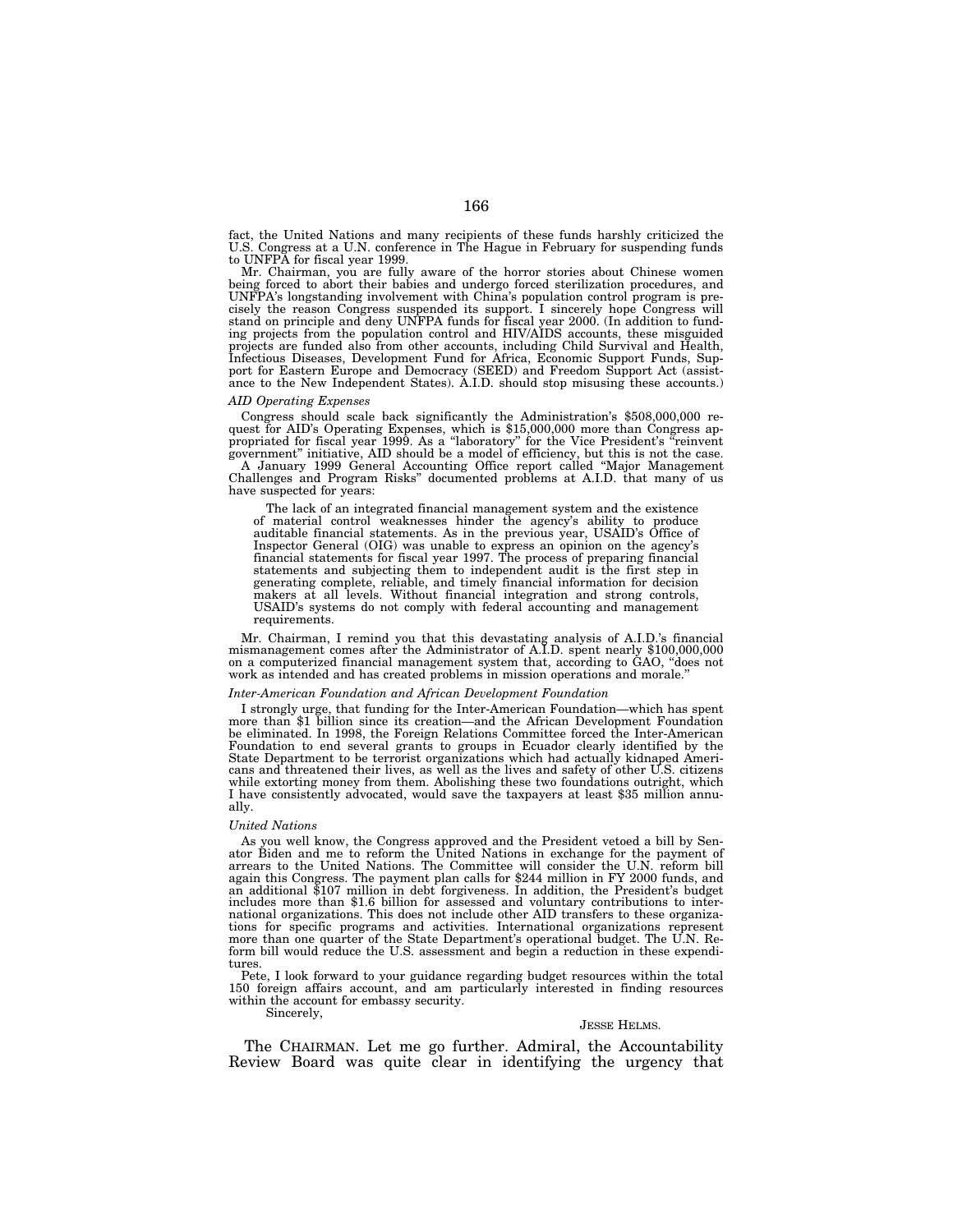fact, the United Nations and many recipients of these funds harshly criticized the U.S. Congress at a U.N. conference in The Hague in February for suspending funds to UNFPA for fiscal year 1999.

Mr. Chairman, you are fully aware of the horror stories about Chinese women being forced to abort their babies and undergo forced sterilization procedures, and UNFPA's longstanding involvement with China's population control program is precisely the reason Congress suspended its support. I sincerely hope Congress will stand on principle and deny UNFPA funds for fiscal year 2000. (In addition to funding projects from the population control and HIV/AIDS accounts, these misguided projects are funded also from other accounts, including Child Survival and Health, Infectious Diseases, Development Fund for Africa, Economic Support Funds, Support for Eastern Europe and Democracy (SEED) and Freedom Support Act (assistance to the New Independent States). A.I.D. should stop misusing these accounts.)

*AID Operating Expenses*

Congress should scale back significantly the Administration's $508,000,000 request for AID's Operating Expenses, which is $15,000,000 more than Congress appropriated for fiscal year 1999. As a "laboratory" for the Vice President's "reinvent government" initiative, AID should be a model of efficiency, but this is not the case.

A January 1999 General Accounting Office report called "Major Management Challenges and Program Risks" documented problems at A.I.D. that many of us have suspected for years:

> The lack of an integrated financial management system and the existence of material control weaknesses hinder the agency's ability to produce auditable financial statements. As in the previous year, USAID's Office of Inspector General (OIG) was unable to express an opinion on the agency's financial statements for fiscal year 1997. The process of preparing financial statements and subjecting them to independent audit is the first step in generating complete, reliable, and timely financial information for decision makers at all levels. Without financial integration and strong controls, USAID's systems do not comply with federal accounting and management requirements.

Mr. Chairman, I remind you that this devastating analysis of A.I.D.'s financial mismanagement comes after the Administrator of A.I.D. spent nearly $100,000,000 on a computerized financial management system that, according to GAO, "does not work as intended and has created problems in mission operations and morale."

*Inter-American Foundation and African Development Foundation*

I strongly urge, that funding for the Inter-American Foundation—which has spent more than $1 billion since its creation—and the African Development Foundation be eliminated. In 1998, the Foreign Relations Committee forced the Inter-American Foundation to end several grants to groups in Ecuador clearly identified by the State Department to be terrorist organizations which had actually kidnaped Americans and threatened their lives, as well as the lives and safety of other U.S. citizens while extorting money from them. Abolishing these two foundations outright, which I have consistently advocated, would save the taxpayers at least $35 million annually.

*United Nations*

As you well know, the Congress approved and the President vetoed a bill by Senator Biden and me to reform the United Nations in exchange for the payment of arrears to the United Nations. The Committee will consider the U.N. reform bill again this Congress. The payment plan calls for $244 million in FY 2000 funds, and an additional $107 million in debt forgiveness. In addition, the President's budget includes more than $1.6 billion for assessed and voluntary contributions to international organizations. This does not include other AID transfers to these organizations for specific programs and activities. International organizations represent more than one quarter of the State Department's operational budget. The U.N. Reform bill would reduce the U.S. assessment and begin a reduction in these expenditures.

Pete, I look forward to your guidance regarding budget resources within the total 150 foreign affairs account, and am particularly interested in finding resources within the account for embassy security.

Sincerely,

JESSE HELMS.

The CHAIRMAN. Let me go further. Admiral, the Accountability Review Board was quite clear in identifying the urgency that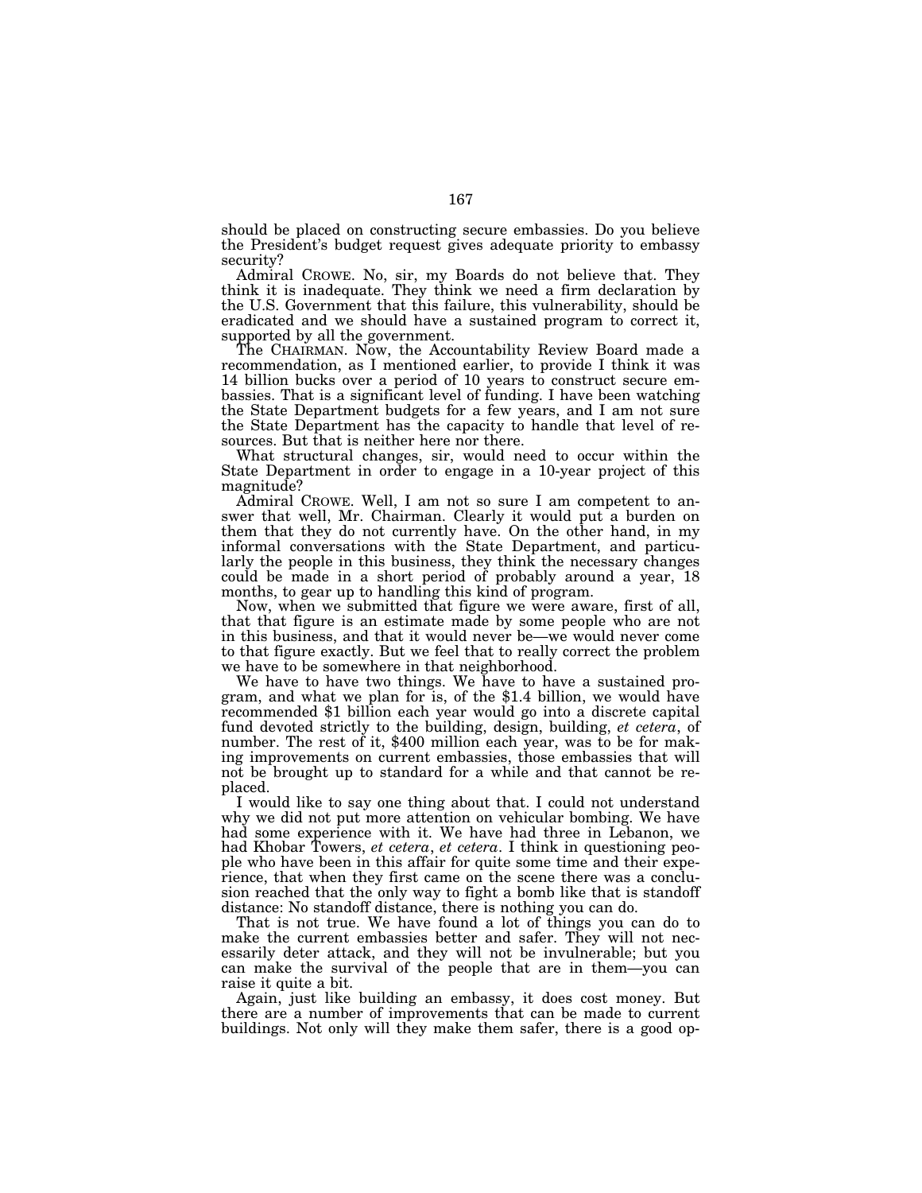should be placed on constructing secure embassies. Do you believe the President's budget request gives adequate priority to embassy security?

Admiral CROWE. No, sir, my Boards do not believe that. They think it is inadequate. They think we need a firm declaration by the U.S. Government that this failure, this vulnerability, should be eradicated and we should have a sustained program to correct it, supported by all the government.

The CHAIRMAN. Now, the Accountability Review Board made a recommendation, as I mentioned earlier, to provide I think it was 14 billion bucks over a period of 10 years to construct secure embassies. That is a significant level of funding. I have been watching the State Department budgets for a few years, and I am not sure the State Department has the capacity to handle that level of resources. But that is neither here nor there.

What structural changes, sir, would need to occur within the State Department in order to engage in a 10-year project of this magnitude?

Admiral CROWE. Well, I am not so sure I am competent to answer that well, Mr. Chairman. Clearly it would put a burden on them that they do not currently have. On the other hand, in my informal conversations with the State Department, and particularly the people in this business, they think the necessary changes could be made in a short period of probably around a year, 18 months, to gear up to handling this kind of program.

Now, when we submitted that figure we were aware, first of all, that that figure is an estimate made by some people who are not in this business, and that it would never be—we would never come to that figure exactly. But we feel that to really correct the problem we have to be somewhere in that neighborhood.

We have to have two things. We have to have a sustained program, and what we plan for is, of the $1.4 billion, we would have recommended $1 billion each year would go into a discrete capital fund devoted strictly to the building, design, building, *et cetera*, of number. The rest of it, $400 million each year, was to be for making improvements on current embassies, those embassies that will not be brought up to standard for a while and that cannot be replaced.

I would like to say one thing about that. I could not understand why we did not put more attention on vehicular bombing. We have had some experience with it. We have had three in Lebanon, we had Khobar Towers, *et cetera*, *et cetera*. I think in questioning people who have been in this affair for quite some time and their experience, that when they first came on the scene there was a conclusion reached that the only way to fight a bomb like that is standoff distance: No standoff distance, there is nothing you can do.

That is not true. We have found a lot of things you can do to make the current embassies better and safer. They will not necessarily deter attack, and they will not be invulnerable; but you can make the survival of the people that are in them—you can raise it quite a bit.

Again, just like building an embassy, it does cost money. But there are a number of improvements that can be made to current buildings. Not only will they make them safer, there is a good op-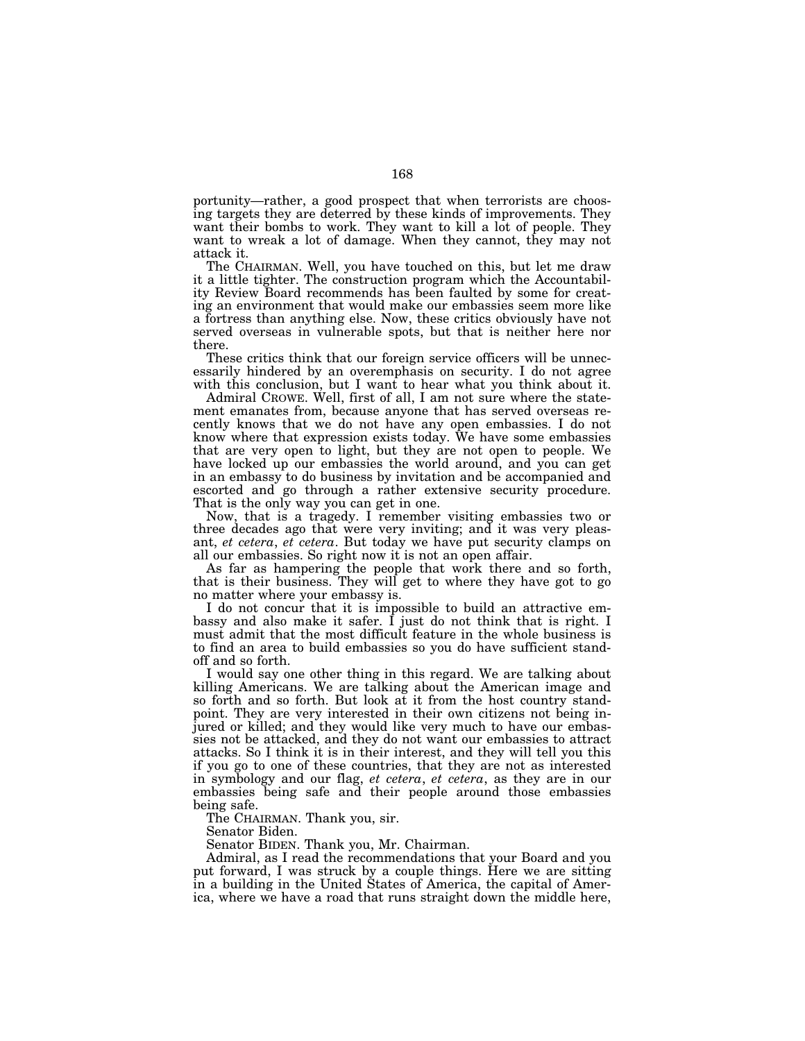portunity—rather, a good prospect that when terrorists are choosing targets they are deterred by these kinds of improvements. They want their bombs to work. They want to kill a lot of people. They want to wreak a lot of damage. When they cannot, they may not attack it.

The CHAIRMAN. Well, you have touched on this, but let me draw it a little tighter. The construction program which the Accountability Review Board recommends has been faulted by some for creating an environment that would make our embassies seem more like a fortress than anything else. Now, these critics obviously have not served overseas in vulnerable spots, but that is neither here nor there.

These critics think that our foreign service officers will be unnecessarily hindered by an overemphasis on security. I do not agree with this conclusion, but I want to hear what you think about it.

Admiral CROWE. Well, first of all, I am not sure where the statement emanates from, because anyone that has served overseas recently knows that we do not have any open embassies. I do not know where that expression exists today. We have some embassies that are very open to light, but they are not open to people. We have locked up our embassies the world around, and you can get in an embassy to do business by invitation and be accompanied and escorted and go through a rather extensive security procedure. That is the only way you can get in one.

Now, that is a tragedy. I remember visiting embassies two or three decades ago that were very inviting; and it was very pleasant, *et cetera*, *et cetera*. But today we have put security clamps on all our embassies. So right now it is not an open affair.

As far as hampering the people that work there and so forth, that is their business. They will get to where they have got to go no matter where your embassy is.

I do not concur that it is impossible to build an attractive embassy and also make it safer. I just do not think that is right. I must admit that the most difficult feature in the whole business is to find an area to build embassies so you do have sufficient standoff and so forth.

I would say one other thing in this regard. We are talking about killing Americans. We are talking about the American image and so forth and so forth. But look at it from the host country standpoint. They are very interested in their own citizens not being injured or killed; and they would like very much to have our embassies not be attacked, and they do not want our embassies to attract attacks. So I think it is in their interest, and they will tell you this if you go to one of these countries, that they are not as interested in symbology and our flag, *et cetera*, *et cetera*, as they are in our embassies being safe and their people around those embassies being safe.

The CHAIRMAN. Thank you, sir.

Senator Biden.

Senator BIDEN. Thank you, Mr. Chairman.

Admiral, as I read the recommendations that your Board and you put forward, I was struck by a couple things. Here we are sitting in a building in the United States of America, the capital of America, where we have a road that runs straight down the middle here,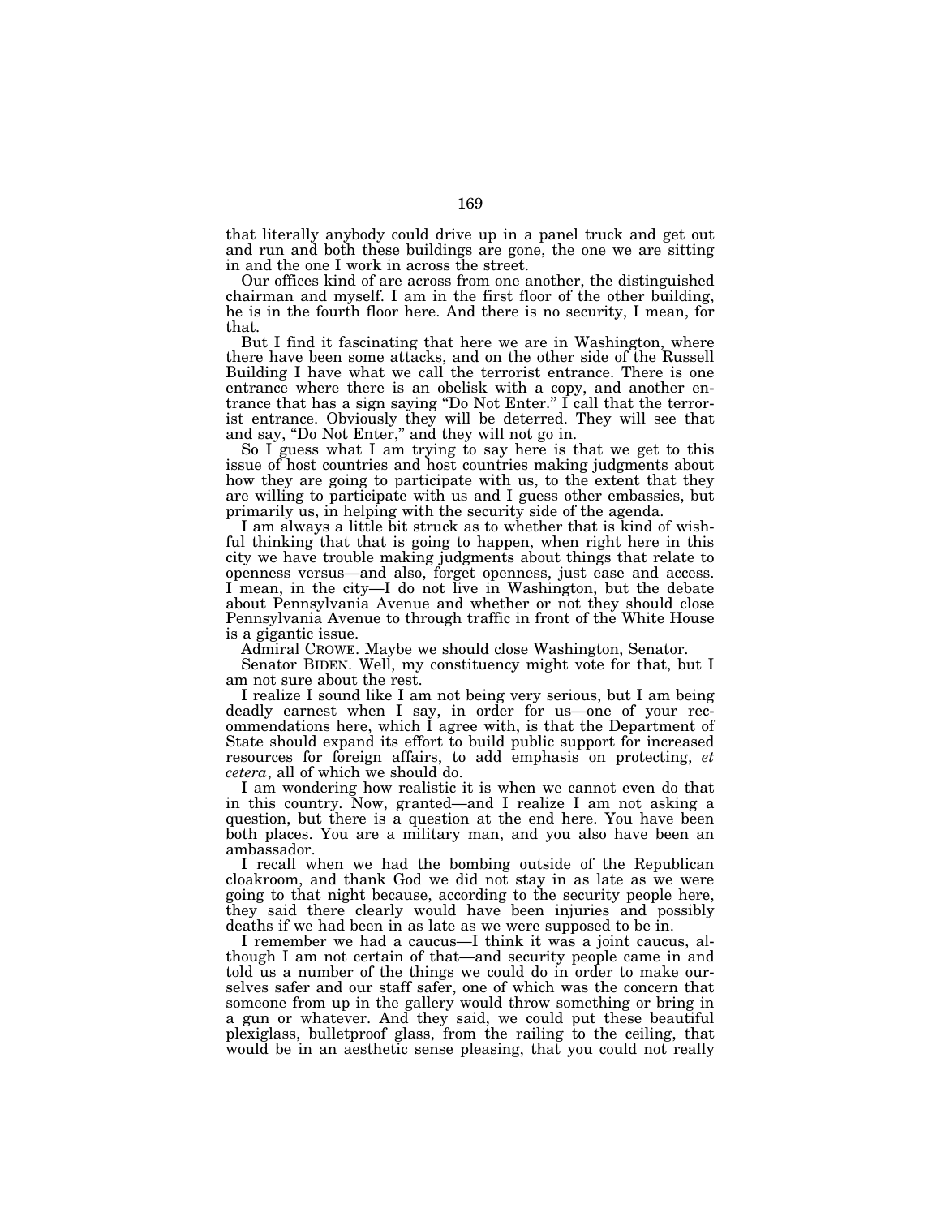that literally anybody could drive up in a panel truck and get out and run and both these buildings are gone, the one we are sitting in and the one I work in across the street.

Our offices kind of are across from one another, the distinguished chairman and myself. I am in the first floor of the other building, he is in the fourth floor here. And there is no security, I mean, for that.

But I find it fascinating that here we are in Washington, where there have been some attacks, and on the other side of the Russell Building I have what we call the terrorist entrance. There is one entrance where there is an obelisk with a copy, and another entrance that has a sign saying "Do Not Enter." I call that the terrorist entrance. Obviously they will be deterred. They will see that and say, "Do Not Enter," and they will not go in.

So I guess what I am trying to say here is that we get to this issue of host countries and host countries making judgments about how they are going to participate with us, to the extent that they are willing to participate with us and I guess other embassies, but primarily us, in helping with the security side of the agenda.

I am always a little bit struck as to whether that is kind of wishful thinking that that is going to happen, when right here in this city we have trouble making judgments about things that relate to openness versus—and also, forget openness, just ease and access. I mean, in the city—I do not live in Washington, but the debate about Pennsylvania Avenue and whether or not they should close Pennsylvania Avenue to through traffic in front of the White House is a gigantic issue.

Admiral CROWE. Maybe we should close Washington, Senator.

Senator BIDEN. Well, my constituency might vote for that, but I am not sure about the rest.

I realize I sound like I am not being very serious, but I am being deadly earnest when I say, in order for us—one of your recommendations here, which I agree with, is that the Department of State should expand its effort to build public support for increased resources for foreign affairs, to add emphasis on protecting, *et cetera*, all of which we should do.

I am wondering how realistic it is when we cannot even do that in this country. Now, granted—and I realize I am not asking a question, but there is a question at the end here. You have been both places. You are a military man, and you also have been an ambassador.

I recall when we had the bombing outside of the Republican cloakroom, and thank God we did not stay in as late as we were going to that night because, according to the security people here, they said there clearly would have been injuries and possibly deaths if we had been in as late as we were supposed to be in.

I remember we had a caucus—I think it was a joint caucus, although I am not certain of that—and security people came in and told us a number of the things we could do in order to make ourselves safer and our staff safer, one of which was the concern that someone from up in the gallery would throw something or bring in a gun or whatever. And they said, we could put these beautiful plexiglass, bulletproof glass, from the railing to the ceiling, that would be in an aesthetic sense pleasing, that you could not really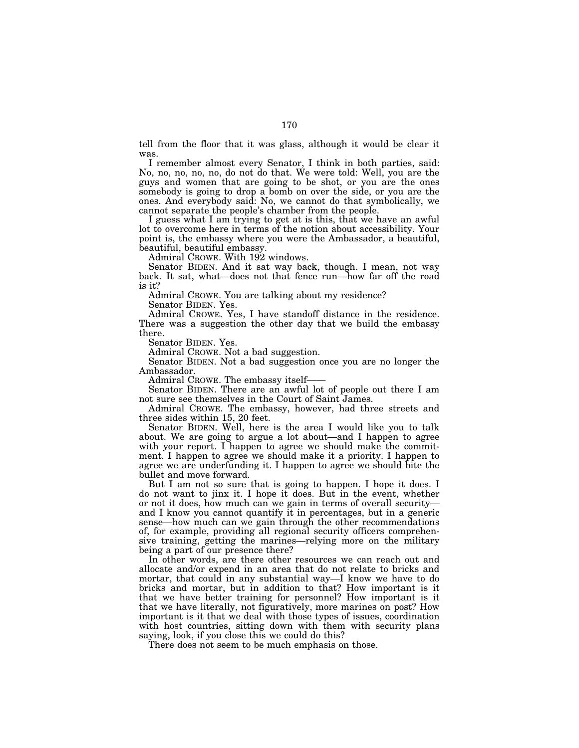tell from the floor that it was glass, although it would be clear it was.

I remember almost every Senator, I think in both parties, said: No, no, no, no, no, do not do that. We were told: Well, you are the guys and women that are going to be shot, or you are the ones somebody is going to drop a bomb on over the side, or you are the ones. And everybody said: No, we cannot do that symbolically, we cannot separate the people's chamber from the people.

I guess what I am trying to get at is this, that we have an awful lot to overcome here in terms of the notion about accessibility. Your point is, the embassy where you were the Ambassador, a beautiful, beautiful, beautiful embassy.

Admiral CROWE. With 192 windows.

Senator BIDEN. And it sat way back, though. I mean, not way back. It sat, what—does not that fence run—how far off the road is it?

Admiral CROWE. You are talking about my residence?

Senator BIDEN. Yes.

Admiral CROWE. Yes, I have standoff distance in the residence. There was a suggestion the other day that we build the embassy there.

Senator BIDEN. Yes.

Admiral CROWE. Not a bad suggestion.

Senator BIDEN. Not a bad suggestion once you are no longer the Ambassador.

Admiral CROWE. The embassy itself——

Senator BIDEN. There are an awful lot of people out there I am not sure see themselves in the Court of Saint James.

Admiral CROWE. The embassy, however, had three streets and three sides within 15, 20 feet.

Senator BIDEN. Well, here is the area I would like you to talk about. We are going to argue a lot about—and I happen to agree with your report. I happen to agree we should make the commitment. I happen to agree we should make it a priority. I happen to agree we are underfunding it. I happen to agree we should bite the bullet and move forward.

But I am not so sure that is going to happen. I hope it does. I do not want to jinx it. I hope it does. But in the event, whether or not it does, how much can we gain in terms of overall security—and I know you cannot quantify it in percentages, but in a generic sense—how much can we gain through the other recommendations of, for example, providing all regional security officers comprehensive training, getting the marines—relying more on the military being a part of our presence there?

In other words, are there other resources we can reach out and allocate and/or expend in an area that do not relate to bricks and mortar, that could in any substantial way—I know we have to do bricks and mortar, but in addition to that? How important is it that we have better training for personnel? How important is it that we have literally, not figuratively, more marines on post? How important is it that we deal with those types of issues, coordination with host countries, sitting down with them with security plans saying, look, if you close this we could do this?

There does not seem to be much emphasis on those.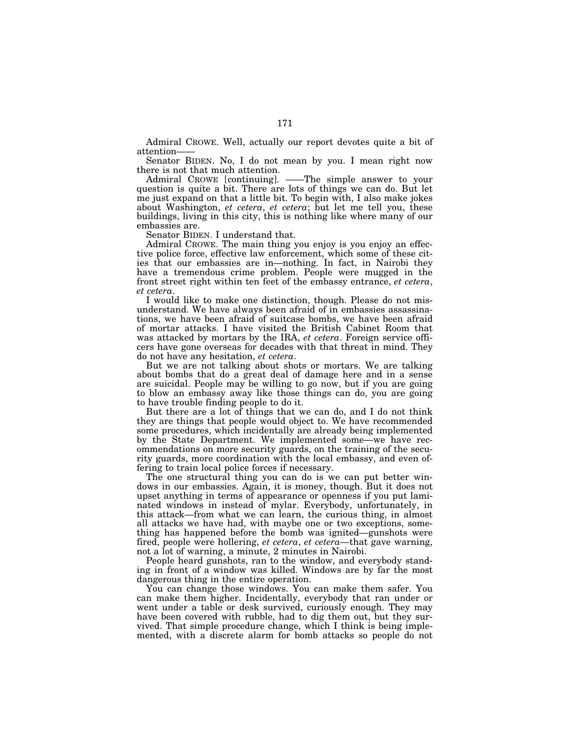Admiral CROWE. Well, actually our report devotes quite a bit of attention——

Senator BIDEN. No, I do not mean by you. I mean right now there is not that much attention.

Admiral CROWE [continuing]. ——The simple answer to your question is quite a bit. There are lots of things we can do. But let me just expand on that a little bit. To begin with, I also make jokes about Washington, *et cetera*, *et cetera*; but let me tell you, these buildings, living in this city, this is nothing like where many of our embassies are.

Senator BIDEN. I understand that.

Admiral CROWE. The main thing you enjoy is you enjoy an effective police force, effective law enforcement, which some of these cities that our embassies are in—nothing. In fact, in Nairobi they have a tremendous crime problem. People were mugged in the front street right within ten feet of the embassy entrance, *et cetera*, *et cetera*.

I would like to make one distinction, though. Please do not misunderstand. We have always been afraid of in embassies assassinations, we have been afraid of suitcase bombs, we have been afraid of mortar attacks. I have visited the British Cabinet Room that was attacked by mortars by the IRA, *et cetera*. Foreign service officers have gone overseas for decades with that threat in mind. They do not have any hesitation, *et cetera*.

But we are not talking about shots or mortars. We are talking about bombs that do a great deal of damage here and in a sense are suicidal. People may be willing to go now, but if you are going to blow an embassy away like those things can do, you are going to have trouble finding people to do it.

But there are a lot of things that we can do, and I do not think they are things that people would object to. We have recommended some procedures, which incidentally are already being implemented by the State Department. We implemented some—we have recommendations on more security guards, on the training of the security guards, more coordination with the local embassy, and even offering to train local police forces if necessary.

The one structural thing you can do is we can put better windows in our embassies. Again, it is money, though. But it does not upset anything in terms of appearance or openness if you put laminated windows in instead of mylar. Everybody, unfortunately, in this attack—from what we can learn, the curious thing, in almost all attacks we have had, with maybe one or two exceptions, something has happened before the bomb was ignited—gunshots were fired, people were hollering, *et cetera*, *et cetera*—that gave warning, not a lot of warning, a minute, 2 minutes in Nairobi.

People heard gunshots, ran to the window, and everybody standing in front of a window was killed. Windows are by far the most dangerous thing in the entire operation.

You can change those windows. You can make them safer. You can make them higher. Incidentally, everybody that ran under or went under a table or desk survived, curiously enough. They may have been covered with rubble, had to dig them out, but they survived. That simple procedure change, which I think is being implemented, with a discrete alarm for bomb attacks so people do not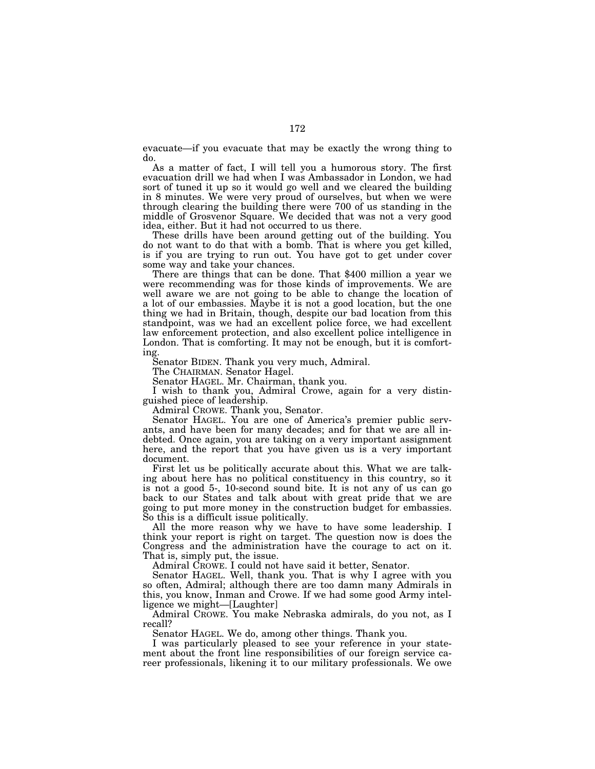evacuate—if you evacuate that may be exactly the wrong thing to do.

As a matter of fact, I will tell you a humorous story. The first evacuation drill we had when I was Ambassador in London, we had sort of tuned it up so it would go well and we cleared the building in 8 minutes. We were very proud of ourselves, but when we were through clearing the building there were 700 of us standing in the middle of Grosvenor Square. We decided that was not a very good idea, either. But it had not occurred to us there.

These drills have been around getting out of the building. You do not want to do that with a bomb. That is where you get killed, is if you are trying to run out. You have got to get under cover some way and take your chances.

There are things that can be done. That $400 million a year we were recommending was for those kinds of improvements. We are well aware we are not going to be able to change the location of a lot of our embassies. Maybe it is not a good location, but the one thing we had in Britain, though, despite our bad location from this standpoint, was we had an excellent police force, we had excellent law enforcement protection, and also excellent police intelligence in London. That is comforting. It may not be enough, but it is comforting.

Senator BIDEN. Thank you very much, Admiral.

The CHAIRMAN. Senator Hagel.

Senator HAGEL. Mr. Chairman, thank you.

I wish to thank you, Admiral Crowe, again for a very distinguished piece of leadership.

Admiral CROWE. Thank you, Senator.

Senator HAGEL. You are one of America's premier public servants, and have been for many decades; and for that we are all indebted. Once again, you are taking on a very important assignment here, and the report that you have given us is a very important document.

First let us be politically accurate about this. What we are talking about here has no political constituency in this country, so it is not a good 5-, 10-second sound bite. It is not any of us can go back to our States and talk about with great pride that we are going to put more money in the construction budget for embassies. So this is a difficult issue politically.

All the more reason why we have to have some leadership. I think your report is right on target. The question now is does the Congress and the administration have the courage to act on it. That is, simply put, the issue.

Admiral CROWE. I could not have said it better, Senator.

Senator HAGEL. Well, thank you. That is why I agree with you so often, Admiral; although there are too damn many Admirals in this, you know, Inman and Crowe. If we had some good Army intelligence we might—[Laughter]

Admiral CROWE. You make Nebraska admirals, do you not, as I recall?

Senator HAGEL. We do, among other things. Thank you.

I was particularly pleased to see your reference in your statement about the front line responsibilities of our foreign service career professionals, likening it to our military professionals. We owe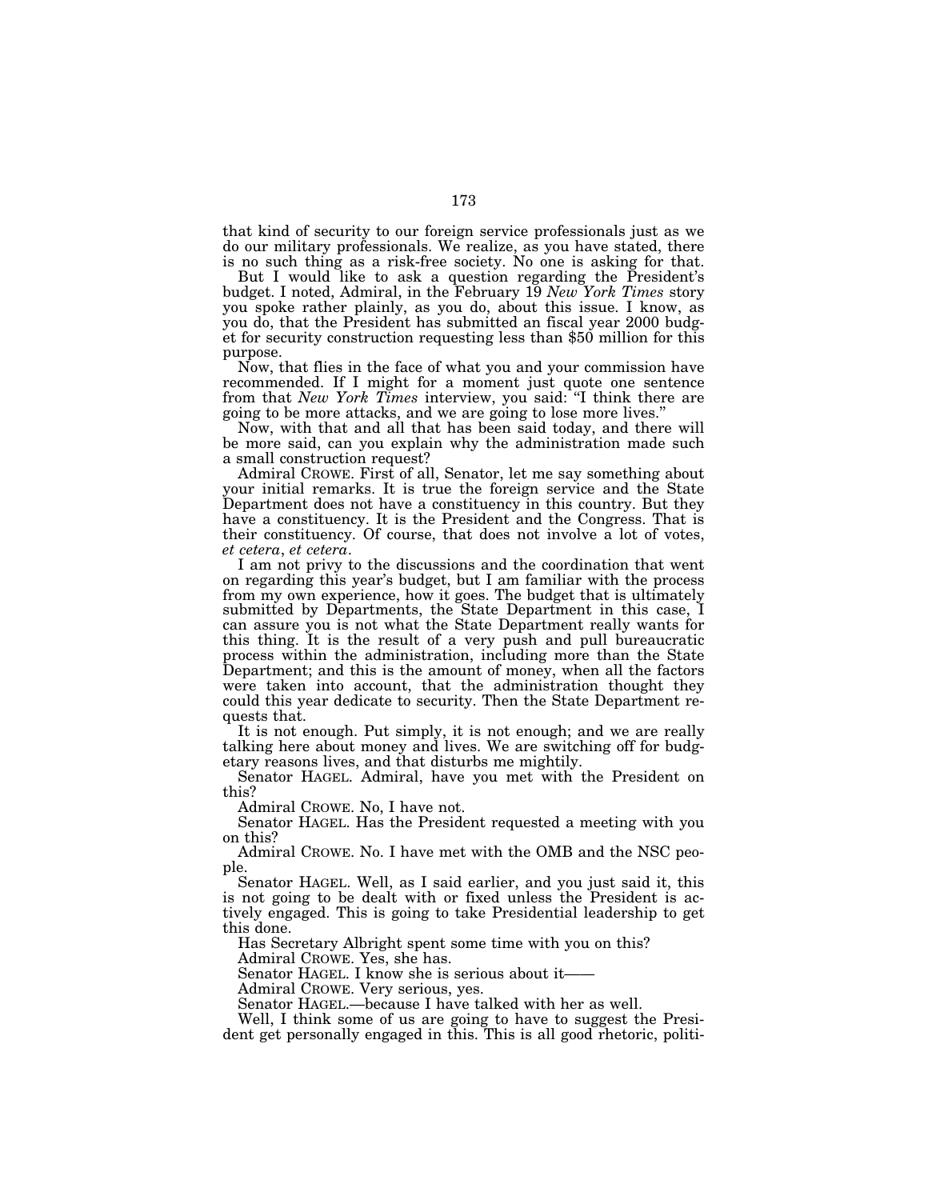that kind of security to our foreign service professionals just as we do our military professionals. We realize, as you have stated, there is no such thing as a risk-free society. No one is asking for that.

But I would like to ask a question regarding the President's budget. I noted, Admiral, in the February 19 *New York Times* story you spoke rather plainly, as you do, about this issue. I know, as you do, that the President has submitted an fiscal year 2000 budget for security construction requesting less than $50 million for this purpose.

Now, that flies in the face of what you and your commission have recommended. If I might for a moment just quote one sentence from that *New York Times* interview, you said: "I think there are going to be more attacks, and we are going to lose more lives."

Now, with that and all that has been said today, and there will be more said, can you explain why the administration made such a small construction request?

Admiral CROWE. First of all, Senator, let me say something about your initial remarks. It is true the foreign service and the State Department does not have a constituency in this country. But they have a constituency. It is the President and the Congress. That is their constituency. Of course, that does not involve a lot of votes, *et cetera*, *et cetera*.

I am not privy to the discussions and the coordination that went on regarding this year's budget, but I am familiar with the process from my own experience, how it goes. The budget that is ultimately submitted by Departments, the State Department in this case, I can assure you is not what the State Department really wants for this thing. It is the result of a very push and pull bureaucratic process within the administration, including more than the State Department; and this is the amount of money, when all the factors were taken into account, that the administration thought they could this year dedicate to security. Then the State Department requests that.

It is not enough. Put simply, it is not enough; and we are really talking here about money and lives. We are switching off for budgetary reasons lives, and that disturbs me mightily.

Senator HAGEL. Admiral, have you met with the President on this?

Admiral CROWE. No, I have not.

Senator HAGEL. Has the President requested a meeting with you on this?

Admiral CROWE. No. I have met with the OMB and the NSC people.

Senator HAGEL. Well, as I said earlier, and you just said it, this is not going to be dealt with or fixed unless the President is actively engaged. This is going to take Presidential leadership to get this done.

Has Secretary Albright spent some time with you on this?

Admiral CROWE. Yes, she has.

Senator HAGEL. I know she is serious about it——

Admiral CROWE. Very serious, yes.

Senator HAGEL.—because I have talked with her as well.

Well, I think some of us are going to have to suggest the President get personally engaged in this. This is all good rhetoric, politi-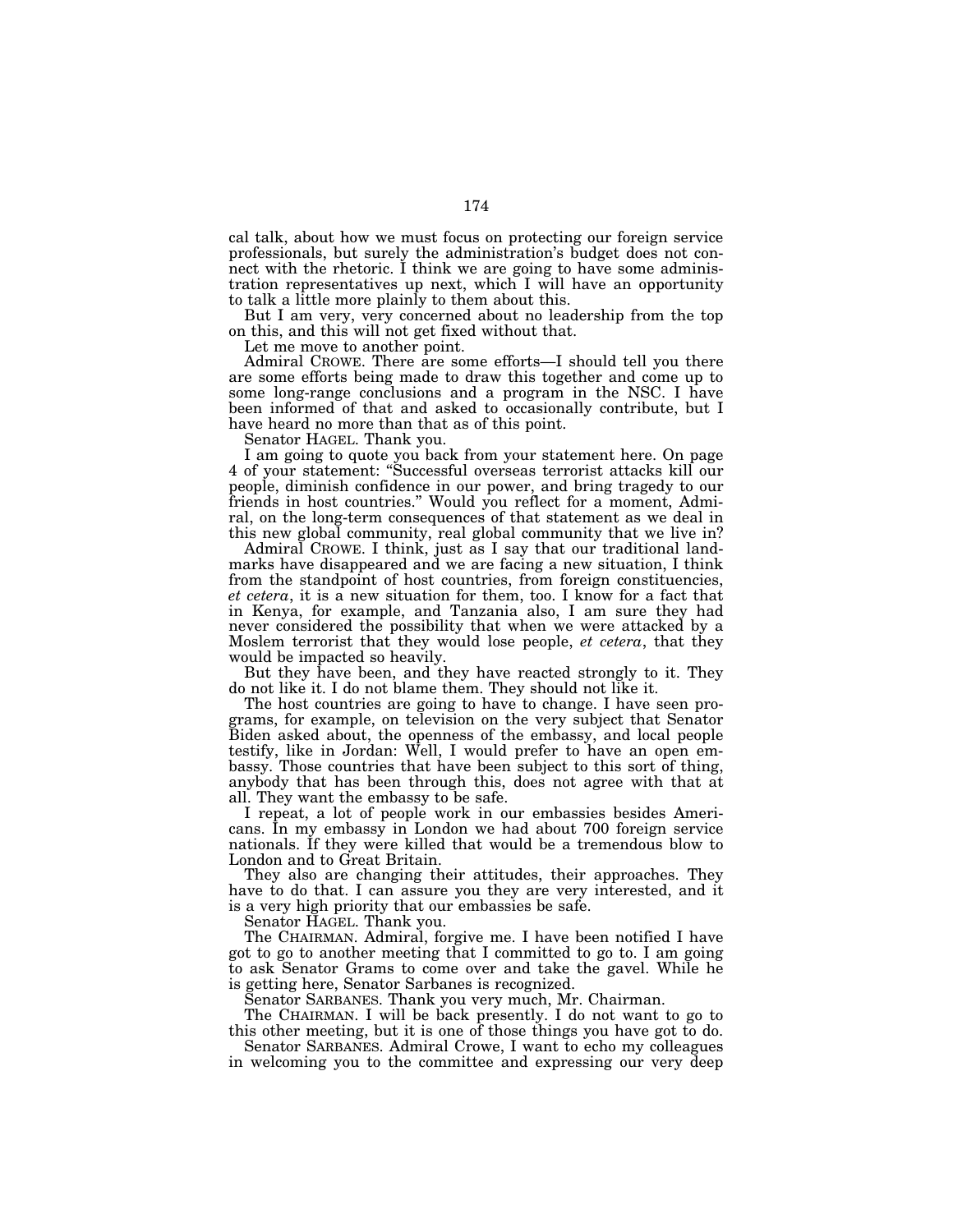cal talk, about how we must focus on protecting our foreign service professionals, but surely the administration's budget does not connect with the rhetoric. I think we are going to have some administration representatives up next, which I will have an opportunity to talk a little more plainly to them about this.

But I am very, very concerned about no leadership from the top on this, and this will not get fixed without that.

Let me move to another point.

Admiral CROWE. There are some efforts—I should tell you there are some efforts being made to draw this together and come up to some long-range conclusions and a program in the NSC. I have been informed of that and asked to occasionally contribute, but I have heard no more than that as of this point.

Senator HAGEL. Thank you.

I am going to quote you back from your statement here. On page 4 of your statement: "Successful overseas terrorist attacks kill our people, diminish confidence in our power, and bring tragedy to our friends in host countries." Would you reflect for a moment, Admiral, on the long-term consequences of that statement as we deal in this new global community, real global community that we live in?

Admiral CROWE. I think, just as I say that our traditional landmarks have disappeared and we are facing a new situation, I think from the standpoint of host countries, from foreign constituencies, *et cetera*, it is a new situation for them, too. I know for a fact that in Kenya, for example, and Tanzania also, I am sure they had never considered the possibility that when we were attacked by a Moslem terrorist that they would lose people, *et cetera*, that they would be impacted so heavily.

But they have been, and they have reacted strongly to it. They do not like it. I do not blame them. They should not like it.

The host countries are going to have to change. I have seen programs, for example, on television on the very subject that Senator Biden asked about, the openness of the embassy, and local people testify, like in Jordan: Well, I would prefer to have an open embassy. Those countries that have been subject to this sort of thing, anybody that has been through this, does not agree with that at all. They want the embassy to be safe.

I repeat, a lot of people work in our embassies besides Americans. In my embassy in London we had about 700 foreign service nationals. If they were killed that would be a tremendous blow to London and to Great Britain.

They also are changing their attitudes, their approaches. They have to do that. I can assure you they are very interested, and it is a very high priority that our embassies be safe.

Senator HAGEL. Thank you.

The CHAIRMAN. Admiral, forgive me. I have been notified I have got to go to another meeting that I committed to go to. I am going to ask Senator Grams to come over and take the gavel. While he is getting here, Senator Sarbanes is recognized.

Senator SARBANES. Thank you very much, Mr. Chairman.

The CHAIRMAN. I will be back presently. I do not want to go to this other meeting, but it is one of those things you have got to do.

Senator SARBANES. Admiral Crowe, I want to echo my colleagues in welcoming you to the committee and expressing our very deep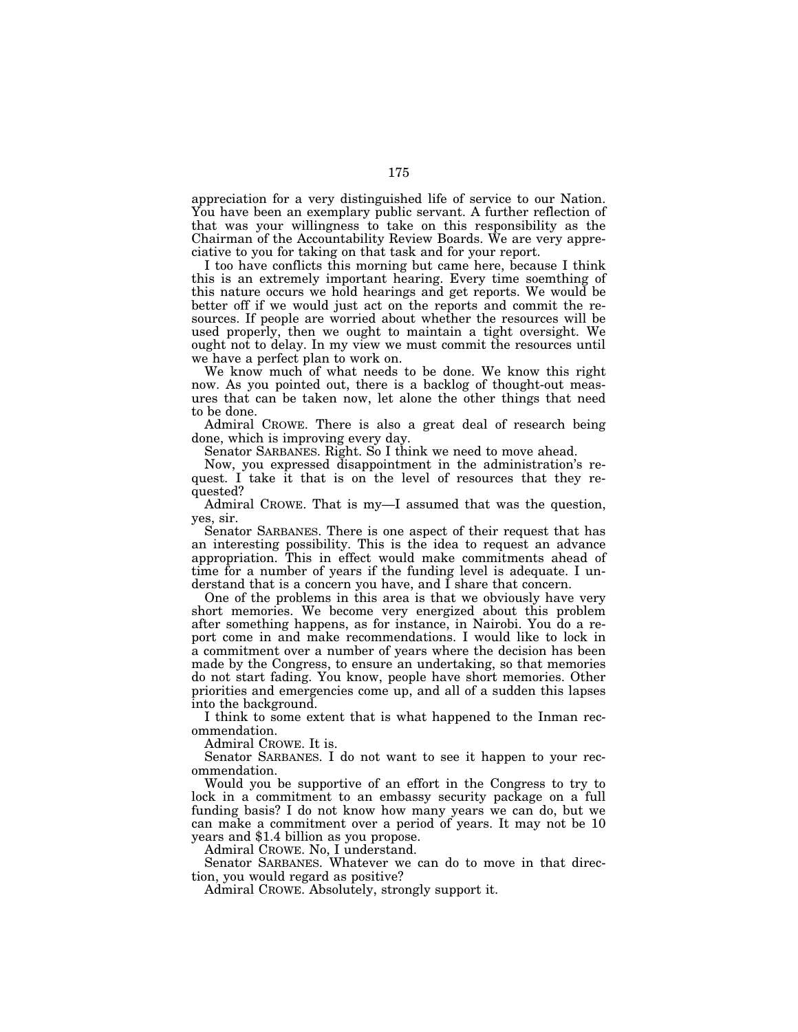appreciation for a very distinguished life of service to our Nation. You have been an exemplary public servant. A further reflection of that was your willingness to take on this responsibility as the Chairman of the Accountability Review Boards. We are very appreciative to you for taking on that task and for your report.

I too have conflicts this morning but came here, because I think this is an extremely important hearing. Every time soemthing of this nature occurs we hold hearings and get reports. We would be better off if we would just act on the reports and commit the resources. If people are worried about whether the resources will be used properly, then we ought to maintain a tight oversight. We ought not to delay. In my view we must commit the resources until we have a perfect plan to work on.

We know much of what needs to be done. We know this right now. As you pointed out, there is a backlog of thought-out measures that can be taken now, let alone the other things that need to be done.

Admiral CROWE. There is also a great deal of research being done, which is improving every day.

Senator SARBANES. Right. So I think we need to move ahead.

Now, you expressed disappointment in the administration's request. I take it that is on the level of resources that they requested?

Admiral CROWE. That is my—I assumed that was the question, yes, sir.

Senator SARBANES. There is one aspect of their request that has an interesting possibility. This is the idea to request an advance appropriation. This in effect would make commitments ahead of time for a number of years if the funding level is adequate. I understand that is a concern you have, and I share that concern.

One of the problems in this area is that we obviously have very short memories. We become very energized about this problem after something happens, as for instance, in Nairobi. You do a report come in and make recommendations. I would like to lock in a commitment over a number of years where the decision has been made by the Congress, to ensure an undertaking, so that memories do not start fading. You know, people have short memories. Other priorities and emergencies come up, and all of a sudden this lapses into the background.

I think to some extent that is what happened to the Inman recommendation.

Admiral CROWE. It is.

Senator SARBANES. I do not want to see it happen to your recommendation.

Would you be supportive of an effort in the Congress to try to lock in a commitment to an embassy security package on a full funding basis? I do not know how many years we can do, but we can make a commitment over a period of years. It may not be 10 years and $1.4 billion as you propose.

Admiral CROWE. No, I understand.

Senator SARBANES. Whatever we can do to move in that direction, you would regard as positive?

Admiral CROWE. Absolutely, strongly support it.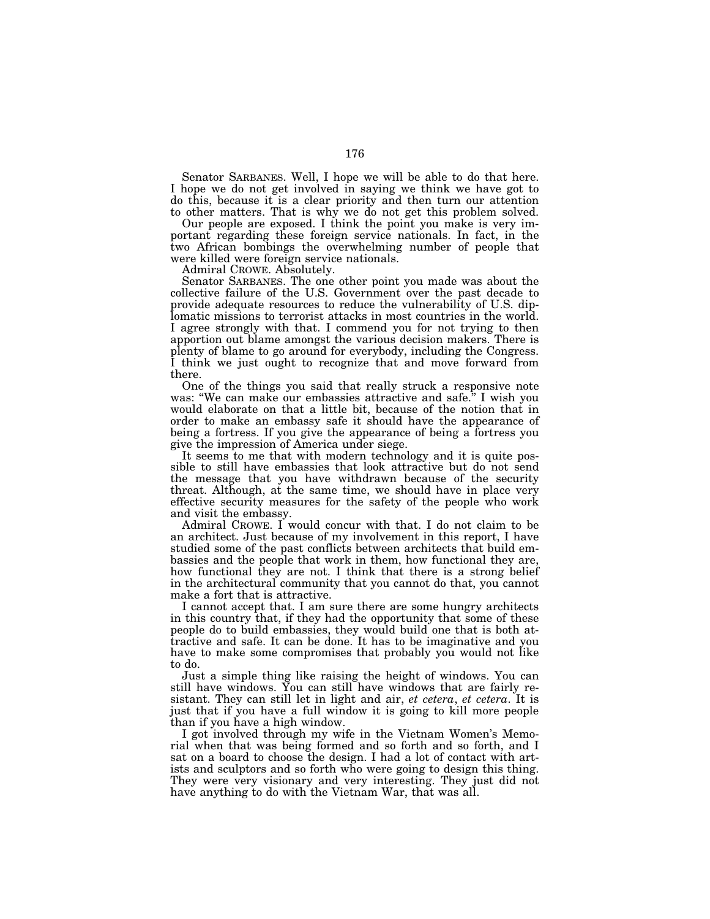Senator SARBANES. Well, I hope we will be able to do that here. I hope we do not get involved in saying we think we have got to do this, because it is a clear priority and then turn our attention to other matters. That is why we do not get this problem solved.

Our people are exposed. I think the point you make is very important regarding these foreign service nationals. In fact, in the two African bombings the overwhelming number of people that were killed were foreign service nationals.

Admiral CROWE. Absolutely.

Senator SARBANES. The one other point you made was about the collective failure of the U.S. Government over the past decade to provide adequate resources to reduce the vulnerability of U.S. diplomatic missions to terrorist attacks in most countries in the world. I agree strongly with that. I commend you for not trying to then apportion out blame amongst the various decision makers. There is plenty of blame to go around for everybody, including the Congress. I think we just ought to recognize that and move forward from there.

One of the things you said that really struck a responsive note was: "We can make our embassies attractive and safe." I wish you would elaborate on that a little bit, because of the notion that in order to make an embassy safe it should have the appearance of being a fortress. If you give the appearance of being a fortress you give the impression of America under siege.

It seems to me that with modern technology and it is quite possible to still have embassies that look attractive but do not send the message that you have withdrawn because of the security threat. Although, at the same time, we should have in place very effective security measures for the safety of the people who work and visit the embassy.

Admiral CROWE. I would concur with that. I do not claim to be an architect. Just because of my involvement in this report, I have studied some of the past conflicts between architects that build embassies and the people that work in them, how functional they are, how functional they are not. I think that there is a strong belief in the architectural community that you cannot do that, you cannot make a fort that is attractive.

I cannot accept that. I am sure there are some hungry architects in this country that, if they had the opportunity that some of these people do to build embassies, they would build one that is both attractive and safe. It can be done. It has to be imaginative and you have to make some compromises that probably you would not like to do.

Just a simple thing like raising the height of windows. You can still have windows. You can still have windows that are fairly resistant. They can still let in light and air, *et cetera*, *et cetera*. It is just that if you have a full window it is going to kill more people than if you have a high window.

I got involved through my wife in the Vietnam Women's Memorial when that was being formed and so forth and so forth, and I sat on a board to choose the design. I had a lot of contact with artists and sculptors and so forth who were going to design this thing. They were very visionary and very interesting. They just did not have anything to do with the Vietnam War, that was all.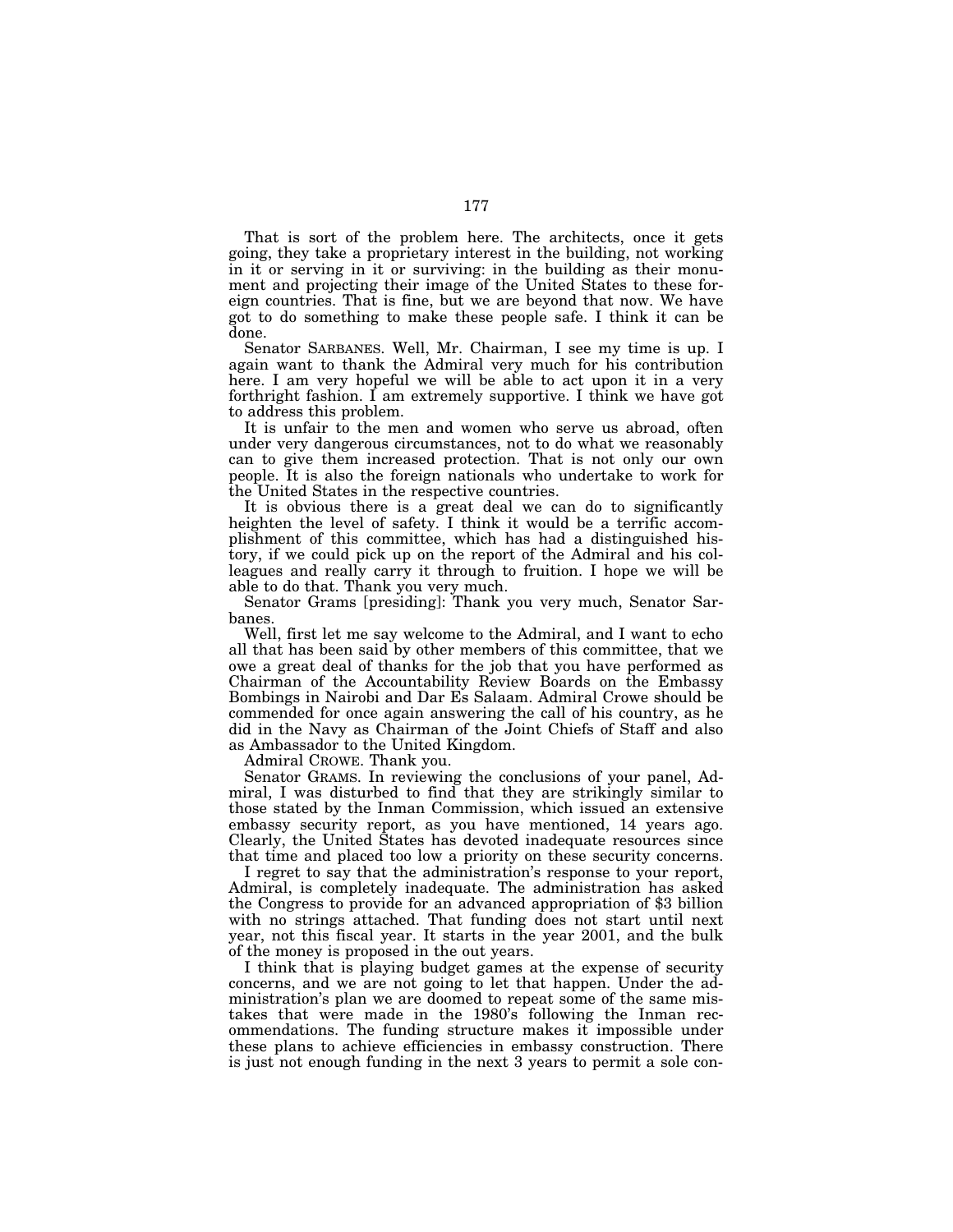That is sort of the problem here. The architects, once it gets going, they take a proprietary interest in the building, not working in it or serving in it or surviving: in the building as their monument and projecting their image of the United States to these foreign countries. That is fine, but we are beyond that now. We have got to do something to make these people safe. I think it can be done.

Senator SARBANES. Well, Mr. Chairman, I see my time is up. I again want to thank the Admiral very much for his contribution here. I am very hopeful we will be able to act upon it in a very forthright fashion. I am extremely supportive. I think we have got to address this problem.

It is unfair to the men and women who serve us abroad, often under very dangerous circumstances, not to do what we reasonably can to give them increased protection. That is not only our own people. It is also the foreign nationals who undertake to work for the United States in the respective countries.

It is obvious there is a great deal we can do to significantly heighten the level of safety. I think it would be a terrific accomplishment of this committee, which has had a distinguished history, if we could pick up on the report of the Admiral and his colleagues and really carry it through to fruition. I hope we will be able to do that. Thank you very much.

Senator Grams [presiding]: Thank you very much, Senator Sarbanes.

Well, first let me say welcome to the Admiral, and I want to echo all that has been said by other members of this committee, that we owe a great deal of thanks for the job that you have performed as Chairman of the Accountability Review Boards on the Embassy Bombings in Nairobi and Dar Es Salaam. Admiral Crowe should be commended for once again answering the call of his country, as he did in the Navy as Chairman of the Joint Chiefs of Staff and also as Ambassador to the United Kingdom.

Admiral CROWE. Thank you.

Senator GRAMS. In reviewing the conclusions of your panel, Admiral, I was disturbed to find that they are strikingly similar to those stated by the Inman Commission, which issued an extensive embassy security report, as you have mentioned, 14 years ago. Clearly, the United States has devoted inadequate resources since that time and placed too low a priority on these security concerns.

I regret to say that the administration's response to your report, Admiral, is completely inadequate. The administration has asked the Congress to provide for an advanced appropriation of $3 billion with no strings attached. That funding does not start until next year, not this fiscal year. It starts in the year 2001, and the bulk of the money is proposed in the out years.

I think that is playing budget games at the expense of security concerns, and we are not going to let that happen. Under the administration's plan we are doomed to repeat some of the same mistakes that were made in the 1980's following the Inman recommendations. The funding structure makes it impossible under these plans to achieve efficiencies in embassy construction. There is just not enough funding in the next 3 years to permit a sole con-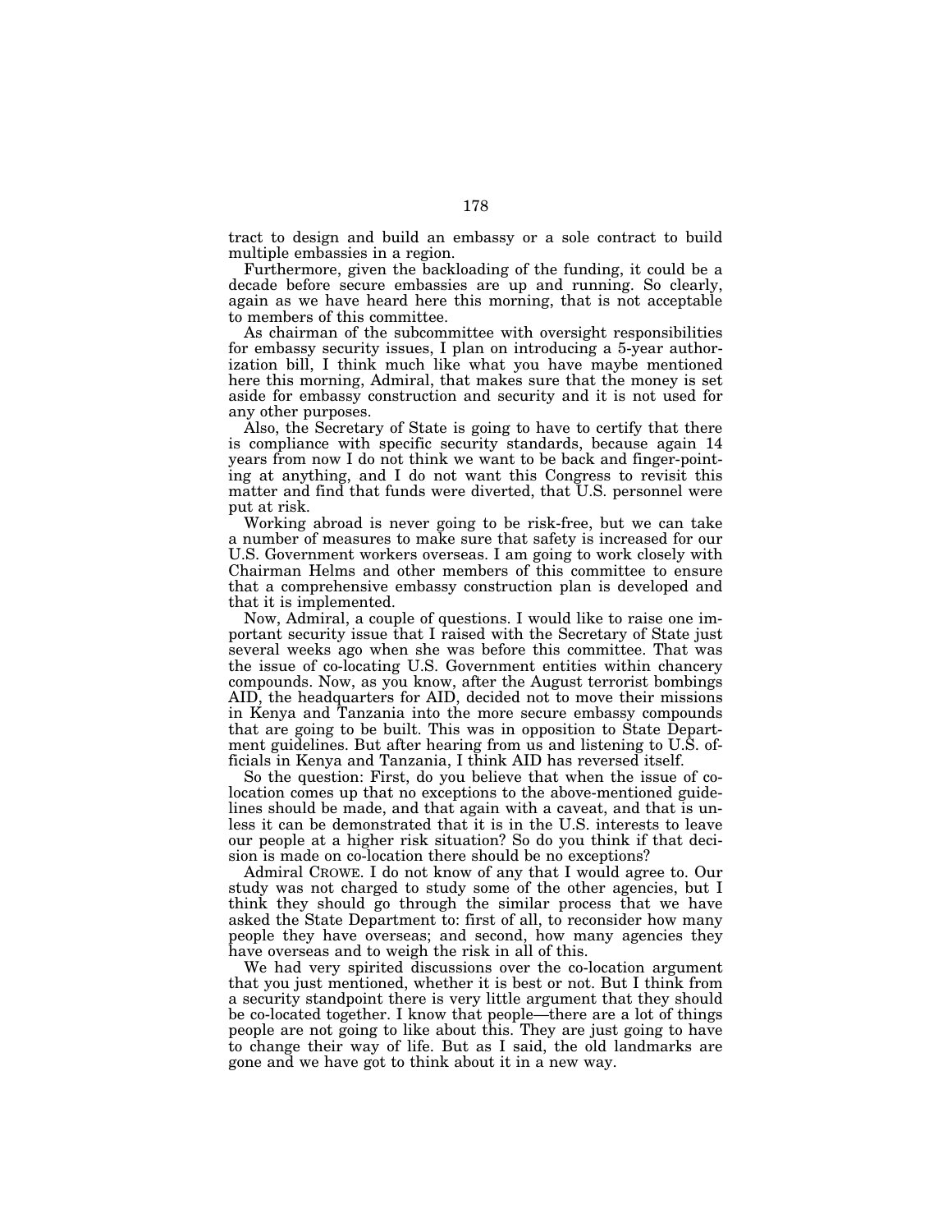tract to design and build an embassy or a sole contract to build multiple embassies in a region.

Furthermore, given the backloading of the funding, it could be a decade before secure embassies are up and running. So clearly, again as we have heard here this morning, that is not acceptable to members of this committee.

As chairman of the subcommittee with oversight responsibilities for embassy security issues, I plan on introducing a 5-year authorization bill, I think much like what you have maybe mentioned here this morning, Admiral, that makes sure that the money is set aside for embassy construction and security and it is not used for any other purposes.

Also, the Secretary of State is going to have to certify that there is compliance with specific security standards, because again 14 years from now I do not think we want to be back and finger-pointing at anything, and I do not want this Congress to revisit this matter and find that funds were diverted, that U.S. personnel were put at risk.

Working abroad is never going to be risk-free, but we can take a number of measures to make sure that safety is increased for our U.S. Government workers overseas. I am going to work closely with Chairman Helms and other members of this committee to ensure that a comprehensive embassy construction plan is developed and that it is implemented.

Now, Admiral, a couple of questions. I would like to raise one important security issue that I raised with the Secretary of State just several weeks ago when she was before this committee. That was the issue of co-locating U.S. Government entities within chancery compounds. Now, as you know, after the August terrorist bombings AID, the headquarters for AID, decided not to move their missions in Kenya and Tanzania into the more secure embassy compounds that are going to be built. This was in opposition to State Department guidelines. But after hearing from us and listening to U.S. officials in Kenya and Tanzania, I think AID has reversed itself.

So the question: First, do you believe that when the issue of co-location comes up that no exceptions to the above-mentioned guidelines should be made, and that again with a caveat, and that is unless it can be demonstrated that it is in the U.S. interests to leave our people at a higher risk situation? So do you think if that decision is made on co-location there should be no exceptions?

Admiral CROWE. I do not know of any that I would agree to. Our study was not charged to study some of the other agencies, but I think they should go through the similar process that we have asked the State Department to: first of all, to reconsider how many people they have overseas; and second, how many agencies they have overseas and to weigh the risk in all of this.

We had very spirited discussions over the co-location argument that you just mentioned, whether it is best or not. But I think from a security standpoint there is very little argument that they should be co-located together. I know that people—there are a lot of things people are not going to like about this. They are just going to have to change their way of life. But as I said, the old landmarks are gone and we have got to think about it in a new way.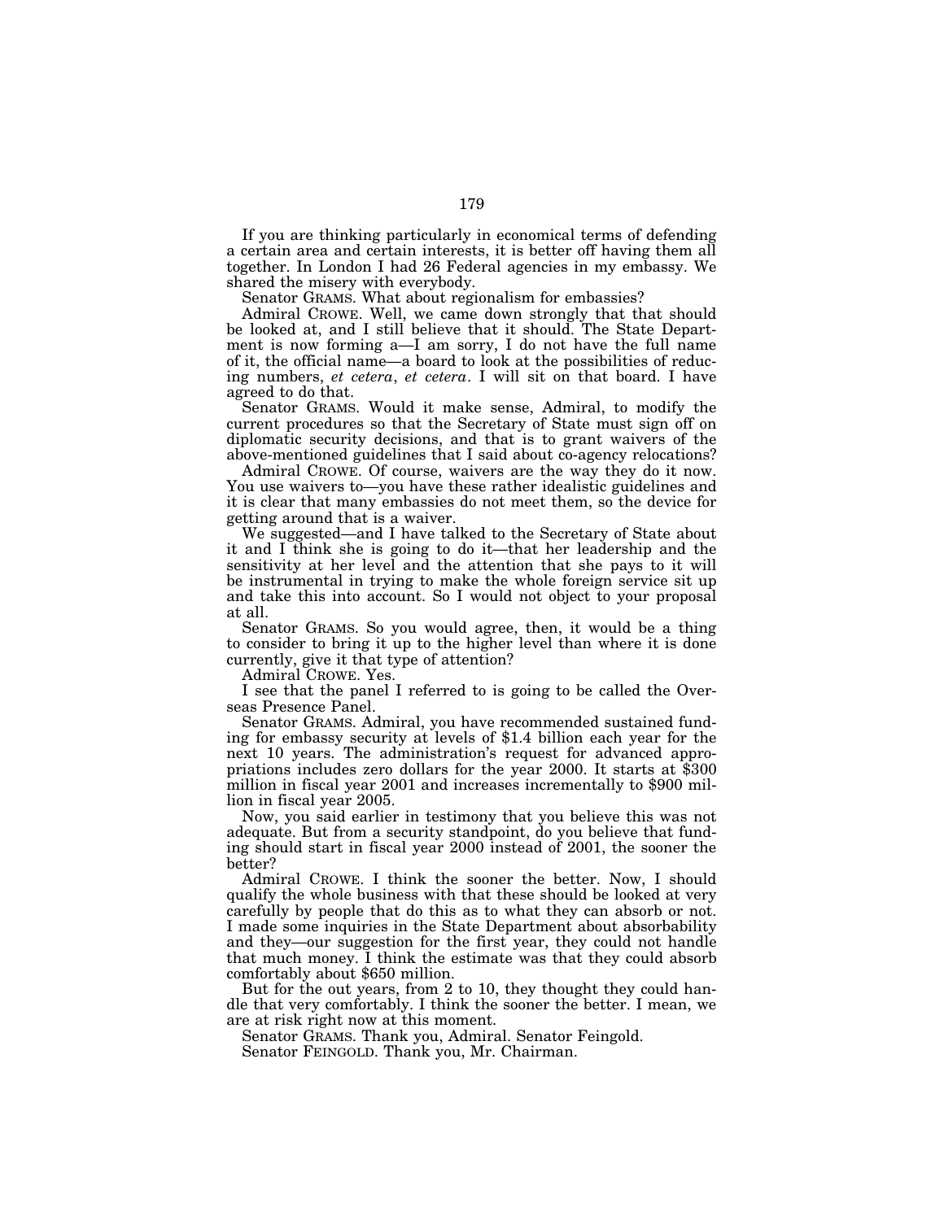If you are thinking particularly in economical terms of defending a certain area and certain interests, it is better off having them all together. In London I had 26 Federal agencies in my embassy. We shared the misery with everybody.

Senator GRAMS. What about regionalism for embassies?

Admiral CROWE. Well, we came down strongly that that should be looked at, and I still believe that it should. The State Department is now forming a—I am sorry, I do not have the full name of it, the official name—a board to look at the possibilities of reducing numbers, *et cetera*, *et cetera*. I will sit on that board. I have agreed to do that.

Senator GRAMS. Would it make sense, Admiral, to modify the current procedures so that the Secretary of State must sign off on diplomatic security decisions, and that is to grant waivers of the above-mentioned guidelines that I said about co-agency relocations?

Admiral CROWE. Of course, waivers are the way they do it now. You use waivers to—you have these rather idealistic guidelines and it is clear that many embassies do not meet them, so the device for getting around that is a waiver.

We suggested—and I have talked to the Secretary of State about it and I think she is going to do it—that her leadership and the sensitivity at her level and the attention that she pays to it will be instrumental in trying to make the whole foreign service sit up and take this into account. So I would not object to your proposal at all.

Senator GRAMS. So you would agree, then, it would be a thing to consider to bring it up to the higher level than where it is done currently, give it that type of attention?

Admiral CROWE. Yes.

I see that the panel I referred to is going to be called the Overseas Presence Panel.

Senator GRAMS. Admiral, you have recommended sustained funding for embassy security at levels of $1.4 billion each year for the next 10 years. The administration's request for advanced appropriations includes zero dollars for the year 2000. It starts at $300 million in fiscal year 2001 and increases incrementally to $900 million in fiscal year 2005.

Now, you said earlier in testimony that you believe this was not adequate. But from a security standpoint, do you believe that funding should start in fiscal year 2000 instead of 2001, the sooner the better?

Admiral CROWE. I think the sooner the better. Now, I should qualify the whole business with that these should be looked at very carefully by people that do this as to what they can absorb or not. I made some inquiries in the State Department about absorbability and they—our suggestion for the first year, they could not handle that much money. I think the estimate was that they could absorb comfortably about $650 million.

But for the out years, from 2 to 10, they thought they could handle that very comfortably. I think the sooner the better. I mean, we are at risk right now at this moment.

Senator GRAMS. Thank you, Admiral. Senator Feingold.

Senator FEINGOLD. Thank you, Mr. Chairman.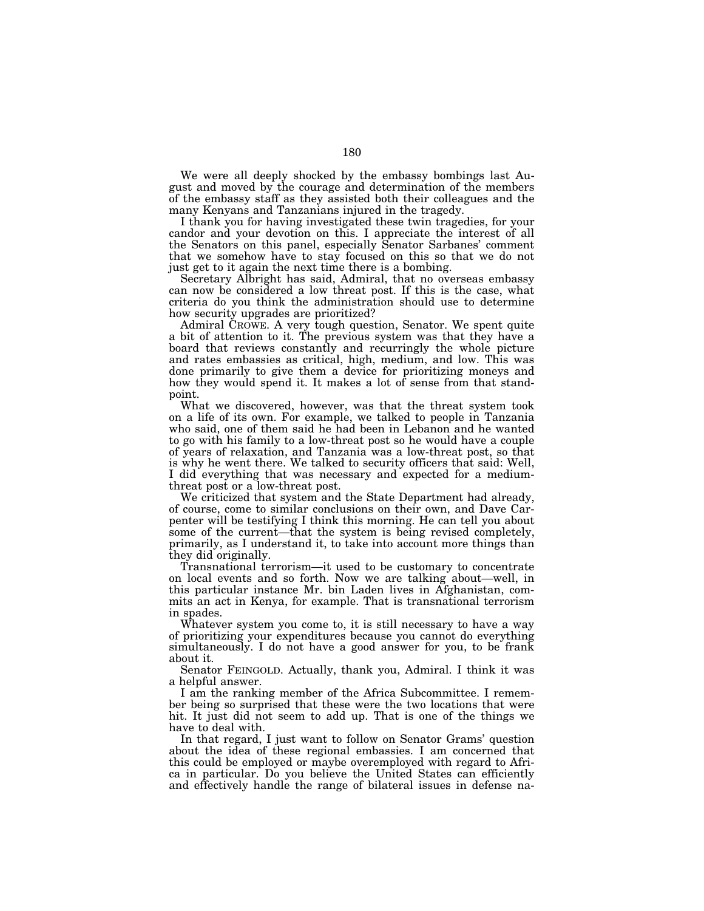We were all deeply shocked by the embassy bombings last August and moved by the courage and determination of the members of the embassy staff as they assisted both their colleagues and the many Kenyans and Tanzanians injured in the tragedy.

I thank you for having investigated these twin tragedies, for your candor and your devotion on this. I appreciate the interest of all the Senators on this panel, especially Senator Sarbanes' comment that we somehow have to stay focused on this so that we do not just get to it again the next time there is a bombing.

Secretary Albright has said, Admiral, that no overseas embassy can now be considered a low threat post. If this is the case, what criteria do you think the administration should use to determine how security upgrades are prioritized?

Admiral CROWE. A very tough question, Senator. We spent quite a bit of attention to it. The previous system was that they have a board that reviews constantly and recurringly the whole picture and rates embassies as critical, high, medium, and low. This was done primarily to give them a device for prioritizing moneys and how they would spend it. It makes a lot of sense from that standpoint.

What we discovered, however, was that the threat system took on a life of its own. For example, we talked to people in Tanzania who said, one of them said he had been in Lebanon and he wanted to go with his family to a low-threat post so he would have a couple of years of relaxation, and Tanzania was a low-threat post, so that is why he went there. We talked to security officers that said: Well, I did everything that was necessary and expected for a medium-threat post or a low-threat post.

We criticized that system and the State Department had already, of course, come to similar conclusions on their own, and Dave Carpenter will be testifying I think this morning. He can tell you about some of the current—that the system is being revised completely, primarily, as I understand it, to take into account more things than they did originally.

Transnational terrorism—it used to be customary to concentrate on local events and so forth. Now we are talking about—well, in this particular instance Mr. bin Laden lives in Afghanistan, commits an act in Kenya, for example. That is transnational terrorism in spades.

Whatever system you come to, it is still necessary to have a way of prioritizing your expenditures because you cannot do everything simultaneously. I do not have a good answer for you, to be frank about it.

Senator FEINGOLD. Actually, thank you, Admiral. I think it was a helpful answer.

I am the ranking member of the Africa Subcommittee. I remember being so surprised that these were the two locations that were hit. It just did not seem to add up. That is one of the things we have to deal with.

In that regard, I just want to follow on Senator Grams' question about the idea of these regional embassies. I am concerned that this could be employed or maybe overemployed with regard to Africa in particular. Do you believe the United States can efficiently and effectively handle the range of bilateral issues in defense na-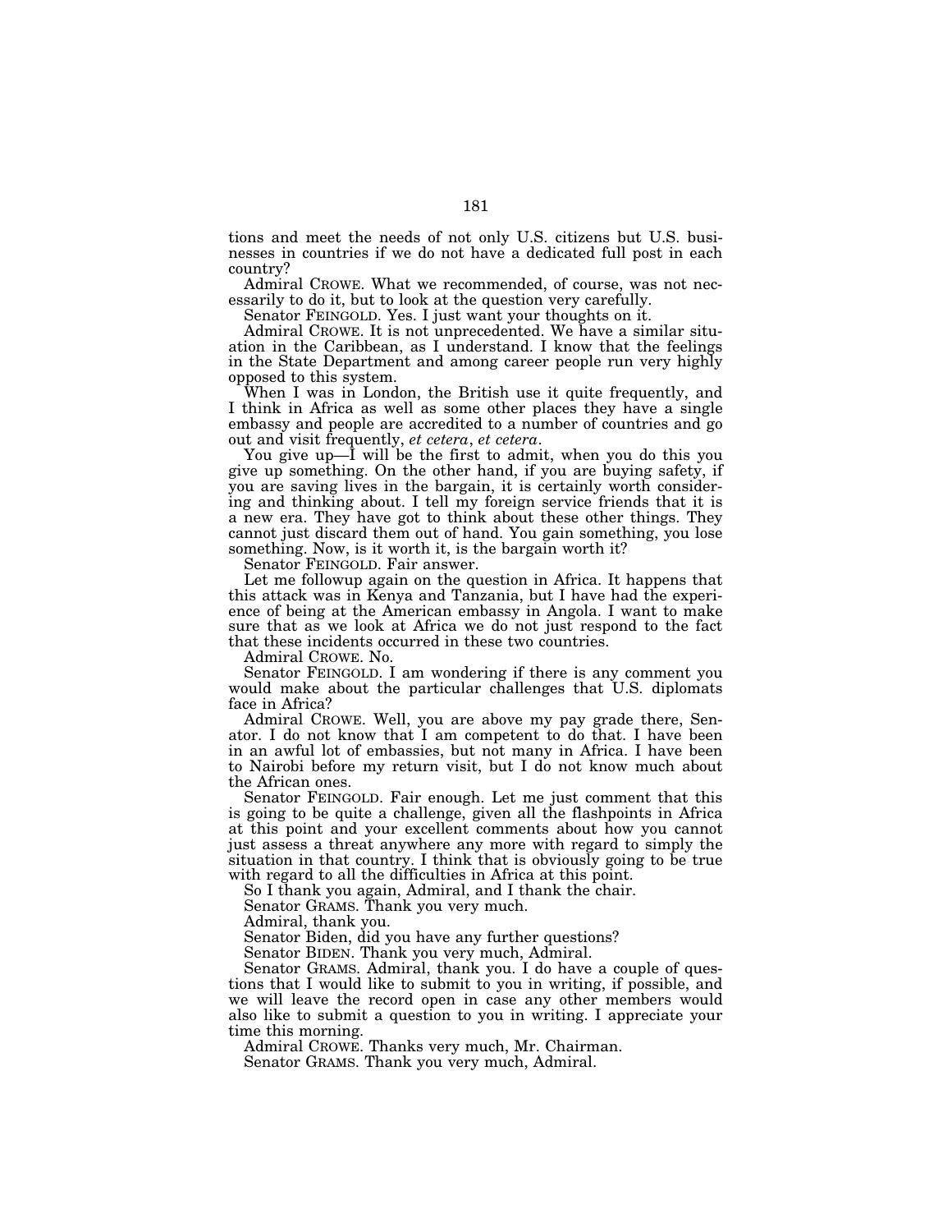tions and meet the needs of not only U.S. citizens but U.S. businesses in countries if we do not have a dedicated full post in each country?

Admiral CROWE. What we recommended, of course, was not necessarily to do it, but to look at the question very carefully.

Senator FEINGOLD. Yes. I just want your thoughts on it.

Admiral CROWE. It is not unprecedented. We have a similar situation in the Caribbean, as I understand. I know that the feelings in the State Department and among career people run very highly opposed to this system.

When I was in London, the British use it quite frequently, and I think in Africa as well as some other places they have a single embassy and people are accredited to a number of countries and go out and visit frequently, *et cetera*, *et cetera*.

You give up—I will be the first to admit, when you do this you give up something. On the other hand, if you are buying safety, if you are saving lives in the bargain, it is certainly worth considering and thinking about. I tell my foreign service friends that it is a new era. They have got to think about these other things. They cannot just discard them out of hand. You gain something, you lose something. Now, is it worth it, is the bargain worth it?

Senator FEINGOLD. Fair answer.

Let me followup again on the question in Africa. It happens that this attack was in Kenya and Tanzania, but I have had the experience of being at the American embassy in Angola. I want to make sure that as we look at Africa we do not just respond to the fact that these incidents occurred in these two countries.

Admiral CROWE. No.

Senator FEINGOLD. I am wondering if there is any comment you would make about the particular challenges that U.S. diplomats face in Africa?

Admiral CROWE. Well, you are above my pay grade there, Senator. I do not know that I am competent to do that. I have been in an awful lot of embassies, but not many in Africa. I have been to Nairobi before my return visit, but I do not know much about the African ones.

Senator FEINGOLD. Fair enough. Let me just comment that this is going to be quite a challenge, given all the flashpoints in Africa at this point and your excellent comments about how you cannot just assess a threat anywhere any more with regard to simply the situation in that country. I think that is obviously going to be true with regard to all the difficulties in Africa at this point.

So I thank you again, Admiral, and I thank the chair.

Senator GRAMS. Thank you very much.

Admiral, thank you.

Senator Biden, did you have any further questions?

Senator BIDEN. Thank you very much, Admiral.

Senator GRAMS. Admiral, thank you. I do have a couple of questions that I would like to submit to you in writing, if possible, and we will leave the record open in case any other members would also like to submit a question to you in writing. I appreciate your time this morning.

Admiral CROWE. Thanks very much, Mr. Chairman.

Senator GRAMS. Thank you very much, Admiral.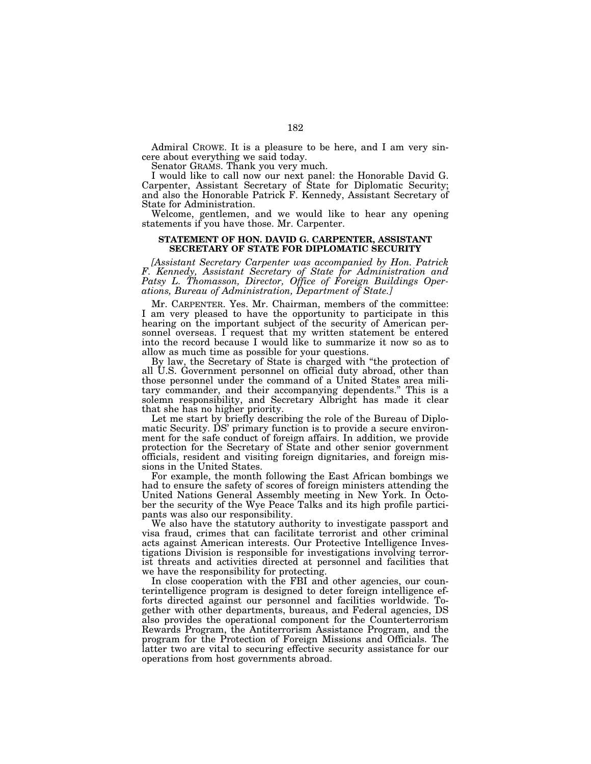Admiral CROWE. It is a pleasure to be here, and I am very sincere about everything we said today.

Senator GRAMS. Thank you very much.

I would like to call now our next panel: the Honorable David G. Carpenter, Assistant Secretary of State for Diplomatic Security; and also the Honorable Patrick F. Kennedy, Assistant Secretary of State for Administration.

Welcome, gentlemen, and we would like to hear any opening statements if you have those. Mr. Carpenter.

## STATEMENT OF HON. DAVID G. CARPENTER, ASSISTANT SECRETARY OF STATE FOR DIPLOMATIC SECURITY

*[Assistant Secretary Carpenter was accompanied by Hon. Patrick F. Kennedy, Assistant Secretary of State for Administration and Patsy L. Thomasson, Director, Office of Foreign Buildings Operations, Bureau of Administration, Department of State.]*

Mr. CARPENTER. Yes. Mr. Chairman, members of the committee: I am very pleased to have the opportunity to participate in this hearing on the important subject of the security of American personnel overseas. I request that my written statement be entered into the record because I would like to summarize it now so as to allow as much time as possible for your questions.

By law, the Secretary of State is charged with "the protection of all U.S. Government personnel on official duty abroad, other than those personnel under the command of a United States area military commander, and their accompanying dependents." This is a solemn responsibility, and Secretary Albright has made it clear that she has no higher priority.

Let me start by briefly describing the role of the Bureau of Diplomatic Security. DS' primary function is to provide a secure environment for the safe conduct of foreign affairs. In addition, we provide protection for the Secretary of State and other senior government officials, resident and visiting foreign dignitaries, and foreign missions in the United States.

For example, the month following the East African bombings we had to ensure the safety of scores of foreign ministers attending the United Nations General Assembly meeting in New York. In October the security of the Wye Peace Talks and its high profile participants was also our responsibility.

We also have the statutory authority to investigate passport and visa fraud, crimes that can facilitate terrorist and other criminal acts against American interests. Our Protective Intelligence Investigations Division is responsible for investigations involving terrorist threats and activities directed at personnel and facilities that we have the responsibility for protecting.

In close cooperation with the FBI and other agencies, our counterintelligence program is designed to deter foreign intelligence efforts directed against our personnel and facilities worldwide. Together with other departments, bureaus, and Federal agencies, DS also provides the operational component for the Counterterrorism Rewards Program, the Antiterrorism Assistance Program, and the program for the Protection of Foreign Missions and Officials. The latter two are vital to securing effective security assistance for our operations from host governments abroad.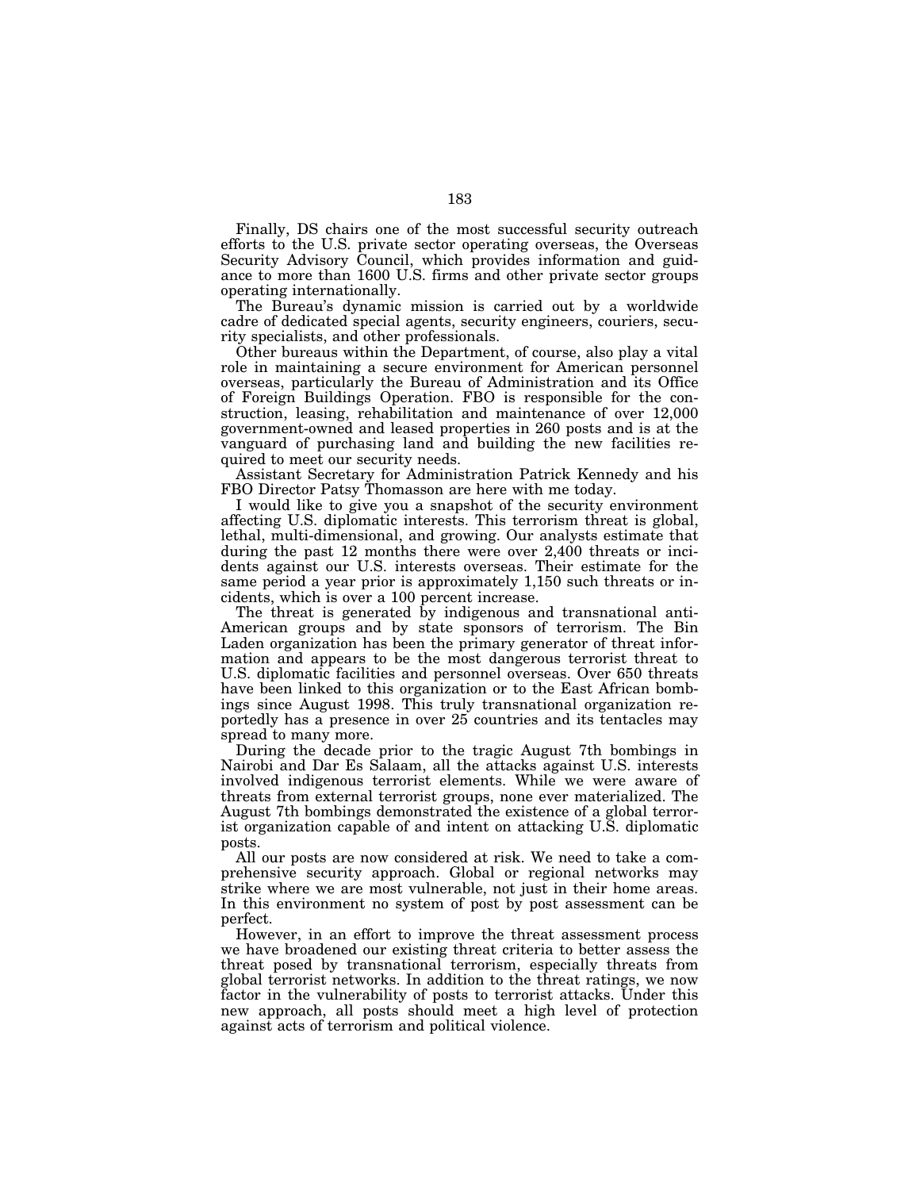Finally, DS chairs one of the most successful security outreach efforts to the U.S. private sector operating overseas, the Overseas Security Advisory Council, which provides information and guidance to more than 1600 U.S. firms and other private sector groups operating internationally.

The Bureau's dynamic mission is carried out by a worldwide cadre of dedicated special agents, security engineers, couriers, security specialists, and other professionals.

Other bureaus within the Department, of course, also play a vital role in maintaining a secure environment for American personnel overseas, particularly the Bureau of Administration and its Office of Foreign Buildings Operation. FBO is responsible for the construction, leasing, rehabilitation and maintenance of over 12,000 government-owned and leased properties in 260 posts and is at the vanguard of purchasing land and building the new facilities required to meet our security needs.

Assistant Secretary for Administration Patrick Kennedy and his FBO Director Patsy Thomasson are here with me today.

I would like to give you a snapshot of the security environment affecting U.S. diplomatic interests. This terrorism threat is global, lethal, multi-dimensional, and growing. Our analysts estimate that during the past 12 months there were over 2,400 threats or incidents against our U.S. interests overseas. Their estimate for the same period a year prior is approximately 1,150 such threats or incidents, which is over a 100 percent increase.

The threat is generated by indigenous and transnational anti-American groups and by state sponsors of terrorism. The Bin Laden organization has been the primary generator of threat information and appears to be the most dangerous terrorist threat to U.S. diplomatic facilities and personnel overseas. Over 650 threats have been linked to this organization or to the East African bombings since August 1998. This truly transnational organization reportedly has a presence in over 25 countries and its tentacles may spread to many more.

During the decade prior to the tragic August 7th bombings in Nairobi and Dar Es Salaam, all the attacks against U.S. interests involved indigenous terrorist elements. While we were aware of threats from external terrorist groups, none ever materialized. The August 7th bombings demonstrated the existence of a global terrorist organization capable of and intent on attacking U.S. diplomatic posts.

All our posts are now considered at risk. We need to take a comprehensive security approach. Global or regional networks may strike where we are most vulnerable, not just in their home areas. In this environment no system of post by post assessment can be perfect.

However, in an effort to improve the threat assessment process we have broadened our existing threat criteria to better assess the threat posed by transnational terrorism, especially threats from global terrorist networks. In addition to the threat ratings, we now factor in the vulnerability of posts to terrorist attacks. Under this new approach, all posts should meet a high level of protection against acts of terrorism and political violence.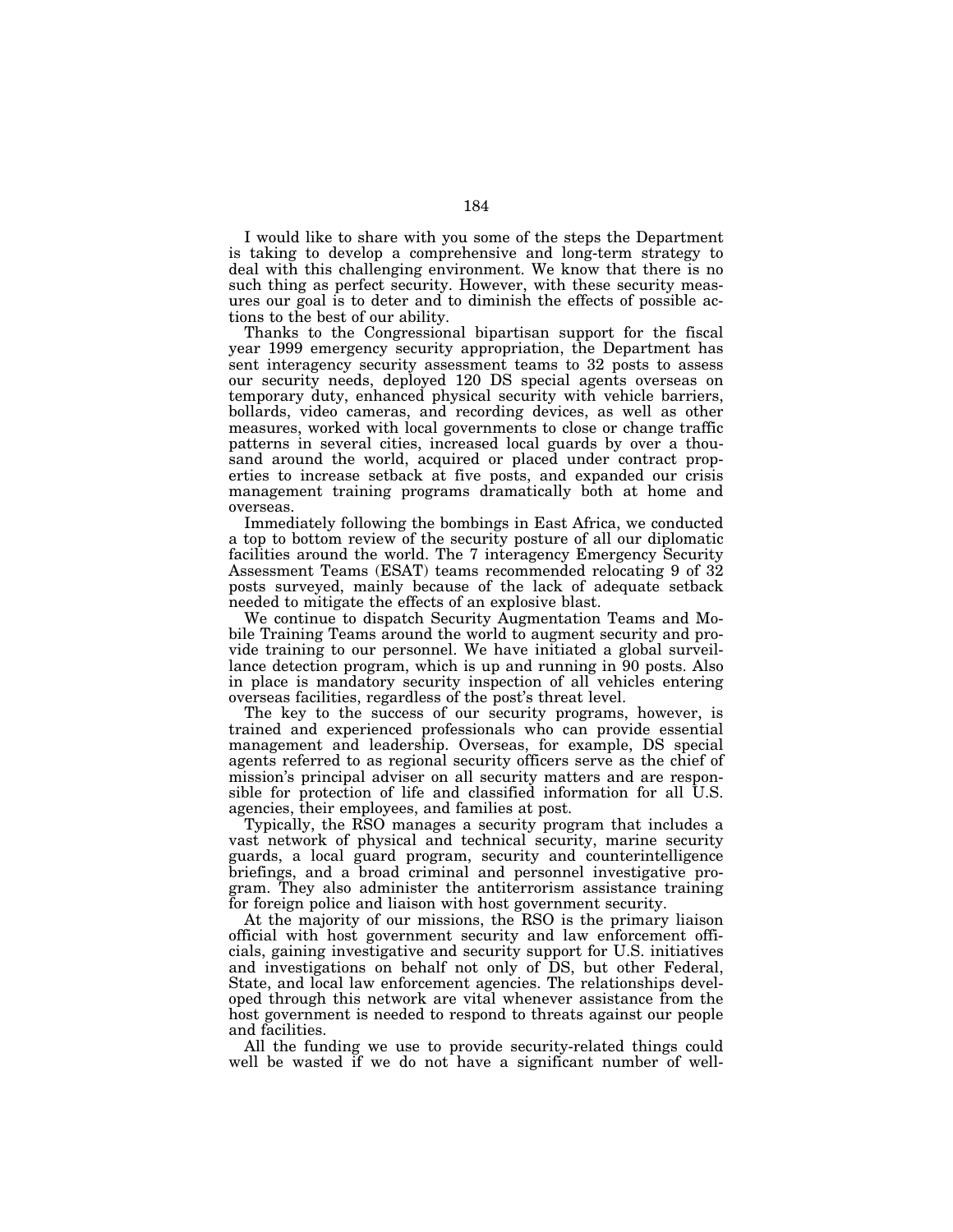I would like to share with you some of the steps the Department is taking to develop a comprehensive and long-term strategy to deal with this challenging environment. We know that there is no such thing as perfect security. However, with these security measures our goal is to deter and to diminish the effects of possible actions to the best of our ability.

Thanks to the Congressional bipartisan support for the fiscal year 1999 emergency security appropriation, the Department has sent interagency security assessment teams to 32 posts to assess our security needs, deployed 120 DS special agents overseas on temporary duty, enhanced physical security with vehicle barriers, bollards, video cameras, and recording devices, as well as other measures, worked with local governments to close or change traffic patterns in several cities, increased local guards by over a thousand around the world, acquired or placed under contract properties to increase setback at five posts, and expanded our crisis management training programs dramatically both at home and overseas.

Immediately following the bombings in East Africa, we conducted a top to bottom review of the security posture of all our diplomatic facilities around the world. The 7 interagency Emergency Security Assessment Teams (ESAT) teams recommended relocating 9 of 32 posts surveyed, mainly because of the lack of adequate setback needed to mitigate the effects of an explosive blast.

We continue to dispatch Security Augmentation Teams and Mobile Training Teams around the world to augment security and provide training to our personnel. We have initiated a global surveillance detection program, which is up and running in 90 posts. Also in place is mandatory security inspection of all vehicles entering overseas facilities, regardless of the post's threat level.

The key to the success of our security programs, however, is trained and experienced professionals who can provide essential management and leadership. Overseas, for example, DS special agents referred to as regional security officers serve as the chief of mission's principal adviser on all security matters and are responsible for protection of life and classified information for all U.S. agencies, their employees, and families at post.

Typically, the RSO manages a security program that includes a vast network of physical and technical security, marine security guards, a local guard program, security and counterintelligence briefings, and a broad criminal and personnel investigative program. They also administer the antiterrorism assistance training for foreign police and liaison with host government security.

At the majority of our missions, the RSO is the primary liaison official with host government security and law enforcement officials, gaining investigative and security support for U.S. initiatives and investigations on behalf not only of DS, but other Federal, State, and local law enforcement agencies. The relationships developed through this network are vital whenever assistance from the host government is needed to respond to threats against our people and facilities.

All the funding we use to provide security-related things could well be wasted if we do not have a significant number of well-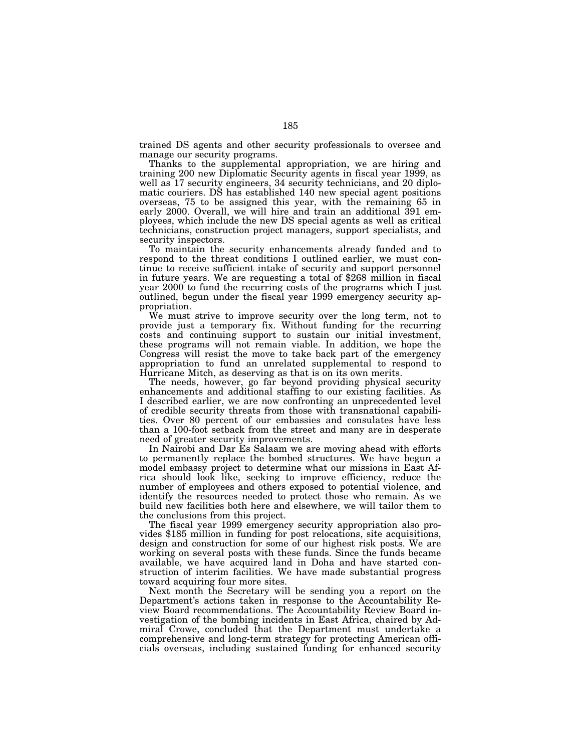trained DS agents and other security professionals to oversee and manage our security programs.

Thanks to the supplemental appropriation, we are hiring and training 200 new Diplomatic Security agents in fiscal year 1999, as well as 17 security engineers, 34 security technicians, and 20 diplomatic couriers. DS has established 140 new special agent positions overseas, 75 to be assigned this year, with the remaining 65 in early 2000. Overall, we will hire and train an additional 391 employees, which include the new DS special agents as well as critical technicians, construction project managers, support specialists, and security inspectors.

To maintain the security enhancements already funded and to respond to the threat conditions I outlined earlier, we must continue to receive sufficient intake of security and support personnel in future years. We are requesting a total of $268 million in fiscal year 2000 to fund the recurring costs of the programs which I just outlined, begun under the fiscal year 1999 emergency security appropriation.

We must strive to improve security over the long term, not to provide just a temporary fix. Without funding for the recurring costs and continuing support to sustain our initial investment, these programs will not remain viable. In addition, we hope the Congress will resist the move to take back part of the emergency appropriation to fund an unrelated supplemental to respond to Hurricane Mitch, as deserving as that is on its own merits.

The needs, however, go far beyond providing physical security enhancements and additional staffing to our existing facilities. As I described earlier, we are now confronting an unprecedented level of credible security threats from those with transnational capabilities. Over 80 percent of our embassies and consulates have less than a 100-foot setback from the street and many are in desperate need of greater security improvements.

In Nairobi and Dar Es Salaam we are moving ahead with efforts to permanently replace the bombed structures. We have begun a model embassy project to determine what our missions in East Africa should look like, seeking to improve efficiency, reduce the number of employees and others exposed to potential violence, and identify the resources needed to protect those who remain. As we build new facilities both here and elsewhere, we will tailor them to the conclusions from this project.

The fiscal year 1999 emergency security appropriation also provides $185 million in funding for post relocations, site acquisitions, design and construction for some of our highest risk posts. We are working on several posts with these funds. Since the funds became available, we have acquired land in Doha and have started construction of interim facilities. We have made substantial progress toward acquiring four more sites.

Next month the Secretary will be sending you a report on the Department's actions taken in response to the Accountability Review Board recommendations. The Accountability Review Board investigation of the bombing incidents in East Africa, chaired by Admiral Crowe, concluded that the Department must undertake a comprehensive and long-term strategy for protecting American officials overseas, including sustained funding for enhanced security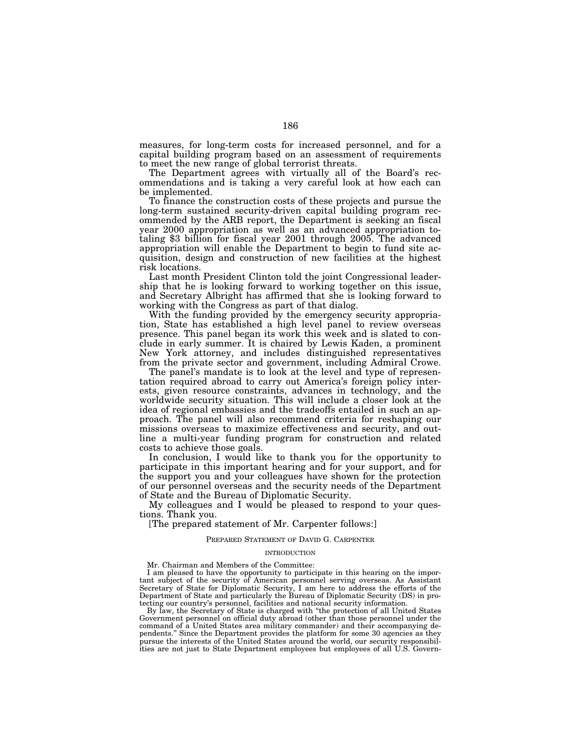measures, for long-term costs for increased personnel, and for a capital building program based on an assessment of requirements to meet the new range of global terrorist threats.

The Department agrees with virtually all of the Board's recommendations and is taking a very careful look at how each can be implemented.

To finance the construction costs of these projects and pursue the long-term sustained security-driven capital building program recommended by the ARB report, the Department is seeking an fiscal year 2000 appropriation as well as an advanced appropriation totaling $3 billion for fiscal year 2001 through 2005. The advanced appropriation will enable the Department to begin to fund site acquisition, design and construction of new facilities at the highest risk locations.

Last month President Clinton told the joint Congressional leadership that he is looking forward to working together on this issue, and Secretary Albright has affirmed that she is looking forward to working with the Congress as part of that dialog.

With the funding provided by the emergency security appropriation, State has established a high level panel to review overseas presence. This panel began its work this week and is slated to conclude in early summer. It is chaired by Lewis Kaden, a prominent New York attorney, and includes distinguished representatives from the private sector and government, including Admiral Crowe.

The panel's mandate is to look at the level and type of representation required abroad to carry out America's foreign policy interests, given resource constraints, advances in technology, and the worldwide security situation. This will include a closer look at the idea of regional embassies and the tradeoffs entailed in such an approach. The panel will also recommend criteria for reshaping our missions overseas to maximize effectiveness and security, and outline a multi-year funding program for construction and related costs to achieve those goals.

In conclusion, I would like to thank you for the opportunity to participate in this important hearing and for your support, and for the support you and your colleagues have shown for the protection of our personnel overseas and the security needs of the Department of State and the Bureau of Diplomatic Security.

My colleagues and I would be pleased to respond to your questions. Thank you.

[The prepared statement of Mr. Carpenter follows:]

PREPARED STATEMENT OF DAVID G. CARPENTER

INTRODUCTION

Mr. Chairman and Members of the Committee:

I am pleased to have the opportunity to participate in this hearing on the important subject of the security of American personnel serving overseas. As Assistant Secretary of State for Diplomatic Security, I am here to address the efforts of the Department of State and particularly the Bureau of Diplomatic Security (DS) in protecting our country's personnel, facilities and national security information.

By law, the Secretary of State is charged with "the protection of all United States Government personnel on official duty abroad (other than those personnel under the command of a United States area military commander) and their accompanying dependents." Since the Department provides the platform for some 30 agencies as they pursue the interests of the United States around the world, our security responsibilities are not just to State Department employees but employees of all U.S. Govern-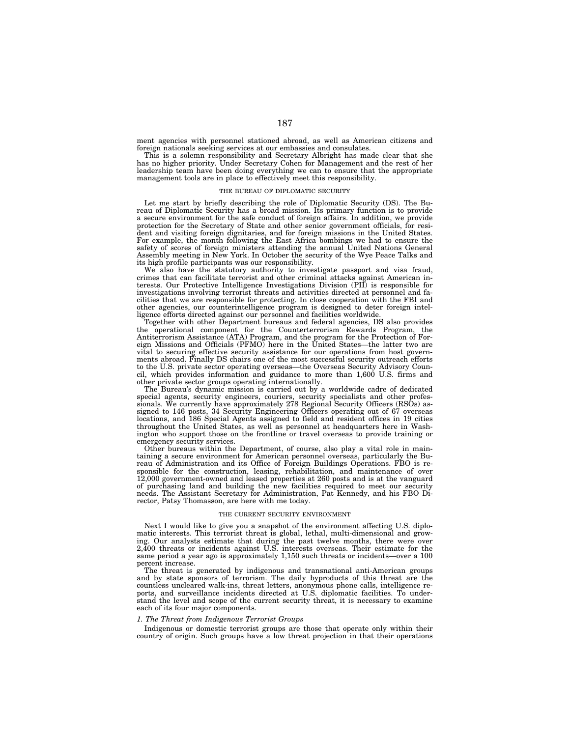ment agencies with personnel stationed abroad, as well as American citizens and foreign nationals seeking services at our embassies and consulates.

This is a solemn responsibility and Secretary Albright has made clear that she has no higher priority. Under Secretary Cohen for Management and the rest of her leadership team have been doing everything we can to ensure that the appropriate management tools are in place to effectively meet this responsibility.

THE BUREAU OF DIPLOMATIC SECURITY

Let me start by briefly describing the role of Diplomatic Security (DS). The Bureau of Diplomatic Security has a broad mission. Its primary function is to provide a secure environment for the safe conduct of foreign affairs. In addition, we provide protection for the Secretary of State and other senior government officials, for resident and visiting foreign dignitaries, and for foreign missions in the United States. For example, the month following the East Africa bombings we had to ensure the safety of scores of foreign ministers attending the annual United Nations General Assembly meeting in New York. In October the security of the Wye Peace Talks and its high profile participants was our responsibility.

We also have the statutory authority to investigate passport and visa fraud, crimes that can facilitate terrorist and other criminal attacks against American interests. Our Protective Intelligence Investigations Division (PII) is responsible for investigations involving terrorist threats and activities directed at personnel and facilities that we are responsible for protecting. In close cooperation with the FBI and other agencies, our counterintelligence program is designed to deter foreign intelligence efforts directed against our personnel and facilities worldwide.

Together with other Department bureaus and federal agencies, DS also provides the operational component for the Counterterrorism Rewards Program, the Antiterrorism Assistance (ATA) Program, and the program for the Protection of Foreign Missions and Officials (PFMO) here in the United States—the latter two are vital to securing effective security assistance for our operations from host governments abroad. Finally DS chairs one of the most successful security outreach efforts to the U.S. private sector operating overseas—the Overseas Security Advisory Council, which provides information and guidance to more than 1,600 U.S. firms and other private sector groups operating internationally.

The Bureau's dynamic mission is carried out by a worldwide cadre of dedicated special agents, security engineers, couriers, security specialists and other professionals. We currently have approximately 278 Regional Security Officers (RSOs) assigned to 146 posts, 34 Security Engineering Officers operating out of 67 overseas locations, and 186 Special Agents assigned to field and resident offices in 19 cities throughout the United States, as well as personnel at headquarters here in Washington who support those on the frontline or travel overseas to provide training or emergency security services.

Other bureaus within the Department, of course, also play a vital role in maintaining a secure environment for American personnel overseas, particularly the Bureau of Administration and its Office of Foreign Buildings Operations. FBO is responsible for the construction, leasing, rehabilitation, and maintenance of over 12,000 government-owned and leased properties at 260 posts and is at the vanguard of purchasing land and building the new facilities required to meet our security needs. The Assistant Secretary for Administration, Pat Kennedy, and his FBO Director, Patsy Thomasson, are here with me today.

THE CURRENT SECURITY ENVIRONMENT

Next I would like to give you a snapshot of the environment affecting U.S. diplomatic interests. This terrorist threat is global, lethal, multi-dimensional and growing. Our analysts estimate that during the past twelve months, there were over 2,400 threats or incidents against U.S. interests overseas. Their estimate for the same period a year ago is approximately 1,150 such threats or incidents—over a 100 percent increase.

The threat is generated by indigenous and transnational anti-American groups and by state sponsors of terrorism. The daily byproducts of this threat are the countless uncleared walk-ins, threat letters, anonymous phone calls, intelligence reports, and surveillance incidents directed at U.S. diplomatic facilities. To understand the level and scope of the current security threat, it is necessary to examine each of its four major components.

*1. The Threat from Indigenous Terrorist Groups*

Indigenous or domestic terrorist groups are those that operate only within their country of origin. Such groups have a low threat projection in that their operations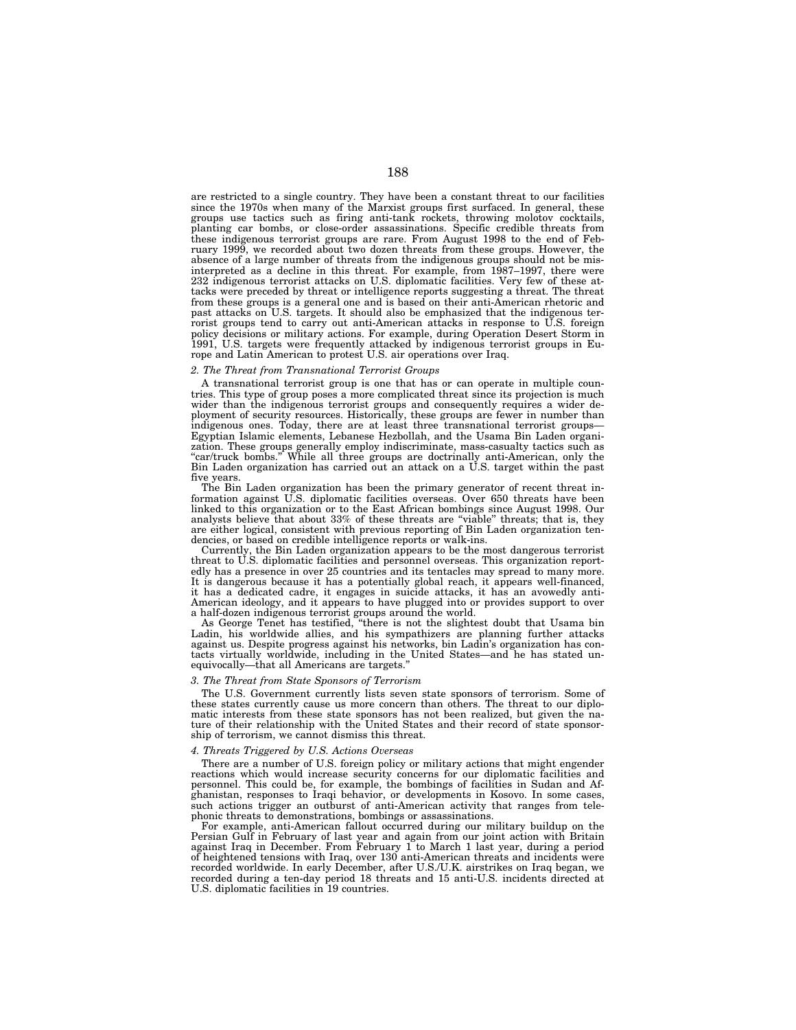are restricted to a single country. They have been a constant threat to our facilities since the 1970s when many of the Marxist groups first surfaced. In general, these groups use tactics such as firing anti-tank rockets, throwing molotov cocktails, planting car bombs, or close-order assassinations. Specific credible threats from these indigenous terrorist groups are rare. From August 1998 to the end of February 1999, we recorded about two dozen threats from these groups. However, the absence of a large number of threats from the indigenous groups should not be misinterpreted as a decline in this threat. For example, from 1987–1997, there were 232 indigenous terrorist attacks on U.S. diplomatic facilities. Very few of these attacks were preceded by threat or intelligence reports suggesting a threat. The threat from these groups is a general one and is based on their anti-American rhetoric and past attacks on U.S. targets. It should also be emphasized that the indigenous terrorist groups tend to carry out anti-American attacks in response to U.S. foreign policy decisions or military actions. For example, during Operation Desert Storm in 1991, U.S. targets were frequently attacked by indigenous terrorist groups in Europe and Latin American to protest U.S. air operations over Iraq.

*2. The Threat from Transnational Terrorist Groups*

A transnational terrorist group is one that has or can operate in multiple countries. This type of group poses a more complicated threat since its projection is much wider than the indigenous terrorist groups and consequently requires a wider deployment of security resources. Historically, these groups are fewer in number than indigenous ones. Today, there are at least three transnational terrorist groups—Egyptian Islamic elements, Lebanese Hezbollah, and the Usama Bin Laden organization. These groups generally employ indiscriminate, mass-casualty tactics such as "car/truck bombs." While all three groups are doctrinally anti-American, only the Bin Laden organization has carried out an attack on a U.S. target within the past five years.

The Bin Laden organization has been the primary generator of recent threat information against U.S. diplomatic facilities overseas. Over 650 threats have been linked to this organization or to the East African bombings since August 1998. Our analysts believe that about 33% of these threats are "viable" threats; that is, they are either logical, consistent with previous reporting of Bin Laden organization tendencies, or based on credible intelligence reports or walk-ins.

Currently, the Bin Laden organization appears to be the most dangerous terrorist threat to U.S. diplomatic facilities and personnel overseas. This organization reportedly has a presence in over 25 countries and its tentacles may spread to many more. It is dangerous because it has a potentially global reach, it appears well-financed, it has a dedicated cadre, it engages in suicide attacks, it has an avowedly anti-American ideology, and it appears to have plugged into or provides support to over a half-dozen indigenous terrorist groups around the world.

As George Tenet has testified, "there is not the slightest doubt that Usama bin Ladin, his worldwide allies, and his sympathizers are planning further attacks against us. Despite progress against his networks, bin Ladin's organization has contacts virtually worldwide, including in the United States—and he has stated unequivocally—that all Americans are targets."

*3. The Threat from State Sponsors of Terrorism*

The U.S. Government currently lists seven state sponsors of terrorism. Some of these states currently cause us more concern than others. The threat to our diplomatic interests from these state sponsors has not been realized, but given the nature of their relationship with the United States and their record of state sponsorship of terrorism, we cannot dismiss this threat.

*4. Threats Triggered by U.S. Actions Overseas*

There are a number of U.S. foreign policy or military actions that might engender reactions which would increase security concerns for our diplomatic facilities and personnel. This could be, for example, the bombings of facilities in Sudan and Afghanistan, responses to Iraqi behavior, or developments in Kosovo. In some cases, such actions trigger an outburst of anti-American activity that ranges from telephonic threats to demonstrations, bombings or assassinations.

For example, anti-American fallout occurred during our military buildup on the Persian Gulf in February of last year and again from our joint action with Britain against Iraq in December. From February 1 to March 1 last year, during a period of heightened tensions with Iraq, over 130 anti-American threats and incidents were recorded worldwide. In early December, after U.S./U.K. airstrikes on Iraq began, we recorded during a ten-day period 18 threats and 15 anti-U.S. incidents directed at U.S. diplomatic facilities in 19 countries.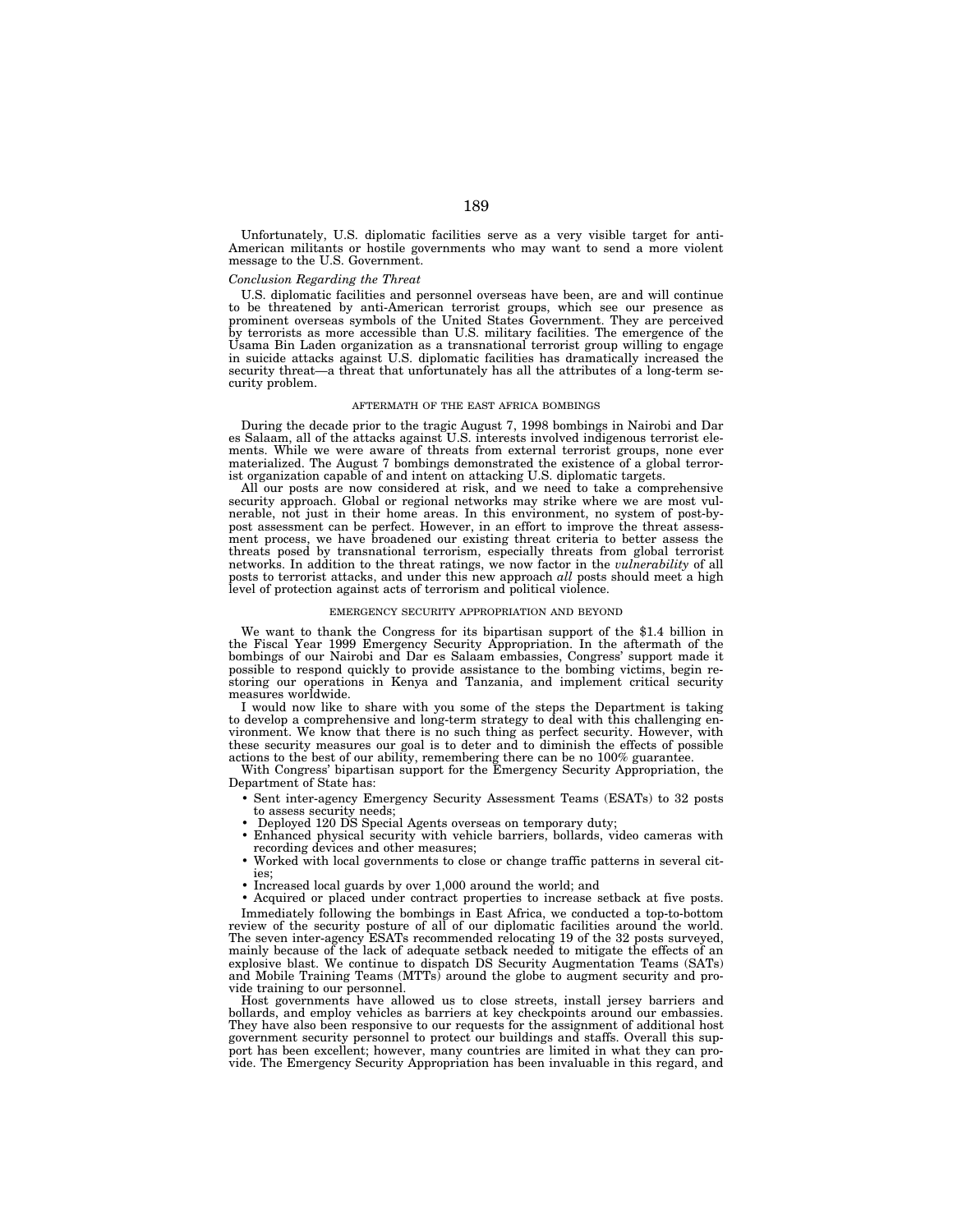Unfortunately, U.S. diplomatic facilities serve as a very visible target for anti-American militants or hostile governments who may want to send a more violent message to the U.S. Government.

*Conclusion Regarding the Threat*

U.S. diplomatic facilities and personnel overseas have been, are and will continue to be threatened by anti-American terrorist groups, which see our presence as prominent overseas symbols of the United States Government. They are perceived by terrorists as more accessible than U.S. military facilities. The emergence of the Usama Bin Laden organization as a transnational terrorist group willing to engage in suicide attacks against U.S. diplomatic facilities has dramatically increased the security threat—a threat that unfortunately has all the attributes of a long-term security problem.

## AFTERMATH OF THE EAST AFRICA BOMBINGS

During the decade prior to the tragic August 7, 1998 bombings in Nairobi and Dar es Salaam, all of the attacks against U.S. interests involved indigenous terrorist elements. While we were aware of threats from external terrorist groups, none ever materialized. The August 7 bombings demonstrated the existence of a global terrorist organization capable of and intent on attacking U.S. diplomatic targets.

All our posts are now considered at risk, and we need to take a comprehensive security approach. Global or regional networks may strike where we are most vulnerable, not just in their home areas. In this environment, no system of post-by-post assessment can be perfect. However, in an effort to improve the threat assessment process, we have broadened our existing threat criteria to better assess the threats posed by transnational terrorism, especially threats from global terrorist networks. In addition to the threat ratings, we now factor in the *vulnerability* of all posts to terrorist attacks, and under this new approach *all* posts should meet a high level of protection against acts of terrorism and political violence.

## EMERGENCY SECURITY APPROPRIATION AND BEYOND

We want to thank the Congress for its bipartisan support of the $1.4 billion in the Fiscal Year 1999 Emergency Security Appropriation. In the aftermath of the bombings of our Nairobi and Dar es Salaam embassies, Congress' support made it possible to respond quickly to provide assistance to the bombing victims, begin restoring our operations in Kenya and Tanzania, and implement critical security measures worldwide.

I would now like to share with you some of the steps the Department is taking to develop a comprehensive and long-term strategy to deal with this challenging environment. We know that there is no such thing as perfect security. However, with these security measures our goal is to deter and to diminish the effects of possible actions to the best of our ability, remembering there can be no 100% guarantee.

With Congress' bipartisan support for the Emergency Security Appropriation, the Department of State has:

- Sent inter-agency Emergency Security Assessment Teams (ESATs) to 32 posts to assess security needs;
- Deployed 120 DS Special Agents overseas on temporary duty;
- Enhanced physical security with vehicle barriers, bollards, video cameras with recording devices and other measures;
- Worked with local governments to close or change traffic patterns in several cities;
- Increased local guards by over 1,000 around the world; and
- Acquired or placed under contract properties to increase setback at five posts.

Immediately following the bombings in East Africa, we conducted a top-to-bottom review of the security posture of all of our diplomatic facilities around the world. The seven inter-agency ESATs recommended relocating 19 of the 32 posts surveyed, mainly because of the lack of adequate setback needed to mitigate the effects of an explosive blast. We continue to dispatch DS Security Augmentation Teams (SATs) and Mobile Training Teams (MTTs) around the globe to augment security and provide training to our personnel.

Host governments have allowed us to close streets, install jersey barriers and bollards, and employ vehicles as barriers at key checkpoints around our embassies. They have also been responsive to our requests for the assignment of additional host government security personnel to protect our buildings and staffs. Overall this support has been excellent; however, many countries are limited in what they can provide. The Emergency Security Appropriation has been invaluable in this regard, and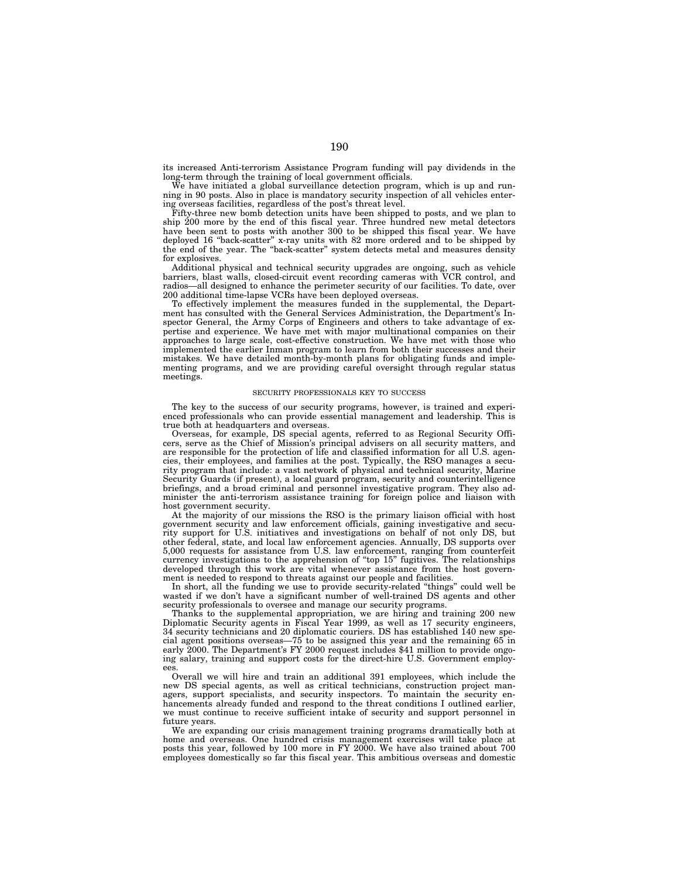its increased Anti-terrorism Assistance Program funding will pay dividends in the long-term through the training of local government officials.

We have initiated a global surveillance detection program, which is up and running in 90 posts. Also in place is mandatory security inspection of all vehicles entering overseas facilities, regardless of the post's threat level.

Fifty-three new bomb detection units have been shipped to posts, and we plan to ship 200 more by the end of this fiscal year. Three hundred new metal detectors have been sent to posts with another 300 to be shipped this fiscal year. We have deployed 16 "back-scatter" x-ray units with 82 more ordered and to be shipped by the end of the year. The "back-scatter" system detects metal and measures density for explosives.

Additional physical and technical security upgrades are ongoing, such as vehicle barriers, blast walls, closed-circuit event recording cameras with VCR control, and radios—all designed to enhance the perimeter security of our facilities. To date, over 200 additional time-lapse VCRs have been deployed overseas.

To effectively implement the measures funded in the supplemental, the Department has consulted with the General Services Administration, the Department's Inspector General, the Army Corps of Engineers and others to take advantage of expertise and experience. We have met with major multinational companies on their approaches to large scale, cost-effective construction. We have met with those who implemented the earlier Inman program to learn from both their successes and their mistakes. We have detailed month-by-month plans for obligating funds and implementing programs, and we are providing careful oversight through regular status meetings.

SECURITY PROFESSIONALS KEY TO SUCCESS

The key to the success of our security programs, however, is trained and experienced professionals who can provide essential management and leadership. This is true both at headquarters and overseas.

Overseas, for example, DS special agents, referred to as Regional Security Officers, serve as the Chief of Mission's principal advisers on all security matters, and are responsible for the protection of life and classified information for all U.S. agencies, their employees, and families at the post. Typically, the RSO manages a security program that include: a vast network of physical and technical security, Marine Security Guards (if present), a local guard program, security and counterintelligence briefings, and a broad criminal and personnel investigative program. They also administer the anti-terrorism assistance training for foreign police and liaison with host government security.

At the majority of our missions the RSO is the primary liaison official with host government security and law enforcement officials, gaining investigative and security support for U.S. initiatives and investigations on behalf of not only DS, but other federal, state, and local law enforcement agencies. Annually, DS supports over 5,000 requests for assistance from U.S. law enforcement, ranging from counterfeit currency investigations to the apprehension of "top 15" fugitives. The relationships developed through this work are vital whenever assistance from the host government is needed to respond to threats against our people and facilities.

In short, all the funding we use to provide security-related "things" could well be wasted if we don't have a significant number of well-trained DS agents and other security professionals to oversee and manage our security programs.

Thanks to the supplemental appropriation, we are hiring and training 200 new Diplomatic Security agents in Fiscal Year 1999, as well as 17 security engineers, 34 security technicians and 20 diplomatic couriers. DS has established 140 new special agent positions overseas—75 to be assigned this year and the remaining 65 in early 2000. The Department's FY 2000 request includes $41 million to provide ongoing salary, training and support costs for the direct-hire U.S. Government employees.

Overall we will hire and train an additional 391 employees, which include the new DS special agents, as well as critical technicians, construction project managers, support specialists, and security inspectors. To maintain the security enhancements already funded and respond to the threat conditions I outlined earlier, we must continue to receive sufficient intake of security and support personnel in future years.

We are expanding our crisis management training programs dramatically both at home and overseas. One hundred crisis management exercises will take place at posts this year, followed by 100 more in FY 2000. We have also trained about 700 employees domestically so far this fiscal year. This ambitious overseas and domestic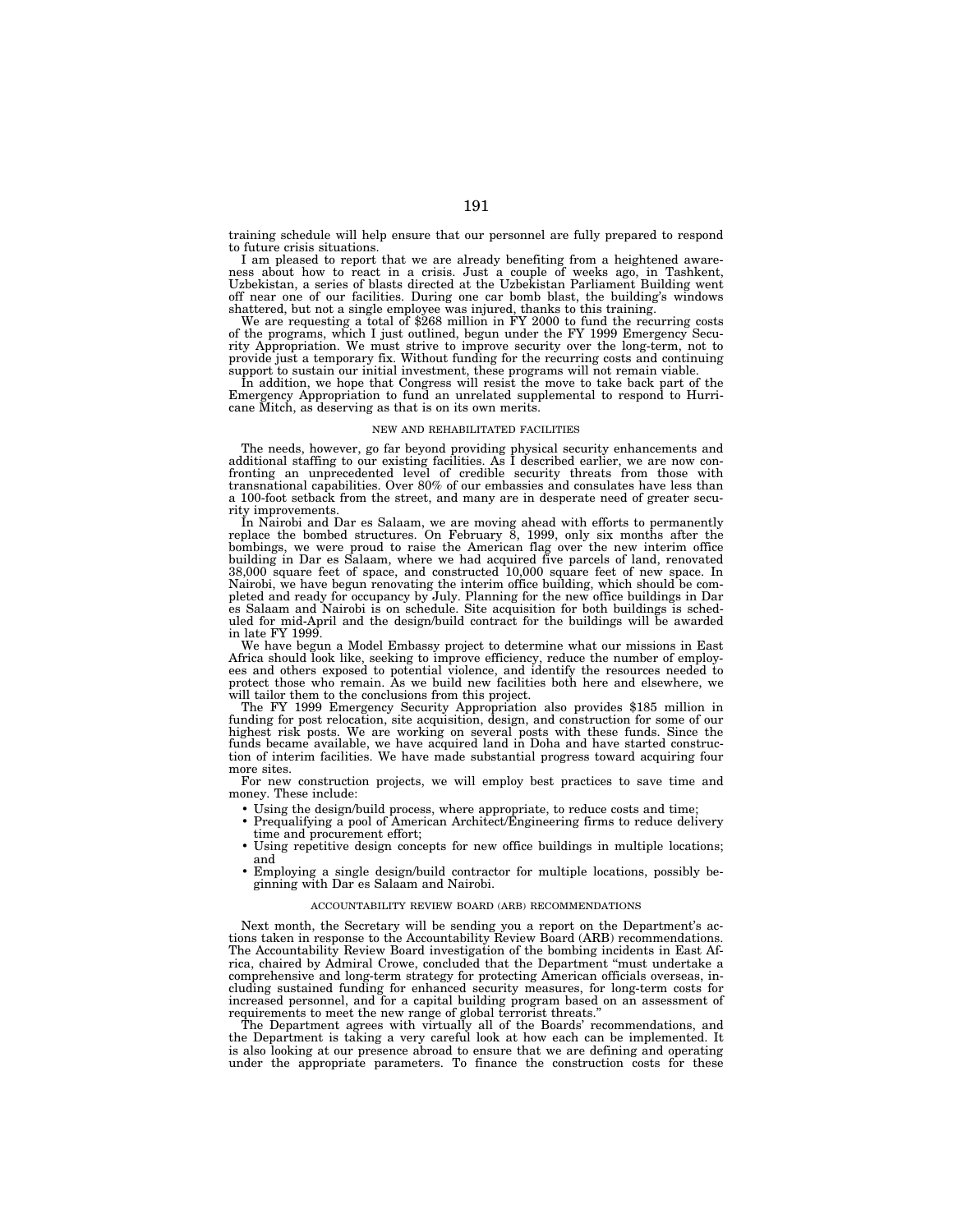training schedule will help ensure that our personnel are fully prepared to respond to future crisis situations.

I am pleased to report that we are already benefiting from a heightened awareness about how to react in a crisis. Just a couple of weeks ago, in Tashkent, Uzbekistan, a series of blasts directed at the Uzbekistan Parliament Building went off near one of our facilities. During one car bomb blast, the building's windows shattered, but not a single employee was injured, thanks to this training.

We are requesting a total of $268 million in FY 2000 to fund the recurring costs of the programs, which I just outlined, begun under the FY 1999 Emergency Security Appropriation. We must strive to improve security over the long-term, not to provide just a temporary fix. Without funding for the recurring costs and continuing support to sustain our initial investment, these programs will not remain viable.

In addition, we hope that Congress will resist the move to take back part of the Emergency Appropriation to fund an unrelated supplemental to respond to Hurricane Mitch, as deserving as that is on its own merits.

NEW AND REHABILITATED FACILITIES

The needs, however, go far beyond providing physical security enhancements and additional staffing to our existing facilities. As I described earlier, we are now confronting an unprecedented level of credible security threats from those with transnational capabilities. Over 80% of our embassies and consulates have less than a 100-foot setback from the street, and many are in desperate need of greater security improvements.

In Nairobi and Dar es Salaam, we are moving ahead with efforts to permanently replace the bombed structures. On February 8, 1999, only six months after the bombings, we were proud to raise the American flag over the new interim office building in Dar es Salaam, where we had acquired five parcels of land, renovated 38,000 square feet of space, and constructed 10,000 square feet of new space. In Nairobi, we have begun renovating the interim office building, which should be completed and ready for occupancy by July. Planning for the new office buildings in Dar es Salaam and Nairobi is on schedule. Site acquisition for both buildings is scheduled for mid-April and the design/build contract for the buildings will be awarded in late FY 1999.

We have begun a Model Embassy project to determine what our missions in East Africa should look like, seeking to improve efficiency, reduce the number of employees and others exposed to potential violence, and identify the resources needed to protect those who remain. As we build new facilities both here and elsewhere, we will tailor them to the conclusions from this project.

The FY 1999 Emergency Security Appropriation also provides $185 million in funding for post relocation, site acquisition, design, and construction for some of our highest risk posts. We are working on several posts with these funds. Since the funds became available, we have acquired land in Doha and have started construction of interim facilities. We have made substantial progress toward acquiring four more sites.

For new construction projects, we will employ best practices to save time and money. These include:

- Using the design/build process, where appropriate, to reduce costs and time;
- Prequalifying a pool of American Architect/Engineering firms to reduce delivery time and procurement effort;
- Using repetitive design concepts for new office buildings in multiple locations; and
- Employing a single design/build contractor for multiple locations, possibly beginning with Dar es Salaam and Nairobi.

ACCOUNTABILITY REVIEW BOARD (ARB) RECOMMENDATIONS

Next month, the Secretary will be sending you a report on the Department's actions taken in response to the Accountability Review Board (ARB) recommendations. The Accountability Review Board investigation of the bombing incidents in East Africa, chaired by Admiral Crowe, concluded that the Department "must undertake a comprehensive and long-term strategy for protecting American officials overseas, including sustained funding for enhanced security measures, for long-term costs for increased personnel, and for a capital building program based on an assessment of requirements to meet the new range of global terrorist threats."

The Department agrees with virtually all of the Boards' recommendations, and the Department is taking a very careful look at how each can be implemented. It is also looking at our presence abroad to ensure that we are defining and operating under the appropriate parameters. To finance the construction costs for these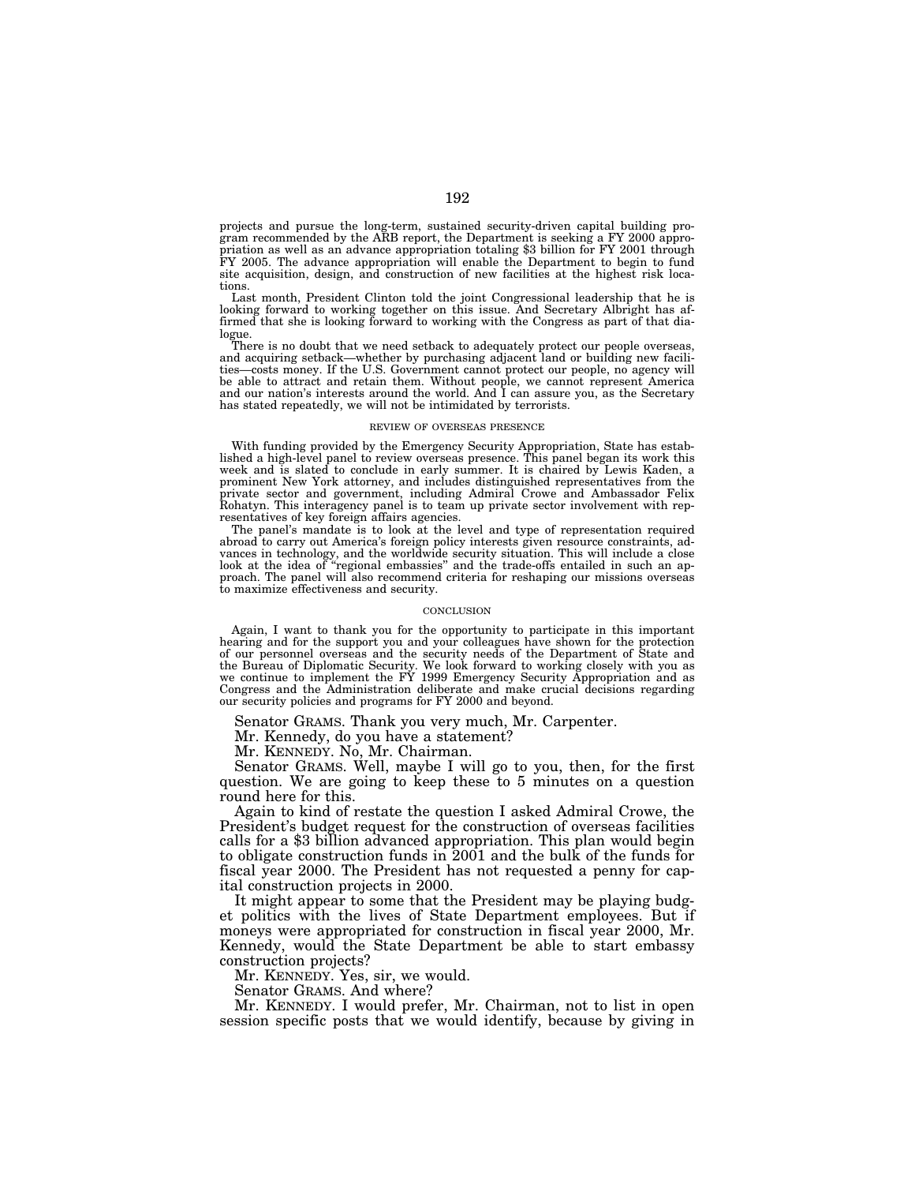projects and pursue the long-term, sustained security-driven capital building program recommended by the ARB report, the Department is seeking a FY 2000 appropriation as well as an advance appropriation totaling $3 billion for FY 2001 through FY 2005. The advance appropriation will enable the Department to begin to fund site acquisition, design, and construction of new facilities at the highest risk locations.

Last month, President Clinton told the joint Congressional leadership that he is looking forward to working together on this issue. And Secretary Albright has affirmed that she is looking forward to working with the Congress as part of that dialogue.

There is no doubt that we need setback to adequately protect our people overseas, and acquiring setback—whether by purchasing adjacent land or building new facilities—costs money. If the U.S. Government cannot protect our people, no agency will be able to attract and retain them. Without people, we cannot represent America and our nation's interests around the world. And I can assure you, as the Secretary has stated repeatedly, we will not be intimidated by terrorists.

### REVIEW OF OVERSEAS PRESENCE

With funding provided by the Emergency Security Appropriation, State has established a high-level panel to review overseas presence. This panel began its work this week and is slated to conclude in early summer. It is chaired by Lewis Kaden, a prominent New York attorney, and includes distinguished representatives from the private sector and government, including Admiral Crowe and Ambassador Felix Rohatyn. This interagency panel is to team up private sector involvement with representatives of key foreign affairs agencies.

The panel's mandate is to look at the level and type of representation required abroad to carry out America's foreign policy interests given resource constraints, advances in technology, and the worldwide security situation. This will include a close look at the idea of "regional embassies" and the trade-offs entailed in such an approach. The panel will also recommend criteria for reshaping our missions overseas to maximize effectiveness and security.

### CONCLUSION

Again, I want to thank you for the opportunity to participate in this important hearing and for the support you and your colleagues have shown for the protection of our personnel overseas and the security needs of the Department of State and the Bureau of Diplomatic Security. We look forward to working closely with you as we continue to implement the FY 1999 Emergency Security Appropriation and as Congress and the Administration deliberate and make crucial decisions regarding our security policies and programs for FY 2000 and beyond.

Senator GRAMS. Thank you very much, Mr. Carpenter.

Mr. Kennedy, do you have a statement?

Mr. KENNEDY. No, Mr. Chairman.

Senator GRAMS. Well, maybe I will go to you, then, for the first question. We are going to keep these to 5 minutes on a question round here for this.

Again to kind of restate the question I asked Admiral Crowe, the President's budget request for the construction of overseas facilities calls for a $3 billion advanced appropriation. This plan would begin to obligate construction funds in 2001 and the bulk of the funds for fiscal year 2000. The President has not requested a penny for capital construction projects in 2000.

It might appear to some that the President may be playing budget politics with the lives of State Department employees. But if moneys were appropriated for construction in fiscal year 2000, Mr. Kennedy, would the State Department be able to start embassy construction projects?

Mr. KENNEDY. Yes, sir, we would.

Senator GRAMS. And where?

Mr. KENNEDY. I would prefer, Mr. Chairman, not to list in open session specific posts that we would identify, because by giving in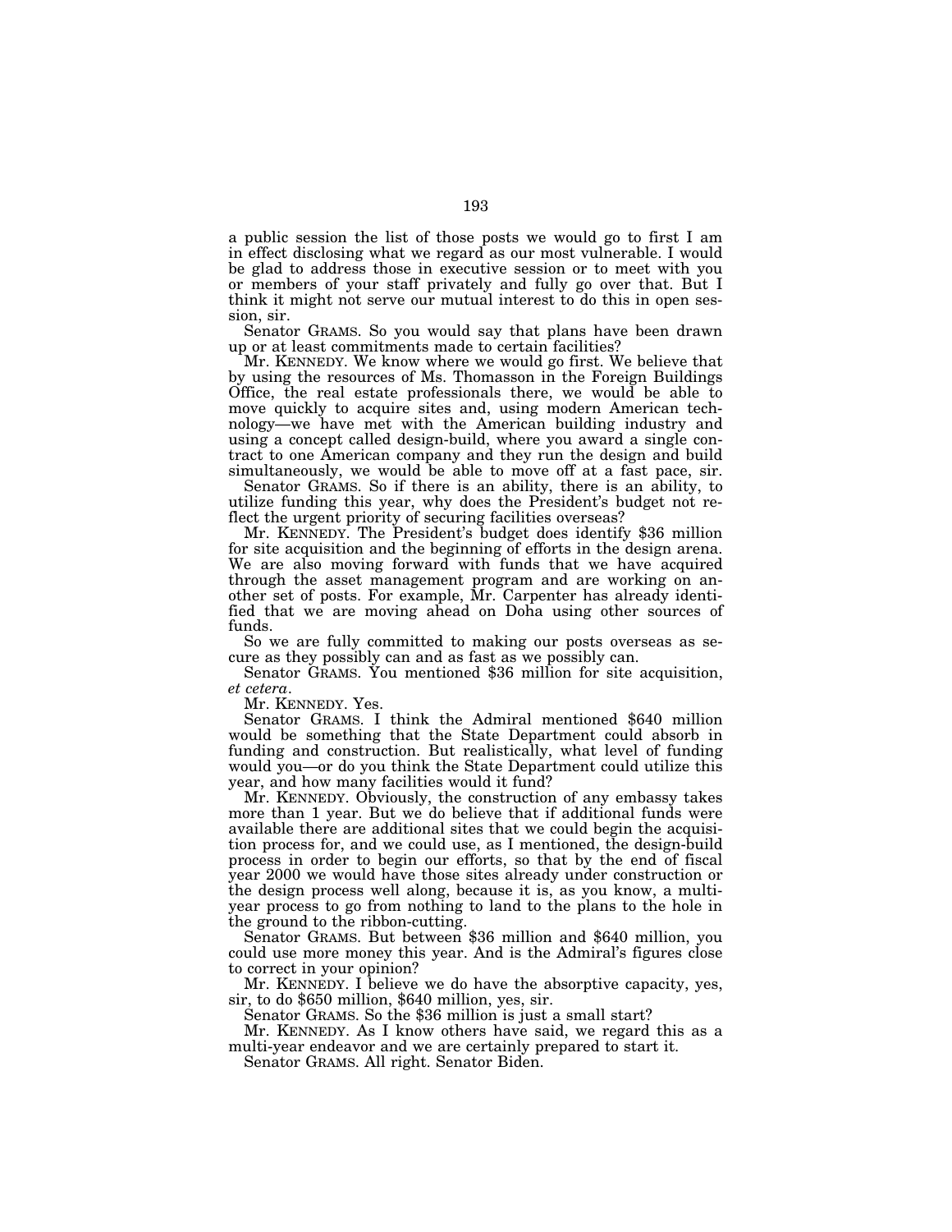a public session the list of those posts we would go to first I am in effect disclosing what we regard as our most vulnerable. I would be glad to address those in executive session or to meet with you or members of your staff privately and fully go over that. But I think it might not serve our mutual interest to do this in open session, sir.

Senator GRAMS. So you would say that plans have been drawn up or at least commitments made to certain facilities?

Mr. KENNEDY. We know where we would go first. We believe that by using the resources of Ms. Thomasson in the Foreign Buildings Office, the real estate professionals there, we would be able to move quickly to acquire sites and, using modern American technology—we have met with the American building industry and using a concept called design-build, where you award a single contract to one American company and they run the design and build simultaneously, we would be able to move off at a fast pace, sir.

Senator GRAMS. So if there is an ability, there is an ability, to utilize funding this year, why does the President's budget not reflect the urgent priority of securing facilities overseas?

Mr. KENNEDY. The President's budget does identify $36 million for site acquisition and the beginning of efforts in the design arena. We are also moving forward with funds that we have acquired through the asset management program and are working on another set of posts. For example, Mr. Carpenter has already identified that we are moving ahead on Doha using other sources of funds.

So we are fully committed to making our posts overseas as secure as they possibly can and as fast as we possibly can.

Senator GRAMS. You mentioned $36 million for site acquisition, *et cetera*.

Mr. KENNEDY. Yes.

Senator GRAMS. I think the Admiral mentioned $640 million would be something that the State Department could absorb in funding and construction. But realistically, what level of funding would you—or do you think the State Department could utilize this year, and how many facilities would it fund?

Mr. KENNEDY. Obviously, the construction of any embassy takes more than 1 year. But we do believe that if additional funds were available there are additional sites that we could begin the acquisition process for, and we could use, as I mentioned, the design-build process in order to begin our efforts, so that by the end of fiscal year 2000 we would have those sites already under construction or the design process well along, because it is, as you know, a multi-year process to go from nothing to land to the plans to the hole in the ground to the ribbon-cutting.

Senator GRAMS. But between $36 million and $640 million, you could use more money this year. And is the Admiral's figures close to correct in your opinion?

Mr. KENNEDY. I believe we do have the absorptive capacity, yes, sir, to do $650 million, $640 million, yes, sir.

Senator GRAMS. So the $36 million is just a small start?

Mr. KENNEDY. As I know others have said, we regard this as a multi-year endeavor and we are certainly prepared to start it.

Senator GRAMS. All right. Senator Biden.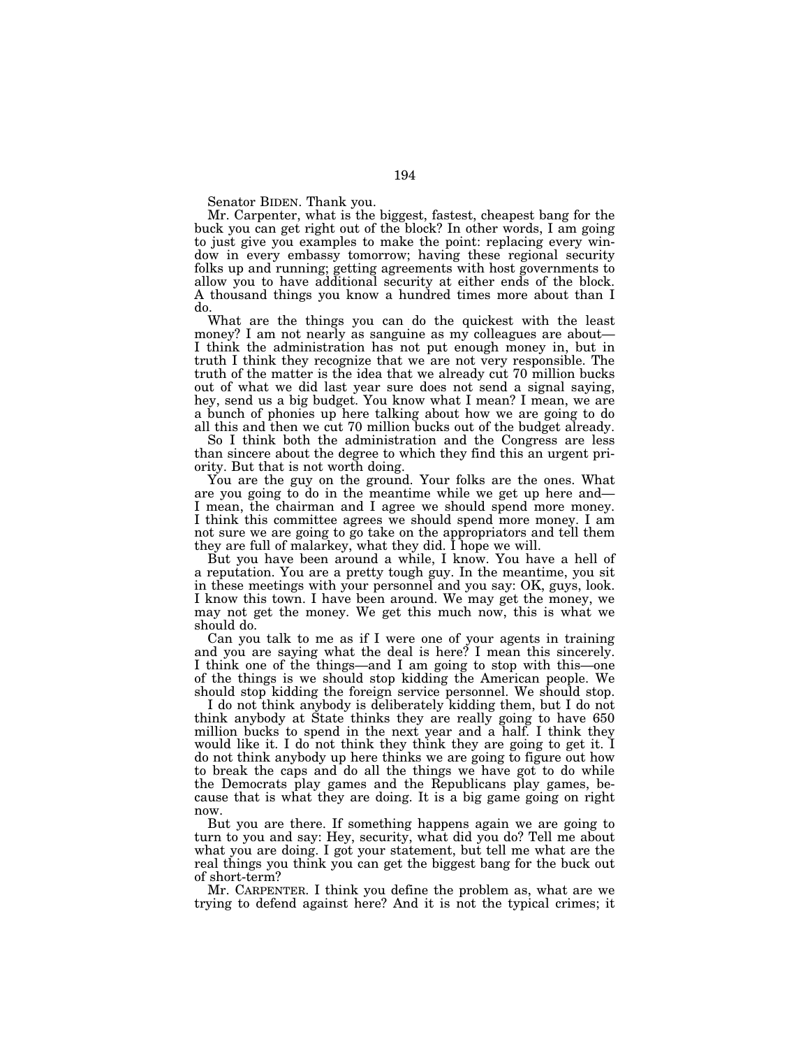Senator BIDEN. Thank you.

Mr. Carpenter, what is the biggest, fastest, cheapest bang for the buck you can get right out of the block? In other words, I am going to just give you examples to make the point: replacing every window in every embassy tomorrow; having these regional security folks up and running; getting agreements with host governments to allow you to have additional security at either ends of the block. A thousand things you know a hundred times more about than I do.

What are the things you can do the quickest with the least money? I am not nearly as sanguine as my colleagues are about—I think the administration has not put enough money in, but in truth I think they recognize that we are not very responsible. The truth of the matter is the idea that we already cut 70 million bucks out of what we did last year sure does not send a signal saying, hey, send us a big budget. You know what I mean? I mean, we are a bunch of phonies up here talking about how we are going to do all this and then we cut 70 million bucks out of the budget already.

So I think both the administration and the Congress are less than sincere about the degree to which they find this an urgent priority. But that is not worth doing.

You are the guy on the ground. Your folks are the ones. What are you going to do in the meantime while we get up here and—I mean, the chairman and I agree we should spend more money. I think this committee agrees we should spend more money. I am not sure we are going to go take on the appropriators and tell them they are full of malarkey, what they did. I hope we will.

But you have been around a while, I know. You have a hell of a reputation. You are a pretty tough guy. In the meantime, you sit in these meetings with your personnel and you say: OK, guys, look. I know this town. I have been around. We may get the money, we may not get the money. We get this much now, this is what we should do.

Can you talk to me as if I were one of your agents in training and you are saying what the deal is here? I mean this sincerely. I think one of the things—and I am going to stop with this—one of the things is we should stop kidding the American people. We should stop kidding the foreign service personnel. We should stop.

I do not think anybody is deliberately kidding them, but I do not think anybody at State thinks they are really going to have 650 million bucks to spend in the next year and a half. I think they would like it. I do not think they think they are going to get it. I do not think anybody up here thinks we are going to figure out how to break the caps and do all the things we have got to do while the Democrats play games and the Republicans play games, because that is what they are doing. It is a big game going on right now.

But you are there. If something happens again we are going to turn to you and say: Hey, security, what did you do? Tell me about what you are doing. I got your statement, but tell me what are the real things you think you can get the biggest bang for the buck out of short-term?

Mr. CARPENTER. I think you define the problem as, what are we trying to defend against here? And it is not the typical crimes; it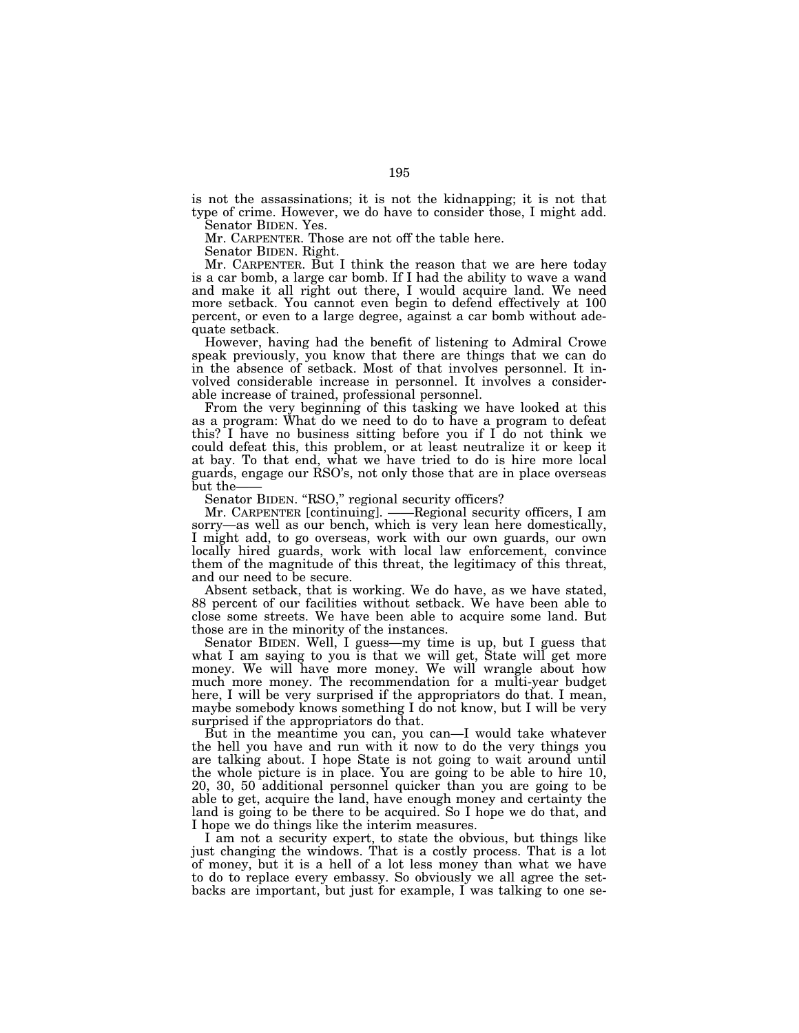is not the assassinations; it is not the kidnapping; it is not that type of crime. However, we do have to consider those, I might add.

Senator BIDEN. Yes.

Mr. CARPENTER. Those are not off the table here.

Senator BIDEN. Right.

Mr. CARPENTER. But I think the reason that we are here today is a car bomb, a large car bomb. If I had the ability to wave a wand and make it all right out there, I would acquire land. We need more setback. You cannot even begin to defend effectively at 100 percent, or even to a large degree, against a car bomb without adequate setback.

However, having had the benefit of listening to Admiral Crowe speak previously, you know that there are things that we can do in the absence of setback. Most of that involves personnel. It involved considerable increase in personnel. It involves a considerable increase of trained, professional personnel.

From the very beginning of this tasking we have looked at this as a program: What do we need to do to have a program to defeat this? I have no business sitting before you if I do not think we could defeat this, this problem, or at least neutralize it or keep it at bay. To that end, what we have tried to do is hire more local guards, engage our RSO's, not only those that are in place overseas but the——

Senator BIDEN. "RSO," regional security officers?

Mr. CARPENTER [continuing]. ——Regional security officers, I am sorry—as well as our bench, which is very lean here domestically, I might add, to go overseas, work with our own guards, our own locally hired guards, work with local law enforcement, convince them of the magnitude of this threat, the legitimacy of this threat, and our need to be secure.

Absent setback, that is working. We do have, as we have stated, 88 percent of our facilities without setback. We have been able to close some streets. We have been able to acquire some land. But those are in the minority of the instances.

Senator BIDEN. Well, I guess—my time is up, but I guess that what I am saying to you is that we will get, State will get more money. We will have more money. We will wrangle about how much more money. The recommendation for a multi-year budget here, I will be very surprised if the appropriators do that. I mean, maybe somebody knows something I do not know, but I will be very surprised if the appropriators do that.

But in the meantime you can, you can—I would take whatever the hell you have and run with it now to do the very things you are talking about. I hope State is not going to wait around until the whole picture is in place. You are going to be able to hire 10, 20, 30, 50 additional personnel quicker than you are going to be able to get, acquire the land, have enough money and certainty the land is going to be there to be acquired. So I hope we do that, and I hope we do things like the interim measures.

I am not a security expert, to state the obvious, but things like just changing the windows. That is a costly process. That is a lot of money, but it is a hell of a lot less money than what we have to do to replace every embassy. So obviously we all agree the setbacks are important, but just for example, I was talking to one se-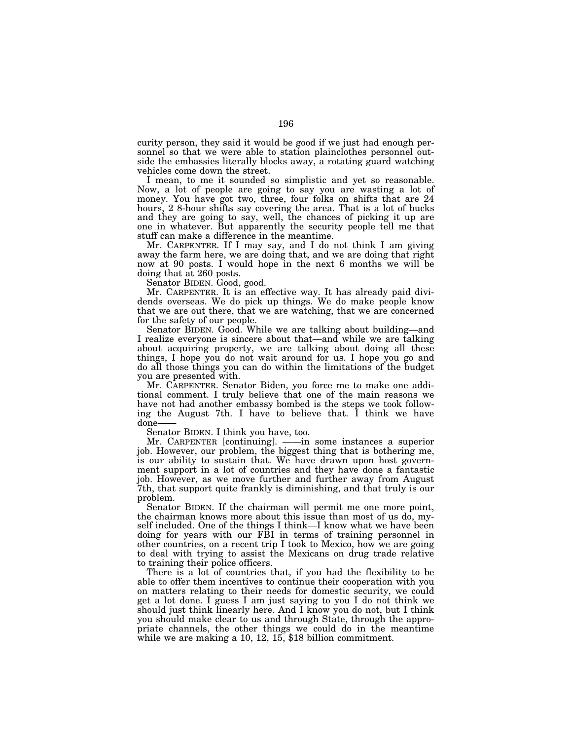curity person, they said it would be good if we just had enough personnel so that we were able to station plainclothes personnel outside the embassies literally blocks away, a rotating guard watching vehicles come down the street.

I mean, to me it sounded so simplistic and yet so reasonable. Now, a lot of people are going to say you are wasting a lot of money. You have got two, three, four folks on shifts that are 24 hours, 2 8-hour shifts say covering the area. That is a lot of bucks and they are going to say, well, the chances of picking it up are one in whatever. But apparently the security people tell me that stuff can make a difference in the meantime.

Mr. CARPENTER. If I may say, and I do not think I am giving away the farm here, we are doing that, and we are doing that right now at 90 posts. I would hope in the next 6 months we will be doing that at 260 posts.

Senator BIDEN. Good, good.

Mr. CARPENTER. It is an effective way. It has already paid dividends overseas. We do pick up things. We do make people know that we are out there, that we are watching, that we are concerned for the safety of our people.

Senator BIDEN. Good. While we are talking about building—and I realize everyone is sincere about that—and while we are talking about acquiring property, we are talking about doing all these things, I hope you do not wait around for us. I hope you go and do all those things you can do within the limitations of the budget you are presented with.

Mr. CARPENTER. Senator Biden, you force me to make one additional comment. I truly believe that one of the main reasons we have not had another embassy bombed is the steps we took following the August 7th. I have to believe that. I think we have done——

Senator BIDEN. I think you have, too.

Mr. CARPENTER [continuing]. ——in some instances a superior job. However, our problem, the biggest thing that is bothering me, is our ability to sustain that. We have drawn upon host government support in a lot of countries and they have done a fantastic job. However, as we move further and further away from August 7th, that support quite frankly is diminishing, and that truly is our problem.

Senator BIDEN. If the chairman will permit me one more point, the chairman knows more about this issue than most of us do, myself included. One of the things I think—I know what we have been doing for years with our FBI in terms of training personnel in other countries, on a recent trip I took to Mexico, how we are going to deal with trying to assist the Mexicans on drug trade relative to training their police officers.

There is a lot of countries that, if you had the flexibility to be able to offer them incentives to continue their cooperation with you on matters relating to their needs for domestic security, we could get a lot done. I guess I am just saying to you I do not think we should just think linearly here. And I know you do not, but I think you should make clear to us and through State, through the appropriate channels, the other things we could do in the meantime while we are making a 10, 12, 15, $18 billion commitment.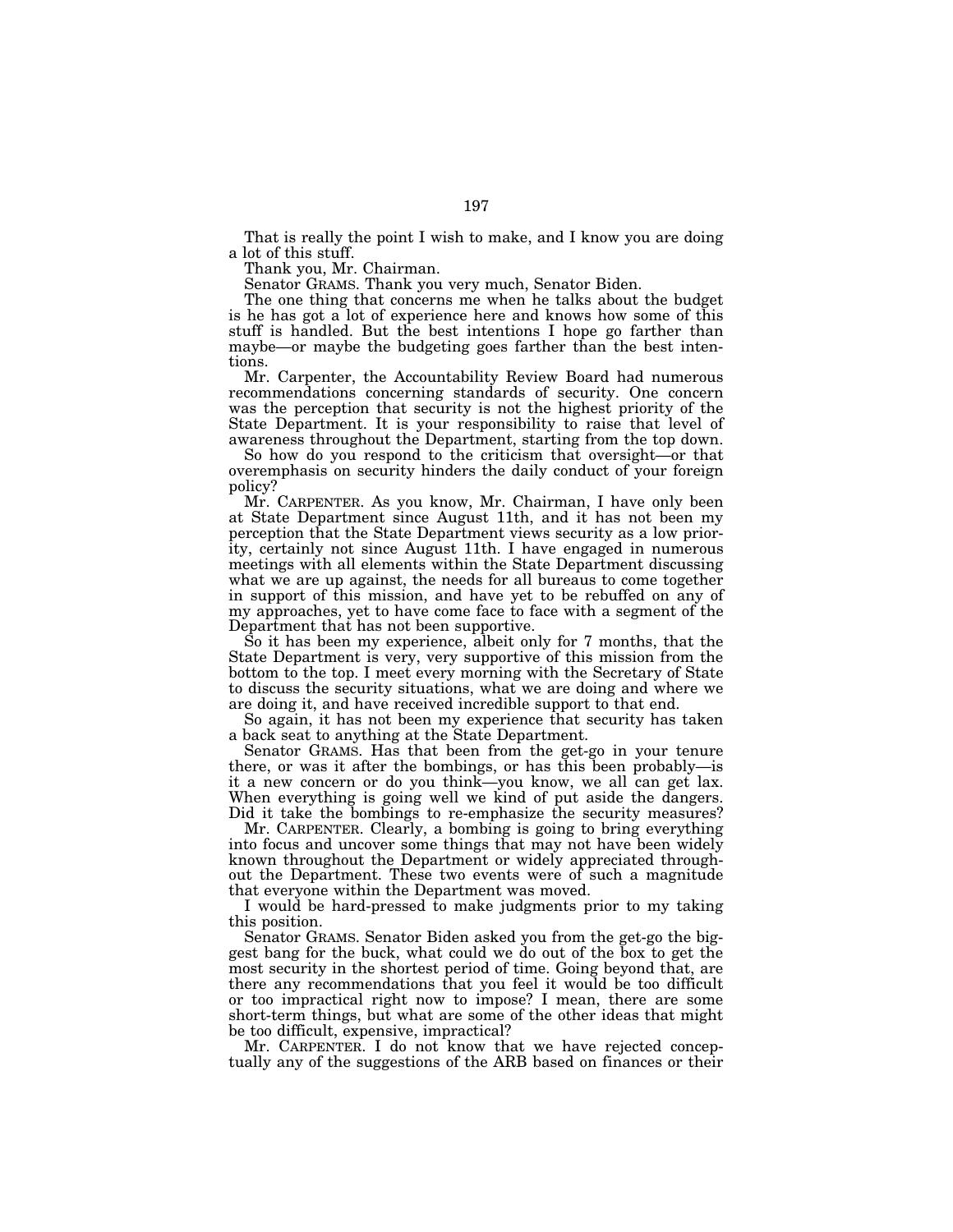That is really the point I wish to make, and I know you are doing a lot of this stuff.

Thank you, Mr. Chairman.

Senator GRAMS. Thank you very much, Senator Biden.

The one thing that concerns me when he talks about the budget is he has got a lot of experience here and knows how some of this stuff is handled. But the best intentions I hope go farther than maybe—or maybe the budgeting goes farther than the best intentions.

Mr. Carpenter, the Accountability Review Board had numerous recommendations concerning standards of security. One concern was the perception that security is not the highest priority of the State Department. It is your responsibility to raise that level of awareness throughout the Department, starting from the top down.

So how do you respond to the criticism that oversight—or that overemphasis on security hinders the daily conduct of your foreign policy?

Mr. CARPENTER. As you know, Mr. Chairman, I have only been at State Department since August 11th, and it has not been my perception that the State Department views security as a low priority, certainly not since August 11th. I have engaged in numerous meetings with all elements within the State Department discussing what we are up against, the needs for all bureaus to come together in support of this mission, and have yet to be rebuffed on any of my approaches, yet to have come face to face with a segment of the Department that has not been supportive.

So it has been my experience, albeit only for 7 months, that the State Department is very, very supportive of this mission from the bottom to the top. I meet every morning with the Secretary of State to discuss the security situations, what we are doing and where we are doing it, and have received incredible support to that end.

So again, it has not been my experience that security has taken a back seat to anything at the State Department.

Senator GRAMS. Has that been from the get-go in your tenure there, or was it after the bombings, or has this been probably—is it a new concern or do you think—you know, we all can get lax. When everything is going well we kind of put aside the dangers. Did it take the bombings to re-emphasize the security measures?

Mr. CARPENTER. Clearly, a bombing is going to bring everything into focus and uncover some things that may not have been widely known throughout the Department or widely appreciated throughout the Department. These two events were of such a magnitude that everyone within the Department was moved.

I would be hard-pressed to make judgments prior to my taking this position.

Senator GRAMS. Senator Biden asked you from the get-go the biggest bang for the buck, what could we do out of the box to get the most security in the shortest period of time. Going beyond that, are there any recommendations that you feel it would be too difficult or too impractical right now to impose? I mean, there are some short-term things, but what are some of the other ideas that might be too difficult, expensive, impractical?

Mr. CARPENTER. I do not know that we have rejected conceptually any of the suggestions of the ARB based on finances or their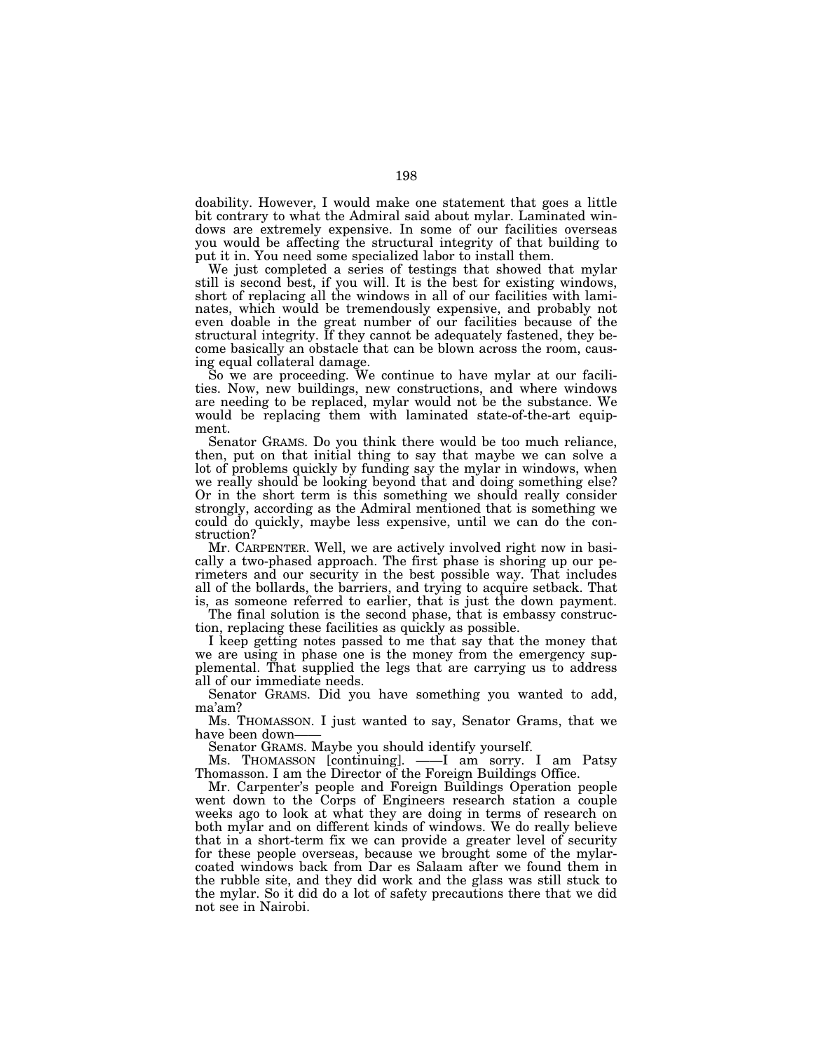doability. However, I would make one statement that goes a little bit contrary to what the Admiral said about mylar. Laminated windows are extremely expensive. In some of our facilities overseas you would be affecting the structural integrity of that building to put it in. You need some specialized labor to install them.

We just completed a series of testings that showed that mylar still is second best, if you will. It is the best for existing windows, short of replacing all the windows in all of our facilities with laminates, which would be tremendously expensive, and probably not even doable in the great number of our facilities because of the structural integrity. If they cannot be adequately fastened, they become basically an obstacle that can be blown across the room, causing equal collateral damage.

So we are proceeding. We continue to have mylar at our facilities. Now, new buildings, new constructions, and where windows are needing to be replaced, mylar would not be the substance. We would be replacing them with laminated state-of-the-art equipment.

Senator GRAMS. Do you think there would be too much reliance, then, put on that initial thing to say that maybe we can solve a lot of problems quickly by funding say the mylar in windows, when we really should be looking beyond that and doing something else? Or in the short term is this something we should really consider strongly, according as the Admiral mentioned that is something we could do quickly, maybe less expensive, until we can do the construction?

Mr. CARPENTER. Well, we are actively involved right now in basically a two-phased approach. The first phase is shoring up our perimeters and our security in the best possible way. That includes all of the bollards, the barriers, and trying to acquire setback. That is, as someone referred to earlier, that is just the down payment.

The final solution is the second phase, that is embassy construction, replacing these facilities as quickly as possible.

I keep getting notes passed to me that say that the money that we are using in phase one is the money from the emergency supplemental. That supplied the legs that are carrying us to address all of our immediate needs.

Senator GRAMS. Did you have something you wanted to add, ma'am?

Ms. THOMASSON. I just wanted to say, Senator Grams, that we have been down——

Senator GRAMS. Maybe you should identify yourself.

Ms. THOMASSON [continuing]. ——I am sorry. I am Patsy Thomasson. I am the Director of the Foreign Buildings Office.

Mr. Carpenter's people and Foreign Buildings Operation people went down to the Corps of Engineers research station a couple weeks ago to look at what they are doing in terms of research on both mylar and on different kinds of windows. We do really believe that in a short-term fix we can provide a greater level of security for these people overseas, because we brought some of the mylar-coated windows back from Dar es Salaam after we found them in the rubble site, and they did work and the glass was still stuck to the mylar. So it did do a lot of safety precautions there that we did not see in Nairobi.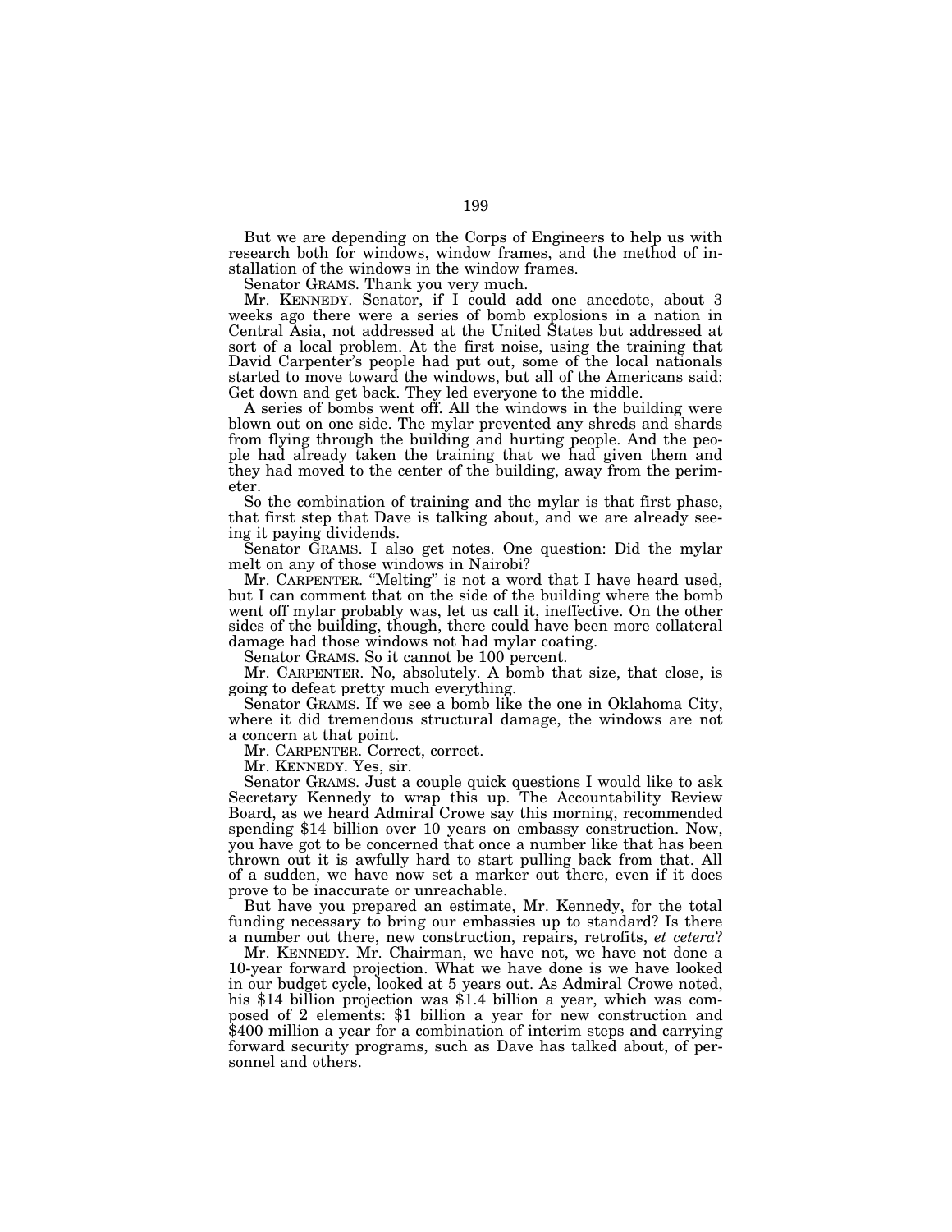But we are depending on the Corps of Engineers to help us with research both for windows, window frames, and the method of installation of the windows in the window frames.

Senator GRAMS. Thank you very much.

Mr. KENNEDY. Senator, if I could add one anecdote, about 3 weeks ago there were a series of bomb explosions in a nation in Central Asia, not addressed at the United States but addressed at sort of a local problem. At the first noise, using the training that David Carpenter's people had put out, some of the local nationals started to move toward the windows, but all of the Americans said: Get down and get back. They led everyone to the middle.

A series of bombs went off. All the windows in the building were blown out on one side. The mylar prevented any shreds and shards from flying through the building and hurting people. And the people had already taken the training that we had given them and they had moved to the center of the building, away from the perimeter.

So the combination of training and the mylar is that first phase, that first step that Dave is talking about, and we are already seeing it paying dividends.

Senator GRAMS. I also get notes. One question: Did the mylar melt on any of those windows in Nairobi?

Mr. CARPENTER. "Melting" is not a word that I have heard used, but I can comment that on the side of the building where the bomb went off mylar probably was, let us call it, ineffective. On the other sides of the building, though, there could have been more collateral damage had those windows not had mylar coating.

Senator GRAMS. So it cannot be 100 percent.

Mr. CARPENTER. No, absolutely. A bomb that size, that close, is going to defeat pretty much everything.

Senator GRAMS. If we see a bomb like the one in Oklahoma City, where it did tremendous structural damage, the windows are not a concern at that point.

Mr. CARPENTER. Correct, correct.

Mr. KENNEDY. Yes, sir.

Senator GRAMS. Just a couple quick questions I would like to ask Secretary Kennedy to wrap this up. The Accountability Review Board, as we heard Admiral Crowe say this morning, recommended spending $14 billion over 10 years on embassy construction. Now, you have got to be concerned that once a number like that has been thrown out it is awfully hard to start pulling back from that. All of a sudden, we have now set a marker out there, even if it does prove to be inaccurate or unreachable.

But have you prepared an estimate, Mr. Kennedy, for the total funding necessary to bring our embassies up to standard? Is there a number out there, new construction, repairs, retrofits, *et cetera*?

Mr. KENNEDY. Mr. Chairman, we have not, we have not done a 10-year forward projection. What we have done is we have looked in our budget cycle, looked at 5 years out. As Admiral Crowe noted, his $14 billion projection was $1.4 billion a year, which was composed of 2 elements: $1 billion a year for new construction and $400 million a year for a combination of interim steps and carrying forward security programs, such as Dave has talked about, of personnel and others.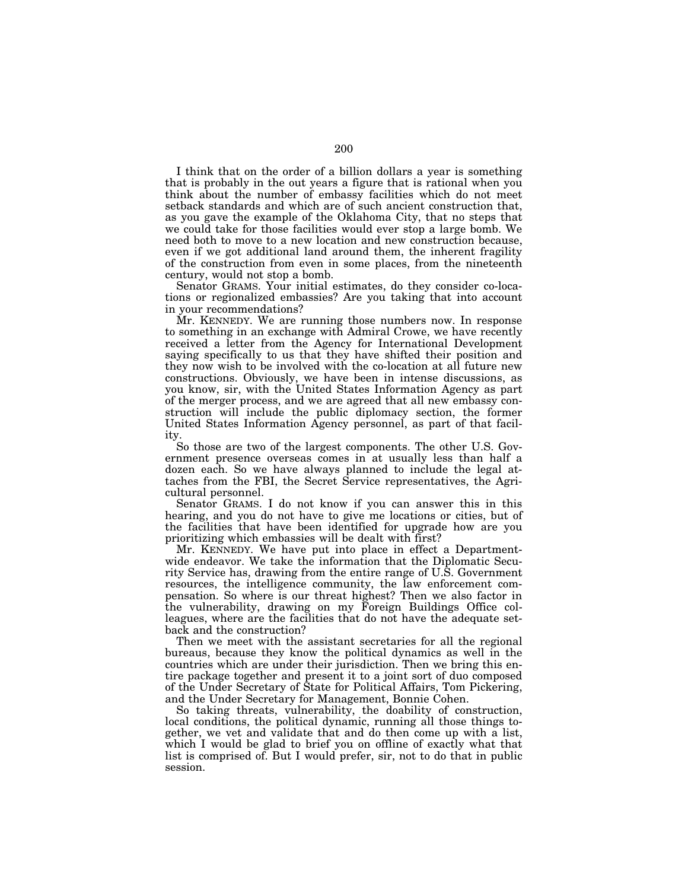I think that on the order of a billion dollars a year is something that is probably in the out years a figure that is rational when you think about the number of embassy facilities which do not meet setback standards and which are of such ancient construction that, as you gave the example of the Oklahoma City, that no steps that we could take for those facilities would ever stop a large bomb. We need both to move to a new location and new construction because, even if we got additional land around them, the inherent fragility of the construction from even in some places, from the nineteenth century, would not stop a bomb.

Senator GRAMS. Your initial estimates, do they consider co-locations or regionalized embassies? Are you taking that into account in your recommendations?

Mr. KENNEDY. We are running those numbers now. In response to something in an exchange with Admiral Crowe, we have recently received a letter from the Agency for International Development saying specifically to us that they have shifted their position and they now wish to be involved with the co-location at all future new constructions. Obviously, we have been in intense discussions, as you know, sir, with the United States Information Agency as part of the merger process, and we are agreed that all new embassy construction will include the public diplomacy section, the former United States Information Agency personnel, as part of that facility.

So those are two of the largest components. The other U.S. Government presence overseas comes in at usually less than half a dozen each. So we have always planned to include the legal attaches from the FBI, the Secret Service representatives, the Agricultural personnel.

Senator GRAMS. I do not know if you can answer this in this hearing, and you do not have to give me locations or cities, but of the facilities that have been identified for upgrade how are you prioritizing which embassies will be dealt with first?

Mr. KENNEDY. We have put into place in effect a Department-wide endeavor. We take the information that the Diplomatic Security Service has, drawing from the entire range of U.S. Government resources, the intelligence community, the law enforcement compensation. So where is our threat highest? Then we also factor in the vulnerability, drawing on my Foreign Buildings Office colleagues, where are the facilities that do not have the adequate setback and the construction?

Then we meet with the assistant secretaries for all the regional bureaus, because they know the political dynamics as well in the countries which are under their jurisdiction. Then we bring this entire package together and present it to a joint sort of duo composed of the Under Secretary of State for Political Affairs, Tom Pickering, and the Under Secretary for Management, Bonnie Cohen.

So taking threats, vulnerability, the doability of construction, local conditions, the political dynamic, running all those things together, we vet and validate that and do then come up with a list, which I would be glad to brief you on offline of exactly what that list is comprised of. But I would prefer, sir, not to do that in public session.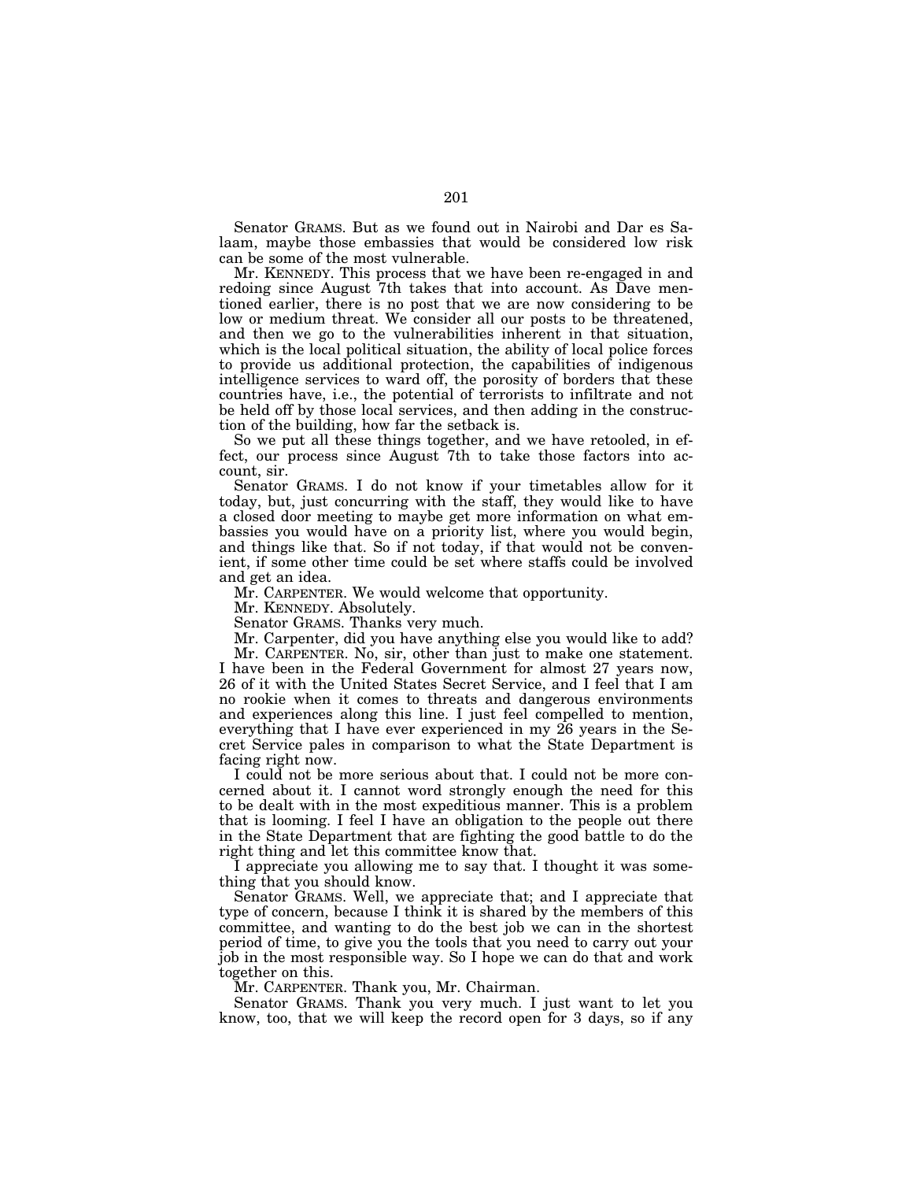Senator GRAMS. But as we found out in Nairobi and Dar es Salaam, maybe those embassies that would be considered low risk can be some of the most vulnerable.

Mr. KENNEDY. This process that we have been re-engaged in and redoing since August 7th takes that into account. As Dave mentioned earlier, there is no post that we are now considering to be low or medium threat. We consider all our posts to be threatened, and then we go to the vulnerabilities inherent in that situation, which is the local political situation, the ability of local police forces to provide us additional protection, the capabilities of indigenous intelligence services to ward off, the porosity of borders that these countries have, i.e., the potential of terrorists to infiltrate and not be held off by those local services, and then adding in the construction of the building, how far the setback is.

So we put all these things together, and we have retooled, in effect, our process since August 7th to take those factors into account, sir.

Senator GRAMS. I do not know if your timetables allow for it today, but, just concurring with the staff, they would like to have a closed door meeting to maybe get more information on what embassies you would have on a priority list, where you would begin, and things like that. So if not today, if that would not be convenient, if some other time could be set where staffs could be involved and get an idea.

Mr. CARPENTER. We would welcome that opportunity.

Mr. KENNEDY. Absolutely.

Senator GRAMS. Thanks very much.

Mr. Carpenter, did you have anything else you would like to add?

Mr. CARPENTER. No, sir, other than just to make one statement. I have been in the Federal Government for almost 27 years now, 26 of it with the United States Secret Service, and I feel that I am no rookie when it comes to threats and dangerous environments and experiences along this line. I just feel compelled to mention, everything that I have ever experienced in my 26 years in the Secret Service pales in comparison to what the State Department is facing right now.

I could not be more serious about that. I could not be more concerned about it. I cannot word strongly enough the need for this to be dealt with in the most expeditious manner. This is a problem that is looming. I feel I have an obligation to the people out there in the State Department that are fighting the good battle to do the right thing and let this committee know that.

I appreciate you allowing me to say that. I thought it was something that you should know.

Senator GRAMS. Well, we appreciate that; and I appreciate that type of concern, because I think it is shared by the members of this committee, and wanting to do the best job we can in the shortest period of time, to give you the tools that you need to carry out your job in the most responsible way. So I hope we can do that and work together on this.

Mr. CARPENTER. Thank you, Mr. Chairman.

Senator GRAMS. Thank you very much. I just want to let you know, too, that we will keep the record open for 3 days, so if any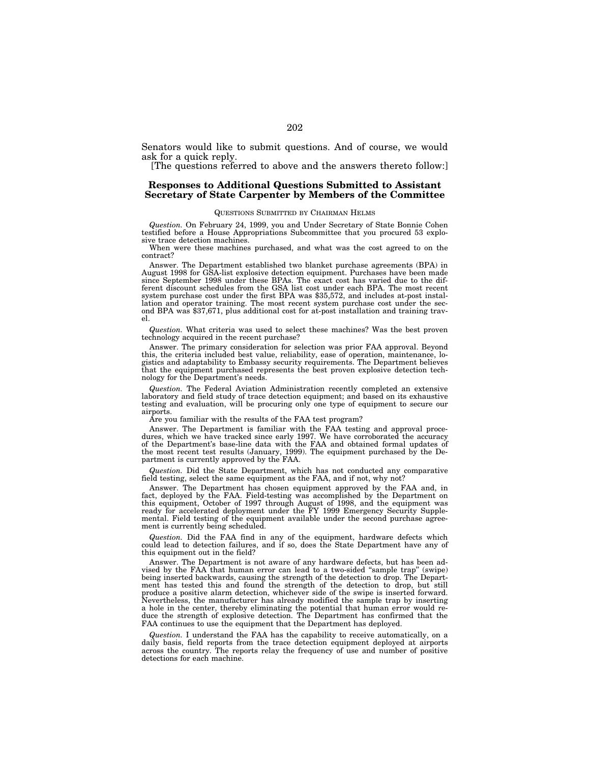Senators would like to submit questions. And of course, we would ask for a quick reply.

[The questions referred to above and the answers thereto follow:]

## Responses to Additional Questions Submitted to Assistant Secretary of State Carpenter by Members of the Committee

### QUESTIONS SUBMITTED BY CHAIRMAN HELMS

*Question.* On February 24, 1999, you and Under Secretary of State Bonnie Cohen testified before a House Appropriations Subcommittee that you procured 53 explosive trace detection machines.

When were these machines purchased, and what was the cost agreed to on the contract?

Answer. The Department established two blanket purchase agreements (BPA) in August 1998 for GSA-list explosive detection equipment. Purchases have been made since September 1998 under these BPAs. The exact cost has varied due to the different discount schedules from the GSA list cost under each BPA. The most recent system purchase cost under the first BPA was $35,572, and includes at-post installation and operator training. The most recent system purchase cost under the second BPA was $37,671, plus additional cost for at-post installation and training travel.

*Question.* What criteria was used to select these machines? Was the best proven technology acquired in the recent purchase?

Answer. The primary consideration for selection was prior FAA approval. Beyond this, the criteria included best value, reliability, ease of operation, maintenance, logistics and adaptability to Embassy security requirements. The Department believes that the equipment purchased represents the best proven explosive detection technology for the Department's needs.

*Question.* The Federal Aviation Administration recently completed an extensive laboratory and field study of trace detection equipment; and based on its exhaustive testing and evaluation, will be procuring only one type of equipment to secure our airports.

Are you familiar with the results of the FAA test program?

Answer. The Department is familiar with the FAA testing and approval procedures, which we have tracked since early 1997. We have corroborated the accuracy of the Department's base-line data with the FAA and obtained formal updates of the most recent test results (January, 1999). The equipment purchased by the Department is currently approved by the FAA.

*Question.* Did the State Department, which has not conducted any comparative field testing, select the same equipment as the FAA, and if not, why not?

Answer. The Department has chosen equipment approved by the FAA and, in fact, deployed by the FAA. Field-testing was accomplished by the Department on this equipment, October of 1997 through August of 1998, and the equipment was ready for accelerated deployment under the FY 1999 Emergency Security Supplemental. Field testing of the equipment available under the second purchase agreement is currently being scheduled.

*Question.* Did the FAA find in any of the equipment, hardware defects which could lead to detection failures, and if so, does the State Department have any of this equipment out in the field?

Answer. The Department is not aware of any hardware defects, but has been advised by the FAA that human error can lead to a two-sided "sample trap" (swipe) being inserted backwards, causing the strength of the detection to drop. The Department has tested this and found the strength of the detection to drop, but still produce a positive alarm detection, whichever side of the swipe is inserted forward. Nevertheless, the manufacturer has already modified the sample trap by inserting a hole in the center, thereby eliminating the potential that human error would reduce the strength of explosive detection. The Department has confirmed that the FAA continues to use the equipment that the Department has deployed.

*Question.* I understand the FAA has the capability to receive automatically, on a daily basis, field reports from the trace detection equipment deployed at airports across the country. The reports relay the frequency of use and number of positive detections for each machine.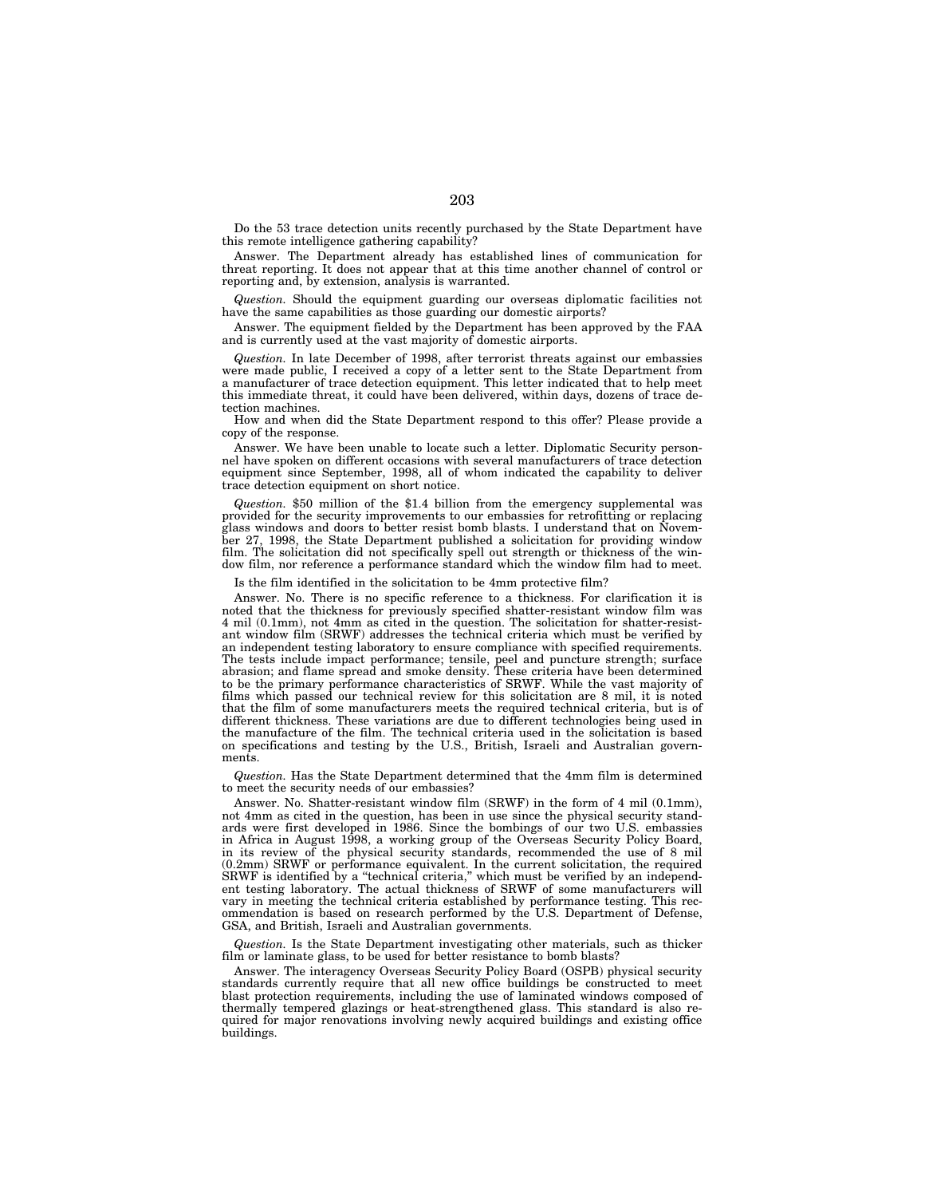Do the 53 trace detection units recently purchased by the State Department have this remote intelligence gathering capability?

Answer. The Department already has established lines of communication for threat reporting. It does not appear that at this time another channel of control or reporting and, by extension, analysis is warranted.

*Question.* Should the equipment guarding our overseas diplomatic facilities not have the same capabilities as those guarding our domestic airports?

Answer. The equipment fielded by the Department has been approved by the FAA and is currently used at the vast majority of domestic airports.

*Question.* In late December of 1998, after terrorist threats against our embassies were made public, I received a copy of a letter sent to the State Department from a manufacturer of trace detection equipment. This letter indicated that to help meet this immediate threat, it could have been delivered, within days, dozens of trace detection machines.

How and when did the State Department respond to this offer? Please provide a copy of the response.

Answer. We have been unable to locate such a letter. Diplomatic Security personnel have spoken on different occasions with several manufacturers of trace detection equipment since September, 1998, all of whom indicated the capability to deliver trace detection equipment on short notice.

*Question.* $50 million of the $1.4 billion from the emergency supplemental was provided for the security improvements to our embassies for retrofitting or replacing glass windows and doors to better resist bomb blasts. I understand that on November 27, 1998, the State Department published a solicitation for providing window film. The solicitation did not specifically spell out strength or thickness of the window film, nor reference a performance standard which the window film had to meet.

Is the film identified in the solicitation to be 4mm protective film?

Answer. No. There is no specific reference to a thickness. For clarification it is noted that the thickness for previously specified shatter-resistant window film was 4 mil (0.1mm), not 4mm as cited in the question. The solicitation for shatter-resistant window film (SRWF) addresses the technical criteria which must be verified by an independent testing laboratory to ensure compliance with specified requirements. The tests include impact performance; tensile, peel and puncture strength; surface abrasion; and flame spread and smoke density. These criteria have been determined to be the primary performance characteristics of SRWF. While the vast majority of films which passed our technical review for this solicitation are 8 mil, it is noted that the film of some manufacturers meets the required technical criteria, but is of different thickness. These variations are due to different technologies being used in the manufacture of the film. The technical criteria used in the solicitation is based on specifications and testing by the U.S., British, Israeli and Australian governments.

*Question.* Has the State Department determined that the 4mm film is determined to meet the security needs of our embassies?

Answer. No. Shatter-resistant window film (SRWF) in the form of 4 mil (0.1mm), not 4mm as cited in the question, has been in use since the physical security standards were first developed in 1986. Since the bombings of our two U.S. embassies in Africa in August 1998, a working group of the Overseas Security Policy Board, in its review of the physical security standards, recommended the use of 8 mil (0.2mm) SRWF or performance equivalent. In the current solicitation, the required SRWF is identified by a "technical criteria," which must be verified by an independent testing laboratory. The actual thickness of SRWF of some manufacturers will vary in meeting the technical criteria established by performance testing. This recommendation is based on research performed by the U.S. Department of Defense, GSA, and British, Israeli and Australian governments.

*Question.* Is the State Department investigating other materials, such as thicker film or laminate glass, to be used for better resistance to bomb blasts?

Answer. The interagency Overseas Security Policy Board (OSPB) physical security standards currently require that all new office buildings be constructed to meet blast protection requirements, including the use of laminated windows composed of thermally tempered glazings or heat-strengthened glass. This standard is also required for major renovations involving newly acquired buildings and existing office buildings.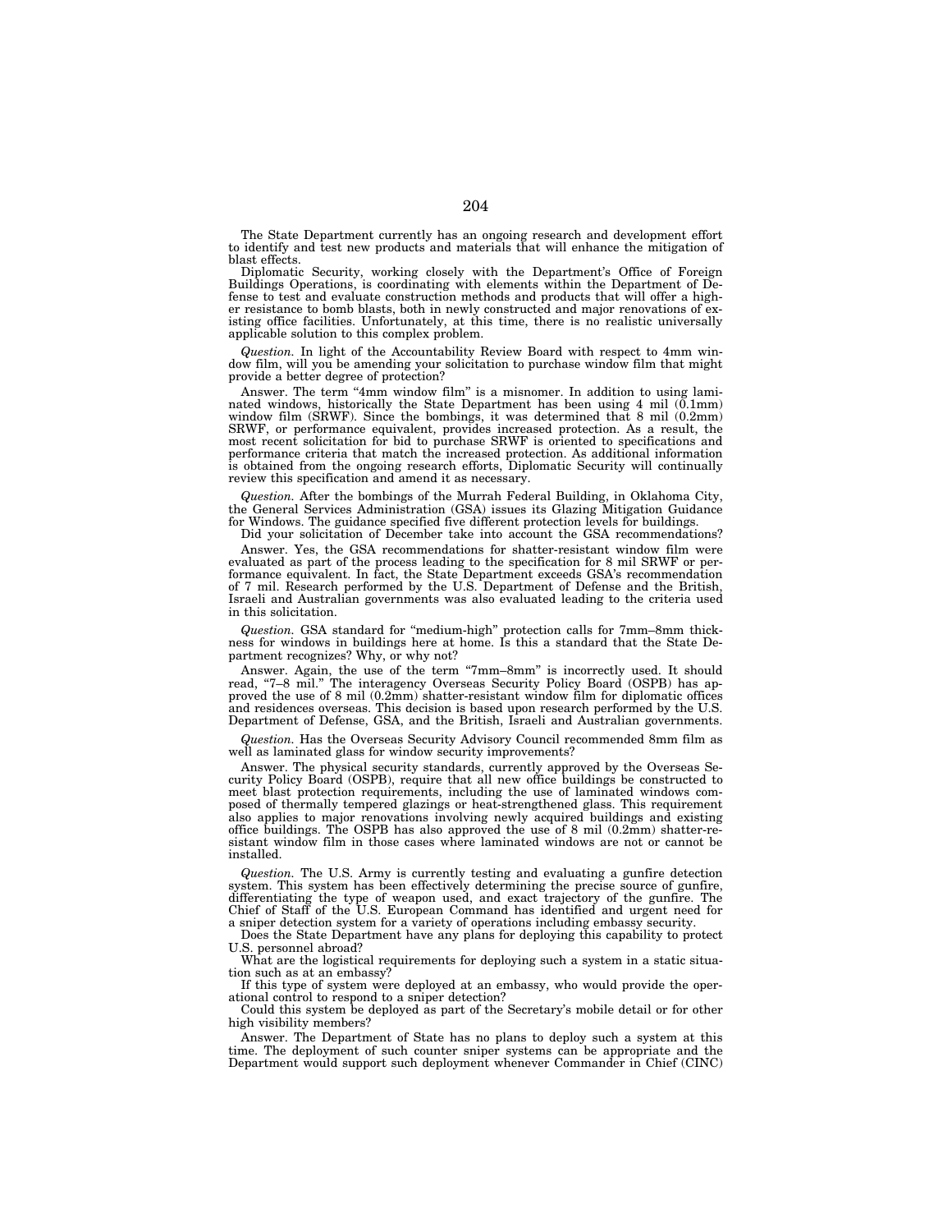The State Department currently has an ongoing research and development effort to identify and test new products and materials that will enhance the mitigation of blast effects.

Diplomatic Security, working closely with the Department's Office of Foreign Buildings Operations, is coordinating with elements within the Department of Defense to test and evaluate construction methods and products that will offer a higher resistance to bomb blasts, both in newly constructed and major renovations of existing office facilities. Unfortunately, at this time, there is no realistic universally applicable solution to this complex problem.

*Question.* In light of the Accountability Review Board with respect to 4mm window film, will you be amending your solicitation to purchase window film that might provide a better degree of protection?

Answer. The term "4mm window film" is a misnomer. In addition to using laminated windows, historically the State Department has been using 4 mil (0.1mm) window film (SRWF). Since the bombings, it was determined that 8 mil (0.2mm) SRWF, or performance equivalent, provides increased protection. As a result, the most recent solicitation for bid to purchase SRWF is oriented to specifications and performance criteria that match the increased protection. As additional information is obtained from the ongoing research efforts, Diplomatic Security will continually review this specification and amend it as necessary.

*Question.* After the bombings of the Murrah Federal Building, in Oklahoma City, the General Services Administration (GSA) issues its Glazing Mitigation Guidance for Windows. The guidance specified five different protection levels for buildings.

Did your solicitation of December take into account the GSA recommendations?

Answer. Yes, the GSA recommendations for shatter-resistant window film were evaluated as part of the process leading to the specification for 8 mil SRWF or performance equivalent. In fact, the State Department exceeds GSA's recommendation of 7 mil. Research performed by the U.S. Department of Defense and the British, Israeli and Australian governments was also evaluated leading to the criteria used in this solicitation.

*Question.* GSA standard for "medium-high" protection calls for 7mm–8mm thickness for windows in buildings here at home. Is this a standard that the State Department recognizes? Why, or why not?

Answer. Again, the use of the term "7mm–8mm" is incorrectly used. It should read, "7–8 mil." The interagency Overseas Security Policy Board (OSPB) has approved the use of 8 mil (0.2mm) shatter-resistant window film for diplomatic offices and residences overseas. This decision is based upon research performed by the U.S. Department of Defense, GSA, and the British, Israeli and Australian governments.

*Question.* Has the Overseas Security Advisory Council recommended 8mm film as well as laminated glass for window security improvements?

Answer. The physical security standards, currently approved by the Overseas Security Policy Board (OSPB), require that all new office buildings be constructed to meet blast protection requirements, including the use of laminated windows composed of thermally tempered glazings or heat-strengthened glass. This requirement also applies to major renovations involving newly acquired buildings and existing office buildings. The OSPB has also approved the use of 8 mil (0.2mm) shatter-resistant window film in those cases where laminated windows are not or cannot be installed.

*Question.* The U.S. Army is currently testing and evaluating a gunfire detection system. This system has been effectively determining the precise source of gunfire, differentiating the type of weapon used, and exact trajectory of the gunfire. The Chief of Staff of the U.S. European Command has identified and urgent need for a sniper detection system for a variety of operations including embassy security.

Does the State Department have any plans for deploying this capability to protect U.S. personnel abroad?

What are the logistical requirements for deploying such a system in a static situation such as at an embassy?

If this type of system were deployed at an embassy, who would provide the operational control to respond to a sniper detection?

Could this system be deployed as part of the Secretary's mobile detail or for other high visibility members?

Answer. The Department of State has no plans to deploy such a system at this time. The deployment of such counter sniper systems can be appropriate and the Department would support such deployment whenever Commander in Chief (CINC)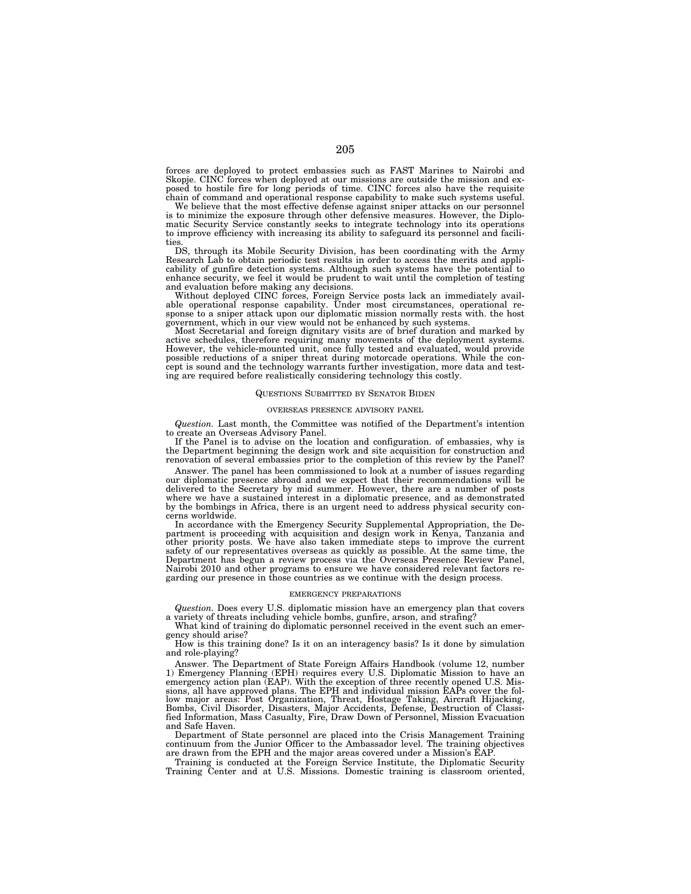forces are deployed to protect embassies such as FAST Marines to Nairobi and Skopje. CINC forces when deployed at our missions are outside the mission and exposed to hostile fire for long periods of time. CINC forces also have the requisite chain of command and operational response capability to make such systems useful.

We believe that the most effective defense against sniper attacks on our personnel is to minimize the exposure through other defensive measures. However, the Diplomatic Security Service constantly seeks to integrate technology into its operations to improve efficiency with increasing its ability to safeguard its personnel and facilities.

DS, through its Mobile Security Division, has been coordinating with the Army Research Lab to obtain periodic test results in order to access the merits and applicability of gunfire detection systems. Although such systems have the potential to enhance security, we feel it would be prudent to wait until the completion of testing and evaluation before making any decisions.

Without deployed CINC forces, Foreign Service posts lack an immediately available operational response capability. Under most circumstances, operational response to a sniper attack upon our diplomatic mission normally rests with. the host government, which in our view would not be enhanced by such systems.

Most Secretarial and foreign dignitary visits are of brief duration and marked by active schedules, therefore requiring many movements of the deployment systems. However, the vehicle-mounted unit, once fully tested and evaluated, would provide possible reductions of a sniper threat during motorcade operations. While the concept is sound and the technology warrants further investigation, more data and testing are required before realistically considering technology this costly.

## QUESTIONS SUBMITTED BY SENATOR BIDEN

### OVERSEAS PRESENCE ADVISORY PANEL

*Question.* Last month, the Committee was notified of the Department's intention to create an Overseas Advisory Panel.

If the Panel is to advise on the location and configuration. of embassies, why is the Department beginning the design work and site acquisition for construction and renovation of several embassies prior to the completion of this review by the Panel?

Answer. The panel has been commissioned to look at a number of issues regarding our diplomatic presence abroad and we expect that their recommendations will be delivered to the Secretary by mid summer. However, there are a number of posts where we have a sustained interest in a diplomatic presence, and as demonstrated by the bombings in Africa, there is an urgent need to address physical security concerns worldwide.

In accordance with the Emergency Security Supplemental Appropriation, the Department is proceeding with acquisition and design work in Kenya, Tanzania and other priority posts. We have also taken immediate steps to improve the current safety of our representatives overseas as quickly as possible. At the same time, the Department has begun a review process via the Overseas Presence Review Panel, Nairobi 2010 and other programs to ensure we have considered relevant factors regarding our presence in those countries as we continue with the design process.

### EMERGENCY PREPARATIONS

*Question.* Does every U.S. diplomatic mission have an emergency plan that covers a variety of threats including vehicle bombs, gunfire, arson, and strafing?

What kind of training do diplomatic personnel received in the event such an emergency should arise?

How is this training done? Is it on an interagency basis? Is it done by simulation and role-playing?

Answer. The Department of State Foreign Affairs Handbook (volume 12, number 1) Emergency Planning (EPH) requires every U.S. Diplomatic Mission to have an emergency action plan (EAP). With the exception of three recently opened U.S. Missions, all have approved plans. The EPH and individual mission EAPs cover the follow major areas: Post Organization, Threat, Hostage Taking, Aircraft Hijacking, Bombs, Civil Disorder, Disasters, Major Accidents, Defense, Destruction of Classified Information, Mass Casualty, Fire, Draw Down of Personnel, Mission Evacuation and Safe Haven.

Department of State personnel are placed into the Crisis Management Training continuum from the Junior Officer to the Ambassador level. The training objectives are drawn from the EPH and the major areas covered under a Mission's EAP.

Training is conducted at the Foreign Service Institute, the Diplomatic Security Training Center and at U.S. Missions. Domestic training is classroom oriented,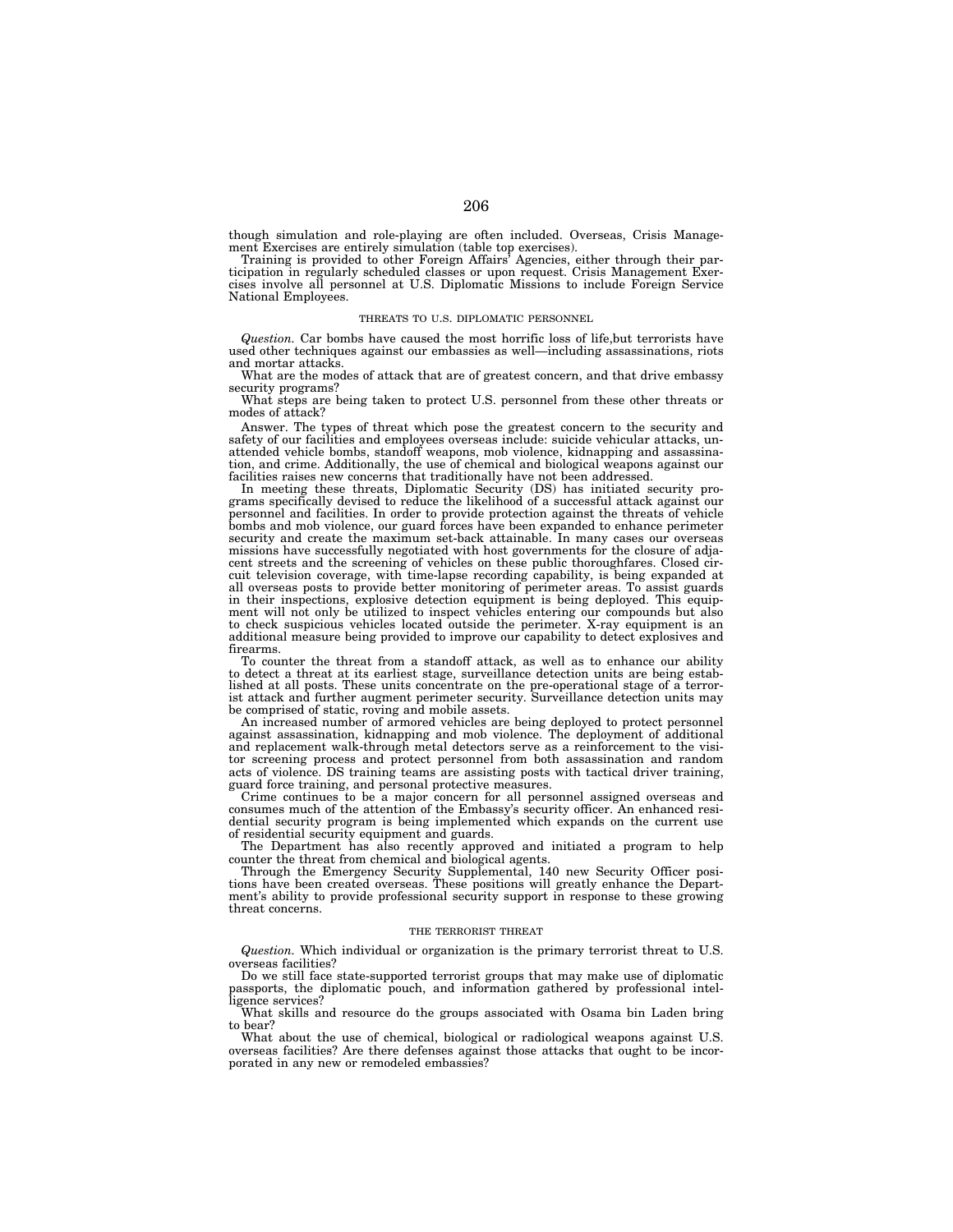though simulation and role-playing are often included. Overseas, Crisis Management Exercises are entirely simulation (table top exercises).

Training is provided to other Foreign Affairs' Agencies, either through their participation in regularly scheduled classes or upon request. Crisis Management Exercises involve all personnel at U.S. Diplomatic Missions to include Foreign Service National Employees.

### THREATS TO U.S. DIPLOMATIC PERSONNEL

*Question.* Car bombs have caused the most horrific loss of life,but terrorists have used other techniques against our embassies as well—including assassinations, riots and mortar attacks.

What are the modes of attack that are of greatest concern, and that drive embassy security programs?

What steps are being taken to protect U.S. personnel from these other threats or modes of attack?

Answer. The types of threat which pose the greatest concern to the security and safety of our facilities and employees overseas include: suicide vehicular attacks, unattended vehicle bombs, standoff weapons, mob violence, kidnapping and assassination, and crime. Additionally, the use of chemical and biological weapons against our facilities raises new concerns that traditionally have not been addressed.

In meeting these threats, Diplomatic Security (DS) has initiated security programs specifically devised to reduce the likelihood of a successful attack against our personnel and facilities. In order to provide protection against the threats of vehicle bombs and mob violence, our guard forces have been expanded to enhance perimeter security and create the maximum set-back attainable. In many cases our overseas missions have successfully negotiated with host governments for the closure of adjacent streets and the screening of vehicles on these public thoroughfares. Closed circuit television coverage, with time-lapse recording capability, is being expanded at all overseas posts to provide better monitoring of perimeter areas. To assist guards in their inspections, explosive detection equipment is being deployed. This equipment will not only be utilized to inspect vehicles entering our compounds but also to check suspicious vehicles located outside the perimeter. X-ray equipment is an additional measure being provided to improve our capability to detect explosives and firearms.

To counter the threat from a standoff attack, as well as to enhance our ability to detect a threat at its earliest stage, surveillance detection units are being established at all posts. These units concentrate on the pre-operational stage of a terrorist attack and further augment perimeter security. Surveillance detection units may be comprised of static, roving and mobile assets.

An increased number of armored vehicles are being deployed to protect personnel against assassination, kidnapping and mob violence. The deployment of additional and replacement walk-through metal detectors serve as a reinforcement to the visitor screening process and protect personnel from both assassination and random acts of violence. DS training teams are assisting posts with tactical driver training, guard force training, and personal protective measures.

Crime continues to be a major concern for all personnel assigned overseas and consumes much of the attention of the Embassy's security officer. An enhanced residential security program is being implemented which expands on the current use of residential security equipment and guards.

The Department has also recently approved and initiated a program to help counter the threat from chemical and biological agents.

Through the Emergency Security Supplemental, 140 new Security Officer positions have been created overseas. These positions will greatly enhance the Department's ability to provide professional security support in response to these growing threat concerns.

### THE TERRORIST THREAT

*Question.* Which individual or organization is the primary terrorist threat to U.S. overseas facilities?

Do we still face state-supported terrorist groups that may make use of diplomatic passports, the diplomatic pouch, and information gathered by professional intelligence services?

What skills and resource do the groups associated with Osama bin Laden bring to bear?

What about the use of chemical, biological or radiological weapons against U.S. overseas facilities? Are there defenses against those attacks that ought to be incorporated in any new or remodeled embassies?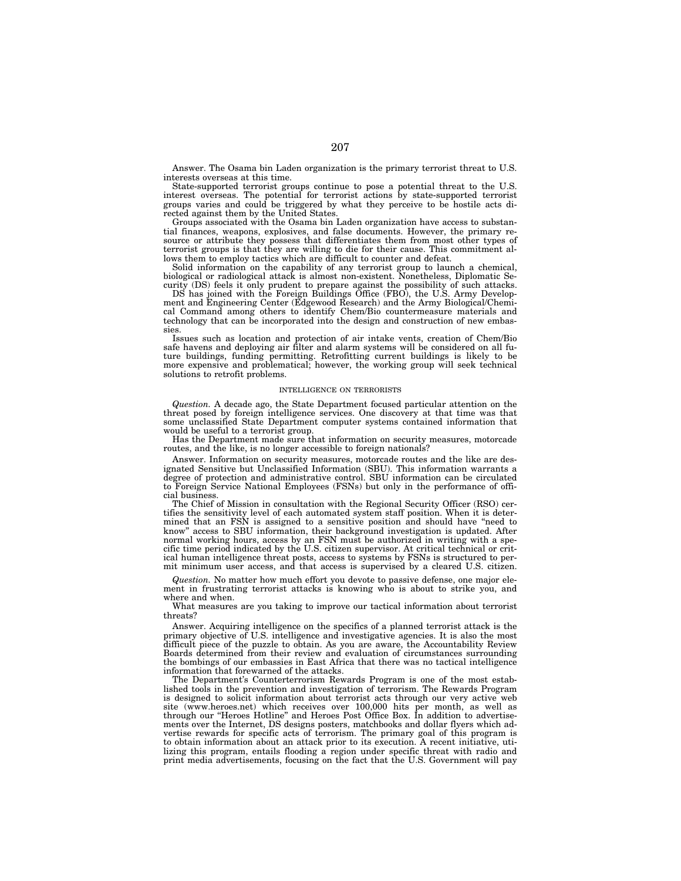Answer. The Osama bin Laden organization is the primary terrorist threat to U.S. interests overseas at this time.

State-supported terrorist groups continue to pose a potential threat to the U.S. interest overseas. The potential for terrorist actions by state-supported terrorist groups varies and could be triggered by what they perceive to be hostile acts directed against them by the United States.

Groups associated with the Osama bin Laden organization have access to substantial finances, weapons, explosives, and false documents. However, the primary resource or attribute they possess that differentiates them from most other types of terrorist groups is that they are willing to die for their cause. This commitment allows them to employ tactics which are difficult to counter and defeat.

Solid information on the capability of any terrorist group to launch a chemical, biological or radiological attack is almost non-existent. Nonetheless, Diplomatic Security (DS) feels it only prudent to prepare against the possibility of such attacks.

DS has joined with the Foreign Buildings Office (FBO), the U.S. Army Development and Engineering Center (Edgewood Research) and the Army Biological/Chemical Command among others to identify Chem/Bio countermeasure materials and technology that can be incorporated into the design and construction of new embassies.

Issues such as location and protection of air intake vents, creation of Chem/Bio safe havens and deploying air filter and alarm systems will be considered on all future buildings, funding permitting. Retrofitting current buildings is likely to be more expensive and problematical; however, the working group will seek technical solutions to retrofit problems.

INTELLIGENCE ON TERRORISTS

*Question.* A decade ago, the State Department focused particular attention on the threat posed by foreign intelligence services. One discovery at that time was that some unclassified State Department computer systems contained information that would be useful to a terrorist group.

Has the Department made sure that information on security measures, motorcade routes, and the like, is no longer accessible to foreign nationals?

Answer. Information on security measures, motorcade routes and the like are designated Sensitive but Unclassified Information (SBU). This information warrants a degree of protection and administrative control. SBU information can be circulated to Foreign Service National Employees (FSNs) but only in the performance of official business.

The Chief of Mission in consultation with the Regional Security Officer (RSO) certifies the sensitivity level of each automated system staff position. When it is determined that an FSN is assigned to a sensitive position and should have "need to know" access to SBU information, their background investigation is updated. After normal working hours, access by an FSN must be authorized in writing with a specific time period indicated by the U.S. citizen supervisor. At critical technical or critical human intelligence threat posts, access to systems by FSNs is structured to permit minimum user access, and that access is supervised by a cleared U.S. citizen.

*Question.* No matter how much effort you devote to passive defense, one major element in frustrating terrorist attacks is knowing who is about to strike you, and where and when.

What measures are you taking to improve our tactical information about terrorist threats?

Answer. Acquiring intelligence on the specifics of a planned terrorist attack is the primary objective of U.S. intelligence and investigative agencies. It is also the most difficult piece of the puzzle to obtain. As you are aware, the Accountability Review Boards determined from their review and evaluation of circumstances surrounding the bombings of our embassies in East Africa that there was no tactical intelligence information that forewarned of the attacks.

The Department's Counterterrorism Rewards Program is one of the most established tools in the prevention and investigation of terrorism. The Rewards Program is designed to solicit information about terrorist acts through our very active web site (www.heroes.net) which receives over 100,000 hits per month, as well as through our "Heroes Hotline" and Heroes Post Office Box. In addition to advertisements over the Internet, DS designs posters, matchbooks and dollar flyers which advertise rewards for specific acts of terrorism. The primary goal of this program is to obtain information about an attack prior to its execution. A recent initiative, utilizing this program, entails flooding a region under specific threat with radio and print media advertisements, focusing on the fact that the U.S. Government will pay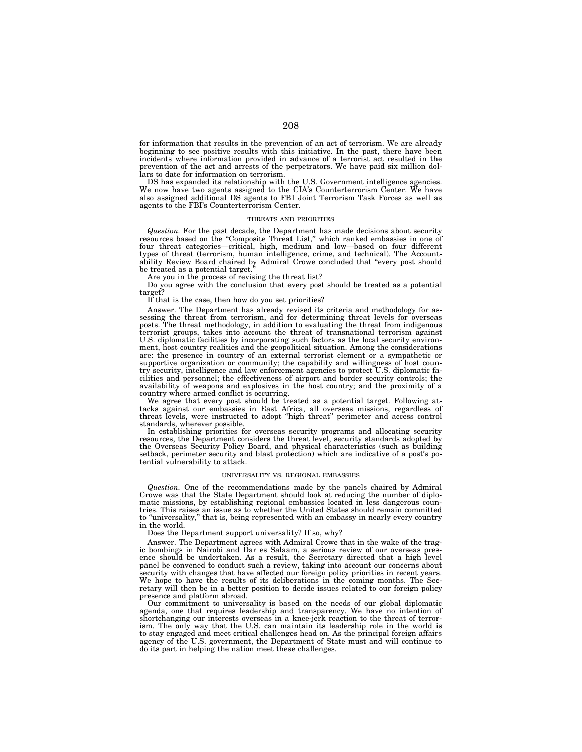for information that results in the prevention of an act of terrorism. We are already beginning to see positive results with this initiative. In the past, there have been incidents where information provided in advance of a terrorist act resulted in the prevention of the act and arrests of the perpetrators. We have paid six million dollars to date for information on terrorism.

DS has expanded its relationship with the U.S. Government intelligence agencies. We now have two agents assigned to the CIA's Counterterrorism Center. We have also assigned additional DS agents to FBI Joint Terrorism Task Forces as well as agents to the FBI's Counterterrorism Center.

## THREATS AND PRIORITIES

*Question.* For the past decade, the Department has made decisions about security resources based on the "Composite Threat List," which ranked embassies in one of four threat categories—critical, high, medium and low—based on four different types of threat (terrorism, human intelligence, crime, and technical). The Accountability Review Board chaired by Admiral Crowe concluded that "every post should be treated as a potential target."

Are you in the process of revising the threat list?

Do you agree with the conclusion that every post should be treated as a potential target?

If that is the case, then how do you set priorities?

Answer. The Department has already revised its criteria and methodology for assessing the threat from terrorism, and for determining threat levels for overseas posts. The threat methodology, in addition to evaluating the threat from indigenous terrorist groups, takes into account the threat of transnational terrorism against U.S. diplomatic facilities by incorporating such factors as the local security environment, host country realities and the geopolitical situation. Among the considerations are: the presence in country of an external terrorist element or a sympathetic or supportive organization or community; the capability and willingness of host country security, intelligence and law enforcement agencies to protect U.S. diplomatic facilities and personnel; the effectiveness of airport and border security controls; the availability of weapons and explosives in the host country; and the proximity of a country where armed conflict is occurring.

We agree that every post should be treated as a potential target. Following attacks against our embassies in East Africa, all overseas missions, regardless of threat levels, were instructed to adopt "high threat" perimeter and access control standards, wherever possible.

In establishing priorities for overseas security programs and allocating security resources, the Department considers the threat level, security standards adopted by the Overseas Security Policy Board, and physical characteristics (such as building setback, perimeter security and blast protection) which are indicative of a post's potential vulnerability to attack.

## UNIVERSALITY VS. REGIONAL EMBASSIES

*Question.* One of the recommendations made by the panels chaired by Admiral Crowe was that the State Department should look at reducing the number of diplomatic missions, by establishing regional embassies located in less dangerous countries. This raises an issue as to whether the United States should remain committed to "universality," that is, being represented with an embassy in nearly every country in the world.

Does the Department support universality? If so, why?

Answer. The Department agrees with Admiral Crowe that in the wake of the tragic bombings in Nairobi and Dar es Salaam, a serious review of our overseas presence should be undertaken. As a result, the Secretary directed that a high level panel be convened to conduct such a review, taking into account our concerns about security with changes that have affected our foreign policy priorities in recent years. We hope to have the results of its deliberations in the coming months. The Secretary will then be in a better position to decide issues related to our foreign policy presence and platform abroad.

Our commitment to universality is based on the needs of our global diplomatic agenda, one that requires leadership and transparency. We have no intention of shortchanging our interests overseas in a knee-jerk reaction to the threat of terrorism. The only way that the U.S. can maintain its leadership role in the world is to stay engaged and meet critical challenges head on. As the principal foreign affairs agency of the U.S. government, the Department of State must and will continue to do its part in helping the nation meet these challenges.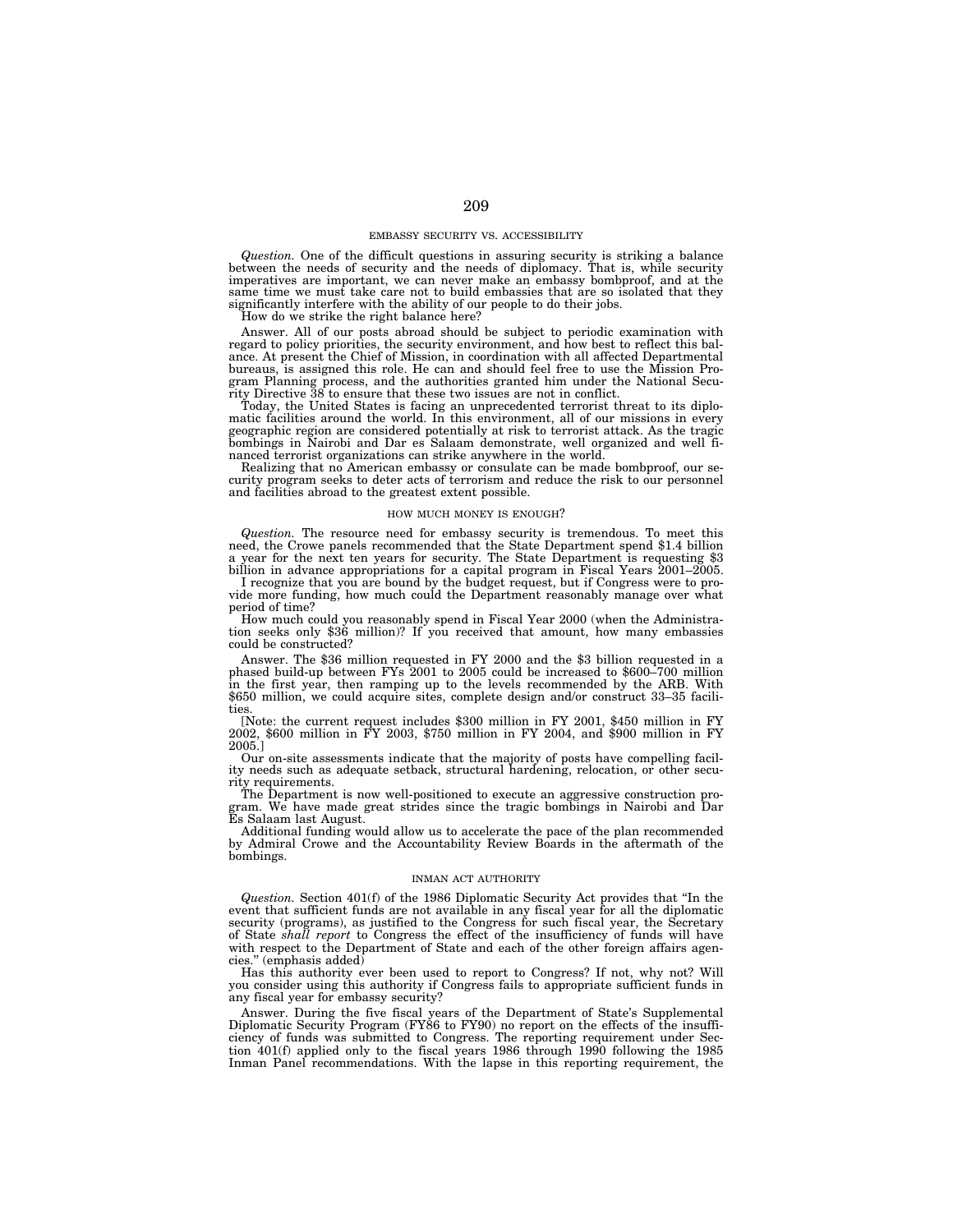## EMBASSY SECURITY VS. ACCESSIBILITY

*Question.* One of the difficult questions in assuring security is striking a balance between the needs of security and the needs of diplomacy. That is, while security imperatives are important, we can never make an embassy bombproof, and at the same time we must take care not to build embassies that are so isolated that they significantly interfere with the ability of our people to do their jobs.

How do we strike the right balance here?

Answer. All of our posts abroad should be subject to periodic examination with regard to policy priorities, the security environment, and how best to reflect this balance. At present the Chief of Mission, in coordination with all affected Departmental bureaus, is assigned this role. He can and should feel free to use the Mission Program Planning process, and the authorities granted him under the National Security Directive 38 to ensure that these two issues are not in conflict.

Today, the United States is facing an unprecedented terrorist threat to its diplomatic facilities around the world. In this environment, all of our missions in every geographic region are considered potentially at risk to terrorist attack. As the tragic bombings in Nairobi and Dar es Salaam demonstrate, well organized and well financed terrorist organizations can strike anywhere in the world.

Realizing that no American embassy or consulate can be made bombproof, our security program seeks to deter acts of terrorism and reduce the risk to our personnel and facilities abroad to the greatest extent possible.

## HOW MUCH MONEY IS ENOUGH?

*Question.* The resource need for embassy security is tremendous. To meet this need, the Crowe panels recommended that the State Department spend $1.4 billion a year for the next ten years for security. The State Department is requesting $3 billion in advance appropriations for a capital program in Fiscal Years 2001–2005.

I recognize that you are bound by the budget request, but if Congress were to provide more funding, how much could the Department reasonably manage over what period of time?

How much could you reasonably spend in Fiscal Year 2000 (when the Administration seeks only $36 million)? If you received that amount, how many embassies could be constructed?

Answer. The $36 million requested in FY 2000 and the $3 billion requested in a phased build-up between FYs 2001 to 2005 could be increased to $600–700 million in the first year, then ramping up to the levels recommended by the ARB. With $650 million, we could acquire sites, complete design and/or construct 33–35 facilities.

[Note: the current request includes $300 million in FY 2001, $450 million in FY 2002, $600 million in FY 2003, $750 million in FY 2004, and $900 million in FY 2005.]

Our on-site assessments indicate that the majority of posts have compelling facility needs such as adequate setback, structural hardening, relocation, or other security requirements.

The Department is now well-positioned to execute an aggressive construction program. We have made great strides since the tragic bombings in Nairobi and Dar Es Salaam last August.

Additional funding would allow us to accelerate the pace of the plan recommended by Admiral Crowe and the Accountability Review Boards in the aftermath of the bombings.

## INMAN ACT AUTHORITY

*Question.* Section 401(f) of the 1986 Diplomatic Security Act provides that "In the event that sufficient funds are not available in any fiscal year for all the diplomatic security (programs), as justified to the Congress for such fiscal year, the Secretary of State *shall report* to Congress the effect of the insufficiency of funds will have with respect to the Department of State and each of the other foreign affairs agencies." (emphasis added)

Has this authority ever been used to report to Congress? If not, why not? Will you consider using this authority if Congress fails to appropriate sufficient funds in any fiscal year for embassy security?

Answer. During the five fiscal years of the Department of State's Supplemental Diplomatic Security Program (FY86 to FY90) no report on the effects of the insufficiency of funds was submitted to Congress. The reporting requirement under Section 401(f) applied only to the fiscal years 1986 through 1990 following the 1985 Inman Panel recommendations. With the lapse in this reporting requirement, the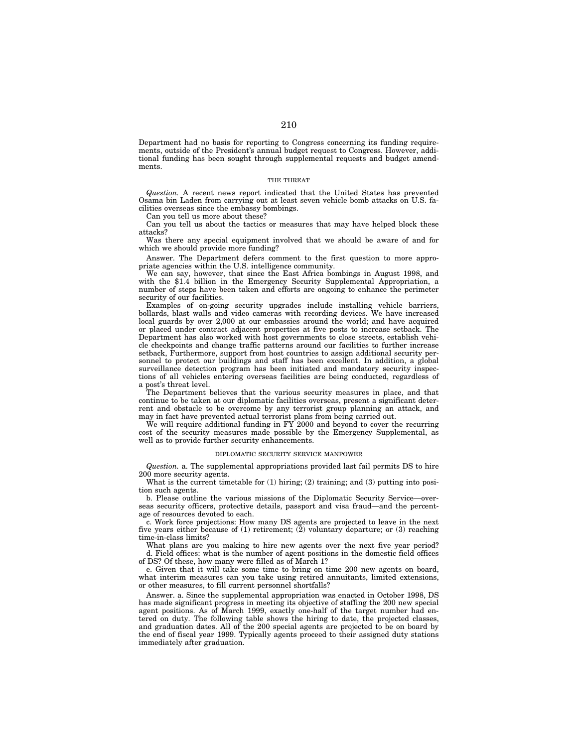Department had no basis for reporting to Congress concerning its funding requirements, outside of the President's annual budget request to Congress. However, additional funding has been sought through supplemental requests and budget amendments.

### THE THREAT

*Question.* A recent news report indicated that the United States has prevented Osama bin Laden from carrying out at least seven vehicle bomb attacks on U.S. facilities overseas since the embassy bombings.

Can you tell us more about these?

Can you tell us about the tactics or measures that may have helped block these attacks?

Was there any special equipment involved that we should be aware of and for which we should provide more funding?

Answer. The Department defers comment to the first question to more appropriate agencies within the U.S. intelligence community.

We can say, however, that since the East Africa bombings in August 1998, and with the $1.4 billion in the Emergency Security Supplemental Appropriation, a number of steps have been taken and efforts are ongoing to enhance the perimeter security of our facilities.

Examples of on-going security upgrades include installing vehicle barriers, bollards, blast walls and video cameras with recording devices. We have increased local guards by over 2,000 at our embassies around the world; and have acquired or placed under contract adjacent properties at five posts to increase setback. The Department has also worked with host governments to close streets, establish vehicle checkpoints and change traffic patterns around our facilities to further increase setback, Furthermore, support from host countries to assign additional security personnel to protect our buildings and staff has been excellent. In addition, a global surveillance detection program has been initiated and mandatory security inspections of all vehicles entering overseas facilities are being conducted, regardless of a post's threat level.

The Department believes that the various security measures in place, and that continue to be taken at our diplomatic facilities overseas, present a significant deterrent and obstacle to be overcome by any terrorist group planning an attack, and may in fact have prevented actual terrorist plans from being carried out.

We will require additional funding in FY 2000 and beyond to cover the recurring cost of the security measures made possible by the Emergency Supplemental, as well as to provide further security enhancements.

### DIPLOMATIC SECURITY SERVICE MANPOWER

*Question.* a. The supplemental appropriations provided last fail permits DS to hire 200 more security agents.

What is the current timetable for (1) hiring; (2) training; and (3) putting into position such agents.

b. Please outline the various missions of the Diplomatic Security Service—overseas security officers, protective details, passport and visa fraud—and the percentage of resources devoted to each.

c. Work force projections: How many DS agents are projected to leave in the next five years either because of (1) retirement; (2) voluntary departure; or (3) reaching time-in-class limits?

What plans are you making to hire new agents over the next five year period?

d. Field offices: what is the number of agent positions in the domestic field offices of DS? Of these, how many were filled as of March 1?

e. Given that it will take some time to bring on time 200 new agents on board, what interim measures can you take using retired annuitants, limited extensions, or other measures, to fill current personnel shortfalls?

Answer. a. Since the supplemental appropriation was enacted in October 1998, DS has made significant progress in meeting its objective of staffing the 200 new special agent positions. As of March 1999, exactly one-half of the target number had entered on duty. The following table shows the hiring to date, the projected classes, and graduation dates. All of the 200 special agents are projected to be on board by the end of fiscal year 1999. Typically agents proceed to their assigned duty stations immediately after graduation.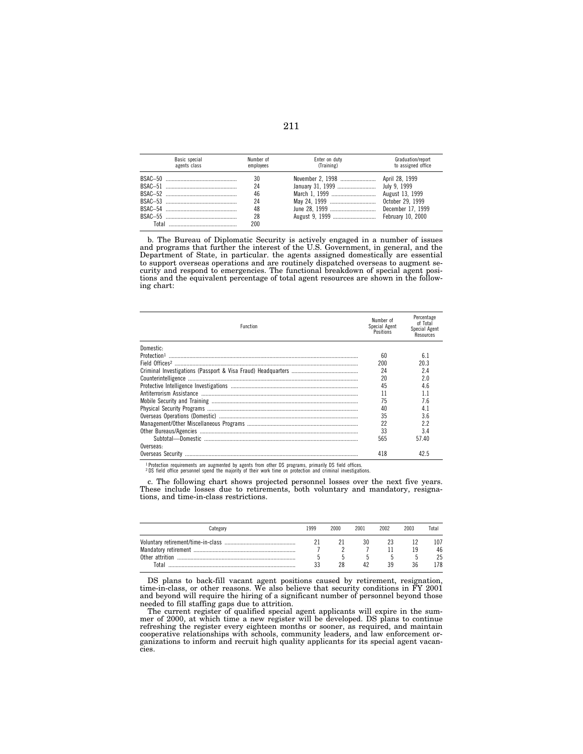| Basic special agents class | Number of employees | Enter on duty (Training) | Graduation/report to assigned office |
|---|---|---|---|
| BSAC–50 | 30 | November 2, 1998 | April 28, 1999 |
| BSAC–51 | 24 | January 31, 1999 | July 9, 1999 |
| BSAC–52 | 46 | March 1, 1999 | August 13, 1999 |
| BSAC–53 | 24 | May 24, 1999 | October 29, 1999 |
| BSAC–54 | 48 | June 28, 1999 | December 17, 1999 |
| BSAC–55 | 28 | August 9, 1999 | February 10, 2000 |
| Total | 200 | | |

b. The Bureau of Diplomatic Security is actively engaged in a number of issues and programs that further the interest of the U.S. Government, in general, and the Department of State, in particular. the agents assigned domestically are essential to support overseas operations and are routinely dispatched overseas to augment security and respond to emergencies. The functional breakdown of special agent positions and the equivalent percentage of total agent resources are shown in the following chart:

| Function | Number of Special Agent Positions | Percentage of Total Special Agent Resources |
|---|---|---|
| Domestic: | | |
| Protection[1] | 60 | 6.1 |
| Field Offices[2] | 200 | 20.3 |
| Criminal Investigations (Passport & Visa Fraud) Headquarters | 24 | 2.4 |
| Counterintelligence | 20 | 2.0 |
| Protective Intelligence Investigations | 45 | 4.6 |
| Antiterrorism Assistance | 11 | 1.1 |
| Mobile Security and Training | 75 | 7.6 |
| Physical Security Programs | 40 | 4.1 |
| Overseas Operations (Domestic) | 35 | 3.6 |
| Management/Other Miscellaneous Programs | 22 | 2.2 |
| Other Bureaus/Agencies | 33 | 3.4 |
| Subtotal—Domestic | 565 | 57.40 |
| Overseas: | | |
| Overseas Security | 418 | 42.5 |

[1] Protection requirements are augmented by agents from other DS programs, primarily DS field offices.
[2] DS field office personnel spend the majority of their work time on protection and criminal investigations.

c. The following chart shows projected personnel losses over the next five years. These include losses due to retirements, both voluntary and mandatory, resignations, and time-in-class restrictions.

| Category | 1999 | 2000 | 2001 | 2002 | 2003 | Total |
|---|---|---|---|---|---|---|
| Voluntary retirement/time-in-class | 21 | 21 | 30 | 23 | 12 | 107 |
| Mandatory retirement | 7 | 2 | 7 | 11 | 19 | 46 |
| Other attrition | 5 | 5 | 5 | 5 | 5 | 25 |
| Total | 33 | 28 | 42 | 39 | 36 | 178 |

DS plans to back-fill vacant agent positions caused by retirement, resignation, time-in-class, or other reasons. We also believe that security conditions in FY 2001 and beyond will require the hiring of a significant number of personnel beyond those needed to fill staffing gaps due to attrition.

The current register of qualified special agent applicants will expire in the summer of 2000, at which time a new register will be developed. DS plans to continue refreshing the register every eighteen months or sooner, as required, and maintain cooperative relationships with schools, community leaders, and law enforcement organizations to inform and recruit high quality applicants for its special agent vacancies.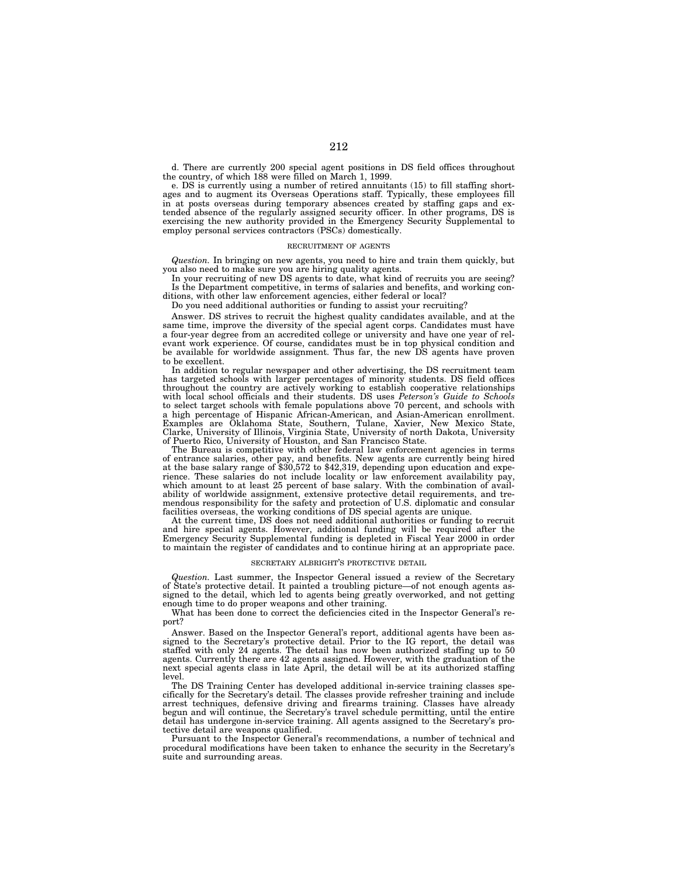d. There are currently 200 special agent positions in DS field offices throughout the country, of which 188 were filled on March 1, 1999.

e. DS is currently using a number of retired annuitants (15) to fill staffing shortages and to augment its Overseas Operations staff. Typically, these employees fill in at posts overseas during temporary absences created by staffing gaps and extended absence of the regularly assigned security officer. In other programs, DS is exercising the new authority provided in the Emergency Security Supplemental to employ personal services contractors (PSCs) domestically.

RECRUITMENT OF AGENTS

*Question.* In bringing on new agents, you need to hire and train them quickly, but you also need to make sure you are hiring quality agents.

In your recruiting of new DS agents to date, what kind of recruits you are seeing? Is the Department competitive, in terms of salaries and benefits, and working conditions, with other law enforcement agencies, either federal or local?

Do you need additional authorities or funding to assist your recruiting?

Answer. DS strives to recruit the highest quality candidates available, and at the same time, improve the diversity of the special agent corps. Candidates must have a four-year degree from an accredited college or university and have one year of relevant work experience. Of course, candidates must be in top physical condition and be available for worldwide assignment. Thus far, the new DS agents have proven to be excellent.

In addition to regular newspaper and other advertising, the DS recruitment team has targeted schools with larger percentages of minority students. DS field offices throughout the country are actively working to establish cooperative relationships with local school officials and their students. DS uses *Peterson's Guide to Schools* to select target schools with female populations above 70 percent, and schools with a high percentage of Hispanic African-American, and Asian-American enrollment. Examples are Oklahoma State, Southern, Tulane, Xavier, New Mexico State, Clarke, University of Illinois, Virginia State, University of north Dakota, University of Puerto Rico, University of Houston, and San Francisco State.

The Bureau is competitive with other federal law enforcement agencies in terms of entrance salaries, other pay, and benefits. New agents are currently being hired at the base salary range of $30,572 to $42,319, depending upon education and experience. These salaries do not include locality or law enforcement availability pay, which amount to at least 25 percent of base salary. With the combination of availability of worldwide assignment, extensive protective detail requirements, and tremendous responsibility for the safety and protection of U.S. diplomatic and consular facilities overseas, the working conditions of DS special agents are unique.

At the current time, DS does not need additional authorities or funding to recruit and hire special agents. However, additional funding will be required after the Emergency Security Supplemental funding is depleted in Fiscal Year 2000 in order to maintain the register of candidates and to continue hiring at an appropriate pace.

SECRETARY ALBRIGHT'S PROTECTIVE DETAIL

*Question.* Last summer, the Inspector General issued a review of the Secretary of State's protective detail. It painted a troubling picture—of not enough agents assigned to the detail, which led to agents being greatly overworked, and not getting enough time to do proper weapons and other training.

What has been done to correct the deficiencies cited in the Inspector General's report?

Answer. Based on the Inspector General's report, additional agents have been assigned to the Secretary's protective detail. Prior to the IG report, the detail was staffed with only 24 agents. The detail has now been authorized staffing up to 50 agents. Currently there are 42 agents assigned. However, with the graduation of the next special agents class in late April, the detail will be at its authorized staffing level.

The DS Training Center has developed additional in-service training classes specifically for the Secretary's detail. The classes provide refresher training and include arrest techniques, defensive driving and firearms training. Classes have already begun and will continue, the Secretary's travel schedule permitting, until the entire detail has undergone in-service training. All agents assigned to the Secretary's protective detail are weapons qualified.

Pursuant to the Inspector General's recommendations, a number of technical and procedural modifications have been taken to enhance the security in the Secretary's suite and surrounding areas.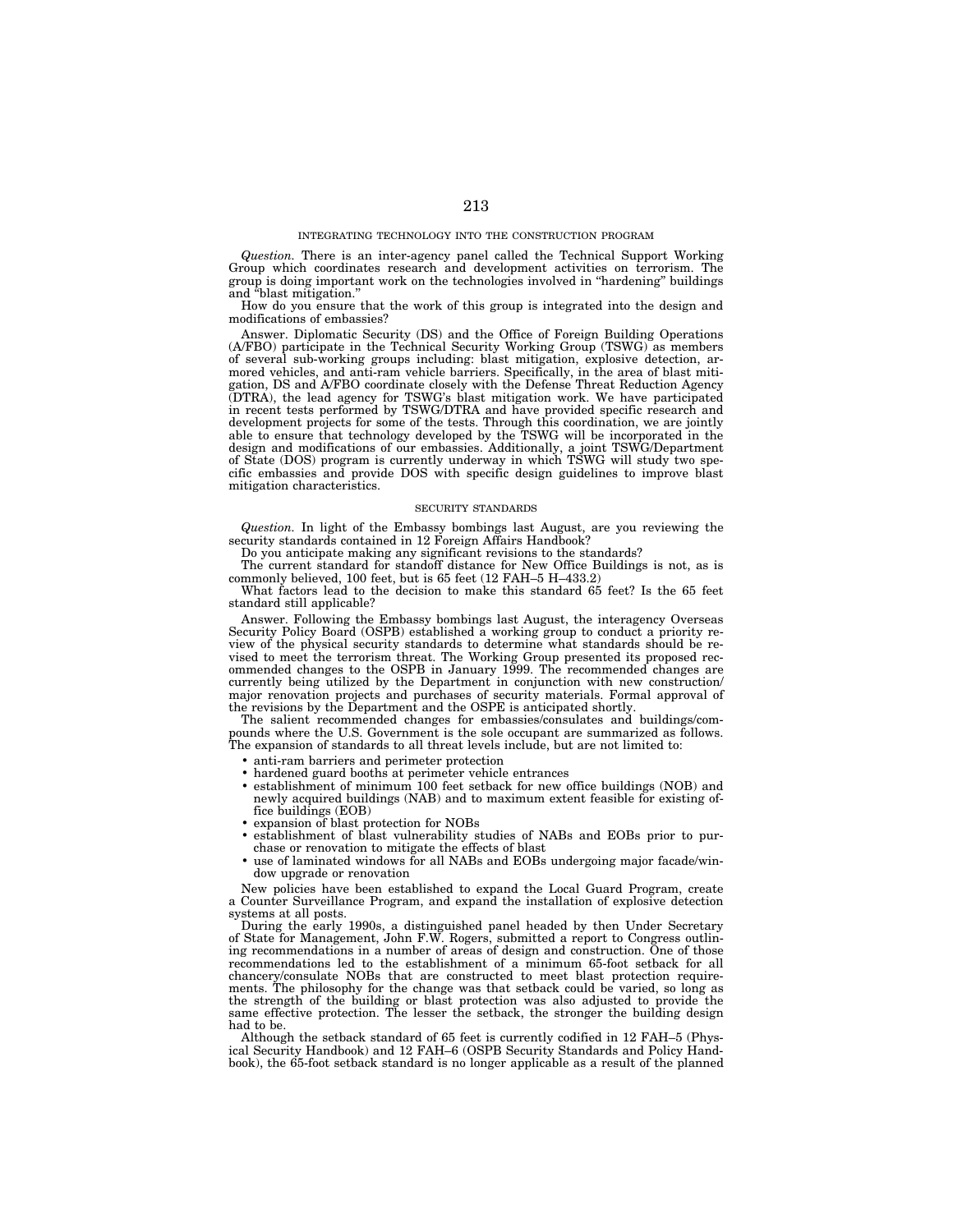## INTEGRATING TECHNOLOGY INTO THE CONSTRUCTION PROGRAM

*Question.* There is an inter-agency panel called the Technical Support Working Group which coordinates research and development activities on terrorism. The group is doing important work on the technologies involved in "hardening" buildings and "blast mitigation."

How do you ensure that the work of this group is integrated into the design and modifications of embassies?

Answer. Diplomatic Security (DS) and the Office of Foreign Building Operations (A/FBO) participate in the Technical Security Working Group (TSWG) as members of several sub-working groups including: blast mitigation, explosive detection, armored vehicles, and anti-ram vehicle barriers. Specifically, in the area of blast mitigation, DS and A/FBO coordinate closely with the Defense Threat Reduction Agency (DTRA), the lead agency for TSWG's blast mitigation work. We have participated in recent tests performed by TSWG/DTRA and have provided specific research and development projects for some of the tests. Through this coordination, we are jointly able to ensure that technology developed by the TSWG will be incorporated in the design and modifications of our embassies. Additionally, a joint TSWG/Department of State (DOS) program is currently underway in which TSWG will study two specific embassies and provide DOS with specific design guidelines to improve blast mitigation characteristics.

## SECURITY STANDARDS

*Question.* In light of the Embassy bombings last August, are you reviewing the security standards contained in 12 Foreign Affairs Handbook?

Do you anticipate making any significant revisions to the standards?

The current standard for standoff distance for New Office Buildings is not, as is commonly believed, 100 feet, but is 65 feet (12 FAH–5 H–433.2)

What factors lead to the decision to make this standard 65 feet? Is the 65 feet standard still applicable?

Answer. Following the Embassy bombings last August, the interagency Overseas Security Policy Board (OSPB) established a working group to conduct a priority review of the physical security standards to determine what standards should be revised to meet the terrorism threat. The Working Group presented its proposed recommended changes to the OSPB in January 1999. The recommended changes are currently being utilized by the Department in conjunction with new construction/major renovation projects and purchases of security materials. Formal approval of the revisions by the Department and the OSPE is anticipated shortly.

The salient recommended changes for embassies/consulates and buildings/compounds where the U.S. Government is the sole occupant are summarized as follows. The expansion of standards to all threat levels include, but are not limited to:

- anti-ram barriers and perimeter protection
- hardened guard booths at perimeter vehicle entrances
- establishment of minimum 100 feet setback for new office buildings (NOB) and newly acquired buildings (NAB) and to maximum extent feasible for existing office buildings (EOB)
- expansion of blast protection for NOBs
- establishment of blast vulnerability studies of NABs and EOBs prior to purchase or renovation to mitigate the effects of blast
- use of laminated windows for all NABs and EOBs undergoing major facade/window upgrade or renovation

New policies have been established to expand the Local Guard Program, create a Counter Surveillance Program, and expand the installation of explosive detection systems at all posts.

During the early 1990s, a distinguished panel headed by then Under Secretary of State for Management, John F.W. Rogers, submitted a report to Congress outlining recommendations in a number of areas of design and construction. One of those recommendations led to the establishment of a minimum 65-foot setback for all chancery/consulate NOBs that are constructed to meet blast protection requirements. The philosophy for the change was that setback could be varied, so long as the strength of the building or blast protection was also adjusted to provide the same effective protection. The lesser the setback, the stronger the building design had to be.

Although the setback standard of 65 feet is currently codified in 12 FAH–5 (Physical Security Handbook) and 12 FAH–6 (OSPB Security Standards and Policy Handbook), the 65-foot setback standard is no longer applicable as a result of the planned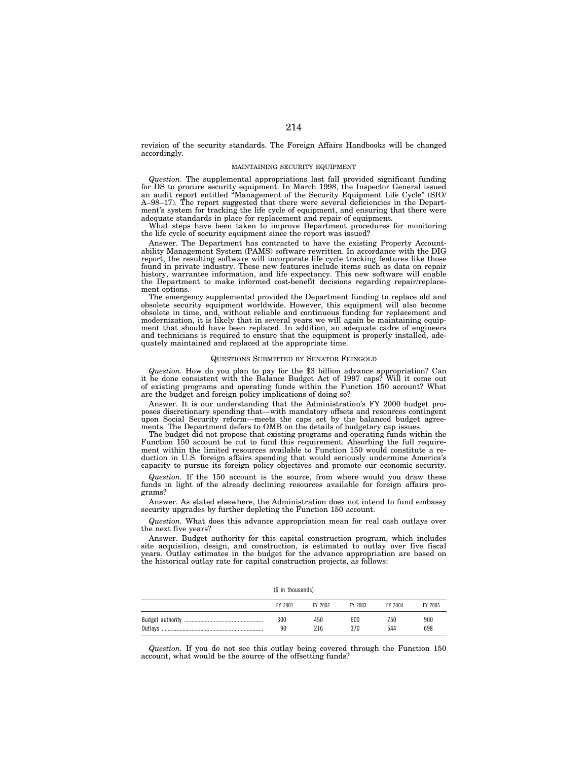revision of the security standards. The Foreign Affairs Handbooks will be changed accordingly.

### MAINTAINING SECURITY EQUIPMENT

*Question.* The supplemental appropriations last fall provided significant funding for DS to procure security equipment. In March 1998, the Inspector General issued an audit report entitled "Management of the Security Equipment Life Cycle" (SIO/A–98–17). The report suggested that there were several deficiencies in the Department's system for tracking the life cycle of equipment, and ensuring that there were adequate standards in place for replacement and repair of equipment.

What steps have been taken to improve Department procedures for monitoring the life cycle of security equipment since the report was issued?

Answer. The Department has contracted to have the existing Property Accountability Management System (PAMS) software rewritten. In accordance with the DIG report, the resulting software will incorporate life cycle tracking features like those found in private industry. These new features include items such as data on repair history, warrantee information, and life expectancy. This new software will enable the Department to make informed cost-benefit decisions regarding repair/replacement options.

The emergency supplemental provided the Department funding to replace old and obsolete security equipment worldwide. However, this equipment will also become obsolete in time, and, without reliable and continuous funding for replacement and modernization, it is likely that in several years we will again be maintaining equipment that should have been replaced. In addition, an adequate cadre of engineers and technicians is required to ensure that the equipment is properly installed, adequately maintained and replaced at the appropriate time.

### QUESTIONS SUBMITTED BY SENATOR FEINGOLD

*Question.* How do you plan to pay for the $3 billion advance appropriation? Can it be done consistent with the Balance Budget Act of 1997 caps? Will it come out of existing programs and operating funds within the Function 150 account? What are the budget and foreign policy implications of doing so?

Answer. It is our understanding that the Administration's FY 2000 budget proposes discretionary spending that—with mandatory offsets and resources contingent upon Social Security reform—meets the caps set by the balanced budget agreements. The Department defers to OMB on the details of budgetary cap issues.

The budget did not propose that existing programs and operating funds within the Function 150 account be cut to fund this requirement. Absorbing the full requirement within the limited resources available to Function 150 would constitute a reduction in U.S. foreign affairs spending that would seriously undermine America's capacity to pursue its foreign policy objectives and promote our economic security.

*Question.* If the 150 account is the source, from where would you draw these funds in light of the already declining resources available for foreign affairs programs?

Answer. As stated elsewhere, the Administration does not intend to fund embassy security upgrades by further depleting the Function 150 account.

*Question.* What does this advance appropriation mean for real cash outlays over the next five years?

Answer. Budget authority for this capital construction program, which includes site acquisition, design, and construction, is estimated to outlay over five fiscal years. Outlay estimates in the budget for the advance appropriation are based on the historical outlay rate for capital construction projects, as follows:

($ in thousands)

| | FY 2001 | FY 2002 | FY 2003 | FY 2004 | FY 2005 |
|---|---|---|---|---|---|
| Budget authority | 300 | 450 | 600 | 750 | 900 |
| Outlays | 90 | 216 | 370 | 544 | 698 |

*Question.* If you do not see this outlay being covered through the Function 150 account, what would be the source of the offsetting funds?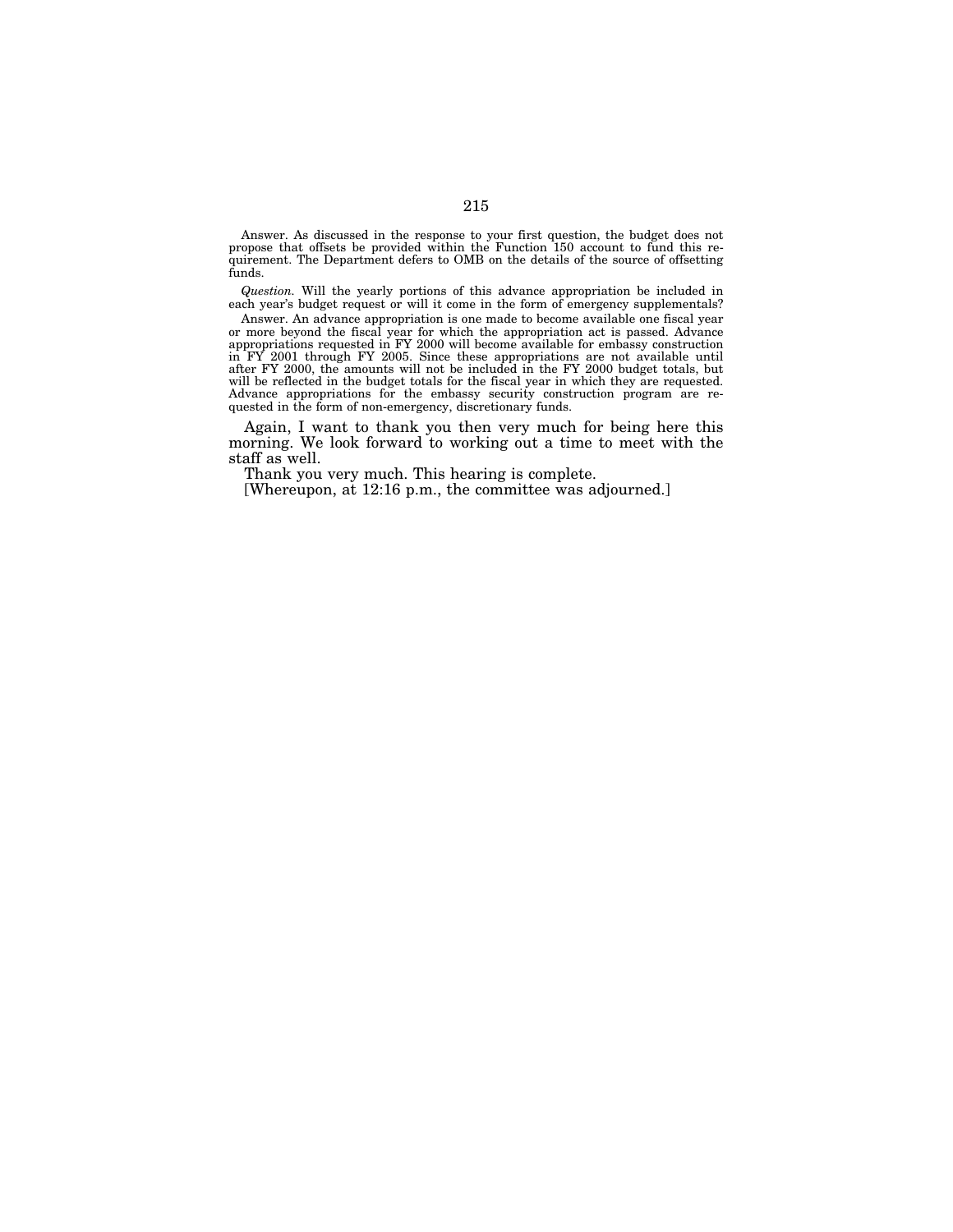Answer. As discussed in the response to your first question, the budget does not propose that offsets be provided within the Function 150 account to fund this requirement. The Department defers to OMB on the details of the source of offsetting funds.

*Question.* Will the yearly portions of this advance appropriation be included in each year's budget request or will it come in the form of emergency supplementals?

Answer. An advance appropriation is one made to become available one fiscal year or more beyond the fiscal year for which the appropriation act is passed. Advance appropriations requested in FY 2000 will become available for embassy construction in FY 2001 through FY 2005. Since these appropriations are not available until after FY 2000, the amounts will not be included in the FY 2000 budget totals, but will be reflected in the budget totals for the fiscal year in which they are requested. Advance appropriations for the embassy security construction program are requested in the form of non-emergency, discretionary funds.

Again, I want to thank you then very much for being here this morning. We look forward to working out a time to meet with the staff as well.

Thank you very much. This hearing is complete.

[Whereupon, at 12:16 p.m., the committee was adjourned.]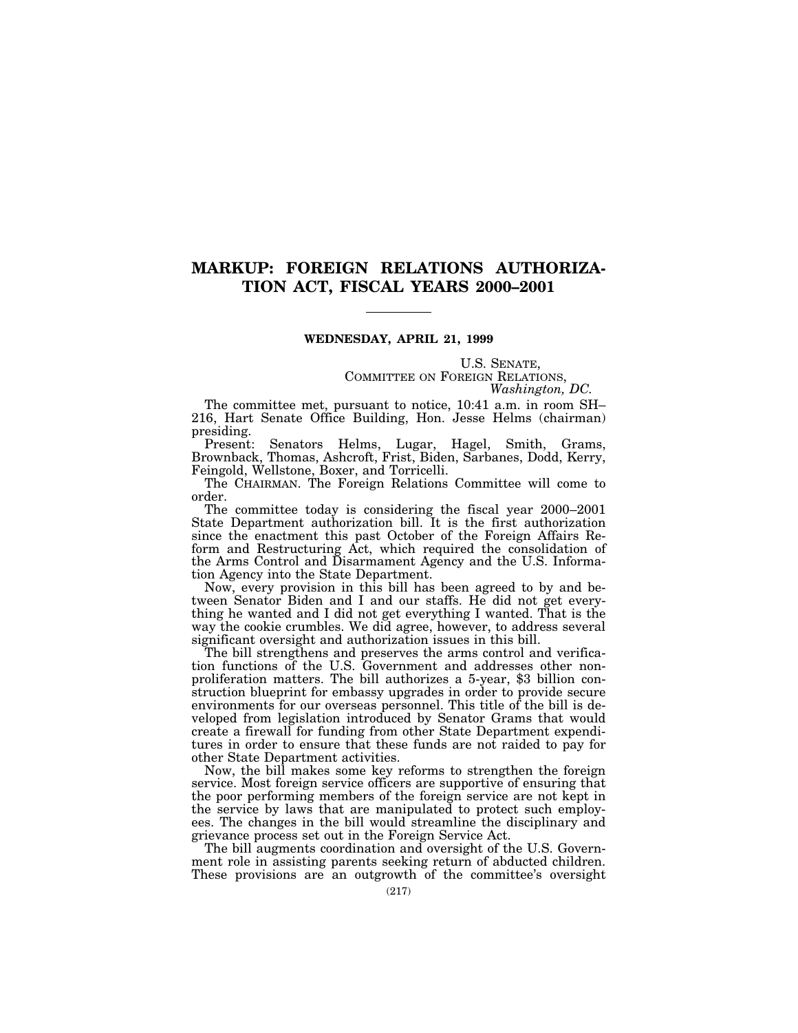# MARKUP: FOREIGN RELATIONS AUTHORIZATION ACT, FISCAL YEARS 2000–2001

---

**WEDNESDAY, APRIL 21, 1999**

U.S. SENATE,
COMMITTEE ON FOREIGN RELATIONS,
*Washington, DC.*

The committee met, pursuant to notice, 10:41 a.m. in room SH–216, Hart Senate Office Building, Hon. Jesse Helms (chairman) presiding.

Present: Senators Helms, Lugar, Hagel, Smith, Grams, Brownback, Thomas, Ashcroft, Frist, Biden, Sarbanes, Dodd, Kerry, Feingold, Wellstone, Boxer, and Torricelli.

The CHAIRMAN. The Foreign Relations Committee will come to order.

The committee today is considering the fiscal year 2000–2001 State Department authorization bill. It is the first authorization since the enactment this past October of the Foreign Affairs Reform and Restructuring Act, which required the consolidation of the Arms Control and Disarmament Agency and the U.S. Information Agency into the State Department.

Now, every provision in this bill has been agreed to by and between Senator Biden and I and our staffs. He did not get everything he wanted and I did not get everything I wanted. That is the way the cookie crumbles. We did agree, however, to address several significant oversight and authorization issues in this bill.

The bill strengthens and preserves the arms control and verification functions of the U.S. Government and addresses other non-proliferation matters. The bill authorizes a 5-year, $3 billion construction blueprint for embassy upgrades in order to provide secure environments for our overseas personnel. This title of the bill is developed from legislation introduced by Senator Grams that would create a firewall for funding from other State Department expenditures in order to ensure that these funds are not raided to pay for other State Department activities.

Now, the bill makes some key reforms to strengthen the foreign service. Most foreign service officers are supportive of ensuring that the poor performing members of the foreign service are not kept in the service by laws that are manipulated to protect such employees. The changes in the bill would streamline the disciplinary and grievance process set out in the Foreign Service Act.

The bill augments coordination and oversight of the U.S. Government role in assisting parents seeking return of abducted children. These provisions are an outgrowth of the committee's oversight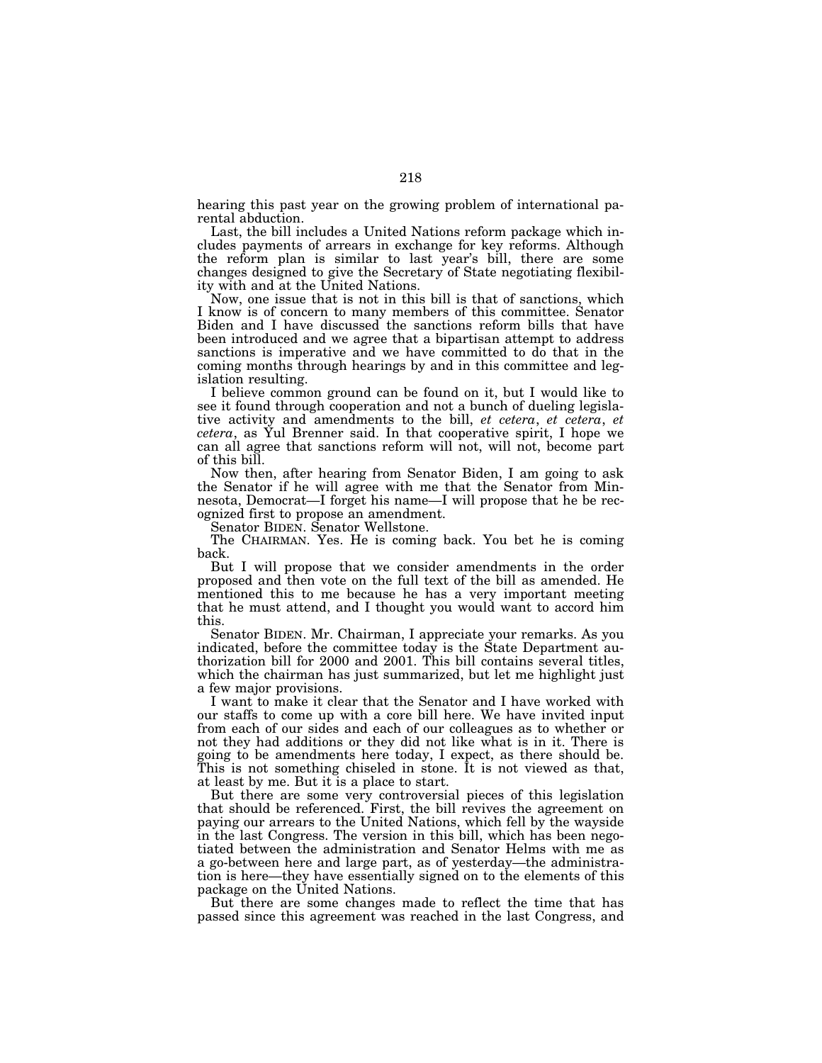hearing this past year on the growing problem of international parental abduction.

Last, the bill includes a United Nations reform package which includes payments of arrears in exchange for key reforms. Although the reform plan is similar to last year's bill, there are some changes designed to give the Secretary of State negotiating flexibility with and at the United Nations.

Now, one issue that is not in this bill is that of sanctions, which I know is of concern to many members of this committee. Senator Biden and I have discussed the sanctions reform bills that have been introduced and we agree that a bipartisan attempt to address sanctions is imperative and we have committed to do that in the coming months through hearings by and in this committee and legislation resulting.

I believe common ground can be found on it, but I would like to see it found through cooperation and not a bunch of dueling legislative activity and amendments to the bill, *et cetera*, *et cetera*, *et cetera*, as Yul Brenner said. In that cooperative spirit, I hope we can all agree that sanctions reform will not, will not, become part of this bill.

Now then, after hearing from Senator Biden, I am going to ask the Senator if he will agree with me that the Senator from Minnesota, Democrat—I forget his name—I will propose that he be recognized first to propose an amendment.

Senator BIDEN. Senator Wellstone.

The CHAIRMAN. Yes. He is coming back. You bet he is coming back.

But I will propose that we consider amendments in the order proposed and then vote on the full text of the bill as amended. He mentioned this to me because he has a very important meeting that he must attend, and I thought you would want to accord him this.

Senator BIDEN. Mr. Chairman, I appreciate your remarks. As you indicated, before the committee today is the State Department authorization bill for 2000 and 2001. This bill contains several titles, which the chairman has just summarized, but let me highlight just a few major provisions.

I want to make it clear that the Senator and I have worked with our staffs to come up with a core bill here. We have invited input from each of our sides and each of our colleagues as to whether or not they had additions or they did not like what is in it. There is going to be amendments here today, I expect, as there should be. This is not something chiseled in stone. It is not viewed as that, at least by me. But it is a place to start.

But there are some very controversial pieces of this legislation that should be referenced. First, the bill revives the agreement on paying our arrears to the United Nations, which fell by the wayside in the last Congress. The version in this bill, which has been negotiated between the administration and Senator Helms with me as a go-between here and large part, as of yesterday—the administration is here—they have essentially signed on to the elements of this package on the United Nations.

But there are some changes made to reflect the time that has passed since this agreement was reached in the last Congress, and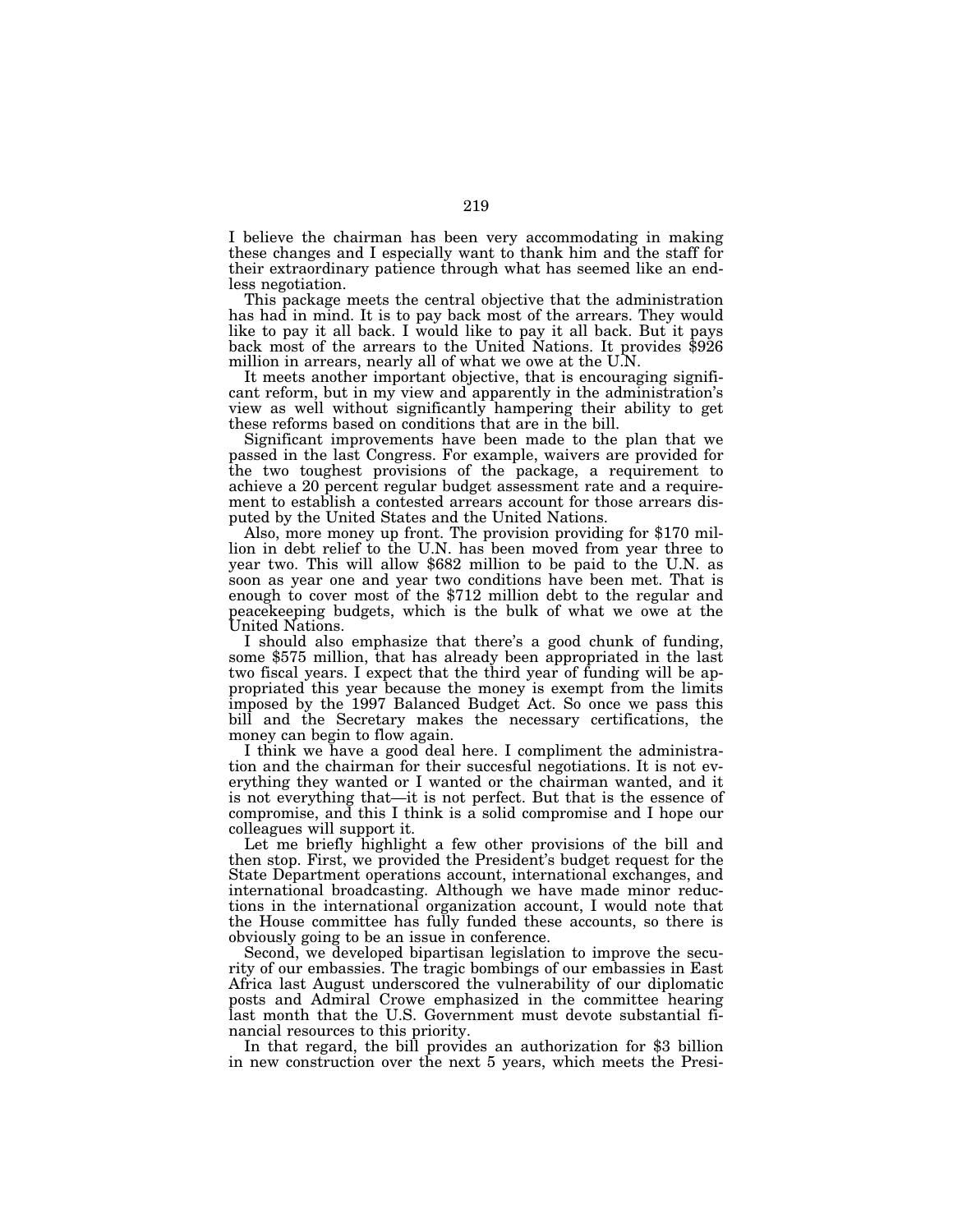I believe the chairman has been very accommodating in making these changes and I especially want to thank him and the staff for their extraordinary patience through what has seemed like an endless negotiation.

This package meets the central objective that the administration has had in mind. It is to pay back most of the arrears. They would like to pay it all back. I would like to pay it all back. But it pays back most of the arrears to the United Nations. It provides $926 million in arrears, nearly all of what we owe at the U.N.

It meets another important objective, that is encouraging significant reform, but in my view and apparently in the administration's view as well without significantly hampering their ability to get these reforms based on conditions that are in the bill.

Significant improvements have been made to the plan that we passed in the last Congress. For example, waivers are provided for the two toughest provisions of the package, a requirement to achieve a 20 percent regular budget assessment rate and a requirement to establish a contested arrears account for those arrears disputed by the United States and the United Nations.

Also, more money up front. The provision providing for $170 million in debt relief to the U.N. has been moved from year three to year two. This will allow $682 million to be paid to the U.N. as soon as year one and year two conditions have been met. That is enough to cover most of the $712 million debt to the regular and peacekeeping budgets, which is the bulk of what we owe at the United Nations.

I should also emphasize that there's a good chunk of funding, some $575 million, that has already been appropriated in the last two fiscal years. I expect that the third year of funding will be appropriated this year because the money is exempt from the limits imposed by the 1997 Balanced Budget Act. So once we pass this bill and the Secretary makes the necessary certifications, the money can begin to flow again.

I think we have a good deal here. I compliment the administration and the chairman for their succesful negotiations. It is not everything they wanted or I wanted or the chairman wanted, and it is not everything that—it is not perfect. But that is the essence of compromise, and this I think is a solid compromise and I hope our colleagues will support it.

Let me briefly highlight a few other provisions of the bill and then stop. First, we provided the President's budget request for the State Department operations account, international exchanges, and international broadcasting. Although we have made minor reductions in the international organization account, I would note that the House committee has fully funded these accounts, so there is obviously going to be an issue in conference.

Second, we developed bipartisan legislation to improve the security of our embassies. The tragic bombings of our embassies in East Africa last August underscored the vulnerability of our diplomatic posts and Admiral Crowe emphasized in the committee hearing last month that the U.S. Government must devote substantial financial resources to this priority.

In that regard, the bill provides an authorization for $3 billion in new construction over the next 5 years, which meets the Presi-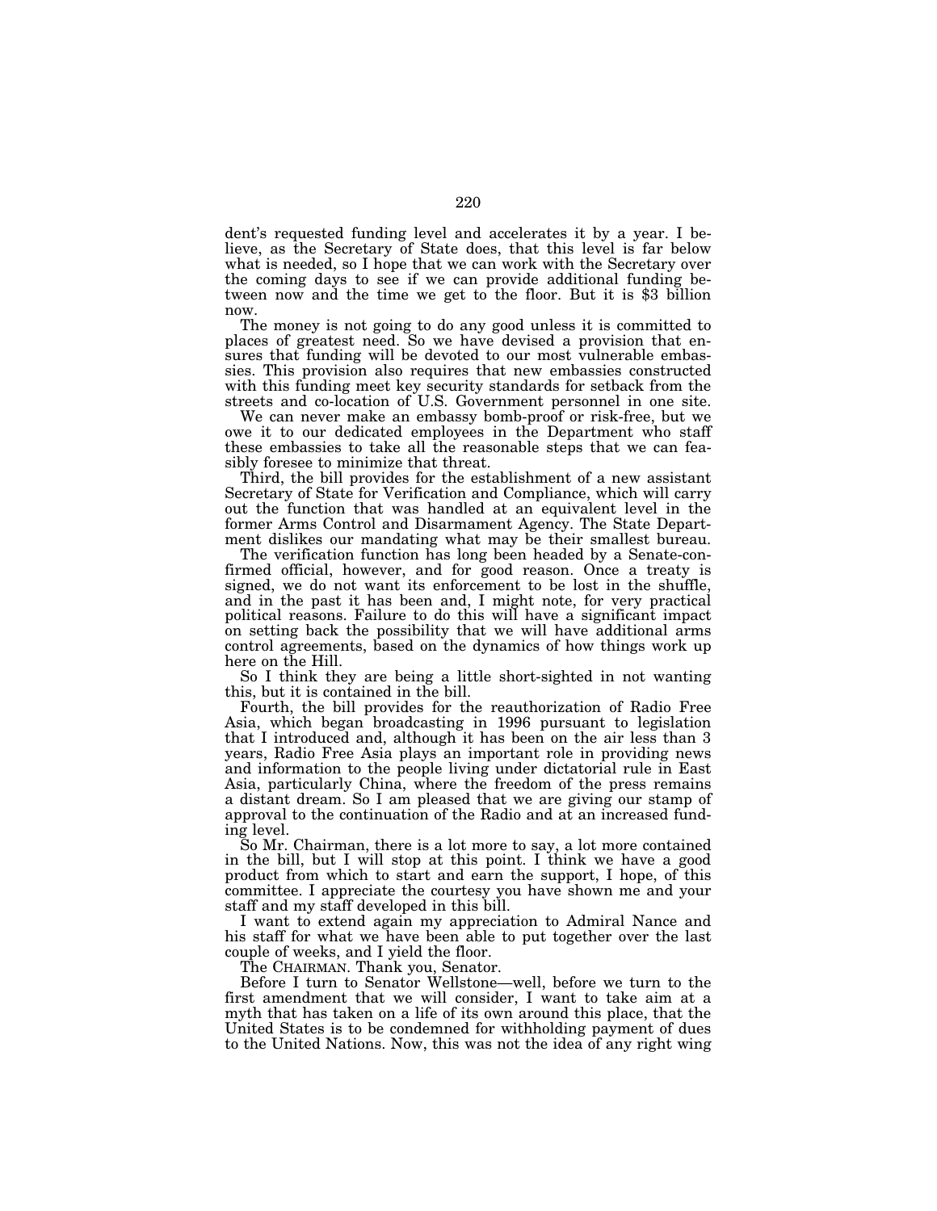dent's requested funding level and accelerates it by a year. I believe, as the Secretary of State does, that this level is far below what is needed, so I hope that we can work with the Secretary over the coming days to see if we can provide additional funding between now and the time we get to the floor. But it is $3 billion now.

The money is not going to do any good unless it is committed to places of greatest need. So we have devised a provision that ensures that funding will be devoted to our most vulnerable embassies. This provision also requires that new embassies constructed with this funding meet key security standards for setback from the streets and co-location of U.S. Government personnel in one site.

We can never make an embassy bomb-proof or risk-free, but we owe it to our dedicated employees in the Department who staff these embassies to take all the reasonable steps that we can feasibly foresee to minimize that threat.

Third, the bill provides for the establishment of a new assistant Secretary of State for Verification and Compliance, which will carry out the function that was handled at an equivalent level in the former Arms Control and Disarmament Agency. The State Department dislikes our mandating what may be their smallest bureau.

The verification function has long been headed by a Senate-confirmed official, however, and for good reason. Once a treaty is signed, we do not want its enforcement to be lost in the shuffle, and in the past it has been and, I might note, for very practical political reasons. Failure to do this will have a significant impact on setting back the possibility that we will have additional arms control agreements, based on the dynamics of how things work up here on the Hill.

So I think they are being a little short-sighted in not wanting this, but it is contained in the bill.

Fourth, the bill provides for the reauthorization of Radio Free Asia, which began broadcasting in 1996 pursuant to legislation that I introduced and, although it has been on the air less than 3 years, Radio Free Asia plays an important role in providing news and information to the people living under dictatorial rule in East Asia, particularly China, where the freedom of the press remains a distant dream. So I am pleased that we are giving our stamp of approval to the continuation of the Radio and at an increased funding level.

So Mr. Chairman, there is a lot more to say, a lot more contained in the bill, but I will stop at this point. I think we have a good product from which to start and earn the support, I hope, of this committee. I appreciate the courtesy you have shown me and your staff and my staff developed in this bill.

I want to extend again my appreciation to Admiral Nance and his staff for what we have been able to put together over the last couple of weeks, and I yield the floor.

The CHAIRMAN. Thank you, Senator.

Before I turn to Senator Wellstone—well, before we turn to the first amendment that we will consider, I want to take aim at a myth that has taken on a life of its own around this place, that the United States is to be condemned for withholding payment of dues to the United Nations. Now, this was not the idea of any right wing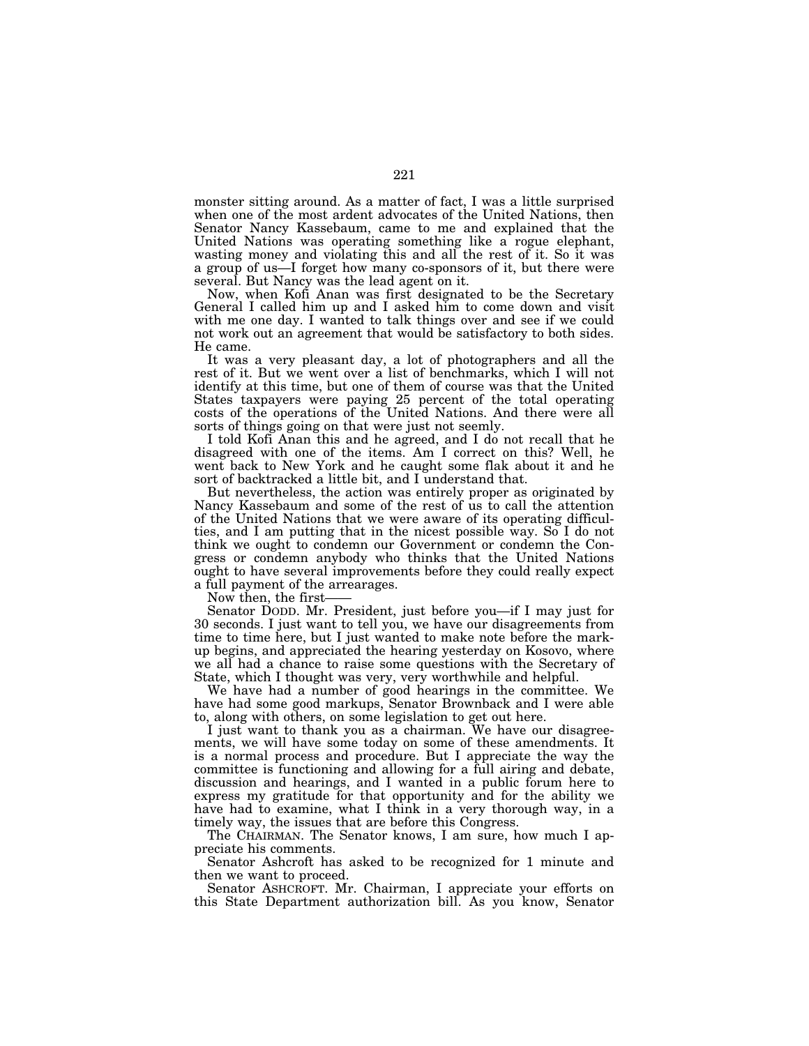monster sitting around. As a matter of fact, I was a little surprised when one of the most ardent advocates of the United Nations, then Senator Nancy Kassebaum, came to me and explained that the United Nations was operating something like a rogue elephant, wasting money and violating this and all the rest of it. So it was a group of us—I forget how many co-sponsors of it, but there were several. But Nancy was the lead agent on it.

Now, when Kofi Anan was first designated to be the Secretary General I called him up and I asked him to come down and visit with me one day. I wanted to talk things over and see if we could not work out an agreement that would be satisfactory to both sides. He came.

It was a very pleasant day, a lot of photographers and all the rest of it. But we went over a list of benchmarks, which I will not identify at this time, but one of them of course was that the United States taxpayers were paying 25 percent of the total operating costs of the operations of the United Nations. And there were all sorts of things going on that were just not seemly.

I told Kofi Anan this and he agreed, and I do not recall that he disagreed with one of the items. Am I correct on this? Well, he went back to New York and he caught some flak about it and he sort of backtracked a little bit, and I understand that.

But nevertheless, the action was entirely proper as originated by Nancy Kassebaum and some of the rest of us to call the attention of the United Nations that we were aware of its operating difficulties, and I am putting that in the nicest possible way. So I do not think we ought to condemn our Government or condemn the Congress or condemn anybody who thinks that the United Nations ought to have several improvements before they could really expect a full payment of the arrearages.

Now then, the first——

Senator DODD. Mr. President, just before you—if I may just for 30 seconds. I just want to tell you, we have our disagreements from time to time here, but I just wanted to make note before the markup begins, and appreciated the hearing yesterday on Kosovo, where we all had a chance to raise some questions with the Secretary of State, which I thought was very, very worthwhile and helpful.

We have had a number of good hearings in the committee. We have had some good markups, Senator Brownback and I were able to, along with others, on some legislation to get out here.

I just want to thank you as a chairman. We have our disagreements, we will have some today on some of these amendments. It is a normal process and procedure. But I appreciate the way the committee is functioning and allowing for a full airing and debate, discussion and hearings, and I wanted in a public forum here to express my gratitude for that opportunity and for the ability we have had to examine, what I think in a very thorough way, in a timely way, the issues that are before this Congress.

The CHAIRMAN. The Senator knows, I am sure, how much I appreciate his comments.

Senator Ashcroft has asked to be recognized for 1 minute and then we want to proceed.

Senator ASHCROFT. Mr. Chairman, I appreciate your efforts on this State Department authorization bill. As you know, Senator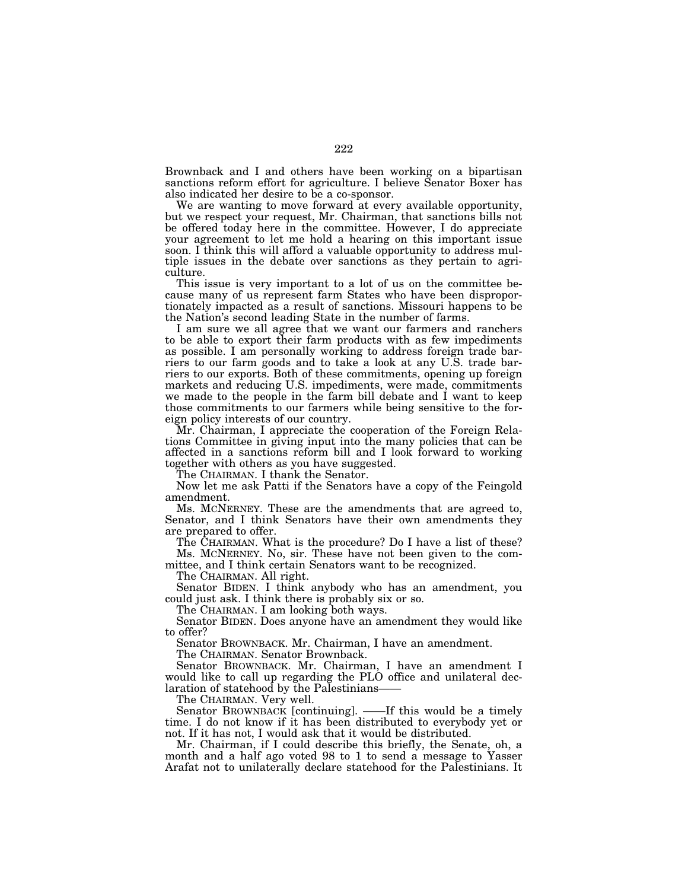Brownback and I and others have been working on a bipartisan sanctions reform effort for agriculture. I believe Senator Boxer has also indicated her desire to be a co-sponsor.

We are wanting to move forward at every available opportunity, but we respect your request, Mr. Chairman, that sanctions bills not be offered today here in the committee. However, I do appreciate your agreement to let me hold a hearing on this important issue soon. I think this will afford a valuable opportunity to address multiple issues in the debate over sanctions as they pertain to agriculture.

This issue is very important to a lot of us on the committee because many of us represent farm States who have been disproportionately impacted as a result of sanctions. Missouri happens to be the Nation's second leading State in the number of farms.

I am sure we all agree that we want our farmers and ranchers to be able to export their farm products with as few impediments as possible. I am personally working to address foreign trade barriers to our farm goods and to take a look at any U.S. trade barriers to our exports. Both of these commitments, opening up foreign markets and reducing U.S. impediments, were made, commitments we made to the people in the farm bill debate and I want to keep those commitments to our farmers while being sensitive to the foreign policy interests of our country.

Mr. Chairman, I appreciate the cooperation of the Foreign Relations Committee in giving input into the many policies that can be affected in a sanctions reform bill and I look forward to working together with others as you have suggested.

The CHAIRMAN. I thank the Senator.

Now let me ask Patti if the Senators have a copy of the Feingold amendment.

Ms. MCNERNEY. These are the amendments that are agreed to, Senator, and I think Senators have their own amendments they are prepared to offer.

The CHAIRMAN. What is the procedure? Do I have a list of these?

Ms. MCNERNEY. No, sir. These have not been given to the committee, and I think certain Senators want to be recognized.

The CHAIRMAN. All right.

Senator BIDEN. I think anybody who has an amendment, you could just ask. I think there is probably six or so.

The CHAIRMAN. I am looking both ways.

Senator BIDEN. Does anyone have an amendment they would like to offer?

Senator BROWNBACK. Mr. Chairman, I have an amendment.

The CHAIRMAN. Senator Brownback.

Senator BROWNBACK. Mr. Chairman, I have an amendment I would like to call up regarding the PLO office and unilateral declaration of statehood by the Palestinians——

The CHAIRMAN. Very well.

Senator BROWNBACK [continuing]. ——If this would be a timely time. I do not know if it has been distributed to everybody yet or not. If it has not, I would ask that it would be distributed.

Mr. Chairman, if I could describe this briefly, the Senate, oh, a month and a half ago voted 98 to 1 to send a message to Yasser Arafat not to unilaterally declare statehood for the Palestinians. It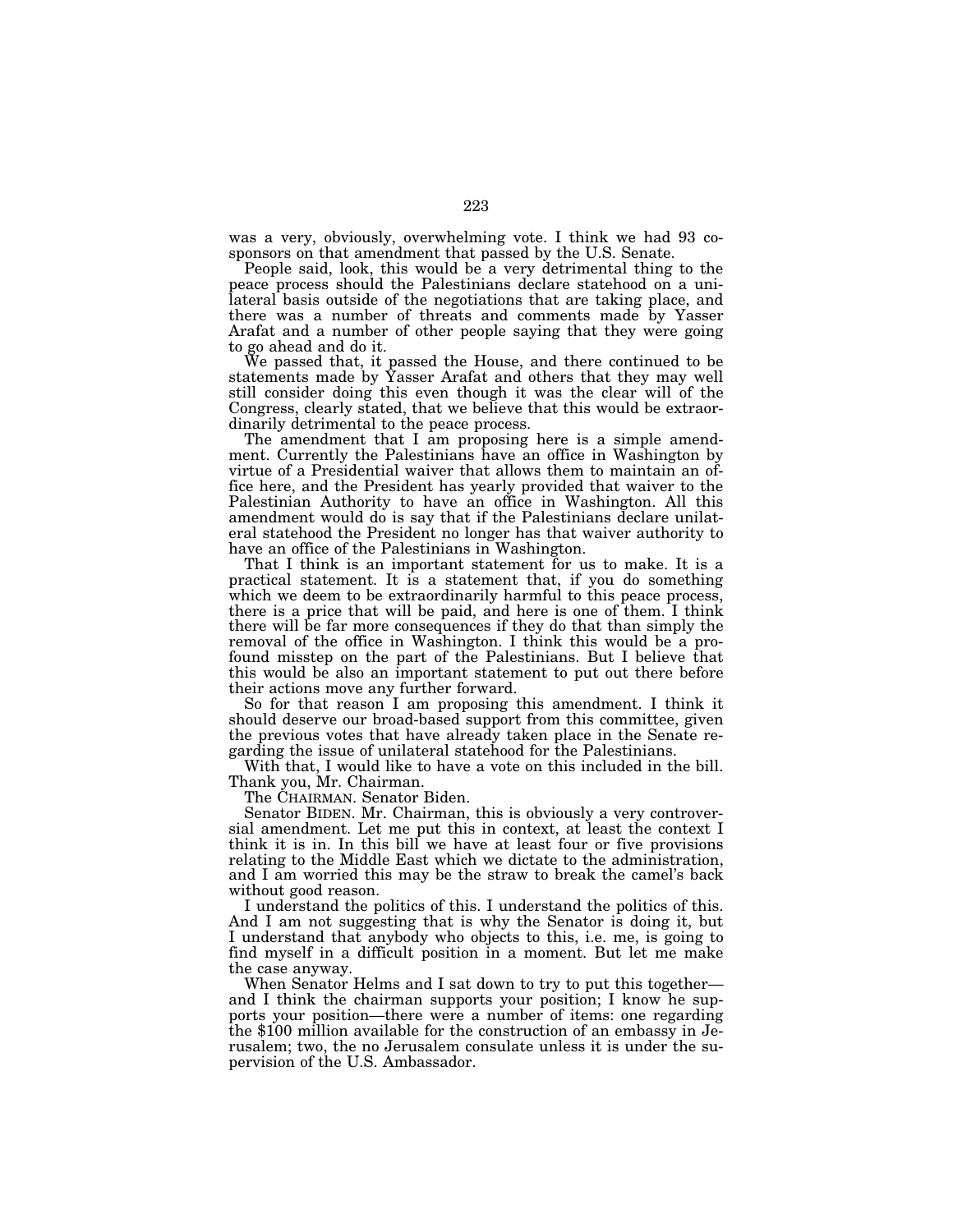was a very, obviously, overwhelming vote. I think we had 93 cosponsors on that amendment that passed by the U.S. Senate.

People said, look, this would be a very detrimental thing to the peace process should the Palestinians declare statehood on a unilateral basis outside of the negotiations that are taking place, and there was a number of threats and comments made by Yasser Arafat and a number of other people saying that they were going to go ahead and do it.

We passed that, it passed the House, and there continued to be statements made by Yasser Arafat and others that they may well still consider doing this even though it was the clear will of the Congress, clearly stated, that we believe that this would be extraordinarily detrimental to the peace process.

The amendment that I am proposing here is a simple amendment. Currently the Palestinians have an office in Washington by virtue of a Presidential waiver that allows them to maintain an office here, and the President has yearly provided that waiver to the Palestinian Authority to have an office in Washington. All this amendment would do is say that if the Palestinians declare unilateral statehood the President no longer has that waiver authority to have an office of the Palestinians in Washington.

That I think is an important statement for us to make. It is a practical statement. It is a statement that, if you do something which we deem to be extraordinarily harmful to this peace process, there is a price that will be paid, and here is one of them. I think there will be far more consequences if they do that than simply the removal of the office in Washington. I think this would be a profound misstep on the part of the Palestinians. But I believe that this would be also an important statement to put out there before their actions move any further forward.

So for that reason I am proposing this amendment. I think it should deserve our broad-based support from this committee, given the previous votes that have already taken place in the Senate regarding the issue of unilateral statehood for the Palestinians.

With that, I would like to have a vote on this included in the bill. Thank you, Mr. Chairman.

The CHAIRMAN. Senator Biden.

Senator BIDEN. Mr. Chairman, this is obviously a very controversial amendment. Let me put this in context, at least the context I think it is in. In this bill we have at least four or five provisions relating to the Middle East which we dictate to the administration, and I am worried this may be the straw to break the camel's back without good reason.

I understand the politics of this. I understand the politics of this. And I am not suggesting that is why the Senator is doing it, but I understand that anybody who objects to this, i.e. me, is going to find myself in a difficult position in a moment. But let me make the case anyway.

When Senator Helms and I sat down to try to put this together—and I think the chairman supports your position; I know he supports your position—there were a number of items: one regarding the $100 million available for the construction of an embassy in Jerusalem; two, the no Jerusalem consulate unless it is under the supervision of the U.S. Ambassador.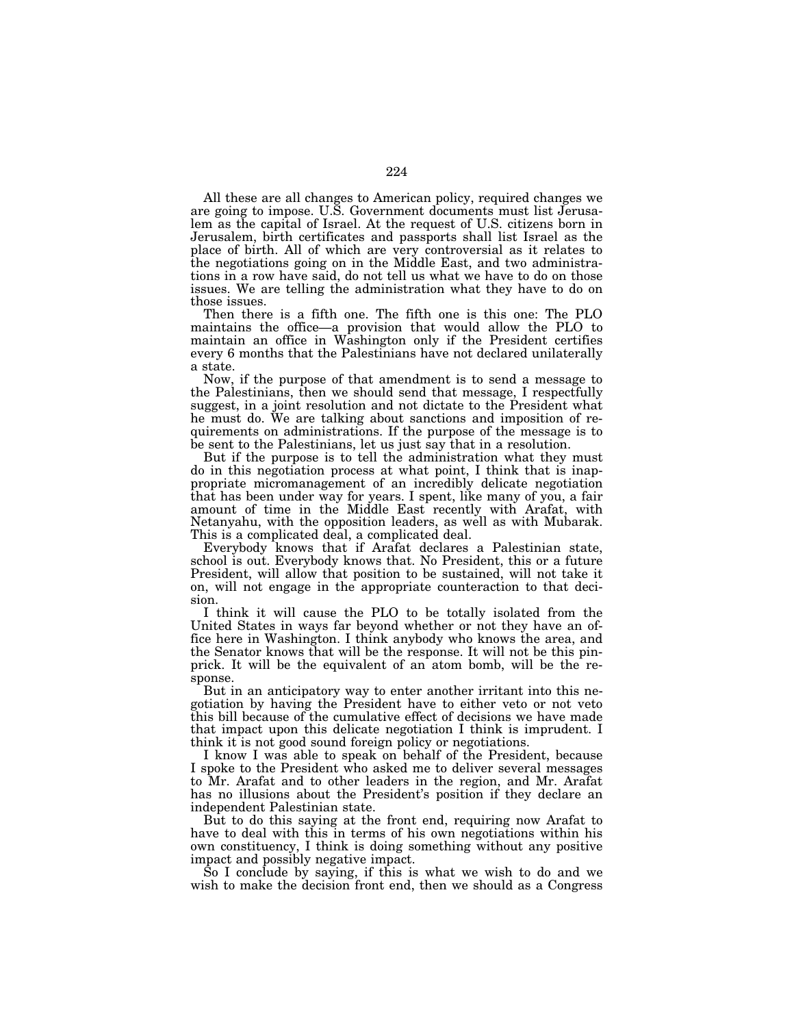All these are all changes to American policy, required changes we are going to impose. U.S. Government documents must list Jerusalem as the capital of Israel. At the request of U.S. citizens born in Jerusalem, birth certificates and passports shall list Israel as the place of birth. All of which are very controversial as it relates to the negotiations going on in the Middle East, and two administrations in a row have said, do not tell us what we have to do on those issues. We are telling the administration what they have to do on those issues.

Then there is a fifth one. The fifth one is this one: The PLO maintains the office—a provision that would allow the PLO to maintain an office in Washington only if the President certifies every 6 months that the Palestinians have not declared unilaterally a state.

Now, if the purpose of that amendment is to send a message to the Palestinians, then we should send that message, I respectfully suggest, in a joint resolution and not dictate to the President what he must do. We are talking about sanctions and imposition of requirements on administrations. If the purpose of the message is to be sent to the Palestinians, let us just say that in a resolution.

But if the purpose is to tell the administration what they must do in this negotiation process at what point, I think that is inappropriate micromanagement of an incredibly delicate negotiation that has been under way for years. I spent, like many of you, a fair amount of time in the Middle East recently with Arafat, with Netanyahu, with the opposition leaders, as well as with Mubarak. This is a complicated deal, a complicated deal.

Everybody knows that if Arafat declares a Palestinian state, school is out. Everybody knows that. No President, this or a future President, will allow that position to be sustained, will not take it on, will not engage in the appropriate counteraction to that decision.

I think it will cause the PLO to be totally isolated from the United States in ways far beyond whether or not they have an office here in Washington. I think anybody who knows the area, and the Senator knows that will be the response. It will not be this pinprick. It will be the equivalent of an atom bomb, will be the response.

But in an anticipatory way to enter another irritant into this negotiation by having the President have to either veto or not veto this bill because of the cumulative effect of decisions we have made that impact upon this delicate negotiation I think is imprudent. I think it is not good sound foreign policy or negotiations.

I know I was able to speak on behalf of the President, because I spoke to the President who asked me to deliver several messages to Mr. Arafat and to other leaders in the region, and Mr. Arafat has no illusions about the President's position if they declare an independent Palestinian state.

But to do this saying at the front end, requiring now Arafat to have to deal with this in terms of his own negotiations within his own constituency, I think is doing something without any positive impact and possibly negative impact.

So I conclude by saying, if this is what we wish to do and we wish to make the decision front end, then we should as a Congress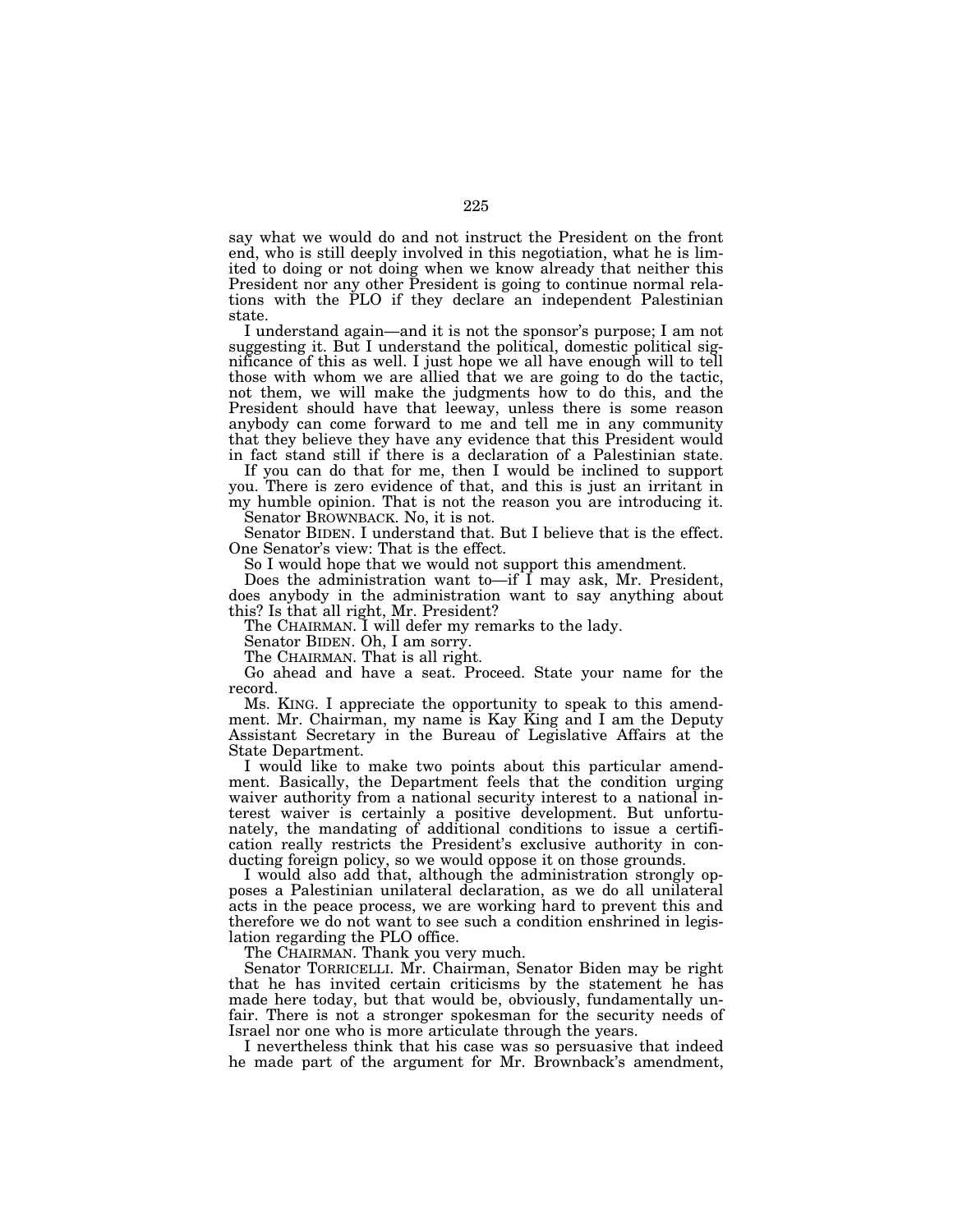say what we would do and not instruct the President on the front end, who is still deeply involved in this negotiation, what he is limited to doing or not doing when we know already that neither this President nor any other President is going to continue normal relations with the PLO if they declare an independent Palestinian state.

I understand again—and it is not the sponsor's purpose; I am not suggesting it. But I understand the political, domestic political significance of this as well. I just hope we all have enough will to tell those with whom we are allied that we are going to do the tactic, not them, we will make the judgments how to do this, and the President should have that leeway, unless there is some reason anybody can come forward to me and tell me in any community that they believe they have any evidence that this President would in fact stand still if there is a declaration of a Palestinian state.

If you can do that for me, then I would be inclined to support you. There is zero evidence of that, and this is just an irritant in my humble opinion. That is not the reason you are introducing it.

Senator BROWNBACK. No, it is not.

Senator BIDEN. I understand that. But I believe that is the effect. One Senator's view: That is the effect.

So I would hope that we would not support this amendment.

Does the administration want to—if I may ask, Mr. President, does anybody in the administration want to say anything about this? Is that all right, Mr. President?

The CHAIRMAN. I will defer my remarks to the lady.

Senator BIDEN. Oh, I am sorry.

The CHAIRMAN. That is all right.

Go ahead and have a seat. Proceed. State your name for the record.

Ms. KING. I appreciate the opportunity to speak to this amendment. Mr. Chairman, my name is Kay King and I am the Deputy Assistant Secretary in the Bureau of Legislative Affairs at the State Department.

I would like to make two points about this particular amendment. Basically, the Department feels that the condition urging waiver authority from a national security interest to a national interest waiver is certainly a positive development. But unfortunately, the mandating of additional conditions to issue a certification really restricts the President's exclusive authority in conducting foreign policy, so we would oppose it on those grounds.

I would also add that, although the administration strongly opposes a Palestinian unilateral declaration, as we do all unilateral acts in the peace process, we are working hard to prevent this and therefore we do not want to see such a condition enshrined in legislation regarding the PLO office.

The CHAIRMAN. Thank you very much.

Senator TORRICELLI. Mr. Chairman, Senator Biden may be right that he has invited certain criticisms by the statement he has made here today, but that would be, obviously, fundamentally unfair. There is not a stronger spokesman for the security needs of Israel nor one who is more articulate through the years.

I nevertheless think that his case was so persuasive that indeed he made part of the argument for Mr. Brownback's amendment,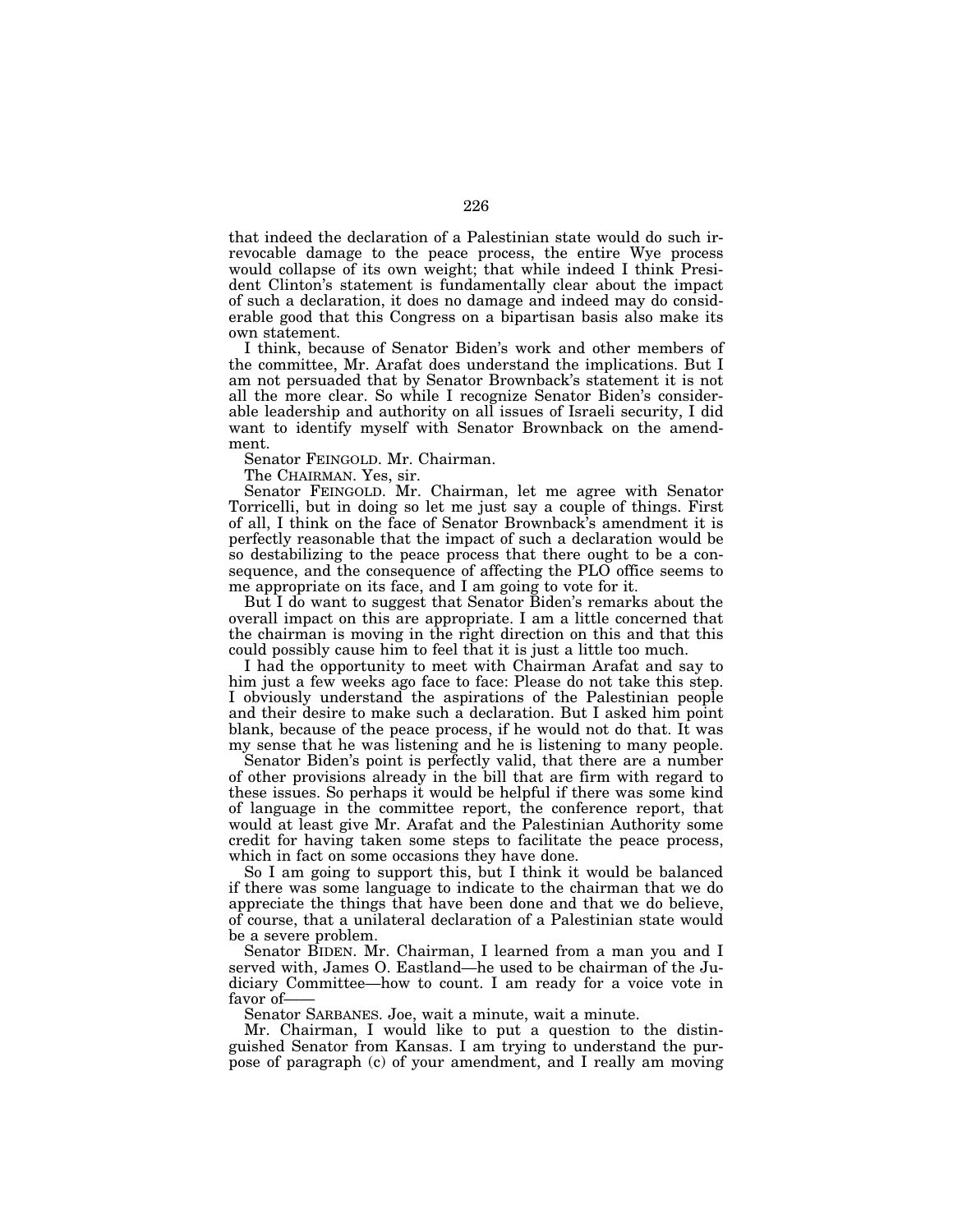that indeed the declaration of a Palestinian state would do such irrevocable damage to the peace process, the entire Wye process would collapse of its own weight; that while indeed I think President Clinton's statement is fundamentally clear about the impact of such a declaration, it does no damage and indeed may do considerable good that this Congress on a bipartisan basis also make its own statement.

I think, because of Senator Biden's work and other members of the committee, Mr. Arafat does understand the implications. But I am not persuaded that by Senator Brownback's statement it is not all the more clear. So while I recognize Senator Biden's considerable leadership and authority on all issues of Israeli security, I did want to identify myself with Senator Brownback on the amendment.

Senator FEINGOLD. Mr. Chairman.

The CHAIRMAN. Yes, sir.

Senator FEINGOLD. Mr. Chairman, let me agree with Senator Torricelli, but in doing so let me just say a couple of things. First of all, I think on the face of Senator Brownback's amendment it is perfectly reasonable that the impact of such a declaration would be so destabilizing to the peace process that there ought to be a consequence, and the consequence of affecting the PLO office seems to me appropriate on its face, and I am going to vote for it.

But I do want to suggest that Senator Biden's remarks about the overall impact on this are appropriate. I am a little concerned that the chairman is moving in the right direction on this and that this could possibly cause him to feel that it is just a little too much.

I had the opportunity to meet with Chairman Arafat and say to him just a few weeks ago face to face: Please do not take this step. I obviously understand the aspirations of the Palestinian people and their desire to make such a declaration. But I asked him point blank, because of the peace process, if he would not do that. It was my sense that he was listening and he is listening to many people.

Senator Biden's point is perfectly valid, that there are a number of other provisions already in the bill that are firm with regard to these issues. So perhaps it would be helpful if there was some kind of language in the committee report, the conference report, that would at least give Mr. Arafat and the Palestinian Authority some credit for having taken some steps to facilitate the peace process, which in fact on some occasions they have done.

So I am going to support this, but I think it would be balanced if there was some language to indicate to the chairman that we do appreciate the things that have been done and that we do believe, of course, that a unilateral declaration of a Palestinian state would be a severe problem.

Senator BIDEN. Mr. Chairman, I learned from a man you and I served with, James O. Eastland—he used to be chairman of the Judiciary Committee—how to count. I am ready for a voice vote in favor of——

Senator SARBANES. Joe, wait a minute, wait a minute.

Mr. Chairman, I would like to put a question to the distinguished Senator from Kansas. I am trying to understand the purpose of paragraph (c) of your amendment, and I really am moving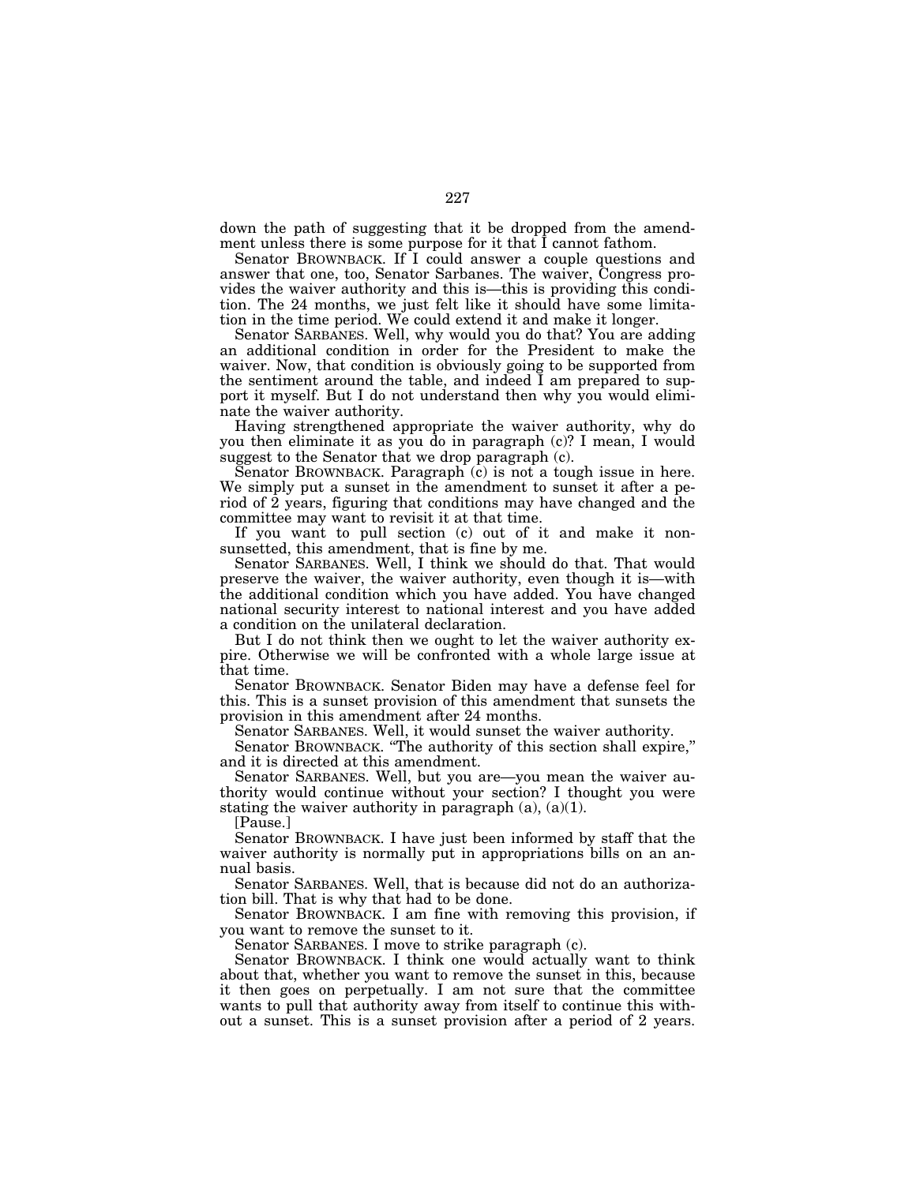down the path of suggesting that it be dropped from the amendment unless there is some purpose for it that I cannot fathom.

Senator BROWNBACK. If I could answer a couple questions and answer that one, too, Senator Sarbanes. The waiver, Congress provides the waiver authority and this is—this is providing this condition. The 24 months, we just felt like it should have some limitation in the time period. We could extend it and make it longer.

Senator SARBANES. Well, why would you do that? You are adding an additional condition in order for the President to make the waiver. Now, that condition is obviously going to be supported from the sentiment around the table, and indeed I am prepared to support it myself. But I do not understand then why you would eliminate the waiver authority.

Having strengthened appropriate the waiver authority, why do you then eliminate it as you do in paragraph (c)? I mean, I would suggest to the Senator that we drop paragraph (c).

Senator BROWNBACK. Paragraph (c) is not a tough issue in here. We simply put a sunset in the amendment to sunset it after a period of 2 years, figuring that conditions may have changed and the committee may want to revisit it at that time.

If you want to pull section (c) out of it and make it non-sunsetted, this amendment, that is fine by me.

Senator SARBANES. Well, I think we should do that. That would preserve the waiver, the waiver authority, even though it is—with the additional condition which you have added. You have changed national security interest to national interest and you have added a condition on the unilateral declaration.

But I do not think then we ought to let the waiver authority expire. Otherwise we will be confronted with a whole large issue at that time.

Senator BROWNBACK. Senator Biden may have a defense feel for this. This is a sunset provision of this amendment that sunsets the provision in this amendment after 24 months.

Senator SARBANES. Well, it would sunset the waiver authority.

Senator BROWNBACK. "The authority of this section shall expire," and it is directed at this amendment.

Senator SARBANES. Well, but you are—you mean the waiver authority would continue without your section? I thought you were stating the waiver authority in paragraph (a), (a)(1).

[Pause.]

Senator BROWNBACK. I have just been informed by staff that the waiver authority is normally put in appropriations bills on an annual basis.

Senator SARBANES. Well, that is because did not do an authorization bill. That is why that had to be done.

Senator BROWNBACK. I am fine with removing this provision, if you want to remove the sunset to it.

Senator SARBANES. I move to strike paragraph (c).

Senator BROWNBACK. I think one would actually want to think about that, whether you want to remove the sunset in this, because it then goes on perpetually. I am not sure that the committee wants to pull that authority away from itself to continue this without a sunset. This is a sunset provision after a period of 2 years.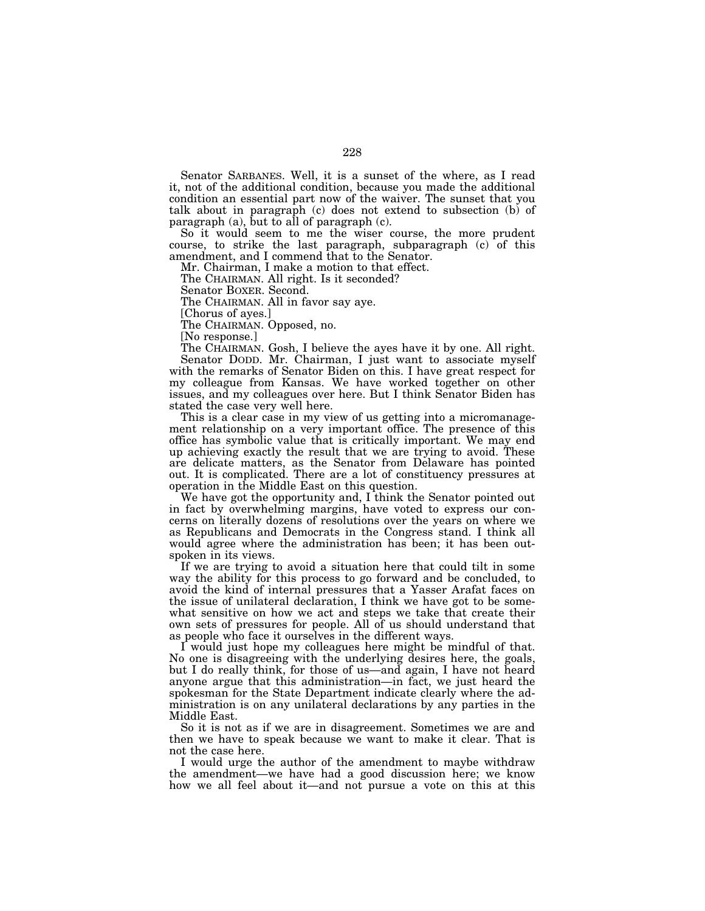Senator SARBANES. Well, it is a sunset of the where, as I read it, not of the additional condition, because you made the additional condition an essential part now of the waiver. The sunset that you talk about in paragraph (c) does not extend to subsection (b) of paragraph (a), but to all of paragraph (c).

So it would seem to me the wiser course, the more prudent course, to strike the last paragraph, subparagraph (c) of this amendment, and I commend that to the Senator.

Mr. Chairman, I make a motion to that effect.

The CHAIRMAN. All right. Is it seconded?

Senator BOXER. Second.

The CHAIRMAN. All in favor say aye.

[Chorus of ayes.]

The CHAIRMAN. Opposed, no.

[No response.]

The CHAIRMAN. Gosh, I believe the ayes have it by one. All right.

Senator DODD. Mr. Chairman, I just want to associate myself with the remarks of Senator Biden on this. I have great respect for my colleague from Kansas. We have worked together on other issues, and my colleagues over here. But I think Senator Biden has stated the case very well here.

This is a clear case in my view of us getting into a micromanagement relationship on a very important office. The presence of this office has symbolic value that is critically important. We may end up achieving exactly the result that we are trying to avoid. These are delicate matters, as the Senator from Delaware has pointed out. It is complicated. There are a lot of constituency pressures at operation in the Middle East on this question.

We have got the opportunity and, I think the Senator pointed out in fact by overwhelming margins, have voted to express our concerns on literally dozens of resolutions over the years on where we as Republicans and Democrats in the Congress stand. I think all would agree where the administration has been; it has been outspoken in its views.

If we are trying to avoid a situation here that could tilt in some way the ability for this process to go forward and be concluded, to avoid the kind of internal pressures that a Yasser Arafat faces on the issue of unilateral declaration, I think we have got to be somewhat sensitive on how we act and steps we take that create their own sets of pressures for people. All of us should understand that as people who face it ourselves in the different ways.

I would just hope my colleagues here might be mindful of that. No one is disagreeing with the underlying desires here, the goals, but I do really think, for those of us—and again, I have not heard anyone argue that this administration—in fact, we just heard the spokesman for the State Department indicate clearly where the administration is on any unilateral declarations by any parties in the Middle East.

So it is not as if we are in disagreement. Sometimes we are and then we have to speak because we want to make it clear. That is not the case here.

I would urge the author of the amendment to maybe withdraw the amendment—we have had a good discussion here; we know how we all feel about it—and not pursue a vote on this at this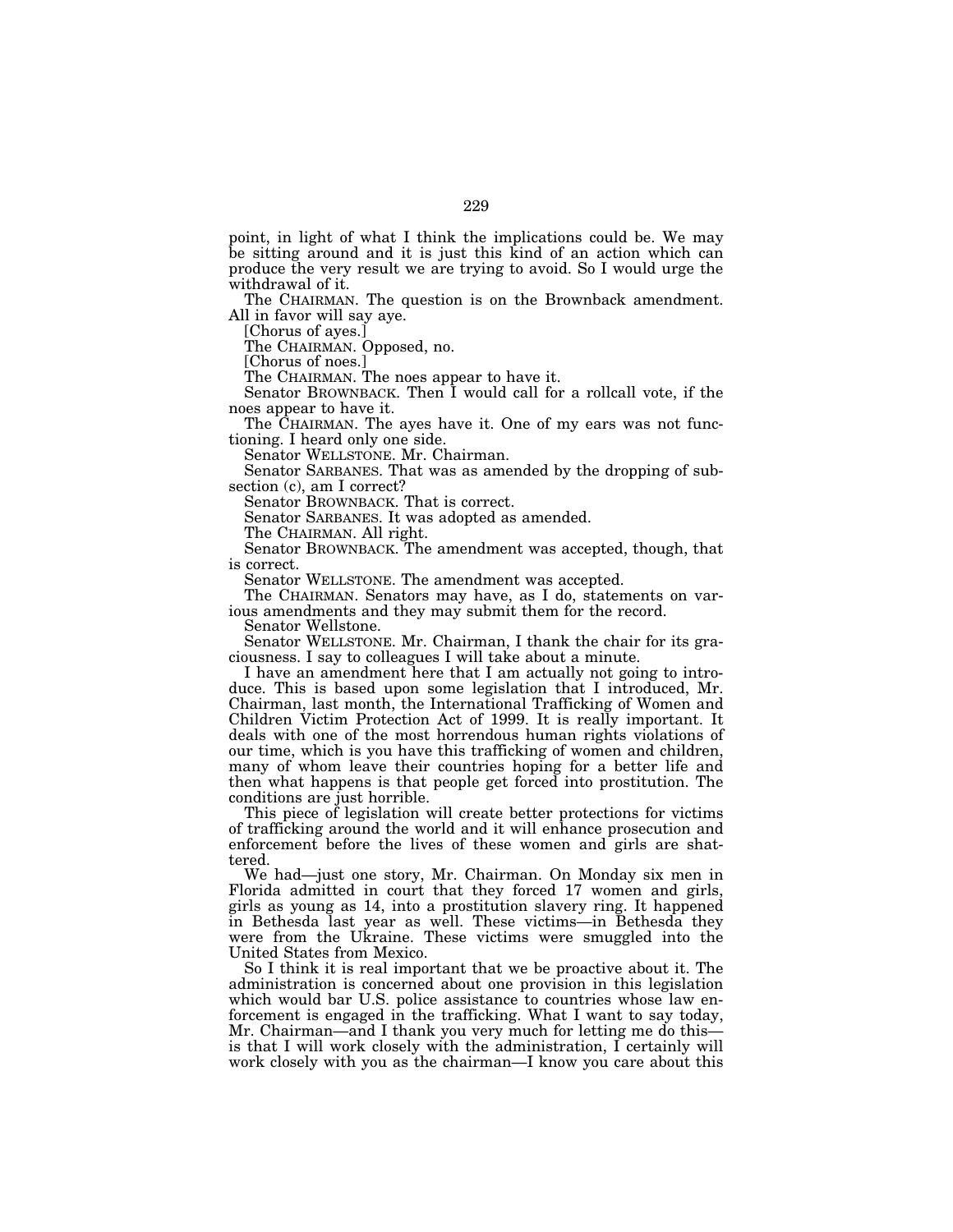point, in light of what I think the implications could be. We may be sitting around and it is just this kind of an action which can produce the very result we are trying to avoid. So I would urge the withdrawal of it.

The CHAIRMAN. The question is on the Brownback amendment. All in favor will say aye.

[Chorus of ayes.]

The CHAIRMAN. Opposed, no.

[Chorus of noes.]

The CHAIRMAN. The noes appear to have it.

Senator BROWNBACK. Then I would call for a rollcall vote, if the noes appear to have it.

The CHAIRMAN. The ayes have it. One of my ears was not functioning. I heard only one side.

Senator WELLSTONE. Mr. Chairman.

Senator SARBANES. That was as amended by the dropping of subsection (c), am I correct?

Senator BROWNBACK. That is correct.

Senator SARBANES. It was adopted as amended.

The CHAIRMAN. All right.

Senator BROWNBACK. The amendment was accepted, though, that is correct.

Senator WELLSTONE. The amendment was accepted.

The CHAIRMAN. Senators may have, as I do, statements on various amendments and they may submit them for the record.

Senator Wellstone.

Senator WELLSTONE. Mr. Chairman, I thank the chair for its graciousness. I say to colleagues I will take about a minute.

I have an amendment here that I am actually not going to introduce. This is based upon some legislation that I introduced, Mr. Chairman, last month, the International Trafficking of Women and Children Victim Protection Act of 1999. It is really important. It deals with one of the most horrendous human rights violations of our time, which is you have this trafficking of women and children, many of whom leave their countries hoping for a better life and then what happens is that people get forced into prostitution. The conditions are just horrible.

This piece of legislation will create better protections for victims of trafficking around the world and it will enhance prosecution and enforcement before the lives of these women and girls are shattered.

We had—just one story, Mr. Chairman. On Monday six men in Florida admitted in court that they forced 17 women and girls, girls as young as 14, into a prostitution slavery ring. It happened in Bethesda last year as well. These victims—in Bethesda they were from the Ukraine. These victims were smuggled into the United States from Mexico.

So I think it is real important that we be proactive about it. The administration is concerned about one provision in this legislation which would bar U.S. police assistance to countries whose law enforcement is engaged in the trafficking. What I want to say today, Mr. Chairman—and I thank you very much for letting me do this—is that I will work closely with the administration, I certainly will work closely with you as the chairman—I know you care about this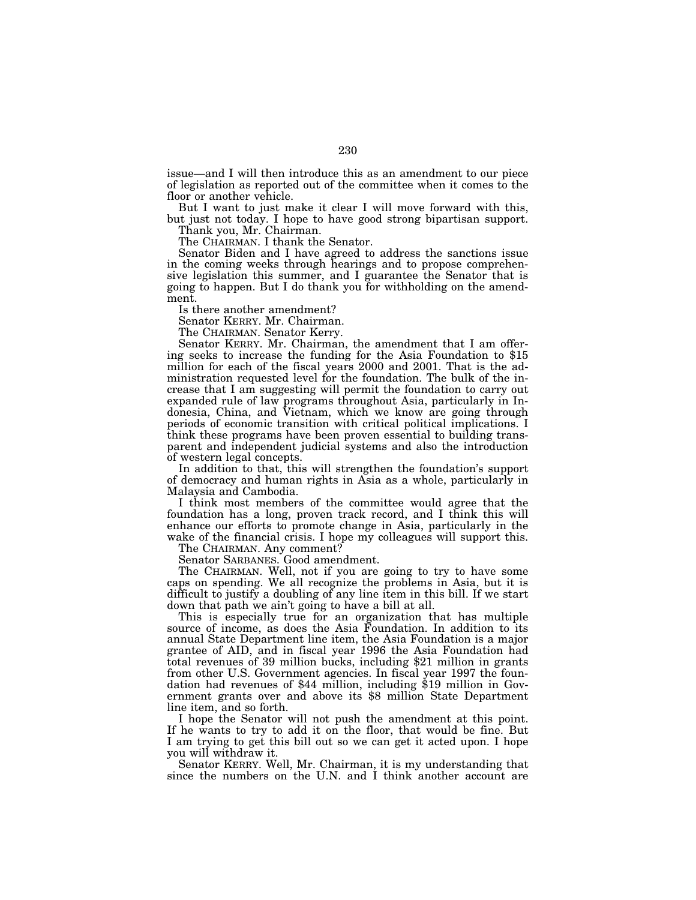issue—and I will then introduce this as an amendment to our piece of legislation as reported out of the committee when it comes to the floor or another vehicle.

But I want to just make it clear I will move forward with this, but just not today. I hope to have good strong bipartisan support.

Thank you, Mr. Chairman.

The CHAIRMAN. I thank the Senator.

Senator Biden and I have agreed to address the sanctions issue in the coming weeks through hearings and to propose comprehensive legislation this summer, and I guarantee the Senator that is going to happen. But I do thank you for withholding on the amendment.

Is there another amendment?

Senator KERRY. Mr. Chairman.

The CHAIRMAN. Senator Kerry.

Senator KERRY. Mr. Chairman, the amendment that I am offering seeks to increase the funding for the Asia Foundation to $15 million for each of the fiscal years 2000 and 2001. That is the administration requested level for the foundation. The bulk of the increase that I am suggesting will permit the foundation to carry out expanded rule of law programs throughout Asia, particularly in Indonesia, China, and Vietnam, which we know are going through periods of economic transition with critical political implications. I think these programs have been proven essential to building transparent and independent judicial systems and also the introduction of western legal concepts.

In addition to that, this will strengthen the foundation's support of democracy and human rights in Asia as a whole, particularly in Malaysia and Cambodia.

I think most members of the committee would agree that the foundation has a long, proven track record, and I think this will enhance our efforts to promote change in Asia, particularly in the wake of the financial crisis. I hope my colleagues will support this.

The CHAIRMAN. Any comment?

Senator SARBANES. Good amendment.

The CHAIRMAN. Well, not if you are going to try to have some caps on spending. We all recognize the problems in Asia, but it is difficult to justify a doubling of any line item in this bill. If we start down that path we ain't going to have a bill at all.

This is especially true for an organization that has multiple source of income, as does the Asia Foundation. In addition to its annual State Department line item, the Asia Foundation is a major grantee of AID, and in fiscal year 1996 the Asia Foundation had total revenues of 39 million bucks, including $21 million in grants from other U.S. Government agencies. In fiscal year 1997 the foundation had revenues of $44 million, including $19 million in Government grants over and above its $8 million State Department line item, and so forth.

I hope the Senator will not push the amendment at this point. If he wants to try to add it on the floor, that would be fine. But I am trying to get this bill out so we can get it acted upon. I hope you will withdraw it.

Senator KERRY. Well, Mr. Chairman, it is my understanding that since the numbers on the U.N. and I think another account are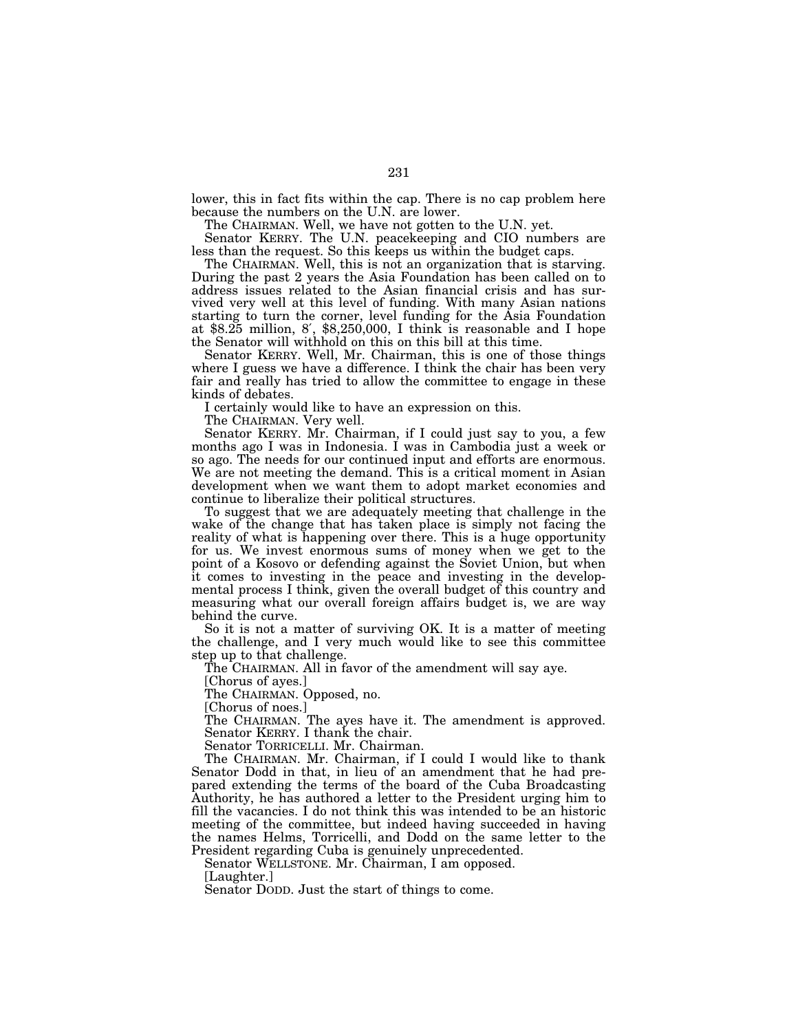lower, this in fact fits within the cap. There is no cap problem here because the numbers on the U.N. are lower.

The CHAIRMAN. Well, we have not gotten to the U.N. yet.

Senator KERRY. The U.N. peacekeeping and CIO numbers are less than the request. So this keeps us within the budget caps.

The CHAIRMAN. Well, this is not an organization that is starving. During the past 2 years the Asia Foundation has been called on to address issues related to the Asian financial crisis and has survived very well at this level of funding. With many Asian nations starting to turn the corner, level funding for the Asia Foundation at $8.25 million, 8′, $8,250,000, I think is reasonable and I hope the Senator will withhold on this on this bill at this time.

Senator KERRY. Well, Mr. Chairman, this is one of those things where I guess we have a difference. I think the chair has been very fair and really has tried to allow the committee to engage in these kinds of debates.

I certainly would like to have an expression on this.

The CHAIRMAN. Very well.

Senator KERRY. Mr. Chairman, if I could just say to you, a few months ago I was in Indonesia. I was in Cambodia just a week or so ago. The needs for our continued input and efforts are enormous. We are not meeting the demand. This is a critical moment in Asian development when we want them to adopt market economies and continue to liberalize their political structures.

To suggest that we are adequately meeting that challenge in the wake of the change that has taken place is simply not facing the reality of what is happening over there. This is a huge opportunity for us. We invest enormous sums of money when we get to the point of a Kosovo or defending against the Soviet Union, but when it comes to investing in the peace and investing in the developmental process I think, given the overall budget of this country and measuring what our overall foreign affairs budget is, we are way behind the curve.

So it is not a matter of surviving OK. It is a matter of meeting the challenge, and I very much would like to see this committee step up to that challenge.

The CHAIRMAN. All in favor of the amendment will say aye.

[Chorus of ayes.]

The CHAIRMAN. Opposed, no.

[Chorus of noes.]

The CHAIRMAN. The ayes have it. The amendment is approved.

Senator KERRY. I thank the chair.

Senator TORRICELLI. Mr. Chairman.

The CHAIRMAN. Mr. Chairman, if I could I would like to thank Senator Dodd in that, in lieu of an amendment that he had prepared extending the terms of the board of the Cuba Broadcasting Authority, he has authored a letter to the President urging him to fill the vacancies. I do not think this was intended to be an historic meeting of the committee, but indeed having succeeded in having the names Helms, Torricelli, and Dodd on the same letter to the President regarding Cuba is genuinely unprecedented.

Senator WELLSTONE. Mr. Chairman, I am opposed.

[Laughter.]

Senator DODD. Just the start of things to come.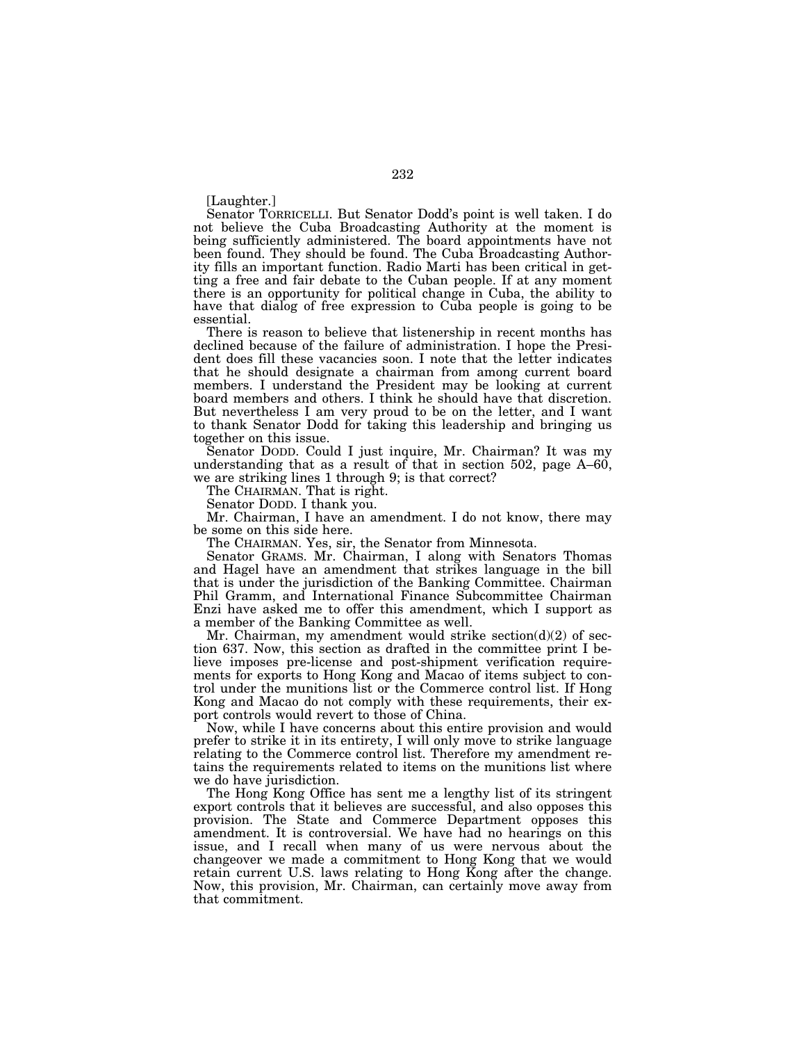[Laughter.]

Senator TORRICELLI. But Senator Dodd's point is well taken. I do not believe the Cuba Broadcasting Authority at the moment is being sufficiently administered. The board appointments have not been found. They should be found. The Cuba Broadcasting Authority fills an important function. Radio Marti has been critical in getting a free and fair debate to the Cuban people. If at any moment there is an opportunity for political change in Cuba, the ability to have that dialog of free expression to Cuba people is going to be essential.

There is reason to believe that listenership in recent months has declined because of the failure of administration. I hope the President does fill these vacancies soon. I note that the letter indicates that he should designate a chairman from among current board members. I understand the President may be looking at current board members and others. I think he should have that discretion. But nevertheless I am very proud to be on the letter, and I want to thank Senator Dodd for taking this leadership and bringing us together on this issue.

Senator DODD. Could I just inquire, Mr. Chairman? It was my understanding that as a result of that in section 502, page A–60, we are striking lines 1 through 9; is that correct?

The CHAIRMAN. That is right.

Senator DODD. I thank you.

Mr. Chairman, I have an amendment. I do not know, there may be some on this side here.

The CHAIRMAN. Yes, sir, the Senator from Minnesota.

Senator GRAMS. Mr. Chairman, I along with Senators Thomas and Hagel have an amendment that strikes language in the bill that is under the jurisdiction of the Banking Committee. Chairman Phil Gramm, and International Finance Subcommittee Chairman Enzi have asked me to offer this amendment, which I support as a member of the Banking Committee as well.

Mr. Chairman, my amendment would strike section(d)(2) of section 637. Now, this section as drafted in the committee print I believe imposes pre-license and post-shipment verification requirements for exports to Hong Kong and Macao of items subject to control under the munitions list or the Commerce control list. If Hong Kong and Macao do not comply with these requirements, their export controls would revert to those of China.

Now, while I have concerns about this entire provision and would prefer to strike it in its entirety, I will only move to strike language relating to the Commerce control list. Therefore my amendment retains the requirements related to items on the munitions list where we do have jurisdiction.

The Hong Kong Office has sent me a lengthy list of its stringent export controls that it believes are successful, and also opposes this provision. The State and Commerce Department opposes this amendment. It is controversial. We have had no hearings on this issue, and I recall when many of us were nervous about the changeover we made a commitment to Hong Kong that we would retain current U.S. laws relating to Hong Kong after the change. Now, this provision, Mr. Chairman, can certainly move away from that commitment.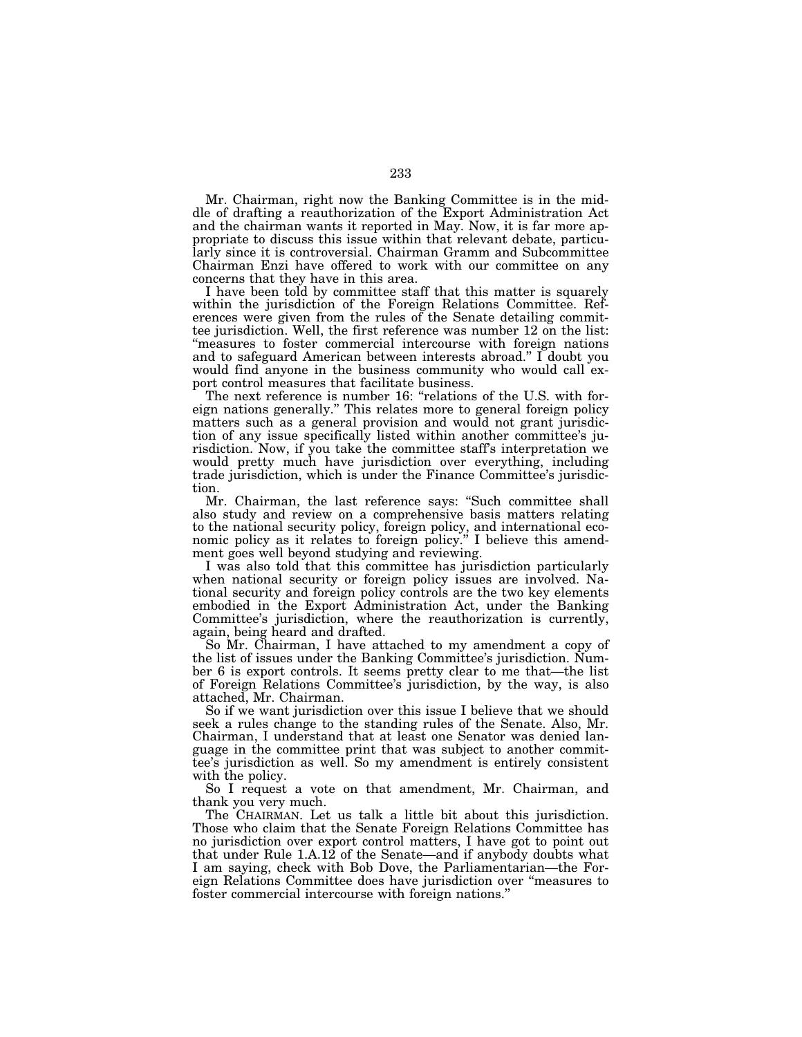Mr. Chairman, right now the Banking Committee is in the middle of drafting a reauthorization of the Export Administration Act and the chairman wants it reported in May. Now, it is far more appropriate to discuss this issue within that relevant debate, particularly since it is controversial. Chairman Gramm and Subcommittee Chairman Enzi have offered to work with our committee on any concerns that they have in this area.

I have been told by committee staff that this matter is squarely within the jurisdiction of the Foreign Relations Committee. References were given from the rules of the Senate detailing committee jurisdiction. Well, the first reference was number 12 on the list: "measures to foster commercial intercourse with foreign nations and to safeguard American between interests abroad." I doubt you would find anyone in the business community who would call export control measures that facilitate business.

The next reference is number 16: "relations of the U.S. with foreign nations generally." This relates more to general foreign policy matters such as a general provision and would not grant jurisdiction of any issue specifically listed within another committee's jurisdiction. Now, if you take the committee staff's interpretation we would pretty much have jurisdiction over everything, including trade jurisdiction, which is under the Finance Committee's jurisdiction.

Mr. Chairman, the last reference says: "Such committee shall also study and review on a comprehensive basis matters relating to the national security policy, foreign policy, and international economic policy as it relates to foreign policy." I believe this amendment goes well beyond studying and reviewing.

I was also told that this committee has jurisdiction particularly when national security or foreign policy issues are involved. National security and foreign policy controls are the two key elements embodied in the Export Administration Act, under the Banking Committee's jurisdiction, where the reauthorization is currently, again, being heard and drafted.

So Mr. Chairman, I have attached to my amendment a copy of the list of issues under the Banking Committee's jurisdiction. Number 6 is export controls. It seems pretty clear to me that—the list of Foreign Relations Committee's jurisdiction, by the way, is also attached, Mr. Chairman.

So if we want jurisdiction over this issue I believe that we should seek a rules change to the standing rules of the Senate. Also, Mr. Chairman, I understand that at least one Senator was denied language in the committee print that was subject to another committee's jurisdiction as well. So my amendment is entirely consistent with the policy.

So I request a vote on that amendment, Mr. Chairman, and thank you very much.

The CHAIRMAN. Let us talk a little bit about this jurisdiction. Those who claim that the Senate Foreign Relations Committee has no jurisdiction over export control matters, I have got to point out that under Rule 1.A.12 of the Senate—and if anybody doubts what I am saying, check with Bob Dove, the Parliamentarian—the Foreign Relations Committee does have jurisdiction over "measures to foster commercial intercourse with foreign nations."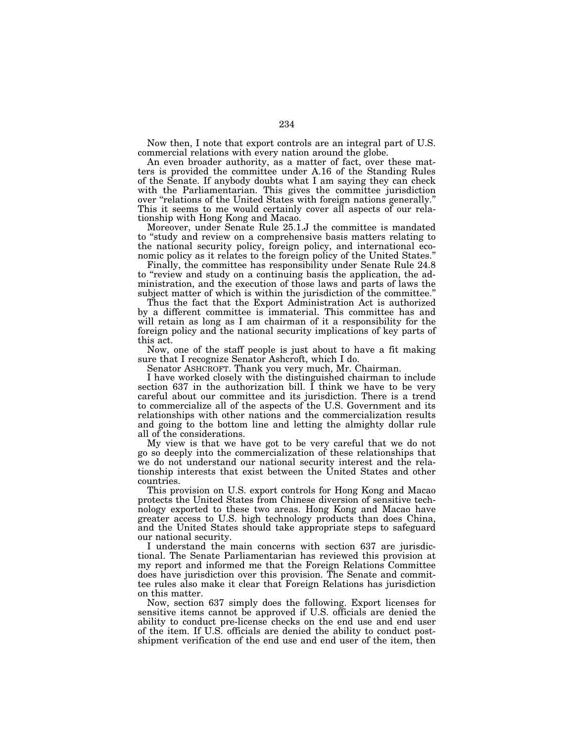Now then, I note that export controls are an integral part of U.S. commercial relations with every nation around the globe.

An even broader authority, as a matter of fact, over these matters is provided the committee under A.16 of the Standing Rules of the Senate. If anybody doubts what I am saying they can check with the Parliamentarian. This gives the committee jurisdiction over "relations of the United States with foreign nations generally." This it seems to me would certainly cover all aspects of our relationship with Hong Kong and Macao.

Moreover, under Senate Rule 25.1.J the committee is mandated to "study and review on a comprehensive basis matters relating to the national security policy, foreign policy, and international economic policy as it relates to the foreign policy of the United States."

Finally, the committee has responsibility under Senate Rule 24.8 to "review and study on a continuing basis the application, the administration, and the execution of those laws and parts of laws the subject matter of which is within the jurisdiction of the committee."

Thus the fact that the Export Administration Act is authorized by a different committee is immaterial. This committee has and will retain as long as I am chairman of it a responsibility for the foreign policy and the national security implications of key parts of this act.

Now, one of the staff people is just about to have a fit making sure that I recognize Senator Ashcroft, which I do.

Senator ASHCROFT. Thank you very much, Mr. Chairman.

I have worked closely with the distinguished chairman to include section 637 in the authorization bill. I think we have to be very careful about our committee and its jurisdiction. There is a trend to commercialize all of the aspects of the U.S. Government and its relationships with other nations and the commercialization results and going to the bottom line and letting the almighty dollar rule all of the considerations.

My view is that we have got to be very careful that we do not go so deeply into the commercialization of these relationships that we do not understand our national security interest and the relationship interests that exist between the United States and other countries.

This provision on U.S. export controls for Hong Kong and Macao protects the United States from Chinese diversion of sensitive technology exported to these two areas. Hong Kong and Macao have greater access to U.S. high technology products than does China, and the United States should take appropriate steps to safeguard our national security.

I understand the main concerns with section 637 are jurisdictional. The Senate Parliamentarian has reviewed this provision at my report and informed me that the Foreign Relations Committee does have jurisdiction over this provision. The Senate and committee rules also make it clear that Foreign Relations has jurisdiction on this matter.

Now, section 637 simply does the following. Export licenses for sensitive items cannot be approved if U.S. officials are denied the ability to conduct pre-license checks on the end use and end user of the item. If U.S. officials are denied the ability to conduct post-shipment verification of the end use and end user of the item, then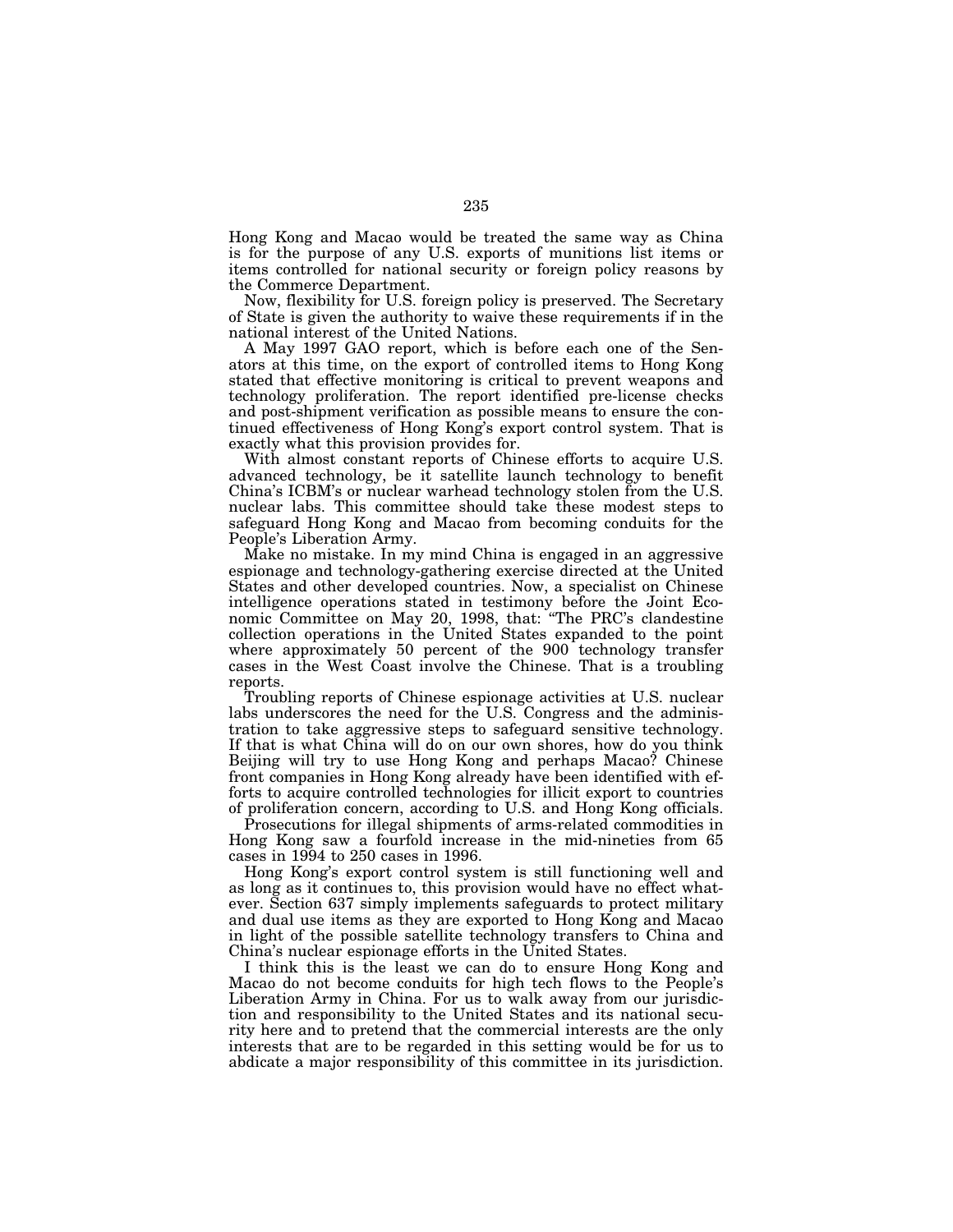Hong Kong and Macao would be treated the same way as China is for the purpose of any U.S. exports of munitions list items or items controlled for national security or foreign policy reasons by the Commerce Department.

Now, flexibility for U.S. foreign policy is preserved. The Secretary of State is given the authority to waive these requirements if in the national interest of the United Nations.

A May 1997 GAO report, which is before each one of the Senators at this time, on the export of controlled items to Hong Kong stated that effective monitoring is critical to prevent weapons and technology proliferation. The report identified pre-license checks and post-shipment verification as possible means to ensure the continued effectiveness of Hong Kong's export control system. That is exactly what this provision provides for.

With almost constant reports of Chinese efforts to acquire U.S. advanced technology, be it satellite launch technology to benefit China's ICBM's or nuclear warhead technology stolen from the U.S. nuclear labs. This committee should take these modest steps to safeguard Hong Kong and Macao from becoming conduits for the People's Liberation Army.

Make no mistake. In my mind China is engaged in an aggressive espionage and technology-gathering exercise directed at the United States and other developed countries. Now, a specialist on Chinese intelligence operations stated in testimony before the Joint Economic Committee on May 20, 1998, that: "The PRC's clandestine collection operations in the United States expanded to the point where approximately 50 percent of the 900 technology transfer cases in the West Coast involve the Chinese. That is a troubling reports.

Troubling reports of Chinese espionage activities at U.S. nuclear labs underscores the need for the U.S. Congress and the administration to take aggressive steps to safeguard sensitive technology. If that is what China will do on our own shores, how do you think Beijing will try to use Hong Kong and perhaps Macao? Chinese front companies in Hong Kong already have been identified with efforts to acquire controlled technologies for illicit export to countries of proliferation concern, according to U.S. and Hong Kong officials.

Prosecutions for illegal shipments of arms-related commodities in Hong Kong saw a fourfold increase in the mid-nineties from 65 cases in 1994 to 250 cases in 1996.

Hong Kong's export control system is still functioning well and as long as it continues to, this provision would have no effect whatever. Section 637 simply implements safeguards to protect military and dual use items as they are exported to Hong Kong and Macao in light of the possible satellite technology transfers to China and China's nuclear espionage efforts in the United States.

I think this is the least we can do to ensure Hong Kong and Macao do not become conduits for high tech flows to the People's Liberation Army in China. For us to walk away from our jurisdiction and responsibility to the United States and its national security here and to pretend that the commercial interests are the only interests that are to be regarded in this setting would be for us to abdicate a major responsibility of this committee in its jurisdiction.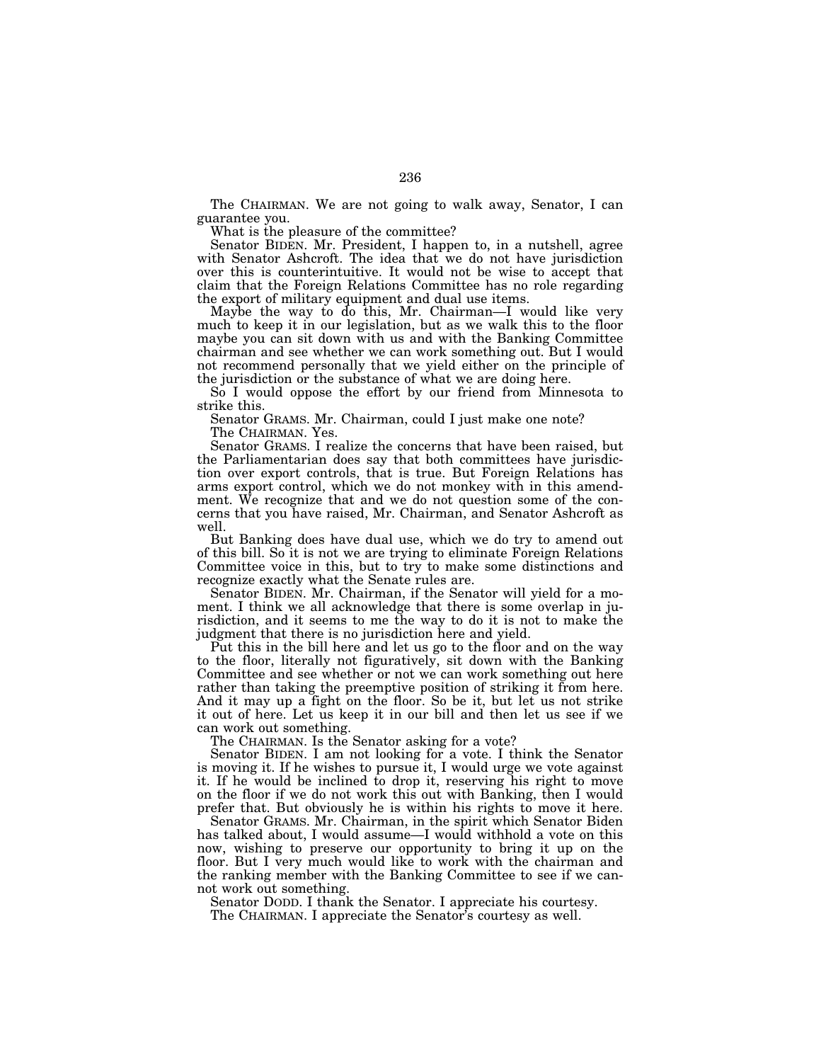The CHAIRMAN. We are not going to walk away, Senator, I can guarantee you.

What is the pleasure of the committee?

Senator BIDEN. Mr. President, I happen to, in a nutshell, agree with Senator Ashcroft. The idea that we do not have jurisdiction over this is counterintuitive. It would not be wise to accept that claim that the Foreign Relations Committee has no role regarding the export of military equipment and dual use items.

Maybe the way to do this, Mr. Chairman—I would like very much to keep it in our legislation, but as we walk this to the floor maybe you can sit down with us and with the Banking Committee chairman and see whether we can work something out. But I would not recommend personally that we yield either on the principle of the jurisdiction or the substance of what we are doing here.

So I would oppose the effort by our friend from Minnesota to strike this.

Senator GRAMS. Mr. Chairman, could I just make one note?

The CHAIRMAN. Yes.

Senator GRAMS. I realize the concerns that have been raised, but the Parliamentarian does say that both committees have jurisdiction over export controls, that is true. But Foreign Relations has arms export control, which we do not monkey with in this amendment. We recognize that and we do not question some of the concerns that you have raised, Mr. Chairman, and Senator Ashcroft as well.

But Banking does have dual use, which we do try to amend out of this bill. So it is not we are trying to eliminate Foreign Relations Committee voice in this, but to try to make some distinctions and recognize exactly what the Senate rules are.

Senator BIDEN. Mr. Chairman, if the Senator will yield for a moment. I think we all acknowledge that there is some overlap in jurisdiction, and it seems to me the way to do it is not to make the judgment that there is no jurisdiction here and yield.

Put this in the bill here and let us go to the floor and on the way to the floor, literally not figuratively, sit down with the Banking Committee and see whether or not we can work something out here rather than taking the preemptive position of striking it from here. And it may up a fight on the floor. So be it, but let us not strike it out of here. Let us keep it in our bill and then let us see if we can work out something.

The CHAIRMAN. Is the Senator asking for a vote?

Senator BIDEN. I am not looking for a vote. I think the Senator is moving it. If he wishes to pursue it, I would urge we vote against it. If he would be inclined to drop it, reserving his right to move on the floor if we do not work this out with Banking, then I would prefer that. But obviously he is within his rights to move it here.

Senator GRAMS. Mr. Chairman, in the spirit which Senator Biden has talked about, I would assume—I would withhold a vote on this now, wishing to preserve our opportunity to bring it up on the floor. But I very much would like to work with the chairman and the ranking member with the Banking Committee to see if we cannot work out something.

Senator DODD. I thank the Senator. I appreciate his courtesy.

The CHAIRMAN. I appreciate the Senator's courtesy as well.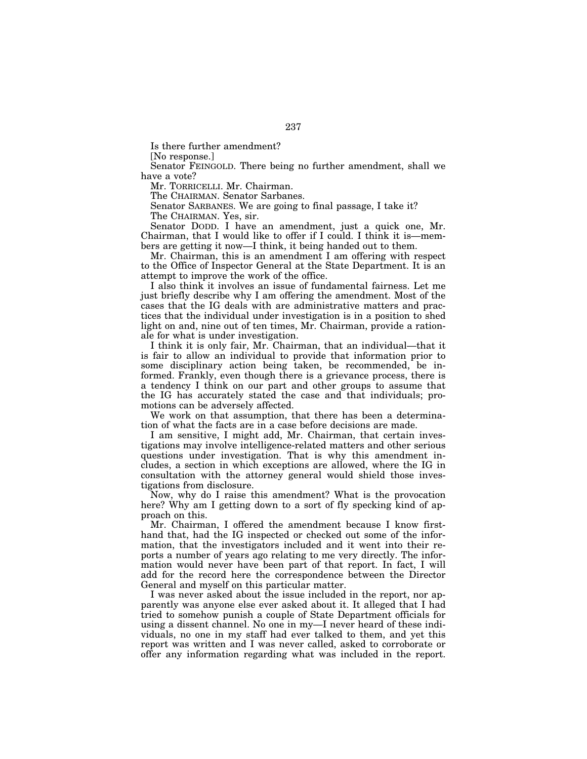Is there further amendment?

[No response.]

Senator FEINGOLD. There being no further amendment, shall we have a vote?

Mr. TORRICELLI. Mr. Chairman.

The CHAIRMAN. Senator Sarbanes.

Senator SARBANES. We are going to final passage, I take it?

The CHAIRMAN. Yes, sir.

Senator DODD. I have an amendment, just a quick one, Mr. Chairman, that I would like to offer if I could. I think it is—members are getting it now—I think, it being handed out to them.

Mr. Chairman, this is an amendment I am offering with respect to the Office of Inspector General at the State Department. It is an attempt to improve the work of the office.

I also think it involves an issue of fundamental fairness. Let me just briefly describe why I am offering the amendment. Most of the cases that the IG deals with are administrative matters and practices that the individual under investigation is in a position to shed light on and, nine out of ten times, Mr. Chairman, provide a rationale for what is under investigation.

I think it is only fair, Mr. Chairman, that an individual—that it is fair to allow an individual to provide that information prior to some disciplinary action being taken, be recommended, be informed. Frankly, even though there is a grievance process, there is a tendency I think on our part and other groups to assume that the IG has accurately stated the case and that individuals; promotions can be adversely affected.

We work on that assumption, that there has been a determination of what the facts are in a case before decisions are made.

I am sensitive, I might add, Mr. Chairman, that certain investigations may involve intelligence-related matters and other serious questions under investigation. That is why this amendment includes, a section in which exceptions are allowed, where the IG in consultation with the attorney general would shield those investigations from disclosure.

Now, why do I raise this amendment? What is the provocation here? Why am I getting down to a sort of fly specking kind of approach on this.

Mr. Chairman, I offered the amendment because I know firsthand that, had the IG inspected or checked out some of the information, that the investigators included and it went into their reports a number of years ago relating to me very directly. The information would never have been part of that report. In fact, I will add for the record here the correspondence between the Director General and myself on this particular matter.

I was never asked about the issue included in the report, nor apparently was anyone else ever asked about it. It alleged that I had tried to somehow punish a couple of State Department officials for using a dissent channel. No one in my—I never heard of these individuals, no one in my staff had ever talked to them, and yet this report was written and I was never called, asked to corroborate or offer any information regarding what was included in the report.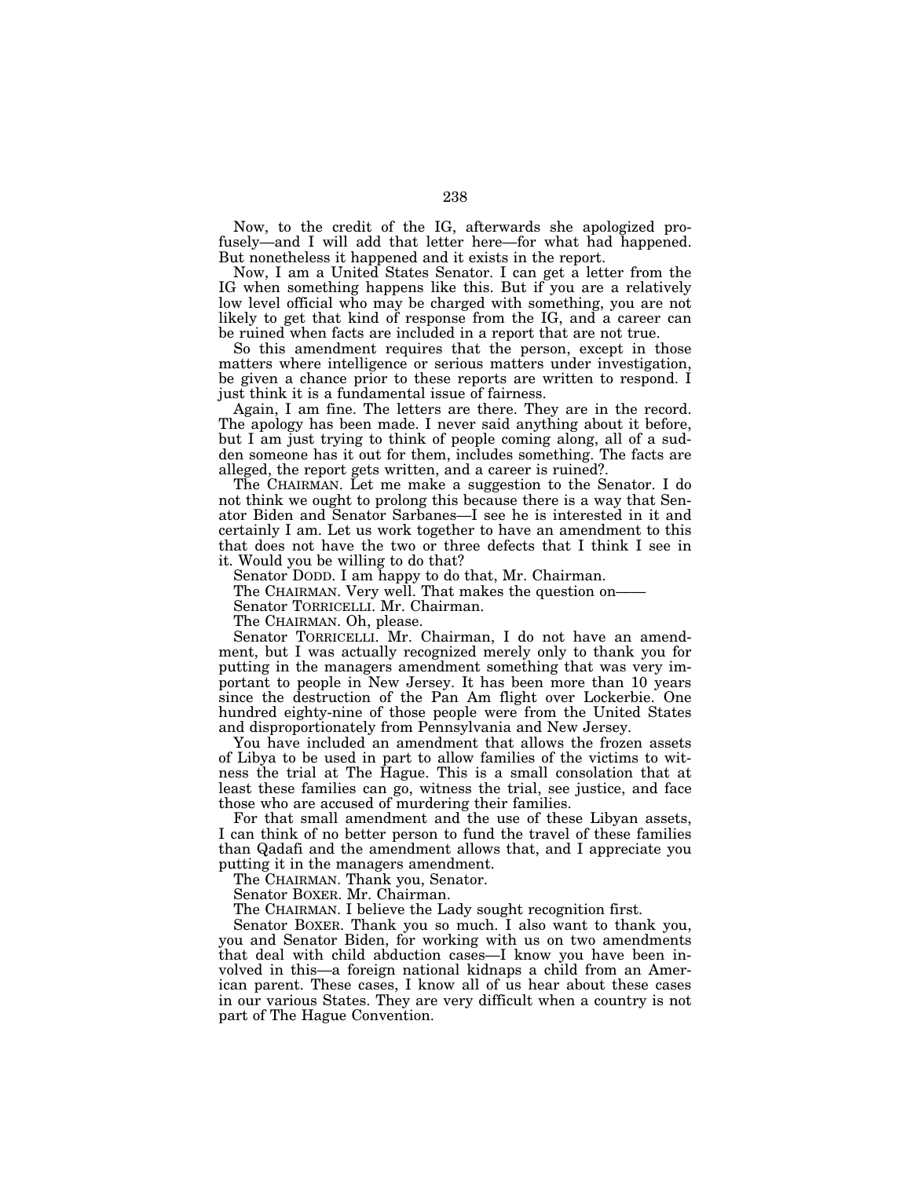Now, to the credit of the IG, afterwards she apologized profusely—and I will add that letter here—for what had happened. But nonetheless it happened and it exists in the report.

Now, I am a United States Senator. I can get a letter from the IG when something happens like this. But if you are a relatively low level official who may be charged with something, you are not likely to get that kind of response from the IG, and a career can be ruined when facts are included in a report that are not true.

So this amendment requires that the person, except in those matters where intelligence or serious matters under investigation, be given a chance prior to these reports are written to respond. I just think it is a fundamental issue of fairness.

Again, I am fine. The letters are there. They are in the record. The apology has been made. I never said anything about it before, but I am just trying to think of people coming along, all of a sudden someone has it out for them, includes something. The facts are alleged, the report gets written, and a career is ruined?.

The CHAIRMAN. Let me make a suggestion to the Senator. I do not think we ought to prolong this because there is a way that Senator Biden and Senator Sarbanes—I see he is interested in it and certainly I am. Let us work together to have an amendment to this that does not have the two or three defects that I think I see in it. Would you be willing to do that?

Senator DODD. I am happy to do that, Mr. Chairman.

The CHAIRMAN. Very well. That makes the question on——

Senator TORRICELLI. Mr. Chairman.

The CHAIRMAN. Oh, please.

Senator TORRICELLI. Mr. Chairman, I do not have an amendment, but I was actually recognized merely only to thank you for putting in the managers amendment something that was very important to people in New Jersey. It has been more than 10 years since the destruction of the Pan Am flight over Lockerbie. One hundred eighty-nine of those people were from the United States and disproportionately from Pennsylvania and New Jersey.

You have included an amendment that allows the frozen assets of Libya to be used in part to allow families of the victims to witness the trial at The Hague. This is a small consolation that at least these families can go, witness the trial, see justice, and face those who are accused of murdering their families.

For that small amendment and the use of these Libyan assets, I can think of no better person to fund the travel of these families than Qadafi and the amendment allows that, and I appreciate you putting it in the managers amendment.

The CHAIRMAN. Thank you, Senator.

Senator BOXER. Mr. Chairman.

The CHAIRMAN. I believe the Lady sought recognition first.

Senator BOXER. Thank you so much. I also want to thank you, you and Senator Biden, for working with us on two amendments that deal with child abduction cases—I know you have been involved in this—a foreign national kidnaps a child from an American parent. These cases, I know all of us hear about these cases in our various States. They are very difficult when a country is not part of The Hague Convention.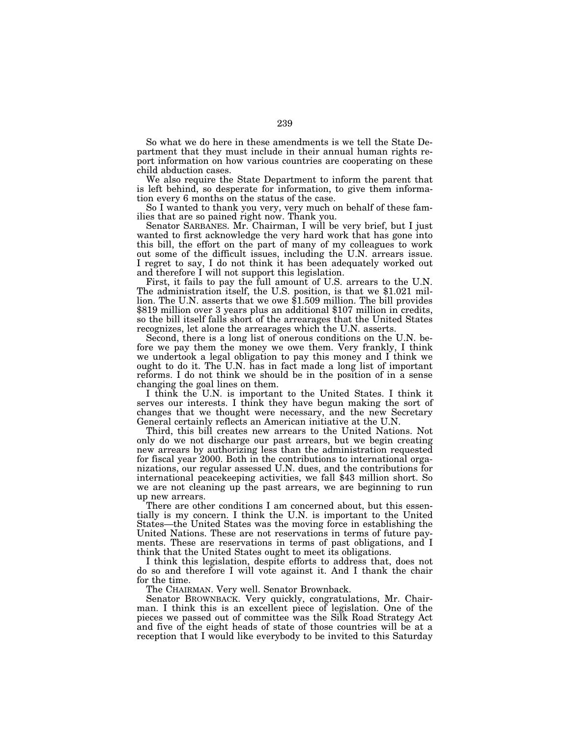So what we do here in these amendments is we tell the State Department that they must include in their annual human rights report information on how various countries are cooperating on these child abduction cases.

We also require the State Department to inform the parent that is left behind, so desperate for information, to give them information every 6 months on the status of the case.

So I wanted to thank you very, very much on behalf of these families that are so pained right now. Thank you.

Senator SARBANES. Mr. Chairman, I will be very brief, but I just wanted to first acknowledge the very hard work that has gone into this bill, the effort on the part of many of my colleagues to work out some of the difficult issues, including the U.N. arrears issue. I regret to say, I do not think it has been adequately worked out and therefore I will not support this legislation.

First, it fails to pay the full amount of U.S. arrears to the U.N. The administration itself, the U.S. position, is that we $1.021 million. The U.N. asserts that we owe $1.509 million. The bill provides $819 million over 3 years plus an additional $107 million in credits, so the bill itself falls short of the arrearages that the United States recognizes, let alone the arrearages which the U.N. asserts.

Second, there is a long list of onerous conditions on the U.N. before we pay them the money we owe them. Very frankly, I think we undertook a legal obligation to pay this money and I think we ought to do it. The U.N. has in fact made a long list of important reforms. I do not think we should be in the position of in a sense changing the goal lines on them.

I think the U.N. is important to the United States. I think it serves our interests. I think they have begun making the sort of changes that we thought were necessary, and the new Secretary General certainly reflects an American initiative at the U.N.

Third, this bill creates new arrears to the United Nations. Not only do we not discharge our past arrears, but we begin creating new arrears by authorizing less than the administration requested for fiscal year 2000. Both in the contributions to international organizations, our regular assessed U.N. dues, and the contributions for international peacekeeping activities, we fall $43 million short. So we are not cleaning up the past arrears, we are beginning to run up new arrears.

There are other conditions I am concerned about, but this essentially is my concern. I think the U.N. is important to the United States—the United States was the moving force in establishing the United Nations. These are not reservations in terms of future payments. These are reservations in terms of past obligations, and I think that the United States ought to meet its obligations.

I think this legislation, despite efforts to address that, does not do so and therefore I will vote against it. And I thank the chair for the time.

The CHAIRMAN. Very well. Senator Brownback.

Senator BROWNBACK. Very quickly, congratulations, Mr. Chairman. I think this is an excellent piece of legislation. One of the pieces we passed out of committee was the Silk Road Strategy Act and five of the eight heads of state of those countries will be at a reception that I would like everybody to be invited to this Saturday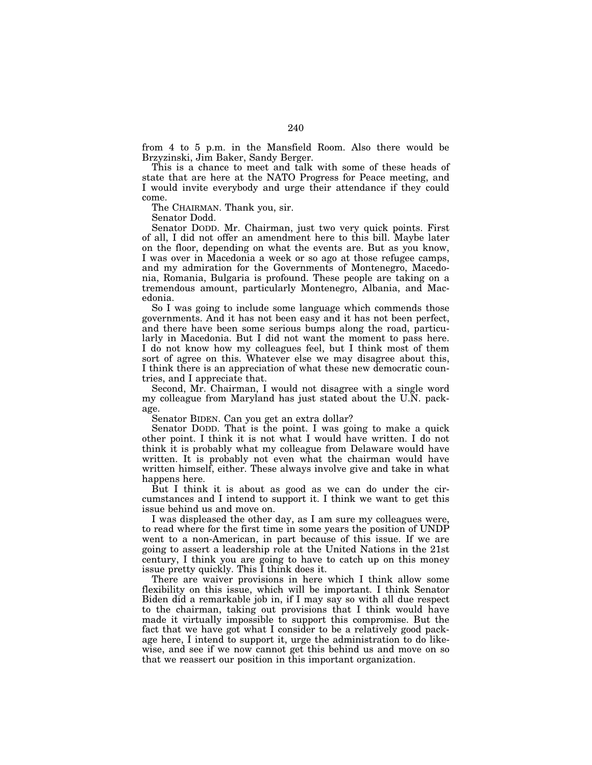from 4 to 5 p.m. in the Mansfield Room. Also there would be Brzyzinski, Jim Baker, Sandy Berger.

This is a chance to meet and talk with some of these heads of state that are here at the NATO Progress for Peace meeting, and I would invite everybody and urge their attendance if they could come.

The CHAIRMAN. Thank you, sir.

Senator Dodd.

Senator DODD. Mr. Chairman, just two very quick points. First of all, I did not offer an amendment here to this bill. Maybe later on the floor, depending on what the events are. But as you know, I was over in Macedonia a week or so ago at those refugee camps, and my admiration for the Governments of Montenegro, Macedonia, Romania, Bulgaria is profound. These people are taking on a tremendous amount, particularly Montenegro, Albania, and Macedonia.

So I was going to include some language which commends those governments. And it has not been easy and it has not been perfect, and there have been some serious bumps along the road, particularly in Macedonia. But I did not want the moment to pass here. I do not know how my colleagues feel, but I think most of them sort of agree on this. Whatever else we may disagree about this, I think there is an appreciation of what these new democratic countries, and I appreciate that.

Second, Mr. Chairman, I would not disagree with a single word my colleague from Maryland has just stated about the U.N. package.

Senator BIDEN. Can you get an extra dollar?

Senator DODD. That is the point. I was going to make a quick other point. I think it is not what I would have written. I do not think it is probably what my colleague from Delaware would have written. It is probably not even what the chairman would have written himself, either. These always involve give and take in what happens here.

But I think it is about as good as we can do under the circumstances and I intend to support it. I think we want to get this issue behind us and move on.

I was displeased the other day, as I am sure my colleagues were, to read where for the first time in some years the position of UNDP went to a non-American, in part because of this issue. If we are going to assert a leadership role at the United Nations in the 21st century, I think you are going to have to catch up on this money issue pretty quickly. This I think does it.

There are waiver provisions in here which I think allow some flexibility on this issue, which will be important. I think Senator Biden did a remarkable job in, if I may say so with all due respect to the chairman, taking out provisions that I think would have made it virtually impossible to support this compromise. But the fact that we have got what I consider to be a relatively good package here, I intend to support it, urge the administration to do likewise, and see if we now cannot get this behind us and move on so that we reassert our position in this important organization.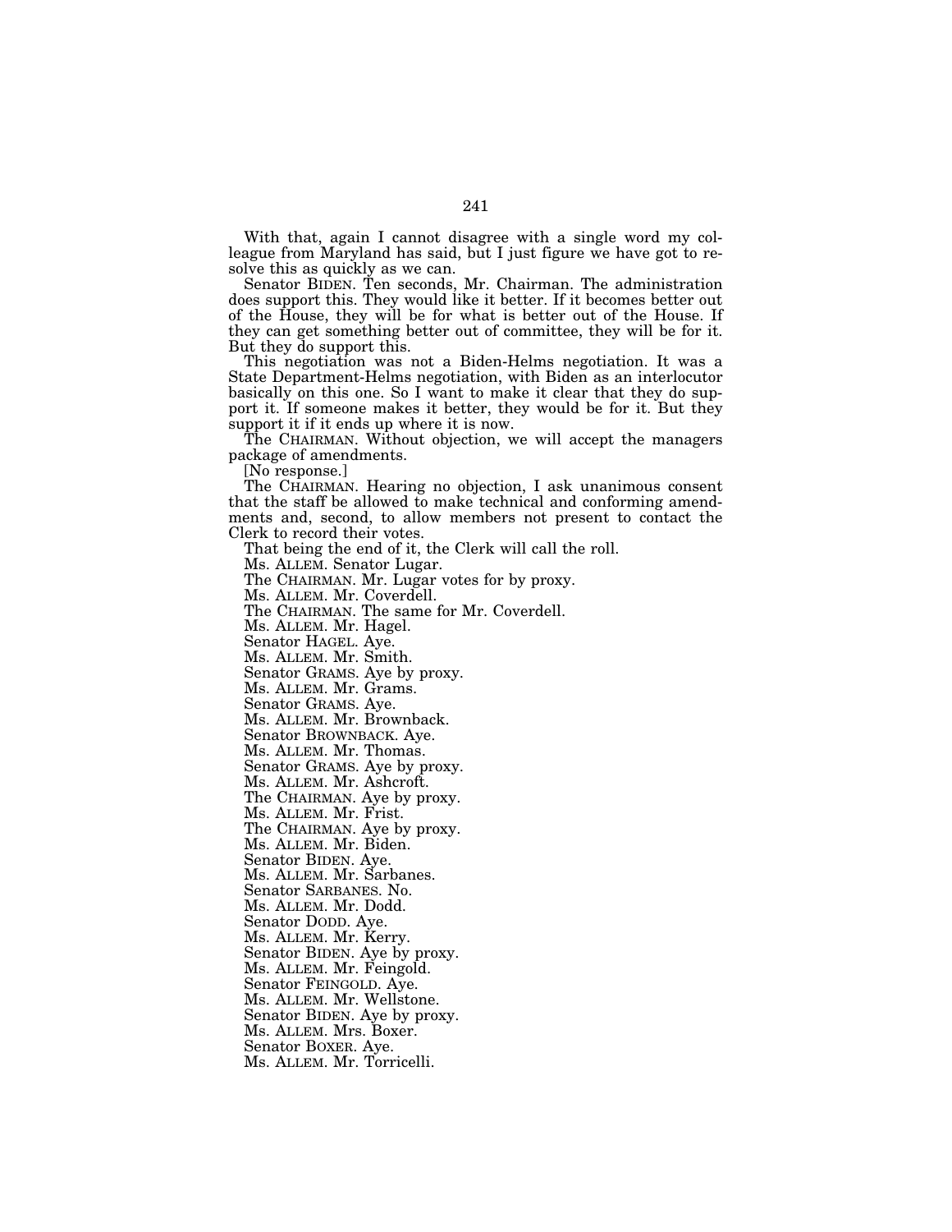With that, again I cannot disagree with a single word my colleague from Maryland has said, but I just figure we have got to resolve this as quickly as we can.

Senator BIDEN. Ten seconds, Mr. Chairman. The administration does support this. They would like it better. If it becomes better out of the House, they will be for what is better out of the House. If they can get something better out of committee, they will be for it. But they do support this.

This negotiation was not a Biden-Helms negotiation. It was a State Department-Helms negotiation, with Biden as an interlocutor basically on this one. So I want to make it clear that they do support it. If someone makes it better, they would be for it. But they support it if it ends up where it is now.

The CHAIRMAN. Without objection, we will accept the managers package of amendments.

[No response.]

The CHAIRMAN. Hearing no objection, I ask unanimous consent that the staff be allowed to make technical and conforming amendments and, second, to allow members not present to contact the Clerk to record their votes.

That being the end of it, the Clerk will call the roll.

Ms. ALLEM. Senator Lugar.

The CHAIRMAN. Mr. Lugar votes for by proxy.

Ms. ALLEM. Mr. Coverdell.

The CHAIRMAN. The same for Mr. Coverdell.

Ms. ALLEM. Mr. Hagel.

Senator HAGEL. Aye.

Ms. ALLEM. Mr. Smith.

Senator GRAMS. Aye by proxy.

Ms. ALLEM. Mr. Grams.

Senator GRAMS. Aye.

Ms. ALLEM. Mr. Brownback.

Senator BROWNBACK. Aye.

Ms. ALLEM. Mr. Thomas.

Senator GRAMS. Aye by proxy.

Ms. ALLEM. Mr. Ashcroft.

The CHAIRMAN. Aye by proxy.

Ms. ALLEM. Mr. Frist.

The CHAIRMAN. Aye by proxy.

Ms. ALLEM. Mr. Biden.

Senator BIDEN. Aye.

Ms. ALLEM. Mr. Sarbanes.

Senator SARBANES. No.

Ms. ALLEM. Mr. Dodd.

Senator DODD. Aye.

Ms. ALLEM. Mr. Kerry.

Senator BIDEN. Aye by proxy.

Ms. ALLEM. Mr. Feingold.

Senator FEINGOLD. Aye.

Ms. ALLEM. Mr. Wellstone.

Senator BIDEN. Aye by proxy.

Ms. ALLEM. Mrs. Boxer.

Senator BOXER. Aye.

Ms. ALLEM. Mr. Torricelli.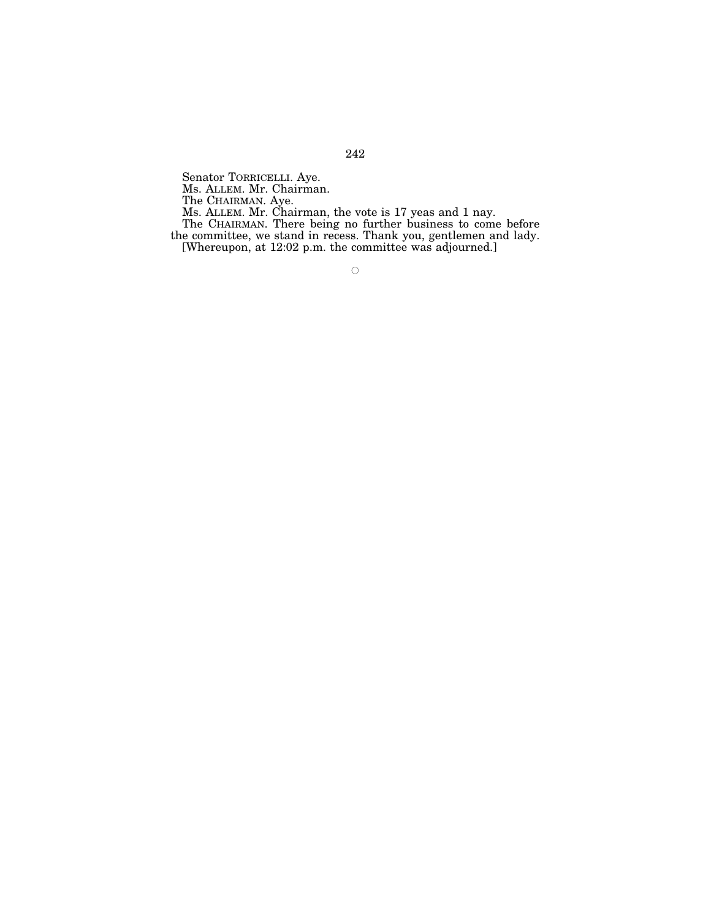Senator TORRICELLI. Aye.

Ms. ALLEM. Mr. Chairman.

The CHAIRMAN. Aye.

Ms. ALLEM. Mr. Chairman, the vote is 17 yeas and 1 nay.

The CHAIRMAN. There being no further business to come before the committee, we stand in recess. Thank you, gentlemen and lady.

[Whereupon, at 12:02 p.m. the committee was adjourned.]

○